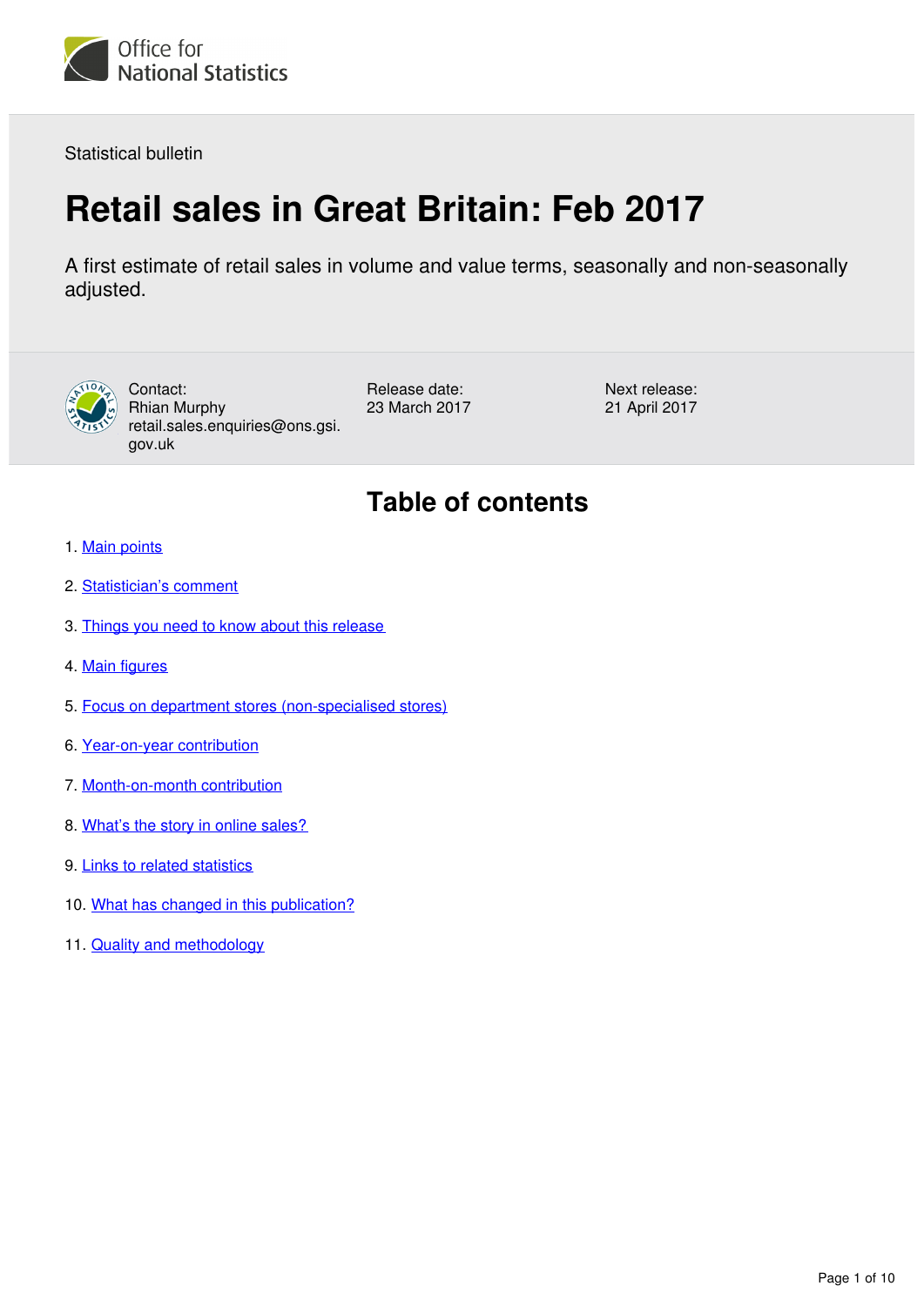Office for National Statistics

Statistical bulletin

# Retail sales in Great Britain: Feb 2017

A first estimate of retail sales in volume and value terms, seasonally and non-seasonally adjusted.

Contact:
Rhian Murphy
retail.sales.enquiries@ons.gsi.gov.uk

Release date:
23 March 2017

Next release:
21 April 2017

## Table of contents

1. Main points
2. Statistician's comment
3. Things you need to know about this release
4. Main figures
5. Focus on department stores (non-specialised stores)
6. Year-on-year contribution
7. Month-on-month contribution
8. What's the story in online sales?
9. Links to related statistics
10. What has changed in this publication?
11. Quality and methodology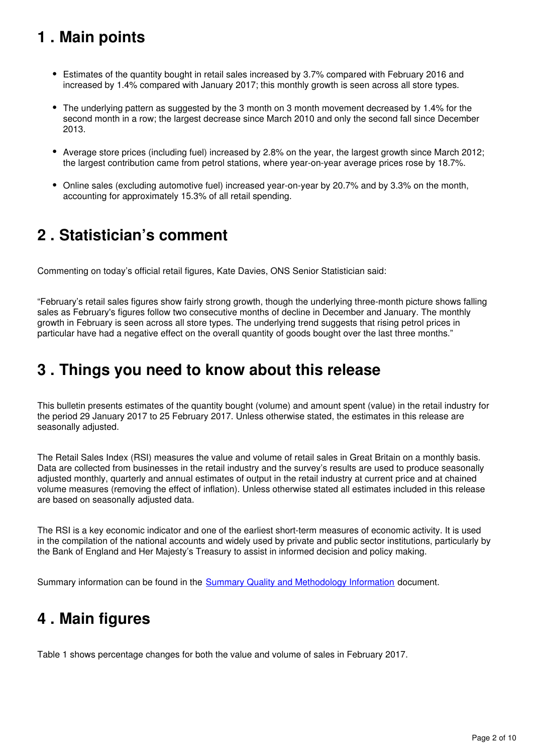## 1 . Main points

- Estimates of the quantity bought in retail sales increased by 3.7% compared with February 2016 and increased by 1.4% compared with January 2017; this monthly growth is seen across all store types.
- The underlying pattern as suggested by the 3 month on 3 month movement decreased by 1.4% for the second month in a row; the largest decrease since March 2010 and only the second fall since December 2013.
- Average store prices (including fuel) increased by 2.8% on the year, the largest growth since March 2012; the largest contribution came from petrol stations, where year-on-year average prices rose by 18.7%.
- Online sales (excluding automotive fuel) increased year-on-year by 20.7% and by 3.3% on the month, accounting for approximately 15.3% of all retail spending.

## 2 . Statistician's comment

Commenting on today's official retail figures, Kate Davies, ONS Senior Statistician said:

"February's retail sales figures show fairly strong growth, though the underlying three-month picture shows falling sales as February's figures follow two consecutive months of decline in December and January. The monthly growth in February is seen across all store types. The underlying trend suggests that rising petrol prices in particular have had a negative effect on the overall quantity of goods bought over the last three months."

## 3 . Things you need to know about this release

This bulletin presents estimates of the quantity bought (volume) and amount spent (value) in the retail industry for the period 29 January 2017 to 25 February 2017. Unless otherwise stated, the estimates in this release are seasonally adjusted.

The Retail Sales Index (RSI) measures the value and volume of retail sales in Great Britain on a monthly basis. Data are collected from businesses in the retail industry and the survey's results are used to produce seasonally adjusted monthly, quarterly and annual estimates of output in the retail industry at current price and at chained volume measures (removing the effect of inflation). Unless otherwise stated all estimates included in this release are based on seasonally adjusted data.

The RSI is a key economic indicator and one of the earliest short-term measures of economic activity. It is used in the compilation of the national accounts and widely used by private and public sector institutions, particularly by the Bank of England and Her Majesty's Treasury to assist in informed decision and policy making.

Summary information can be found in the Summary Quality and Methodology Information document.

## 4 . Main figures

Table 1 shows percentage changes for both the value and volume of sales in February 2017.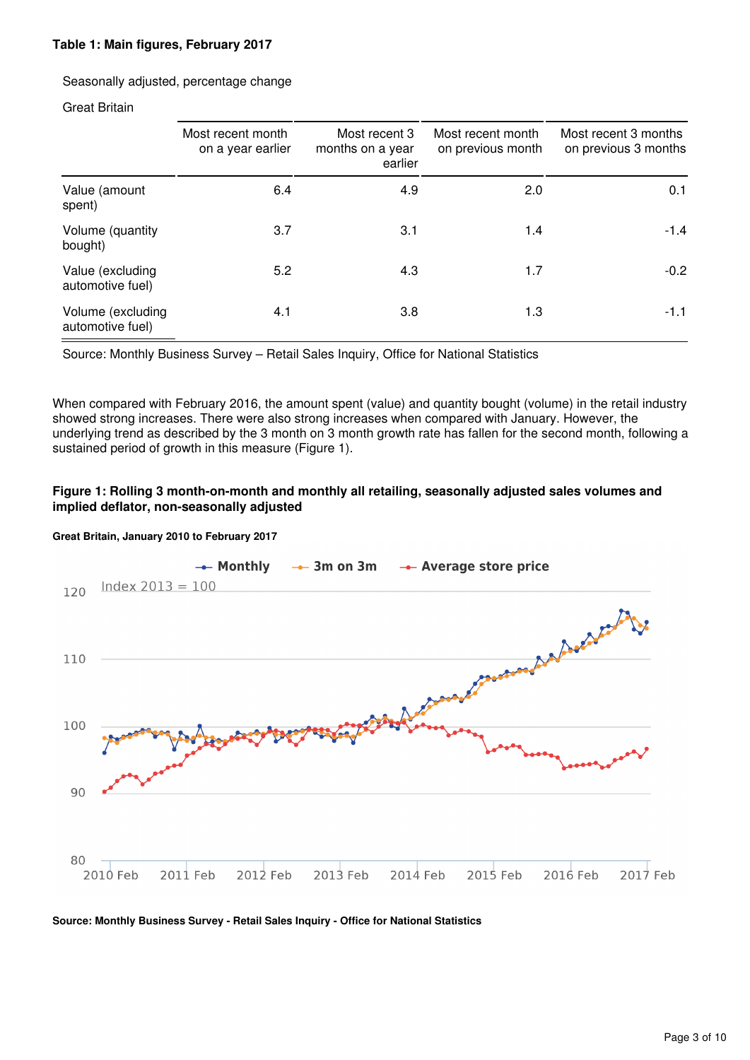**Table 1: Main figures, February 2017**

Seasonally adjusted, percentage change

Great Britain

| | Most recent month on a year earlier | Most recent 3 months on a year earlier | Most recent month on previous month | Most recent 3 months on previous 3 months |
|---|---|---|---|---|
| Value (amount spent) | 6.4 | 4.9 | 2.0 | 0.1 |
| Volume (quantity bought) | 3.7 | 3.1 | 1.4 | -1.4 |
| Value (excluding automotive fuel) | 5.2 | 4.3 | 1.7 | -0.2 |
| Volume (excluding automotive fuel) | 4.1 | 3.8 | 1.3 | -1.1 |

Source: Monthly Business Survey – Retail Sales Inquiry, Office for National Statistics

When compared with February 2016, the amount spent (value) and quantity bought (volume) in the retail industry showed strong increases. There were also strong increases when compared with January. However, the underlying trend as described by the 3 month on 3 month growth rate has fallen for the second month, following a sustained period of growth in this measure (Figure 1).

**Figure 1: Rolling 3 month-on-month and monthly all retailing, seasonally adjusted sales volumes and implied deflator, non-seasonally adjusted**

**Great Britain, January 2010 to February 2017**

**Source: Monthly Business Survey - Retail Sales Inquiry - Office for National Statistics**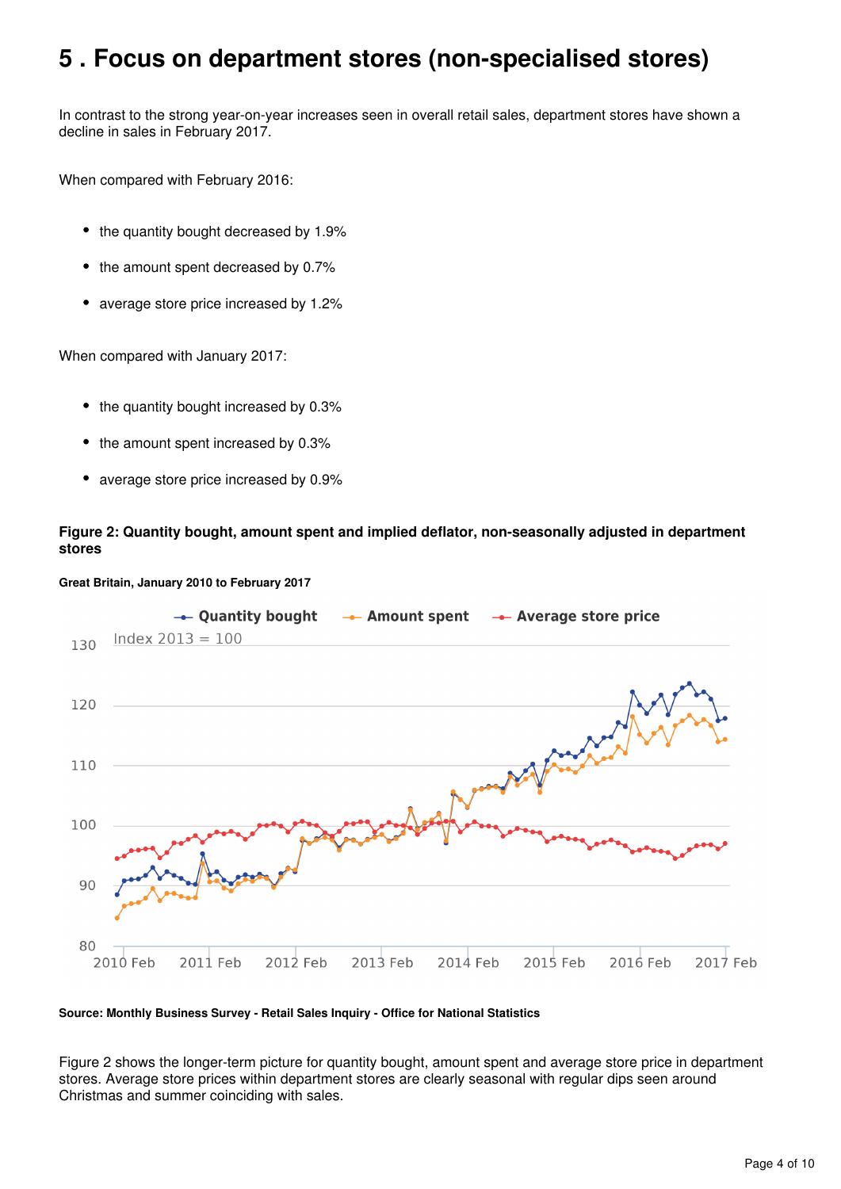# 5 . Focus on department stores (non-specialised stores)

In contrast to the strong year-on-year increases seen in overall retail sales, department stores have shown a decline in sales in February 2017.

When compared with February 2016:

- the quantity bought decreased by 1.9%
- the amount spent decreased by 0.7%
- average store price increased by 1.2%

When compared with January 2017:

- the quantity bought increased by 0.3%
- the amount spent increased by 0.3%
- average store price increased by 0.9%

**Figure 2: Quantity bought, amount spent and implied deflator, non-seasonally adjusted in department stores**

**Great Britain, January 2010 to February 2017**

**Source: Monthly Business Survey - Retail Sales Inquiry - Office for National Statistics**

Figure 2 shows the longer-term picture for quantity bought, amount spent and average store price in department stores. Average store prices within department stores are clearly seasonal with regular dips seen around Christmas and summer coinciding with sales.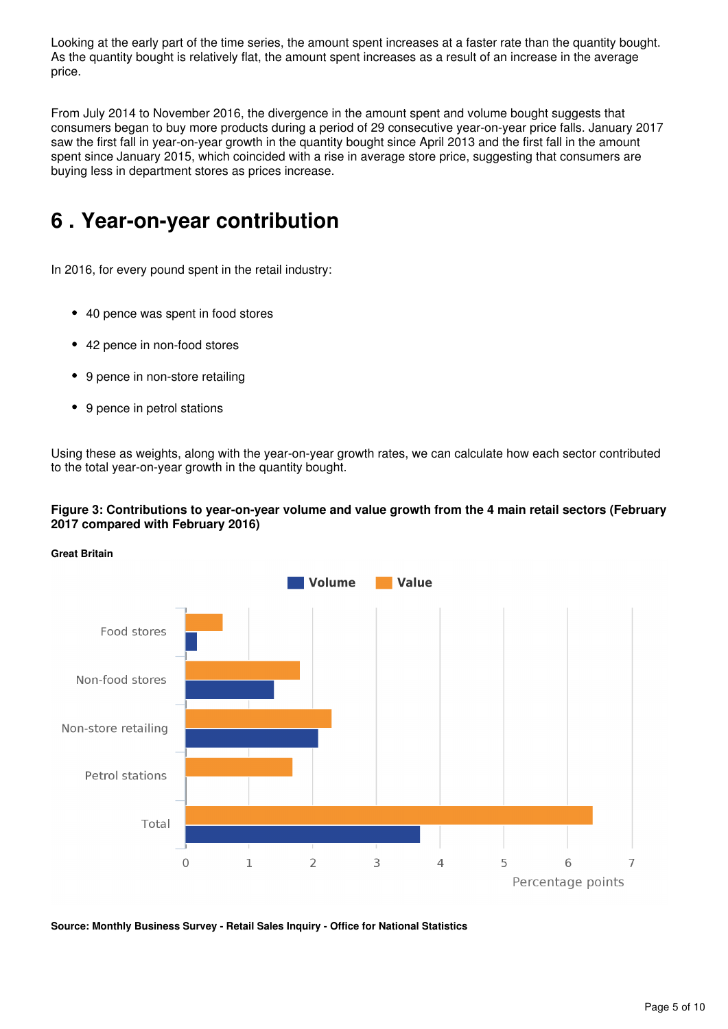Looking at the early part of the time series, the amount spent increases at a faster rate than the quantity bought. As the quantity bought is relatively flat, the amount spent increases as a result of an increase in the average price.

From July 2014 to November 2016, the divergence in the amount spent and volume bought suggests that consumers began to buy more products during a period of 29 consecutive year-on-year price falls. January 2017 saw the first fall in year-on-year growth in the quantity bought since April 2013 and the first fall in the amount spent since January 2015, which coincided with a rise in average store price, suggesting that consumers are buying less in department stores as prices increase.

# 6 . Year-on-year contribution

In 2016, for every pound spent in the retail industry:

- 40 pence was spent in food stores
- 42 pence in non-food stores
- 9 pence in non-store retailing
- 9 pence in petrol stations

Using these as weights, along with the year-on-year growth rates, we can calculate how each sector contributed to the total year-on-year growth in the quantity bought.

**Figure 3: Contributions to year-on-year volume and value growth from the 4 main retail sectors (February 2017 compared with February 2016)**

**Great Britain**

**Source: Monthly Business Survey - Retail Sales Inquiry - Office for National Statistics**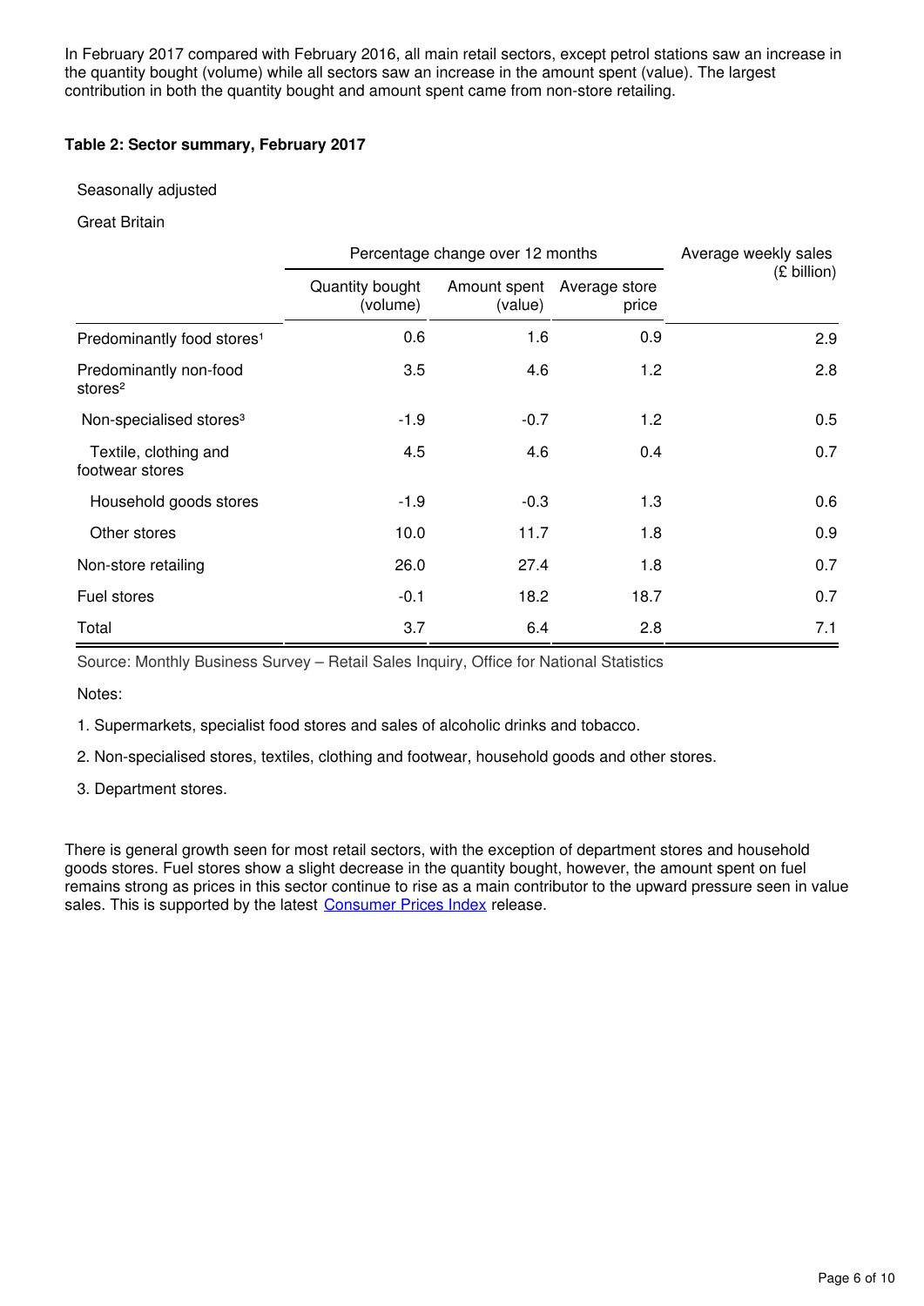In February 2017 compared with February 2016, all main retail sectors, except petrol stations saw an increase in the quantity bought (volume) while all sectors saw an increase in the amount spent (value). The largest contribution in both the quantity bought and amount spent came from non-store retailing.

**Table 2: Sector summary, February 2017**

Seasonally adjusted

Great Britain

| | Percentage change over 12 months | | | Average weekly sales (£ billion) |
|---|---|---|---|---|
| | Quantity bought (volume) | Amount spent (value) | Average store price | |
| Predominantly food stores[1] | 0.6 | 1.6 | 0.9 | 2.9 |
| Predominantly non-food stores[2] | 3.5 | 4.6 | 1.2 | 2.8 |
| Non-specialised stores[3] | -1.9 | -0.7 | 1.2 | 0.5 |
| Textile, clothing and footwear stores | 4.5 | 4.6 | 0.4 | 0.7 |
| Household goods stores | -1.9 | -0.3 | 1.3 | 0.6 |
| Other stores | 10.0 | 11.7 | 1.8 | 0.9 |
| Non-store retailing | 26.0 | 27.4 | 1.8 | 0.7 |
| Fuel stores | -0.1 | 18.2 | 18.7 | 0.7 |
| Total | 3.7 | 6.4 | 2.8 | 7.1 |

Source: Monthly Business Survey – Retail Sales Inquiry, Office for National Statistics

Notes:

1. Supermarkets, specialist food stores and sales of alcoholic drinks and tobacco.
2. Non-specialised stores, textiles, clothing and footwear, household goods and other stores.
3. Department stores.

There is general growth seen for most retail sectors, with the exception of department stores and household goods stores. Fuel stores show a slight decrease in the quantity bought, however, the amount spent on fuel remains strong as prices in this sector continue to rise as a main contributor to the upward pressure seen in value sales. This is supported by the latest Consumer Prices Index release.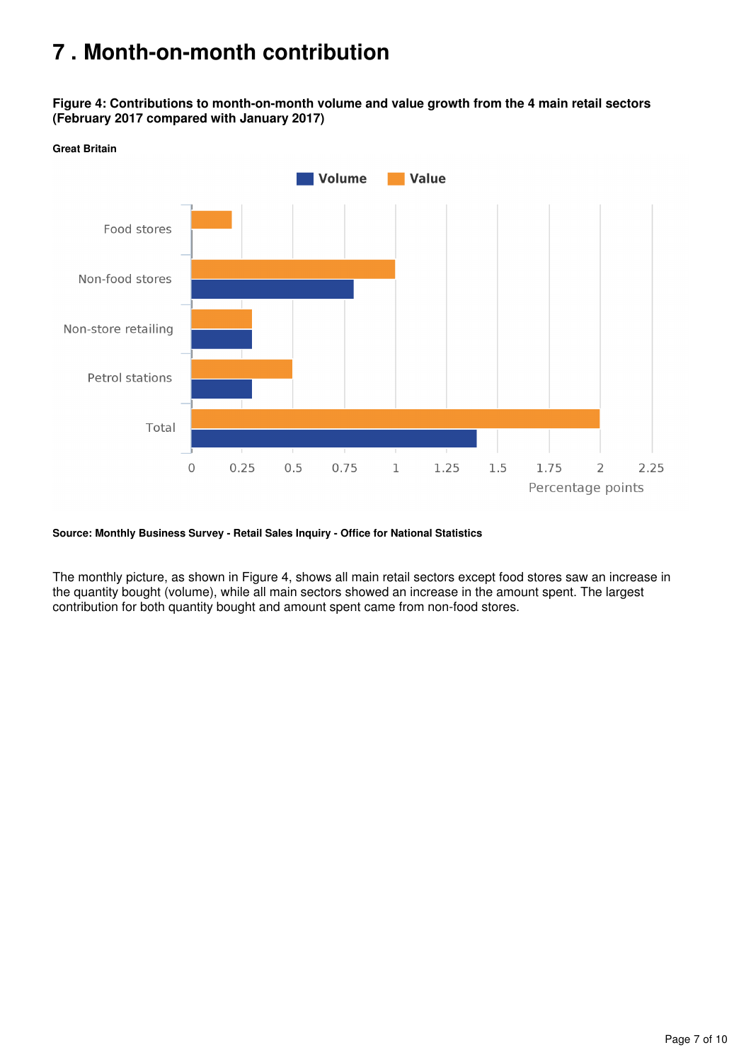# 7 . Month-on-month contribution

**Figure 4: Contributions to month-on-month volume and value growth from the 4 main retail sectors (February 2017 compared with January 2017)**

**Great Britain**

**Source: Monthly Business Survey - Retail Sales Inquiry - Office for National Statistics**

The monthly picture, as shown in Figure 4, shows all main retail sectors except food stores saw an increase in the quantity bought (volume), while all main sectors showed an increase in the amount spent. The largest contribution for both quantity bought and amount spent came from non-food stores.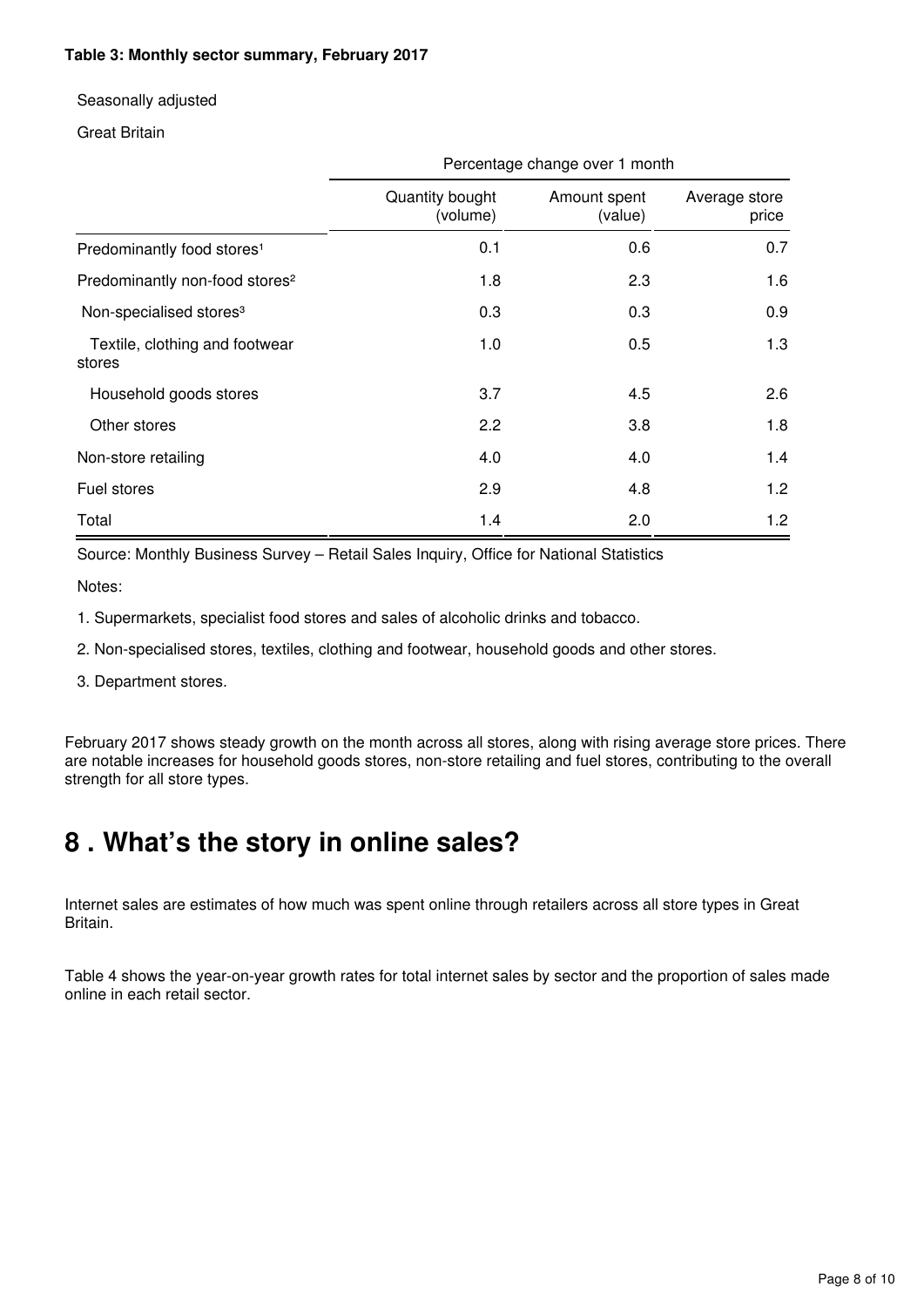**Table 3: Monthly sector summary, February 2017**

Seasonally adjusted

Great Britain

| | Percentage change over 1 month | | |
|---|---|---|---|
| | Quantity bought (volume) | Amount spent (value) | Average store price |
| Predominantly food stores[1] | 0.1 | 0.6 | 0.7 |
| Predominantly non-food stores[2] | 1.8 | 2.3 | 1.6 |
| Non-specialised stores[3] | 0.3 | 0.3 | 0.9 |
| Textile, clothing and footwear stores | 1.0 | 0.5 | 1.3 |
| Household goods stores | 3.7 | 4.5 | 2.6 |
| Other stores | 2.2 | 3.8 | 1.8 |
| Non-store retailing | 4.0 | 4.0 | 1.4 |
| Fuel stores | 2.9 | 4.8 | 1.2 |
| Total | 1.4 | 2.0 | 1.2 |

Source: Monthly Business Survey – Retail Sales Inquiry, Office for National Statistics

Notes:

1. Supermarkets, specialist food stores and sales of alcoholic drinks and tobacco.
2. Non-specialised stores, textiles, clothing and footwear, household goods and other stores.
3. Department stores.

February 2017 shows steady growth on the month across all stores, along with rising average store prices. There are notable increases for household goods stores, non-store retailing and fuel stores, contributing to the overall strength for all store types.

# 8 . What's the story in online sales?

Internet sales are estimates of how much was spent online through retailers across all store types in Great Britain.

Table 4 shows the year-on-year growth rates for total internet sales by sector and the proportion of sales made online in each retail sector.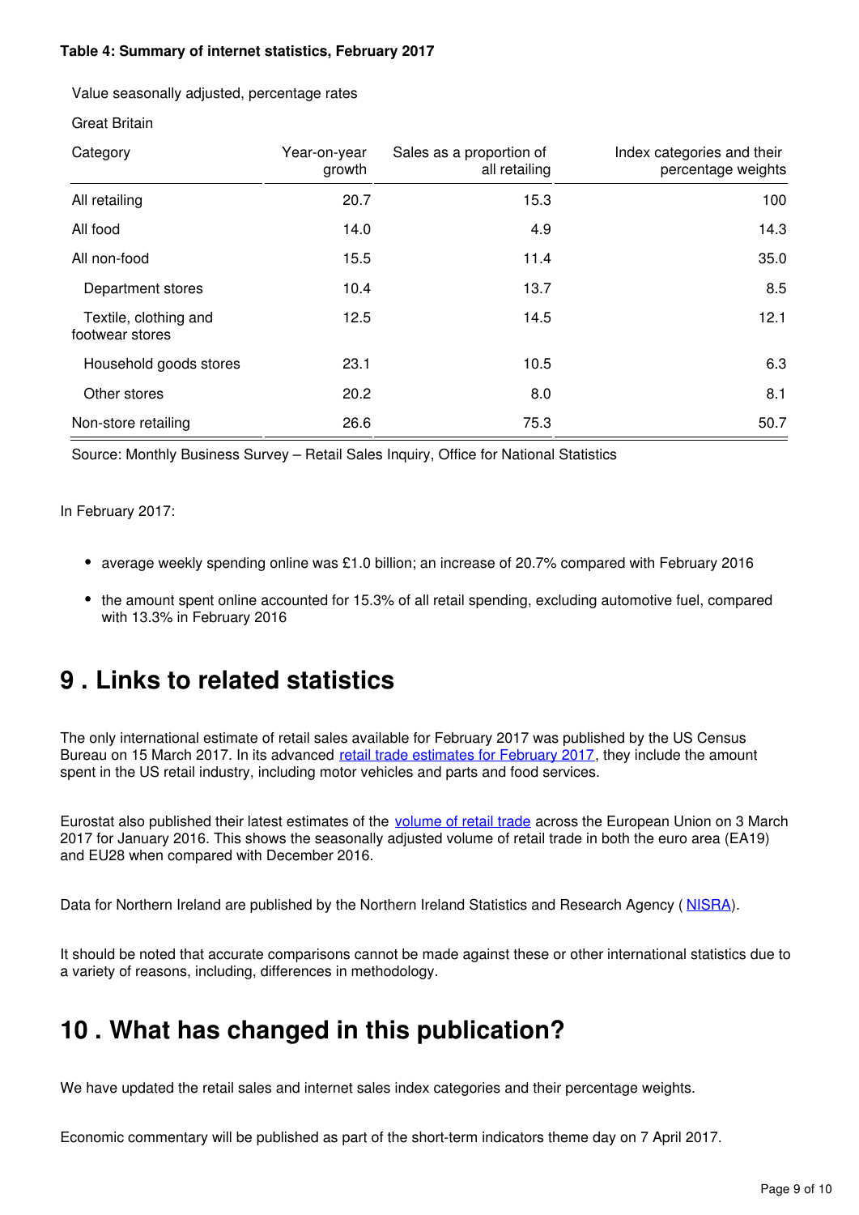**Table 4: Summary of internet statistics, February 2017**

Value seasonally adjusted, percentage rates

Great Britain

| Category | Year-on-year growth | Sales as a proportion of all retailing | Index categories and their percentage weights |
|---|---|---|---|
| All retailing | 20.7 | 15.3 | 100 |
| All food | 14.0 | 4.9 | 14.3 |
| All non-food | 15.5 | 11.4 | 35.0 |
| Department stores | 10.4 | 13.7 | 8.5 |
| Textile, clothing and footwear stores | 12.5 | 14.5 | 12.1 |
| Household goods stores | 23.1 | 10.5 | 6.3 |
| Other stores | 20.2 | 8.0 | 8.1 |
| Non-store retailing | 26.6 | 75.3 | 50.7 |

Source: Monthly Business Survey – Retail Sales Inquiry, Office for National Statistics

In February 2017:

- average weekly spending online was £1.0 billion; an increase of 20.7% compared with February 2016
- the amount spent online accounted for 15.3% of all retail spending, excluding automotive fuel, compared with 13.3% in February 2016

## 9 . Links to related statistics

The only international estimate of retail sales available for February 2017 was published by the US Census Bureau on 15 March 2017. In its advanced retail trade estimates for February 2017, they include the amount spent in the US retail industry, including motor vehicles and parts and food services.

Eurostat also published their latest estimates of the volume of retail trade across the European Union on 3 March 2017 for January 2016. This shows the seasonally adjusted volume of retail trade in both the euro area (EA19) and EU28 when compared with December 2016.

Data for Northern Ireland are published by the Northern Ireland Statistics and Research Agency ( NISRA).

It should be noted that accurate comparisons cannot be made against these or other international statistics due to a variety of reasons, including, differences in methodology.

## 10 . What has changed in this publication?

We have updated the retail sales and internet sales index categories and their percentage weights.

Economic commentary will be published as part of the short-term indicators theme day on 7 April 2017.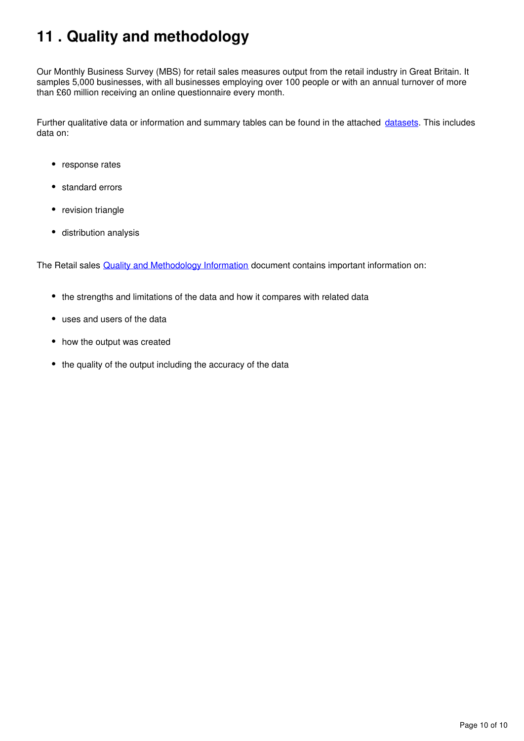## 11 . Quality and methodology

Our Monthly Business Survey (MBS) for retail sales measures output from the retail industry in Great Britain. It samples 5,000 businesses, with all businesses employing over 100 people or with an annual turnover of more than £60 million receiving an online questionnaire every month.

Further qualitative data or information and summary tables can be found in the attached datasets. This includes data on:

- response rates
- standard errors
- revision triangle
- distribution analysis

The Retail sales Quality and Methodology Information document contains important information on:

- the strengths and limitations of the data and how it compares with related data
- uses and users of the data
- how the output was created
- the quality of the output including the accuracy of the data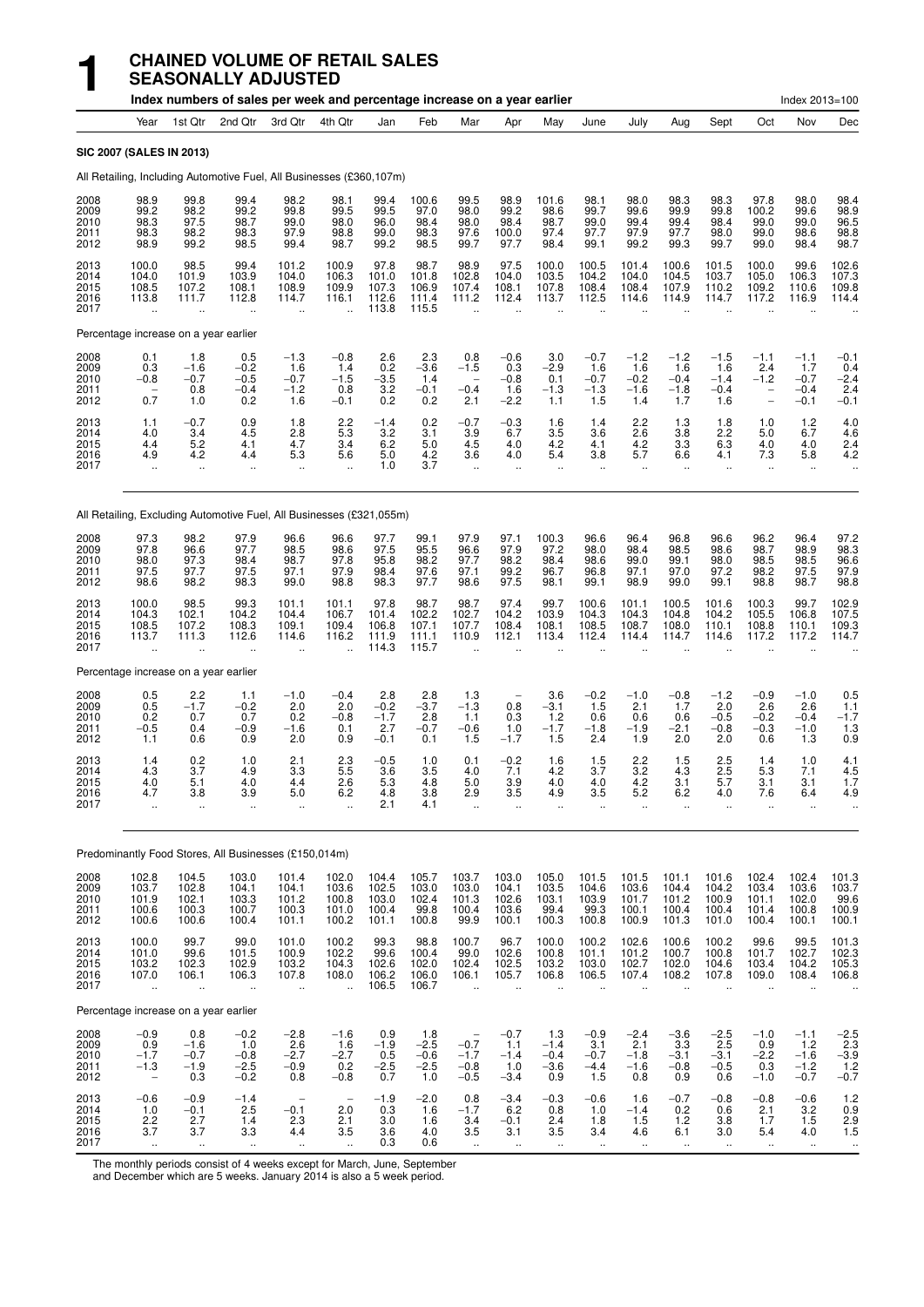# 1 CHAINED VOLUME OF RETAIL SALES SEASONALLY ADJUSTED

Index numbers of sales per week and percentage increase on a year earlier — Index 2013=100

| | Year | 1st Qtr | 2nd Qtr | 3rd Qtr | 4th Qtr | Jan | Feb | Mar | Apr | May | June | July | Aug | Sept | Oct | Nov | Dec |
|---|---|---|---|---|---|---|---|---|---|---|---|---|---|---|---|---|---|
| **SIC 2007 (SALES IN 2013)** | | | | | | | | | | | | | | | | | |
| All Retailing, Including Automotive Fuel, All Businesses (£360,107m) | | | | | | | | | | | | | | | | | |
| 2008 | 98.9 | 99.8 | 99.4 | 98.2 | 98.1 | 99.4 | 100.6 | 99.5 | 98.9 | 101.6 | 98.1 | 98.0 | 98.3 | 98.3 | 97.8 | 98.0 | 98.4 |
| 2009 | 99.2 | 98.2 | 99.2 | 99.8 | 99.5 | 99.5 | 97.0 | 98.0 | 99.2 | 98.6 | 99.7 | 99.6 | 99.9 | 99.8 | 100.2 | 99.6 | 98.9 |
| 2010 | 98.3 | 97.5 | 98.7 | 99.0 | 98.0 | 96.0 | 98.4 | 98.0 | 98.4 | 98.7 | 99.0 | 99.4 | 99.4 | 98.4 | 99.0 | 99.0 | 96.5 |
| 2011 | 98.3 | 98.2 | 98.3 | 97.9 | 98.8 | 99.0 | 98.3 | 97.6 | 100.0 | 97.4 | 97.7 | 97.9 | 97.7 | 98.0 | 99.0 | 98.6 | 98.8 |
| 2012 | 98.9 | 99.2 | 98.5 | 99.4 | 98.7 | 99.2 | 98.5 | 99.7 | 97.7 | 98.4 | 99.1 | 99.2 | 99.3 | 99.7 | 99.0 | 98.4 | 98.7 |
| 2013 | 100.0 | 98.5 | 99.4 | 101.2 | 100.9 | 97.8 | 98.7 | 98.9 | 97.5 | 100.0 | 100.5 | 101.4 | 100.6 | 101.5 | 100.0 | 99.6 | 102.6 |
| 2014 | 104.0 | 101.9 | 103.9 | 104.0 | 106.3 | 101.0 | 101.8 | 102.8 | 104.0 | 103.5 | 104.2 | 104.0 | 104.5 | 103.7 | 105.0 | 106.3 | 107.3 |
| 2015 | 108.5 | 107.2 | 108.1 | 108.9 | 109.9 | 107.3 | 106.9 | 107.4 | 108.1 | 107.8 | 108.4 | 108.4 | 107.9 | 110.2 | 109.2 | 110.6 | 109.8 |
| 2016 | 113.8 | 111.7 | 112.8 | 114.7 | 116.1 | 112.6 | 111.4 | 111.2 | 112.4 | 113.7 | 112.5 | 114.6 | 114.9 | 114.7 | 117.2 | 116.9 | 114.4 |
| 2017 | .. | .. | .. | .. | .. | 113.8 | 115.5 | .. | .. | .. | .. | .. | .. | .. | .. | .. | .. |
| Percentage increase on a year earlier | | | | | | | | | | | | | | | | | |
| 2008 | 0.1 | 1.8 | 0.5 | −1.3 | −0.8 | 2.6 | 2.3 | 0.8 | −0.6 | 3.0 | −0.7 | −1.2 | −1.2 | −1.5 | −1.1 | −1.1 | −0.1 |
| 2009 | 0.3 | −1.6 | −0.2 | 1.6 | 1.4 | 0.2 | −3.6 | −1.5 | 0.3 | −2.9 | 1.6 | 1.6 | 1.6 | 1.6 | 2.4 | 1.7 | 0.4 |
| 2010 | −0.8 | −0.7 | −0.5 | −0.7 | −1.5 | −3.5 | 1.4 | − | −0.8 | 0.1 | −0.7 | −0.2 | −0.4 | −1.4 | −1.2 | −0.7 | −2.4 |
| 2011 | − | 0.8 | −0.4 | −1.2 | 0.8 | 3.2 | −0.1 | −0.4 | 1.6 | −1.3 | −1.3 | −1.6 | −1.8 | −0.4 | − | −0.4 | 2.4 |
| 2012 | 0.7 | 1.0 | 0.2 | 1.6 | −0.1 | 0.2 | 0.2 | 2.1 | −2.2 | 1.1 | 1.5 | 1.4 | 1.7 | 1.6 | − | −0.1 | −0.1 |
| 2013 | 1.1 | −0.7 | 0.9 | 1.8 | 2.2 | −1.4 | 0.2 | −0.7 | −0.3 | 1.6 | 1.4 | 2.2 | 1.3 | 1.8 | 1.0 | 1.2 | 4.0 |
| 2014 | 4.0 | 3.4 | 4.5 | 2.8 | 5.3 | 3.2 | 3.1 | 3.9 | 6.7 | 3.5 | 3.6 | 2.6 | 3.8 | 2.2 | 5.0 | 6.7 | 4.6 |
| 2015 | 4.4 | 5.2 | 4.1 | 4.7 | 3.4 | 6.2 | 5.0 | 4.5 | 4.0 | 4.2 | 4.1 | 4.2 | 3.3 | 6.3 | 4.0 | 4.0 | 2.4 |
| 2016 | 4.9 | 4.2 | 4.4 | 5.3 | 5.6 | 5.0 | 4.2 | 3.6 | 4.0 | 5.4 | 3.8 | 5.7 | 6.6 | 4.1 | 7.3 | 5.8 | 4.2 |
| 2017 | .. | .. | .. | .. | .. | 1.0 | 3.7 | .. | .. | .. | .. | .. | .. | .. | .. | .. | .. |
| All Retailing, Excluding Automotive Fuel, All Businesses (£321,055m) | | | | | | | | | | | | | | | | | |
| 2008 | 97.3 | 98.2 | 97.9 | 96.6 | 96.6 | 97.7 | 99.1 | 97.9 | 97.1 | 100.3 | 96.6 | 96.4 | 96.8 | 96.6 | 96.2 | 96.4 | 97.2 |
| 2009 | 97.8 | 96.6 | 97.7 | 98.5 | 98.6 | 97.5 | 95.5 | 96.6 | 97.9 | 97.2 | 98.0 | 98.4 | 98.5 | 98.6 | 98.7 | 98.9 | 98.3 |
| 2010 | 98.0 | 97.3 | 98.4 | 98.7 | 97.8 | 95.8 | 98.2 | 97.7 | 98.2 | 98.4 | 98.6 | 99.0 | 99.1 | 98.0 | 98.5 | 98.5 | 96.6 |
| 2011 | 97.5 | 97.7 | 97.5 | 97.1 | 97.9 | 98.4 | 97.6 | 97.1 | 99.2 | 96.7 | 96.8 | 97.1 | 97.0 | 97.2 | 98.2 | 97.5 | 97.9 |
| 2012 | 98.6 | 98.2 | 98.3 | 99.0 | 98.8 | 98.3 | 97.7 | 98.6 | 97.5 | 98.1 | 99.1 | 98.9 | 99.0 | 99.1 | 98.8 | 98.7 | 98.8 |
| 2013 | 100.0 | 98.5 | 99.3 | 101.1 | 101.1 | 97.8 | 98.7 | 98.7 | 97.4 | 99.7 | 100.6 | 101.1 | 100.5 | 101.6 | 100.3 | 99.7 | 102.9 |
| 2014 | 104.3 | 102.1 | 104.2 | 104.4 | 106.7 | 101.4 | 102.2 | 102.7 | 104.2 | 103.9 | 104.3 | 104.3 | 104.8 | 104.2 | 105.5 | 106.8 | 107.5 |
| 2015 | 108.5 | 107.2 | 108.3 | 109.1 | 109.4 | 106.8 | 107.1 | 107.7 | 108.4 | 108.1 | 108.5 | 108.7 | 108.0 | 110.1 | 108.8 | 110.1 | 109.3 |
| 2016 | 113.7 | 111.3 | 112.6 | 114.6 | 116.2 | 111.9 | 111.1 | 110.9 | 112.1 | 113.4 | 112.4 | 114.4 | 114.7 | 114.6 | 117.2 | 117.2 | 114.7 |
| 2017 | .. | .. | .. | .. | .. | 114.3 | 115.7 | .. | .. | .. | .. | .. | .. | .. | .. | .. | .. |
| Percentage increase on a year earlier | | | | | | | | | | | | | | | | | |
| 2008 | 0.5 | 2.2 | 1.1 | −1.0 | −0.4 | 2.8 | 2.8 | 1.3 | − | 3.6 | −0.2 | −1.0 | −0.8 | −1.2 | −0.9 | −1.0 | 0.5 |
| 2009 | 0.5 | −1.7 | −0.2 | 2.0 | 2.0 | −0.2 | −3.7 | −1.3 | 0.8 | −3.1 | 1.5 | 2.1 | 1.7 | 2.0 | 2.6 | 2.6 | 1.1 |
| 2010 | 0.2 | 0.7 | 0.7 | 0.2 | −0.8 | −1.7 | 2.8 | 1.1 | 0.3 | 1.2 | 0.6 | 0.6 | 0.6 | −0.5 | −0.2 | −0.4 | −1.7 |
| 2011 | −0.5 | 0.4 | −0.9 | −1.6 | 0.1 | 2.7 | −0.7 | −0.6 | 1.0 | −1.7 | −1.8 | −1.9 | −2.1 | −0.8 | −0.3 | −1.0 | 1.3 |
| 2012 | 1.1 | 0.6 | 0.9 | 2.0 | 0.9 | −0.1 | 0.1 | 1.5 | −1.7 | 1.5 | 2.4 | 1.9 | 2.0 | 2.0 | 0.6 | 1.3 | 0.9 |
| 2013 | 1.4 | 0.2 | 1.0 | 2.1 | 2.3 | −0.5 | 1.0 | 0.1 | −0.2 | 1.6 | 1.5 | 2.2 | 1.5 | 2.5 | 1.4 | 1.0 | 4.1 |
| 2014 | 4.3 | 3.7 | 4.9 | 3.3 | 5.5 | 3.6 | 3.5 | 4.0 | 7.1 | 4.2 | 3.7 | 3.2 | 4.3 | 2.5 | 5.3 | 7.1 | 4.5 |
| 2015 | 4.0 | 5.1 | 4.0 | 4.4 | 2.6 | 5.3 | 4.8 | 5.0 | 3.9 | 4.0 | 4.0 | 4.2 | 3.1 | 5.7 | 3.1 | 3.1 | 1.7 |
| 2016 | 4.7 | 3.8 | 3.9 | 5.0 | 6.2 | 4.8 | 3.8 | 2.9 | 3.5 | 4.9 | 3.5 | 5.2 | 6.2 | 4.0 | 7.6 | 6.4 | 4.9 |
| 2017 | .. | .. | .. | .. | .. | 2.1 | 4.1 | .. | .. | .. | .. | .. | .. | .. | .. | .. | .. |
| Predominantly Food Stores, All Businesses (£150,014m) | | | | | | | | | | | | | | | | | |
| 2008 | 102.8 | 104.5 | 103.0 | 101.4 | 102.0 | 104.4 | 105.7 | 103.7 | 103.0 | 105.0 | 101.5 | 101.5 | 101.1 | 101.6 | 102.4 | 102.4 | 101.3 |
| 2009 | 103.7 | 102.8 | 104.1 | 104.1 | 103.6 | 102.5 | 103.0 | 103.0 | 104.1 | 103.5 | 104.6 | 103.6 | 104.4 | 104.2 | 103.4 | 103.6 | 103.7 |
| 2010 | 101.9 | 102.1 | 103.3 | 101.2 | 100.8 | 103.0 | 102.4 | 101.3 | 102.6 | 103.1 | 103.9 | 101.7 | 101.2 | 100.9 | 101.1 | 102.0 | 99.6 |
| 2011 | 100.6 | 100.3 | 100.7 | 100.3 | 101.0 | 100.4 | 99.8 | 100.4 | 103.6 | 99.4 | 99.3 | 100.1 | 100.4 | 100.4 | 101.4 | 100.8 | 100.9 |
| 2012 | 100.6 | 100.6 | 100.4 | 101.1 | 100.2 | 101.1 | 100.8 | 99.9 | 100.1 | 100.3 | 100.8 | 100.9 | 101.3 | 101.0 | 100.4 | 100.1 | 100.1 |
| 2013 | 100.0 | 99.7 | 99.0 | 101.0 | 100.2 | 99.3 | 98.8 | 100.7 | 96.7 | 100.0 | 100.2 | 102.6 | 100.6 | 100.2 | 99.6 | 99.5 | 101.3 |
| 2014 | 101.0 | 99.6 | 101.5 | 100.9 | 102.2 | 99.6 | 100.4 | 99.0 | 102.6 | 100.8 | 101.1 | 101.2 | 100.7 | 100.8 | 101.7 | 102.7 | 102.3 |
| 2015 | 103.2 | 102.3 | 102.9 | 103.2 | 104.3 | 102.6 | 102.0 | 102.4 | 102.5 | 103.2 | 103.0 | 102.7 | 102.0 | 104.6 | 103.4 | 104.2 | 105.3 |
| 2016 | 107.0 | 106.1 | 106.3 | 107.8 | 108.0 | 106.2 | 106.0 | 106.1 | 105.7 | 106.8 | 106.5 | 107.4 | 108.2 | 107.8 | 109.0 | 108.4 | 106.8 |
| 2017 | .. | .. | .. | .. | .. | 106.5 | 106.7 | .. | .. | .. | .. | .. | .. | .. | .. | .. | .. |
| Percentage increase on a year earlier | | | | | | | | | | | | | | | | | |
| 2008 | −0.9 | 0.8 | −0.2 | −2.8 | −1.6 | 0.9 | 1.8 | − | −0.7 | 1.3 | −0.9 | −2.4 | −3.6 | −2.5 | −1.0 | −1.1 | −2.5 |
| 2009 | 0.9 | −1.6 | 1.0 | 2.6 | 1.6 | −1.9 | −2.5 | −0.7 | 1.1 | −1.4 | 3.1 | 2.1 | 3.3 | 2.5 | 0.9 | 1.2 | 2.3 |
| 2010 | −1.7 | −0.7 | −0.8 | −2.7 | −2.7 | 0.5 | −0.6 | −1.7 | −1.4 | −0.4 | −0.7 | −1.8 | −3.1 | −3.1 | −2.2 | −1.6 | −3.9 |
| 2011 | −1.3 | −1.9 | −2.5 | −0.9 | 0.2 | −2.5 | −2.5 | −0.8 | 1.0 | −3.6 | −4.4 | −1.6 | −0.8 | −0.5 | 0.3 | −1.2 | 1.2 |
| 2012 | − | 0.3 | −0.2 | 0.8 | −0.8 | 0.7 | 1.0 | −0.5 | −3.4 | 0.9 | 1.5 | 0.8 | 0.9 | 0.6 | −1.0 | −0.7 | −0.7 |
| 2013 | −0.6 | −0.9 | −1.4 | − | − | −1.9 | −2.0 | 0.8 | −3.4 | −0.3 | −0.6 | 1.6 | −0.7 | −0.8 | −0.8 | −0.6 | 1.2 |
| 2014 | 1.0 | −0.1 | 2.5 | −0.1 | 2.0 | 0.3 | 1.6 | −1.7 | 6.2 | 0.8 | 1.0 | −1.4 | 0.2 | 0.6 | 2.1 | 3.2 | 0.9 |
| 2015 | 2.2 | 2.7 | 1.4 | 2.3 | 2.1 | 3.0 | 1.6 | 3.4 | −0.1 | 2.4 | 1.8 | 1.5 | 1.2 | 3.8 | 1.7 | 1.5 | 2.9 |
| 2016 | 3.7 | 3.7 | 3.3 | 4.4 | 3.5 | 3.6 | 4.0 | 3.5 | 3.1 | 3.5 | 3.4 | 4.6 | 6.1 | 3.0 | 5.4 | 4.0 | 1.5 |
| 2017 | .. | .. | .. | .. | .. | 0.3 | 0.6 | .. | .. | .. | .. | .. | .. | .. | .. | .. | .. |

The monthly periods consist of 4 weeks except for March, June, September and December which are 5 weeks. January 2014 is also a 5 week period.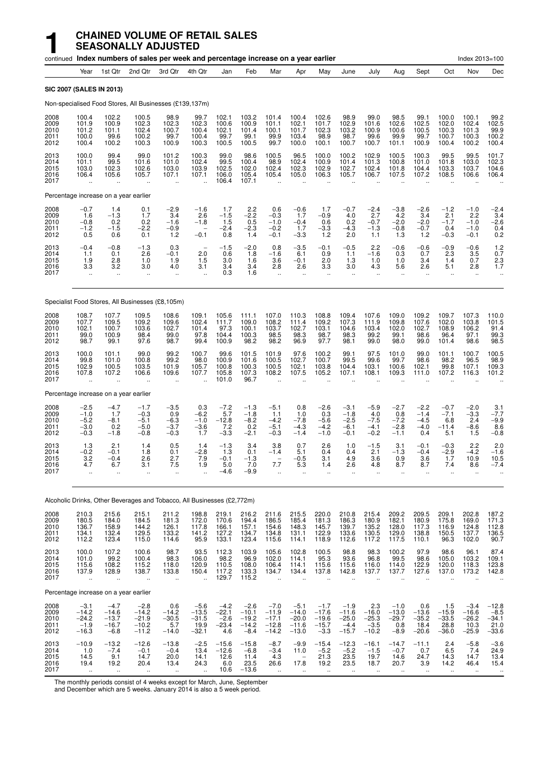# 1 CHAINED VOLUME OF RETAIL SALES SEASONALLY ADJUSTED

continued **Index numbers of sales per week and percentage increase on a year earlier** Index 2013=100

| | Year | 1st Qtr | 2nd Qtr | 3rd Qtr | 4th Qtr | Jan | Feb | Mar | Apr | May | June | July | Aug | Sept | Oct | Nov | Dec |
|---|---|---|---|---|---|---|---|---|---|---|---|---|---|---|---|---|---|
| **SIC 2007 (SALES IN 2013)** | | | | | | | | | | | | | | | | | |
| Non-specialised Food Stores, All Businesses (£139,137m) | | | | | | | | | | | | | | | | | |
| 2008 | 100.4 | 102.2 | 100.5 | 98.9 | 99.7 | 102.1 | 103.2 | 101.4 | 100.4 | 102.6 | 98.9 | 99.0 | 98.5 | 99.1 | 100.0 | 100.1 | 99.2 |
| 2009 | 101.9 | 100.9 | 102.3 | 102.3 | 102.3 | 100.6 | 100.9 | 101.1 | 102.1 | 101.7 | 102.9 | 101.6 | 102.6 | 102.5 | 102.0 | 102.4 | 102.5 |
| 2010 | 101.2 | 101.1 | 102.4 | 100.7 | 100.4 | 102.1 | 101.4 | 100.1 | 101.7 | 102.3 | 103.2 | 100.9 | 100.6 | 100.5 | 100.3 | 101.3 | 99.9 |
| 2011 | 100.0 | 99.6 | 100.2 | 99.7 | 100.4 | 99.7 | 99.1 | 99.9 | 103.4 | 98.9 | 98.7 | 99.6 | 99.9 | 99.7 | 100.7 | 100.3 | 100.2 |
| 2012 | 100.4 | 100.2 | 100.3 | 100.9 | 100.3 | 100.5 | 100.5 | 99.7 | 100.0 | 100.1 | 100.7 | 100.7 | 101.1 | 100.9 | 100.4 | 100.2 | 100.4 |
| 2013 | 100.0 | 99.4 | 99.0 | 101.2 | 100.3 | 99.0 | 98.6 | 100.5 | 96.5 | 100.0 | 100.2 | 102.9 | 100.5 | 100.3 | 99.5 | 99.5 | 101.7 |
| 2014 | 101.1 | 99.5 | 101.6 | 101.0 | 102.4 | 99.5 | 100.4 | 98.9 | 102.4 | 100.9 | 101.4 | 101.3 | 100.8 | 101.0 | 101.8 | 103.0 | 102.3 |
| 2015 | 103.0 | 102.3 | 102.6 | 103.0 | 103.9 | 102.5 | 102.0 | 102.4 | 102.3 | 102.9 | 102.7 | 102.4 | 101.8 | 104.4 | 103.3 | 103.7 | 104.6 |
| 2016 | 106.4 | 105.6 | 105.7 | 107.1 | 107.1 | 106.0 | 105.4 | 105.4 | 105.0 | 106.3 | 105.7 | 106.7 | 107.5 | 107.2 | 108.5 | 106.6 | 106.4 |
| 2017 | .. | .. | .. | .. | .. | 106.4 | 107.1 | .. | .. | .. | .. | .. | .. | .. | .. | .. | .. |
| Percentage increase on a year earlier | | | | | | | | | | | | | | | | | |
| 2008 | −0.7 | 1.4 | 0.1 | −2.9 | −1.6 | 1.7 | 2.2 | 0.6 | −0.6 | 1.7 | −0.7 | −2.4 | −3.8 | −2.6 | −1.2 | −1.0 | −2.4 |
| 2009 | 1.6 | −1.3 | 1.7 | 3.4 | 2.6 | −1.5 | −2.2 | −0.3 | 1.7 | −0.9 | 4.0 | 2.7 | 4.2 | 3.4 | 2.1 | 2.2 | 3.4 |
| 2010 | −0.8 | 0.2 | 0.2 | −1.6 | −1.8 | 1.5 | 0.5 | −1.0 | −0.4 | 0.6 | 0.2 | −0.7 | −2.0 | −2.0 | −1.7 | −1.0 | −2.6 |
| 2011 | −1.2 | −1.5 | −2.2 | −0.9 | – | −2.4 | −2.3 | −0.2 | 1.7 | −3.3 | −4.3 | −1.3 | −0.8 | −0.7 | 0.4 | −1.0 | 0.4 |
| 2012 | 0.5 | 0.6 | 0.1 | 1.2 | −0.1 | 0.8 | 1.4 | −0.1 | −3.3 | 1.2 | 2.0 | 1.1 | 1.3 | 1.2 | −0.3 | −0.1 | 0.2 |
| 2013 | −0.4 | −0.8 | −1.3 | 0.3 | – | −1.5 | −2.0 | 0.8 | −3.5 | −0.1 | −0.5 | 2.2 | −0.6 | −0.6 | −0.9 | −0.6 | 1.2 |
| 2014 | 1.1 | 0.1 | 2.6 | −0.1 | 2.0 | 0.6 | 1.8 | −1.6 | 6.1 | 0.9 | 1.1 | −1.6 | 0.3 | 0.7 | 2.3 | 3.5 | 0.7 |
| 2015 | 1.9 | 2.8 | 1.0 | 1.9 | 1.5 | 3.0 | 1.6 | 3.6 | −0.1 | 2.0 | 1.3 | 1.0 | 1.0 | 3.4 | 1.4 | 0.7 | 2.3 |
| 2016 | 3.3 | 3.2 | 3.0 | 4.0 | 3.1 | 3.4 | 3.4 | 2.8 | 2.6 | 3.3 | 3.0 | 4.3 | 5.6 | 2.6 | 5.1 | 2.8 | 1.7 |
| 2017 | .. | .. | .. | .. | .. | 0.3 | 1.6 | .. | .. | .. | .. | .. | .. | .. | .. | .. | .. |
| Specialist Food Stores, All Businesses (£8,105m) | | | | | | | | | | | | | | | | | |
| 2008 | 108.7 | 107.7 | 109.5 | 108.6 | 109.1 | 105.6 | 111.1 | 107.0 | 110.3 | 108.8 | 109.4 | 107.6 | 109.0 | 109.2 | 109.7 | 107.3 | 110.0 |
| 2009 | 107.7 | 109.5 | 109.2 | 109.6 | 102.4 | 111.7 | 109.0 | 108.2 | 111.4 | 109.2 | 107.3 | 111.9 | 109.8 | 107.6 | 102.0 | 103.8 | 101.5 |
| 2010 | 102.1 | 100.7 | 103.6 | 102.7 | 101.4 | 97.3 | 100.1 | 103.7 | 102.7 | 103.1 | 104.6 | 103.4 | 102.0 | 102.7 | 108.9 | 106.2 | 91.4 |
| 2011 | 99.0 | 100.9 | 98.4 | 99.0 | 97.8 | 104.4 | 100.3 | 98.5 | 98.3 | 98.7 | 98.3 | 99.2 | 99.1 | 98.6 | 96.4 | 97.1 | 99.3 |
| 2012 | 98.7 | 99.1 | 97.6 | 98.7 | 99.4 | 100.9 | 98.2 | 98.2 | 96.9 | 97.7 | 98.1 | 99.0 | 98.0 | 99.0 | 101.4 | 98.6 | 98.5 |
| 2013 | 100.0 | 101.1 | 99.0 | 99.2 | 100.7 | 99.6 | 101.5 | 101.9 | 97.6 | 100.2 | 99.1 | 97.5 | 101.0 | 99.0 | 101.1 | 100.7 | 100.5 |
| 2014 | 99.8 | 101.0 | 100.8 | 99.2 | 98.0 | 100.9 | 101.6 | 100.5 | 102.4 | 100.7 | 99.5 | 99.6 | 99.7 | 98.6 | 98.2 | 96.5 | 98.9 |
| 2015 | 102.9 | 100.5 | 103.5 | 101.9 | 105.7 | 100.8 | 100.3 | 100.5 | 102.1 | 103.8 | 104.4 | 103.1 | 100.6 | 102.1 | 99.8 | 107.1 | 109.3 |
| 2016 | 107.8 | 107.2 | 106.6 | 109.6 | 107.7 | 105.8 | 107.3 | 108.2 | 107.5 | 105.2 | 107.1 | 108.1 | 109.3 | 111.0 | 107.2 | 116.3 | 101.2 |
| 2017 | .. | .. | .. | .. | .. | 101.0 | 96.7 | .. | .. | .. | .. | .. | .. | .. | .. | .. | .. |
| Percentage increase on a year earlier | | | | | | | | | | | | | | | | | |
| 2008 | −2.5 | −4.7 | −1.7 | −3.5 | 0.3 | −7.2 | −1.3 | −5.1 | 0.8 | −2.6 | −3.1 | −5.9 | −2.7 | −2.2 | −0.7 | −2.0 | 3.1 |
| 2009 | −1.0 | 1.7 | −0.3 | 0.9 | −6.2 | 5.7 | −1.8 | 1.1 | 1.0 | 0.3 | −1.8 | 4.0 | 0.8 | −1.4 | −7.1 | −3.3 | −7.7 |
| 2010 | −5.2 | −8.1 | −5.1 | −6.3 | −1.0 | −12.8 | −8.2 | −4.2 | −7.8 | −5.6 | −2.5 | −7.5 | −7.2 | −4.5 | 6.8 | 2.4 | −9.9 |
| 2011 | −3.0 | 0.2 | −5.0 | −3.7 | −3.6 | 7.2 | 0.2 | −5.1 | −4.3 | −4.2 | −6.1 | −4.1 | −2.8 | −4.0 | −11.4 | −8.6 | 8.6 |
| 2012 | −0.3 | −1.8 | −0.8 | −0.3 | 1.7 | −3.3 | −2.1 | −0.3 | −1.4 | −1.0 | −0.1 | −0.2 | −1.1 | 0.4 | 5.1 | 1.5 | −0.8 |
| 2013 | 1.3 | 2.1 | 1.4 | 0.5 | 1.4 | −1.3 | 3.4 | 3.8 | 0.7 | 2.6 | 1.0 | −1.5 | 3.1 | −0.1 | −0.3 | 2.2 | 2.0 |
| 2014 | −0.2 | −0.1 | 1.8 | 0.1 | −2.8 | 1.3 | 0.1 | −1.4 | 5.1 | 0.4 | 0.4 | 2.1 | −1.3 | −0.4 | −2.9 | −4.2 | −1.6 |
| 2015 | 3.2 | −0.4 | 2.6 | 2.7 | 7.9 | −0.1 | −1.3 | – | −0.5 | 3.1 | 4.9 | 3.6 | 0.9 | 3.6 | 1.7 | 10.9 | 10.5 |
| 2016 | 4.7 | 6.7 | 3.1 | 7.5 | 1.9 | 5.0 | 7.0 | 7.7 | 5.3 | 1.4 | 2.6 | 4.8 | 8.7 | 8.7 | 7.4 | 8.6 | −7.4 |
| 2017 | .. | .. | .. | .. | .. | −4.6 | −9.9 | .. | .. | .. | .. | .. | .. | .. | .. | .. | .. |
| Alcoholic Drinks, Other Beverages and Tobacco, All Businesses (£2,772m) | | | | | | | | | | | | | | | | | |
| 2008 | 210.3 | 215.6 | 215.1 | 211.2 | 198.8 | 219.1 | 216.2 | 211.6 | 215.5 | 220.0 | 210.8 | 215.4 | 209.2 | 209.5 | 209.1 | 202.8 | 187.2 |
| 2009 | 180.5 | 184.0 | 184.5 | 181.3 | 172.0 | 170.6 | 194.4 | 186.5 | 185.4 | 181.3 | 186.3 | 180.9 | 182.1 | 180.9 | 175.8 | 169.0 | 171.3 |
| 2010 | 136.7 | 158.9 | 144.2 | 126.1 | 117.8 | 166.1 | 157.1 | 154.6 | 148.3 | 145.7 | 139.7 | 135.2 | 128.0 | 117.3 | 116.9 | 124.8 | 112.8 |
| 2011 | 134.1 | 132.4 | 129.5 | 133.2 | 141.2 | 127.2 | 134.7 | 134.8 | 131.1 | 122.9 | 133.6 | 130.5 | 129.0 | 138.8 | 150.5 | 137.7 | 136.5 |
| 2012 | 112.2 | 123.4 | 115.0 | 114.6 | 95.9 | 133.1 | 123.4 | 115.6 | 114.1 | 118.9 | 112.6 | 117.2 | 117.5 | 110.1 | 96.3 | 102.0 | 90.7 |
| 2013 | 100.0 | 107.2 | 100.6 | 98.7 | 93.5 | 112.3 | 103.9 | 105.6 | 102.8 | 100.5 | 98.8 | 98.3 | 100.2 | 97.9 | 98.6 | 96.1 | 87.4 |
| 2014 | 101.0 | 99.2 | 100.4 | 98.3 | 106.0 | 98.2 | 96.9 | 102.0 | 114.1 | 95.3 | 93.6 | 96.8 | 99.5 | 98.6 | 105.0 | 103.2 | 109.1 |
| 2015 | 115.6 | 108.2 | 115.2 | 118.0 | 120.9 | 110.5 | 108.0 | 106.4 | 114.1 | 115.6 | 115.6 | 116.0 | 114.0 | 122.9 | 120.0 | 118.3 | 123.8 |
| 2016 | 137.9 | 128.9 | 138.7 | 133.8 | 150.4 | 117.2 | 133.3 | 134.7 | 134.4 | 137.8 | 142.8 | 137.7 | 137.7 | 127.6 | 137.0 | 173.2 | 142.8 |
| 2017 | .. | .. | .. | .. | .. | 129.7 | 115.2 | .. | .. | .. | .. | .. | .. | .. | .. | .. | .. |
| Percentage increase on a year earlier | | | | | | | | | | | | | | | | | |
| 2008 | −3.1 | −4.7 | −2.8 | 0.6 | −5.6 | −4.2 | −2.6 | −7.0 | −5.1 | −1.7 | −1.9 | 2.3 | −1.0 | 0.6 | 1.5 | −3.4 | −12.8 |
| 2009 | −14.2 | −14.6 | −14.2 | −14.2 | −13.5 | −22.1 | −10.1 | −11.9 | −14.0 | −17.6 | −11.6 | −16.0 | −13.0 | −13.6 | −15.9 | −16.6 | −8.5 |
| 2010 | −24.2 | −13.7 | −21.9 | −30.5 | −31.5 | −2.6 | −19.2 | −17.1 | −20.0 | −19.6 | −25.0 | −25.3 | −29.7 | −35.2 | −33.5 | −26.2 | −34.1 |
| 2011 | −1.9 | −16.7 | −10.2 | 5.7 | 19.9 | −23.4 | −14.2 | −12.8 | −11.6 | −15.7 | −4.4 | −3.5 | 0.8 | 18.4 | 28.8 | 10.3 | 21.0 |
| 2012 | −16.3 | −6.8 | −11.2 | −14.0 | −32.1 | 4.6 | −8.4 | −14.2 | −13.0 | −3.3 | −15.7 | −10.2 | −8.9 | −20.6 | −36.0 | −25.9 | −33.6 |
| 2013 | −10.9 | −13.2 | −12.6 | −13.8 | −2.5 | −15.6 | −15.8 | −8.7 | −9.9 | −15.4 | −12.3 | −16.1 | −14.7 | −11.1 | 2.4 | −5.8 | −3.6 |
| 2014 | 1.0 | −7.4 | −0.1 | −0.4 | 13.4 | −12.6 | −6.8 | −3.4 | 11.0 | −5.2 | −5.2 | −1.5 | −0.7 | 0.7 | 6.5 | 7.4 | 24.9 |
| 2015 | 14.5 | 9.1 | 14.7 | 20.0 | 14.1 | 12.6 | 11.4 | 4.3 | – | 21.3 | 23.5 | 19.7 | 14.6 | 24.7 | 14.3 | 14.7 | 13.4 |
| 2016 | 19.4 | 19.2 | 20.4 | 13.4 | 24.3 | 6.0 | 23.5 | 26.6 | 17.8 | 19.2 | 23.5 | 18.7 | 20.7 | 3.9 | 14.2 | 46.4 | 15.4 |
| 2017 | .. | .. | .. | .. | .. | 10.6 | −13.6 | .. | .. | .. | .. | .. | .. | .. | .. | .. | .. |

The monthly periods consist of 4 weeks except for March, June, September and December which are 5 weeks. January 2014 is also a 5 week period.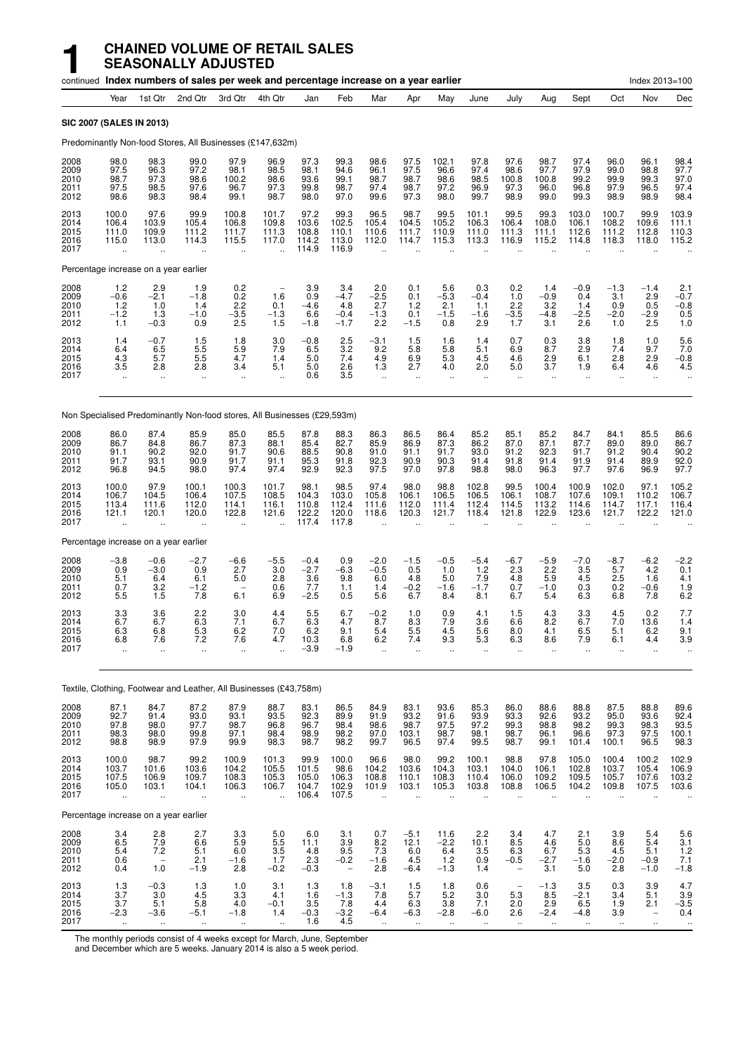# 1 CHAINED VOLUME OF RETAIL SALES SEASONALLY ADJUSTED

continued **Index numbers of sales per week and percentage increase on a year earlier** — Index 2013=100

| | Year | 1st Qtr | 2nd Qtr | 3rd Qtr | 4th Qtr | Jan | Feb | Mar | Apr | May | June | July | Aug | Sept | Oct | Nov | Dec |
|---|---|---|---|---|---|---|---|---|---|---|---|---|---|---|---|---|---|
| **SIC 2007 (SALES IN 2013)** | | | | | | | | | | | | | | | | | |
| Predominantly Non-food Stores, All Businesses (£147,632m) | | | | | | | | | | | | | | | | | |
| 2008 | 98.0 | 98.3 | 99.0 | 97.9 | 96.9 | 97.3 | 99.3 | 98.6 | 97.5 | 102.1 | 97.8 | 97.6 | 98.7 | 97.4 | 96.0 | 96.1 | 98.4 |
| 2009 | 97.5 | 96.3 | 97.2 | 98.1 | 98.5 | 98.1 | 94.6 | 96.1 | 97.5 | 96.6 | 97.4 | 98.6 | 97.7 | 97.9 | 99.0 | 98.8 | 97.7 |
| 2010 | 98.7 | 97.3 | 98.6 | 100.2 | 98.6 | 93.6 | 99.1 | 98.7 | 98.7 | 98.6 | 98.5 | 100.8 | 100.8 | 99.2 | 99.9 | 99.3 | 97.0 |
| 2011 | 97.5 | 98.5 | 97.6 | 96.7 | 97.3 | 99.8 | 98.7 | 97.4 | 98.7 | 97.2 | 96.9 | 97.3 | 96.0 | 96.8 | 97.9 | 96.5 | 97.4 |
| 2012 | 98.6 | 98.3 | 98.4 | 99.1 | 98.7 | 98.0 | 97.0 | 99.6 | 97.3 | 98.0 | 99.7 | 98.9 | 99.0 | 99.3 | 98.9 | 98.9 | 98.4 |
| 2013 | 100.0 | 97.6 | 99.9 | 100.8 | 101.7 | 97.2 | 99.3 | 96.5 | 98.7 | 99.5 | 101.1 | 99.5 | 99.3 | 103.0 | 100.7 | 99.9 | 103.9 |
| 2014 | 106.4 | 103.9 | 105.4 | 106.8 | 109.8 | 103.6 | 102.5 | 105.4 | 104.5 | 105.2 | 106.3 | 106.4 | 108.0 | 106.1 | 108.2 | 109.6 | 111.1 |
| 2015 | 111.0 | 109.9 | 111.2 | 111.7 | 111.3 | 108.8 | 110.1 | 110.6 | 111.7 | 110.9 | 111.0 | 111.3 | 111.1 | 112.6 | 111.2 | 112.8 | 110.3 |
| 2016 | 115.0 | 113.0 | 114.3 | 115.5 | 117.0 | 114.2 | 113.0 | 112.0 | 114.7 | 115.3 | 113.3 | 116.9 | 115.2 | 114.8 | 118.3 | 118.0 | 115.2 |
| 2017 | .. | .. | .. | .. | .. | 114.9 | 116.9 | .. | .. | .. | .. | .. | .. | .. | .. | .. | .. |
| Percentage increase on a year earlier | | | | | | | | | | | | | | | | | |
| 2008 | 1.2 | 2.9 | 1.9 | 0.2 | – | 3.9 | 3.4 | 2.0 | 0.1 | 5.6 | 0.3 | 0.2 | 1.4 | −0.9 | −1.3 | −1.4 | 2.1 |
| 2009 | −0.6 | −2.1 | −1.8 | 0.2 | 1.6 | 0.9 | −4.7 | −2.5 | 0.1 | −5.3 | −0.4 | 1.0 | −0.9 | 0.4 | 3.1 | 2.9 | −0.7 |
| 2010 | 1.2 | 1.0 | 1.4 | 2.2 | 0.1 | −4.6 | 4.8 | 2.7 | 1.2 | 2.1 | 1.1 | 2.2 | 3.2 | 1.4 | 0.9 | 0.5 | −0.8 |
| 2011 | −1.2 | 1.3 | −1.0 | −3.5 | −1.3 | 6.6 | −0.4 | −1.3 | 0.1 | −1.5 | −1.6 | −3.5 | −4.8 | −2.5 | −2.0 | −2.9 | 0.5 |
| 2012 | 1.1 | −0.3 | 0.9 | 2.5 | 1.5 | −1.8 | −1.7 | 2.2 | −1.5 | 0.8 | 2.9 | 1.7 | 3.1 | 2.6 | 1.0 | 2.5 | 1.0 |
| 2013 | 1.4 | −0.7 | 1.5 | 1.8 | 3.0 | −0.8 | 2.5 | −3.1 | 1.5 | 1.6 | 1.4 | 0.7 | 0.3 | 3.8 | 1.8 | 1.0 | 5.6 |
| 2014 | 6.4 | 6.5 | 5.5 | 5.9 | 7.9 | 6.5 | 3.2 | 9.2 | 5.8 | 5.8 | 5.1 | 6.9 | 8.7 | 2.9 | 7.4 | 9.7 | 7.0 |
| 2015 | 4.3 | 5.7 | 5.5 | 4.7 | 1.4 | 5.0 | 7.4 | 4.9 | 6.9 | 5.3 | 4.5 | 4.6 | 2.9 | 6.1 | 2.8 | 2.9 | −0.8 |
| 2016 | 3.5 | 2.8 | 2.8 | 3.4 | 5.1 | 5.0 | 2.6 | 1.3 | 2.7 | 4.0 | 2.0 | 5.0 | 3.7 | 1.9 | 6.4 | 4.6 | 4.5 |
| 2017 | .. | .. | .. | .. | .. | 0.6 | 3.5 | .. | .. | .. | .. | .. | .. | .. | .. | .. | .. |
| Non Specialised Predominantly Non-food stores, All Businesses (£29,593m) | | | | | | | | | | | | | | | | | |
| 2008 | 86.0 | 87.4 | 85.9 | 85.0 | 85.5 | 87.8 | 88.3 | 86.3 | 86.5 | 86.4 | 85.2 | 85.1 | 85.2 | 84.7 | 84.1 | 85.5 | 86.6 |
| 2009 | 86.7 | 84.8 | 86.7 | 87.3 | 88.1 | 85.4 | 82.7 | 85.9 | 86.9 | 87.3 | 86.2 | 87.0 | 87.1 | 87.7 | 89.0 | 89.0 | 86.7 |
| 2010 | 91.1 | 90.2 | 92.0 | 91.7 | 90.6 | 88.5 | 90.8 | 91.0 | 91.1 | 91.7 | 93.0 | 91.2 | 92.3 | 91.7 | 91.2 | 90.4 | 90.2 |
| 2011 | 91.7 | 93.1 | 90.9 | 91.7 | 91.1 | 95.3 | 91.8 | 92.3 | 90.9 | 90.3 | 91.4 | 91.8 | 91.4 | 91.9 | 91.4 | 89.9 | 92.0 |
| 2012 | 96.8 | 94.5 | 98.0 | 97.4 | 97.4 | 92.9 | 92.3 | 97.5 | 97.0 | 97.8 | 98.8 | 98.0 | 96.3 | 97.7 | 97.6 | 96.9 | 97.7 |
| 2013 | 100.0 | 97.9 | 100.1 | 100.3 | 101.7 | 98.1 | 98.5 | 97.4 | 98.0 | 98.8 | 102.8 | 99.5 | 100.4 | 100.9 | 102.0 | 97.1 | 105.2 |
| 2014 | 106.7 | 104.5 | 106.4 | 107.5 | 108.5 | 104.3 | 103.0 | 105.8 | 106.1 | 106.5 | 106.5 | 106.1 | 108.7 | 107.6 | 109.1 | 110.2 | 106.7 |
| 2015 | 113.4 | 111.6 | 112.0 | 114.1 | 116.1 | 110.8 | 112.4 | 111.6 | 112.0 | 111.4 | 112.4 | 114.5 | 113.2 | 114.6 | 114.7 | 117.1 | 116.4 |
| 2016 | 121.1 | 120.1 | 120.0 | 122.8 | 121.6 | 122.2 | 120.0 | 118.6 | 120.3 | 121.7 | 118.4 | 121.8 | 122.9 | 123.6 | 121.7 | 122.2 | 121.0 |
| 2017 | .. | .. | .. | .. | .. | 117.4 | 117.8 | .. | .. | .. | .. | .. | .. | .. | .. | .. | .. |
| Percentage increase on a year earlier | | | | | | | | | | | | | | | | | |
| 2008 | −3.8 | −0.6 | −2.7 | −6.6 | −5.5 | −0.4 | 0.9 | −2.0 | −1.5 | −0.5 | −5.4 | −6.7 | −5.9 | −7.0 | −8.7 | −6.2 | −2.2 |
| 2009 | 0.9 | −3.0 | 0.9 | 2.7 | 3.0 | −2.7 | −6.3 | −0.5 | 0.5 | 1.0 | 1.2 | 2.3 | 2.2 | 3.5 | 5.7 | 4.2 | 0.1 |
| 2010 | 5.1 | 6.4 | 6.1 | 5.0 | 2.8 | 3.6 | 9.8 | 6.0 | 4.8 | 5.0 | 7.9 | 4.8 | 5.9 | 4.5 | 2.5 | 1.6 | 4.1 |
| 2011 | 0.7 | 3.2 | −1.2 | – | 0.6 | 7.7 | 1.1 | 1.4 | −0.2 | −1.6 | −1.7 | 0.7 | −1.0 | 0.3 | 0.2 | −0.6 | 1.9 |
| 2012 | 5.5 | 1.5 | 7.8 | 6.1 | 6.9 | −2.5 | 0.5 | 5.6 | 6.7 | 8.4 | 8.1 | 6.7 | 5.4 | 6.3 | 6.8 | 7.8 | 6.2 |
| 2013 | 3.3 | 3.6 | 2.2 | 3.0 | 4.4 | 5.5 | 6.7 | −0.2 | 1.0 | 0.9 | 4.1 | 1.5 | 4.3 | 3.3 | 4.5 | 0.2 | 7.7 |
| 2014 | 6.7 | 6.7 | 6.3 | 7.1 | 6.7 | 6.3 | 4.7 | 8.7 | 8.3 | 7.9 | 3.6 | 6.6 | 8.2 | 6.7 | 7.0 | 13.6 | 1.4 |
| 2015 | 6.3 | 6.8 | 5.3 | 6.2 | 7.0 | 6.2 | 9.1 | 5.4 | 5.5 | 4.5 | 5.6 | 8.0 | 4.1 | 6.5 | 5.1 | 6.2 | 9.1 |
| 2016 | 6.8 | 7.6 | 7.2 | 7.6 | 4.7 | 10.3 | 6.8 | 6.2 | 7.4 | 9.3 | 5.3 | 6.3 | 8.6 | 7.9 | 6.1 | 4.4 | 3.9 |
| 2017 | .. | .. | .. | .. | .. | −3.9 | −1.9 | .. | .. | .. | .. | .. | .. | .. | .. | .. | .. |
| Textile, Clothing, Footwear and Leather, All Businesses (£43,758m) | | | | | | | | | | | | | | | | | |
| 2008 | 87.1 | 84.7 | 87.2 | 87.9 | 88.7 | 83.1 | 86.5 | 84.9 | 83.1 | 93.6 | 85.3 | 86.0 | 88.6 | 88.8 | 87.5 | 88.8 | 89.6 |
| 2009 | 92.7 | 91.4 | 93.0 | 93.1 | 93.5 | 92.3 | 89.9 | 91.9 | 93.2 | 91.6 | 93.9 | 93.3 | 92.6 | 93.2 | 95.0 | 93.6 | 92.4 |
| 2010 | 97.8 | 98.0 | 97.7 | 98.7 | 96.8 | 96.7 | 98.4 | 98.6 | 98.7 | 97.5 | 97.2 | 99.3 | 98.8 | 98.2 | 99.3 | 98.3 | 93.5 |
| 2011 | 98.3 | 98.0 | 99.8 | 97.1 | 98.4 | 98.9 | 97.9 | 97.0 | 103.1 | 98.7 | 98.1 | 98.7 | 96.1 | 96.6 | 97.3 | 97.5 | 100.1 |
| 2012 | 98.8 | 98.9 | 97.9 | 99.9 | 98.3 | 98.7 | 98.2 | 99.7 | 96.5 | 97.4 | 99.5 | 98.7 | 99.1 | 101.4 | 100.1 | 96.5 | 98.3 |
| 2013 | 100.0 | 98.7 | 99.2 | 100.9 | 101.3 | 99.9 | 100.0 | 96.6 | 98.0 | 99.2 | 100.1 | 98.8 | 97.8 | 105.0 | 100.4 | 100.2 | 102.9 |
| 2014 | 103.7 | 101.6 | 103.6 | 104.2 | 105.5 | 101.5 | 98.6 | 104.2 | 103.6 | 104.3 | 103.1 | 104.0 | 106.1 | 102.8 | 103.7 | 105.4 | 106.9 |
| 2015 | 107.5 | 106.9 | 109.7 | 108.3 | 105.3 | 105.0 | 106.3 | 108.8 | 110.1 | 108.3 | 110.4 | 106.0 | 109.2 | 109.5 | 105.7 | 107.6 | 103.2 |
| 2016 | 105.0 | 103.1 | 104.1 | 106.3 | 106.7 | 104.7 | 102.9 | 101.9 | 103.1 | 105.3 | 103.8 | 108.8 | 106.5 | 104.2 | 109.8 | 107.5 | 103.6 |
| 2017 | .. | .. | .. | .. | .. | 106.4 | 107.5 | .. | .. | .. | .. | .. | .. | .. | .. | .. | .. |
| Percentage increase on a year earlier | | | | | | | | | | | | | | | | | |
| 2008 | 3.4 | 2.8 | 2.7 | 3.3 | 5.0 | 6.0 | 3.1 | 0.7 | −5.1 | 11.6 | 2.2 | 3.4 | 4.7 | 2.1 | 3.9 | 5.4 | 5.6 |
| 2009 | 6.5 | 7.9 | 6.6 | 5.9 | 5.5 | 11.1 | 3.9 | 8.2 | 12.1 | −2.2 | 10.1 | 8.5 | 4.6 | 5.0 | 8.6 | 5.4 | 3.1 |
| 2010 | 5.4 | 7.2 | 5.1 | 6.0 | 3.5 | 4.8 | 9.5 | 7.3 | 6.0 | 6.4 | 3.5 | 6.3 | 6.7 | 5.3 | 4.5 | 5.1 | 1.2 |
| 2011 | 0.6 | – | 2.1 | −1.6 | 1.7 | 2.3 | −0.2 | −1.6 | 4.5 | 1.2 | 0.9 | −0.5 | −2.7 | −1.6 | −2.0 | −0.9 | 7.1 |
| 2012 | 0.4 | 1.0 | −1.9 | 2.8 | −0.2 | −0.3 | – | 2.8 | −6.4 | −1.3 | 1.4 | – | 3.1 | 5.0 | 2.8 | −1.0 | −1.8 |
| 2013 | 1.3 | −0.3 | 1.3 | 1.0 | 3.1 | 1.3 | 1.8 | −3.1 | 1.5 | 1.8 | 0.6 | – | −1.3 | 3.5 | 0.3 | 3.9 | 4.7 |
| 2014 | 3.7 | 3.0 | 4.5 | 3.3 | 4.1 | 1.6 | −1.3 | 7.8 | 5.7 | 5.2 | 3.0 | 5.3 | 8.5 | −2.1 | 3.4 | 5.1 | 3.9 |
| 2015 | 3.7 | 5.1 | 5.8 | 4.0 | −0.1 | 3.5 | 7.8 | 4.4 | 6.3 | 3.8 | 7.1 | 2.0 | 2.9 | 6.5 | 1.9 | 2.1 | −3.5 |
| 2016 | −2.3 | −3.6 | −5.1 | −1.8 | 1.4 | −0.3 | −3.2 | −6.4 | −6.3 | −2.8 | −6.0 | 2.6 | −2.4 | −4.8 | 3.9 | – | 0.4 |
| 2017 | .. | .. | .. | .. | .. | 1.6 | 4.5 | .. | .. | .. | .. | .. | .. | .. | .. | .. | .. |

The monthly periods consist of 4 weeks except for March, June, September and December which are 5 weeks. January 2014 is also a 5 week period.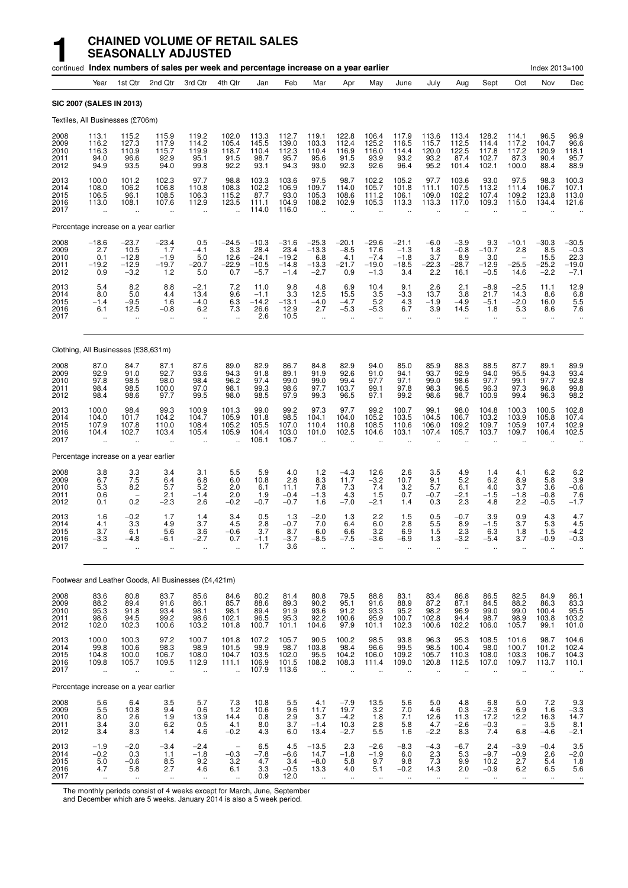# 1 CHAINED VOLUME OF RETAIL SALES SEASONALLY ADJUSTED

continued **Index numbers of sales per week and percentage increase on a year earlier** Index 2013=100

| | Year | 1st Qtr | 2nd Qtr | 3rd Qtr | 4th Qtr | Jan | Feb | Mar | Apr | May | June | July | Aug | Sept | Oct | Nov | Dec |
|---|---|---|---|---|---|---|---|---|---|---|---|---|---|---|---|---|---|
| **SIC 2007 (SALES IN 2013)** | | | | | | | | | | | | | | | | | |
| Textiles, All Businesses (£706m) | | | | | | | | | | | | | | | | | |
| 2008 | 113.1 | 115.2 | 115.9 | 119.2 | 102.0 | 113.3 | 112.7 | 119.1 | 122.8 | 106.4 | 117.9 | 113.6 | 113.4 | 128.2 | 114.1 | 96.5 | 96.9 |
| 2009 | 116.2 | 127.3 | 117.9 | 114.2 | 105.4 | 145.5 | 139.0 | 103.3 | 112.4 | 125.2 | 116.5 | 115.7 | 112.5 | 114.4 | 117.2 | 104.7 | 96.6 |
| 2010 | 116.3 | 110.9 | 115.7 | 119.9 | 118.7 | 110.4 | 112.3 | 110.4 | 116.9 | 116.0 | 114.4 | 120.0 | 122.5 | 117.8 | 117.2 | 120.9 | 118.1 |
| 2011 | 94.0 | 96.6 | 92.9 | 95.1 | 91.5 | 98.7 | 95.7 | 95.6 | 91.5 | 93.9 | 93.2 | 93.2 | 87.4 | 102.7 | 87.3 | 90.4 | 95.7 |
| 2012 | 94.9 | 93.5 | 94.0 | 99.8 | 92.2 | 93.1 | 94.3 | 93.0 | 92.3 | 92.6 | 96.4 | 95.2 | 101.4 | 102.1 | 100.0 | 88.4 | 88.9 |
| 2013 | 100.0 | 101.2 | 102.3 | 97.7 | 98.8 | 103.3 | 103.6 | 97.5 | 98.7 | 102.2 | 105.2 | 97.7 | 103.6 | 93.0 | 97.5 | 98.3 | 100.3 |
| 2014 | 108.0 | 106.2 | 106.8 | 110.8 | 108.3 | 102.2 | 106.9 | 109.7 | 114.0 | 105.7 | 101.8 | 111.1 | 107.5 | 113.2 | 111.4 | 106.7 | 107.1 |
| 2015 | 106.5 | 96.1 | 108.5 | 106.3 | 115.2 | 87.7 | 93.0 | 105.3 | 108.6 | 111.2 | 106.1 | 109.0 | 102.2 | 107.4 | 109.2 | 123.8 | 113.0 |
| 2016 | 113.0 | 108.1 | 107.6 | 112.9 | 123.5 | 111.1 | 104.9 | 108.2 | 102.9 | 105.3 | 113.3 | 113.3 | 117.0 | 109.3 | 115.0 | 134.4 | 121.6 |
| 2017 | .. | .. | .. | .. | .. | 114.0 | 116.0 | .. | .. | .. | .. | .. | .. | .. | .. | .. | .. |
| Percentage increase on a year earlier | | | | | | | | | | | | | | | | | |
| 2008 | −18.6 | −23.7 | −23.4 | 0.5 | −24.5 | −10.3 | −31.6 | −25.3 | −20.1 | −29.6 | −21.1 | −6.0 | −3.9 | 9.3 | −10.1 | −30.3 | −30.5 |
| 2009 | 2.7 | 10.5 | 1.7 | −4.1 | 3.3 | 28.4 | 23.4 | −13.3 | −8.5 | 17.6 | −1.3 | 1.8 | −0.8 | −10.7 | 2.8 | 8.5 | −0.3 |
| 2010 | 0.1 | −12.8 | −1.9 | 5.0 | 12.6 | −24.1 | −19.2 | 6.8 | 4.1 | −7.4 | −1.8 | 3.7 | 8.9 | 3.0 | − | 15.5 | 22.3 |
| 2011 | −19.2 | −12.9 | −19.7 | −20.7 | −22.9 | −10.5 | −14.8 | −13.3 | −21.7 | −19.0 | −18.5 | −22.3 | −28.7 | −12.9 | −25.5 | −25.2 | −19.0 |
| 2012 | 0.9 | −3.2 | 1.2 | 5.0 | 0.7 | −5.7 | −1.4 | −2.7 | 0.9 | −1.3 | 3.4 | 2.2 | 16.1 | −0.5 | 14.6 | −2.2 | −7.1 |
| 2013 | 5.4 | 8.2 | 8.8 | −2.1 | 7.2 | 11.0 | 9.8 | 4.8 | 6.9 | 10.4 | 9.1 | 2.6 | 2.1 | −8.9 | −2.5 | 11.1 | 12.9 |
| 2014 | 8.0 | 5.0 | 4.4 | 13.4 | 9.6 | −1.1 | 3.3 | 12.5 | 15.5 | 3.5 | −3.3 | 13.7 | 3.8 | 21.7 | 14.3 | 8.6 | 6.8 |
| 2015 | −1.4 | −9.5 | 1.6 | −4.0 | 6.3 | −14.2 | −13.1 | −4.0 | −4.7 | 5.2 | 4.3 | −1.9 | −4.9 | −5.1 | −2.0 | 16.0 | 5.5 |
| 2016 | 6.1 | 12.5 | −0.8 | 6.2 | 7.3 | 26.6 | 12.9 | 2.7 | −5.3 | −5.3 | 6.7 | 3.9 | 14.5 | 1.8 | 5.3 | 8.6 | 7.6 |
| 2017 | .. | .. | .. | .. | .. | 2.6 | 10.5 | .. | .. | .. | .. | .. | .. | .. | .. | .. | .. |
| Clothing, All Businesses (£38,631m) | | | | | | | | | | | | | | | | | |
| 2008 | 87.0 | 84.7 | 87.1 | 87.6 | 89.0 | 82.9 | 86.7 | 84.8 | 82.9 | 94.0 | 85.0 | 85.9 | 88.3 | 88.5 | 87.7 | 89.1 | 89.9 |
| 2009 | 92.9 | 91.0 | 92.7 | 93.6 | 94.3 | 91.8 | 89.1 | 91.9 | 92.6 | 91.0 | 94.1 | 93.7 | 92.9 | 94.0 | 95.5 | 94.3 | 93.4 |
| 2010 | 97.8 | 98.5 | 98.0 | 98.4 | 96.2 | 97.4 | 99.0 | 99.0 | 99.4 | 97.7 | 97.1 | 99.0 | 98.6 | 97.7 | 99.1 | 97.7 | 92.8 |
| 2011 | 98.4 | 98.5 | 100.0 | 97.0 | 98.1 | 99.3 | 98.6 | 97.7 | 103.7 | 99.1 | 97.8 | 98.3 | 96.5 | 96.3 | 97.3 | 96.8 | 99.8 |
| 2012 | 98.4 | 98.6 | 97.7 | 99.5 | 98.0 | 98.5 | 97.9 | 99.3 | 96.5 | 97.1 | 99.2 | 98.6 | 98.7 | 100.9 | 99.4 | 96.3 | 98.2 |
| 2013 | 100.0 | 98.4 | 99.3 | 100.9 | 101.3 | 99.0 | 99.2 | 97.3 | 97.7 | 99.2 | 100.7 | 99.1 | 98.0 | 104.8 | 100.3 | 100.5 | 102.8 |
| 2014 | 104.0 | 101.7 | 104.2 | 104.7 | 105.9 | 101.8 | 98.5 | 104.1 | 104.0 | 105.2 | 103.5 | 104.5 | 106.7 | 103.2 | 103.9 | 105.8 | 107.4 |
| 2015 | 107.9 | 107.8 | 110.0 | 108.4 | 105.2 | 105.5 | 107.0 | 110.4 | 110.8 | 108.5 | 110.6 | 106.0 | 109.2 | 109.7 | 105.9 | 107.4 | 102.9 |
| 2016 | 104.4 | 102.7 | 103.4 | 105.4 | 105.9 | 104.4 | 103.0 | 101.0 | 102.5 | 104.6 | 103.1 | 107.4 | 105.7 | 103.7 | 109.7 | 106.4 | 102.5 |
| 2017 | .. | .. | .. | .. | .. | 106.1 | 106.7 | .. | .. | .. | .. | .. | .. | .. | .. | .. | .. |
| Percentage increase on a year earlier | | | | | | | | | | | | | | | | | |
| 2008 | 3.8 | 3.3 | 3.4 | 3.1 | 5.5 | 5.9 | 4.0 | 1.2 | −4.3 | 12.6 | 2.6 | 3.5 | 4.9 | 1.4 | 4.1 | 6.2 | 6.2 |
| 2009 | 6.7 | 7.5 | 6.4 | 6.8 | 6.0 | 10.8 | 2.8 | 8.3 | 11.7 | −3.2 | 10.7 | 9.1 | 5.2 | 6.2 | 8.9 | 5.8 | 3.9 |
| 2010 | 5.3 | 8.2 | 5.7 | 5.2 | 2.0 | 6.1 | 11.1 | 7.8 | 7.3 | 7.4 | 3.2 | 5.7 | 6.1 | 4.0 | 3.7 | 3.6 | −0.6 |
| 2011 | 0.6 | − | 2.1 | −1.4 | 2.0 | 1.9 | −0.4 | −1.3 | 4.3 | 1.5 | 0.7 | −0.7 | −2.1 | −1.5 | −1.8 | −0.8 | 7.6 |
| 2012 | 0.1 | 0.2 | −2.3 | 2.6 | −0.2 | −0.7 | −0.7 | 1.6 | −7.0 | −2.1 | 1.4 | 0.3 | 2.3 | 4.8 | 2.2 | −0.5 | −1.7 |
| 2013 | 1.6 | −0.2 | 1.7 | 1.4 | 3.4 | 0.5 | 1.3 | −2.0 | 1.3 | 2.2 | 1.5 | 0.5 | −0.7 | 3.9 | 0.9 | 4.3 | 4.7 |
| 2014 | 4.1 | 3.3 | 4.9 | 3.7 | 4.5 | 2.8 | −0.7 | 7.0 | 6.4 | 6.0 | 2.8 | 5.5 | 8.9 | −1.5 | 3.7 | 5.3 | 4.5 |
| 2015 | 3.7 | 6.1 | 5.6 | 3.6 | −0.6 | 3.7 | 8.7 | 6.0 | 6.6 | 3.2 | 6.9 | 1.5 | 2.3 | 6.3 | 1.8 | 1.5 | −4.2 |
| 2016 | −3.3 | −4.8 | −6.1 | −2.7 | 0.7 | −1.1 | −3.7 | −8.5 | −7.5 | −3.6 | −6.9 | 1.3 | −3.2 | −5.4 | 3.7 | −0.9 | −0.3 |
| 2017 | .. | .. | .. | .. | .. | 1.7 | 3.6 | .. | .. | .. | .. | .. | .. | .. | .. | .. | .. |
| Footwear and Leather Goods, All Businesses (£4,421m) | | | | | | | | | | | | | | | | | |
| 2008 | 83.6 | 80.8 | 83.7 | 85.6 | 84.6 | 80.2 | 81.4 | 80.8 | 79.5 | 88.8 | 83.1 | 83.4 | 86.8 | 86.5 | 82.5 | 84.9 | 86.1 |
| 2009 | 88.2 | 89.4 | 91.6 | 86.1 | 85.7 | 88.6 | 89.3 | 90.2 | 95.1 | 91.6 | 88.9 | 87.2 | 87.1 | 84.5 | 88.2 | 86.3 | 83.3 |
| 2010 | 95.3 | 91.8 | 93.4 | 98.1 | 98.1 | 89.4 | 91.9 | 93.6 | 91.2 | 93.3 | 95.2 | 98.2 | 96.9 | 99.0 | 99.0 | 100.4 | 95.5 |
| 2011 | 98.6 | 94.5 | 99.2 | 98.6 | 102.1 | 96.5 | 95.3 | 92.2 | 100.6 | 95.9 | 100.7 | 102.8 | 94.4 | 98.7 | 98.9 | 103.8 | 103.2 |
| 2012 | 102.0 | 102.3 | 100.6 | 103.2 | 101.8 | 100.7 | 101.1 | 104.6 | 97.9 | 101.1 | 102.3 | 100.6 | 102.2 | 106.0 | 105.7 | 99.1 | 101.0 |
| 2013 | 100.0 | 100.3 | 97.2 | 100.7 | 101.8 | 107.2 | 105.7 | 90.5 | 100.2 | 98.5 | 93.8 | 96.3 | 95.3 | 108.5 | 101.6 | 98.7 | 104.6 |
| 2014 | 99.8 | 100.6 | 98.3 | 98.9 | 101.5 | 98.9 | 98.7 | 103.8 | 98.4 | 96.6 | 99.5 | 98.5 | 100.4 | 98.0 | 100.7 | 101.2 | 102.4 |
| 2015 | 104.8 | 100.0 | 106.7 | 108.0 | 104.7 | 103.5 | 102.0 | 95.5 | 104.2 | 106.0 | 109.2 | 105.7 | 110.3 | 108.0 | 103.3 | 106.7 | 104.3 |
| 2016 | 109.8 | 105.7 | 109.5 | 112.9 | 111.1 | 106.9 | 101.5 | 108.2 | 108.3 | 111.4 | 109.0 | 120.8 | 112.5 | 107.0 | 109.7 | 113.7 | 110.1 |
| 2017 | .. | .. | .. | .. | .. | 107.9 | 113.6 | .. | .. | .. | .. | .. | .. | .. | .. | .. | .. |
| Percentage increase on a year earlier | | | | | | | | | | | | | | | | | |
| 2008 | 5.6 | 6.4 | 3.5 | 5.7 | 7.3 | 10.8 | 5.5 | 4.1 | −7.9 | 13.5 | 5.6 | 5.0 | 4.8 | 6.8 | 5.0 | 7.2 | 9.3 |
| 2009 | 5.5 | 10.8 | 9.4 | 0.6 | 1.2 | 10.6 | 9.6 | 11.7 | 19.7 | 3.2 | 7.0 | 4.6 | 0.3 | −2.3 | 6.9 | 1.6 | −3.3 |
| 2010 | 8.0 | 2.6 | 1.9 | 13.9 | 14.4 | 0.8 | 2.9 | 3.7 | −4.2 | 1.8 | 7.1 | 12.6 | 11.3 | 17.2 | 12.2 | 16.3 | 14.7 |
| 2011 | 3.4 | 3.0 | 6.2 | 0.5 | 4.1 | 8.0 | 3.7 | −1.4 | 10.3 | 2.8 | 5.8 | 4.7 | −2.6 | −0.3 | − | 3.5 | 8.1 |
| 2012 | 3.4 | 8.3 | 1.4 | 4.6 | −0.2 | 4.3 | 6.0 | 13.4 | −2.7 | 5.5 | 1.6 | −2.2 | 8.3 | 7.4 | 6.8 | −4.6 | −2.1 |
| 2013 | −1.9 | −2.0 | −3.4 | −2.4 | − | 6.5 | 4.5 | −13.5 | 2.3 | −2.6 | −8.3 | −4.3 | −6.7 | 2.4 | −3.9 | −0.4 | 3.5 |
| 2014 | −0.2 | 0.3 | 1.1 | −1.8 | −0.3 | −7.8 | −6.6 | 14.7 | −1.8 | −1.9 | 6.0 | 2.3 | 5.3 | −9.7 | −0.9 | 2.6 | −2.0 |
| 2015 | 5.0 | −0.6 | 8.5 | 9.2 | 3.2 | 4.7 | 3.4 | −8.0 | 5.8 | 9.7 | 9.8 | 7.3 | 9.9 | 10.2 | 2.7 | 5.4 | 1.8 |
| 2016 | 4.7 | 5.8 | 2.7 | 4.6 | 6.1 | 3.3 | −0.5 | 13.3 | 4.0 | 5.1 | −0.2 | 14.3 | 2.0 | −0.9 | 6.2 | 6.5 | 5.6 |
| 2017 | .. | .. | .. | .. | .. | 0.9 | 12.0 | .. | .. | .. | .. | .. | .. | .. | .. | .. | .. |

The monthly periods consist of 4 weeks except for March, June, September and December which are 5 weeks. January 2014 is also a 5 week period.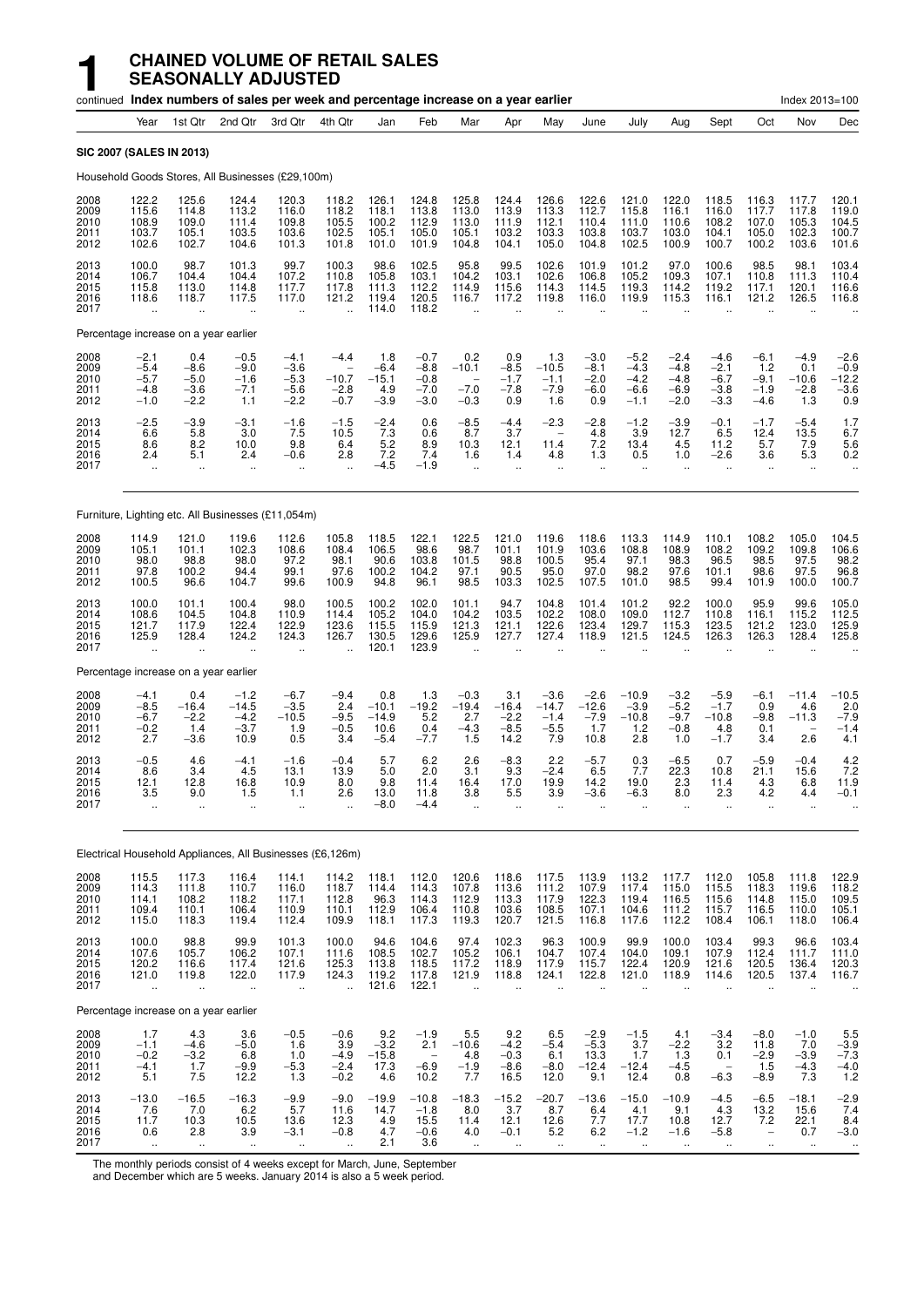# 1 CHAINED VOLUME OF RETAIL SALES SEASONALLY ADJUSTED

continued **Index numbers of sales per week and percentage increase on a year earlier** Index 2013=100

| Year | 1st Qtr | 2nd Qtr | 3rd Qtr | 4th Qtr | Jan | Feb | Mar | Apr | May | June | July | Aug | Sept | Oct | Nov | Dec |
|---|---|---|---|---|---|---|---|---|---|---|---|---|---|---|---|---|
| **SIC 2007 (SALES IN 2013)** | | | | | | | | | | | | | | | | |
| Household Goods Stores, All Businesses (£29,100m) | | | | | | | | | | | | | | | | |
| 2008 122.2 | 125.6 | 124.4 | 120.3 | 118.2 | 126.1 | 124.8 | 125.8 | 124.4 | 126.6 | 122.6 | 121.0 | 122.0 | 118.5 | 116.3 | 117.7 | 120.1 |
| 2009 115.6 | 114.8 | 113.2 | 116.0 | 118.2 | 118.1 | 113.8 | 113.0 | 113.9 | 113.3 | 112.7 | 115.8 | 116.1 | 116.0 | 117.7 | 117.8 | 119.0 |
| 2010 108.9 | 109.0 | 111.4 | 109.8 | 105.5 | 100.2 | 112.9 | 113.0 | 111.9 | 112.1 | 110.4 | 111.0 | 110.6 | 108.2 | 107.0 | 105.3 | 104.5 |
| 2011 103.7 | 105.1 | 103.5 | 103.6 | 102.5 | 105.1 | 105.0 | 105.1 | 103.2 | 103.3 | 103.8 | 103.7 | 103.0 | 104.1 | 105.0 | 102.3 | 100.7 |
| 2012 102.6 | 102.7 | 104.6 | 101.3 | 101.8 | 101.0 | 101.9 | 104.8 | 104.1 | 105.0 | 104.8 | 102.5 | 100.9 | 100.7 | 100.2 | 103.6 | 101.6 |
| 2013 100.0 | 98.7 | 101.3 | 99.7 | 100.3 | 98.6 | 102.5 | 95.8 | 99.5 | 102.6 | 101.9 | 101.2 | 97.0 | 100.6 | 98.5 | 98.1 | 103.4 |
| 2014 106.7 | 104.4 | 104.4 | 107.2 | 110.8 | 105.8 | 103.1 | 104.2 | 103.1 | 102.6 | 106.8 | 105.2 | 109.3 | 107.1 | 110.8 | 111.3 | 110.4 |
| 2015 115.8 | 113.0 | 114.8 | 117.7 | 117.8 | 111.3 | 112.2 | 114.9 | 115.6 | 114.3 | 114.5 | 119.3 | 114.2 | 119.2 | 117.1 | 120.1 | 116.6 |
| 2016 118.6 | 118.7 | 117.5 | 117.0 | 121.2 | 119.4 | 120.5 | 116.7 | 117.2 | 119.8 | 116.0 | 119.9 | 115.3 | 116.1 | 121.2 | 126.5 | 116.8 |
| 2017 .. | .. | .. | .. | .. | 114.0 | 118.2 | .. | .. | .. | .. | .. | .. | .. | .. | .. | .. |
| Percentage increase on a year earlier | | | | | | | | | | | | | | | | |
| 2008 −2.1 | 0.4 | −0.5 | −4.1 | −4.4 | 1.8 | −0.7 | 0.2 | 0.9 | 1.3 | −3.0 | −5.2 | −2.4 | −4.6 | −6.1 | −4.9 | −2.6 |
| 2009 −5.4 | −8.6 | −9.0 | −3.6 | – | −6.4 | −8.8 | −10.1 | −8.5 | −10.5 | −8.1 | −4.3 | −4.8 | −2.1 | 1.2 | 0.1 | −0.9 |
| 2010 −5.7 | −5.0 | −1.6 | −5.3 | −10.7 | −15.1 | −0.8 | – | −1.7 | −1.1 | −2.0 | −4.2 | −4.8 | −6.7 | −9.1 | −10.6 | −12.2 |
| 2011 −4.8 | −3.6 | −7.1 | −5.6 | −2.8 | 4.9 | −7.0 | −7.0 | −7.8 | −7.9 | −6.0 | −6.6 | −6.9 | −3.8 | −1.9 | −2.8 | −3.6 |
| 2012 −1.0 | −2.2 | 1.1 | −2.2 | −0.7 | −3.9 | −3.0 | −0.3 | 0.9 | 1.6 | 0.9 | −1.1 | −2.0 | −3.3 | −4.6 | 1.3 | 0.9 |
| 2013 −2.5 | −3.9 | −3.1 | −1.6 | −1.5 | −2.4 | 0.6 | −8.5 | −4.4 | −2.3 | −2.8 | −1.2 | −3.9 | −0.1 | −1.7 | −5.4 | 1.7 |
| 2014 6.6 | 5.8 | 3.0 | 7.5 | 10.5 | 7.3 | 0.6 | 8.7 | 3.7 | – | 4.8 | 3.9 | 12.7 | 6.5 | 12.4 | 13.5 | 6.7 |
| 2015 8.6 | 8.2 | 10.0 | 9.8 | 6.4 | 5.2 | 8.9 | 10.3 | 12.1 | 11.4 | 7.2 | 13.4 | 4.5 | 11.2 | 5.7 | 7.9 | 5.6 |
| 2016 2.4 | 5.1 | 2.4 | −0.6 | 2.8 | 7.2 | 7.4 | 1.6 | 1.4 | 4.8 | 1.3 | 0.5 | 1.0 | −2.6 | 3.6 | 5.3 | 0.2 |
| 2017 .. | .. | .. | .. | .. | −4.5 | −1.9 | .. | .. | .. | .. | .. | .. | .. | .. | .. | .. |
| Furniture, Lighting etc. All Businesses (£11,054m) | | | | | | | | | | | | | | | | |
| 2008 114.9 | 121.0 | 119.6 | 112.6 | 105.8 | 118.5 | 122.1 | 122.5 | 121.0 | 119.6 | 118.6 | 113.3 | 114.9 | 110.1 | 108.2 | 105.0 | 104.5 |
| 2009 105.1 | 101.1 | 102.3 | 108.6 | 108.4 | 106.5 | 98.6 | 98.7 | 101.1 | 101.9 | 103.6 | 108.8 | 108.9 | 108.2 | 109.2 | 109.8 | 106.6 |
| 2010 98.0 | 98.8 | 98.0 | 97.2 | 98.1 | 90.6 | 103.8 | 101.5 | 98.8 | 100.5 | 95.4 | 97.1 | 98.3 | 96.5 | 98.5 | 97.5 | 98.2 |
| 2011 97.8 | 100.2 | 94.4 | 99.1 | 97.6 | 100.2 | 104.2 | 97.1 | 90.5 | 95.0 | 97.0 | 98.2 | 97.6 | 101.1 | 98.6 | 97.5 | 96.8 |
| 2012 100.5 | 96.6 | 104.7 | 99.6 | 100.9 | 94.8 | 96.1 | 98.5 | 103.3 | 102.5 | 107.5 | 101.0 | 98.5 | 99.4 | 101.9 | 100.0 | 100.7 |
| 2013 100.0 | 101.1 | 100.4 | 98.0 | 100.5 | 100.2 | 102.0 | 101.1 | 94.7 | 104.8 | 101.4 | 101.2 | 92.2 | 100.0 | 95.9 | 99.6 | 105.0 |
| 2014 108.6 | 104.5 | 104.8 | 110.9 | 114.4 | 105.2 | 104.0 | 104.2 | 103.5 | 102.2 | 108.0 | 109.0 | 112.7 | 110.8 | 116.1 | 115.2 | 112.5 |
| 2015 121.7 | 117.9 | 122.4 | 122.9 | 123.6 | 115.5 | 115.9 | 121.3 | 121.1 | 122.6 | 123.4 | 129.7 | 115.3 | 123.5 | 121.2 | 123.0 | 125.9 |
| 2016 125.9 | 128.4 | 124.2 | 124.3 | 126.7 | 130.5 | 129.6 | 125.9 | 127.7 | 127.4 | 118.9 | 121.5 | 124.5 | 126.3 | 126.3 | 128.4 | 125.8 |
| 2017 .. | .. | .. | .. | .. | 120.1 | 123.9 | .. | .. | .. | .. | .. | .. | .. | .. | .. | .. |
| Percentage increase on a year earlier | | | | | | | | | | | | | | | | |
| 2008 −4.1 | 0.4 | −1.2 | −6.7 | −9.4 | 0.8 | 1.3 | −0.3 | 3.1 | −3.6 | −2.6 | −10.9 | −3.2 | −5.9 | −6.1 | −11.4 | −10.5 |
| 2009 −8.5 | −16.4 | −14.5 | −3.5 | 2.4 | −10.1 | −19.2 | −19.4 | −16.4 | −14.7 | −12.6 | −3.9 | −5.2 | −1.7 | 0.9 | 4.6 | 2.0 |
| 2010 −6.7 | −2.2 | −4.2 | −10.5 | −9.5 | −14.9 | 5.2 | 2.7 | −2.2 | −1.4 | −7.9 | −10.8 | −9.7 | −10.8 | −9.8 | −11.3 | −7.9 |
| 2011 −0.2 | 1.4 | −3.7 | 1.9 | −0.5 | 10.6 | 0.4 | −4.3 | −8.5 | −5.5 | 1.7 | 1.2 | −0.8 | 4.8 | 0.1 | – | −1.4 |
| 2012 2.7 | −3.6 | 10.9 | 0.5 | 3.4 | −5.4 | −7.7 | 1.5 | 14.2 | 7.9 | 10.8 | 2.8 | 1.0 | −1.7 | 3.4 | 2.6 | 4.1 |
| 2013 −0.5 | 4.6 | −4.1 | −1.6 | −0.4 | 5.7 | 6.2 | 2.6 | −8.3 | 2.2 | −5.7 | 0.3 | −6.5 | 0.7 | −5.9 | −0.4 | 4.2 |
| 2014 8.6 | 3.4 | 4.5 | 13.1 | 13.9 | 5.0 | 2.0 | 3.1 | 9.3 | −2.4 | 6.5 | 7.7 | 22.3 | 10.8 | 21.1 | 15.6 | 7.2 |
| 2015 12.1 | 12.8 | 16.8 | 10.9 | 8.0 | 9.8 | 11.4 | 16.4 | 17.0 | 19.9 | 14.2 | 19.0 | 2.3 | 11.4 | 4.3 | 6.8 | 11.9 |
| 2016 3.5 | 9.0 | 1.5 | 1.1 | 2.6 | 13.0 | 11.8 | 3.8 | 5.5 | 3.9 | −3.6 | −6.3 | 8.0 | 2.3 | 4.2 | 4.4 | −0.1 |
| 2017 .. | .. | .. | .. | .. | −8.0 | −4.4 | .. | .. | .. | .. | .. | .. | .. | .. | .. | .. |
| Electrical Household Appliances, All Businesses (£6,126m) | | | | | | | | | | | | | | | | |
| 2008 115.5 | 117.3 | 116.4 | 114.1 | 114.2 | 118.1 | 112.0 | 120.6 | 118.6 | 117.5 | 113.9 | 113.2 | 117.7 | 112.0 | 105.8 | 111.8 | 122.9 |
| 2009 114.3 | 111.8 | 110.7 | 116.0 | 118.7 | 114.4 | 114.3 | 107.8 | 113.6 | 111.2 | 107.9 | 117.4 | 115.0 | 115.5 | 118.3 | 119.6 | 118.2 |
| 2010 114.1 | 108.2 | 118.2 | 117.1 | 112.8 | 96.3 | 114.3 | 112.9 | 113.3 | 117.9 | 122.3 | 119.4 | 116.5 | 115.6 | 114.8 | 115.0 | 109.5 |
| 2011 109.4 | 110.1 | 106.4 | 110.9 | 110.1 | 112.9 | 106.4 | 110.8 | 103.6 | 108.5 | 107.1 | 104.6 | 111.2 | 115.7 | 116.5 | 110.0 | 105.1 |
| 2012 115.0 | 118.3 | 119.4 | 112.4 | 109.9 | 118.1 | 117.3 | 119.3 | 120.7 | 121.5 | 116.8 | 117.6 | 112.2 | 108.4 | 106.1 | 118.0 | 106.4 |
| 2013 100.0 | 98.8 | 99.9 | 101.3 | 100.0 | 94.6 | 104.6 | 97.4 | 102.3 | 96.3 | 100.9 | 99.9 | 100.0 | 103.4 | 99.3 | 96.6 | 103.4 |
| 2014 107.6 | 105.7 | 106.2 | 107.1 | 111.6 | 108.5 | 102.7 | 105.2 | 106.1 | 104.7 | 107.4 | 104.0 | 109.1 | 107.9 | 112.4 | 111.7 | 111.0 |
| 2015 120.2 | 116.6 | 117.4 | 121.6 | 125.3 | 113.8 | 118.5 | 117.2 | 118.9 | 117.9 | 115.7 | 122.4 | 120.9 | 121.6 | 120.5 | 136.4 | 120.3 |
| 2016 121.0 | 119.8 | 122.0 | 117.9 | 124.3 | 119.2 | 117.8 | 121.9 | 118.8 | 124.1 | 122.8 | 121.0 | 118.9 | 114.6 | 120.5 | 137.4 | 116.7 |
| 2017 .. | .. | .. | .. | .. | 121.6 | 122.1 | .. | .. | .. | .. | .. | .. | .. | .. | .. | .. |
| Percentage increase on a year earlier | | | | | | | | | | | | | | | | |
| 2008 1.7 | 4.3 | 3.6 | −0.5 | −0.6 | 9.2 | −1.9 | 5.5 | 9.2 | 6.5 | −2.9 | −1.5 | 4.1 | −3.4 | −8.0 | −1.0 | 5.5 |
| 2009 −1.1 | −4.6 | −5.0 | 1.6 | 3.9 | −3.2 | 2.1 | −10.6 | −4.2 | −5.4 | −5.3 | 3.7 | −2.2 | 3.2 | 11.8 | 7.0 | −3.9 |
| 2010 −0.2 | −3.2 | 6.8 | 1.0 | −4.9 | −15.8 | – | 4.8 | −0.3 | 6.1 | 13.3 | 1.7 | 1.3 | 0.1 | −2.9 | −3.9 | −7.3 |
| 2011 −4.1 | 1.7 | −9.9 | −5.3 | −2.4 | 17.3 | −6.9 | −1.9 | −8.6 | −8.0 | −12.4 | −12.4 | −4.5 | – | 1.5 | −4.3 | −4.0 |
| 2012 5.1 | 7.5 | 12.2 | 1.3 | −0.2 | 4.6 | 10.2 | 7.7 | 16.5 | 12.0 | 9.1 | 12.4 | 0.8 | −6.3 | −8.9 | 7.3 | 1.2 |
| 2013 −13.0 | −16.5 | −16.3 | −9.9 | −9.0 | −19.9 | −10.8 | −18.3 | −15.2 | −20.7 | −13.6 | −15.0 | −10.9 | −4.5 | −6.5 | −18.1 | −2.9 |
| 2014 7.6 | 7.0 | 6.2 | 5.7 | 11.6 | 14.7 | −1.8 | 8.0 | 3.7 | 8.7 | 6.4 | 4.1 | 9.1 | 4.3 | 13.2 | 15.6 | 7.4 |
| 2015 11.7 | 10.3 | 10.5 | 13.6 | 12.3 | 4.9 | 15.5 | 11.4 | 12.1 | 12.6 | 7.7 | 17.7 | 10.8 | 12.7 | 7.2 | 22.1 | 8.4 |
| 2016 0.6 | 2.8 | 3.9 | −3.1 | −0.8 | 4.7 | −0.6 | 4.0 | −0.1 | 5.2 | 6.2 | −1.2 | −1.6 | −5.8 | – | 0.7 | −3.0 |
| 2017 .. | .. | .. | .. | .. | 2.1 | 3.6 | .. | .. | .. | .. | .. | .. | .. | .. | .. | .. |

The monthly periods consist of 4 weeks except for March, June, September and December which are 5 weeks. January 2014 is also a 5 week period.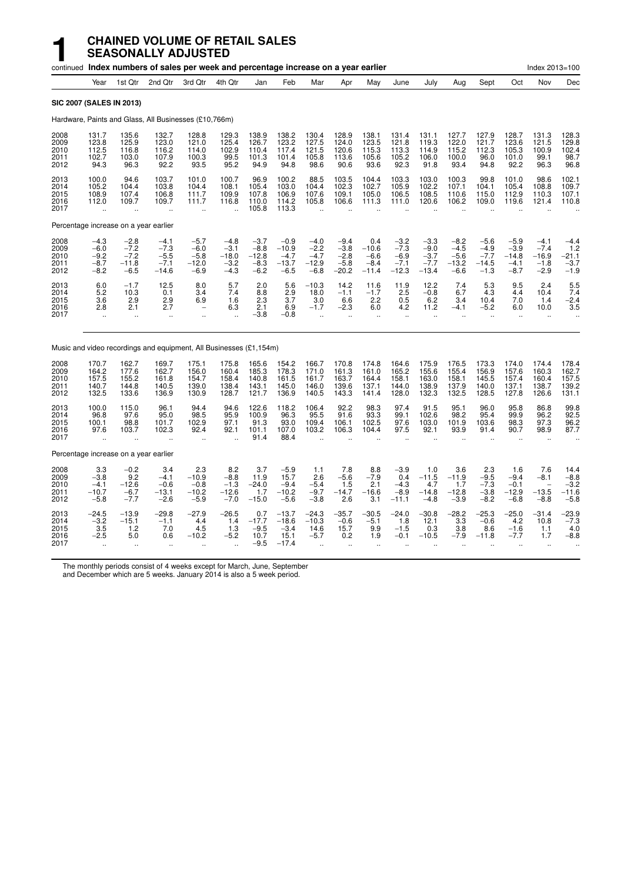# 1 CHAINED VOLUME OF RETAIL SALES SEASONALLY ADJUSTED

continued **Index numbers of sales per week and percentage increase on a year earlier** Index 2013=100

**SIC 2007 (SALES IN 2013)**

Hardware, Paints and Glass, All Businesses (£10,766m)

| | Year | 1st Qtr | 2nd Qtr | 3rd Qtr | 4th Qtr | Jan | Feb | Mar | Apr | May | June | July | Aug | Sept | Oct | Nov | Dec |
|---|---|---|---|---|---|---|---|---|---|---|---|---|---|---|---|---|---|
| 2008 | 131.7 | 135.6 | 132.7 | 128.8 | 129.3 | 138.9 | 138.2 | 130.4 | 128.9 | 138.1 | 131.4 | 131.1 | 127.7 | 127.9 | 128.7 | 131.3 | 128.3 |
| 2009 | 123.8 | 125.9 | 123.0 | 121.0 | 125.4 | 126.7 | 123.2 | 127.5 | 124.0 | 123.5 | 121.8 | 119.3 | 122.0 | 121.7 | 123.6 | 121.5 | 129.8 |
| 2010 | 112.5 | 116.8 | 116.2 | 114.0 | 102.9 | 110.4 | 117.4 | 121.5 | 120.6 | 115.3 | 113.3 | 114.9 | 115.2 | 112.3 | 105.3 | 100.9 | 102.4 |
| 2011 | 102.7 | 103.0 | 107.9 | 100.3 | 99.5 | 101.3 | 101.4 | 105.8 | 113.6 | 105.6 | 105.2 | 106.0 | 100.0 | 96.0 | 101.0 | 99.1 | 98.7 |
| 2012 | 94.3 | 96.3 | 92.2 | 93.5 | 95.2 | 94.9 | 94.8 | 98.6 | 90.6 | 93.6 | 92.3 | 91.8 | 93.4 | 94.8 | 92.2 | 96.3 | 96.8 |
| 2013 | 100.0 | 94.6 | 103.7 | 101.0 | 100.7 | 96.9 | 100.2 | 88.5 | 103.5 | 104.4 | 103.3 | 103.0 | 100.3 | 99.8 | 101.0 | 98.6 | 102.1 |
| 2014 | 105.2 | 104.4 | 103.8 | 104.4 | 108.1 | 105.4 | 103.0 | 104.4 | 102.3 | 102.7 | 105.9 | 102.2 | 107.1 | 104.1 | 105.4 | 108.8 | 109.7 |
| 2015 | 108.9 | 107.4 | 106.8 | 111.7 | 109.9 | 107.8 | 106.9 | 107.6 | 109.1 | 105.0 | 106.5 | 108.5 | 110.6 | 115.0 | 112.9 | 110.3 | 107.1 |
| 2016 | 112.0 | 109.7 | 109.7 | 111.7 | 116.8 | 110.0 | 114.2 | 105.8 | 106.6 | 111.3 | 111.0 | 120.6 | 106.2 | 109.0 | 119.6 | 121.4 | 110.8 |
| 2017 | .. | .. | .. | .. | .. | 105.8 | 113.3 | .. | .. | .. | .. | .. | .. | .. | .. | .. | .. |
| **Percentage increase on a year earlier** | | | | | | | | | | | | | | | | | |
| 2008 | −4.3 | −2.8 | −4.1 | −5.7 | −4.8 | −3.7 | −0.9 | −4.0 | −9.4 | 0.4 | −3.2 | −3.3 | −8.2 | −5.6 | −5.9 | −4.1 | −4.4 |
| 2009 | −6.0 | −7.2 | −7.3 | −6.0 | −3.1 | −8.8 | −10.9 | −2.2 | −3.8 | −10.6 | −7.3 | −9.0 | −4.5 | −4.9 | −3.9 | −7.4 | 1.2 |
| 2010 | −9.2 | −7.2 | −5.5 | −5.8 | −18.0 | −12.8 | −4.7 | −4.7 | −2.8 | −6.6 | −6.9 | −3.7 | −5.6 | −7.7 | −14.8 | −16.9 | −21.1 |
| 2011 | −8.7 | −11.8 | −7.1 | −12.0 | −3.2 | −8.3 | −13.7 | −12.9 | −5.8 | −8.4 | −7.1 | −7.7 | −13.2 | −14.5 | −4.1 | −1.8 | −3.7 |
| 2012 | −8.2 | −6.5 | −14.6 | −6.9 | −4.3 | −6.2 | −6.5 | −6.8 | −20.2 | −11.4 | −12.3 | −13.4 | −6.6 | −1.3 | −8.7 | −2.9 | −1.9 |
| 2013 | 6.0 | −1.7 | 12.5 | 8.0 | 5.7 | 2.0 | 5.6 | −10.3 | 14.2 | 11.6 | 11.9 | 12.2 | 7.4 | 5.3 | 9.5 | 2.4 | 5.5 |
| 2014 | 5.2 | 10.3 | 0.1 | 3.4 | 7.4 | 8.8 | 2.9 | 18.0 | −1.1 | −1.7 | 2.5 | −0.8 | 6.7 | 4.3 | 4.4 | 10.4 | 7.4 |
| 2015 | 3.6 | 2.9 | 2.9 | 6.9 | 1.6 | 2.3 | 3.7 | 3.0 | 6.6 | 2.2 | 0.5 | 6.2 | 3.4 | 10.4 | 7.0 | 1.4 | −2.4 |
| 2016 | 2.8 | 2.1 | 2.7 | − | 6.3 | 2.1 | 6.9 | −1.7 | −2.3 | 6.0 | 4.2 | 11.2 | −4.1 | −5.2 | 6.0 | 10.0 | 3.5 |
| 2017 | .. | .. | .. | .. | .. | −3.8 | −0.8 | .. | .. | .. | .. | .. | .. | .. | .. | .. | .. |

Music and video recordings and equipment, All Businesses (£1,154m)

| | Year | 1st Qtr | 2nd Qtr | 3rd Qtr | 4th Qtr | Jan | Feb | Mar | Apr | May | June | July | Aug | Sept | Oct | Nov | Dec |
|---|---|---|---|---|---|---|---|---|---|---|---|---|---|---|---|---|---|
| 2008 | 170.7 | 162.7 | 169.7 | 175.1 | 175.8 | 165.6 | 154.2 | 166.7 | 170.8 | 174.8 | 164.6 | 175.9 | 176.5 | 173.3 | 174.0 | 174.4 | 178.4 |
| 2009 | 164.2 | 177.6 | 162.7 | 156.0 | 160.4 | 185.3 | 178.3 | 171.0 | 161.3 | 161.0 | 165.2 | 155.6 | 155.4 | 156.9 | 157.6 | 160.3 | 162.7 |
| 2010 | 157.5 | 155.2 | 161.8 | 154.7 | 158.4 | 140.8 | 161.5 | 161.7 | 163.7 | 164.4 | 158.1 | 163.0 | 158.1 | 145.5 | 157.4 | 160.4 | 157.5 |
| 2011 | 140.7 | 144.8 | 140.5 | 139.0 | 138.4 | 143.1 | 145.0 | 146.0 | 139.6 | 137.1 | 144.0 | 138.9 | 137.9 | 140.0 | 137.1 | 138.7 | 139.2 |
| 2012 | 132.5 | 133.6 | 136.9 | 130.9 | 128.7 | 121.7 | 136.9 | 140.5 | 143.3 | 141.4 | 128.0 | 132.3 | 132.5 | 128.5 | 127.8 | 126.6 | 131.1 |
| 2013 | 100.0 | 115.0 | 96.1 | 94.4 | 94.6 | 122.6 | 118.2 | 106.4 | 92.2 | 98.3 | 97.4 | 91.5 | 95.1 | 96.0 | 95.8 | 86.8 | 99.8 |
| 2014 | 96.8 | 97.6 | 95.0 | 98.5 | 95.9 | 100.9 | 96.3 | 95.5 | 91.6 | 93.3 | 99.1 | 102.6 | 98.2 | 95.4 | 99.9 | 96.2 | 92.5 |
| 2015 | 100.1 | 98.8 | 101.7 | 102.9 | 97.1 | 91.3 | 93.0 | 109.4 | 106.1 | 102.5 | 97.6 | 103.0 | 101.9 | 103.6 | 98.3 | 97.3 | 96.2 |
| 2016 | 97.6 | 103.7 | 102.3 | 92.4 | 92.1 | 101.1 | 107.0 | 103.2 | 106.3 | 104.4 | 97.5 | 92.1 | 93.9 | 91.4 | 90.7 | 98.9 | 87.7 |
| 2017 | .. | .. | .. | .. | .. | 91.4 | 88.4 | .. | .. | .. | .. | .. | .. | .. | .. | .. | .. |
| **Percentage increase on a year earlier** | | | | | | | | | | | | | | | | | |
| 2008 | 3.3 | −0.2 | 3.4 | 2.3 | 8.2 | 3.7 | −5.9 | 1.1 | 7.8 | 8.8 | −3.9 | 1.0 | 3.6 | 2.3 | 1.6 | 7.6 | 14.4 |
| 2009 | −3.8 | 9.2 | −4.1 | −10.9 | −8.8 | 11.9 | 15.7 | 2.6 | −5.6 | −7.9 | 0.4 | −11.5 | −11.9 | −9.5 | −9.4 | −8.1 | −8.8 |
| 2010 | −4.1 | −12.6 | −0.6 | −0.8 | −1.3 | −24.0 | −9.4 | −5.4 | 1.5 | 2.1 | −4.3 | 4.7 | 1.7 | −7.3 | −0.1 | − | −3.2 |
| 2011 | −10.7 | −6.7 | −13.1 | −10.2 | −12.6 | 1.7 | −10.2 | −9.7 | −14.7 | −16.6 | −8.9 | −14.8 | −12.8 | −3.8 | −12.9 | −13.5 | −11.6 |
| 2012 | −5.8 | −7.7 | −2.6 | −5.9 | −7.0 | −15.0 | −5.6 | −3.8 | 2.6 | 3.1 | −11.1 | −4.8 | −3.9 | −8.2 | −6.8 | −8.8 | −5.8 |
| 2013 | −24.5 | −13.9 | −29.8 | −27.9 | −26.5 | 0.7 | −13.7 | −24.3 | −35.7 | −30.5 | −24.0 | −30.8 | −28.2 | −25.3 | −25.0 | −31.4 | −23.9 |
| 2014 | −3.2 | −15.1 | −1.1 | 4.4 | 1.4 | −17.7 | −18.6 | −10.3 | −0.6 | −5.1 | 1.8 | 12.1 | 3.3 | −0.6 | 4.2 | 10.8 | −7.3 |
| 2015 | 3.5 | 1.2 | 7.0 | 4.5 | 1.3 | −9.5 | −3.4 | 14.6 | 15.7 | 9.9 | −1.5 | 0.3 | 3.8 | 8.6 | −1.6 | 1.1 | 4.0 |
| 2016 | −2.5 | 5.0 | 0.6 | −10.2 | −5.2 | 10.7 | 15.1 | −5.7 | 0.2 | 1.9 | −0.1 | −10.5 | −7.9 | −11.8 | −7.7 | 1.7 | −8.8 |
| 2017 | .. | .. | .. | .. | .. | −9.5 | −17.4 | .. | .. | .. | .. | .. | .. | .. | .. | .. | .. |

The monthly periods consist of 4 weeks except for March, June, September and December which are 5 weeks. January 2014 is also a 5 week period.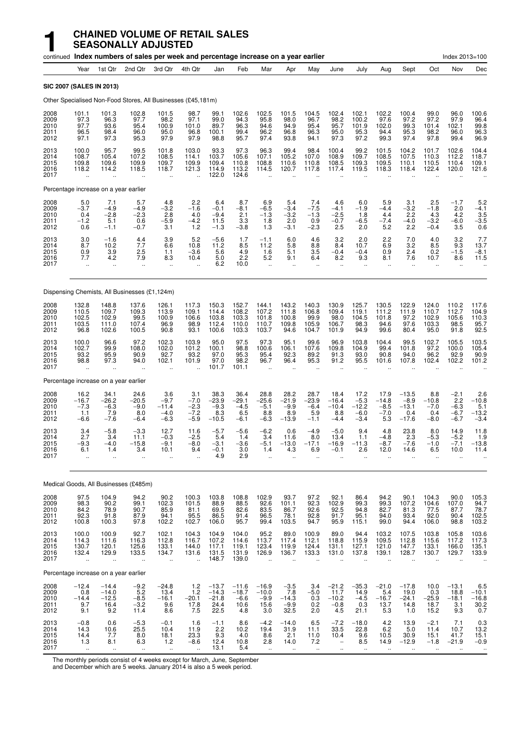# 1 CHAINED VOLUME OF RETAIL SALES SEASONALLY ADJUSTED

continued **Index numbers of sales per week and percentage increase on a year earlier** Index 2013=100

**SIC 2007 (SALES IN 2013)**

Other Specialised Non-Food Stores, All Businesses (£45,181m)

| | Year | 1st Qtr | 2nd Qtr | 3rd Qtr | 4th Qtr | Jan | Feb | Mar | Apr | May | June | July | Aug | Sept | Oct | Nov | Dec |
|---|---|---|---|---|---|---|---|---|---|---|---|---|---|---|---|---|---|
| 2008 | 101.1 | 101.3 | 102.8 | 101.5 | 98.7 | 99.1 | 102.6 | 102.5 | 101.5 | 104.5 | 102.4 | 102.1 | 102.2 | 100.4 | 99.0 | 96.0 | 100.6 |
| 2009 | 97.3 | 96.3 | 97.7 | 98.2 | 97.1 | 99.0 | 94.3 | 95.8 | 98.0 | 96.7 | 98.2 | 100.2 | 97.6 | 97.2 | 97.2 | 97.9 | 96.4 |
| 2010 | 97.7 | 93.6 | 95.4 | 100.9 | 101.0 | 89.7 | 96.3 | 94.6 | 94.9 | 95.4 | 95.7 | 101.9 | 102.0 | 99.3 | 101.4 | 102.1 | 99.8 |
| 2011 | 96.5 | 98.4 | 96.0 | 95.0 | 96.8 | 100.1 | 99.4 | 96.2 | 96.8 | 96.3 | 95.0 | 95.3 | 94.4 | 95.3 | 98.2 | 96.0 | 96.3 |
| 2012 | 97.1 | 97.3 | 95.3 | 97.9 | 97.9 | 98.8 | 95.7 | 97.4 | 93.8 | 94.1 | 97.3 | 97.2 | 99.3 | 97.4 | 97.8 | 99.4 | 96.9 |
| 2013 | 100.0 | 95.7 | 99.5 | 101.8 | 103.0 | 93.3 | 97.3 | 96.3 | 99.4 | 98.4 | 100.4 | 99.2 | 101.5 | 104.2 | 101.7 | 102.6 | 104.4 |
| 2014 | 108.7 | 105.4 | 107.2 | 108.5 | 114.1 | 103.7 | 105.6 | 107.1 | 105.2 | 107.0 | 108.9 | 109.7 | 108.5 | 107.5 | 110.3 | 112.2 | 118.7 |
| 2015 | 109.8 | 109.6 | 109.9 | 109.7 | 109.9 | 109.4 | 110.8 | 108.8 | 110.6 | 110.8 | 108.5 | 109.3 | 109.5 | 110.1 | 110.5 | 110.4 | 109.1 |
| 2016 | 118.2 | 114.2 | 118.5 | 118.7 | 121.3 | 114.9 | 113.2 | 114.5 | 120.7 | 117.8 | 117.4 | 119.5 | 118.3 | 118.4 | 122.4 | 120.0 | 121.6 |
| 2017 | .. | .. | .. | .. | .. | 122.0 | 124.6 | .. | .. | .. | .. | .. | .. | .. | .. | .. | .. |
| **Percentage increase on a year earlier** | | | | | | | | | | | | | | | | | |
| 2008 | 5.0 | 7.1 | 5.7 | 4.8 | 2.2 | 6.4 | 8.7 | 6.9 | 5.4 | 7.4 | 4.6 | 6.0 | 5.9 | 3.1 | 2.5 | −1.7 | 5.2 |
| 2009 | −3.7 | −4.9 | −4.9 | −3.2 | −1.6 | −0.1 | −8.1 | −6.5 | −3.4 | −7.5 | −4.1 | −1.9 | −4.4 | −3.2 | −1.8 | 2.0 | −4.1 |
| 2010 | 0.4 | −2.8 | −2.3 | 2.8 | 4.0 | −9.4 | 2.1 | −1.3 | −3.2 | −1.3 | −2.5 | 1.8 | 4.4 | 2.2 | 4.3 | 4.2 | 3.5 |
| 2011 | −1.2 | 5.1 | 0.6 | −5.9 | −4.2 | 11.5 | 3.3 | 1.8 | 2.0 | 0.9 | −0.7 | −6.5 | −7.4 | −4.0 | −3.2 | −6.0 | −3.5 |
| 2012 | 0.6 | −1.1 | −0.7 | 3.1 | 1.2 | −1.3 | −3.8 | 1.3 | −3.1 | −2.3 | 2.5 | 2.0 | 5.2 | 2.2 | −0.4 | 3.5 | 0.6 |
| 2013 | 3.0 | −1.6 | 4.4 | 3.9 | 5.2 | −5.6 | 1.7 | −1.1 | 6.0 | 4.6 | 3.2 | 2.0 | 2.2 | 7.0 | 4.0 | 3.2 | 7.7 |
| 2014 | 8.7 | 10.2 | 7.7 | 6.6 | 10.8 | 11.2 | 8.5 | 11.2 | 5.8 | 8.8 | 8.4 | 10.7 | 6.9 | 3.2 | 8.5 | 9.3 | 13.7 |
| 2015 | 0.9 | 3.9 | 2.5 | 1.1 | −3.6 | 5.6 | 4.9 | 1.6 | 5.1 | 3.5 | −0.4 | −0.4 | 0.9 | 2.4 | 0.2 | −1.5 | −8.1 |
| 2016 | 7.7 | 4.2 | 7.9 | 8.3 | 10.4 | 5.0 | 2.2 | 5.2 | 9.1 | 6.4 | 8.2 | 9.3 | 8.1 | 7.6 | 10.7 | 8.6 | 11.5 |
| 2017 | .. | .. | .. | .. | .. | 6.2 | 10.0 | .. | .. | .. | .. | .. | .. | .. | .. | .. | .. |

Dispensing Chemists, All Businesses (£1,124m)

| | Year | 1st Qtr | 2nd Qtr | 3rd Qtr | 4th Qtr | Jan | Feb | Mar | Apr | May | June | July | Aug | Sept | Oct | Nov | Dec |
|---|---|---|---|---|---|---|---|---|---|---|---|---|---|---|---|---|---|
| 2008 | 132.8 | 148.8 | 137.6 | 126.1 | 117.3 | 150.3 | 152.7 | 144.1 | 143.2 | 140.3 | 130.9 | 125.7 | 130.5 | 122.9 | 124.0 | 110.2 | 117.6 |
| 2009 | 110.5 | 109.7 | 109.3 | 113.9 | 109.1 | 114.4 | 108.2 | 107.2 | 111.8 | 106.8 | 109.4 | 119.1 | 111.2 | 111.9 | 110.7 | 112.7 | 104.9 |
| 2010 | 102.5 | 102.9 | 99.5 | 100.9 | 106.6 | 103.8 | 103.3 | 101.8 | 100.8 | 99.9 | 98.0 | 104.5 | 101.8 | 97.2 | 102.9 | 105.6 | 110.3 |
| 2011 | 103.5 | 111.0 | 107.4 | 96.9 | 98.9 | 112.4 | 110.0 | 110.7 | 109.8 | 105.9 | 106.7 | 98.3 | 94.6 | 97.6 | 103.3 | 98.5 | 95.7 |
| 2012 | 96.8 | 102.6 | 100.5 | 90.8 | 93.1 | 100.6 | 103.3 | 103.7 | 94.6 | 104.7 | 101.9 | 94.9 | 99.6 | 80.4 | 95.0 | 91.8 | 92.5 |
| 2013 | 100.0 | 96.6 | 97.2 | 102.3 | 103.9 | 95.0 | 97.5 | 97.3 | 95.1 | 99.6 | 96.9 | 103.8 | 104.4 | 99.5 | 102.7 | 105.5 | 103.5 |
| 2014 | 102.7 | 99.9 | 108.0 | 102.0 | 101.2 | 100.1 | 98.8 | 100.6 | 106.1 | 107.6 | 109.8 | 104.9 | 99.4 | 101.8 | 97.2 | 100.0 | 105.4 |
| 2015 | 93.2 | 95.9 | 90.9 | 92.7 | 93.2 | 97.0 | 95.3 | 95.4 | 92.3 | 89.2 | 91.3 | 93.0 | 90.8 | 94.0 | 96.2 | 92.9 | 90.9 |
| 2016 | 98.8 | 97.3 | 94.0 | 102.1 | 101.9 | 97.0 | 98.2 | 96.7 | 96.4 | 95.3 | 91.2 | 95.5 | 101.6 | 107.8 | 102.4 | 102.2 | 101.2 |
| 2017 | .. | .. | .. | .. | .. | 101.7 | 101.1 | .. | .. | .. | .. | .. | .. | .. | .. | .. | .. |
| **Percentage increase on a year earlier** | | | | | | | | | | | | | | | | | |
| 2008 | 16.2 | 34.1 | 24.6 | 3.6 | 3.1 | 38.3 | 36.4 | 28.8 | 28.2 | 28.7 | 18.4 | 17.2 | 17.9 | −13.5 | 8.8 | −2.1 | 2.6 |
| 2009 | −16.7 | −26.2 | −20.5 | −9.7 | −7.0 | −23.9 | −29.1 | −25.6 | −21.9 | −23.9 | −16.4 | −5.3 | −14.8 | −8.9 | −10.8 | 2.2 | −10.8 |
| 2010 | −7.3 | −6.3 | −9.0 | −11.4 | −2.3 | −9.3 | −4.5 | −5.1 | −9.9 | −6.4 | −10.4 | −12.2 | −8.5 | −13.1 | −7.0 | −6.3 | 5.1 |
| 2011 | 1.1 | 7.9 | 8.0 | −4.0 | −7.2 | 8.3 | 6.5 | 8.8 | 8.9 | 5.9 | 8.8 | −6.0 | −7.0 | 0.4 | 0.4 | −6.7 | −13.2 |
| 2012 | −6.6 | −7.6 | −6.4 | −6.3 | −5.9 | −10.5 | −6.1 | −6.3 | −13.9 | −1.1 | −4.4 | −3.4 | 5.3 | −17.6 | −8.0 | −6.7 | −3.4 |
| 2013 | 3.4 | −5.8 | −3.3 | 12.7 | 11.6 | −5.7 | −5.6 | −6.2 | 0.6 | −4.9 | −5.0 | 9.4 | 4.8 | 23.8 | 8.0 | 14.9 | 11.8 |
| 2014 | 2.7 | 3.4 | 11.1 | −0.3 | −2.5 | 5.4 | 1.4 | 3.4 | 11.6 | 8.0 | 13.4 | 1.1 | −4.8 | 2.3 | −5.3 | −5.2 | 1.9 |
| 2015 | −9.3 | −4.0 | −15.8 | −9.1 | −8.0 | −3.1 | −3.6 | −5.1 | −13.0 | −17.1 | −16.9 | −11.3 | −8.7 | −7.6 | −1.0 | −7.1 | −13.8 |
| 2016 | 6.1 | 1.4 | 3.4 | 10.1 | 9.4 | −0.1 | 3.0 | 1.4 | 4.3 | 6.9 | −0.1 | 2.6 | 12.0 | 14.6 | 6.5 | 10.0 | 11.4 |
| 2017 | .. | .. | .. | .. | .. | 4.9 | 2.9 | .. | .. | .. | .. | .. | .. | .. | .. | .. | .. |

Medical Goods, All Businesses (£485m)

| | Year | 1st Qtr | 2nd Qtr | 3rd Qtr | 4th Qtr | Jan | Feb | Mar | Apr | May | June | July | Aug | Sept | Oct | Nov | Dec |
|---|---|---|---|---|---|---|---|---|---|---|---|---|---|---|---|---|---|
| 2008 | 97.5 | 104.9 | 94.2 | 90.2 | 100.3 | 103.8 | 108.8 | 102.9 | 93.7 | 97.2 | 92.1 | 86.4 | 94.2 | 90.1 | 104.3 | 90.0 | 105.3 |
| 2009 | 98.3 | 90.2 | 99.1 | 102.3 | 101.5 | 88.9 | 88.5 | 92.6 | 101.1 | 92.3 | 102.9 | 99.3 | 99.3 | 107.2 | 104.6 | 107.0 | 94.7 |
| 2010 | 84.2 | 78.9 | 90.7 | 85.9 | 81.1 | 69.5 | 82.6 | 83.5 | 86.7 | 92.6 | 92.5 | 94.8 | 82.7 | 81.3 | 77.5 | 87.7 | 78.7 |
| 2011 | 92.3 | 91.8 | 87.9 | 94.1 | 95.5 | 86.5 | 91.4 | 96.5 | 78.1 | 92.8 | 91.7 | 95.1 | 94.0 | 93.4 | 92.0 | 90.4 | 102.5 |
| 2012 | 100.8 | 100.3 | 97.8 | 102.2 | 102.7 | 106.0 | 95.7 | 99.4 | 103.5 | 94.7 | 95.9 | 115.1 | 99.0 | 94.4 | 106.0 | 98.8 | 103.2 |
| 2013 | 100.0 | 100.9 | 92.7 | 102.1 | 104.3 | 104.9 | 104.0 | 95.2 | 89.0 | 100.9 | 89.0 | 94.4 | 103.2 | 107.5 | 103.8 | 105.8 | 103.6 |
| 2014 | 114.3 | 111.6 | 116.3 | 112.8 | 116.7 | 107.2 | 114.6 | 113.7 | 117.4 | 112.1 | 118.8 | 115.9 | 109.5 | 112.8 | 115.6 | 117.2 | 117.3 |
| 2015 | 130.7 | 120.1 | 125.6 | 133.1 | 144.0 | 117.1 | 119.1 | 123.4 | 119.9 | 124.4 | 131.1 | 127.1 | 121.0 | 147.7 | 133.1 | 166.0 | 135.1 |
| 2016 | 132.4 | 129.9 | 133.5 | 134.7 | 131.6 | 131.5 | 131.9 | 126.9 | 136.7 | 133.3 | 131.0 | 137.8 | 139.1 | 128.7 | 130.7 | 129.7 | 133.9 |
| 2017 | .. | .. | .. | .. | .. | 148.7 | 139.0 | .. | .. | .. | .. | .. | .. | .. | .. | .. | .. |
| **Percentage increase on a year earlier** | | | | | | | | | | | | | | | | | |
| 2008 | −12.4 | −14.4 | −9.2 | −24.8 | 1.2 | −13.7 | −11.6 | −16.9 | −3.5 | 3.4 | −21.2 | −35.3 | −21.0 | −17.8 | 10.0 | −13.1 | 6.5 |
| 2009 | 0.8 | −14.0 | 5.2 | 13.4 | 1.2 | −14.3 | −18.7 | −10.0 | 7.8 | −5.0 | 11.7 | 14.9 | 5.4 | 19.0 | 0.3 | 18.8 | −10.1 |
| 2010 | −14.4 | −12.5 | −8.5 | −16.1 | −20.1 | −21.8 | −6.6 | −9.9 | −14.3 | 0.3 | −10.2 | −4.5 | −16.7 | −24.1 | −25.9 | −18.1 | −16.8 |
| 2011 | 9.7 | 16.4 | −3.2 | 9.6 | 17.8 | 24.4 | 10.6 | 15.6 | −9.9 | 0.2 | −0.8 | 0.3 | 13.7 | 14.8 | 18.7 | 3.1 | 30.2 |
| 2012 | 9.1 | 9.2 | 11.4 | 8.6 | 7.5 | 22.5 | 4.8 | 3.0 | 32.5 | 2.0 | 4.5 | 21.1 | 5.3 | 1.0 | 15.2 | 9.3 | 0.7 |
| 2013 | −0.8 | 0.6 | −5.3 | −0.1 | 1.6 | −1.1 | 8.6 | −4.2 | −14.0 | 6.5 | −7.2 | −18.0 | 4.2 | 13.9 | −2.1 | 7.1 | 0.3 |
| 2014 | 14.3 | 10.6 | 25.5 | 10.4 | 11.9 | 2.2 | 10.2 | 19.4 | 31.9 | 11.1 | 33.5 | 22.8 | 6.2 | 5.0 | 11.4 | 10.7 | 13.2 |
| 2015 | 14.4 | 7.7 | 8.0 | 18.1 | 23.3 | 9.3 | 4.0 | 8.6 | 2.1 | 11.0 | 10.4 | 9.6 | 10.5 | 30.9 | 15.1 | 41.7 | 15.1 |
| 2016 | 1.3 | 8.1 | 6.3 | 1.2 | −8.6 | 12.4 | 10.8 | 2.8 | 14.0 | 7.2 | – | 8.5 | 14.9 | −12.9 | −1.8 | −21.9 | −0.9 |
| 2017 | .. | .. | .. | .. | .. | 13.1 | 5.4 | .. | .. | .. | .. | .. | .. | .. | .. | .. | .. |

The monthly periods consist of 4 weeks except for March, June, September and December which are 5 weeks. January 2014 is also a 5 week period.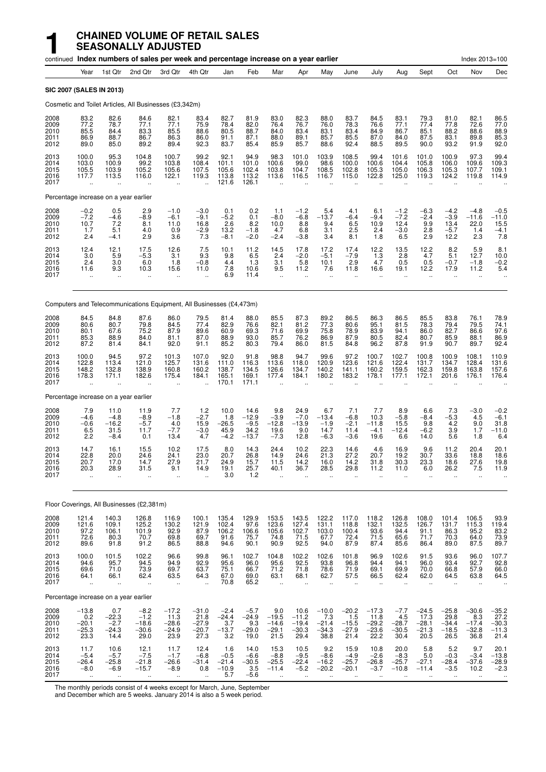# 1 CHAINED VOLUME OF RETAIL SALES SEASONALLY ADJUSTED

continued **Index numbers of sales per week and percentage increase on a year earlier** Index 2013=100

| | Year | 1st Qtr | 2nd Qtr | 3rd Qtr | 4th Qtr | Jan | Feb | Mar | Apr | May | June | July | Aug | Sept | Oct | Nov | Dec |
|---|---|---|---|---|---|---|---|---|---|---|---|---|---|---|---|---|---|
| **SIC 2007 (SALES IN 2013)** | | | | | | | | | | | | | | | | | |
| Cosmetic and Toilet Articles, All Businesses (£3,342m) | | | | | | | | | | | | | | | | | |
| 2008 | 83.2 | 82.6 | 84.6 | 82.1 | 83.4 | 82.7 | 81.9 | 83.0 | 82.3 | 88.0 | 83.7 | 84.5 | 83.1 | 79.3 | 81.0 | 82.1 | 86.5 |
| 2009 | 77.2 | 78.7 | 77.1 | 77.1 | 75.9 | 78.4 | 82.0 | 76.4 | 76.7 | 76.0 | 78.3 | 76.6 | 77.1 | 77.4 | 77.8 | 72.6 | 77.0 |
| 2010 | 85.5 | 84.4 | 83.3 | 85.5 | 88.6 | 80.5 | 88.7 | 84.0 | 83.4 | 83.1 | 83.4 | 84.9 | 86.7 | 85.1 | 88.2 | 88.6 | 88.9 |
| 2011 | 86.9 | 88.7 | 86.7 | 86.3 | 86.0 | 91.1 | 87.1 | 88.0 | 89.1 | 85.7 | 85.5 | 87.0 | 84.0 | 87.5 | 83.1 | 89.8 | 85.3 |
| 2012 | 89.0 | 85.0 | 89.2 | 89.4 | 92.3 | 83.7 | 85.4 | 85.9 | 85.7 | 88.6 | 92.4 | 88.5 | 89.5 | 90.0 | 93.2 | 91.9 | 92.0 |
| 2013 | 100.0 | 95.3 | 104.8 | 100.7 | 99.2 | 92.1 | 94.9 | 98.3 | 101.0 | 103.9 | 108.5 | 99.4 | 101.6 | 101.0 | 100.9 | 97.3 | 99.4 |
| 2014 | 103.0 | 100.9 | 99.2 | 103.8 | 108.4 | 101.1 | 101.0 | 100.6 | 99.0 | 98.6 | 100.0 | 100.6 | 104.4 | 105.8 | 106.0 | 109.6 | 109.3 |
| 2015 | 105.5 | 103.9 | 105.2 | 105.6 | 107.5 | 105.6 | 102.4 | 103.8 | 104.7 | 108.5 | 102.8 | 105.3 | 105.0 | 106.3 | 105.3 | 107.7 | 109.1 |
| 2016 | 117.7 | 113.5 | 116.0 | 122.1 | 119.3 | 113.8 | 113.2 | 113.6 | 116.5 | 116.7 | 115.0 | 122.8 | 125.0 | 119.3 | 124.2 | 119.8 | 114.9 |
| 2017 | .. | .. | .. | .. | .. | 121.6 | 126.1 | .. | .. | .. | .. | .. | .. | .. | .. | .. | .. |
| Percentage increase on a year earlier | | | | | | | | | | | | | | | | | |
| 2008 | −0.2 | 0.5 | 2.9 | −1.0 | −3.0 | 0.1 | 0.2 | 1.1 | −1.2 | 5.4 | 4.1 | 6.1 | −1.2 | −6.3 | −4.2 | −4.8 | −0.5 |
| 2009 | −7.2 | −4.6 | −8.9 | −6.1 | −9.1 | −5.2 | 0.1 | −8.0 | −6.8 | −13.7 | −6.4 | −9.4 | −7.2 | −2.4 | −3.9 | −11.6 | −11.0 |
| 2010 | 10.7 | 7.2 | 8.1 | 11.0 | 16.8 | 2.6 | 8.2 | 10.0 | 8.8 | 9.4 | 6.5 | 10.9 | 12.4 | 9.9 | 13.4 | 22.0 | 15.5 |
| 2011 | 1.7 | 5.1 | 4.0 | 0.9 | −2.9 | 13.2 | −1.8 | 4.7 | 6.8 | 3.1 | 2.5 | 2.4 | −3.0 | 2.8 | −5.7 | 1.4 | −4.1 |
| 2012 | 2.4 | −4.1 | 2.9 | 3.6 | 7.3 | −8.1 | −2.0 | −2.4 | −3.8 | 3.4 | 8.1 | 1.8 | 6.5 | 2.9 | 12.2 | 2.3 | 7.8 |
| 2013 | 12.4 | 12.1 | 17.5 | 12.6 | 7.5 | 10.1 | 11.2 | 14.5 | 17.8 | 17.2 | 17.4 | 12.2 | 13.5 | 12.2 | 8.2 | 5.9 | 8.1 |
| 2014 | 3.0 | 5.9 | −5.3 | 3.1 | 9.3 | 9.8 | 6.5 | 2.4 | −2.0 | −5.1 | −7.9 | 1.3 | 2.8 | 4.7 | 5.1 | 12.7 | 10.0 |
| 2015 | 2.4 | 3.0 | 6.0 | 1.8 | −0.8 | 4.4 | 1.3 | 3.1 | 5.8 | 10.1 | 2.9 | 4.7 | 0.5 | 0.5 | −0.7 | −1.8 | −0.2 |
| 2016 | 11.6 | 9.3 | 10.3 | 15.6 | 11.0 | 7.8 | 10.6 | 9.5 | 11.2 | 7.6 | 11.8 | 16.6 | 19.1 | 12.2 | 17.9 | 11.2 | 5.4 |
| 2017 | .. | .. | .. | .. | .. | 6.9 | 11.4 | .. | .. | .. | .. | .. | .. | .. | .. | .. | .. |
| Computers and Telecommunications Equipment, All Businesses (£4,473m) | | | | | | | | | | | | | | | | | |
| 2008 | 84.5 | 84.8 | 87.6 | 86.0 | 79.5 | 81.4 | 88.0 | 85.5 | 87.3 | 89.2 | 86.5 | 86.3 | 86.5 | 85.5 | 83.8 | 76.1 | 78.9 |
| 2009 | 80.6 | 80.7 | 79.8 | 84.5 | 77.4 | 82.9 | 76.6 | 82.1 | 81.2 | 77.3 | 80.6 | 95.1 | 81.5 | 78.3 | 79.4 | 79.5 | 74.1 |
| 2010 | 80.1 | 67.6 | 75.2 | 87.9 | 89.6 | 60.9 | 69.3 | 71.6 | 69.9 | 75.8 | 78.9 | 83.9 | 94.1 | 86.0 | 82.7 | 86.6 | 97.6 |
| 2011 | 85.3 | 88.9 | 84.0 | 81.1 | 87.0 | 88.9 | 93.0 | 85.7 | 76.2 | 86.9 | 87.9 | 80.5 | 82.4 | 80.7 | 85.9 | 88.1 | 86.9 |
| 2012 | 87.2 | 81.4 | 84.1 | 92.0 | 91.1 | 85.2 | 80.3 | 79.4 | 86.0 | 81.5 | 84.8 | 96.2 | 87.8 | 91.9 | 90.7 | 89.7 | 92.4 |
| 2013 | 100.0 | 94.5 | 97.2 | 101.3 | 107.0 | 92.0 | 91.8 | 98.8 | 94.7 | 99.6 | 97.2 | 100.7 | 102.7 | 100.8 | 100.9 | 108.1 | 110.9 |
| 2014 | 122.8 | 113.4 | 121.0 | 125.7 | 131.6 | 111.0 | 116.3 | 113.6 | 118.0 | 120.9 | 123.6 | 121.6 | 122.4 | 131.7 | 134.7 | 128.4 | 131.6 |
| 2015 | 148.2 | 132.8 | 138.9 | 160.8 | 160.2 | 138.7 | 134.5 | 126.6 | 134.7 | 140.2 | 141.1 | 160.2 | 159.5 | 162.3 | 159.8 | 163.8 | 157.6 |
| 2016 | 178.3 | 171.1 | 182.6 | 175.4 | 184.1 | 165.1 | 169.1 | 177.4 | 184.1 | 180.2 | 183.2 | 178.1 | 177.1 | 172.1 | 201.6 | 176.1 | 176.4 |
| 2017 | .. | .. | .. | .. | .. | 170.1 | 171.1 | .. | .. | .. | .. | .. | .. | .. | .. | .. | .. |
| Percentage increase on a year earlier | | | | | | | | | | | | | | | | | |
| 2008 | 7.9 | 11.0 | 11.9 | 7.7 | 1.2 | 10.0 | 14.6 | 9.8 | 24.9 | 6.7 | 7.1 | 7.7 | 8.9 | 6.6 | 7.3 | −3.0 | −0.2 |
| 2009 | −4.6 | −4.8 | −8.9 | −1.8 | −2.7 | 1.8 | −12.9 | −3.9 | −7.0 | −13.4 | −6.8 | 10.3 | −5.8 | −8.4 | −5.3 | 4.5 | −6.1 |
| 2010 | −0.6 | −16.2 | −5.7 | 4.0 | 15.9 | −26.5 | −9.5 | −12.8 | −13.9 | −1.9 | −2.1 | −11.8 | 15.5 | 9.8 | 4.2 | 9.0 | 31.8 |
| 2011 | 6.5 | 31.5 | 11.7 | −7.7 | −3.0 | 45.9 | 34.2 | 19.6 | 9.0 | 14.7 | 11.4 | −4.1 | −12.4 | −6.2 | 3.9 | 1.7 | −11.0 |
| 2012 | 2.2 | −8.4 | 0.1 | 13.4 | 4.7 | −4.2 | −13.7 | −7.3 | 12.8 | −6.3 | −3.6 | 19.6 | 6.6 | 14.0 | 5.6 | 1.8 | 6.4 |
| 2013 | 14.7 | 16.1 | 15.5 | 10.2 | 17.5 | 8.0 | 14.3 | 24.4 | 10.2 | 22.3 | 14.6 | 4.6 | 16.9 | 9.6 | 11.2 | 20.4 | 20.1 |
| 2014 | 22.8 | 20.0 | 24.6 | 24.1 | 23.0 | 20.7 | 26.8 | 14.9 | 24.6 | 21.3 | 27.2 | 20.7 | 19.2 | 30.7 | 33.6 | 18.8 | 18.6 |
| 2015 | 20.7 | 17.0 | 14.7 | 27.9 | 21.7 | 24.9 | 15.7 | 11.5 | 14.2 | 16.0 | 14.2 | 31.8 | 30.3 | 23.3 | 18.6 | 27.6 | 19.8 |
| 2016 | 20.3 | 28.9 | 31.5 | 9.1 | 14.9 | 19.1 | 25.7 | 40.1 | 36.7 | 28.5 | 29.8 | 11.2 | 11.0 | 6.0 | 26.2 | 7.5 | 11.9 |
| 2017 | .. | .. | .. | .. | .. | 3.0 | 1.2 | .. | .. | .. | .. | .. | .. | .. | .. | .. | .. |
| Floor Coverings, All Businesses (£2,381m) | | | | | | | | | | | | | | | | | |
| 2008 | 121.4 | 140.3 | 126.8 | 116.9 | 100.1 | 135.4 | 129.9 | 153.5 | 143.5 | 122.2 | 117.0 | 118.2 | 126.8 | 108.0 | 101.4 | 106.5 | 93.9 |
| 2009 | 121.6 | 109.1 | 125.2 | 130.2 | 121.9 | 102.4 | 97.6 | 123.6 | 127.4 | 131.1 | 118.8 | 132.1 | 132.5 | 126.7 | 131.7 | 115.3 | 119.4 |
| 2010 | 97.2 | 106.1 | 101.9 | 92.9 | 87.9 | 106.2 | 106.6 | 105.6 | 102.7 | 103.0 | 100.4 | 93.6 | 94.4 | 91.1 | 86.3 | 95.2 | 83.2 |
| 2011 | 72.6 | 80.3 | 70.7 | 69.8 | 69.7 | 91.6 | 75.7 | 74.8 | 71.5 | 67.7 | 72.4 | 71.5 | 65.6 | 71.7 | 70.3 | 64.0 | 73.9 |
| 2012 | 89.6 | 91.8 | 91.2 | 86.5 | 88.8 | 94.6 | 90.1 | 90.9 | 92.5 | 94.0 | 87.9 | 87.4 | 85.6 | 86.4 | 89.0 | 87.5 | 89.7 |
| 2013 | 100.0 | 101.5 | 102.2 | 96.6 | 99.8 | 96.1 | 102.7 | 104.8 | 102.2 | 102.6 | 101.8 | 96.9 | 102.6 | 91.5 | 93.6 | 96.0 | 107.7 |
| 2014 | 94.6 | 95.7 | 94.5 | 94.9 | 92.9 | 95.6 | 96.0 | 95.6 | 92.5 | 93.8 | 96.8 | 94.4 | 94.1 | 96.0 | 93.4 | 92.7 | 92.8 |
| 2015 | 69.6 | 71.0 | 73.9 | 69.7 | 63.7 | 75.1 | 66.7 | 71.2 | 71.8 | 78.6 | 71.9 | 69.1 | 69.9 | 70.0 | 66.8 | 57.9 | 66.0 |
| 2016 | 64.1 | 66.1 | 62.4 | 63.5 | 64.3 | 67.0 | 69.0 | 63.1 | 68.1 | 62.7 | 57.5 | 66.5 | 62.4 | 62.0 | 64.5 | 63.8 | 64.5 |
| 2017 | .. | .. | .. | .. | .. | 70.8 | 65.2 | .. | .. | .. | .. | .. | .. | .. | .. | .. | .. |
| Percentage increase on a year earlier | | | | | | | | | | | | | | | | | |
| 2008 | −13.8 | 0.7 | −8.2 | −17.2 | −31.0 | −2.4 | −5.7 | 9.0 | 10.6 | −10.0 | −20.2 | −17.3 | −7.7 | −24.5 | −25.8 | −30.6 | −35.2 |
| 2009 | 0.2 | −22.3 | −1.2 | 11.3 | 21.8 | −24.4 | −24.9 | −19.5 | −11.2 | 7.3 | 1.5 | 11.8 | 4.5 | 17.3 | 29.8 | 8.3 | 27.2 |
| 2010 | −20.1 | −2.7 | −18.6 | −28.6 | −27.9 | 3.7 | 9.3 | −14.6 | −19.4 | −21.4 | −15.5 | −29.2 | −28.7 | −28.1 | −34.4 | −17.4 | −30.3 |
| 2011 | −25.3 | −24.3 | −30.6 | −24.9 | −20.7 | −13.7 | −29.0 | −29.1 | −30.3 | −34.3 | −27.9 | −23.6 | −30.5 | −21.3 | −18.5 | −32.8 | −11.3 |
| 2012 | 23.3 | 14.4 | 29.0 | 23.9 | 27.3 | 3.2 | 19.0 | 21.5 | 29.4 | 38.8 | 21.4 | 22.2 | 30.4 | 20.5 | 26.5 | 36.8 | 21.4 |
| 2013 | 11.7 | 10.6 | 12.1 | 11.7 | 12.4 | 1.6 | 14.0 | 15.3 | 10.5 | 9.2 | 15.9 | 10.8 | 20.0 | 5.8 | 5.2 | 9.7 | 20.1 |
| 2014 | −5.4 | −5.7 | −7.5 | −1.7 | −6.8 | −0.5 | −6.6 | −8.8 | −9.5 | −8.6 | −4.9 | −2.6 | −8.3 | 5.0 | −0.3 | −3.4 | −13.8 |
| 2015 | −26.4 | −25.8 | −21.8 | −26.6 | −31.4 | −21.4 | −30.5 | −25.5 | −22.4 | −16.2 | −25.7 | −26.8 | −25.7 | −27.1 | −28.4 | −37.6 | −28.9 |
| 2016 | −8.0 | −6.9 | −15.7 | −8.9 | 0.8 | −10.9 | 3.5 | −11.4 | −5.2 | −20.2 | −20.1 | −3.7 | −10.8 | −11.4 | −3.5 | 10.2 | −2.3 |
| 2017 | .. | .. | .. | .. | .. | 5.7 | −5.6 | .. | .. | .. | .. | .. | .. | .. | .. | .. | .. |

The monthly periods consist of 4 weeks except for March, June, September and December which are 5 weeks. January 2014 is also a 5 week period.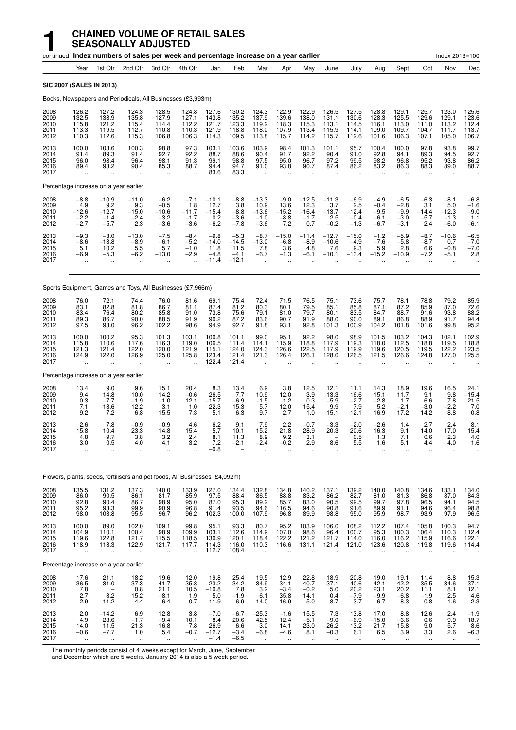# 1 CHAINED VOLUME OF RETAIL SALES SEASONALLY ADJUSTED

continued **Index numbers of sales per week and percentage increase on a year earlier** Index 2013=100

**SIC 2007 (SALES IN 2013)**

Books, Newspapers and Periodicals, All Businesses (£3,993m)

| Year | 1st Qtr | 2nd Qtr | 3rd Qtr | 4th Qtr | Jan | Feb | Mar | Apr | May | June | July | Aug | Sept | Oct | Nov | Dec |
|---|---|---|---|---|---|---|---|---|---|---|---|---|---|---|---|---|
| 2008 | 126.2 | 127.2 | 124.3 | 128.5 | 124.8 | 127.6 | 130.2 | 124.3 | 122.9 | 122.9 | 126.5 | 127.5 | 128.8 | 129.1 | 125.7 | 123.0 | 125.6 |
| 2009 | 132.5 | 138.9 | 135.8 | 127.9 | 127.1 | 143.8 | 135.2 | 137.9 | 139.6 | 138.0 | 131.1 | 130.6 | 128.3 | 125.5 | 129.6 | 129.1 | 123.6 |
| 2010 | 115.8 | 121.2 | 115.4 | 114.4 | 112.2 | 121.7 | 123.3 | 119.2 | 118.3 | 115.3 | 113.1 | 114.5 | 116.1 | 113.0 | 111.0 | 113.2 | 112.4 |
| 2011 | 113.3 | 119.5 | 112.7 | 110.8 | 110.3 | 121.9 | 118.8 | 118.0 | 107.9 | 113.4 | 115.9 | 114.1 | 109.0 | 109.7 | 104.7 | 111.7 | 113.7 |
| 2012 | 110.3 | 112.6 | 115.3 | 106.8 | 106.3 | 114.3 | 109.5 | 113.8 | 115.7 | 114.2 | 115.7 | 112.6 | 101.6 | 106.3 | 107.1 | 105.0 | 106.7 |
| 2013 | 100.0 | 103.6 | 100.3 | 98.8 | 97.3 | 103.1 | 103.6 | 103.9 | 98.4 | 101.3 | 101.1 | 95.7 | 100.4 | 100.0 | 97.8 | 93.8 | 99.7 |
| 2014 | 91.4 | 89.3 | 91.4 | 92.7 | 92.2 | 88.7 | 88.6 | 90.4 | 91.7 | 92.2 | 90.4 | 91.0 | 92.8 | 94.1 | 89.3 | 94.5 | 92.7 |
| 2015 | 96.0 | 98.4 | 96.4 | 98.1 | 91.3 | 99.1 | 98.8 | 97.5 | 95.0 | 96.7 | 97.2 | 99.5 | 98.2 | 96.8 | 95.2 | 93.8 | 86.2 |
| 2016 | 89.4 | 93.2 | 90.4 | 85.3 | 88.7 | 94.4 | 94.7 | 91.0 | 93.8 | 90.7 | 87.4 | 86.2 | 83.2 | 86.3 | 88.3 | 89.0 | 88.7 |
| 2017 | .. | .. | .. | .. | .. | 83.6 | 83.3 | .. | .. | .. | .. | .. | .. | .. | .. | .. | .. |

Percentage increase on a year earlier

| Year | 1st Qtr | 2nd Qtr | 3rd Qtr | 4th Qtr | Jan | Feb | Mar | Apr | May | June | July | Aug | Sept | Oct | Nov | Dec |
|---|---|---|---|---|---|---|---|---|---|---|---|---|---|---|---|---|
| 2008 | −8.8 | −10.9 | −11.0 | −6.2 | −7.1 | −10.1 | −8.8 | −13.3 | −9.0 | −12.5 | −11.3 | −6.9 | −4.9 | −6.5 | −6.3 | −8.1 | −6.8 |
| 2009 | 4.9 | 9.2 | 9.3 | −0.5 | 1.8 | 12.7 | 3.8 | 10.9 | 13.6 | 12.3 | 3.7 | 2.5 | −0.4 | −2.8 | 3.1 | 5.0 | −1.6 |
| 2010 | −12.6 | −12.7 | −15.0 | −10.6 | −11.7 | −15.4 | −8.8 | −13.6 | −15.2 | −16.4 | −13.7 | −12.4 | −9.5 | −9.9 | −14.4 | −12.3 | −9.0 |
| 2011 | −2.2 | −1.4 | −2.4 | −3.2 | −1.7 | 0.2 | −3.6 | −1.0 | −8.8 | −1.7 | 2.5 | −0.4 | −6.1 | −3.0 | −5.7 | −1.3 | 1.1 |
| 2012 | −2.7 | −5.7 | 2.3 | −3.6 | −3.6 | −6.2 | −7.8 | −3.6 | 7.2 | 0.7 | −0.2 | −1.3 | −6.7 | −3.1 | 2.4 | −6.0 | −6.1 |
| 2013 | −9.3 | −8.0 | −13.0 | −7.5 | −8.4 | −9.8 | −5.3 | −8.7 | −15.0 | −11.4 | −12.7 | −15.0 | −1.2 | −5.9 | −8.7 | −10.6 | −6.5 |
| 2014 | −8.6 | −13.8 | −8.9 | −6.1 | −5.2 | −14.0 | −14.5 | −13.0 | −6.8 | −8.9 | −10.6 | −4.9 | −7.6 | −5.8 | −8.7 | 0.7 | −7.0 |
| 2015 | 5.1 | 10.2 | 5.5 | 5.7 | −1.0 | 11.8 | 11.5 | 7.8 | 3.6 | 4.8 | 7.6 | 9.3 | 5.9 | 2.8 | 6.6 | −0.8 | −7.0 |
| 2016 | −6.9 | −5.3 | −6.2 | −13.0 | −2.9 | −4.8 | −4.1 | −6.7 | −1.3 | −6.1 | −10.1 | −13.4 | −15.2 | −10.9 | −7.2 | −5.1 | 2.8 |
| 2017 | .. | .. | .. | .. | .. | −11.4 | −12.1 | .. | .. | .. | .. | .. | .. | .. | .. | .. | .. |

Sports Equipment, Games and Toys, All Businesses (£7,966m)

| Year | 1st Qtr | 2nd Qtr | 3rd Qtr | 4th Qtr | Jan | Feb | Mar | Apr | May | June | July | Aug | Sept | Oct | Nov | Dec |
|---|---|---|---|---|---|---|---|---|---|---|---|---|---|---|---|---|
| 2008 | 76.0 | 72.1 | 74.4 | 76.0 | 81.6 | 69.1 | 75.4 | 72.4 | 71.5 | 76.5 | 75.1 | 73.6 | 75.7 | 78.1 | 78.8 | 79.2 | 85.9 |
| 2009 | 83.1 | 82.8 | 81.8 | 86.7 | 81.1 | 87.4 | 81.2 | 80.3 | 80.1 | 79.5 | 85.1 | 85.8 | 87.1 | 87.2 | 85.9 | 87.0 | 72.6 |
| 2010 | 83.4 | 76.4 | 80.2 | 85.8 | 91.0 | 73.8 | 75.6 | 79.1 | 81.0 | 79.7 | 80.1 | 83.5 | 84.7 | 88.7 | 91.6 | 93.8 | 88.2 |
| 2011 | 89.3 | 86.7 | 90.0 | 88.5 | 91.9 | 90.2 | 87.2 | 83.6 | 90.7 | 91.9 | 88.0 | 90.0 | 89.1 | 86.8 | 88.9 | 91.7 | 94.4 |
| 2012 | 97.5 | 93.0 | 96.2 | 102.2 | 98.6 | 94.9 | 92.7 | 91.8 | 93.1 | 92.8 | 101.3 | 100.9 | 104.2 | 101.8 | 101.6 | 99.8 | 95.2 |
| 2013 | 100.0 | 100.2 | 95.3 | 101.3 | 103.1 | 100.8 | 101.1 | 99.0 | 95.1 | 92.2 | 98.0 | 98.9 | 101.5 | 103.2 | 104.3 | 102.1 | 102.9 |
| 2014 | 115.8 | 110.6 | 117.6 | 116.3 | 119.0 | 106.5 | 111.4 | 114.1 | 115.9 | 118.8 | 117.9 | 119.3 | 118.0 | 112.5 | 118.8 | 119.5 | 118.8 |
| 2015 | 121.3 | 121.4 | 122.0 | 120.0 | 121.9 | 115.1 | 124.0 | 124.3 | 126.6 | 122.5 | 117.9 | 119.9 | 119.6 | 120.5 | 119.5 | 122.2 | 123.5 |
| 2016 | 124.9 | 122.0 | 126.9 | 125.0 | 125.8 | 123.4 | 121.4 | 121.3 | 126.4 | 126.1 | 128.0 | 126.5 | 121.5 | 126.6 | 124.8 | 127.0 | 125.5 |
| 2017 | .. | .. | .. | .. | .. | 122.4 | 121.4 | .. | .. | .. | .. | .. | .. | .. | .. | .. | .. |

Percentage increase on a year earlier

| Year | 1st Qtr | 2nd Qtr | 3rd Qtr | 4th Qtr | Jan | Feb | Mar | Apr | May | June | July | Aug | Sept | Oct | Nov | Dec |
|---|---|---|---|---|---|---|---|---|---|---|---|---|---|---|---|---|
| 2008 | 13.4 | 9.0 | 9.6 | 15.1 | 20.4 | 8.3 | 13.4 | 6.9 | 3.8 | 12.5 | 12.1 | 11.1 | 14.3 | 18.9 | 19.6 | 16.5 | 24.1 |
| 2009 | 9.4 | 14.8 | 10.0 | 14.2 | −0.6 | 26.5 | 7.7 | 10.9 | 12.0 | 3.9 | 13.3 | 16.6 | 15.1 | 11.7 | 9.1 | 9.8 | −15.4 |
| 2010 | 0.3 | −7.7 | −1.9 | −1.0 | 12.1 | −15.7 | −6.9 | −1.5 | 1.2 | 0.3 | −5.9 | −2.7 | −2.8 | 1.7 | 6.6 | 7.8 | 21.5 |
| 2011 | 7.1 | 13.6 | 12.2 | 3.1 | 1.0 | 22.3 | 15.3 | 5.7 | 12.0 | 15.4 | 9.9 | 7.9 | 5.2 | −2.1 | −3.0 | −2.2 | 7.0 |
| 2012 | 9.2 | 7.2 | 6.8 | 15.5 | 7.3 | 5.1 | 6.3 | 9.7 | 2.7 | 1.0 | 15.1 | 12.1 | 16.9 | 17.2 | 14.2 | 8.8 | 0.8 |
| 2013 | 2.6 | 7.8 | −0.9 | −0.9 | 4.6 | 6.2 | 9.1 | 7.9 | 2.2 | −0.7 | −3.3 | −2.0 | −2.6 | 1.4 | 2.7 | 2.4 | 8.1 |
| 2014 | 15.8 | 10.4 | 23.3 | 14.8 | 15.4 | 5.7 | 10.1 | 15.2 | 21.8 | 28.9 | 20.3 | 20.6 | 16.3 | 9.1 | 14.0 | 17.0 | 15.4 |
| 2015 | 4.8 | 9.7 | 3.8 | 3.2 | 2.4 | 8.1 | 11.3 | 8.9 | 9.2 | 3.1 | − | 0.5 | 1.3 | 7.1 | 0.6 | 2.3 | 4.0 |
| 2016 | 3.0 | 0.5 | 4.0 | 4.1 | 3.2 | 7.2 | −2.1 | −2.4 | −0.2 | 2.9 | 8.6 | 5.5 | 1.6 | 5.1 | 4.4 | 4.0 | 1.6 |
| 2017 | .. | .. | .. | .. | .. | −0.8 | − | .. | .. | .. | .. | .. | .. | .. | .. | .. | .. |

Flowers, plants, seeds, fertilisers and pet foods, All Businesses (£4,092m)

| Year | 1st Qtr | 2nd Qtr | 3rd Qtr | 4th Qtr | Jan | Feb | Mar | Apr | May | June | July | Aug | Sept | Oct | Nov | Dec |
|---|---|---|---|---|---|---|---|---|---|---|---|---|---|---|---|---|
| 2008 | 135.5 | 131.2 | 137.3 | 140.0 | 133.9 | 127.0 | 134.4 | 132.8 | 134.8 | 140.2 | 137.1 | 139.2 | 140.0 | 140.8 | 134.6 | 133.1 | 134.0 |
| 2009 | 86.0 | 90.5 | 86.1 | 81.7 | 85.9 | 97.5 | 88.4 | 86.5 | 88.8 | 83.2 | 86.2 | 82.7 | 81.0 | 81.3 | 86.8 | 87.0 | 84.3 |
| 2010 | 92.8 | 90.4 | 86.7 | 98.9 | 95.0 | 87.0 | 95.3 | 89.2 | 85.7 | 83.0 | 90.5 | 99.5 | 99.7 | 97.8 | 96.5 | 94.1 | 94.5 |
| 2011 | 95.2 | 93.3 | 99.9 | 90.9 | 96.8 | 91.4 | 93.5 | 94.6 | 116.5 | 94.6 | 90.8 | 91.6 | 89.9 | 91.1 | 94.6 | 96.4 | 98.8 |
| 2012 | 98.0 | 103.8 | 95.5 | 96.7 | 96.2 | 102.3 | 100.0 | 107.9 | 96.8 | 89.9 | 98.8 | 95.0 | 95.9 | 98.7 | 93.9 | 97.9 | 96.5 |
| 2013 | 100.0 | 89.0 | 102.0 | 109.1 | 99.8 | 95.1 | 93.3 | 80.7 | 95.2 | 103.9 | 106.0 | 108.2 | 112.2 | 107.4 | 105.8 | 100.3 | 94.7 |
| 2014 | 104.9 | 110.1 | 100.4 | 98.9 | 109.9 | 103.1 | 112.6 | 114.9 | 107.0 | 98.6 | 96.4 | 100.7 | 95.3 | 100.3 | 106.4 | 110.3 | 112.4 |
| 2015 | 119.6 | 122.8 | 121.7 | 115.5 | 118.5 | 130.9 | 120.1 | 118.4 | 122.2 | 121.2 | 121.7 | 114.0 | 116.0 | 116.2 | 115.9 | 116.6 | 122.1 |
| 2016 | 118.9 | 113.3 | 122.9 | 121.7 | 117.7 | 114.3 | 116.0 | 110.3 | 116.6 | 131.1 | 121.4 | 121.0 | 123.6 | 120.8 | 119.8 | 119.6 | 114.4 |
| 2017 | .. | .. | .. | .. | .. | 112.7 | 108.4 | .. | .. | .. | .. | .. | .. | .. | .. | .. | .. |

Percentage increase on a year earlier

| Year | 1st Qtr | 2nd Qtr | 3rd Qtr | 4th Qtr | Jan | Feb | Mar | Apr | May | June | July | Aug | Sept | Oct | Nov | Dec |
|---|---|---|---|---|---|---|---|---|---|---|---|---|---|---|---|---|
| 2008 | 17.6 | 21.1 | 18.2 | 19.6 | 12.0 | 19.8 | 25.4 | 19.5 | 12.9 | 22.8 | 18.9 | 20.8 | 19.0 | 19.1 | 11.4 | 8.8 | 15.3 |
| 2009 | −36.5 | −31.0 | −37.3 | −41.7 | −35.8 | −23.2 | −34.2 | −34.9 | −34.1 | −40.7 | −37.1 | −40.6 | −42.1 | −42.2 | −35.5 | −34.6 | −37.1 |
| 2010 | 7.8 | − | 0.8 | 21.1 | 10.5 | −10.8 | 7.8 | 3.2 | −3.4 | −0.2 | 5.0 | 20.2 | 23.1 | 20.2 | 11.1 | 8.1 | 12.1 |
| 2011 | 2.7 | 3.2 | 15.2 | −8.1 | 1.9 | 5.0 | −1.9 | 6.1 | 35.8 | 14.1 | 0.4 | −7.9 | −9.9 | −6.8 | −1.9 | 2.5 | 4.6 |
| 2012 | 2.9 | 11.2 | −4.4 | 6.4 | −0.7 | 11.9 | 6.9 | 14.0 | −16.9 | −5.0 | 8.7 | 3.7 | 6.7 | 8.3 | −0.8 | 1.6 | −2.3 |
| 2013 | 2.0 | −14.2 | 6.9 | 12.8 | 3.8 | −7.0 | −6.7 | −25.3 | −1.6 | 15.5 | 7.3 | 13.8 | 17.0 | 8.8 | 12.6 | 2.4 | −1.9 |
| 2014 | 4.9 | 23.6 | −1.7 | −9.4 | 10.1 | 8.4 | 20.6 | 42.5 | 12.4 | −5.1 | −9.0 | −6.9 | −15.0 | −6.6 | 0.6 | 9.9 | 18.7 |
| 2015 | 14.0 | 11.5 | 21.3 | 16.8 | 7.8 | 26.9 | 6.6 | 3.0 | 14.1 | 23.0 | 26.2 | 13.2 | 21.7 | 15.8 | 9.0 | 5.7 | 8.6 |
| 2016 | −0.6 | −7.7 | 1.0 | 5.4 | −0.7 | −12.7 | −3.4 | −6.8 | −4.6 | 8.1 | −0.3 | 6.1 | 6.5 | 3.9 | 3.3 | 2.6 | −6.3 |
| 2017 | .. | .. | .. | .. | .. | −1.4 | −6.5 | .. | .. | .. | .. | .. | .. | .. | .. | .. | .. |

The monthly periods consist of 4 weeks except for March, June, September and December which are 5 weeks. January 2014 is also a 5 week period.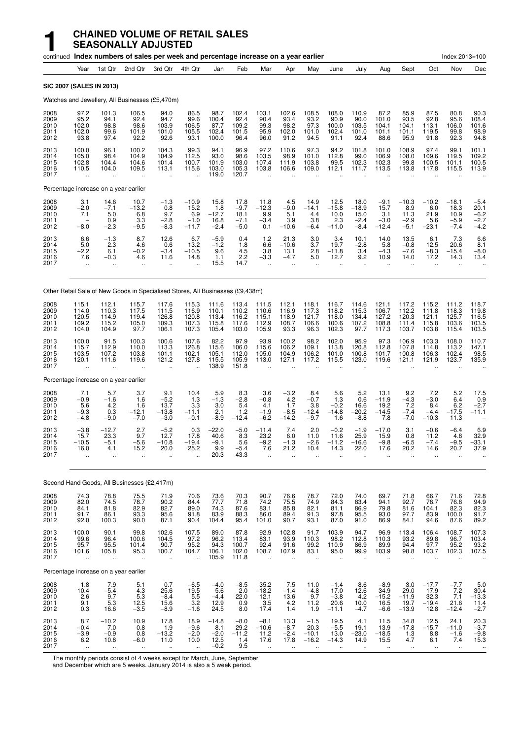# 1 CHAINED VOLUME OF RETAIL SALES SEASONALLY ADJUSTED

continued **Index numbers of sales per week and percentage increase on a year earlier** Index 2013=100

| | Year | 1st Qtr | 2nd Qtr | 3rd Qtr | 4th Qtr | Jan | Feb | Mar | Apr | May | June | July | Aug | Sept | Oct | Nov | Dec |
|---|---|---|---|---|---|---|---|---|---|---|---|---|---|---|---|---|---|
| **SIC 2007 (SALES IN 2013)** | | | | | | | | | | | | | | | | | |
| Watches and Jewellery, All Businesses (£5,470m) | | | | | | | | | | | | | | | | | |
| 2008 | 97.2 | 101.3 | 106.5 | 94.0 | 86.5 | 98.7 | 102.4 | 103.1 | 102.6 | 108.5 | 108.0 | 110.9 | 87.2 | 85.9 | 87.5 | 80.8 | 90.3 |
| 2009 | 95.2 | 94.1 | 92.4 | 94.7 | 99.6 | 100.4 | 92.4 | 90.4 | 93.4 | 93.2 | 90.9 | 90.0 | 101.0 | 93.5 | 92.8 | 95.6 | 108.4 |
| 2010 | 102.0 | 98.8 | 98.6 | 103.9 | 106.5 | 87.7 | 109.2 | 99.3 | 98.2 | 97.3 | 100.0 | 103.5 | 104.1 | 104.1 | 113.1 | 106.0 | 101.6 |
| 2011 | 102.0 | 99.6 | 101.9 | 101.0 | 105.5 | 102.4 | 101.5 | 95.9 | 102.0 | 101.0 | 102.4 | 101.0 | 101.1 | 101.1 | 119.5 | 99.8 | 98.9 |
| 2012 | 93.8 | 97.4 | 92.2 | 92.6 | 93.1 | 100.0 | 96.4 | 96.0 | 91.2 | 94.5 | 91.1 | 92.4 | 88.6 | 95.9 | 91.8 | 92.3 | 94.8 |
| 2013 | 100.0 | 96.1 | 100.2 | 104.3 | 99.3 | 94.1 | 96.9 | 97.2 | 110.6 | 97.3 | 94.2 | 101.8 | 101.0 | 108.9 | 97.4 | 99.1 | 101.1 |
| 2014 | 105.0 | 98.4 | 104.9 | 104.9 | 112.5 | 93.0 | 98.6 | 103.5 | 98.9 | 101.0 | 112.8 | 99.0 | 106.9 | 108.0 | 109.6 | 119.5 | 109.2 |
| 2015 | 102.8 | 104.4 | 104.6 | 101.4 | 100.7 | 101.9 | 103.0 | 107.4 | 111.9 | 103.8 | 99.5 | 102.3 | 102.3 | 99.8 | 100.5 | 101.1 | 100.5 |
| 2016 | 110.5 | 104.0 | 109.5 | 113.1 | 115.6 | 103.0 | 105.3 | 103.8 | 106.6 | 109.0 | 112.1 | 111.7 | 113.5 | 113.8 | 117.8 | 115.5 | 113.9 |
| 2017 | .. | .. | .. | .. | .. | 119.0 | 120.7 | .. | .. | .. | .. | .. | .. | .. | .. | .. | .. |
| Percentage increase on a year earlier | | | | | | | | | | | | | | | | | |
| 2008 | 3.1 | 14.6 | 10.7 | −1.3 | −10.9 | 15.8 | 17.8 | 11.8 | 4.5 | 14.9 | 12.5 | 18.0 | −9.1 | −10.3 | −10.2 | −18.1 | −5.4 |
| 2009 | −2.0 | −7.1 | −13.2 | 0.8 | 15.2 | 1.8 | −9.7 | −12.3 | −9.0 | −14.1 | −15.8 | −18.9 | 15.7 | 8.9 | 6.0 | 18.3 | 20.1 |
| 2010 | 7.1 | 5.0 | 6.8 | 9.7 | 6.9 | −12.7 | 18.1 | 9.9 | 5.1 | 4.4 | 10.0 | 15.0 | 3.1 | 11.3 | 21.9 | 10.9 | −6.2 |
| 2011 | – | 0.9 | 3.3 | −2.8 | −1.0 | 16.8 | −7.1 | −3.4 | 3.9 | 3.8 | 2.3 | −2.4 | −3.0 | −2.9 | 5.6 | −5.9 | −2.7 |
| 2012 | −8.0 | −2.3 | −9.5 | −8.3 | −11.7 | −2.4 | −5.0 | 0.1 | −10.6 | −6.4 | −11.0 | −8.4 | −12.4 | −5.1 | −23.1 | −7.4 | −4.2 |
| 2013 | 6.6 | −1.3 | 8.7 | 12.6 | 6.7 | −5.9 | 0.4 | 1.2 | 21.3 | 3.0 | 3.4 | 10.1 | 14.0 | 13.5 | 6.1 | 7.3 | 6.6 |
| 2014 | 5.0 | 2.3 | 4.6 | 0.6 | 13.2 | −1.2 | 1.8 | 6.6 | −10.6 | 3.7 | 19.7 | −2.8 | 5.8 | −0.8 | 12.5 | 20.6 | 8.1 |
| 2015 | −2.2 | 6.1 | −0.2 | −3.4 | −10.5 | 9.6 | 4.5 | 3.8 | 13.1 | 2.8 | −11.8 | 3.4 | −4.3 | −7.6 | −8.3 | −15.4 | −8.0 |
| 2016 | 7.6 | −0.3 | 4.6 | 11.6 | 14.8 | 1.1 | 2.2 | −3.3 | −4.7 | 5.0 | 12.7 | 9.2 | 10.9 | 14.0 | 17.2 | 14.3 | 13.4 |
| 2017 | .. | .. | .. | .. | .. | 15.5 | 14.7 | .. | .. | .. | .. | .. | .. | .. | .. | .. | .. |
| Other Retail Sale of New Goods in Specialised Stores, All Businesses (£9,438m) | | | | | | | | | | | | | | | | | |
| 2008 | 115.1 | 112.1 | 115.7 | 117.6 | 115.3 | 111.6 | 113.4 | 111.5 | 112.1 | 118.1 | 116.7 | 114.6 | 121.1 | 117.2 | 115.2 | 111.2 | 118.7 |
| 2009 | 114.0 | 110.3 | 117.5 | 111.5 | 116.9 | 110.1 | 110.2 | 110.6 | 116.9 | 117.3 | 118.2 | 115.3 | 106.7 | 112.2 | 111.8 | 118.3 | 119.8 |
| 2010 | 120.5 | 114.9 | 119.4 | 126.8 | 120.8 | 113.4 | 116.2 | 115.1 | 118.9 | 121.7 | 118.0 | 134.4 | 127.2 | 120.3 | 121.1 | 125.7 | 116.5 |
| 2011 | 109.2 | 115.2 | 105.0 | 109.3 | 107.3 | 115.8 | 117.6 | 112.9 | 108.7 | 106.6 | 100.6 | 107.2 | 108.8 | 111.4 | 115.8 | 103.6 | 103.5 |
| 2012 | 104.0 | 104.9 | 97.7 | 106.1 | 107.3 | 105.4 | 103.0 | 105.9 | 93.3 | 96.3 | 102.3 | 97.7 | 117.3 | 103.7 | 103.8 | 115.4 | 103.5 |
| 2013 | 100.0 | 91.5 | 100.3 | 100.6 | 107.6 | 82.2 | 97.9 | 93.9 | 100.2 | 98.2 | 102.0 | 95.9 | 97.3 | 106.9 | 103.3 | 108.0 | 110.7 |
| 2014 | 115.7 | 112.9 | 110.0 | 113.3 | 126.8 | 115.6 | 106.0 | 115.6 | 106.2 | 109.1 | 113.8 | 120.8 | 112.8 | 107.8 | 114.8 | 113.2 | 147.1 |
| 2015 | 103.5 | 107.2 | 103.8 | 101.1 | 102.1 | 105.1 | 112.0 | 105.0 | 104.9 | 106.2 | 101.0 | 100.8 | 101.7 | 100.8 | 106.3 | 102.4 | 98.5 |
| 2016 | 120.1 | 111.6 | 119.6 | 121.2 | 127.8 | 115.5 | 105.9 | 113.0 | 127.1 | 117.2 | 115.5 | 123.0 | 119.6 | 121.1 | 121.9 | 123.7 | 135.9 |
| 2017 | .. | .. | .. | .. | .. | 138.9 | 151.8 | .. | .. | .. | .. | .. | .. | .. | .. | .. | .. |
| Percentage increase on a year earlier | | | | | | | | | | | | | | | | | |
| 2008 | 7.1 | 5.7 | 3.7 | 9.1 | 10.4 | 5.9 | 8.3 | 3.6 | −3.2 | 8.4 | 5.6 | 5.2 | 13.1 | 9.2 | 7.2 | 5.2 | 17.5 |
| 2009 | −0.9 | −1.6 | 1.6 | −5.2 | 1.3 | −1.3 | −2.8 | −0.8 | 4.2 | −0.7 | 1.3 | 0.6 | −11.9 | −4.3 | −3.0 | 6.4 | 0.9 |
| 2010 | 5.6 | 4.2 | 1.6 | 13.7 | 3.3 | 3.0 | 5.4 | 4.1 | 1.7 | 3.8 | −0.2 | 16.6 | 19.2 | 7.2 | 8.4 | 6.2 | −2.7 |
| 2011 | −9.3 | 0.3 | −12.1 | −13.8 | −11.1 | 2.1 | 1.2 | −1.9 | −8.5 | −12.4 | −14.8 | −20.2 | −14.5 | −7.4 | −4.4 | −17.5 | −11.1 |
| 2012 | −4.8 | −9.0 | −7.0 | −3.0 | −0.1 | −8.9 | −12.4 | −6.2 | −14.2 | −9.7 | 1.6 | −8.8 | 7.8 | −7.0 | −10.3 | 11.3 | – |
| 2013 | −3.8 | −12.7 | 2.7 | −5.2 | 0.3 | −22.0 | −5.0 | −11.4 | 7.4 | 2.0 | −0.2 | −1.9 | −17.0 | 3.1 | −0.6 | −6.4 | 6.9 |
| 2014 | 15.7 | 23.3 | 9.7 | 12.7 | 17.8 | 40.6 | 8.3 | 23.2 | 6.0 | 11.0 | 11.6 | 25.9 | 15.9 | 0.8 | 11.2 | 4.8 | 32.9 |
| 2015 | −10.5 | −5.1 | −5.6 | −10.8 | −19.4 | −9.1 | 5.6 | −9.2 | −1.3 | −2.6 | −11.2 | −16.6 | −9.8 | −6.5 | −7.4 | −9.5 | −33.1 |
| 2016 | 16.0 | 4.1 | 15.2 | 20.0 | 25.2 | 9.9 | −5.4 | 7.6 | 21.2 | 10.4 | 14.3 | 22.0 | 17.6 | 20.2 | 14.6 | 20.7 | 37.9 |
| 2017 | .. | .. | .. | .. | .. | 20.3 | 43.3 | .. | .. | .. | .. | .. | .. | .. | .. | .. | .. |
| Second Hand Goods, All Businesses (£2,417m) | | | | | | | | | | | | | | | | | |
| 2008 | 74.3 | 78.8 | 75.5 | 71.9 | 70.6 | 73.6 | 70.3 | 90.7 | 76.6 | 78.7 | 72.0 | 74.0 | 69.7 | 71.8 | 66.7 | 71.6 | 72.8 |
| 2009 | 82.0 | 74.5 | 78.7 | 90.2 | 84.4 | 77.7 | 71.8 | 74.2 | 75.5 | 74.9 | 84.3 | 83.4 | 94.1 | 92.7 | 78.7 | 76.8 | 94.9 |
| 2010 | 84.1 | 81.8 | 82.9 | 82.7 | 89.0 | 74.3 | 87.6 | 83.1 | 85.8 | 82.1 | 81.1 | 86.9 | 79.8 | 81.6 | 104.1 | 82.3 | 82.3 |
| 2011 | 91.7 | 86.1 | 93.3 | 95.6 | 91.8 | 83.9 | 88.3 | 86.0 | 89.4 | 91.3 | 97.8 | 95.5 | 93.0 | 97.7 | 83.9 | 100.0 | 91.7 |
| 2012 | 92.0 | 100.3 | 90.0 | 87.1 | 90.4 | 104.4 | 95.4 | 101.0 | 90.7 | 93.1 | 87.0 | 91.0 | 86.9 | 84.1 | 94.6 | 87.6 | 89.2 |
| 2013 | 100.0 | 90.1 | 99.8 | 102.6 | 107.5 | 89.0 | 87.8 | 92.9 | 102.8 | 91.7 | 103.9 | 94.7 | 96.9 | 113.4 | 106.4 | 108.7 | 107.3 |
| 2014 | 99.6 | 96.4 | 100.6 | 104.5 | 97.2 | 96.2 | 113.4 | 83.1 | 93.9 | 110.3 | 98.2 | 112.8 | 110.3 | 93.2 | 89.8 | 96.7 | 103.4 |
| 2015 | 95.7 | 95.5 | 101.4 | 90.7 | 95.2 | 94.3 | 100.7 | 92.4 | 91.6 | 99.2 | 110.9 | 86.9 | 89.9 | 94.4 | 97.7 | 95.2 | 93.2 |
| 2016 | 101.6 | 105.8 | 95.3 | 100.7 | 104.7 | 106.1 | 102.0 | 108.7 | 107.9 | 83.1 | 95.0 | 99.9 | 103.9 | 98.8 | 103.7 | 102.3 | 107.5 |
| 2017 | .. | .. | .. | .. | .. | 105.9 | 111.8 | .. | .. | .. | .. | .. | .. | .. | .. | .. | .. |
| Percentage increase on a year earlier | | | | | | | | | | | | | | | | | |
| 2008 | 1.8 | 7.9 | 5.1 | 0.7 | −6.5 | −4.0 | −8.5 | 35.2 | 7.5 | 11.0 | −1.4 | 8.6 | −8.9 | 3.0 | −17.7 | −7.7 | 5.0 |
| 2009 | 10.4 | −5.4 | 4.3 | 25.6 | 19.5 | 5.6 | 2.0 | −18.2 | −1.4 | −4.8 | 17.0 | 12.6 | 34.9 | 29.0 | 17.9 | 7.2 | 30.4 |
| 2010 | 2.6 | 9.7 | 5.3 | −8.4 | 5.5 | −4.4 | 22.0 | 12.1 | 13.6 | 9.7 | −3.8 | 4.2 | −15.2 | −11.9 | 32.3 | 7.1 | −13.3 |
| 2011 | 9.1 | 5.3 | 12.5 | 15.6 | 3.2 | 12.9 | 0.9 | 3.5 | 4.2 | 11.2 | 20.6 | 10.0 | 16.5 | 19.7 | −19.4 | 21.6 | 11.4 |
| 2012 | 0.3 | 16.6 | −3.5 | −8.9 | −1.6 | 24.5 | 8.0 | 17.4 | 1.4 | 1.9 | −11.1 | −4.7 | −6.6 | −13.9 | 12.8 | −12.4 | −2.7 |
| 2013 | 8.7 | −10.2 | 10.9 | 17.8 | 18.9 | −14.8 | −8.0 | −8.1 | 13.3 | −1.5 | 19.5 | 4.1 | 11.5 | 34.8 | 12.5 | 24.1 | 20.3 |
| 2014 | −0.4 | 7.0 | 0.8 | 1.9 | −9.6 | 8.1 | 29.2 | −10.6 | −8.7 | 20.3 | −5.5 | 19.1 | 13.9 | −17.8 | −15.7 | −11.0 | −3.7 |
| 2015 | −3.9 | −0.9 | 0.8 | −13.2 | −2.0 | −2.0 | −11.2 | 11.2 | −2.4 | −10.1 | 13.0 | −23.0 | −18.5 | 1.3 | 8.8 | −1.6 | −9.8 |
| 2016 | 6.2 | 10.8 | −6.0 | 11.0 | 10.0 | 12.5 | 1.4 | 17.6 | 17.8 | −16.2 | −14.3 | 14.9 | 15.5 | 4.7 | 6.1 | 7.4 | 15.3 |
| 2017 | .. | .. | .. | .. | .. | −0.2 | 9.5 | .. | .. | .. | .. | .. | .. | .. | .. | .. | .. |

The monthly periods consist of 4 weeks except for March, June, September and December which are 5 weeks. January 2014 is also a 5 week period.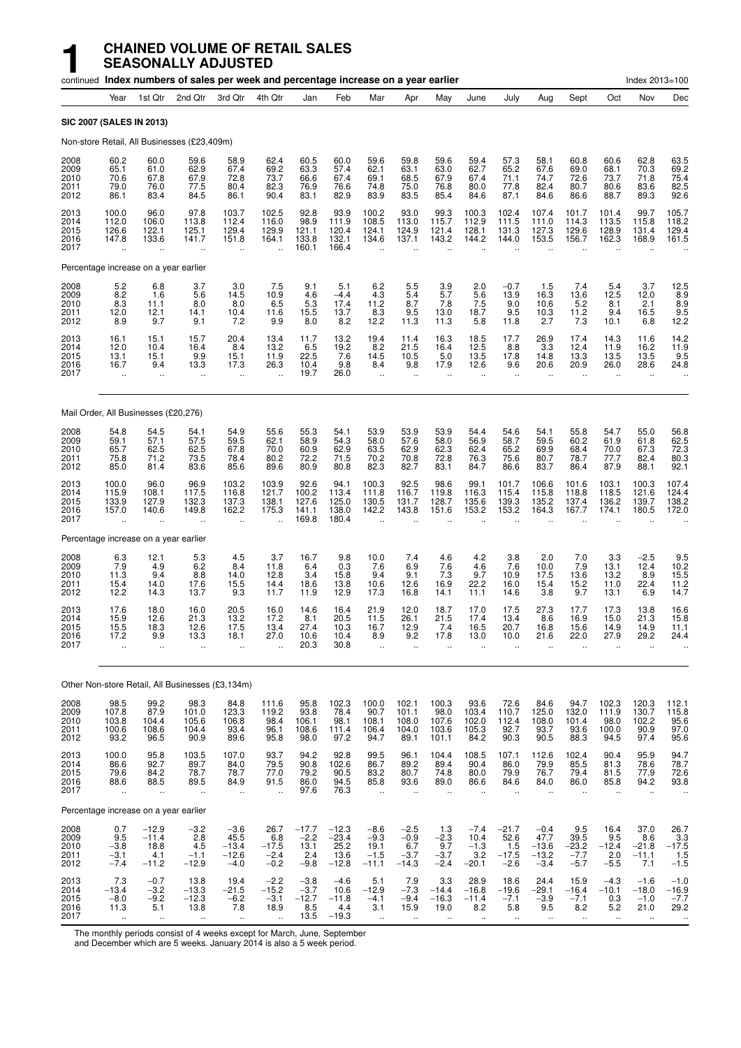# 1 CHAINED VOLUME OF RETAIL SALES SEASONALLY ADJUSTED

continued **Index numbers of sales per week and percentage increase on a year earlier** Index 2013=100

| | Year | 1st Qtr | 2nd Qtr | 3rd Qtr | 4th Qtr | Jan | Feb | Mar | Apr | May | June | July | Aug | Sept | Oct | Nov | Dec |
|---|---|---|---|---|---|---|---|---|---|---|---|---|---|---|---|---|---|
| **SIC 2007 (SALES IN 2013)** | | | | | | | | | | | | | | | | | |
| Non-store Retail, All Businesses (£23,409m) | | | | | | | | | | | | | | | | | |
| 2008 | 60.2 | 60.0 | 59.6 | 58.9 | 62.4 | 60.5 | 60.0 | 59.6 | 59.8 | 59.6 | 59.4 | 57.3 | 58.1 | 60.8 | 60.6 | 62.8 | 63.5 |
| 2009 | 65.1 | 61.0 | 62.9 | 67.4 | 69.2 | 63.3 | 57.4 | 62.1 | 63.1 | 63.0 | 62.7 | 65.2 | 67.6 | 69.0 | 68.1 | 70.3 | 69.2 |
| 2010 | 70.6 | 67.8 | 67.9 | 72.8 | 73.7 | 66.6 | 67.4 | 69.1 | 68.5 | 67.9 | 67.4 | 71.1 | 74.7 | 72.6 | 73.7 | 71.8 | 75.4 |
| 2011 | 79.0 | 76.0 | 77.5 | 80.4 | 82.3 | 76.9 | 76.6 | 74.8 | 75.0 | 76.8 | 80.0 | 77.8 | 82.4 | 80.7 | 80.6 | 83.6 | 82.5 |
| 2012 | 86.1 | 83.4 | 84.5 | 86.1 | 90.4 | 83.1 | 82.9 | 83.9 | 83.5 | 85.4 | 84.6 | 87.1 | 84.6 | 86.6 | 88.7 | 89.3 | 92.6 |
| 2013 | 100.0 | 96.0 | 97.8 | 103.7 | 102.5 | 92.8 | 93.9 | 100.2 | 93.0 | 99.3 | 100.3 | 102.4 | 107.4 | 101.7 | 101.4 | 99.7 | 105.7 |
| 2014 | 112.0 | 106.0 | 113.8 | 112.4 | 116.0 | 98.9 | 111.9 | 108.5 | 113.0 | 115.7 | 112.9 | 111.5 | 111.0 | 114.3 | 113.5 | 115.8 | 118.2 |
| 2015 | 126.6 | 122.1 | 125.1 | 129.4 | 129.9 | 121.1 | 120.4 | 124.1 | 124.9 | 121.4 | 128.1 | 131.3 | 127.3 | 129.6 | 128.9 | 131.4 | 129.4 |
| 2016 | 147.8 | 133.6 | 141.7 | 151.8 | 164.1 | 133.8 | 132.1 | 134.6 | 137.1 | 143.2 | 144.2 | 144.0 | 153.5 | 156.7 | 162.3 | 168.9 | 161.5 |
| 2017 | .. | .. | .. | .. | .. | 160.1 | 166.4 | .. | .. | .. | .. | .. | .. | .. | .. | .. | .. |
| Percentage increase on a year earlier | | | | | | | | | | | | | | | | | |
| 2008 | 5.2 | 6.8 | 3.7 | 3.0 | 7.5 | 9.1 | 5.1 | 6.2 | 5.5 | 3.9 | 2.0 | −0.7 | 1.5 | 7.4 | 5.4 | 3.7 | 12.5 |
| 2009 | 8.2 | 1.6 | 5.6 | 14.5 | 10.9 | 4.6 | −4.4 | 4.3 | 5.4 | 5.7 | 5.6 | 13.9 | 16.3 | 13.6 | 12.5 | 12.0 | 8.9 |
| 2010 | 8.3 | 11.1 | 8.0 | 8.0 | 6.5 | 5.3 | 17.4 | 11.2 | 8.7 | 7.8 | 7.5 | 9.0 | 10.6 | 5.2 | 8.1 | 2.1 | 8.9 |
| 2011 | 12.0 | 12.1 | 14.1 | 10.4 | 11.6 | 15.5 | 13.7 | 8.3 | 9.5 | 13.0 | 18.7 | 9.5 | 10.3 | 11.2 | 9.4 | 16.5 | 9.5 |
| 2012 | 8.9 | 9.7 | 9.1 | 7.2 | 9.9 | 8.0 | 8.2 | 12.2 | 11.3 | 11.3 | 5.8 | 11.8 | 2.7 | 7.3 | 10.1 | 6.8 | 12.2 |
| 2013 | 16.1 | 15.1 | 15.7 | 20.4 | 13.4 | 11.7 | 13.2 | 19.4 | 11.4 | 16.3 | 18.5 | 17.7 | 26.9 | 17.4 | 14.3 | 11.6 | 14.2 |
| 2014 | 12.0 | 10.4 | 16.4 | 8.4 | 13.2 | 6.5 | 19.2 | 8.2 | 21.5 | 16.4 | 12.5 | 8.8 | 3.3 | 12.4 | 11.9 | 16.2 | 11.9 |
| 2015 | 13.1 | 15.1 | 9.9 | 15.1 | 11.9 | 22.5 | 7.6 | 14.5 | 10.5 | 5.0 | 13.5 | 17.8 | 14.8 | 13.3 | 13.5 | 13.5 | 9.5 |
| 2016 | 16.7 | 9.4 | 13.3 | 17.3 | 26.3 | 10.4 | 9.8 | 8.4 | 9.8 | 17.9 | 12.6 | 9.6 | 20.6 | 20.9 | 26.0 | 28.6 | 24.8 |
| 2017 | .. | .. | .. | .. | .. | 19.7 | 26.0 | .. | .. | .. | .. | .. | .. | .. | .. | .. | .. |
| Mail Order, All Businesses (£20,276) | | | | | | | | | | | | | | | | | |
| 2008 | 54.8 | 54.5 | 54.1 | 54.9 | 55.6 | 55.3 | 54.1 | 53.9 | 53.9 | 53.9 | 54.4 | 54.6 | 54.1 | 55.8 | 54.7 | 55.0 | 56.8 |
| 2009 | 59.1 | 57.1 | 57.5 | 59.5 | 62.1 | 58.9 | 54.3 | 58.0 | 57.6 | 58.0 | 56.9 | 58.7 | 59.5 | 60.2 | 61.9 | 61.8 | 62.5 |
| 2010 | 65.7 | 62.5 | 62.5 | 67.8 | 70.0 | 60.9 | 62.9 | 63.5 | 62.9 | 62.3 | 62.4 | 65.2 | 69.9 | 68.4 | 70.0 | 67.3 | 72.3 |
| 2011 | 75.8 | 71.2 | 73.5 | 78.4 | 80.2 | 72.2 | 71.5 | 70.2 | 70.8 | 72.8 | 76.3 | 75.6 | 80.7 | 78.7 | 77.7 | 82.4 | 80.3 |
| 2012 | 85.0 | 81.4 | 83.6 | 85.6 | 89.6 | 80.9 | 80.8 | 82.3 | 82.7 | 83.1 | 84.7 | 86.6 | 83.7 | 86.4 | 87.9 | 88.1 | 92.1 |
| 2013 | 100.0 | 96.0 | 96.9 | 103.2 | 103.9 | 92.6 | 94.1 | 100.3 | 92.5 | 98.6 | 99.1 | 101.7 | 106.6 | 101.6 | 103.1 | 100.3 | 107.4 |
| 2014 | 115.9 | 108.1 | 117.5 | 116.8 | 121.7 | 100.2 | 113.4 | 111.8 | 116.7 | 119.8 | 116.3 | 115.4 | 115.8 | 118.8 | 118.5 | 121.6 | 124.4 |
| 2015 | 133.9 | 127.9 | 132.3 | 137.3 | 138.1 | 127.6 | 125.0 | 130.5 | 131.7 | 128.7 | 135.6 | 139.3 | 135.2 | 137.4 | 136.2 | 139.7 | 138.2 |
| 2016 | 157.0 | 140.6 | 149.8 | 162.2 | 175.3 | 141.1 | 138.0 | 142.2 | 143.8 | 151.6 | 153.2 | 153.2 | 164.3 | 167.7 | 174.1 | 180.5 | 172.0 |
| 2017 | .. | .. | .. | .. | .. | 169.8 | 180.4 | .. | .. | .. | .. | .. | .. | .. | .. | .. | .. |
| Percentage increase on a year earlier | | | | | | | | | | | | | | | | | |
| 2008 | 6.3 | 12.1 | 5.3 | 4.5 | 3.7 | 16.7 | 9.8 | 10.0 | 7.4 | 4.6 | 4.2 | 3.8 | 2.0 | 7.0 | 3.3 | −2.5 | 9.5 |
| 2009 | 7.9 | 4.9 | 6.2 | 8.4 | 11.8 | 6.4 | 0.3 | 7.6 | 6.9 | 7.6 | 4.6 | 7.6 | 10.0 | 7.9 | 13.1 | 12.4 | 10.2 |
| 2010 | 11.3 | 9.4 | 8.8 | 14.0 | 12.8 | 3.4 | 15.8 | 9.4 | 9.1 | 7.3 | 9.7 | 10.9 | 17.5 | 13.6 | 13.2 | 8.9 | 15.5 |
| 2011 | 15.4 | 14.0 | 17.6 | 15.5 | 14.4 | 18.6 | 13.8 | 10.6 | 12.6 | 16.9 | 22.2 | 16.0 | 15.4 | 15.2 | 11.0 | 22.4 | 11.2 |
| 2012 | 12.2 | 14.3 | 13.7 | 9.3 | 11.7 | 11.9 | 12.9 | 17.3 | 16.8 | 14.1 | 11.1 | 14.6 | 3.8 | 9.7 | 13.1 | 6.9 | 14.7 |
| 2013 | 17.6 | 18.0 | 16.0 | 20.5 | 16.0 | 14.6 | 16.4 | 21.9 | 12.0 | 18.7 | 17.0 | 17.5 | 27.3 | 17.7 | 17.3 | 13.8 | 16.6 |
| 2014 | 15.9 | 12.6 | 21.3 | 13.2 | 17.2 | 8.1 | 20.5 | 11.5 | 26.1 | 21.5 | 17.4 | 13.4 | 8.6 | 16.9 | 15.0 | 21.3 | 15.8 |
| 2015 | 15.5 | 18.3 | 12.6 | 17.5 | 13.4 | 27.4 | 10.3 | 16.7 | 12.9 | 7.4 | 16.5 | 20.7 | 16.8 | 15.6 | 14.9 | 14.9 | 11.1 |
| 2016 | 17.2 | 9.9 | 13.3 | 18.1 | 27.0 | 10.6 | 10.4 | 8.9 | 9.2 | 17.8 | 13.0 | 10.0 | 21.6 | 22.0 | 27.9 | 29.2 | 24.4 |
| 2017 | .. | .. | .. | .. | .. | 20.3 | 30.8 | .. | .. | .. | .. | .. | .. | .. | .. | .. | .. |
| Other Non-store Retail, All Businesses (£3,134m) | | | | | | | | | | | | | | | | | |
| 2008 | 98.5 | 99.2 | 98.3 | 84.8 | 111.6 | 95.8 | 102.3 | 100.0 | 102.1 | 100.3 | 93.6 | 72.6 | 84.6 | 94.7 | 102.3 | 120.3 | 112.1 |
| 2009 | 107.8 | 87.9 | 101.0 | 123.3 | 119.2 | 93.8 | 78.4 | 90.7 | 101.1 | 98.0 | 103.4 | 110.7 | 125.0 | 132.0 | 111.9 | 130.7 | 115.8 |
| 2010 | 103.8 | 104.4 | 105.6 | 106.8 | 98.4 | 106.1 | 98.1 | 108.1 | 108.0 | 107.6 | 102.0 | 112.4 | 108.0 | 101.4 | 98.0 | 102.2 | 95.6 |
| 2011 | 100.6 | 108.6 | 104.4 | 93.4 | 96.1 | 108.6 | 111.4 | 106.4 | 104.0 | 103.6 | 105.3 | 92.7 | 93.7 | 93.6 | 100.0 | 90.9 | 97.0 |
| 2012 | 93.2 | 96.5 | 90.9 | 89.6 | 95.8 | 98.0 | 97.2 | 94.7 | 89.1 | 101.1 | 84.2 | 90.3 | 90.5 | 88.3 | 94.5 | 97.4 | 95.6 |
| 2013 | 100.0 | 95.8 | 103.5 | 107.0 | 93.7 | 94.2 | 92.8 | 99.5 | 96.1 | 104.4 | 108.5 | 107.1 | 112.6 | 102.4 | 90.4 | 95.9 | 94.7 |
| 2014 | 86.6 | 92.7 | 89.7 | 84.0 | 79.5 | 90.8 | 102.6 | 86.7 | 89.2 | 89.4 | 90.4 | 86.0 | 79.9 | 85.5 | 81.3 | 78.6 | 78.7 |
| 2015 | 79.6 | 84.2 | 78.7 | 78.7 | 77.0 | 79.2 | 90.5 | 83.2 | 80.7 | 74.8 | 80.0 | 79.9 | 76.7 | 79.4 | 81.5 | 77.9 | 72.6 |
| 2016 | 88.6 | 88.5 | 89.5 | 84.9 | 91.5 | 86.0 | 94.5 | 85.8 | 93.6 | 89.0 | 86.6 | 84.6 | 84.0 | 86.0 | 85.8 | 94.2 | 93.8 |
| 2017 | .. | .. | .. | .. | .. | 97.6 | 76.3 | .. | .. | .. | .. | .. | .. | .. | .. | .. | .. |
| Percentage increase on a year earlier | | | | | | | | | | | | | | | | | |
| 2008 | 0.7 | −12.9 | −3.2 | −3.6 | 26.7 | −17.7 | −12.3 | −8.6 | −2.5 | 1.3 | −7.4 | −21.7 | −0.4 | 9.5 | 16.4 | 37.0 | 26.7 |
| 2009 | 9.5 | −11.4 | 2.8 | 45.5 | 6.8 | −2.2 | −23.4 | −9.3 | −0.9 | −2.3 | 10.4 | 52.6 | 47.7 | 39.5 | 9.5 | 8.6 | 3.3 |
| 2010 | −3.8 | 18.8 | 4.5 | −13.4 | −17.5 | 13.1 | 25.2 | 19.1 | 6.7 | 9.7 | −1.3 | 1.5 | −13.6 | −23.2 | −12.4 | −21.8 | −17.5 |
| 2011 | −3.1 | 4.1 | −1.1 | −12.6 | −2.4 | 2.4 | 13.6 | −1.5 | −3.7 | −3.7 | 3.2 | −17.5 | −13.2 | −7.7 | 2.0 | −11.1 | 1.5 |
| 2012 | −7.4 | −11.2 | −12.9 | −4.0 | −0.2 | −9.8 | −12.8 | −11.1 | −14.3 | −2.4 | −20.1 | −2.6 | −3.4 | −5.7 | −5.5 | 7.1 | −1.5 |
| 2013 | 7.3 | −0.7 | 13.8 | 19.4 | −2.2 | −3.8 | −4.6 | 5.1 | 7.9 | 3.3 | 28.9 | 18.6 | 24.4 | 15.9 | −4.3 | −1.6 | −1.0 |
| 2014 | −13.4 | −3.2 | −13.3 | −21.5 | −15.2 | −3.7 | 10.6 | −12.9 | −7.3 | −14.4 | −16.8 | −19.6 | −29.1 | −16.4 | −10.1 | −18.0 | −16.9 |
| 2015 | −8.0 | −9.2 | −12.3 | −6.2 | −3.1 | −12.7 | −11.8 | −4.1 | −9.4 | −16.3 | −11.4 | −7.1 | −3.9 | −7.1 | 0.3 | −1.0 | −7.7 |
| 2016 | 11.3 | 5.1 | 13.8 | 7.8 | 18.9 | 8.5 | 4.4 | 3.1 | 15.9 | 19.0 | 8.2 | 5.8 | 9.5 | 8.2 | 5.2 | 21.0 | 29.2 |
| 2017 | .. | .. | .. | .. | .. | 13.5 | −19.3 | .. | .. | .. | .. | .. | .. | .. | .. | .. | .. |

The monthly periods consist of 4 weeks except for March, June, September and December which are 5 weeks. January 2014 is also a 5 week period.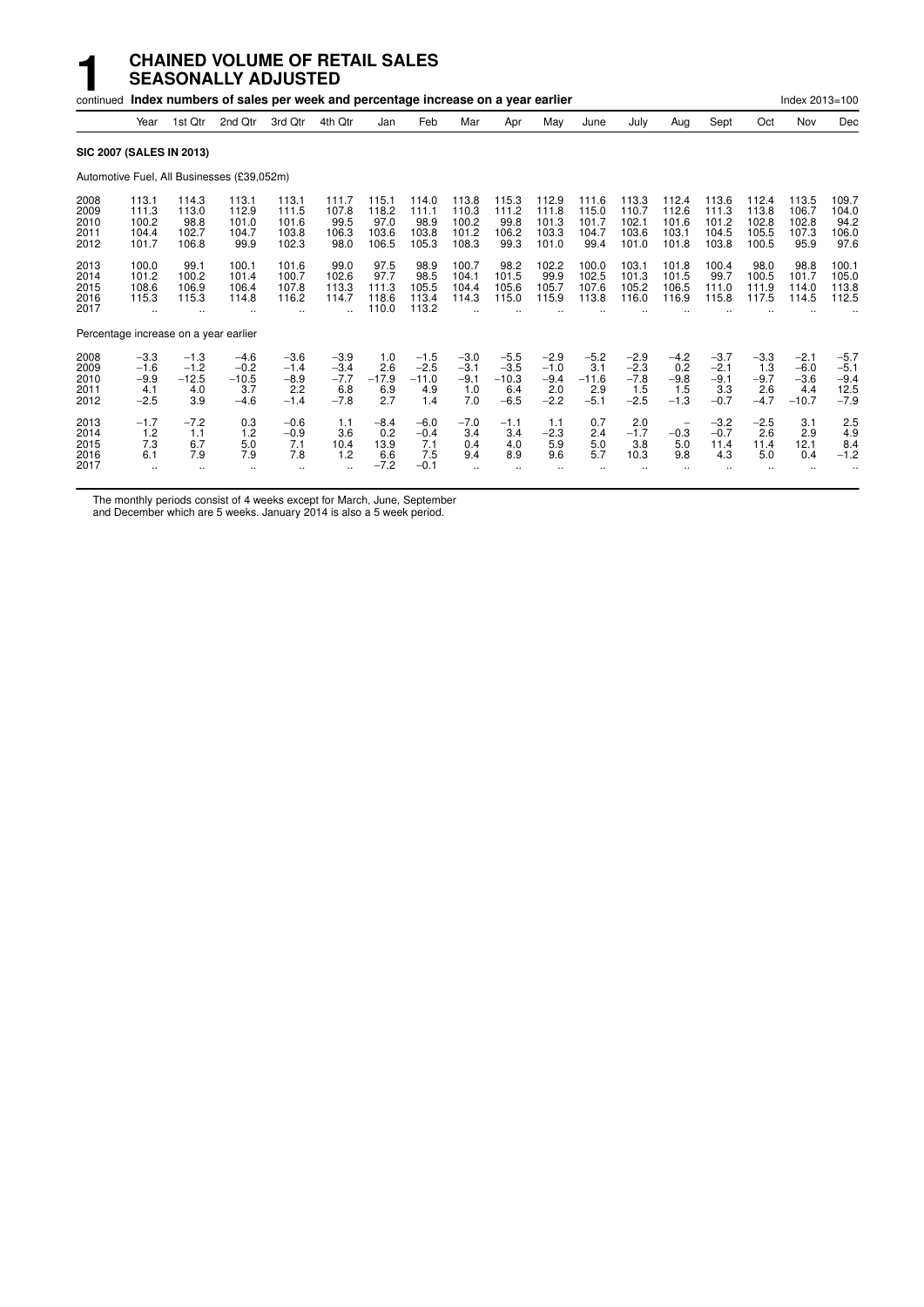# 1 CHAINED VOLUME OF RETAIL SALES SEASONALLY ADJUSTED

continued **Index numbers of sales per week and percentage increase on a year earlier** Index 2013=100

| | Year | 1st Qtr | 2nd Qtr | 3rd Qtr | 4th Qtr | Jan | Feb | Mar | Apr | May | June | July | Aug | Sept | Oct | Nov | Dec |
|---|---|---|---|---|---|---|---|---|---|---|---|---|---|---|---|---|---|
| **SIC 2007 (SALES IN 2013)** | | | | | | | | | | | | | | | | | |
| Automotive Fuel, All Businesses (£39,052m) | | | | | | | | | | | | | | | | | |
| 2008 | 113.1 | 114.3 | 113.1 | 113.1 | 111.7 | 115.1 | 114.0 | 113.8 | 115.3 | 112.9 | 111.6 | 113.3 | 112.4 | 113.6 | 112.4 | 113.5 | 109.7 |
| 2009 | 111.3 | 113.0 | 112.9 | 111.5 | 107.8 | 118.2 | 111.1 | 110.3 | 111.2 | 111.8 | 115.0 | 110.7 | 112.6 | 111.3 | 113.8 | 106.7 | 104.0 |
| 2010 | 100.2 | 98.8 | 101.0 | 101.6 | 99.5 | 97.0 | 98.9 | 100.2 | 99.8 | 101.3 | 101.7 | 102.1 | 101.6 | 101.2 | 102.8 | 102.8 | 94.2 |
| 2011 | 104.4 | 102.7 | 104.7 | 103.8 | 106.3 | 103.6 | 103.8 | 101.2 | 106.2 | 103.3 | 104.7 | 103.6 | 103.1 | 104.5 | 105.5 | 107.3 | 106.0 |
| 2012 | 101.7 | 106.8 | 99.9 | 102.3 | 98.0 | 106.5 | 105.3 | 108.3 | 99.3 | 101.0 | 99.4 | 101.0 | 101.8 | 103.8 | 100.5 | 95.9 | 97.6 |
| 2013 | 100.0 | 99.1 | 100.1 | 101.6 | 99.0 | 97.5 | 98.9 | 100.7 | 98.2 | 102.2 | 100.0 | 103.1 | 101.8 | 100.4 | 98.0 | 98.8 | 100.1 |
| 2014 | 101.2 | 100.2 | 101.4 | 100.7 | 102.6 | 97.7 | 98.5 | 104.1 | 101.5 | 99.9 | 102.5 | 101.3 | 101.5 | 99.7 | 100.5 | 101.7 | 105.0 |
| 2015 | 108.6 | 106.9 | 106.4 | 107.8 | 113.3 | 111.3 | 105.5 | 104.4 | 105.6 | 105.7 | 107.6 | 105.2 | 106.5 | 111.0 | 111.9 | 114.0 | 113.8 |
| 2016 | 115.3 | 115.3 | 114.8 | 116.2 | 114.7 | 118.6 | 113.4 | 114.3 | 115.0 | 115.9 | 113.8 | 116.0 | 116.9 | 115.8 | 117.5 | 114.5 | 112.5 |
| 2017 | .. | .. | .. | .. | .. | 110.0 | 113.2 | .. | .. | .. | .. | .. | .. | .. | .. | .. | .. |
| Percentage increase on a year earlier | | | | | | | | | | | | | | | | | |
| 2008 | −3.3 | −1.3 | −4.6 | −3.6 | −3.9 | 1.0 | −1.5 | −3.0 | −5.5 | −2.9 | −5.2 | −2.9 | −4.2 | −3.7 | −3.3 | −2.1 | −5.7 |
| 2009 | −1.6 | −1.2 | −0.2 | −1.4 | −3.4 | 2.6 | −2.5 | −3.1 | −3.5 | −1.0 | 3.1 | −2.3 | 0.2 | −2.1 | 1.3 | −6.0 | −5.1 |
| 2010 | −9.9 | −12.5 | −10.5 | −8.9 | −7.7 | −17.9 | −11.0 | −9.1 | −10.3 | −9.4 | −11.6 | −7.8 | −9.8 | −9.1 | −9.7 | −3.6 | −9.4 |
| 2011 | 4.1 | 4.0 | 3.7 | 2.2 | 6.8 | 6.9 | 4.9 | 1.0 | 6.4 | 2.0 | 2.9 | 1.5 | 1.5 | 3.3 | 2.6 | 4.4 | 12.5 |
| 2012 | −2.5 | 3.9 | −4.6 | −1.4 | −7.8 | 2.7 | 1.4 | 7.0 | −6.5 | −2.2 | −5.1 | −2.5 | −1.3 | −0.7 | −4.7 | −10.7 | −7.9 |
| 2013 | −1.7 | −7.2 | 0.3 | −0.6 | 1.1 | −8.4 | −6.0 | −7.0 | −1.1 | 1.1 | 0.7 | 2.0 | – | −3.2 | −2.5 | 3.1 | 2.5 |
| 2014 | 1.2 | 1.1 | 1.2 | −0.9 | 3.6 | 0.2 | −0.4 | 3.4 | 3.4 | −2.3 | 2.4 | −1.7 | −0.3 | −0.7 | 2.6 | 2.9 | 4.9 |
| 2015 | 7.3 | 6.7 | 5.0 | 7.1 | 10.4 | 13.9 | 7.1 | 0.4 | 4.0 | 5.9 | 5.0 | 3.8 | 5.0 | 11.4 | 11.4 | 12.1 | 8.4 |
| 2016 | 6.1 | 7.9 | 7.9 | 7.8 | 1.2 | 6.6 | 7.5 | 9.4 | 8.9 | 9.6 | 5.7 | 10.3 | 9.8 | 4.3 | 5.0 | 0.4 | −1.2 |
| 2017 | .. | .. | .. | .. | .. | −7.2 | −0.1 | .. | .. | .. | .. | .. | .. | .. | .. | .. | .. |

The monthly periods consist of 4 weeks except for March, June, September and December which are 5 weeks. January 2014 is also a 5 week period.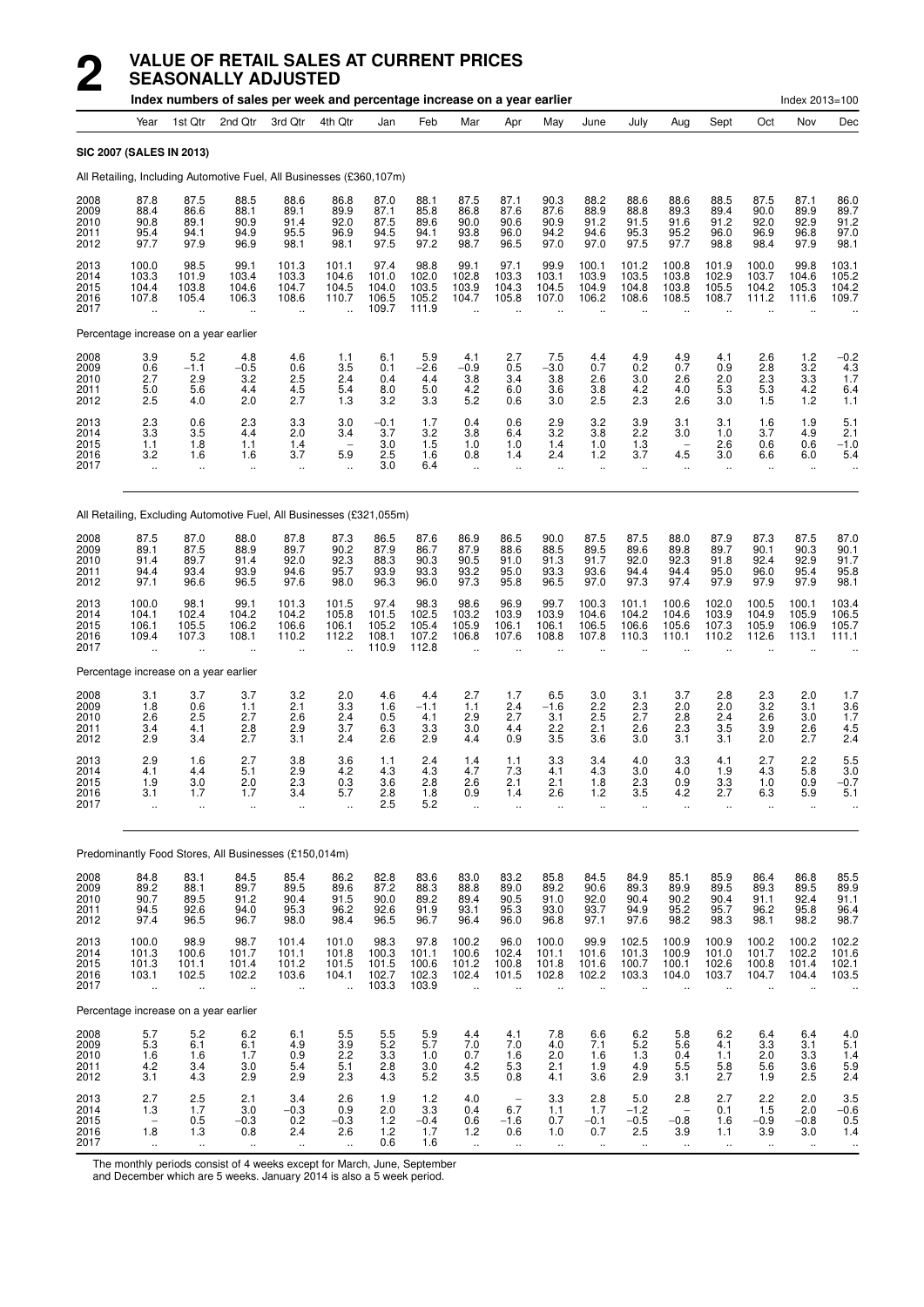# 2 VALUE OF RETAIL SALES AT CURRENT PRICES SEASONALLY ADJUSTED

Index numbers of sales per week and percentage increase on a year earlier — Index 2013=100

| | Year | 1st Qtr | 2nd Qtr | 3rd Qtr | 4th Qtr | Jan | Feb | Mar | Apr | May | June | July | Aug | Sept | Oct | Nov | Dec |
|---|---|---|---|---|---|---|---|---|---|---|---|---|---|---|---|---|---|
| **SIC 2007 (SALES IN 2013)** | | | | | | | | | | | | | | | | | |
| All Retailing, Including Automotive Fuel, All Businesses (£360,107m) | | | | | | | | | | | | | | | | | |
| 2008 | 87.8 | 87.5 | 88.5 | 88.6 | 86.8 | 87.0 | 88.1 | 87.5 | 87.1 | 90.3 | 88.2 | 88.6 | 88.6 | 88.5 | 87.5 | 87.1 | 86.0 |
| 2009 | 88.4 | 86.6 | 88.1 | 89.1 | 89.9 | 87.1 | 85.8 | 86.8 | 87.6 | 87.6 | 88.9 | 88.8 | 89.3 | 89.4 | 90.0 | 89.9 | 89.7 |
| 2010 | 90.8 | 89.1 | 90.9 | 91.4 | 92.0 | 87.5 | 89.6 | 90.0 | 90.6 | 90.9 | 91.2 | 91.5 | 91.6 | 91.2 | 92.0 | 92.9 | 91.2 |
| 2011 | 95.4 | 94.1 | 94.9 | 95.5 | 96.9 | 94.5 | 94.1 | 93.8 | 96.0 | 94.2 | 94.6 | 95.3 | 95.2 | 96.0 | 96.9 | 96.8 | 97.0 |
| 2012 | 97.7 | 97.9 | 96.9 | 98.1 | 98.1 | 97.5 | 97.2 | 98.7 | 96.5 | 97.0 | 97.0 | 97.5 | 97.7 | 98.8 | 98.4 | 97.9 | 98.1 |
| 2013 | 100.0 | 98.5 | 99.1 | 101.3 | 101.1 | 97.4 | 98.8 | 99.1 | 97.1 | 99.9 | 100.1 | 101.2 | 100.8 | 101.9 | 100.0 | 99.8 | 103.1 |
| 2014 | 103.3 | 101.9 | 103.4 | 103.3 | 104.6 | 101.0 | 102.0 | 102.8 | 103.3 | 103.1 | 103.9 | 103.5 | 103.8 | 102.9 | 103.7 | 104.6 | 105.2 |
| 2015 | 104.4 | 103.8 | 104.6 | 104.7 | 104.5 | 104.0 | 103.5 | 103.9 | 104.3 | 104.5 | 104.9 | 104.8 | 103.8 | 105.5 | 104.2 | 105.3 | 104.2 |
| 2016 | 107.8 | 105.4 | 106.3 | 108.6 | 110.7 | 106.5 | 105.2 | 104.7 | 105.8 | 107.0 | 106.2 | 108.6 | 108.5 | 108.7 | 111.2 | 111.6 | 109.7 |
| 2017 | .. | .. | .. | .. | .. | 109.7 | 111.9 | .. | .. | .. | .. | .. | .. | .. | .. | .. | .. |
| Percentage increase on a year earlier | | | | | | | | | | | | | | | | | |
| 2008 | 3.9 | 5.2 | 4.8 | 4.6 | 1.1 | 6.1 | 5.9 | 4.1 | 2.7 | 7.5 | 4.4 | 4.9 | 4.9 | 4.1 | 2.6 | 1.2 | −0.2 |
| 2009 | 0.6 | −1.1 | −0.5 | 0.6 | 3.5 | 0.1 | −2.6 | −0.9 | 0.5 | −3.0 | 0.7 | 0.2 | 0.7 | 0.9 | 2.8 | 3.2 | 4.3 |
| 2010 | 2.7 | 2.9 | 3.2 | 2.5 | 2.4 | 0.4 | 4.4 | 3.8 | 3.4 | 3.8 | 2.6 | 3.0 | 2.6 | 2.0 | 2.3 | 3.3 | 1.7 |
| 2011 | 5.0 | 5.6 | 4.4 | 4.5 | 5.4 | 8.0 | 5.0 | 4.2 | 6.0 | 3.6 | 3.8 | 4.2 | 4.0 | 5.3 | 5.3 | 4.2 | 6.4 |
| 2012 | 2.5 | 4.0 | 2.0 | 2.7 | 1.3 | 3.2 | 3.3 | 5.2 | 0.6 | 3.0 | 2.5 | 2.3 | 2.6 | 3.0 | 1.5 | 1.2 | 1.1 |
| 2013 | 2.3 | 0.6 | 2.3 | 3.3 | 3.0 | −0.1 | 1.7 | 0.4 | 0.6 | 2.9 | 3.2 | 3.9 | 3.1 | 3.1 | 1.6 | 1.9 | 5.1 |
| 2014 | 3.3 | 3.5 | 4.4 | 2.0 | 3.4 | 3.7 | 3.2 | 3.8 | 6.4 | 3.2 | 3.8 | 2.2 | 3.0 | 1.0 | 3.7 | 4.9 | 2.1 |
| 2015 | 1.1 | 1.8 | 1.1 | 1.4 | – | 3.0 | 1.5 | 1.0 | 1.0 | 1.4 | 1.0 | 1.3 | – | 2.6 | 0.6 | 0.6 | −1.0 |
| 2016 | 3.2 | 1.6 | 1.6 | 3.7 | 5.9 | 2.5 | 1.6 | 0.8 | 1.4 | 2.4 | 1.2 | 3.7 | 4.5 | 3.0 | 6.6 | 6.0 | 5.4 |
| 2017 | .. | .. | .. | .. | .. | 3.0 | 6.4 | .. | .. | .. | .. | .. | .. | .. | .. | .. | .. |
| All Retailing, Excluding Automotive Fuel, All Businesses (£321,055m) | | | | | | | | | | | | | | | | | |
| 2008 | 87.5 | 87.0 | 88.0 | 87.8 | 87.3 | 86.5 | 87.6 | 86.9 | 86.5 | 90.0 | 87.5 | 87.5 | 88.0 | 87.9 | 87.3 | 87.5 | 87.0 |
| 2009 | 89.1 | 87.5 | 88.9 | 89.7 | 90.2 | 87.9 | 86.7 | 87.9 | 88.6 | 88.5 | 89.5 | 89.6 | 89.8 | 89.7 | 90.1 | 90.3 | 90.1 |
| 2010 | 91.4 | 89.7 | 91.4 | 92.0 | 92.3 | 88.3 | 90.3 | 90.5 | 91.0 | 91.3 | 91.7 | 92.0 | 92.3 | 91.8 | 92.4 | 92.9 | 91.7 |
| 2011 | 94.4 | 93.4 | 93.9 | 94.6 | 95.7 | 93.9 | 93.3 | 93.2 | 95.0 | 93.3 | 93.6 | 94.4 | 94.4 | 95.0 | 96.0 | 95.4 | 95.8 |
| 2012 | 97.1 | 96.6 | 96.5 | 97.6 | 98.0 | 96.3 | 96.0 | 97.3 | 95.8 | 96.5 | 97.0 | 97.3 | 97.4 | 97.9 | 97.9 | 97.9 | 98.1 |
| 2013 | 100.0 | 98.1 | 99.1 | 101.3 | 101.5 | 97.4 | 98.3 | 98.6 | 96.9 | 99.7 | 100.3 | 101.1 | 100.6 | 102.0 | 100.5 | 100.1 | 103.4 |
| 2014 | 104.1 | 102.4 | 104.2 | 104.2 | 105.8 | 101.5 | 102.5 | 103.2 | 103.9 | 103.9 | 104.6 | 104.2 | 104.6 | 103.9 | 104.9 | 105.9 | 106.5 |
| 2015 | 106.1 | 105.5 | 106.2 | 106.6 | 106.1 | 105.2 | 105.4 | 105.9 | 106.1 | 106.1 | 106.5 | 106.6 | 105.6 | 107.3 | 105.9 | 106.9 | 105.7 |
| 2016 | 109.4 | 107.3 | 108.1 | 110.2 | 112.2 | 108.1 | 107.2 | 106.8 | 107.6 | 108.8 | 107.8 | 110.3 | 110.1 | 110.2 | 112.6 | 113.1 | 111.1 |
| 2017 | .. | .. | .. | .. | .. | 110.9 | 112.8 | .. | .. | .. | .. | .. | .. | .. | .. | .. | .. |
| Percentage increase on a year earlier | | | | | | | | | | | | | | | | | |
| 2008 | 3.1 | 3.7 | 3.7 | 3.2 | 2.0 | 4.6 | 4.4 | 2.7 | 1.7 | 6.5 | 3.0 | 3.1 | 3.7 | 2.8 | 2.3 | 2.0 | 1.7 |
| 2009 | 1.8 | 0.6 | 1.1 | 2.1 | 3.3 | 1.6 | −1.1 | 1.1 | 2.4 | −1.6 | 2.2 | 2.3 | 2.0 | 2.0 | 3.2 | 3.1 | 3.6 |
| 2010 | 2.6 | 2.5 | 2.7 | 2.6 | 2.4 | 0.5 | 4.1 | 2.9 | 2.7 | 3.1 | 2.5 | 2.7 | 2.8 | 2.4 | 2.6 | 3.0 | 1.7 |
| 2011 | 3.4 | 4.1 | 2.8 | 2.9 | 3.7 | 6.3 | 3.3 | 3.0 | 4.4 | 2.2 | 2.1 | 2.6 | 2.3 | 3.5 | 3.9 | 2.6 | 4.5 |
| 2012 | 2.9 | 3.4 | 2.7 | 3.1 | 2.4 | 2.6 | 2.9 | 4.4 | 0.9 | 3.5 | 3.6 | 3.0 | 3.1 | 3.1 | 2.0 | 2.7 | 2.4 |
| 2013 | 2.9 | 1.6 | 2.7 | 3.8 | 3.6 | 1.1 | 2.4 | 1.4 | 1.1 | 3.3 | 3.4 | 4.0 | 3.3 | 4.1 | 2.7 | 2.2 | 5.5 |
| 2014 | 4.1 | 4.4 | 5.1 | 2.9 | 4.2 | 4.3 | 4.3 | 4.7 | 7.3 | 4.1 | 4.3 | 3.0 | 4.0 | 1.9 | 4.3 | 5.8 | 3.0 |
| 2015 | 1.9 | 3.0 | 2.0 | 2.3 | 0.3 | 3.6 | 2.8 | 2.6 | 2.1 | 2.1 | 1.8 | 2.3 | 0.9 | 3.3 | 1.0 | 0.9 | −0.7 |
| 2016 | 3.1 | 1.7 | 1.7 | 3.4 | 5.7 | 2.8 | 1.8 | 0.9 | 1.4 | 2.6 | 1.2 | 3.5 | 4.2 | 2.7 | 6.3 | 5.9 | 5.1 |
| 2017 | .. | .. | .. | .. | .. | 2.5 | 5.2 | .. | .. | .. | .. | .. | .. | .. | .. | .. | .. |
| Predominantly Food Stores, All Businesses (£150,014m) | | | | | | | | | | | | | | | | | |
| 2008 | 84.8 | 83.1 | 84.5 | 85.4 | 86.2 | 82.8 | 83.6 | 83.0 | 83.2 | 85.8 | 84.5 | 84.9 | 85.1 | 85.9 | 86.4 | 86.8 | 85.5 |
| 2009 | 89.2 | 88.1 | 89.7 | 89.5 | 89.6 | 87.2 | 88.3 | 88.8 | 89.0 | 89.2 | 90.6 | 89.3 | 89.9 | 89.5 | 89.3 | 89.5 | 89.9 |
| 2010 | 90.7 | 89.5 | 91.2 | 90.4 | 91.5 | 90.0 | 89.2 | 89.4 | 90.5 | 91.0 | 92.0 | 90.4 | 90.2 | 90.4 | 91.1 | 92.4 | 91.1 |
| 2011 | 94.5 | 92.6 | 94.0 | 95.3 | 96.2 | 92.6 | 91.9 | 93.1 | 95.3 | 93.0 | 93.7 | 94.9 | 95.2 | 95.7 | 96.2 | 95.8 | 96.4 |
| 2012 | 97.4 | 96.5 | 96.7 | 98.0 | 98.4 | 96.5 | 96.7 | 96.4 | 96.0 | 96.8 | 97.1 | 97.6 | 98.2 | 98.3 | 98.1 | 98.2 | 98.7 |
| 2013 | 100.0 | 98.9 | 98.7 | 101.4 | 101.0 | 98.3 | 97.8 | 100.2 | 96.0 | 100.0 | 99.9 | 102.5 | 100.9 | 100.9 | 100.2 | 100.2 | 102.2 |
| 2014 | 101.3 | 100.6 | 101.7 | 101.1 | 101.8 | 100.3 | 101.1 | 100.6 | 102.4 | 101.1 | 101.6 | 101.3 | 100.9 | 101.0 | 101.7 | 102.2 | 101.6 |
| 2015 | 101.3 | 101.1 | 101.4 | 101.2 | 101.5 | 101.5 | 100.6 | 101.2 | 100.8 | 101.8 | 101.6 | 100.7 | 100.1 | 102.6 | 100.8 | 101.4 | 102.1 |
| 2016 | 103.1 | 102.5 | 102.2 | 103.6 | 104.1 | 102.7 | 102.3 | 102.4 | 101.5 | 102.8 | 102.2 | 103.3 | 104.0 | 103.7 | 104.7 | 104.4 | 103.5 |
| 2017 | .. | .. | .. | .. | .. | 103.3 | 103.9 | .. | .. | .. | .. | .. | .. | .. | .. | .. | .. |
| Percentage increase on a year earlier | | | | | | | | | | | | | | | | | |
| 2008 | 5.7 | 5.2 | 6.2 | 6.1 | 5.5 | 5.5 | 5.9 | 4.4 | 4.1 | 7.8 | 6.6 | 6.2 | 5.8 | 6.2 | 6.4 | 6.4 | 4.0 |
| 2009 | 5.3 | 6.1 | 6.1 | 4.9 | 3.9 | 5.2 | 5.7 | 7.0 | 7.0 | 4.0 | 7.1 | 5.2 | 5.6 | 4.1 | 3.3 | 3.1 | 5.1 |
| 2010 | 1.6 | 1.6 | 1.7 | 0.9 | 2.2 | 3.3 | 1.0 | 0.7 | 1.6 | 2.0 | 1.6 | 1.3 | 0.4 | 1.1 | 2.0 | 3.3 | 1.4 |
| 2011 | 4.2 | 3.4 | 3.0 | 5.4 | 5.1 | 2.8 | 3.0 | 4.2 | 5.3 | 2.1 | 1.9 | 4.9 | 5.5 | 5.8 | 5.6 | 3.6 | 5.9 |
| 2012 | 3.1 | 4.3 | 2.9 | 2.9 | 2.3 | 4.3 | 5.2 | 3.5 | 0.8 | 4.1 | 3.6 | 2.9 | 3.1 | 2.7 | 1.9 | 2.5 | 2.4 |
| 2013 | 2.7 | 2.5 | 2.1 | 3.4 | 2.6 | 1.9 | 1.2 | 4.0 | – | 3.3 | 2.8 | 5.0 | 2.8 | 2.7 | 2.2 | 2.0 | 3.5 |
| 2014 | 1.3 | 1.7 | 3.0 | −0.3 | 0.9 | 2.0 | 3.3 | 0.4 | 6.7 | 1.1 | 1.7 | −1.2 | – | 0.1 | 1.5 | 2.0 | −0.6 |
| 2015 | – | 0.5 | −0.3 | 0.2 | −0.3 | 1.2 | −0.4 | 0.6 | −1.6 | 0.7 | −0.1 | −0.5 | −0.8 | 1.6 | −0.9 | −0.8 | 0.5 |
| 2016 | 1.8 | 1.3 | 0.8 | 2.4 | 2.6 | 1.2 | 1.7 | 1.2 | 0.6 | 1.0 | 0.7 | 2.5 | 3.9 | 1.1 | 3.9 | 3.0 | 1.4 |
| 2017 | .. | .. | .. | .. | .. | 0.6 | 1.6 | .. | .. | .. | .. | .. | .. | .. | .. | .. | .. |

The monthly periods consist of 4 weeks except for March, June, September and December which are 5 weeks. January 2014 is also a 5 week period.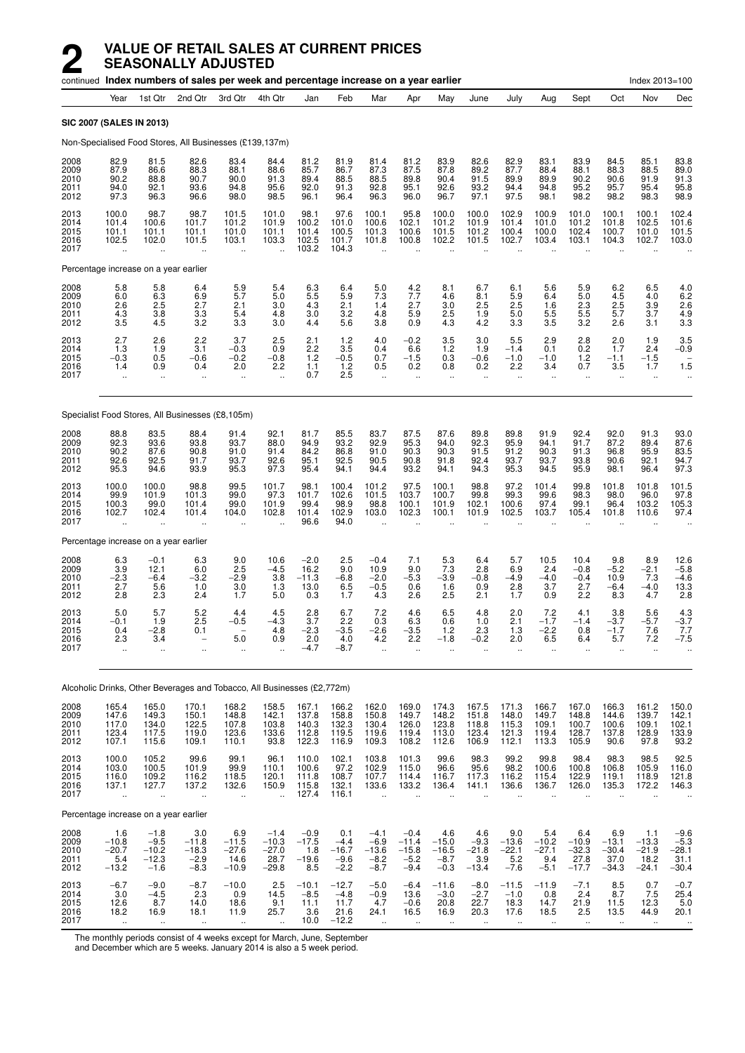# 2 VALUE OF RETAIL SALES AT CURRENT PRICES SEASONALLY ADJUSTED

continued **Index numbers of sales per week and percentage increase on a year earlier** Index 2013=100

| | Year | 1st Qtr | 2nd Qtr | 3rd Qtr | 4th Qtr | Jan | Feb | Mar | Apr | May | June | July | Aug | Sept | Oct | Nov | Dec |
|---|---|---|---|---|---|---|---|---|---|---|---|---|---|---|---|---|---|
| **SIC 2007 (SALES IN 2013)** | | | | | | | | | | | | | | | | | |
| Non-Specialised Food Stores, All Businesses (£139,137m) | | | | | | | | | | | | | | | | | |
| 2008 | 82.9 | 81.5 | 82.6 | 83.4 | 84.4 | 81.2 | 81.9 | 81.4 | 81.2 | 83.9 | 82.6 | 82.9 | 83.1 | 83.9 | 84.5 | 85.1 | 83.8 |
| 2009 | 87.9 | 86.6 | 88.3 | 88.1 | 88.6 | 85.7 | 86.7 | 87.3 | 87.5 | 87.8 | 89.2 | 87.7 | 88.4 | 88.1 | 88.3 | 88.5 | 89.0 |
| 2010 | 90.2 | 88.8 | 90.7 | 90.0 | 91.3 | 89.4 | 88.5 | 88.5 | 89.8 | 90.4 | 91.5 | 89.9 | 89.9 | 90.2 | 90.6 | 91.9 | 91.3 |
| 2011 | 94.0 | 92.1 | 93.6 | 94.8 | 95.6 | 92.0 | 91.3 | 92.8 | 95.1 | 92.6 | 93.2 | 94.4 | 94.8 | 95.2 | 95.7 | 95.4 | 95.8 |
| 2012 | 97.3 | 96.3 | 96.6 | 98.0 | 98.5 | 96.1 | 96.4 | 96.3 | 96.0 | 96.7 | 97.1 | 97.5 | 98.1 | 98.2 | 98.2 | 98.3 | 98.9 |
| 2013 | 100.0 | 98.7 | 98.7 | 101.5 | 101.0 | 98.1 | 97.6 | 100.1 | 95.8 | 100.0 | 100.0 | 102.9 | 100.9 | 101.0 | 100.1 | 100.1 | 102.4 |
| 2014 | 101.4 | 100.6 | 101.7 | 101.2 | 101.9 | 100.2 | 101.0 | 100.6 | 102.1 | 101.2 | 101.9 | 101.4 | 101.0 | 101.2 | 101.8 | 102.5 | 101.6 |
| 2015 | 101.1 | 101.1 | 101.1 | 101.0 | 101.1 | 101.4 | 100.5 | 101.3 | 100.6 | 101.5 | 101.2 | 100.4 | 100.0 | 102.4 | 100.7 | 101.0 | 101.5 |
| 2016 | 102.5 | 102.0 | 101.5 | 103.1 | 103.3 | 102.5 | 101.7 | 101.8 | 100.8 | 102.2 | 101.5 | 102.7 | 103.4 | 103.1 | 104.3 | 102.7 | 103.0 |
| 2017 | .. | .. | .. | .. | .. | 103.2 | 104.3 | .. | .. | .. | .. | .. | .. | .. | .. | .. | .. |
| Percentage increase on a year earlier | | | | | | | | | | | | | | | | | |
| 2008 | 5.8 | 5.8 | 6.4 | 5.9 | 5.4 | 6.3 | 6.4 | 5.0 | 4.2 | 8.1 | 6.7 | 6.1 | 5.6 | 5.9 | 6.2 | 6.5 | 4.0 |
| 2009 | 6.0 | 6.3 | 6.9 | 5.7 | 5.0 | 5.5 | 5.9 | 7.3 | 7.7 | 4.6 | 8.1 | 5.9 | 6.4 | 5.0 | 4.5 | 4.0 | 6.2 |
| 2010 | 2.6 | 2.5 | 2.7 | 2.1 | 3.0 | 4.3 | 2.1 | 1.4 | 2.7 | 3.0 | 2.5 | 2.5 | 1.6 | 2.3 | 2.5 | 3.9 | 2.6 |
| 2011 | 4.3 | 3.8 | 3.3 | 5.4 | 4.8 | 3.0 | 3.2 | 4.8 | 5.9 | 2.5 | 1.9 | 5.0 | 5.5 | 5.5 | 5.7 | 3.7 | 4.9 |
| 2012 | 3.5 | 4.5 | 3.2 | 3.3 | 3.0 | 4.4 | 5.6 | 3.8 | 0.9 | 4.3 | 4.2 | 3.3 | 3.5 | 3.2 | 2.6 | 3.1 | 3.3 |
| 2013 | 2.7 | 2.6 | 2.2 | 3.7 | 2.5 | 2.1 | 1.2 | 4.0 | −0.2 | 3.5 | 3.0 | 5.5 | 2.9 | 2.8 | 2.0 | 1.9 | 3.5 |
| 2014 | 1.3 | 1.9 | 3.1 | −0.3 | 0.9 | 2.2 | 3.5 | 0.4 | 6.6 | 1.2 | 1.9 | −1.4 | 0.1 | 0.2 | 1.7 | 2.4 | −0.9 |
| 2015 | −0.3 | 0.5 | −0.6 | −0.2 | −0.8 | 1.2 | −0.5 | 0.7 | −1.5 | 0.3 | −0.6 | −1.0 | −1.0 | 1.2 | −1.1 | −1.5 | − |
| 2016 | 1.4 | 0.9 | 0.4 | 2.0 | 2.2 | 1.1 | 1.2 | 0.5 | 0.2 | 0.8 | 0.2 | 2.2 | 3.4 | 0.7 | 3.5 | 1.7 | 1.5 |
| 2017 | .. | .. | .. | .. | .. | 0.7 | 2.5 | .. | .. | .. | .. | .. | .. | .. | .. | .. | .. |
| Specialist Food Stores, All Businesses (£8,105m) | | | | | | | | | | | | | | | | | |
| 2008 | 88.8 | 83.5 | 88.4 | 91.4 | 92.1 | 81.7 | 85.5 | 83.7 | 87.5 | 87.6 | 89.8 | 89.8 | 91.9 | 92.4 | 92.0 | 91.3 | 93.0 |
| 2009 | 92.3 | 93.6 | 93.8 | 93.7 | 88.0 | 94.9 | 93.2 | 92.9 | 95.3 | 94.0 | 92.3 | 95.9 | 94.1 | 91.7 | 87.2 | 89.4 | 87.6 |
| 2010 | 90.2 | 87.6 | 90.8 | 91.0 | 91.4 | 84.2 | 86.8 | 91.0 | 90.3 | 90.3 | 91.5 | 91.2 | 90.3 | 91.3 | 96.8 | 95.9 | 83.5 |
| 2011 | 92.6 | 92.5 | 91.7 | 93.7 | 92.6 | 95.1 | 92.5 | 90.5 | 90.8 | 91.8 | 92.4 | 93.7 | 93.7 | 93.8 | 90.6 | 92.1 | 94.7 |
| 2012 | 95.3 | 94.6 | 93.9 | 95.3 | 97.3 | 95.4 | 94.1 | 94.4 | 93.2 | 94.1 | 94.3 | 95.3 | 94.5 | 95.9 | 98.1 | 96.4 | 97.3 |
| 2013 | 100.0 | 100.0 | 98.8 | 99.5 | 101.7 | 98.1 | 100.4 | 101.2 | 97.5 | 100.1 | 98.8 | 97.2 | 101.4 | 99.8 | 101.8 | 101.8 | 101.5 |
| 2014 | 99.9 | 101.9 | 101.3 | 99.0 | 97.3 | 101.7 | 102.6 | 101.5 | 103.7 | 100.7 | 99.8 | 99.3 | 99.6 | 98.3 | 98.0 | 96.0 | 97.8 |
| 2015 | 100.3 | 99.0 | 101.4 | 99.0 | 101.9 | 99.4 | 98.9 | 98.8 | 100.1 | 101.9 | 102.1 | 100.6 | 97.4 | 99.1 | 96.4 | 103.2 | 105.3 |
| 2016 | 102.7 | 102.4 | 101.4 | 104.0 | 102.8 | 101.4 | 102.9 | 103.0 | 102.3 | 100.1 | 101.9 | 102.5 | 103.7 | 105.4 | 101.8 | 110.6 | 97.4 |
| 2017 | .. | .. | .. | .. | .. | 96.6 | 94.0 | .. | .. | .. | .. | .. | .. | .. | .. | .. | .. |
| Percentage increase on a year earlier | | | | | | | | | | | | | | | | | |
| 2008 | 6.3 | −0.1 | 6.3 | 9.0 | 10.6 | −2.0 | 2.5 | −0.4 | 7.1 | 5.3 | 6.4 | 5.7 | 10.5 | 10.4 | 9.8 | 8.9 | 12.6 |
| 2009 | 3.9 | 12.1 | 6.0 | 2.5 | −4.5 | 16.2 | 9.0 | 10.9 | 9.0 | 7.3 | 2.8 | 6.9 | 2.4 | −0.8 | −5.2 | −2.1 | −5.8 |
| 2010 | −2.3 | −6.4 | −3.2 | −2.9 | 3.8 | −11.3 | −6.8 | −2.0 | −5.3 | −3.9 | −0.8 | −4.9 | −4.0 | −0.4 | 10.9 | 7.3 | −4.6 |
| 2011 | 2.7 | 5.6 | 1.0 | 3.0 | 1.3 | 13.0 | 6.5 | −0.5 | 0.6 | 1.6 | 0.9 | 2.8 | 3.7 | 2.7 | −6.4 | −4.0 | 13.3 |
| 2012 | 2.8 | 2.3 | 2.4 | 1.7 | 5.0 | 0.3 | 1.7 | 4.3 | 2.6 | 2.5 | 2.1 | 1.7 | 0.9 | 2.2 | 8.3 | 4.7 | 2.8 |
| 2013 | 5.0 | 5.7 | 5.2 | 4.4 | 4.5 | 2.8 | 6.7 | 7.2 | 4.6 | 6.5 | 4.8 | 2.0 | 7.2 | 4.1 | 3.8 | 5.6 | 4.3 |
| 2014 | −0.1 | 1.9 | 2.5 | −0.5 | −4.3 | 3.7 | 2.2 | 0.3 | 6.3 | 0.6 | 1.0 | 2.1 | −1.7 | −1.4 | −3.7 | −5.7 | −3.7 |
| 2015 | 0.4 | −2.8 | 0.1 | − | 4.8 | −2.3 | −3.5 | −2.6 | −3.5 | 1.2 | 2.3 | 1.3 | −2.2 | 0.8 | −1.7 | 7.6 | 7.7 |
| 2016 | 2.3 | 3.4 | − | 5.0 | 0.9 | 2.0 | 4.0 | 4.2 | 2.2 | −1.8 | −0.2 | 2.0 | 6.5 | 6.4 | 5.7 | 7.2 | −7.5 |
| 2017 | .. | .. | .. | .. | .. | −4.7 | −8.7 | .. | .. | .. | .. | .. | .. | .. | .. | .. | .. |
| Alcoholic Drinks, Other Beverages and Tobacco, All Businesses (£2,772m) | | | | | | | | | | | | | | | | | |
| 2008 | 165.4 | 165.0 | 170.1 | 168.2 | 158.5 | 167.1 | 166.2 | 162.0 | 169.0 | 174.3 | 167.5 | 171.3 | 166.7 | 167.0 | 166.3 | 161.2 | 150.0 |
| 2009 | 147.6 | 149.3 | 150.1 | 148.8 | 142.1 | 137.8 | 158.8 | 150.8 | 149.7 | 148.2 | 151.8 | 148.0 | 149.7 | 148.8 | 144.6 | 139.7 | 142.1 |
| 2010 | 117.0 | 134.0 | 122.5 | 107.8 | 103.8 | 140.3 | 132.3 | 130.4 | 126.0 | 123.8 | 118.8 | 115.3 | 109.1 | 100.7 | 100.6 | 109.1 | 102.1 |
| 2011 | 123.4 | 117.5 | 119.0 | 123.6 | 133.6 | 112.8 | 119.5 | 119.6 | 119.4 | 113.0 | 123.4 | 121.3 | 119.4 | 128.7 | 137.8 | 128.9 | 133.9 |
| 2012 | 107.1 | 115.6 | 109.1 | 110.1 | 93.8 | 122.3 | 116.9 | 109.3 | 108.2 | 112.6 | 106.9 | 112.1 | 113.3 | 105.9 | 90.6 | 97.8 | 93.2 |
| 2013 | 100.0 | 105.2 | 99.6 | 99.1 | 96.1 | 110.0 | 102.1 | 103.8 | 101.3 | 99.6 | 98.3 | 99.2 | 99.8 | 98.4 | 98.3 | 98.5 | 92.5 |
| 2014 | 103.0 | 100.5 | 101.9 | 99.9 | 110.1 | 100.6 | 97.2 | 102.9 | 115.0 | 96.6 | 95.6 | 98.2 | 100.6 | 100.8 | 106.8 | 105.9 | 116.0 |
| 2015 | 116.0 | 109.2 | 116.2 | 118.5 | 120.1 | 111.8 | 108.7 | 107.7 | 114.4 | 116.7 | 117.3 | 116.2 | 115.4 | 122.9 | 119.1 | 118.9 | 121.8 |
| 2016 | 137.1 | 127.7 | 137.2 | 132.6 | 150.9 | 115.8 | 132.1 | 133.6 | 133.2 | 136.4 | 141.1 | 136.6 | 136.7 | 126.0 | 135.3 | 172.2 | 146.3 |
| 2017 | .. | .. | .. | .. | .. | 127.4 | 116.1 | .. | .. | .. | .. | .. | .. | .. | .. | .. | .. |
| Percentage increase on a year earlier | | | | | | | | | | | | | | | | | |
| 2008 | 1.6 | −1.8 | 3.0 | 6.9 | −1.4 | −0.9 | 0.1 | −4.1 | −0.4 | 4.6 | 4.6 | 9.0 | 5.4 | 6.4 | 6.9 | 1.1 | −9.6 |
| 2009 | −10.8 | −9.5 | −11.8 | −11.5 | −10.3 | −17.5 | −4.4 | −6.9 | −11.4 | −15.0 | −9.3 | −13.6 | −10.2 | −10.9 | −13.1 | −13.3 | −5.3 |
| 2010 | −20.7 | −10.2 | −18.3 | −27.6 | −27.0 | 1.8 | −16.7 | −13.6 | −15.8 | −16.5 | −21.8 | −22.1 | −27.1 | −32.3 | −30.4 | −21.9 | −28.1 |
| 2011 | 5.4 | −12.3 | −2.9 | 14.6 | 28.7 | −19.6 | −9.6 | −8.2 | −5.2 | −8.7 | 3.9 | 5.2 | 9.4 | 27.8 | 37.0 | 18.2 | 31.1 |
| 2012 | −13.2 | −1.6 | −8.3 | −10.9 | −29.8 | 8.5 | −2.2 | −8.7 | −9.4 | −0.3 | −13.4 | −7.6 | −5.1 | −17.7 | −34.3 | −24.1 | −30.4 |
| 2013 | −6.7 | −9.0 | −8.7 | −10.0 | 2.5 | −10.1 | −12.7 | −5.0 | −6.4 | −11.6 | −8.0 | −11.5 | −11.9 | −7.1 | 8.5 | 0.7 | −0.7 |
| 2014 | 3.0 | −4.5 | 2.3 | 0.9 | 14.5 | −8.5 | −4.8 | −0.9 | 13.6 | −3.0 | −2.7 | −1.0 | 0.8 | 2.4 | 8.7 | 7.5 | 25.4 |
| 2015 | 12.6 | 8.7 | 14.0 | 18.6 | 9.1 | 11.1 | 11.7 | 4.7 | −0.6 | 20.8 | 22.7 | 18.3 | 14.7 | 21.9 | 11.5 | 12.3 | 5.0 |
| 2016 | 18.2 | 16.9 | 18.1 | 11.9 | 25.7 | 3.6 | 21.6 | 24.1 | 16.5 | 16.9 | 20.3 | 17.6 | 18.5 | 2.5 | 13.5 | 44.9 | 20.1 |
| 2017 | .. | .. | .. | .. | .. | 10.0 | −12.2 | .. | .. | .. | .. | .. | .. | .. | .. | .. | .. |

The monthly periods consist of 4 weeks except for March, June, September and December which are 5 weeks. January 2014 is also a 5 week period.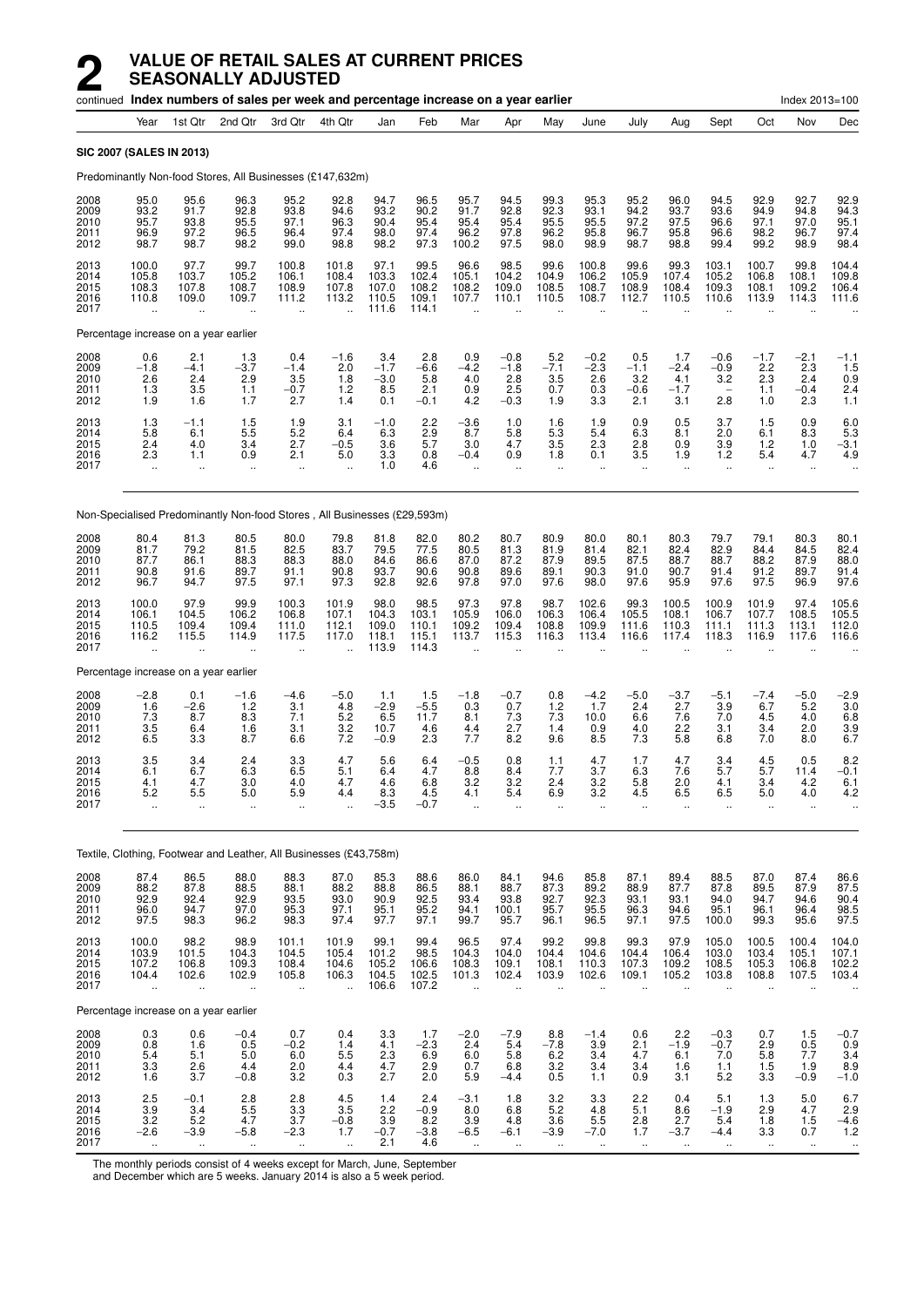# 2 VALUE OF RETAIL SALES AT CURRENT PRICES SEASONALLY ADJUSTED

continued **Index numbers of sales per week and percentage increase on a year earlier** Index 2013=100

| | Year | 1st Qtr | 2nd Qtr | 3rd Qtr | 4th Qtr | Jan | Feb | Mar | Apr | May | June | July | Aug | Sept | Oct | Nov | Dec |
|---|---|---|---|---|---|---|---|---|---|---|---|---|---|---|---|---|---|
| **SIC 2007 (SALES IN 2013)** | | | | | | | | | | | | | | | | | |
| Predominantly Non-food Stores, All Businesses (£147,632m) | | | | | | | | | | | | | | | | | |
| 2008 | 95.0 | 95.6 | 96.3 | 95.2 | 92.8 | 94.7 | 96.5 | 95.7 | 94.5 | 99.3 | 95.3 | 95.2 | 96.0 | 94.5 | 92.9 | 92.7 | 92.9 |
| 2009 | 93.2 | 91.7 | 92.8 | 93.8 | 94.6 | 93.2 | 90.2 | 91.7 | 92.8 | 92.3 | 93.1 | 94.2 | 93.7 | 93.6 | 94.9 | 94.8 | 94.3 |
| 2010 | 95.7 | 93.8 | 95.5 | 97.1 | 96.3 | 90.4 | 95.4 | 95.4 | 95.4 | 95.5 | 95.5 | 97.2 | 97.5 | 96.6 | 97.1 | 97.0 | 95.1 |
| 2011 | 96.9 | 97.2 | 96.5 | 96.4 | 97.4 | 98.0 | 97.4 | 96.2 | 97.8 | 96.2 | 95.8 | 96.7 | 95.8 | 96.6 | 98.2 | 96.7 | 97.4 |
| 2012 | 98.7 | 98.7 | 98.2 | 99.0 | 98.8 | 98.2 | 97.3 | 100.2 | 97.5 | 98.0 | 98.9 | 98.7 | 98.8 | 99.4 | 99.2 | 98.9 | 98.4 |
| 2013 | 100.0 | 97.7 | 99.7 | 100.8 | 101.8 | 97.1 | 99.5 | 96.6 | 98.5 | 99.6 | 100.8 | 99.6 | 99.3 | 103.1 | 100.7 | 99.8 | 104.4 |
| 2014 | 105.8 | 103.7 | 105.2 | 106.1 | 108.4 | 103.3 | 102.4 | 105.1 | 104.2 | 104.9 | 106.2 | 105.9 | 107.4 | 105.2 | 106.8 | 108.1 | 109.8 |
| 2015 | 108.3 | 107.8 | 108.7 | 108.9 | 107.8 | 107.0 | 108.2 | 108.2 | 109.0 | 108.5 | 108.7 | 108.9 | 108.4 | 109.3 | 108.1 | 109.2 | 106.4 |
| 2016 | 110.8 | 109.0 | 109.7 | 111.2 | 113.2 | 110.5 | 109.1 | 107.7 | 110.1 | 110.5 | 108.7 | 112.7 | 110.5 | 110.6 | 113.9 | 114.3 | 111.6 |
| 2017 | .. | .. | .. | .. | .. | 111.6 | 114.1 | .. | .. | .. | .. | .. | .. | .. | .. | .. | .. |
| Percentage increase on a year earlier | | | | | | | | | | | | | | | | | |
| 2008 | 0.6 | 2.1 | 1.3 | 0.4 | −1.6 | 3.4 | 2.8 | 0.9 | −0.8 | 5.2 | −0.2 | 0.5 | 1.7 | −0.6 | −1.7 | −2.1 | −1.1 |
| 2009 | −1.8 | −4.1 | −3.7 | −1.4 | 2.0 | −1.7 | −6.6 | −4.2 | −1.8 | −7.1 | −2.3 | −1.1 | −2.4 | −0.9 | 2.2 | 2.3 | 1.5 |
| 2010 | 2.6 | 2.4 | 2.9 | 3.5 | 1.8 | −3.0 | 5.8 | 4.0 | 2.8 | 3.5 | 2.6 | 3.2 | 4.1 | 3.2 | 2.3 | 2.4 | 0.9 |
| 2011 | 1.3 | 3.5 | 1.1 | −0.7 | 1.2 | 8.5 | 2.1 | 0.9 | 2.5 | 0.7 | 0.3 | −0.6 | −1.7 | – | 1.1 | −0.4 | 2.4 |
| 2012 | 1.9 | 1.6 | 1.7 | 2.7 | 1.4 | 0.1 | −0.1 | 4.2 | −0.3 | 1.9 | 3.3 | 2.1 | 3.1 | 2.8 | 1.0 | 2.3 | 1.1 |
| 2013 | 1.3 | −1.1 | 1.5 | 1.9 | 3.1 | −1.0 | 2.2 | −3.6 | 1.0 | 1.6 | 1.9 | 0.9 | 0.5 | 3.7 | 1.5 | 0.9 | 6.0 |
| 2014 | 5.8 | 6.1 | 5.5 | 5.2 | 6.4 | 6.3 | 2.9 | 8.7 | 5.8 | 5.3 | 5.4 | 6.3 | 8.1 | 2.0 | 6.1 | 8.3 | 5.3 |
| 2015 | 2.4 | 4.0 | 3.4 | 2.7 | −0.5 | 3.6 | 5.7 | 3.0 | 4.7 | 3.5 | 2.3 | 2.8 | 0.9 | 3.9 | 1.2 | 1.0 | −3.1 |
| 2016 | 2.3 | 1.1 | 0.9 | 2.1 | 5.0 | 3.3 | 0.8 | −0.4 | 0.9 | 1.8 | 0.1 | 3.5 | 1.9 | 1.2 | 5.4 | 4.7 | 4.9 |
| 2017 | .. | .. | .. | .. | .. | 1.0 | 4.6 | .. | .. | .. | .. | .. | .. | .. | .. | .. | .. |
| Non-Specialised Predominantly Non-food Stores , All Businesses (£29,593m) | | | | | | | | | | | | | | | | | |
| 2008 | 80.4 | 81.3 | 80.5 | 80.0 | 79.8 | 81.8 | 82.0 | 80.2 | 80.7 | 80.9 | 80.0 | 80.1 | 80.3 | 79.7 | 79.1 | 80.3 | 80.1 |
| 2009 | 81.7 | 79.2 | 81.5 | 82.5 | 83.7 | 79.5 | 77.5 | 80.5 | 81.3 | 81.9 | 81.4 | 82.1 | 82.4 | 82.9 | 84.4 | 84.5 | 82.4 |
| 2010 | 87.7 | 86.1 | 88.3 | 88.3 | 88.0 | 84.6 | 86.6 | 87.0 | 87.2 | 87.9 | 89.5 | 87.5 | 88.7 | 88.7 | 88.2 | 87.9 | 88.0 |
| 2011 | 90.8 | 91.6 | 89.7 | 91.1 | 90.8 | 93.7 | 90.6 | 90.8 | 89.6 | 89.1 | 90.3 | 91.0 | 90.7 | 91.4 | 91.2 | 89.7 | 91.4 |
| 2012 | 96.7 | 94.7 | 97.5 | 97.1 | 97.3 | 92.8 | 92.6 | 97.8 | 97.0 | 97.6 | 98.0 | 97.6 | 95.9 | 97.6 | 97.5 | 96.9 | 97.6 |
| 2013 | 100.0 | 97.9 | 99.9 | 100.3 | 101.9 | 98.0 | 98.5 | 97.3 | 97.8 | 98.7 | 102.6 | 99.3 | 100.5 | 100.9 | 101.9 | 97.4 | 105.6 |
| 2014 | 106.1 | 104.5 | 106.2 | 106.8 | 107.1 | 104.3 | 103.1 | 105.9 | 106.0 | 106.3 | 106.4 | 105.5 | 108.1 | 106.7 | 107.7 | 108.5 | 105.5 |
| 2015 | 110.5 | 109.4 | 109.4 | 111.0 | 112.1 | 109.0 | 110.1 | 109.2 | 109.4 | 108.8 | 109.9 | 111.6 | 110.3 | 111.1 | 111.3 | 113.1 | 112.0 |
| 2016 | 116.2 | 115.5 | 114.9 | 117.5 | 117.0 | 118.1 | 115.1 | 113.7 | 115.3 | 116.3 | 113.4 | 116.6 | 117.4 | 118.3 | 116.9 | 117.6 | 116.6 |
| 2017 | .. | .. | .. | .. | .. | 113.9 | 114.3 | .. | .. | .. | .. | .. | .. | .. | .. | .. | .. |
| Percentage increase on a year earlier | | | | | | | | | | | | | | | | | |
| 2008 | −2.8 | 0.1 | −1.6 | −4.6 | −5.0 | 1.1 | 1.5 | −1.8 | −0.7 | 0.8 | −4.2 | −5.0 | −3.7 | −5.1 | −7.4 | −5.0 | −2.9 |
| 2009 | 1.6 | −2.6 | 1.2 | 3.1 | 4.8 | −2.9 | −5.5 | 0.3 | 0.7 | 1.2 | 1.7 | 2.4 | 2.7 | 3.9 | 6.7 | 5.2 | 3.0 |
| 2010 | 7.3 | 8.7 | 8.3 | 7.1 | 5.2 | 6.5 | 11.7 | 8.1 | 7.3 | 7.3 | 10.0 | 6.6 | 7.6 | 7.0 | 4.5 | 4.0 | 6.8 |
| 2011 | 3.5 | 6.4 | 1.6 | 3.1 | 3.2 | 10.7 | 4.6 | 4.4 | 2.7 | 1.4 | 0.9 | 4.0 | 2.2 | 3.1 | 3.4 | 2.0 | 3.9 |
| 2012 | 6.5 | 3.3 | 8.7 | 6.6 | 7.2 | −0.9 | 2.3 | 7.7 | 8.2 | 9.6 | 8.5 | 7.3 | 5.8 | 6.8 | 7.0 | 8.0 | 6.7 |
| 2013 | 3.5 | 3.4 | 2.4 | 3.3 | 4.7 | 5.6 | 6.4 | −0.5 | 0.8 | 1.1 | 4.7 | 1.7 | 4.7 | 3.4 | 4.5 | 0.5 | 8.2 |
| 2014 | 6.1 | 6.7 | 6.3 | 6.5 | 5.1 | 6.4 | 4.7 | 8.8 | 8.4 | 7.7 | 3.7 | 6.3 | 7.6 | 5.7 | 5.7 | 11.4 | −0.1 |
| 2015 | 4.1 | 4.7 | 3.0 | 4.0 | 4.7 | 4.6 | 6.8 | 3.2 | 3.2 | 2.4 | 3.2 | 5.8 | 2.0 | 4.1 | 3.4 | 4.2 | 6.1 |
| 2016 | 5.2 | 5.5 | 5.0 | 5.9 | 4.4 | 8.3 | 4.5 | 4.1 | 5.4 | 6.9 | 3.2 | 4.5 | 6.5 | 6.5 | 5.0 | 4.0 | 4.2 |
| 2017 | .. | .. | .. | .. | .. | −3.5 | −0.7 | .. | .. | .. | .. | .. | .. | .. | .. | .. | .. |
| Textile, Clothing, Footwear and Leather, All Businesses (£43,758m) | | | | | | | | | | | | | | | | | |
| 2008 | 87.4 | 86.5 | 88.0 | 88.3 | 87.0 | 85.3 | 88.6 | 86.0 | 84.1 | 94.6 | 85.8 | 87.1 | 89.4 | 88.5 | 87.0 | 87.4 | 86.6 |
| 2009 | 88.2 | 87.8 | 88.5 | 88.1 | 88.2 | 88.8 | 86.5 | 88.1 | 88.7 | 87.3 | 89.2 | 88.9 | 87.7 | 87.8 | 89.5 | 87.9 | 87.5 |
| 2010 | 92.9 | 92.4 | 92.9 | 93.5 | 93.0 | 90.9 | 92.5 | 93.4 | 93.8 | 92.7 | 92.3 | 93.1 | 93.1 | 94.0 | 94.7 | 94.6 | 90.4 |
| 2011 | 96.0 | 94.7 | 97.0 | 95.3 | 97.1 | 95.1 | 95.2 | 94.1 | 100.1 | 95.7 | 95.5 | 96.3 | 94.6 | 95.1 | 96.1 | 96.4 | 98.5 |
| 2012 | 97.5 | 98.3 | 96.2 | 98.3 | 97.4 | 97.7 | 97.1 | 99.7 | 95.7 | 96.1 | 96.5 | 97.1 | 97.5 | 100.0 | 99.3 | 95.6 | 97.5 |
| 2013 | 100.0 | 98.2 | 98.9 | 101.1 | 101.9 | 99.1 | 99.4 | 96.5 | 97.4 | 99.2 | 99.8 | 99.3 | 97.9 | 105.0 | 100.5 | 100.4 | 104.0 |
| 2014 | 103.9 | 101.5 | 104.3 | 104.5 | 105.4 | 101.2 | 98.5 | 104.3 | 104.0 | 104.4 | 104.6 | 104.4 | 106.4 | 103.0 | 103.4 | 105.1 | 107.1 |
| 2015 | 107.2 | 106.8 | 109.3 | 108.4 | 104.6 | 105.2 | 106.6 | 108.3 | 109.1 | 108.1 | 110.3 | 107.3 | 109.2 | 108.5 | 105.3 | 106.8 | 102.2 |
| 2016 | 104.4 | 102.6 | 102.9 | 105.8 | 106.3 | 104.5 | 102.5 | 101.3 | 102.4 | 103.9 | 102.6 | 109.1 | 105.2 | 103.8 | 108.8 | 107.5 | 103.4 |
| 2017 | .. | .. | .. | .. | .. | 106.6 | 107.2 | .. | .. | .. | .. | .. | .. | .. | .. | .. | .. |
| Percentage increase on a year earlier | | | | | | | | | | | | | | | | | |
| 2008 | 0.3 | 0.6 | −0.4 | 0.7 | 0.4 | 3.3 | 1.7 | −2.0 | −7.9 | 8.8 | −1.4 | 0.6 | 2.2 | −0.3 | 0.7 | 1.5 | −0.7 |
| 2009 | 0.8 | 1.6 | 0.5 | −0.2 | 1.4 | 4.1 | −2.3 | 2.4 | 5.4 | −7.8 | 3.9 | 2.1 | −1.9 | −0.7 | 2.9 | 0.5 | 0.9 |
| 2010 | 5.4 | 5.1 | 5.0 | 6.0 | 5.5 | 2.3 | 6.9 | 6.0 | 5.8 | 6.2 | 3.4 | 4.7 | 6.1 | 7.0 | 5.8 | 7.7 | 3.4 |
| 2011 | 3.3 | 2.6 | 4.4 | 2.0 | 4.4 | 4.7 | 2.9 | 0.7 | 6.8 | 3.2 | 3.4 | 3.4 | 1.6 | 1.1 | 1.5 | 1.9 | 8.9 |
| 2012 | 1.6 | 3.7 | −0.8 | 3.2 | 0.3 | 2.7 | 2.0 | 5.9 | −4.4 | 0.5 | 1.1 | 0.9 | 3.1 | 5.2 | 3.3 | −0.9 | −1.0 |
| 2013 | 2.5 | −0.1 | 2.8 | 2.8 | 4.5 | 1.4 | 2.4 | −3.1 | 1.8 | 3.2 | 3.3 | 2.2 | 0.4 | 5.1 | 1.3 | 5.0 | 6.7 |
| 2014 | 3.9 | 3.4 | 5.5 | 3.3 | 3.5 | 2.2 | −0.9 | 8.0 | 6.8 | 5.2 | 4.8 | 5.1 | 8.6 | −1.9 | 2.9 | 4.7 | 2.9 |
| 2015 | 3.2 | 5.2 | 4.7 | 3.7 | −0.8 | 3.9 | 8.2 | 3.9 | 4.8 | 3.6 | 5.5 | 2.8 | 2.7 | 5.4 | 1.8 | 1.5 | −4.6 |
| 2016 | −2.6 | −3.9 | −5.8 | −2.3 | 1.7 | −0.7 | −3.8 | −6.5 | −6.1 | −3.9 | −7.0 | 1.7 | −3.7 | −4.4 | 3.3 | 0.7 | 1.2 |
| 2017 | .. | .. | .. | .. | .. | 2.1 | 4.6 | .. | .. | .. | .. | .. | .. | .. | .. | .. | .. |

The monthly periods consist of 4 weeks except for March, June, September and December which are 5 weeks. January 2014 is also a 5 week period.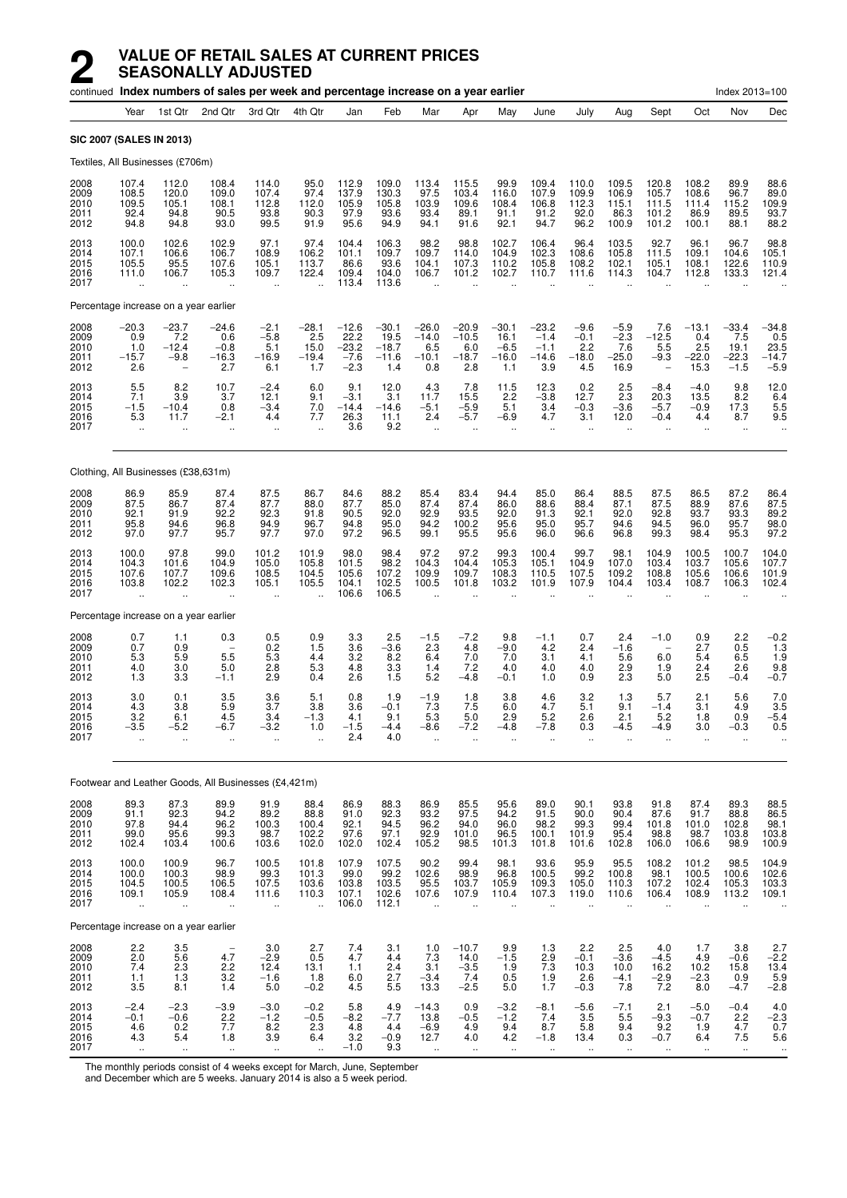# 2 VALUE OF RETAIL SALES AT CURRENT PRICES SEASONALLY ADJUSTED

continued **Index numbers of sales per week and percentage increase on a year earlier** Index 2013=100

| | Year | 1st Qtr | 2nd Qtr | 3rd Qtr | 4th Qtr | Jan | Feb | Mar | Apr | May | June | July | Aug | Sept | Oct | Nov | Dec |
|---|---|---|---|---|---|---|---|---|---|---|---|---|---|---|---|---|---|
| **SIC 2007 (SALES IN 2013)** | | | | | | | | | | | | | | | | | |
| Textiles, All Businesses (£706m) | | | | | | | | | | | | | | | | | |
| 2008 | 107.4 | 112.0 | 108.4 | 114.0 | 95.0 | 112.9 | 109.0 | 113.4 | 115.5 | 99.9 | 109.4 | 110.0 | 109.5 | 120.8 | 108.2 | 89.9 | 88.6 |
| 2009 | 108.5 | 120.0 | 109.0 | 107.4 | 97.4 | 137.9 | 130.3 | 97.5 | 103.4 | 116.0 | 107.9 | 109.9 | 106.9 | 105.7 | 108.6 | 96.7 | 89.0 |
| 2010 | 109.5 | 105.1 | 108.1 | 112.8 | 112.0 | 105.9 | 105.8 | 103.9 | 109.6 | 108.4 | 106.8 | 112.3 | 115.1 | 111.5 | 111.4 | 115.2 | 109.9 |
| 2011 | 92.4 | 94.8 | 90.5 | 93.8 | 90.3 | 97.9 | 93.6 | 93.4 | 89.1 | 91.1 | 91.2 | 92.0 | 86.3 | 101.2 | 86.9 | 89.5 | 93.7 |
| 2012 | 94.8 | 94.8 | 93.0 | 99.5 | 91.9 | 95.6 | 94.9 | 94.1 | 91.6 | 92.1 | 94.7 | 96.2 | 100.9 | 101.2 | 100.1 | 88.1 | 88.2 |
| 2013 | 100.0 | 102.6 | 102.9 | 97.1 | 97.4 | 104.4 | 106.3 | 98.2 | 98.8 | 102.7 | 106.4 | 96.4 | 103.5 | 92.7 | 96.1 | 96.7 | 98.8 |
| 2014 | 107.1 | 106.6 | 106.7 | 108.9 | 106.2 | 101.1 | 109.7 | 109.7 | 114.0 | 104.9 | 102.3 | 108.6 | 105.8 | 111.5 | 109.1 | 104.6 | 105.1 |
| 2015 | 105.5 | 95.5 | 107.6 | 105.1 | 113.7 | 86.6 | 93.6 | 104.1 | 107.3 | 110.2 | 105.8 | 108.2 | 102.1 | 105.1 | 108.1 | 122.6 | 110.9 |
| 2016 | 111.0 | 106.7 | 105.3 | 109.7 | 122.4 | 109.4 | 104.0 | 106.7 | 101.2 | 102.7 | 110.7 | 111.6 | 114.3 | 104.7 | 112.8 | 133.3 | 121.4 |
| 2017 | .. | .. | .. | .. | .. | 113.4 | 113.6 | .. | .. | .. | .. | .. | .. | .. | .. | .. | .. |
| Percentage increase on a year earlier | | | | | | | | | | | | | | | | | |
| 2008 | −20.3 | −23.7 | −24.6 | −2.1 | −28.1 | −12.6 | −30.1 | −26.0 | −20.9 | −30.1 | −23.2 | −9.6 | −5.9 | 7.6 | −13.1 | −33.4 | −34.8 |
| 2009 | 0.9 | 7.2 | 0.6 | −5.8 | 2.5 | 22.2 | 19.5 | −14.0 | −10.5 | 16.1 | −1.4 | −0.1 | −2.3 | −12.5 | 0.4 | 7.5 | 0.5 |
| 2010 | 1.0 | −12.4 | −0.8 | 5.1 | 15.0 | −23.2 | −18.7 | 6.5 | 6.0 | −6.5 | −1.1 | 2.2 | 7.6 | 5.5 | 2.5 | 19.1 | 23.5 |
| 2011 | −15.7 | −9.8 | −16.3 | −16.9 | −19.4 | −7.6 | −11.6 | −10.1 | −18.7 | −16.0 | −14.6 | −18.0 | −25.0 | −9.3 | −22.0 | −22.3 | −14.7 |
| 2012 | 2.6 | – | 2.7 | 6.1 | 1.7 | −2.3 | 1.4 | 0.8 | 2.8 | 1.1 | 3.9 | 4.5 | 16.9 | – | 15.3 | −1.5 | −5.9 |
| 2013 | 5.5 | 8.2 | 10.7 | −2.4 | 6.0 | 9.1 | 12.0 | 4.3 | 7.8 | 11.5 | 12.3 | 0.2 | 2.5 | −8.4 | −4.0 | 9.8 | 12.0 |
| 2014 | 7.1 | 3.9 | 3.7 | 12.1 | 9.1 | −3.1 | 3.1 | 11.7 | 15.5 | 2.2 | −3.8 | 12.7 | 2.3 | 20.3 | 13.5 | 8.2 | 6.4 |
| 2015 | −1.5 | −10.4 | 0.8 | −3.4 | 7.0 | −14.4 | −14.6 | −5.1 | −5.9 | 5.1 | 3.4 | −0.3 | −3.6 | −5.7 | −0.9 | 17.3 | 5.5 |
| 2016 | 5.3 | 11.7 | −2.1 | 4.4 | 7.7 | 26.3 | 11.1 | 2.4 | −5.7 | −6.9 | 4.7 | 3.1 | 12.0 | −0.4 | 4.4 | 8.7 | 9.5 |
| 2017 | .. | .. | .. | .. | .. | 3.6 | 9.2 | .. | .. | .. | .. | .. | .. | .. | .. | .. | .. |
| Clothing, All Businesses (£38,631m) | | | | | | | | | | | | | | | | | |
| 2008 | 86.9 | 85.9 | 87.4 | 87.5 | 86.7 | 84.6 | 88.2 | 85.4 | 83.4 | 94.4 | 85.0 | 86.4 | 88.5 | 87.5 | 86.5 | 87.2 | 86.4 |
| 2009 | 87.5 | 86.7 | 87.4 | 87.7 | 88.0 | 87.7 | 85.0 | 87.4 | 87.4 | 86.0 | 88.6 | 88.4 | 87.1 | 87.5 | 88.9 | 87.6 | 87.5 |
| 2010 | 92.1 | 91.9 | 92.2 | 92.3 | 91.8 | 90.5 | 92.0 | 93.5 | 92.0 | 91.3 | 92.1 | 92.0 | 92.8 | 93.7 | 93.3 | 89.2 |
| 2011 | 95.8 | 94.6 | 96.8 | 94.9 | 96.7 | 94.8 | 95.0 | 94.2 | 100.2 | 95.6 | 95.0 | 95.7 | 94.6 | 94.5 | 96.0 | 95.7 | 98.0 |
| 2012 | 97.0 | 97.7 | 95.7 | 97.7 | 97.0 | 97.2 | 96.5 | 99.1 | 95.5 | 95.6 | 96.0 | 96.6 | 96.8 | 99.3 | 98.4 | 95.3 | 97.2 |
| 2013 | 100.0 | 97.8 | 99.0 | 101.2 | 101.9 | 98.0 | 98.4 | 97.2 | 97.2 | 99.3 | 100.4 | 99.7 | 98.1 | 104.9 | 100.5 | 100.7 | 104.0 |
| 2014 | 104.3 | 101.6 | 104.9 | 105.0 | 105.8 | 101.5 | 98.2 | 104.3 | 104.4 | 105.3 | 105.1 | 104.9 | 107.0 | 103.4 | 103.7 | 105.6 | 107.7 |
| 2015 | 107.6 | 107.7 | 109.6 | 108.5 | 104.5 | 105.6 | 107.2 | 109.9 | 109.7 | 108.3 | 110.5 | 107.5 | 109.2 | 108.8 | 105.6 | 106.6 | 101.9 |
| 2016 | 103.8 | 102.2 | 102.3 | 105.1 | 105.5 | 104.1 | 102.5 | 100.5 | 101.8 | 103.2 | 101.9 | 107.9 | 104.4 | 103.4 | 108.7 | 106.3 | 102.4 |
| 2017 | .. | .. | .. | .. | .. | 106.6 | 106.5 | .. | .. | .. | .. | .. | .. | .. | .. | .. | .. |
| Percentage increase on a year earlier | | | | | | | | | | | | | | | | | |
| 2008 | 0.7 | 1.1 | 0.3 | 0.5 | 0.9 | 3.3 | 2.5 | −1.5 | −7.2 | 9.8 | −1.1 | 0.7 | 2.4 | −1.0 | 0.9 | 2.2 | −0.2 |
| 2009 | 0.7 | 0.9 | – | 0.2 | 1.5 | 3.6 | −3.6 | 2.3 | 4.8 | −9.0 | 4.2 | 2.4 | −1.6 | – | 2.7 | 0.5 | 1.3 |
| 2010 | 5.3 | 5.9 | 5.5 | 5.3 | 4.4 | 3.2 | 8.2 | 6.4 | 7.0 | 7.0 | 3.1 | 4.1 | 5.6 | 6.0 | 5.4 | 6.5 | 1.9 |
| 2011 | 4.0 | 3.0 | 5.0 | 2.8 | 5.3 | 4.8 | 3.3 | 1.4 | 7.2 | 4.0 | 4.0 | 4.0 | 2.9 | 1.9 | 2.4 | 2.6 | 9.8 |
| 2012 | 1.3 | 3.3 | −1.1 | 2.9 | 0.4 | 2.6 | 1.5 | 5.2 | −4.8 | −0.1 | 1.0 | 0.9 | 2.3 | 5.0 | 2.5 | −0.4 | −0.7 |
| 2013 | 3.0 | 0.1 | 3.5 | 3.6 | 5.1 | 0.8 | 1.9 | −1.9 | 1.8 | 3.8 | 4.6 | 3.2 | 1.3 | 5.7 | 2.1 | 5.6 | 7.0 |
| 2014 | 4.3 | 3.8 | 5.9 | 3.7 | 3.8 | 3.6 | −0.1 | 7.3 | 7.5 | 6.0 | 4.7 | 5.1 | 9.1 | −1.4 | 3.1 | 4.9 | 3.5 |
| 2015 | 3.2 | 6.1 | 4.5 | 3.4 | −1.3 | 4.1 | 9.1 | 5.3 | 5.0 | 2.9 | 5.2 | 2.6 | 2.1 | 5.2 | 1.8 | 0.9 | −5.4 |
| 2016 | −3.5 | −5.2 | −6.7 | −3.2 | 1.0 | −1.5 | −4.4 | −8.6 | −7.2 | −4.8 | −7.8 | 0.3 | −4.5 | −4.9 | 3.0 | −0.3 | 0.5 |
| 2017 | .. | .. | .. | .. | .. | 2.4 | 4.0 | .. | .. | .. | .. | .. | .. | .. | .. | .. | .. |
| Footwear and Leather Goods, All Businesses (£4,421m) | | | | | | | | | | | | | | | | | |
| 2008 | 89.3 | 87.3 | 89.9 | 91.9 | 88.4 | 86.9 | 88.3 | 86.9 | 85.5 | 95.6 | 89.0 | 90.1 | 93.8 | 91.8 | 87.4 | 89.3 | 88.5 |
| 2009 | 91.1 | 92.3 | 94.2 | 89.2 | 88.8 | 91.0 | 92.3 | 93.2 | 97.5 | 94.2 | 91.5 | 90.0 | 90.4 | 87.6 | 91.7 | 88.8 | 86.5 |
| 2010 | 97.8 | 94.4 | 96.2 | 100.3 | 100.4 | 92.1 | 94.5 | 96.2 | 94.0 | 96.0 | 98.2 | 99.3 | 99.4 | 101.8 | 101.0 | 102.8 | 98.1 |
| 2011 | 99.0 | 95.6 | 99.3 | 98.7 | 102.2 | 97.6 | 97.1 | 92.9 | 101.0 | 96.5 | 100.1 | 101.9 | 95.4 | 98.8 | 98.7 | 103.8 | 103.8 |
| 2012 | 102.4 | 103.4 | 100.6 | 103.6 | 102.0 | 102.0 | 102.4 | 105.2 | 98.5 | 101.3 | 101.8 | 101.6 | 102.8 | 106.0 | 106.6 | 98.9 | 100.9 |
| 2013 | 100.0 | 100.9 | 96.7 | 100.5 | 101.8 | 107.9 | 107.5 | 90.2 | 99.4 | 98.1 | 93.6 | 95.9 | 95.5 | 108.2 | 101.2 | 98.5 | 104.9 |
| 2014 | 100.0 | 100.3 | 98.9 | 99.3 | 101.3 | 99.0 | 99.2 | 102.6 | 98.9 | 96.8 | 100.5 | 99.2 | 100.8 | 98.1 | 100.5 | 100.6 | 102.6 |
| 2015 | 104.5 | 100.5 | 106.5 | 107.5 | 103.6 | 103.8 | 103.5 | 95.5 | 103.7 | 105.9 | 109.3 | 105.0 | 110.3 | 107.2 | 102.4 | 105.3 | 103.3 |
| 2016 | 109.1 | 105.9 | 108.4 | 111.6 | 110.3 | 107.1 | 102.6 | 107.6 | 107.9 | 110.4 | 107.3 | 119.0 | 110.6 | 106.4 | 108.9 | 113.2 | 109.1 |
| 2017 | .. | .. | .. | .. | .. | 106.0 | 112.1 | .. | .. | .. | .. | .. | .. | .. | .. | .. | .. |
| Percentage increase on a year earlier | | | | | | | | | | | | | | | | | |
| 2008 | 2.2 | 3.5 | – | 3.0 | 2.7 | 7.4 | 3.1 | 1.0 | −10.7 | 9.9 | 1.3 | 2.2 | 2.5 | 4.0 | 1.7 | 3.8 | 2.7 |
| 2009 | 2.0 | 5.6 | 4.7 | −2.9 | 0.5 | 4.7 | 4.4 | 7.3 | 14.0 | −1.5 | 2.9 | −0.1 | −3.6 | −4.5 | 4.9 | −0.6 | −2.2 |
| 2010 | 7.4 | 2.3 | 2.2 | 12.4 | 13.1 | 1.1 | 2.4 | 3.1 | −3.5 | 1.9 | 7.3 | 10.3 | 10.0 | 16.2 | 10.2 | 15.8 | 13.4 |
| 2011 | 1.1 | 1.3 | 3.2 | −1.6 | 1.8 | 6.0 | 2.7 | −3.4 | 7.4 | 0.5 | 1.9 | 2.6 | −4.1 | −2.9 | −2.3 | 0.9 | 5.9 |
| 2012 | 3.5 | 8.1 | 1.4 | 5.0 | −0.2 | 4.5 | 5.5 | 13.3 | −2.5 | 5.0 | 1.7 | −0.3 | 7.8 | 7.2 | 8.0 | −4.7 | −2.8 |
| 2013 | −2.4 | −2.3 | −3.9 | −3.0 | −0.2 | 5.8 | 4.9 | −14.3 | 0.9 | −3.2 | −8.1 | −5.6 | −7.1 | 2.1 | −5.0 | −0.4 | 4.0 |
| 2014 | −0.1 | −0.6 | 2.2 | −1.2 | −0.5 | −8.2 | −7.7 | 13.8 | −0.5 | −1.2 | 7.4 | 3.5 | 5.5 | −9.3 | −0.7 | 2.2 | −2.3 |
| 2015 | 4.6 | 0.2 | 7.7 | 8.2 | 2.3 | 4.8 | 4.4 | −6.9 | 4.9 | 9.4 | 8.7 | 5.8 | 9.4 | 9.2 | 1.9 | 4.7 | 0.7 |
| 2016 | 4.3 | 5.4 | 1.8 | 3.9 | 6.4 | 3.2 | −0.9 | 12.7 | 4.0 | 4.2 | −1.8 | 13.4 | 0.3 | −0.7 | 6.4 | 7.5 | 5.6 |
| 2017 | .. | .. | .. | .. | .. | −1.0 | 9.3 | .. | .. | .. | .. | .. | .. | .. | .. | .. | .. |

The monthly periods consist of 4 weeks except for March, June, September and December which are 5 weeks. January 2014 is also a 5 week period.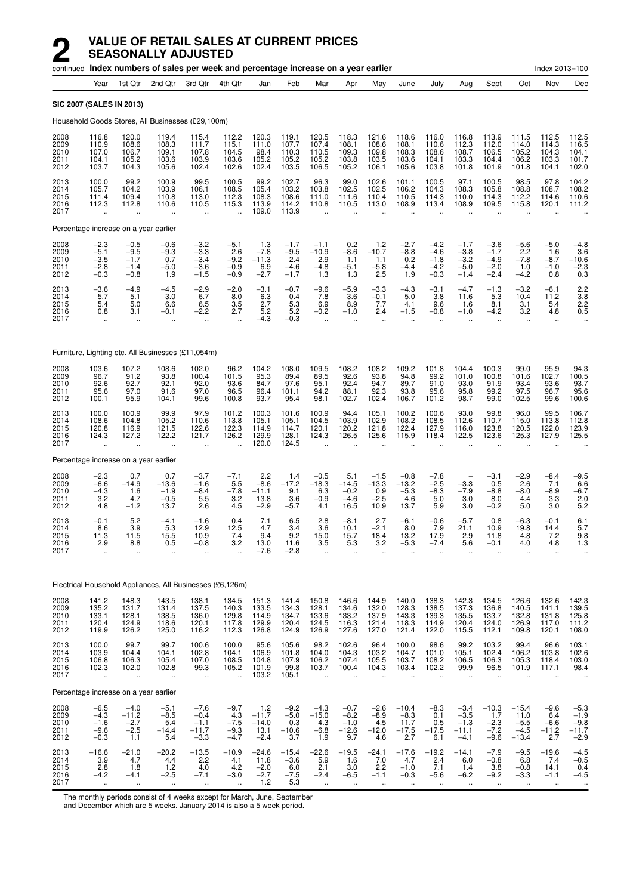# 2 VALUE OF RETAIL SALES AT CURRENT PRICES SEASONALLY ADJUSTED

continued **Index numbers of sales per week and percentage increase on a year earlier** Index 2013=100

| Year | 1st Qtr | 2nd Qtr | 3rd Qtr | 4th Qtr | Jan | Feb | Mar | Apr | May | June | July | Aug | Sept | Oct | Nov | Dec |
|---|---|---|---|---|---|---|---|---|---|---|---|---|---|---|---|---|
| **SIC 2007 (SALES IN 2013)** | | | | | | | | | | | | | | | | |
| Household Goods Stores, All Businesses (£29,100m) | | | | | | | | | | | | | | | | |
| 2008 | 116.8 | 120.0 | 119.4 | 115.4 | 112.2 | 120.3 | 119.1 | 120.5 | 118.3 | 121.6 | 118.6 | 116.0 | 116.8 | 113.9 | 111.5 | 112.5 | 112.5 |
| 2009 | 110.9 | 108.6 | 108.3 | 111.7 | 115.1 | 111.0 | 107.7 | 107.4 | 108.1 | 108.6 | 108.1 | 110.6 | 112.3 | 112.0 | 114.0 | 114.3 | 116.5 |
| 2010 | 107.0 | 106.7 | 109.1 | 107.8 | 104.5 | 98.4 | 110.3 | 110.5 | 109.3 | 109.8 | 108.3 | 108.6 | 108.7 | 106.5 | 105.2 | 104.3 | 104.1 |
| 2011 | 104.1 | 105.2 | 103.6 | 103.9 | 103.6 | 105.2 | 105.2 | 105.2 | 103.8 | 103.5 | 103.6 | 104.1 | 103.3 | 104.4 | 106.2 | 103.3 | 101.7 |
| 2012 | 103.7 | 104.3 | 105.6 | 102.4 | 102.6 | 102.4 | 103.5 | 106.5 | 105.2 | 106.1 | 105.6 | 103.8 | 101.8 | 101.9 | 101.8 | 104.1 | 102.0 |
| 2013 | 100.0 | 99.2 | 100.9 | 99.5 | 100.5 | 99.2 | 102.7 | 96.3 | 99.0 | 102.6 | 101.1 | 100.5 | 97.1 | 100.5 | 98.5 | 97.8 | 104.2 |
| 2014 | 105.7 | 104.2 | 103.9 | 106.1 | 108.5 | 105.4 | 103.2 | 103.8 | 102.5 | 102.5 | 106.2 | 104.3 | 108.3 | 105.8 | 108.8 | 108.7 | 108.2 |
| 2015 | 111.4 | 109.4 | 110.8 | 113.0 | 112.3 | 108.3 | 108.6 | 111.0 | 111.6 | 110.4 | 110.5 | 114.3 | 110.0 | 114.3 | 112.2 | 114.6 | 110.6 |
| 2016 | 112.3 | 112.8 | 110.6 | 110.5 | 115.3 | 113.9 | 114.2 | 110.8 | 110.5 | 113.0 | 108.9 | 113.4 | 108.9 | 109.5 | 115.8 | 120.1 | 111.2 |
| 2017 | .. | .. | .. | .. | .. | 109.0 | 113.9 | .. | .. | .. | .. | .. | .. | .. | .. | .. | .. |
| Percentage increase on a year earlier | | | | | | | | | | | | | | | | |
| 2008 | −2.3 | −0.5 | −0.6 | −3.2 | −5.1 | 1.3 | −1.7 | −1.1 | 0.2 | 1.2 | −2.7 | −4.2 | −1.7 | −3.6 | −5.6 | −5.0 | −4.8 |
| 2009 | −5.1 | −9.5 | −9.3 | −3.3 | 2.6 | −7.8 | −9.5 | −10.9 | −8.6 | −10.7 | −8.8 | −4.6 | −3.8 | −1.7 | 2.2 | 1.6 | 3.6 |
| 2010 | −3.5 | −1.7 | 0.7 | −3.4 | −9.2 | −11.3 | 2.4 | 2.9 | 1.1 | 1.1 | 0.2 | −1.8 | −3.2 | −4.9 | −7.8 | −8.7 | −10.6 |
| 2011 | −2.8 | −1.4 | −5.0 | −3.6 | −0.9 | 6.9 | −4.6 | −4.8 | −5.1 | −5.8 | −4.4 | −4.2 | −5.0 | −2.0 | 1.0 | −1.0 | −2.3 |
| 2012 | −0.3 | −0.8 | 1.9 | −1.5 | −0.9 | −2.7 | −1.7 | 1.3 | 1.3 | 2.5 | 1.9 | −0.3 | −1.4 | −2.4 | −4.2 | 0.8 | 0.3 |
| 2013 | −3.6 | −4.9 | −4.5 | −2.9 | −2.0 | −3.1 | −0.7 | −9.6 | −5.9 | −3.3 | −4.3 | −3.1 | −4.7 | −1.3 | −3.2 | −6.1 | 2.2 |
| 2014 | 5.7 | 5.1 | 3.0 | 6.7 | 8.0 | 6.3 | 0.4 | 7.8 | 3.6 | −0.1 | 5.0 | 3.8 | 11.6 | 5.3 | 10.4 | 11.2 | 3.8 |
| 2015 | 5.4 | 5.0 | 6.6 | 6.5 | 3.5 | 2.7 | 5.3 | 6.9 | 8.9 | 7.7 | 4.1 | 9.6 | 1.6 | 8.1 | 3.1 | 5.4 | 2.2 |
| 2016 | 0.8 | 3.1 | −0.1 | −2.2 | 2.7 | 5.2 | 5.2 | −0.2 | −1.0 | 2.4 | −1.5 | −0.8 | −1.0 | −4.2 | 3.2 | 4.8 | 0.5 |
| 2017 | .. | .. | .. | .. | .. | −4.3 | −0.3 | .. | .. | .. | .. | .. | .. | .. | .. | .. | .. |
| Furniture, Lighting etc. All Businesses (£11,054m) | | | | | | | | | | | | | | | | |
| 2008 | 103.6 | 107.2 | 108.6 | 102.0 | 96.2 | 104.2 | 108.0 | 109.5 | 108.2 | 108.2 | 109.2 | 101.8 | 104.4 | 100.3 | 99.0 | 95.9 | 94.3 |
| 2009 | 96.7 | 91.2 | 93.8 | 100.4 | 101.5 | 95.3 | 89.4 | 89.5 | 92.6 | 93.8 | 94.8 | 99.2 | 101.0 | 100.8 | 101.6 | 102.7 | 100.5 |
| 2010 | 92.6 | 92.7 | 92.1 | 92.0 | 93.6 | 84.7 | 97.6 | 95.1 | 92.4 | 94.7 | 89.7 | 91.0 | 93.0 | 91.9 | 93.4 | 93.6 | 93.7 |
| 2011 | 95.6 | 97.0 | 91.6 | 97.0 | 96.5 | 96.4 | 101.1 | 94.2 | 88.1 | 92.3 | 93.8 | 95.6 | 95.8 | 99.2 | 97.5 | 96.7 | 95.6 |
| 2012 | 100.1 | 95.9 | 104.1 | 99.6 | 100.8 | 93.7 | 95.4 | 98.1 | 102.7 | 102.4 | 106.7 | 101.2 | 98.7 | 99.0 | 102.5 | 99.6 | 100.6 |
| 2013 | 100.0 | 100.9 | 99.9 | 97.9 | 101.2 | 100.3 | 101.6 | 100.9 | 94.4 | 105.1 | 100.2 | 100.6 | 93.0 | 99.8 | 96.0 | 99.5 | 106.7 |
| 2014 | 108.6 | 104.8 | 105.2 | 110.6 | 113.8 | 105.1 | 105.1 | 104.5 | 103.9 | 102.9 | 108.2 | 108.5 | 112.6 | 110.7 | 115.0 | 113.8 | 112.8 |
| 2015 | 120.8 | 116.9 | 121.5 | 122.6 | 122.3 | 114.9 | 114.7 | 120.1 | 120.2 | 121.8 | 122.4 | 127.9 | 116.0 | 123.8 | 120.5 | 122.0 | 123.9 |
| 2016 | 124.3 | 127.2 | 122.2 | 121.7 | 126.2 | 129.9 | 128.1 | 124.3 | 126.5 | 125.6 | 115.9 | 118.4 | 122.5 | 123.6 | 125.3 | 127.9 | 125.5 |
| 2017 | .. | .. | .. | .. | .. | 120.0 | 124.5 | .. | .. | .. | .. | .. | .. | .. | .. | .. | .. |
| Percentage increase on a year earlier | | | | | | | | | | | | | | | | |
| 2008 | −2.3 | 0.7 | 0.7 | −3.7 | −7.1 | 2.2 | 1.4 | −0.5 | 5.1 | −1.5 | −0.8 | −7.8 | – | −3.1 | −2.9 | −8.4 | −9.5 |
| 2009 | −6.6 | −14.9 | −13.6 | −1.6 | 5.5 | −8.6 | −17.2 | −18.3 | −14.5 | −13.3 | −13.2 | −2.5 | −3.3 | 0.5 | 2.6 | 7.1 | 6.6 |
| 2010 | −4.3 | 1.6 | −1.9 | −8.4 | −7.8 | −11.1 | 9.1 | 6.3 | −0.2 | 0.9 | −5.3 | −8.3 | −7.9 | −8.8 | −8.0 | −8.9 | −6.7 |
| 2011 | 3.2 | 4.7 | −0.5 | 5.5 | 3.2 | 13.8 | 3.6 | −0.9 | −4.6 | −2.5 | 4.6 | 5.0 | 3.0 | 8.0 | 4.4 | 3.3 | 2.0 |
| 2012 | 4.8 | −1.2 | 13.7 | 2.6 | 4.5 | −2.9 | −5.7 | 4.1 | 16.5 | 10.9 | 13.7 | 5.9 | 3.0 | −0.2 | 5.0 | 3.0 | 5.2 |
| 2013 | −0.1 | 5.2 | −4.1 | −1.6 | 0.4 | 7.1 | 6.5 | 2.8 | −8.1 | 2.7 | −6.1 | −0.6 | −5.7 | 0.8 | −6.3 | −0.1 | 6.1 |
| 2014 | 8.6 | 3.9 | 5.3 | 12.9 | 12.5 | 4.7 | 3.4 | 3.6 | 10.1 | −2.1 | 8.0 | 7.9 | 21.1 | 10.9 | 19.8 | 14.4 | 5.7 |
| 2015 | 11.3 | 11.5 | 15.5 | 10.9 | 7.4 | 9.4 | 9.2 | 15.0 | 15.7 | 18.4 | 13.2 | 17.9 | 2.9 | 11.8 | 4.8 | 7.2 | 9.8 |
| 2016 | 2.9 | 8.8 | 0.5 | −0.8 | 3.2 | 13.0 | 11.6 | 3.5 | 5.3 | 3.2 | −5.3 | −7.4 | 5.6 | −0.1 | 4.0 | 4.8 | 1.3 |
| 2017 | .. | .. | .. | .. | .. | −7.6 | −2.8 | .. | .. | .. | .. | .. | .. | .. | .. | .. | .. |
| Electrical Household Appliances, All Businesses (£6,126m) | | | | | | | | | | | | | | | | |
| 2008 | 141.2 | 148.3 | 143.5 | 138.1 | 134.5 | 151.3 | 141.4 | 150.8 | 146.6 | 144.9 | 140.0 | 138.3 | 142.3 | 134.5 | 126.6 | 132.6 | 142.3 |
| 2009 | 135.2 | 131.7 | 131.4 | 137.5 | 140.3 | 133.5 | 134.3 | 128.1 | 134.6 | 132.0 | 128.3 | 138.5 | 137.3 | 136.8 | 140.5 | 141.1 | 139.5 |
| 2010 | 133.1 | 128.1 | 138.5 | 136.0 | 129.8 | 114.9 | 134.7 | 133.6 | 133.2 | 137.9 | 143.3 | 139.3 | 135.5 | 133.7 | 132.8 | 131.8 | 125.8 |
| 2011 | 120.4 | 124.9 | 118.6 | 120.1 | 117.8 | 129.9 | 120.4 | 124.5 | 116.3 | 121.4 | 118.3 | 114.9 | 120.4 | 124.0 | 126.9 | 117.0 | 111.2 |
| 2012 | 119.9 | 126.2 | 125.0 | 116.2 | 112.3 | 126.8 | 124.9 | 126.9 | 127.6 | 127.0 | 121.4 | 122.0 | 115.5 | 112.1 | 109.8 | 120.1 | 108.0 |
| 2013 | 100.0 | 99.7 | 99.7 | 100.6 | 100.0 | 95.6 | 105.6 | 98.2 | 102.6 | 96.4 | 100.0 | 98.6 | 99.2 | 103.2 | 99.4 | 96.6 | 103.1 |
| 2014 | 103.9 | 104.4 | 104.1 | 102.8 | 104.1 | 106.9 | 101.8 | 104.0 | 104.3 | 103.2 | 104.7 | 101.0 | 105.1 | 102.4 | 106.2 | 103.8 | 102.6 |
| 2015 | 106.8 | 106.3 | 105.4 | 107.0 | 108.5 | 104.8 | 107.9 | 106.2 | 107.4 | 105.5 | 103.7 | 108.2 | 106.5 | 106.3 | 105.3 | 118.4 | 103.0 |
| 2016 | 102.3 | 102.0 | 102.8 | 99.3 | 105.2 | 101.9 | 99.8 | 103.7 | 100.4 | 104.3 | 103.4 | 102.2 | 99.9 | 96.5 | 101.9 | 117.1 | 98.4 |
| 2017 | .. | .. | .. | .. | .. | 103.2 | 105.1 | .. | .. | .. | .. | .. | .. | .. | .. | .. | .. |
| Percentage increase on a year earlier | | | | | | | | | | | | | | | | |
| 2008 | −6.5 | −4.0 | −5.1 | −7.6 | −9.7 | 1.2 | −9.2 | −4.3 | −0.7 | −2.6 | −10.4 | −8.3 | −3.4 | −10.3 | −15.4 | −9.6 | −5.3 |
| 2009 | −4.3 | −11.2 | −8.5 | −0.4 | 4.3 | −11.7 | −5.0 | −15.0 | −8.2 | −8.9 | −8.3 | 0.1 | −3.5 | 1.7 | 11.0 | 6.4 | −1.9 |
| 2010 | −1.6 | −2.7 | 5.4 | −1.1 | −7.5 | −14.0 | 0.3 | 4.3 | −1.0 | 4.5 | 11.7 | 0.5 | −1.3 | −2.3 | −5.5 | −6.6 | −9.8 |
| 2011 | −9.6 | −2.5 | −14.4 | −11.7 | −9.3 | 13.1 | −10.6 | −6.8 | −12.6 | −12.0 | −17.5 | −17.5 | −11.1 | −7.2 | −4.5 | −11.2 | −11.7 |
| 2012 | −0.3 | 1.1 | 5.4 | −3.3 | −4.7 | −2.4 | 3.7 | 1.9 | 9.7 | 4.6 | 2.7 | 6.1 | −4.1 | −9.6 | −13.4 | 2.7 | −2.9 |
| 2013 | −16.6 | −21.0 | −20.2 | −13.5 | −10.9 | −24.6 | −15.4 | −22.6 | −19.5 | −24.1 | −17.6 | −19.2 | −14.1 | −7.9 | −9.5 | −19.6 | −4.5 |
| 2014 | 3.9 | 4.7 | 4.4 | 2.2 | 4.1 | 11.8 | −3.6 | 5.9 | 1.6 | 7.0 | 4.7 | 2.4 | 6.0 | −0.8 | 6.8 | 7.4 | −0.5 |
| 2015 | 2.8 | 1.8 | 1.2 | 4.0 | 4.2 | −2.0 | 6.0 | 2.1 | 3.0 | 2.2 | −1.0 | 7.1 | 1.4 | 3.8 | −0.8 | 14.1 | 0.4 |
| 2016 | −4.2 | −4.1 | −2.5 | −7.1 | −3.0 | −2.7 | −7.5 | −2.4 | −6.5 | −1.1 | −0.3 | −5.6 | −6.2 | −9.2 | −3.3 | −1.1 | −4.5 |
| 2017 | .. | .. | .. | .. | .. | 1.2 | 5.3 | .. | .. | .. | .. | .. | .. | .. | .. | .. | .. |

The monthly periods consist of 4 weeks except for March, June, September and December which are 5 weeks. January 2014 is also a 5 week period.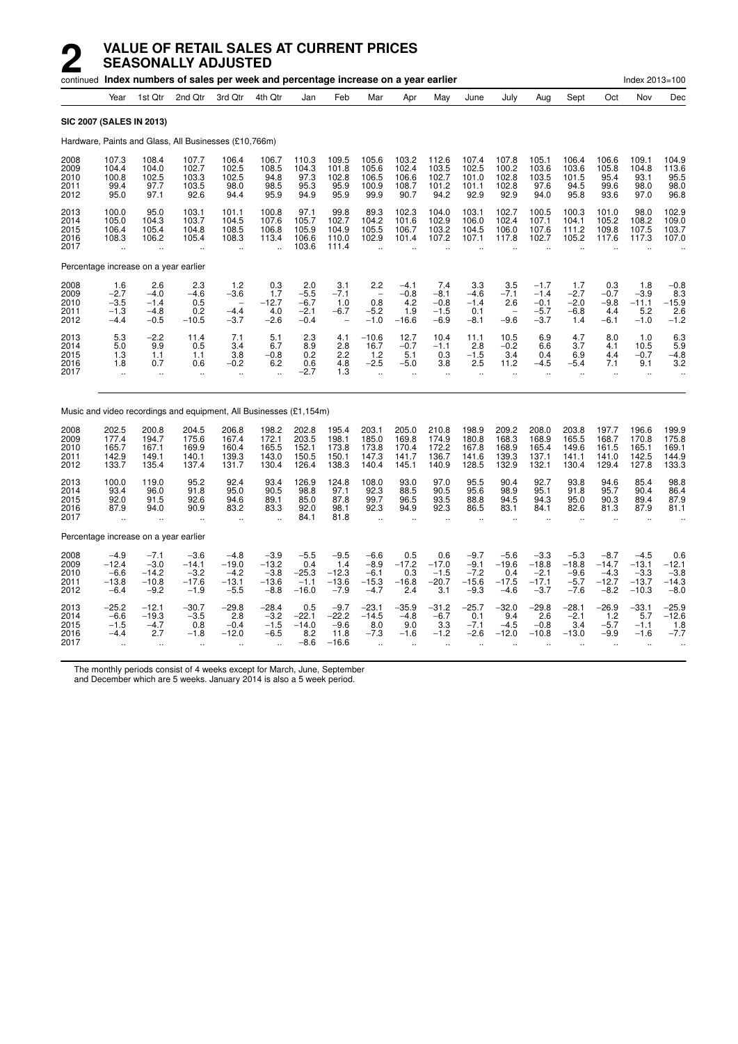# 2 VALUE OF RETAIL SALES AT CURRENT PRICES SEASONALLY ADJUSTED

continued **Index numbers of sales per week and percentage increase on a year earlier** Index 2013=100

**SIC 2007 (SALES IN 2013)**

Hardware, Paints and Glass, All Businesses (£10,766m)

| Year | | 1st Qtr | 2nd Qtr | 3rd Qtr | 4th Qtr | Jan | Feb | Mar | Apr | May | June | July | Aug | Sept | Oct | Nov | Dec |
|---|---|---|---|---|---|---|---|---|---|---|---|---|---|---|---|---|---|
| 2008 | 107.3 | 108.4 | 107.7 | 106.4 | 106.7 | 110.3 | 109.5 | 105.6 | 103.2 | 112.6 | 107.4 | 107.8 | 105.1 | 106.4 | 106.6 | 109.1 | 104.9 |
| 2009 | 104.4 | 104.0 | 102.7 | 102.5 | 108.5 | 104.3 | 101.8 | 105.6 | 102.4 | 103.5 | 102.5 | 100.2 | 103.6 | 103.6 | 105.8 | 104.8 | 113.6 |
| 2010 | 100.8 | 102.5 | 103.3 | 102.5 | 94.8 | 97.3 | 102.8 | 106.5 | 106.6 | 102.7 | 101.0 | 102.8 | 103.5 | 101.5 | 95.4 | 93.1 | 95.5 |
| 2011 | 99.4 | 97.7 | 103.5 | 98.0 | 98.5 | 95.3 | 95.9 | 100.9 | 108.7 | 101.2 | 101.1 | 102.8 | 97.6 | 94.5 | 99.6 | 98.0 | 98.0 |
| 2012 | 95.0 | 97.1 | 92.6 | 94.4 | 95.9 | 94.9 | 95.9 | 99.9 | 90.7 | 94.2 | 92.9 | 92.9 | 94.0 | 95.8 | 93.6 | 97.0 | 96.8 |
| 2013 | 100.0 | 95.0 | 103.1 | 101.1 | 100.8 | 97.1 | 99.8 | 89.3 | 102.3 | 104.0 | 103.1 | 102.7 | 100.5 | 100.3 | 101.0 | 98.0 | 102.9 |
| 2014 | 105.0 | 104.3 | 103.7 | 104.5 | 107.6 | 105.7 | 102.7 | 104.2 | 101.6 | 102.9 | 106.0 | 102.4 | 107.1 | 104.1 | 105.2 | 108.2 | 109.0 |
| 2015 | 106.4 | 105.4 | 104.8 | 108.5 | 106.8 | 105.9 | 104.9 | 105.5 | 106.7 | 103.2 | 104.5 | 106.0 | 107.6 | 111.2 | 109.8 | 107.5 | 103.7 |
| 2016 | 108.3 | 106.2 | 105.4 | 108.3 | 113.4 | 106.6 | 110.0 | 102.9 | 101.4 | 107.2 | 107.1 | 117.8 | 102.7 | 105.2 | 117.6 | 117.3 | 107.0 |
| 2017 | .. | .. | .. | .. | .. | 103.6 | 111.4 | .. | .. | .. | .. | .. | .. | .. | .. | .. | .. |

Percentage increase on a year earlier

| Year | | 1st Qtr | 2nd Qtr | 3rd Qtr | 4th Qtr | Jan | Feb | Mar | Apr | May | June | July | Aug | Sept | Oct | Nov | Dec |
|---|---|---|---|---|---|---|---|---|---|---|---|---|---|---|---|---|---|
| 2008 | 1.6 | 2.6 | 2.3 | 1.2 | 0.3 | 2.0 | 3.1 | 2.2 | −4.1 | 7.4 | 3.3 | 3.5 | −1.7 | 1.7 | 0.3 | 1.8 | −0.8 |
| 2009 | −2.7 | −4.0 | −4.6 | −3.6 | 1.7 | −5.5 | −7.1 | – | −0.8 | −8.1 | −4.6 | −7.1 | −1.4 | −2.7 | −0.7 | −3.9 | 8.3 |
| 2010 | −3.5 | −1.4 | 0.5 | – | −12.7 | −6.7 | 1.0 | 0.8 | 4.2 | −0.8 | −1.4 | 2.6 | −0.1 | −2.0 | −9.8 | −11.1 | −15.9 |
| 2011 | −1.3 | −4.8 | 0.2 | −4.4 | 4.0 | −2.1 | −6.7 | −5.2 | 1.9 | −1.5 | 0.1 | – | −5.7 | −6.8 | 4.4 | 5.2 | 2.6 |
| 2012 | −4.4 | −0.5 | −10.5 | −3.7 | −2.6 | −0.4 | – | −1.0 | −16.6 | −6.9 | −8.1 | −9.6 | −3.7 | 1.4 | −6.1 | −1.0 | −1.2 |
| 2013 | 5.3 | −2.2 | 11.4 | 7.1 | 5.1 | 2.3 | 4.1 | −10.6 | 12.7 | 10.4 | 11.1 | 10.5 | 6.9 | 4.7 | 8.0 | 1.0 | 6.3 |
| 2014 | 5.0 | 9.9 | 0.5 | 3.4 | 6.7 | 8.9 | 2.8 | 16.7 | −0.7 | −1.1 | 2.8 | −0.2 | 6.6 | 3.7 | 4.1 | 10.5 | 5.9 |
| 2015 | 1.3 | 1.1 | 1.1 | 3.8 | −0.8 | 0.2 | 2.2 | 1.2 | 5.1 | 0.3 | −1.5 | 3.4 | 0.4 | 6.9 | 4.4 | −0.7 | −4.8 |
| 2016 | 1.8 | 0.7 | 0.6 | −0.2 | 6.2 | 0.6 | 4.8 | −2.5 | −5.0 | 3.8 | 2.5 | 11.2 | −4.5 | −5.4 | 7.1 | 9.1 | 3.2 |
| 2017 | .. | .. | .. | .. | .. | −2.7 | 1.3 | .. | .. | .. | .. | .. | .. | .. | .. | .. | .. |

Music and video recordings and equipment, All Businesses (£1,154m)

| Year | | 1st Qtr | 2nd Qtr | 3rd Qtr | 4th Qtr | Jan | Feb | Mar | Apr | May | June | July | Aug | Sept | Oct | Nov | Dec |
|---|---|---|---|---|---|---|---|---|---|---|---|---|---|---|---|---|---|
| 2008 | 202.5 | 200.8 | 204.5 | 206.8 | 198.2 | 202.8 | 195.4 | 203.1 | 205.0 | 210.8 | 198.9 | 209.2 | 208.0 | 203.8 | 197.7 | 196.6 | 199.9 |
| 2009 | 177.4 | 194.7 | 175.6 | 167.4 | 172.1 | 203.5 | 198.1 | 185.0 | 169.8 | 174.9 | 180.8 | 168.3 | 168.9 | 165.5 | 168.7 | 170.8 | 175.8 |
| 2010 | 165.7 | 167.1 | 169.9 | 160.4 | 165.5 | 152.1 | 173.8 | 173.8 | 170.4 | 172.2 | 167.8 | 168.9 | 165.4 | 149.6 | 161.5 | 165.1 | 169.1 |
| 2011 | 142.9 | 149.1 | 140.1 | 139.3 | 143.0 | 150.5 | 150.1 | 147.3 | 141.7 | 136.7 | 141.6 | 139.3 | 137.1 | 141.1 | 141.0 | 142.5 | 144.9 |
| 2012 | 133.7 | 135.4 | 137.4 | 131.7 | 130.4 | 126.4 | 138.3 | 140.4 | 145.1 | 140.9 | 128.5 | 132.9 | 132.1 | 130.4 | 129.4 | 127.8 | 133.3 |
| 2013 | 100.0 | 119.0 | 95.2 | 92.4 | 93.4 | 126.9 | 124.8 | 108.0 | 93.0 | 97.0 | 95.5 | 90.4 | 92.7 | 93.8 | 94.6 | 85.4 | 98.8 |
| 2014 | 93.4 | 96.0 | 91.8 | 95.0 | 90.5 | 98.8 | 97.1 | 92.3 | 88.5 | 90.5 | 95.6 | 98.9 | 95.1 | 91.8 | 95.7 | 90.4 | 86.4 |
| 2015 | 92.0 | 91.5 | 92.6 | 94.6 | 89.1 | 85.0 | 87.8 | 99.7 | 96.5 | 93.5 | 88.8 | 94.5 | 94.3 | 95.0 | 90.3 | 89.4 | 87.9 |
| 2016 | 87.9 | 94.0 | 90.9 | 83.2 | 83.3 | 92.0 | 98.1 | 92.3 | 94.9 | 92.3 | 86.5 | 83.1 | 84.1 | 82.6 | 81.3 | 87.9 | 81.1 |
| 2017 | .. | .. | .. | .. | .. | 84.1 | 81.8 | .. | .. | .. | .. | .. | .. | .. | .. | .. | .. |

Percentage increase on a year earlier

| Year | | 1st Qtr | 2nd Qtr | 3rd Qtr | 4th Qtr | Jan | Feb | Mar | Apr | May | June | July | Aug | Sept | Oct | Nov | Dec |
|---|---|---|---|---|---|---|---|---|---|---|---|---|---|---|---|---|---|
| 2008 | −4.9 | −7.1 | −3.6 | −4.8 | −3.9 | −5.5 | −9.5 | −6.6 | 0.5 | 0.6 | −9.7 | −5.6 | −3.3 | −5.3 | −8.7 | −4.5 | 0.6 |
| 2009 | −12.4 | −3.0 | −14.1 | −19.0 | −13.2 | 0.4 | 1.4 | −8.9 | −17.2 | −17.0 | −9.1 | −19.6 | −18.8 | −18.8 | −14.7 | −13.1 | −12.1 |
| 2010 | −6.6 | −14.2 | −3.2 | −4.2 | −3.8 | −25.3 | −12.3 | −6.1 | 0.3 | −1.5 | −7.2 | 0.4 | −2.1 | −9.6 | −4.3 | −3.3 | −3.8 |
| 2011 | −13.8 | −10.8 | −17.6 | −13.1 | −13.6 | −1.1 | −13.6 | −15.3 | −16.8 | −20.7 | −15.6 | −17.5 | −17.1 | −5.7 | −12.7 | −13.7 | −14.3 |
| 2012 | −6.4 | −9.2 | −1.9 | −5.5 | −8.8 | −16.0 | −7.9 | −4.7 | 2.4 | 3.1 | −9.3 | −4.6 | −3.7 | −7.6 | −8.2 | −10.3 | −8.0 |
| 2013 | −25.2 | −12.1 | −30.7 | −29.8 | −28.4 | 0.5 | −9.7 | −23.1 | −35.9 | −31.2 | −25.7 | −32.0 | −29.8 | −28.1 | −26.9 | −33.1 | −25.9 |
| 2014 | −6.6 | −19.3 | −3.5 | 2.8 | −3.2 | −22.1 | −22.2 | −14.5 | −4.8 | −6.7 | 0.1 | 9.4 | 2.6 | −2.1 | 1.2 | 5.7 | −12.6 |
| 2015 | −1.5 | −4.7 | 0.8 | −0.4 | −1.5 | −14.0 | −9.6 | 8.0 | 9.0 | 3.3 | −7.1 | −4.5 | −0.8 | 3.4 | −5.7 | −1.1 | 1.8 |
| 2016 | −4.4 | 2.7 | −1.8 | −12.0 | −6.5 | 8.2 | 11.8 | −7.3 | −1.6 | −1.2 | −2.6 | −12.0 | −10.8 | −13.0 | −9.9 | −1.6 | −7.7 |
| 2017 | .. | .. | .. | .. | .. | −8.6 | −16.6 | .. | .. | .. | .. | .. | .. | .. | .. | .. | .. |

The monthly periods consist of 4 weeks except for March, June, September and December which are 5 weeks. January 2014 is also a 5 week period.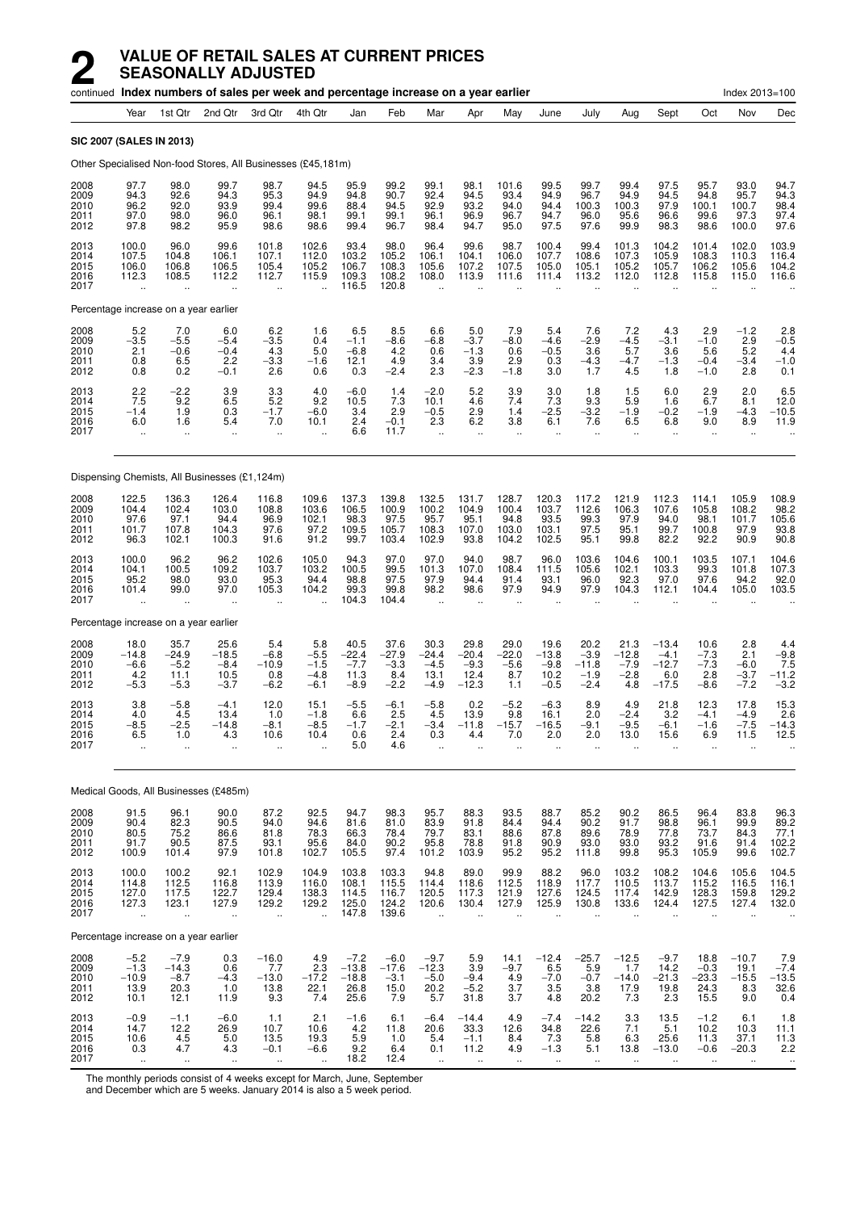# 2 VALUE OF RETAIL SALES AT CURRENT PRICES SEASONALLY ADJUSTED

continued **Index numbers of sales per week and percentage increase on a year earlier** Index 2013=100

| Year | 1st Qtr | 2nd Qtr | 3rd Qtr | 4th Qtr | Jan | Feb | Mar | Apr | May | June | July | Aug | Sept | Oct | Nov | Dec |
|---|---|---|---|---|---|---|---|---|---|---|---|---|---|---|---|---|

**SIC 2007 (SALES IN 2013)**

Other Specialised Non-food Stores, All Businesses (£45,181m)

| | Year | 1st Qtr | 2nd Qtr | 3rd Qtr | 4th Qtr | Jan | Feb | Mar | Apr | May | June | July | Aug | Sept | Oct | Nov | Dec |
|---|---|---|---|---|---|---|---|---|---|---|---|---|---|---|---|---|---|
| 2008 | 97.7 | 98.0 | 99.7 | 98.7 | 94.5 | 95.9 | 99.2 | 99.1 | 98.1 | 101.6 | 99.5 | 99.7 | 99.4 | 97.5 | 95.7 | 93.0 | 94.7 |
| 2009 | 94.3 | 92.6 | 94.3 | 95.3 | 94.9 | 94.8 | 90.7 | 92.4 | 94.5 | 93.4 | 94.9 | 96.7 | 94.9 | 94.5 | 94.8 | 95.7 | 94.3 |
| 2010 | 96.2 | 92.0 | 93.9 | 99.4 | 99.6 | 88.4 | 94.5 | 92.9 | 93.2 | 94.0 | 94.4 | 100.3 | 100.3 | 97.9 | 100.1 | 100.7 | 98.4 |
| 2011 | 97.0 | 98.0 | 96.0 | 96.1 | 98.1 | 99.1 | 99.1 | 96.1 | 96.9 | 96.7 | 94.7 | 96.0 | 95.6 | 96.6 | 99.6 | 97.3 | 97.4 |
| 2012 | 97.8 | 98.2 | 95.9 | 98.6 | 98.6 | 99.4 | 96.7 | 98.4 | 94.7 | 95.0 | 97.5 | 97.6 | 99.9 | 98.3 | 98.6 | 100.0 | 97.6 |
| 2013 | 100.0 | 96.0 | 99.6 | 101.8 | 102.6 | 93.4 | 98.0 | 96.4 | 99.6 | 98.7 | 100.4 | 99.4 | 101.3 | 104.2 | 101.4 | 102.0 | 103.9 |
| 2014 | 107.5 | 104.8 | 106.1 | 107.1 | 112.0 | 103.2 | 105.2 | 106.1 | 104.1 | 106.0 | 107.7 | 108.6 | 107.3 | 105.9 | 108.3 | 110.3 | 116.4 |
| 2015 | 106.0 | 106.8 | 106.5 | 105.4 | 105.2 | 106.7 | 108.3 | 105.6 | 107.2 | 107.5 | 105.0 | 105.1 | 105.2 | 105.7 | 106.2 | 105.6 | 104.2 |
| 2016 | 112.3 | 108.5 | 112.2 | 112.7 | 115.9 | 109.3 | 108.2 | 108.0 | 113.9 | 111.6 | 111.4 | 113.2 | 112.0 | 112.8 | 115.8 | 115.0 | 116.6 |
| 2017 | .. | .. | .. | .. | .. | 116.5 | 120.8 | .. | .. | .. | .. | .. | .. | .. | .. | .. | .. |

Percentage increase on a year earlier

| | Year | 1st Qtr | 2nd Qtr | 3rd Qtr | 4th Qtr | Jan | Feb | Mar | Apr | May | June | July | Aug | Sept | Oct | Nov | Dec |
|---|---|---|---|---|---|---|---|---|---|---|---|---|---|---|---|---|---|
| 2008 | 5.2 | 7.0 | 6.0 | 6.2 | 1.6 | 6.5 | 8.5 | 6.6 | 5.0 | 7.9 | 5.4 | 7.6 | 7.2 | 4.3 | 2.9 | −1.2 | 2.8 |
| 2009 | −3.5 | −5.5 | −5.4 | −3.5 | 0.4 | −1.1 | −8.6 | −6.8 | −3.7 | −8.0 | −4.6 | −2.9 | −4.5 | −3.1 | −1.0 | 2.9 | −0.5 |
| 2010 | 2.1 | −0.6 | −0.4 | 4.3 | 5.0 | −6.8 | 4.2 | 0.6 | −1.3 | 0.6 | −0.5 | 3.6 | 5.7 | 3.6 | 5.6 | 5.2 | 4.4 |
| 2011 | 0.8 | 6.5 | 2.2 | −3.3 | −1.6 | 12.1 | 4.9 | 3.4 | 3.9 | 2.9 | 0.3 | −4.3 | −4.7 | −1.3 | −0.4 | −3.4 | −1.0 |
| 2012 | 0.8 | 0.2 | −0.1 | 2.6 | 0.6 | 0.3 | −2.4 | 2.3 | −2.3 | −1.8 | 3.0 | 1.7 | 4.5 | 1.8 | −1.0 | 2.8 | 0.1 |
| 2013 | 2.2 | −2.2 | 3.9 | 3.3 | 4.0 | −6.0 | 1.4 | −2.0 | 5.2 | 3.9 | 3.0 | 1.8 | 1.5 | 6.0 | 2.9 | 2.0 | 6.5 |
| 2014 | 7.5 | 9.2 | 6.5 | 5.2 | 9.2 | 10.5 | 7.3 | 10.1 | 4.6 | 7.4 | 7.3 | 9.3 | 5.9 | 1.6 | 6.7 | 8.1 | 12.0 |
| 2015 | −1.4 | 1.9 | 0.3 | −1.7 | −6.0 | 3.4 | 2.9 | −0.5 | 2.9 | 1.4 | −2.5 | −3.2 | −1.9 | −0.2 | −1.9 | −4.3 | −10.5 |
| 2016 | 6.0 | 1.6 | 5.4 | 7.0 | 10.1 | 2.4 | −0.1 | 2.3 | 6.2 | 3.8 | 6.1 | 7.6 | 6.5 | 6.8 | 9.0 | 8.9 | 11.9 |
| 2017 | .. | .. | .. | .. | .. | 6.6 | 11.7 | .. | .. | .. | .. | .. | .. | .. | .. | .. | .. |

Dispensing Chemists, All Businesses (£1,124m)

| | Year | 1st Qtr | 2nd Qtr | 3rd Qtr | 4th Qtr | Jan | Feb | Mar | Apr | May | June | July | Aug | Sept | Oct | Nov | Dec |
|---|---|---|---|---|---|---|---|---|---|---|---|---|---|---|---|---|---|
| 2008 | 122.5 | 136.3 | 126.4 | 116.8 | 109.6 | 137.3 | 139.8 | 132.5 | 131.7 | 128.7 | 120.3 | 117.2 | 121.9 | 112.3 | 114.1 | 105.9 | 108.9 |
| 2009 | 104.4 | 102.4 | 103.0 | 108.8 | 103.6 | 106.5 | 100.9 | 100.2 | 104.9 | 100.4 | 103.7 | 112.6 | 106.3 | 107.6 | 105.8 | 108.2 | 98.2 |
| 2010 | 97.6 | 97.1 | 94.4 | 96.9 | 102.1 | 98.3 | 97.5 | 95.7 | 95.1 | 94.8 | 93.5 | 99.3 | 97.9 | 94.0 | 98.1 | 101.7 | 105.6 |
| 2011 | 101.7 | 107.8 | 104.3 | 97.6 | 97.2 | 109.5 | 105.7 | 108.3 | 107.0 | 103.0 | 103.1 | 97.5 | 95.1 | 99.7 | 100.8 | 97.9 | 93.8 |
| 2012 | 96.3 | 102.1 | 100.3 | 91.6 | 91.2 | 99.7 | 103.4 | 102.9 | 93.8 | 104.2 | 102.5 | 95.1 | 99.8 | 82.2 | 92.2 | 90.9 | 90.8 |
| 2013 | 100.0 | 96.2 | 96.2 | 102.6 | 105.0 | 94.3 | 97.0 | 97.0 | 94.0 | 98.7 | 96.0 | 103.6 | 104.6 | 100.1 | 103.5 | 107.1 | 104.6 |
| 2014 | 104.1 | 100.5 | 109.2 | 103.7 | 103.2 | 100.5 | 99.5 | 101.3 | 107.0 | 108.4 | 111.5 | 105.6 | 102.1 | 103.3 | 99.3 | 101.8 | 107.3 |
| 2015 | 95.2 | 98.0 | 93.0 | 95.3 | 94.4 | 98.8 | 97.5 | 97.9 | 94.4 | 91.4 | 93.1 | 96.0 | 92.3 | 97.0 | 97.6 | 94.2 | 92.0 |
| 2016 | 101.4 | 99.0 | 97.0 | 105.3 | 104.2 | 99.3 | 99.8 | 98.2 | 98.6 | 97.9 | 94.9 | 97.9 | 104.3 | 112.1 | 104.4 | 105.0 | 103.5 |
| 2017 | .. | .. | .. | .. | .. | 104.3 | 104.4 | .. | .. | .. | .. | .. | .. | .. | .. | .. | .. |

Percentage increase on a year earlier

| | Year | 1st Qtr | 2nd Qtr | 3rd Qtr | 4th Qtr | Jan | Feb | Mar | Apr | May | June | July | Aug | Sept | Oct | Nov | Dec |
|---|---|---|---|---|---|---|---|---|---|---|---|---|---|---|---|---|---|
| 2008 | 18.0 | 35.7 | 25.6 | 5.4 | 5.8 | 40.5 | 37.6 | 30.3 | 29.8 | 29.0 | 19.6 | 20.2 | 21.3 | −13.4 | 10.6 | 2.8 | 4.4 |
| 2009 | −14.8 | −24.9 | −18.5 | −6.8 | −5.5 | −22.4 | −27.9 | −24.4 | −20.4 | −22.0 | −13.8 | −3.9 | −12.8 | −4.1 | −7.3 | 2.1 | −9.8 |
| 2010 | −6.6 | −5.2 | −8.4 | −10.9 | −1.5 | −7.7 | −3.3 | −4.5 | −9.3 | −5.6 | −9.8 | −11.8 | −7.9 | −12.7 | −7.3 | −6.0 | 7.5 |
| 2011 | 4.2 | 11.1 | 10.5 | 0.8 | −4.8 | 11.3 | 8.4 | 13.1 | 12.4 | 8.7 | 10.2 | −1.9 | −2.8 | 6.0 | 2.8 | −3.7 | −11.2 |
| 2012 | −5.3 | −5.3 | −3.7 | −6.2 | −6.1 | −8.9 | −2.2 | −4.9 | −12.3 | 1.1 | −0.5 | −2.4 | 4.8 | −17.5 | −8.6 | −7.2 | −3.2 |
| 2013 | 3.8 | −5.8 | −4.1 | 12.0 | 15.1 | −5.5 | −6.1 | −5.8 | 0.2 | −5.2 | −6.3 | 8.9 | 4.9 | 21.8 | 12.3 | 17.8 | 15.3 |
| 2014 | 4.0 | 4.5 | 13.4 | 1.0 | −1.8 | 6.6 | 2.5 | 4.5 | 13.9 | 9.8 | 16.1 | 2.0 | −2.4 | 3.2 | −4.1 | −4.9 | 2.6 |
| 2015 | −8.5 | −2.5 | −14.8 | −8.1 | −8.5 | −1.7 | −2.1 | −3.4 | −11.8 | −15.7 | −16.5 | −9.1 | −9.5 | −6.1 | −1.6 | −7.5 | −14.3 |
| 2016 | 6.5 | 1.0 | 4.3 | 10.6 | 10.4 | 0.6 | 2.4 | 0.3 | 4.4 | 7.0 | 2.0 | 2.0 | 13.0 | 15.6 | 6.9 | 11.5 | 12.5 |
| 2017 | .. | .. | .. | .. | .. | 5.0 | 4.6 | .. | .. | .. | .. | .. | .. | .. | .. | .. | .. |

Medical Goods, All Businesses (£485m)

| | Year | 1st Qtr | 2nd Qtr | 3rd Qtr | 4th Qtr | Jan | Feb | Mar | Apr | May | June | July | Aug | Sept | Oct | Nov | Dec |
|---|---|---|---|---|---|---|---|---|---|---|---|---|---|---|---|---|---|
| 2008 | 91.5 | 96.1 | 90.0 | 87.2 | 92.5 | 94.7 | 98.3 | 95.7 | 88.3 | 93.5 | 88.7 | 85.2 | 90.2 | 86.5 | 96.4 | 83.8 | 96.3 |
| 2009 | 90.4 | 82.3 | 90.5 | 94.0 | 94.6 | 81.6 | 81.0 | 83.9 | 91.8 | 84.4 | 94.4 | 90.2 | 91.7 | 98.8 | 96.1 | 99.9 | 89.2 |
| 2010 | 80.5 | 75.2 | 86.6 | 81.8 | 78.3 | 66.3 | 78.4 | 79.7 | 83.1 | 88.6 | 87.8 | 89.6 | 78.9 | 77.8 | 73.7 | 84.3 | 77.1 |
| 2011 | 91.7 | 90.5 | 87.5 | 93.1 | 95.6 | 84.0 | 90.2 | 95.8 | 78.8 | 91.8 | 90.9 | 93.0 | 93.0 | 93.2 | 91.6 | 91.4 | 102.2 |
| 2012 | 100.9 | 101.4 | 97.9 | 101.8 | 102.7 | 105.5 | 97.4 | 101.2 | 103.9 | 95.2 | 95.2 | 111.8 | 99.8 | 95.3 | 105.9 | 99.6 | 102.7 |
| 2013 | 100.0 | 100.2 | 92.1 | 102.9 | 104.9 | 103.8 | 103.3 | 94.8 | 89.0 | 99.9 | 88.2 | 96.0 | 103.2 | 108.2 | 104.6 | 105.6 | 104.5 |
| 2014 | 114.8 | 112.5 | 116.8 | 113.9 | 116.0 | 108.1 | 115.5 | 114.4 | 118.6 | 112.5 | 118.9 | 117.7 | 110.5 | 113.7 | 115.2 | 116.5 | 116.1 |
| 2015 | 127.0 | 117.5 | 122.7 | 129.4 | 138.3 | 114.5 | 116.7 | 120.5 | 117.3 | 121.9 | 127.6 | 124.5 | 117.4 | 142.9 | 128.3 | 159.8 | 129.2 |
| 2016 | 127.3 | 123.1 | 127.9 | 129.2 | 129.2 | 125.0 | 124.2 | 120.6 | 130.4 | 127.9 | 125.9 | 130.8 | 133.6 | 124.4 | 127.5 | 127.4 | 132.0 |
| 2017 | .. | .. | .. | .. | .. | 147.8 | 139.6 | .. | .. | .. | .. | .. | .. | .. | .. | .. | .. |

Percentage increase on a year earlier

| | Year | 1st Qtr | 2nd Qtr | 3rd Qtr | 4th Qtr | Jan | Feb | Mar | Apr | May | June | July | Aug | Sept | Oct | Nov | Dec |
|---|---|---|---|---|---|---|---|---|---|---|---|---|---|---|---|---|---|
| 2008 | −5.2 | −7.9 | 0.3 | −16.0 | 4.9 | −7.2 | −6.0 | −9.7 | 5.9 | 14.1 | −12.4 | −25.7 | −12.5 | −9.7 | 18.8 | −10.7 | 7.9 |
| 2009 | −1.3 | −14.3 | 0.6 | 7.7 | 2.3 | −13.8 | −17.6 | −12.3 | 3.9 | −9.7 | 6.5 | 5.9 | 1.7 | 14.2 | −0.3 | 19.1 | −7.4 |
| 2010 | −10.9 | −8.7 | −4.3 | −13.0 | −17.2 | −18.8 | −3.1 | −5.0 | −9.4 | 4.9 | −7.0 | −0.7 | −14.0 | −21.3 | −23.3 | −15.5 | −13.5 |
| 2011 | 13.9 | 20.3 | 1.0 | 13.8 | 22.1 | 26.8 | 15.0 | 20.2 | −5.2 | 3.7 | 3.5 | 3.8 | 17.9 | 19.8 | 24.3 | 8.3 | 32.6 |
| 2012 | 10.1 | 12.1 | 11.9 | 9.3 | 7.4 | 25.6 | 7.9 | 5.7 | 31.8 | 3.7 | 4.8 | 20.2 | 7.3 | 2.3 | 15.5 | 9.0 | 0.4 |
| 2013 | −0.9 | −1.1 | −6.0 | 1.1 | 2.1 | −1.6 | 6.1 | −6.4 | −14.4 | 4.9 | −7.4 | −14.2 | 3.3 | 13.5 | −1.2 | 6.1 | 1.8 |
| 2014 | 14.7 | 12.2 | 26.9 | 10.7 | 10.6 | 4.2 | 11.8 | 20.6 | 33.3 | 12.6 | 34.8 | 22.6 | 7.1 | 5.1 | 10.2 | 10.3 | 11.1 |
| 2015 | 10.6 | 4.5 | 5.0 | 13.5 | 19.3 | 5.9 | 1.0 | 5.4 | −1.1 | 8.4 | 7.3 | 5.8 | 6.3 | 25.6 | 11.3 | 37.1 | 11.3 |
| 2016 | 0.3 | 4.7 | 4.3 | −0.1 | −6.6 | 9.2 | 6.4 | 0.1 | 11.2 | 4.9 | −1.3 | 5.1 | 13.8 | −13.0 | −0.6 | −20.3 | 2.2 |
| 2017 | .. | .. | .. | .. | .. | 18.2 | 12.4 | .. | .. | .. | .. | .. | .. | .. | .. | .. | .. |

The monthly periods consist of 4 weeks except for March, June, September and December which are 5 weeks. January 2014 is also a 5 week period.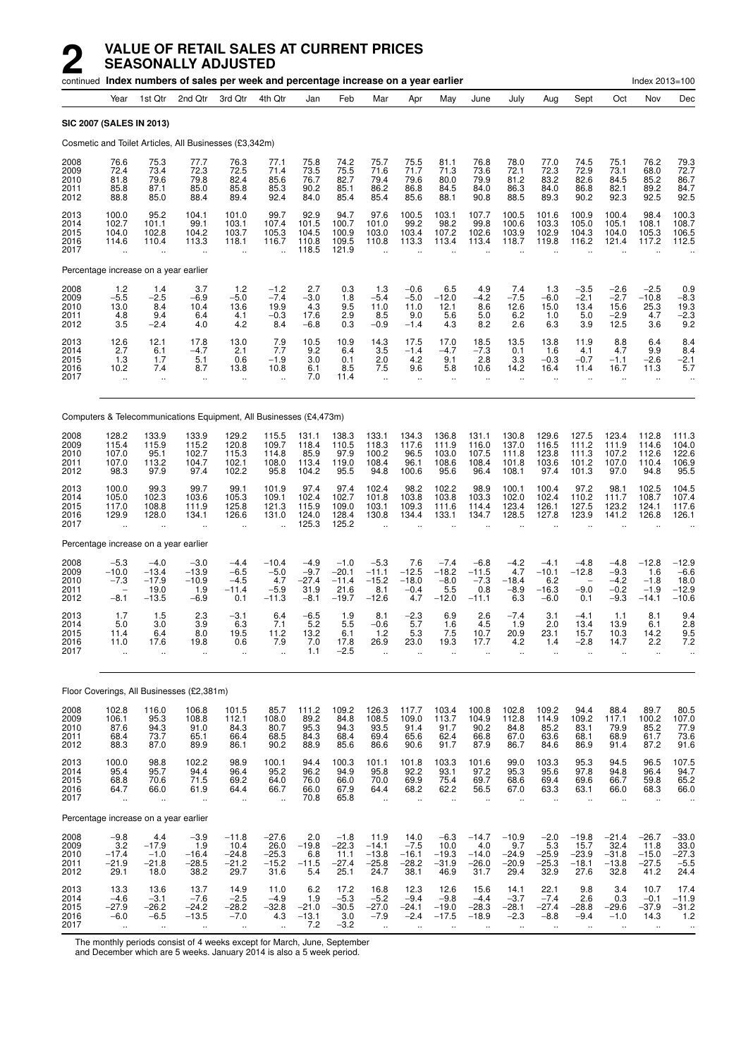# 2 VALUE OF RETAIL SALES AT CURRENT PRICES SEASONALLY ADJUSTED

continued **Index numbers of sales per week and percentage increase on a year earlier** Index 2013=100

| | Year | 1st Qtr | 2nd Qtr | 3rd Qtr | 4th Qtr | Jan | Feb | Mar | Apr | May | June | July | Aug | Sept | Oct | Nov | Dec |
|---|---|---|---|---|---|---|---|---|---|---|---|---|---|---|---|---|---|
| **SIC 2007 (SALES IN 2013)** | | | | | | | | | | | | | | | | | |
| Cosmetic and Toilet Articles, All Businesses (£3,342m) | | | | | | | | | | | | | | | | | |
| 2008 | 76.6 | 75.3 | 77.7 | 76.3 | 77.1 | 75.8 | 74.2 | 75.7 | 75.5 | 81.1 | 76.8 | 78.0 | 77.0 | 74.5 | 75.1 | 76.2 | 79.3 |
| 2009 | 72.4 | 73.4 | 72.3 | 72.5 | 71.4 | 73.5 | 75.5 | 71.6 | 71.7 | 71.3 | 73.6 | 72.1 | 72.3 | 72.9 | 73.1 | 68.0 | 72.7 |
| 2010 | 81.8 | 79.6 | 79.8 | 82.4 | 85.6 | 76.7 | 82.7 | 79.4 | 79.6 | 80.0 | 79.9 | 81.2 | 83.2 | 82.6 | 84.5 | 85.2 | 86.7 |
| 2011 | 85.8 | 87.1 | 85.0 | 85.8 | 85.3 | 90.2 | 85.1 | 86.2 | 86.8 | 84.5 | 84.0 | 86.3 | 84.0 | 86.8 | 82.1 | 89.2 | 84.7 |
| 2012 | 88.8 | 85.0 | 88.4 | 89.4 | 92.4 | 84.0 | 85.4 | 85.4 | 85.6 | 88.1 | 90.8 | 88.5 | 89.3 | 90.2 | 92.3 | 92.5 | 92.5 |
| 2013 | 100.0 | 95.2 | 104.1 | 101.0 | 99.7 | 92.9 | 94.7 | 97.6 | 100.5 | 103.1 | 107.7 | 100.5 | 101.6 | 100.9 | 100.4 | 98.4 | 100.3 |
| 2014 | 102.7 | 101.1 | 99.1 | 103.1 | 107.4 | 101.5 | 100.7 | 101.0 | 99.2 | 98.2 | 99.8 | 100.6 | 103.3 | 105.0 | 105.1 | 108.1 | 108.7 |
| 2015 | 104.0 | 102.8 | 104.2 | 103.7 | 105.3 | 104.5 | 100.9 | 103.0 | 103.4 | 107.2 | 102.6 | 103.9 | 102.9 | 104.3 | 104.0 | 105.3 | 106.5 |
| 2016 | 114.6 | 110.4 | 113.3 | 118.1 | 116.7 | 110.8 | 109.5 | 110.8 | 113.3 | 113.4 | 113.4 | 118.7 | 119.8 | 116.2 | 121.4 | 117.2 | 112.5 |
| 2017 | .. | .. | .. | .. | .. | 118.5 | 121.9 | .. | .. | .. | .. | .. | .. | .. | .. | .. | .. |
| Percentage increase on a year earlier | | | | | | | | | | | | | | | | | |
| 2008 | 1.2 | 1.4 | 3.7 | 1.2 | −1.2 | 2.7 | 0.3 | 1.3 | −0.6 | 6.5 | 4.9 | 7.4 | 1.3 | −3.5 | −2.6 | −2.5 | 0.9 |
| 2009 | −5.5 | −2.5 | −6.9 | −5.0 | −7.4 | −3.0 | 1.8 | −5.4 | −5.0 | −12.0 | −4.2 | −7.5 | −6.0 | −2.1 | −2.7 | −10.8 | −8.3 |
| 2010 | 13.0 | 8.4 | 10.4 | 13.6 | 19.9 | 4.3 | 9.5 | 11.0 | 11.0 | 12.1 | 8.6 | 12.6 | 15.0 | 13.4 | 15.6 | 25.3 | 19.3 |
| 2011 | 4.8 | 9.4 | 6.4 | 4.1 | −0.3 | 17.6 | 2.9 | 8.5 | 9.0 | 5.6 | 5.0 | 6.2 | 1.0 | 5.0 | −2.9 | 4.7 | −2.3 |
| 2012 | 3.5 | −2.4 | 4.0 | 4.2 | 8.4 | −6.8 | 0.3 | −0.9 | −1.4 | 4.3 | 8.2 | 2.6 | 6.3 | 3.9 | 12.5 | 3.6 | 9.2 |
| 2013 | 12.6 | 12.1 | 17.8 | 13.0 | 7.9 | 10.5 | 10.9 | 14.3 | 17.5 | 17.0 | 18.5 | 13.5 | 13.8 | 11.9 | 8.8 | 6.4 | 8.4 |
| 2014 | 2.7 | 6.1 | −4.7 | 2.1 | 7.7 | 9.2 | 6.4 | 3.5 | −1.4 | −4.7 | −7.3 | 0.1 | 1.6 | 4.1 | 4.7 | 9.9 | 8.4 |
| 2015 | 1.3 | 1.7 | 5.1 | 0.6 | −1.9 | 3.0 | 0.1 | 2.0 | 4.2 | 9.1 | 2.8 | 3.3 | −0.3 | −0.7 | −1.1 | −2.6 | −2.1 |
| 2016 | 10.2 | 7.4 | 8.7 | 13.8 | 10.8 | 6.1 | 8.5 | 7.5 | 9.6 | 5.8 | 10.6 | 14.2 | 16.4 | 11.4 | 16.7 | 11.3 | 5.7 |
| 2017 | .. | .. | .. | .. | .. | 7.0 | 11.4 | .. | .. | .. | .. | .. | .. | .. | .. | .. | .. |
| Computers & Telecommunications Equipment, All Businesses (£4,473m) | | | | | | | | | | | | | | | | | |
| 2008 | 128.2 | 133.9 | 133.9 | 129.2 | 115.5 | 131.1 | 138.3 | 133.1 | 134.3 | 136.8 | 131.1 | 130.8 | 129.6 | 127.5 | 123.4 | 112.8 | 111.3 |
| 2009 | 115.4 | 115.9 | 115.2 | 120.8 | 109.7 | 118.4 | 110.5 | 118.3 | 117.6 | 111.9 | 116.0 | 137.0 | 116.5 | 111.2 | 111.9 | 114.6 | 104.0 |
| 2010 | 107.0 | 95.1 | 102.7 | 115.3 | 114.8 | 85.9 | 97.9 | 100.2 | 96.5 | 103.0 | 107.5 | 111.8 | 123.8 | 111.3 | 107.2 | 112.6 | 122.6 |
| 2011 | 107.0 | 113.2 | 104.7 | 102.1 | 108.0 | 113.4 | 119.0 | 108.4 | 96.1 | 108.6 | 108.4 | 101.8 | 103.6 | 101.2 | 107.0 | 110.4 | 106.9 |
| 2012 | 98.3 | 97.9 | 97.4 | 102.2 | 95.8 | 104.2 | 95.5 | 94.8 | 100.6 | 95.6 | 96.4 | 108.1 | 97.4 | 101.3 | 97.0 | 94.8 | 95.5 |
| 2013 | 100.0 | 99.3 | 99.7 | 99.1 | 101.9 | 97.4 | 97.4 | 102.4 | 98.2 | 102.2 | 98.9 | 100.1 | 100.4 | 97.2 | 98.1 | 102.5 | 104.5 |
| 2014 | 105.0 | 102.3 | 103.6 | 105.3 | 109.1 | 102.4 | 102.7 | 101.8 | 103.8 | 103.8 | 103.3 | 102.0 | 102.4 | 110.2 | 111.7 | 108.7 | 107.4 |
| 2015 | 117.0 | 108.8 | 111.9 | 125.8 | 121.3 | 115.9 | 109.0 | 103.1 | 109.3 | 111.6 | 114.4 | 123.4 | 126.1 | 127.5 | 123.2 | 124.1 | 117.6 |
| 2016 | 129.9 | 128.0 | 134.1 | 126.6 | 131.0 | 124.0 | 128.4 | 130.8 | 134.4 | 133.1 | 134.7 | 128.5 | 127.8 | 123.9 | 141.2 | 126.8 | 126.1 |
| 2017 | .. | .. | .. | .. | .. | 125.3 | 125.2 | .. | .. | .. | .. | .. | .. | .. | .. | .. | .. |
| Percentage increase on a year earlier | | | | | | | | | | | | | | | | | |
| 2008 | −5.3 | −4.0 | −3.0 | −4.4 | −10.4 | −4.9 | −1.0 | −5.3 | 7.6 | −7.4 | −6.8 | −4.2 | −4.1 | −4.8 | −4.8 | −12.8 | −12.9 |
| 2009 | −10.0 | −13.4 | −13.9 | −6.5 | −5.0 | −9.7 | −20.1 | −11.1 | −12.5 | −18.2 | −11.5 | 4.7 | −10.1 | −12.8 | −9.3 | 1.6 | −6.6 |
| 2010 | −7.3 | −17.9 | −10.9 | −4.5 | 4.7 | −27.4 | −11.4 | −15.2 | −18.0 | −8.0 | −7.3 | −18.4 | 6.2 | – | −4.2 | −1.8 | 18.0 |
| 2011 | – | 19.0 | 1.9 | −11.4 | −5.9 | 31.9 | 21.6 | 8.1 | −0.4 | 5.5 | 0.8 | −8.9 | −16.3 | −9.0 | −0.2 | −1.9 | −12.9 |
| 2012 | −8.1 | −13.5 | −6.9 | 0.1 | −11.3 | −8.1 | −19.7 | −12.6 | 4.7 | −12.0 | −11.1 | 6.3 | −6.0 | 0.1 | −9.3 | −14.1 | −10.6 |
| 2013 | 1.7 | 1.5 | 2.3 | −3.1 | 6.4 | −6.5 | 1.9 | 8.1 | −2.3 | 6.9 | 2.6 | −7.4 | 3.1 | −4.1 | 1.1 | 8.1 | 9.4 |
| 2014 | 5.0 | 3.0 | 3.9 | 6.3 | 7.1 | 5.2 | 5.5 | −0.6 | 5.7 | 1.6 | 4.5 | 1.9 | 2.0 | 13.4 | 13.9 | 6.1 | 2.8 |
| 2015 | 11.4 | 6.4 | 8.0 | 19.5 | 11.2 | 13.2 | 6.1 | 1.2 | 5.3 | 7.5 | 10.7 | 20.9 | 23.1 | 15.7 | 10.3 | 14.2 | 9.5 |
| 2016 | 11.0 | 17.6 | 19.8 | 0.6 | 7.9 | 7.0 | 17.8 | 26.9 | 23.0 | 19.3 | 17.7 | 4.2 | 1.4 | −2.8 | 14.7 | 2.2 | 7.2 |
| 2017 | .. | .. | .. | .. | .. | 1.1 | −2.5 | .. | .. | .. | .. | .. | .. | .. | .. | .. | .. |
| Floor Coverings, All Businesses (£2,381m) | | | | | | | | | | | | | | | | | |
| 2008 | 102.8 | 116.0 | 106.8 | 101.5 | 85.7 | 111.2 | 109.2 | 126.3 | 117.7 | 103.4 | 100.8 | 102.8 | 109.2 | 94.4 | 88.4 | 89.7 | 80.5 |
| 2009 | 106.1 | 95.3 | 108.8 | 112.1 | 108.0 | 89.2 | 84.8 | 108.5 | 109.0 | 113.7 | 104.9 | 112.8 | 114.9 | 109.2 | 117.1 | 100.2 | 107.0 |
| 2010 | 87.6 | 94.3 | 91.0 | 84.3 | 80.7 | 95.3 | 94.3 | 93.5 | 91.4 | 91.7 | 90.2 | 84.8 | 85.2 | 83.1 | 79.9 | 85.2 | 77.9 |
| 2011 | 68.4 | 73.7 | 65.1 | 66.4 | 68.5 | 84.3 | 68.4 | 69.4 | 65.6 | 62.4 | 66.8 | 67.0 | 63.6 | 68.1 | 68.9 | 61.7 | 73.6 |
| 2012 | 88.3 | 87.0 | 89.9 | 86.1 | 90.2 | 88.9 | 85.6 | 86.6 | 90.6 | 91.7 | 87.9 | 86.7 | 84.6 | 86.9 | 91.4 | 87.2 | 91.6 |
| 2013 | 100.0 | 98.8 | 102.2 | 98.9 | 100.1 | 94.4 | 100.3 | 101.1 | 101.8 | 103.3 | 101.6 | 99.0 | 103.3 | 95.3 | 94.5 | 96.5 | 107.5 |
| 2014 | 95.4 | 95.7 | 94.4 | 96.4 | 95.2 | 96.2 | 94.9 | 95.8 | 92.2 | 93.1 | 97.2 | 95.3 | 95.6 | 97.8 | 94.8 | 96.4 | 94.7 |
| 2015 | 68.8 | 70.6 | 71.5 | 69.2 | 64.0 | 76.0 | 66.0 | 70.0 | 69.9 | 75.4 | 69.7 | 68.6 | 69.4 | 69.6 | 66.7 | 59.8 | 65.2 |
| 2016 | 64.7 | 66.0 | 61.9 | 64.4 | 66.7 | 66.0 | 67.9 | 64.4 | 68.2 | 62.2 | 56.5 | 67.0 | 63.3 | 63.1 | 66.0 | 68.3 | 66.0 |
| 2017 | .. | .. | .. | .. | .. | 70.8 | 65.8 | .. | .. | .. | .. | .. | .. | .. | .. | .. | .. |
| Percentage increase on a year earlier | | | | | | | | | | | | | | | | | |
| 2008 | −9.8 | 4.4 | −3.9 | −11.8 | −27.6 | 2.0 | −1.8 | 11.9 | 14.0 | −6.3 | −14.7 | −10.9 | −2.0 | −19.8 | −21.4 | −26.7 | −33.0 |
| 2009 | 3.2 | −17.9 | 1.9 | 10.4 | 26.0 | −19.8 | −22.3 | −14.1 | −7.5 | 10.0 | 4.0 | 9.7 | 5.3 | 15.7 | 32.4 | 11.8 | 33.0 |
| 2010 | −17.4 | −1.0 | −16.4 | −24.8 | −25.3 | 6.8 | 11.1 | −13.8 | −16.1 | −19.3 | −14.0 | −24.9 | −25.9 | −23.9 | −31.8 | −15.0 | −27.3 |
| 2011 | −21.9 | −21.8 | −28.5 | −21.2 | −15.2 | −11.5 | −27.4 | −25.8 | −28.2 | −31.9 | −26.0 | −20.9 | −25.3 | −18.1 | −13.8 | −27.5 | −5.5 |
| 2012 | 29.1 | 18.0 | 38.2 | 29.7 | 31.6 | 5.4 | 25.1 | 24.7 | 38.1 | 46.9 | 31.7 | 29.4 | 32.9 | 27.6 | 32.8 | 41.2 | 24.4 |
| 2013 | 13.3 | 13.6 | 13.7 | 14.9 | 11.0 | 6.2 | 17.2 | 16.8 | 12.3 | 12.6 | 15.6 | 14.1 | 22.1 | 9.8 | 3.4 | 10.7 | 17.4 |
| 2014 | −4.6 | −3.1 | −7.6 | −2.5 | −4.9 | 1.9 | −5.3 | −5.2 | −9.4 | −9.8 | −4.4 | −3.7 | −7.4 | 2.6 | 0.3 | −0.1 | −11.9 |
| 2015 | −27.9 | −26.2 | −24.2 | −28.2 | −32.8 | −21.0 | −30.5 | −27.0 | −24.1 | −19.0 | −28.3 | −28.1 | −27.4 | −28.8 | −29.6 | −37.9 | −31.2 |
| 2016 | −6.0 | −6.5 | −13.5 | −7.0 | 4.3 | −13.1 | 3.0 | −7.9 | −2.4 | −17.5 | −18.9 | −2.3 | −8.8 | −9.4 | −1.0 | 14.3 | 1.2 |
| 2017 | .. | .. | .. | .. | .. | 7.2 | −3.2 | .. | .. | .. | .. | .. | .. | .. | .. | .. | .. |

The monthly periods consist of 4 weeks except for March, June, September and December which are 5 weeks. January 2014 is also a 5 week period.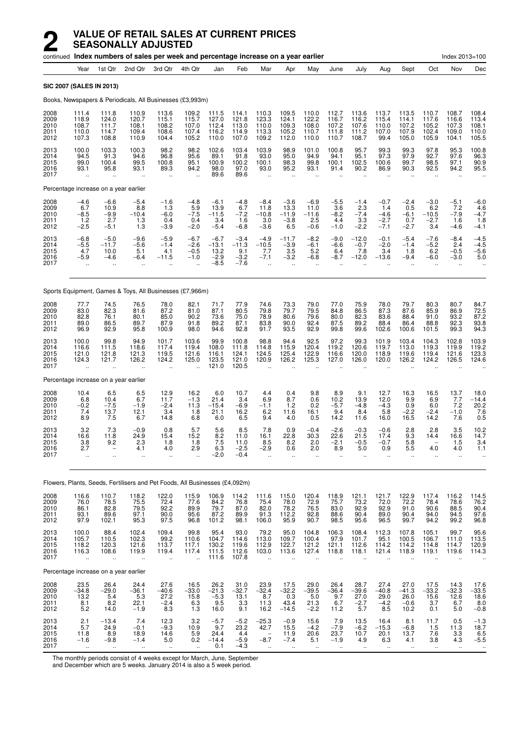# 2 VALUE OF RETAIL SALES AT CURRENT PRICES SEASONALLY ADJUSTED

continued **Index numbers of sales per week and percentage increase on a year earlier** Index 2013=100

| Year | 1st Qtr | 2nd Qtr | 3rd Qtr | 4th Qtr | Jan | Feb | Mar | Apr | May | June | July | Aug | Sept | Oct | Nov | Dec |
|---|---|---|---|---|---|---|---|---|---|---|---|---|---|---|---|---|

**SIC 2007 (SALES IN 2013)**

Books, Newspapers & Periodicals, All Businesses (£3,993m)

| | Year | 1st Qtr | 2nd Qtr | 3rd Qtr | 4th Qtr | Jan | Feb | Mar | Apr | May | June | July | Aug | Sept | Oct | Nov | Dec |
|---|---|---|---|---|---|---|---|---|---|---|---|---|---|---|---|---|---|
| 2008 | 111.4 | 111.8 | 110.9 | 113.6 | 109.2 | 111.5 | 114.1 | 110.3 | 109.5 | 110.0 | 112.7 | 113.6 | 113.7 | 113.5 | 110.7 | 108.7 | 108.4 |
| 2009 | 118.9 | 124.0 | 120.7 | 115.1 | 115.7 | 127.0 | 121.8 | 123.3 | 124.1 | 122.2 | 116.7 | 116.2 | 115.4 | 114.1 | 117.6 | 116.6 | 113.4 |
| 2010 | 108.7 | 111.7 | 108.1 | 108.2 | 107.0 | 112.4 | 113.0 | 110.0 | 109.3 | 108.0 | 107.2 | 107.6 | 110.0 | 107.2 | 105.2 | 107.3 | 108.1 |
| 2011 | 110.0 | 114.7 | 109.4 | 108.6 | 107.4 | 116.2 | 114.9 | 113.3 | 105.2 | 110.7 | 111.8 | 111.2 | 107.0 | 107.9 | 102.4 | 109.0 | 110.0 |
| 2012 | 107.3 | 108.8 | 110.9 | 104.4 | 105.2 | 110.0 | 107.0 | 109.2 | 112.0 | 110.0 | 110.7 | 108.7 | 99.4 | 105.0 | 105.9 | 104.1 | 105.5 |
| 2013 | 100.0 | 103.3 | 100.3 | 98.2 | 98.2 | 102.6 | 103.4 | 103.9 | 98.9 | 101.0 | 100.8 | 95.7 | 99.3 | 99.3 | 97.8 | 95.3 | 100.8 |
| 2014 | 94.5 | 91.3 | 94.6 | 96.8 | 95.6 | 89.1 | 91.8 | 93.0 | 95.0 | 94.9 | 94.1 | 95.1 | 97.3 | 97.9 | 92.7 | 97.6 | 96.3 |
| 2015 | 99.0 | 100.4 | 99.5 | 100.8 | 95.1 | 100.9 | 100.2 | 100.1 | 98.3 | 99.8 | 100.1 | 102.5 | 100.6 | 99.7 | 98.5 | 97.1 | 90.9 |
| 2016 | 93.1 | 95.8 | 93.1 | 89.3 | 94.2 | 98.0 | 97.0 | 93.0 | 95.2 | 93.1 | 91.4 | 90.2 | 86.9 | 90.3 | 92.5 | 94.2 | 95.5 |
| 2017 | .. | .. | .. | .. | .. | 89.6 | 89.6 | .. | .. | .. | .. | .. | .. | .. | .. | .. | .. |

Percentage increase on a year earlier

| | Year | 1st Qtr | 2nd Qtr | 3rd Qtr | 4th Qtr | Jan | Feb | Mar | Apr | May | June | July | Aug | Sept | Oct | Nov | Dec |
|---|---|---|---|---|---|---|---|---|---|---|---|---|---|---|---|---|---|
| 2008 | −4.6 | −6.6 | −5.4 | −1.6 | −4.8 | −6.1 | −4.8 | −8.4 | −3.6 | −6.9 | −5.5 | −1.4 | −0.7 | −2.4 | −3.0 | −5.1 | −6.0 |
| 2009 | 6.7 | 10.9 | 8.8 | 1.3 | 5.9 | 13.9 | 6.7 | 11.8 | 13.3 | 11.0 | 3.6 | 2.3 | 1.4 | 0.5 | 6.2 | 7.2 | 4.6 |
| 2010 | −8.5 | −9.9 | −10.4 | −6.0 | −7.5 | −11.5 | −7.2 | −10.8 | −11.9 | −11.6 | −8.2 | −7.4 | −4.6 | −6.1 | −10.5 | −7.9 | −4.7 |
| 2011 | 1.2 | 2.7 | 1.3 | 0.4 | 0.4 | 3.4 | 1.6 | 3.0 | −3.8 | 2.5 | 4.4 | 3.3 | −2.7 | 0.7 | −2.7 | 1.6 | 1.8 |
| 2012 | −2.5 | −5.1 | 1.3 | −3.9 | −2.0 | −5.4 | −6.8 | −3.6 | 6.5 | −0.6 | −1.0 | −2.2 | −7.1 | −2.7 | 3.4 | −4.6 | −4.1 |
| 2013 | −6.8 | −5.0 | −9.6 | −5.9 | −6.7 | −6.7 | −3.4 | −4.9 | −11.7 | −8.2 | −9.0 | −12.0 | −0.1 | −5.4 | −7.6 | −8.4 | −4.5 |
| 2014 | −5.5 | −11.7 | −5.6 | −1.4 | −2.6 | −13.1 | −11.3 | −10.5 | −3.9 | −6.1 | −6.6 | −0.7 | −2.0 | −1.4 | −5.2 | 2.4 | −4.5 |
| 2015 | 4.7 | 10.0 | 5.1 | 4.1 | −0.5 | 13.2 | 9.1 | 7.7 | 3.5 | 5.2 | 6.4 | 7.8 | 3.4 | 1.8 | 6.2 | −0.5 | −5.6 |
| 2016 | −5.9 | −4.6 | −6.4 | −11.5 | −1.0 | −2.9 | −3.2 | −7.1 | −3.2 | −6.8 | −8.7 | −12.0 | −13.6 | −9.4 | −6.0 | −3.0 | 5.0 |
| 2017 | .. | .. | .. | .. | .. | −8.5 | −7.6 | .. | .. | .. | .. | .. | .. | .. | .. | .. | .. |

Sports Equipment, Games & Toys, All Businesses (£7,966m)

| | Year | 1st Qtr | 2nd Qtr | 3rd Qtr | 4th Qtr | Jan | Feb | Mar | Apr | May | June | July | Aug | Sept | Oct | Nov | Dec |
|---|---|---|---|---|---|---|---|---|---|---|---|---|---|---|---|---|---|
| 2008 | 77.7 | 74.5 | 76.5 | 78.0 | 82.1 | 71.7 | 77.9 | 74.6 | 73.3 | 79.0 | 77.0 | 75.9 | 78.0 | 79.7 | 80.3 | 80.7 | 84.7 |
| 2009 | 83.0 | 82.3 | 81.6 | 87.2 | 81.0 | 87.1 | 80.5 | 79.8 | 79.7 | 79.5 | 84.8 | 86.5 | 87.3 | 87.6 | 85.9 | 86.9 | 72.5 |
| 2010 | 82.8 | 76.1 | 80.1 | 85.0 | 90.2 | 73.6 | 75.0 | 78.9 | 80.6 | 79.6 | 80.0 | 82.3 | 83.6 | 88.4 | 91.0 | 93.2 | 87.2 |
| 2011 | 89.0 | 86.5 | 89.7 | 87.9 | 91.8 | 89.2 | 87.1 | 83.8 | 90.0 | 92.4 | 87.5 | 89.2 | 88.4 | 86.4 | 88.8 | 92.3 | 93.8 |
| 2012 | 96.9 | 92.9 | 95.8 | 100.9 | 98.0 | 94.6 | 92.8 | 91.7 | 93.5 | 92.9 | 99.8 | 99.6 | 102.6 | 100.6 | 101.5 | 99.3 | 94.3 |
| 2013 | 100.0 | 99.8 | 94.9 | 101.7 | 103.6 | 99.9 | 100.8 | 98.8 | 94.4 | 92.5 | 97.2 | 99.3 | 101.9 | 103.4 | 104.3 | 102.8 | 103.9 |
| 2014 | 116.6 | 111.5 | 118.6 | 117.4 | 119.4 | 108.0 | 111.8 | 114.8 | 115.9 | 120.4 | 119.2 | 120.6 | 119.7 | 113.0 | 119.3 | 119.9 | 119.2 |
| 2015 | 121.0 | 121.8 | 121.3 | 119.5 | 121.6 | 116.1 | 124.1 | 124.5 | 125.4 | 122.9 | 116.6 | 120.0 | 118.9 | 119.6 | 119.4 | 121.6 | 123.3 |
| 2016 | 124.3 | 121.7 | 126.2 | 124.2 | 125.0 | 123.5 | 121.0 | 120.9 | 126.2 | 125.3 | 127.0 | 126.0 | 120.0 | 126.2 | 124.2 | 126.5 | 124.6 |
| 2017 | .. | .. | .. | .. | .. | 121.0 | 120.5 | .. | .. | .. | .. | .. | .. | .. | .. | .. | .. |

Percentage increase on a year earlier

| | Year | 1st Qtr | 2nd Qtr | 3rd Qtr | 4th Qtr | Jan | Feb | Mar | Apr | May | June | July | Aug | Sept | Oct | Nov | Dec |
|---|---|---|---|---|---|---|---|---|---|---|---|---|---|---|---|---|---|
| 2008 | 10.4 | 6.5 | 6.5 | 12.9 | 16.2 | 6.0 | 10.7 | 4.4 | 0.4 | 9.8 | 8.9 | 9.1 | 12.7 | 16.3 | 16.5 | 13.7 | 18.0 |
| 2009 | 6.8 | 10.4 | 6.7 | 11.7 | −1.3 | 21.4 | 3.4 | 6.9 | 8.7 | 0.6 | 10.2 | 13.9 | 12.0 | 9.9 | 6.9 | 7.7 | −14.4 |
| 2010 | −0.2 | −7.5 | −1.9 | −2.4 | 11.3 | −15.4 | −6.9 | −1.1 | 1.2 | 0.2 | −5.7 | −4.8 | −4.3 | 0.9 | 6.0 | 7.2 | 20.2 |
| 2011 | 7.4 | 13.7 | 12.1 | 3.4 | 1.8 | 21.1 | 16.2 | 6.2 | 11.6 | 16.1 | 9.4 | 8.4 | 5.8 | −2.2 | −2.4 | −1.0 | 7.6 |
| 2012 | 8.9 | 7.5 | 6.7 | 14.8 | 6.8 | 6.0 | 6.5 | 9.4 | 4.0 | 0.5 | 14.2 | 11.6 | 16.0 | 16.5 | 14.2 | 7.6 | 0.5 |
| 2013 | 3.2 | 7.3 | −0.9 | 0.8 | 5.7 | 5.6 | 8.5 | 7.8 | 0.9 | −0.4 | −2.6 | −0.3 | −0.6 | 2.8 | 2.8 | 3.5 | 10.2 |
| 2014 | 16.6 | 11.8 | 24.9 | 15.4 | 15.2 | 8.2 | 11.0 | 16.1 | 22.8 | 30.3 | 22.6 | 21.5 | 17.4 | 9.3 | 14.4 | 16.6 | 14.7 |
| 2015 | 3.8 | 9.2 | 2.3 | 1.8 | 1.8 | 7.5 | 11.0 | 8.5 | 8.2 | 2.0 | −2.1 | −0.5 | −0.7 | 5.8 | − | 1.5 | 3.4 |
| 2016 | 2.7 | − | 4.1 | 4.0 | 2.9 | 6.3 | −2.5 | −2.9 | 0.6 | 2.0 | 8.9 | 5.0 | 0.9 | 5.5 | 4.0 | 4.0 | 1.1 |
| 2017 | .. | .. | .. | .. | .. | −2.0 | −0.4 | .. | .. | .. | .. | .. | .. | .. | .. | .. | .. |

Flowers, Plants, Seeds, Fertilisers and Pet Foods, All Businesses (£4,092m)

| | Year | 1st Qtr | 2nd Qtr | 3rd Qtr | 4th Qtr | Jan | Feb | Mar | Apr | May | June | July | Aug | Sept | Oct | Nov | Dec |
|---|---|---|---|---|---|---|---|---|---|---|---|---|---|---|---|---|---|
| 2008 | 116.6 | 110.7 | 118.2 | 122.0 | 115.9 | 106.9 | 114.2 | 111.6 | 115.0 | 120.4 | 118.9 | 121.1 | 121.7 | 122.9 | 117.4 | 116.2 | 114.5 |
| 2009 | 76.0 | 78.5 | 75.5 | 72.4 | 77.6 | 84.2 | 76.8 | 75.4 | 78.0 | 72.9 | 75.7 | 73.2 | 72.0 | 72.2 | 78.4 | 78.6 | 76.2 |
| 2010 | 86.1 | 82.8 | 79.5 | 92.2 | 89.9 | 79.7 | 87.0 | 82.0 | 78.2 | 76.5 | 83.0 | 92.9 | 92.9 | 91.0 | 90.6 | 88.5 | 90.4 |
| 2011 | 93.1 | 89.6 | 97.1 | 90.0 | 95.6 | 87.2 | 89.9 | 91.3 | 112.2 | 92.8 | 88.6 | 90.4 | 89.0 | 90.4 | 94.0 | 94.5 | 97.6 |
| 2012 | 97.9 | 102.1 | 95.3 | 97.5 | 96.8 | 101.2 | 98.1 | 106.0 | 95.9 | 90.7 | 98.5 | 95.6 | 96.5 | 99.7 | 94.2 | 99.2 | 96.8 |
| 2013 | 100.0 | 88.4 | 102.4 | 109.4 | 99.8 | 95.4 | 93.0 | 79.2 | 95.0 | 104.8 | 106.3 | 108.4 | 112.3 | 107.8 | 105.1 | 99.7 | 95.6 |
| 2014 | 105.7 | 110.5 | 102.3 | 99.2 | 110.6 | 104.7 | 114.6 | 113.0 | 109.7 | 100.4 | 97.9 | 101.7 | 95.1 | 100.5 | 106.7 | 111.0 | 113.5 |
| 2015 | 118.2 | 120.3 | 121.6 | 113.7 | 117.1 | 130.2 | 119.6 | 112.9 | 122.7 | 121.2 | 121.1 | 112.6 | 114.2 | 114.2 | 114.8 | 114.7 | 120.9 |
| 2016 | 116.3 | 108.6 | 119.9 | 119.4 | 117.4 | 111.5 | 112.6 | 103.0 | 113.6 | 127.4 | 118.8 | 118.1 | 121.4 | 118.9 | 119.1 | 119.6 | 114.3 |
| 2017 | .. | .. | .. | .. | .. | 111.6 | 107.8 | .. | .. | .. | .. | .. | .. | .. | .. | .. | .. |

Percentage increase on a year earlier

| | Year | 1st Qtr | 2nd Qtr | 3rd Qtr | 4th Qtr | Jan | Feb | Mar | Apr | May | June | July | Aug | Sept | Oct | Nov | Dec |
|---|---|---|---|---|---|---|---|---|---|---|---|---|---|---|---|---|---|
| 2008 | 23.5 | 26.4 | 24.4 | 27.6 | 16.5 | 26.2 | 31.0 | 23.9 | 17.5 | 29.0 | 26.4 | 28.7 | 27.4 | 27.0 | 17.5 | 14.3 | 17.6 |
| 2009 | −34.8 | −29.0 | −36.1 | −40.6 | −33.0 | −21.3 | −32.7 | −32.4 | −32.2 | −39.5 | −36.4 | −39.6 | −40.8 | −41.3 | −33.2 | −32.3 | −33.5 |
| 2010 | 13.2 | 5.4 | 5.3 | 27.2 | 15.8 | −5.3 | 13.1 | 8.7 | 0.3 | 5.0 | 9.7 | 27.0 | 29.0 | 26.0 | 15.6 | 12.6 | 18.6 |
| 2011 | 8.1 | 8.2 | 22.1 | −2.4 | 6.3 | 9.5 | 3.3 | 11.3 | 43.4 | 21.3 | 6.7 | −2.7 | −4.2 | −0.6 | 3.7 | 6.7 | 8.0 |
| 2012 | 5.2 | 14.0 | −1.9 | 8.3 | 1.3 | 16.0 | 9.1 | 16.2 | −14.5 | −2.2 | 11.2 | 5.7 | 8.5 | 10.2 | 0.1 | 5.0 | −0.8 |
| 2013 | 2.1 | −13.4 | 7.4 | 12.3 | 3.2 | −5.7 | −5.2 | −25.3 | −0.9 | 15.6 | 7.9 | 13.5 | 16.4 | 8.1 | 11.7 | 0.5 | −1.3 |
| 2014 | 5.7 | 24.9 | −0.1 | −9.3 | 10.9 | 9.7 | 23.2 | 42.7 | 15.5 | −4.2 | −7.9 | −6.2 | −15.3 | −6.8 | 1.5 | 11.3 | 18.7 |
| 2015 | 11.8 | 8.9 | 18.9 | 14.6 | 5.9 | 24.4 | 4.4 | − | 11.9 | 20.6 | 23.7 | 10.7 | 20.1 | 13.7 | 7.6 | 3.3 | 6.5 |
| 2016 | −1.6 | −9.8 | −1.4 | 5.0 | 0.2 | −14.4 | −5.9 | −8.7 | −7.4 | 5.1 | −1.9 | 4.9 | 6.3 | 4.1 | 3.8 | 4.3 | −5.5 |
| 2017 | .. | .. | .. | .. | .. | 0.1 | −4.3 | .. | .. | .. | .. | .. | .. | .. | .. | .. | .. |

The monthly periods consist of 4 weeks except for March, June, September and December which are 5 weeks. January 2014 is also a 5 week period.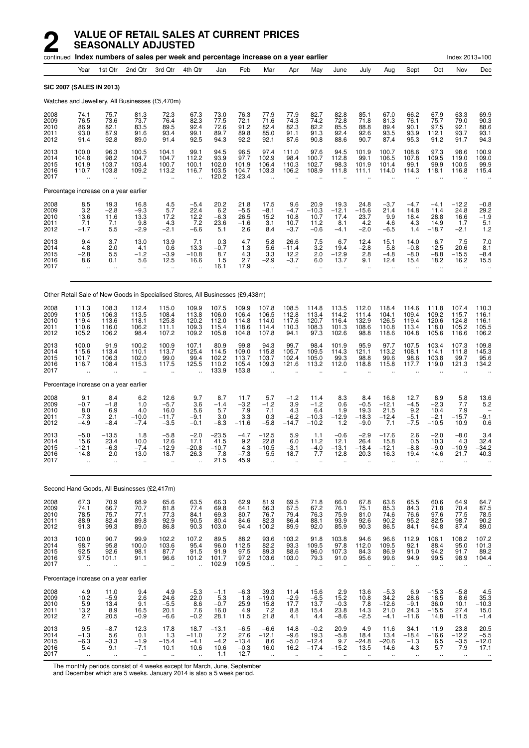# 2 VALUE OF RETAIL SALES AT CURRENT PRICES SEASONALLY ADJUSTED

continued **Index numbers of sales per week and percentage increase on a year earlier** Index 2013=100

| Year | 1st Qtr | 2nd Qtr | 3rd Qtr | 4th Qtr | Jan | Feb | Mar | Apr | May | June | July | Aug | Sept | Oct | Nov | Dec |
|---|---|---|---|---|---|---|---|---|---|---|---|---|---|---|---|---|
| **SIC 2007 (SALES IN 2013)** | | | | | | | | | | | | | | | | |
| Watches and Jewellery, All Businesses (£5,470m) | | | | | | | | | | | | | | | | |
| 2008 74.1 | 75.7 | 81.3 | 72.3 | 67.3 | 73.0 | 76.3 | 77.9 | 77.9 | 82.7 | 82.8 | 85.1 | 67.0 | 66.2 | 67.9 | 63.3 | 69.9 |
| 2009 76.5 | 73.6 | 73.7 | 76.4 | 82.3 | 77.5 | 72.1 | 71.6 | 74.3 | 74.2 | 72.8 | 71.8 | 81.3 | 76.1 | 75.7 | 79.0 | 90.3 |
| 2010 86.9 | 82.1 | 83.5 | 89.5 | 92.4 | 72.6 | 91.2 | 82.4 | 82.3 | 82.2 | 85.5 | 88.8 | 89.4 | 90.1 | 97.5 | 92.1 | 88.6 |
| 2011 93.0 | 87.9 | 91.6 | 93.4 | 99.1 | 89.7 | 89.8 | 85.0 | 91.1 | 91.3 | 92.4 | 92.6 | 93.5 | 93.9 | 112.1 | 93.7 | 93.1 |
| 2012 91.4 | 92.8 | 89.0 | 91.4 | 92.5 | 94.3 | 92.2 | 92.1 | 87.6 | 90.8 | 88.6 | 90.7 | 87.4 | 95.3 | 91.2 | 91.7 | 94.3 |
| 2013 100.0 | 96.3 | 100.5 | 104.1 | 99.1 | 94.5 | 96.5 | 97.4 | 111.0 | 97.6 | 94.5 | 101.9 | 100.7 | 108.6 | 97.3 | 98.6 | 100.9 |
| 2014 104.8 | 98.2 | 104.7 | 104.7 | 112.2 | 93.9 | 97.7 | 102.9 | 98.4 | 100.7 | 112.8 | 99.1 | 106.5 | 107.8 | 109.5 | 119.0 | 109.0 |
| 2015 101.9 | 103.7 | 103.4 | 100.7 | 100.1 | 102.0 | 101.9 | 106.4 | 110.3 | 102.7 | 98.3 | 101.9 | 101.4 | 99.1 | 99.9 | 100.5 | 99.9 |
| 2016 110.7 | 103.8 | 109.2 | 113.2 | 116.7 | 103.5 | 104.7 | 103.3 | 106.2 | 108.9 | 111.8 | 111.1 | 114.0 | 114.3 | 118.1 | 116.8 | 115.4 |
| 2017 .. | .. | .. | .. | .. | 120.2 | 123.4 | .. | .. | .. | .. | .. | .. | .. | .. | .. | .. |
| Percentage increase on a year earlier | | | | | | | | | | | | | | | | |
| 2008 8.5 | 19.3 | 16.8 | 4.5 | −5.4 | 20.2 | 21.8 | 17.5 | 9.6 | 20.9 | 19.3 | 24.8 | −3.7 | −4.7 | −4.1 | −12.2 | −0.8 |
| 2009 3.2 | −2.8 | −9.3 | 5.7 | 22.4 | 6.2 | −5.5 | −8.1 | −4.7 | −10.3 | −12.1 | −15.6 | 21.4 | 14.8 | 11.4 | 24.8 | 29.2 |
| 2010 13.6 | 11.6 | 13.3 | 17.2 | 12.2 | −6.3 | 26.5 | 15.2 | 10.8 | 10.7 | 17.4 | 23.7 | 9.9 | 18.4 | 28.8 | 16.6 | −1.9 |
| 2011 7.1 | 7.1 | 9.8 | 4.3 | 7.2 | 23.6 | −1.6 | 3.1 | 10.7 | 11.2 | 8.1 | 4.2 | 4.6 | 4.3 | 14.9 | 1.7 | 5.1 |
| 2012 −1.7 | 5.5 | −2.9 | −2.1 | −6.6 | 5.1 | 2.6 | 8.4 | −3.7 | −0.6 | −4.1 | −2.0 | −6.5 | 1.4 | −18.7 | −2.1 | 1.2 |
| 2013 9.4 | 3.7 | 13.0 | 13.9 | 7.1 | 0.3 | 4.7 | 5.8 | 26.6 | 7.5 | 6.7 | 12.4 | 15.1 | 14.0 | 6.7 | 7.5 | 7.0 |
| 2014 4.8 | 2.0 | 4.1 | 0.6 | 13.3 | −0.7 | 1.3 | 5.6 | −11.4 | 3.2 | 19.4 | −2.8 | 5.8 | −0.8 | 12.5 | 20.6 | 8.1 |
| 2015 −2.8 | 5.5 | −1.2 | −3.9 | −10.8 | 8.7 | 4.3 | 3.3 | 12.2 | 2.0 | −12.9 | 2.8 | −4.8 | −8.0 | −8.8 | −15.5 | −8.4 |
| 2016 8.6 | 0.1 | 5.6 | 12.5 | 16.6 | 1.5 | 2.7 | −2.9 | −3.7 | 6.0 | 13.7 | 9.1 | 12.4 | 15.4 | 18.2 | 16.2 | 15.5 |
| 2017 .. | .. | .. | .. | .. | 16.1 | 17.9 | .. | .. | .. | .. | .. | .. | .. | .. | .. | .. |
| Other Retail Sale of New Goods in Specialised Stores, All Businesses (£9,438m) | | | | | | | | | | | | | | | | |
| 2008 111.3 | 108.3 | 112.4 | 115.0 | 109.9 | 107.5 | 109.9 | 107.8 | 108.5 | 114.8 | 113.5 | 112.0 | 118.4 | 114.6 | 111.8 | 107.4 | 110.3 |
| 2009 110.5 | 106.3 | 113.5 | 108.4 | 113.8 | 106.0 | 106.4 | 106.5 | 112.8 | 113.4 | 114.2 | 111.4 | 104.1 | 109.4 | 109.2 | 115.7 | 116.1 |
| 2010 119.4 | 113.6 | 118.1 | 125.8 | 120.2 | 112.0 | 114.8 | 114.0 | 117.6 | 120.7 | 116.4 | 132.9 | 126.5 | 119.4 | 120.6 | 124.8 | 116.1 |
| 2011 110.6 | 116.0 | 106.2 | 111.1 | 109.3 | 115.4 | 118.6 | 114.4 | 110.3 | 108.3 | 101.3 | 108.6 | 110.8 | 113.4 | 118.0 | 105.2 | 105.5 |
| 2012 105.2 | 106.2 | 98.4 | 107.2 | 109.2 | 105.8 | 104.8 | 107.8 | 94.1 | 97.3 | 102.6 | 98.8 | 118.6 | 104.8 | 105.6 | 116.6 | 106.2 |
| 2013 100.0 | 91.9 | 100.2 | 100.9 | 107.1 | 80.9 | 99.8 | 94.3 | 99.7 | 98.4 | 101.9 | 95.9 | 97.7 | 107.5 | 103.4 | 107.3 | 109.8 |
| 2014 115.6 | 113.4 | 110.1 | 113.7 | 125.4 | 114.5 | 109.0 | 115.8 | 105.7 | 109.5 | 114.3 | 121.1 | 113.2 | 108.1 | 114.1 | 111.8 | 145.3 |
| 2015 101.7 | 106.3 | 102.0 | 99.0 | 99.4 | 102.2 | 113.7 | 103.7 | 102.4 | 105.0 | 99.3 | 98.8 | 99.6 | 98.6 | 103.8 | 99.7 | 95.6 |
| 2016 116.7 | 108.4 | 115.3 | 117.5 | 125.5 | 110.2 | 105.4 | 109.3 | 121.6 | 113.2 | 112.0 | 118.8 | 115.8 | 117.7 | 119.0 | 121.3 | 134.2 |
| 2017 .. | .. | .. | .. | .. | 133.9 | 153.8 | .. | .. | .. | .. | .. | .. | .. | .. | .. | .. |
| Percentage increase on a year earlier | | | | | | | | | | | | | | | | |
| 2008 9.1 | 8.4 | 6.2 | 12.6 | 9.7 | 8.7 | 11.7 | 5.7 | −1.2 | 11.4 | 8.3 | 8.4 | 16.8 | 12.7 | 8.9 | 5.8 | 13.6 |
| 2009 −0.7 | −1.8 | 1.0 | −5.7 | 3.6 | −1.4 | −3.2 | −1.2 | 3.9 | −1.2 | 0.6 | −0.5 | −12.1 | −4.5 | −2.3 | 7.7 | 5.2 |
| 2010 8.0 | 6.9 | 4.0 | 16.0 | 5.6 | 5.7 | 7.9 | 7.1 | 4.3 | 6.4 | 1.9 | 19.3 | 21.5 | 9.2 | 10.4 | 7.9 | − |
| 2011 −7.3 | 2.1 | −10.0 | −11.7 | −9.1 | 3.0 | 3.3 | 0.3 | −6.2 | −10.3 | −12.9 | −18.3 | −12.4 | −5.1 | −2.1 | −15.7 | −9.1 |
| 2012 −4.9 | −8.4 | −7.4 | −3.5 | −0.1 | −8.3 | −11.6 | −5.8 | −14.7 | −10.2 | 1.2 | −9.0 | 7.1 | −7.5 | −10.5 | 10.9 | 0.6 |
| 2013 −5.0 | −13.5 | 1.8 | −5.8 | −2.0 | −23.5 | −4.7 | −12.5 | 5.9 | 1.1 | −0.6 | −2.9 | −17.6 | 2.6 | −2.0 | −8.0 | 3.4 |
| 2014 15.6 | 23.4 | 10.0 | 12.6 | 17.1 | 41.5 | 9.2 | 22.8 | 6.0 | 11.2 | 12.1 | 26.4 | 15.8 | 0.5 | 10.3 | 4.3 | 32.4 |
| 2015 −12.1 | −6.3 | −7.4 | −12.9 | −20.8 | −10.7 | 4.3 | −10.5 | −3.1 | −4.0 | −13.1 | −18.4 | −12.1 | −8.8 | −9.0 | −10.9 | −34.2 |
| 2016 14.8 | 2.0 | 13.0 | 18.7 | 26.3 | 7.8 | −7.3 | 5.5 | 18.7 | 7.7 | 12.8 | 20.3 | 16.3 | 19.4 | 14.6 | 21.7 | 40.3 |
| 2017 .. | .. | .. | .. | .. | 21.5 | 45.9 | .. | .. | .. | .. | .. | .. | .. | .. | .. | .. |
| Second Hand Goods, All Businesses (£2,417m) | | | | | | | | | | | | | | | | |
| 2008 67.3 | 70.9 | 68.9 | 65.6 | 63.5 | 66.3 | 62.9 | 81.9 | 69.5 | 71.8 | 66.0 | 67.8 | 63.6 | 65.5 | 60.6 | 64.9 | 64.7 |
| 2009 74.1 | 66.7 | 70.7 | 81.8 | 77.4 | 69.8 | 64.1 | 66.3 | 67.5 | 67.2 | 76.1 | 75.1 | 85.3 | 84.3 | 71.8 | 70.4 | 87.5 |
| 2010 78.5 | 75.7 | 77.1 | 77.3 | 84.1 | 69.3 | 80.7 | 76.7 | 79.4 | 76.3 | 75.9 | 81.0 | 74.6 | 76.6 | 97.6 | 77.5 | 78.5 |
| 2011 88.9 | 82.4 | 89.8 | 92.9 | 90.5 | 80.4 | 84.6 | 82.3 | 86.4 | 88.1 | 93.9 | 92.6 | 90.2 | 95.2 | 82.5 | 98.7 | 90.2 |
| 2012 91.3 | 99.3 | 89.0 | 86.8 | 90.3 | 103.0 | 94.4 | 100.2 | 89.9 | 92.0 | 85.9 | 90.3 | 86.5 | 84.1 | 94.8 | 87.4 | 89.0 |
| 2013 100.0 | 90.7 | 99.9 | 102.2 | 107.2 | 89.5 | 88.2 | 93.6 | 103.2 | 91.8 | 103.8 | 94.6 | 96.6 | 112.9 | 106.1 | 108.2 | 107.2 |
| 2014 98.7 | 95.8 | 100.0 | 103.6 | 95.4 | 96.0 | 112.5 | 82.2 | 93.3 | 109.5 | 97.8 | 112.0 | 109.5 | 92.1 | 88.4 | 95.0 | 101.3 |
| 2015 92.5 | 92.6 | 98.1 | 87.7 | 91.5 | 91.9 | 97.5 | 89.3 | 88.6 | 96.0 | 107.3 | 84.3 | 86.9 | 91.0 | 94.2 | 91.7 | 89.2 |
| 2016 97.5 | 101.1 | 91.1 | 96.6 | 101.2 | 101.7 | 97.2 | 103.6 | 103.0 | 79.3 | 91.0 | 95.6 | 99.6 | 94.9 | 99.5 | 98.9 | 104.4 |
| 2017 .. | .. | .. | .. | .. | 102.9 | 109.5 | .. | .. | .. | .. | .. | .. | .. | .. | .. | .. |
| Percentage increase on a year earlier | | | | | | | | | | | | | | | | |
| 2008 4.9 | 11.0 | 9.4 | 4.9 | −5.3 | −1.1 | −6.3 | 39.3 | 11.4 | 15.6 | 2.9 | 13.6 | −5.3 | 6.9 | −15.3 | −5.8 | 4.5 |
| 2009 10.2 | −5.9 | 2.6 | 24.6 | 22.0 | 5.3 | 1.8 | −19.0 | −2.9 | −6.5 | 15.2 | 10.8 | 34.2 | 28.6 | 18.5 | 8.6 | 35.3 |
| 2010 5.9 | 13.4 | 9.1 | −5.5 | 8.6 | −0.7 | 25.9 | 15.8 | 17.7 | 13.7 | −0.3 | 7.8 | −12.6 | −9.1 | 36.0 | 10.1 | −10.3 |
| 2011 13.2 | 8.9 | 16.5 | 20.1 | 7.6 | 16.0 | 4.9 | 7.2 | 8.8 | 15.4 | 23.8 | 14.3 | 21.0 | 24.3 | −15.5 | 27.4 | 15.0 |
| 2012 2.7 | 20.5 | −0.9 | −6.6 | −0.2 | 28.1 | 11.5 | 21.8 | 4.1 | 4.4 | −8.6 | −2.5 | −4.1 | −11.6 | 14.8 | −11.5 | −1.4 |
| 2013 9.5 | −8.7 | 12.3 | 17.8 | 18.7 | −13.1 | −6.5 | −6.6 | 14.8 | −0.2 | 20.9 | 4.9 | 11.6 | 34.1 | 11.9 | 23.8 | 20.5 |
| 2014 −1.3 | 5.6 | 0.1 | 1.3 | −11.0 | 7.2 | 27.6 | −12.1 | −9.6 | 19.3 | −5.8 | 18.4 | 13.4 | −18.4 | −16.6 | −12.2 | −5.5 |
| 2015 −6.3 | −3.3 | −1.9 | −15.4 | −4.1 | −4.2 | −13.4 | 8.6 | −5.0 | −12.4 | 9.7 | −24.8 | −20.6 | −1.3 | 6.5 | −3.5 | −12.0 |
| 2016 5.4 | 9.1 | −7.1 | 10.1 | 10.6 | 10.6 | −0.3 | 16.0 | 16.2 | −17.4 | −15.2 | 13.5 | 14.6 | 4.3 | 5.7 | 7.9 | 17.1 |
| 2017 .. | .. | .. | .. | .. | 1.1 | 12.7 | .. | .. | .. | .. | .. | .. | .. | .. | .. | .. |

The monthly periods consist of 4 weeks except for March, June, September and December which are 5 weeks. January 2014 is also a 5 week period.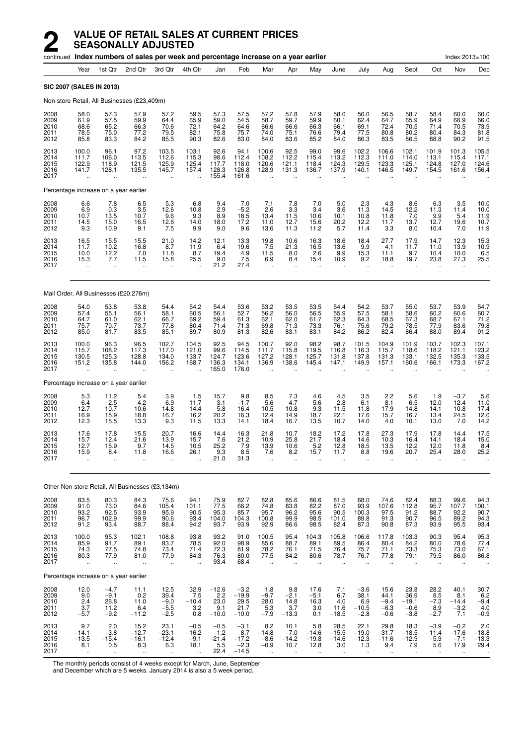# 2 VALUE OF RETAIL SALES AT CURRENT PRICES SEASONALLY ADJUSTED

continued **Index numbers of sales per week and percentage increase on a year earlier** Index 2013=100

| | Year | 1st Qtr | 2nd Qtr | 3rd Qtr | 4th Qtr | Jan | Feb | Mar | Apr | May | June | July | Aug | Sept | Oct | Nov | Dec |
|---|---|---|---|---|---|---|---|---|---|---|---|---|---|---|---|---|---|
| **SIC 2007 (SALES IN 2013)** | | | | | | | | | | | | | | | | | |
| Non-store Retail, All Businesses (£23,409m) | | | | | | | | | | | | | | | | | |
| 2008 | 58.0 | 57.3 | 57.9 | 57.2 | 59.5 | 57.3 | 57.5 | 57.2 | 57.8 | 57.9 | 58.0 | 56.0 | 56.5 | 58.7 | 58.4 | 60.0 | 60.0 |
| 2009 | 61.9 | 57.5 | 59.9 | 64.4 | 65.9 | 59.0 | 54.5 | 58.7 | 59.7 | 59.9 | 60.1 | 62.4 | 64.7 | 65.9 | 64.9 | 66.9 | 66.0 |
| 2010 | 68.6 | 65.2 | 66.3 | 70.6 | 72.1 | 64.2 | 64.6 | 66.6 | 66.6 | 66.3 | 66.1 | 69.1 | 72.4 | 70.5 | 71.4 | 70.5 | 73.9 |
| 2011 | 78.5 | 75.0 | 77.2 | 79.5 | 82.1 | 75.8 | 75.7 | 74.0 | 75.1 | 76.6 | 79.4 | 77.5 | 80.8 | 80.2 | 80.4 | 84.3 | 81.8 |
| 2012 | 85.8 | 83.3 | 84.2 | 85.5 | 90.3 | 82.6 | 83.0 | 84.0 | 83.6 | 85.2 | 84.0 | 86.3 | 83.5 | 86.5 | 88.8 | 90.2 | 91.5 |
| 2013 | 100.0 | 96.1 | 97.2 | 103.5 | 103.1 | 92.6 | 94.1 | 100.6 | 92.5 | 99.0 | 99.6 | 102.2 | 106.6 | 102.1 | 101.9 | 101.3 | 105.5 |
| 2014 | 111.7 | 106.0 | 113.5 | 112.6 | 115.3 | 98.6 | 112.4 | 108.2 | 112.2 | 115.4 | 113.2 | 112.3 | 111.0 | 114.0 | 113.1 | 115.4 | 117.1 |
| 2015 | 122.9 | 118.9 | 121.5 | 125.9 | 125.4 | 117.7 | 118.0 | 120.6 | 121.1 | 118.4 | 124.3 | 129.5 | 123.3 | 125.1 | 124.8 | 127.0 | 124.6 |
| 2016 | 141.7 | 128.1 | 135.5 | 145.7 | 157.4 | 128.3 | 126.8 | 128.9 | 131.3 | 136.7 | 137.9 | 140.1 | 146.5 | 149.7 | 154.5 | 161.6 | 156.4 |
| 2017 | .. | .. | .. | .. | .. | 155.4 | 161.6 | .. | .. | .. | .. | .. | .. | .. | .. | .. | .. |
| Percentage increase on a year earlier | | | | | | | | | | | | | | | | | |
| 2008 | 6.6 | 7.8 | 6.5 | 5.3 | 6.8 | 9.4 | 7.0 | 7.1 | 7.8 | 7.0 | 5.0 | 2.3 | 4.3 | 8.6 | 6.3 | 3.5 | 10.0 |
| 2009 | 6.9 | 0.3 | 3.5 | 12.6 | 10.8 | 2.9 | −5.2 | 2.6 | 3.3 | 3.4 | 3.6 | 11.3 | 14.5 | 12.2 | 11.3 | 11.4 | 10.0 |
| 2010 | 10.7 | 13.5 | 10.7 | 9.6 | 9.3 | 8.9 | 18.5 | 13.4 | 11.5 | 10.6 | 10.1 | 10.8 | 11.8 | 7.0 | 9.9 | 5.4 | 11.9 |
| 2011 | 14.5 | 15.0 | 16.5 | 12.6 | 14.0 | 18.0 | 17.2 | 11.0 | 12.7 | 15.6 | 20.2 | 12.2 | 11.7 | 13.7 | 12.7 | 19.6 | 10.7 |
| 2012 | 9.3 | 10.9 | 9.1 | 7.5 | 9.9 | 9.0 | 9.6 | 13.6 | 11.3 | 11.2 | 5.7 | 11.4 | 3.3 | 8.0 | 10.4 | 7.0 | 11.9 |
| 2013 | 16.5 | 15.5 | 15.5 | 21.0 | 14.2 | 12.1 | 13.3 | 19.8 | 10.6 | 16.3 | 18.6 | 18.4 | 27.7 | 17.9 | 14.7 | 12.3 | 15.3 |
| 2014 | 11.7 | 10.2 | 16.8 | 8.7 | 11.9 | 6.4 | 19.6 | 7.5 | 21.3 | 16.5 | 13.6 | 9.9 | 4.1 | 11.7 | 11.0 | 13.9 | 10.9 |
| 2015 | 10.0 | 12.2 | 7.0 | 11.8 | 8.7 | 19.4 | 4.9 | 11.5 | 8.0 | 2.6 | 9.9 | 15.3 | 11.1 | 9.7 | 10.4 | 10.0 | 6.5 |
| 2016 | 15.3 | 7.7 | 11.5 | 15.8 | 25.5 | 9.0 | 7.5 | 6.9 | 8.4 | 15.4 | 10.9 | 8.2 | 18.8 | 19.7 | 23.8 | 27.3 | 25.5 |
| 2017 | .. | .. | .. | .. | .. | 21.2 | 27.4 | .. | .. | .. | .. | .. | .. | .. | .. | .. | .. |
| Mail Order, All Businesses (£20,276m) | | | | | | | | | | | | | | | | | |
| 2008 | 54.0 | 53.8 | 53.8 | 54.4 | 54.2 | 54.4 | 53.6 | 53.2 | 53.5 | 53.5 | 54.4 | 54.2 | 53.7 | 55.0 | 53.7 | 53.9 | 54.7 |
| 2009 | 57.4 | 55.1 | 56.1 | 58.1 | 60.5 | 56.1 | 52.7 | 56.2 | 56.0 | 56.5 | 55.9 | 57.5 | 58.1 | 58.6 | 60.2 | 60.6 | 60.7 |
| 2010 | 64.7 | 61.0 | 62.1 | 66.7 | 69.2 | 59.4 | 61.3 | 62.1 | 62.0 | 61.7 | 62.3 | 64.3 | 68.5 | 67.3 | 68.7 | 67.1 | 71.2 |
| 2011 | 75.7 | 70.7 | 73.7 | 77.8 | 80.4 | 71.4 | 71.3 | 69.8 | 71.3 | 73.3 | 76.1 | 75.6 | 79.2 | 78.5 | 77.9 | 83.6 | 79.8 |
| 2012 | 85.0 | 81.7 | 83.5 | 85.1 | 89.7 | 80.9 | 81.3 | 82.6 | 83.1 | 83.1 | 84.2 | 86.2 | 82.4 | 86.4 | 88.0 | 89.4 | 91.2 |
| 2013 | 100.0 | 96.3 | 96.5 | 102.7 | 104.5 | 92.5 | 94.5 | 100.7 | 92.0 | 98.2 | 98.7 | 101.5 | 104.9 | 101.9 | 103.7 | 102.3 | 107.1 |
| 2014 | 115.7 | 108.2 | 117.3 | 117.0 | 121.0 | 99.6 | 114.5 | 111.7 | 115.8 | 119.5 | 116.8 | 116.3 | 115.7 | 118.6 | 118.2 | 121.1 | 123.2 |
| 2015 | 130.5 | 125.3 | 128.8 | 134.0 | 133.7 | 124.7 | 123.6 | 127.2 | 128.1 | 125.7 | 131.8 | 137.8 | 131.3 | 133.1 | 132.5 | 135.3 | 133.5 |
| 2016 | 151.2 | 135.8 | 144.0 | 156.2 | 168.7 | 136.3 | 134.1 | 136.9 | 138.6 | 145.4 | 147.1 | 149.9 | 157.1 | 160.6 | 166.1 | 173.3 | 167.2 |
| 2017 | .. | .. | .. | .. | .. | 165.0 | 176.0 | .. | .. | .. | .. | .. | .. | .. | .. | .. | .. |
| Percentage increase on a year earlier | | | | | | | | | | | | | | | | | |
| 2008 | 5.3 | 11.2 | 5.4 | 3.9 | 1.5 | 15.7 | 9.8 | 8.5 | 7.3 | 4.6 | 4.5 | 3.5 | 2.2 | 5.6 | 1.9 | −3.7 | 5.6 |
| 2009 | 6.4 | 2.5 | 4.2 | 6.9 | 11.7 | 3.1 | −1.7 | 5.6 | 4.7 | 5.6 | 2.8 | 6.1 | 8.1 | 6.5 | 12.0 | 12.4 | 11.0 |
| 2010 | 12.7 | 10.7 | 10.6 | 14.8 | 14.4 | 5.8 | 16.4 | 10.5 | 10.8 | 9.3 | 11.5 | 11.8 | 17.9 | 14.8 | 14.1 | 10.8 | 17.4 |
| 2011 | 16.9 | 15.9 | 18.8 | 16.7 | 16.2 | 20.2 | 16.3 | 12.4 | 14.9 | 18.7 | 22.1 | 17.6 | 15.7 | 16.7 | 13.4 | 24.5 | 12.0 |
| 2012 | 12.3 | 15.5 | 13.3 | 9.3 | 11.5 | 13.3 | 14.1 | 18.4 | 16.7 | 13.5 | 10.7 | 14.0 | 4.0 | 10.1 | 13.0 | 7.0 | 14.2 |
| 2013 | 17.6 | 17.8 | 15.5 | 20.7 | 16.6 | 14.4 | 16.3 | 21.8 | 10.7 | 18.2 | 17.2 | 17.8 | 27.3 | 17.9 | 17.8 | 14.4 | 17.5 |
| 2014 | 15.7 | 12.4 | 21.6 | 13.9 | 15.7 | 7.6 | 21.2 | 10.9 | 25.8 | 21.7 | 18.4 | 14.6 | 10.3 | 16.4 | 14.1 | 18.4 | 15.0 |
| 2015 | 12.7 | 15.9 | 9.7 | 14.5 | 10.5 | 25.2 | 7.9 | 13.9 | 10.6 | 5.2 | 12.8 | 18.5 | 13.5 | 12.2 | 12.0 | 11.8 | 8.4 |
| 2016 | 15.9 | 8.4 | 11.8 | 16.6 | 26.1 | 9.3 | 8.5 | 7.6 | 8.2 | 15.7 | 11.7 | 8.8 | 19.6 | 20.7 | 25.4 | 28.0 | 25.2 |
| 2017 | .. | .. | .. | .. | .. | 21.0 | 31.3 | .. | .. | .. | .. | .. | .. | .. | .. | .. | .. |
| Other Non-store Retail, All Businesses (£3,134m) | | | | | | | | | | | | | | | | | |
| 2008 | 83.5 | 80.3 | 84.3 | 75.6 | 94.1 | 75.9 | 82.7 | 82.8 | 85.6 | 86.6 | 81.5 | 68.0 | 74.6 | 82.4 | 88.3 | 99.6 | 94.3 |
| 2009 | 91.0 | 73.0 | 84.6 | 105.4 | 101.1 | 77.5 | 66.2 | 74.8 | 83.8 | 82.2 | 87.0 | 93.9 | 107.6 | 112.8 | 95.7 | 107.7 | 100.1 |
| 2010 | 93.2 | 92.5 | 93.9 | 95.9 | 90.5 | 95.3 | 85.7 | 95.7 | 96.2 | 95.6 | 90.5 | 100.3 | 97.5 | 91.2 | 88.7 | 92.2 | 90.7 |
| 2011 | 96.7 | 102.9 | 99.9 | 90.6 | 93.4 | 104.0 | 104.3 | 100.8 | 99.9 | 98.5 | 101.0 | 89.8 | 91.3 | 90.7 | 96.5 | 89.2 | 94.3 |
| 2012 | 91.2 | 93.4 | 88.7 | 88.4 | 94.2 | 93.7 | 93.9 | 92.9 | 86.6 | 98.5 | 82.4 | 87.3 | 90.8 | 87.3 | 93.9 | 95.5 | 93.4 |
| 2013 | 100.0 | 95.3 | 102.1 | 108.8 | 93.8 | 93.2 | 91.0 | 100.5 | 95.4 | 104.3 | 105.8 | 106.6 | 117.8 | 103.3 | 90.3 | 95.4 | 95.3 |
| 2014 | 85.9 | 91.7 | 89.1 | 83.7 | 78.5 | 92.0 | 98.9 | 85.6 | 88.7 | 89.1 | 89.5 | 86.4 | 80.4 | 84.2 | 80.0 | 78.6 | 77.4 |
| 2015 | 74.3 | 77.5 | 74.8 | 73.4 | 71.4 | 72.3 | 81.9 | 78.2 | 76.1 | 71.5 | 76.4 | 75.7 | 71.1 | 73.3 | 75.3 | 73.0 | 67.1 |
| 2016 | 80.3 | 77.9 | 81.0 | 77.9 | 84.3 | 76.3 | 80.0 | 77.5 | 84.2 | 80.6 | 78.7 | 76.7 | 77.8 | 79.1 | 79.5 | 86.0 | 86.8 |
| 2017 | .. | .. | .. | .. | .. | 93.4 | 68.4 | .. | .. | .. | .. | .. | .. | .. | .. | .. | .. |
| Percentage increase on a year earlier | | | | | | | | | | | | | | | | | |
| 2008 | 12.0 | −4.7 | 11.1 | 12.5 | 32.9 | −12.6 | −3.2 | 1.8 | 9.8 | 17.6 | 7.1 | −3.6 | 15.6 | 23.8 | 28.2 | 40.1 | 30.7 |
| 2009 | 9.0 | −9.1 | 0.2 | 39.4 | 7.5 | 2.2 | −19.9 | −9.7 | −2.1 | −5.1 | 6.7 | 38.1 | 44.1 | 36.9 | 8.5 | 8.1 | 6.2 |
| 2010 | 2.4 | 26.8 | 11.0 | −9.0 | −10.4 | 23.0 | 29.5 | 28.0 | 14.8 | 16.3 | 4.0 | 6.9 | −9.4 | −19.1 | −7.3 | −14.4 | −9.4 |
| 2011 | 3.7 | 11.2 | 6.4 | −5.5 | 3.2 | 9.1 | 21.7 | 5.3 | 3.7 | 3.0 | 11.6 | −10.5 | −6.3 | −0.6 | 8.9 | −3.2 | 4.0 |
| 2012 | −5.7 | −9.2 | −11.2 | −2.5 | 0.8 | −10.0 | −10.0 | −7.9 | −13.3 | 0.1 | −18.5 | −2.8 | −0.6 | −3.8 | −2.7 | 7.1 | −0.9 |
| 2013 | 9.7 | 2.0 | 15.2 | 23.1 | −0.5 | −0.5 | −3.1 | 8.2 | 10.1 | 5.8 | 28.5 | 22.1 | 29.8 | 18.3 | −3.9 | −0.2 | 2.0 |
| 2014 | −14.1 | −3.8 | −12.7 | −23.1 | −16.2 | −1.2 | 8.7 | −14.8 | −7.0 | −14.6 | −15.5 | −19.0 | −31.7 | −18.5 | −11.4 | −17.6 | −18.8 |
| 2015 | −13.5 | −15.4 | −16.1 | −12.4 | −9.1 | −21.4 | −17.2 | −8.6 | −14.2 | −19.8 | −14.6 | −12.3 | −11.6 | −12.9 | −5.9 | −7.1 | −13.3 |
| 2016 | 8.1 | 0.5 | 8.3 | 6.3 | 18.1 | 5.5 | −2.3 | −0.9 | 10.7 | 12.8 | 3.0 | 1.3 | 9.4 | 7.9 | 5.6 | 17.9 | 29.4 |
| 2017 | .. | .. | .. | .. | .. | 22.4 | −14.5 | .. | .. | .. | .. | .. | .. | .. | .. | .. | .. |

The monthly periods consist of 4 weeks except for March, June, September and December which are 5 weeks. January 2014 is also a 5 week period.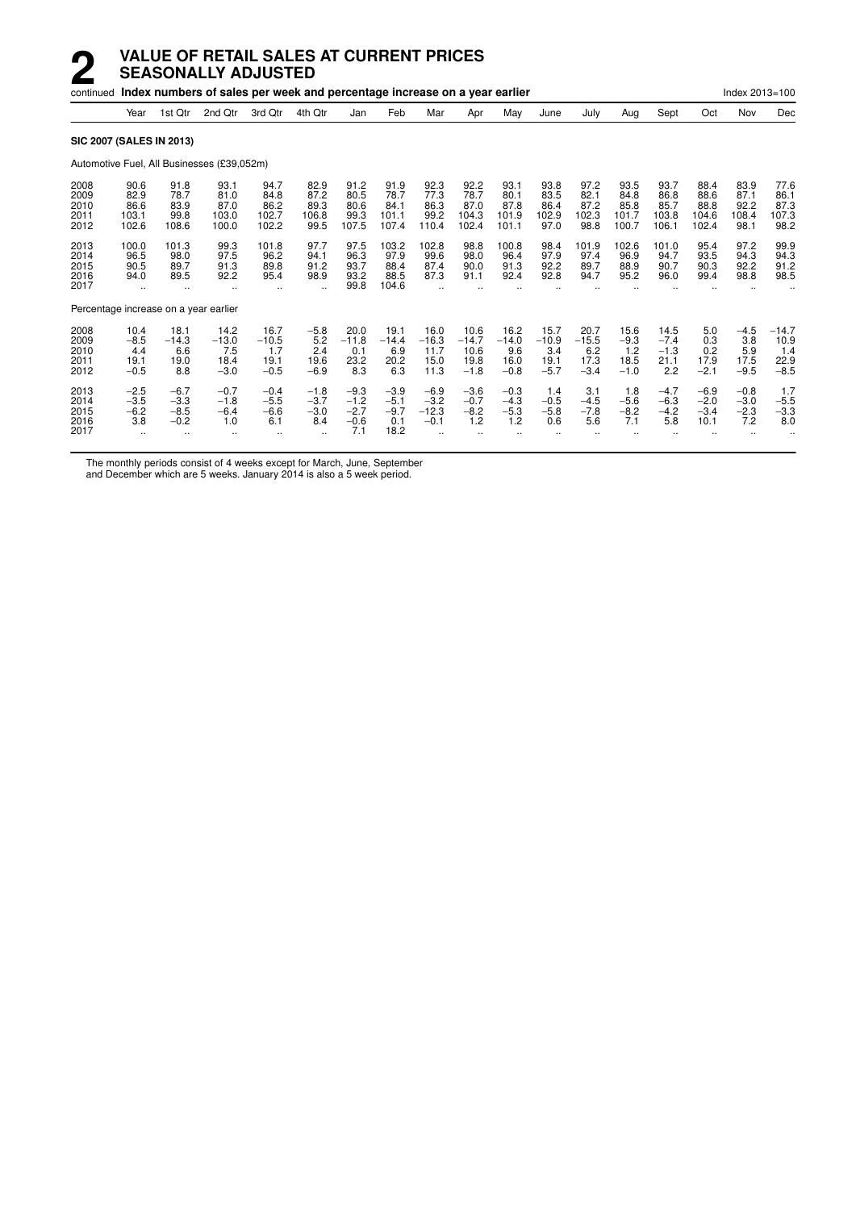# 2 VALUE OF RETAIL SALES AT CURRENT PRICES SEASONALLY ADJUSTED

continued **Index numbers of sales per week and percentage increase on a year earlier** Index 2013=100

| | Year | 1st Qtr | 2nd Qtr | 3rd Qtr | 4th Qtr | Jan | Feb | Mar | Apr | May | June | July | Aug | Sept | Oct | Nov | Dec |
|---|---|---|---|---|---|---|---|---|---|---|---|---|---|---|---|---|---|
| **SIC 2007 (SALES IN 2013)** | | | | | | | | | | | | | | | | | |
| Automotive Fuel, All Businesses (£39,052m) | | | | | | | | | | | | | | | | | |
| 2008 | 90.6 | 91.8 | 93.1 | 94.7 | 82.9 | 91.2 | 91.9 | 92.3 | 92.2 | 93.1 | 93.8 | 97.2 | 93.5 | 93.7 | 88.4 | 83.9 | 77.6 |
| 2009 | 82.9 | 78.7 | 81.0 | 84.8 | 87.2 | 80.5 | 78.7 | 77.3 | 78.7 | 80.1 | 83.5 | 82.1 | 84.8 | 86.8 | 88.6 | 87.1 | 86.1 |
| 2010 | 86.6 | 83.9 | 87.0 | 86.2 | 89.3 | 80.6 | 84.1 | 86.3 | 87.0 | 87.8 | 86.4 | 87.2 | 85.8 | 85.7 | 88.8 | 92.2 | 87.3 |
| 2011 | 103.1 | 99.8 | 103.0 | 102.7 | 106.8 | 99.3 | 101.1 | 99.2 | 104.3 | 101.9 | 102.9 | 102.3 | 101.7 | 103.8 | 104.6 | 108.4 | 107.3 |
| 2012 | 102.6 | 108.6 | 100.0 | 102.2 | 99.5 | 107.5 | 107.4 | 110.4 | 102.4 | 101.1 | 97.0 | 98.8 | 100.7 | 106.1 | 102.4 | 98.1 | 98.2 |
| 2013 | 100.0 | 101.3 | 99.3 | 101.8 | 97.7 | 97.5 | 103.2 | 102.8 | 98.8 | 100.8 | 98.4 | 101.9 | 102.6 | 101.0 | 95.4 | 97.2 | 99.9 |
| 2014 | 96.5 | 98.0 | 97.5 | 96.2 | 94.1 | 96.3 | 97.9 | 99.6 | 98.0 | 96.4 | 97.9 | 97.4 | 96.9 | 94.7 | 93.5 | 94.3 | 94.3 |
| 2015 | 90.5 | 89.7 | 91.3 | 89.8 | 91.2 | 93.7 | 88.4 | 87.4 | 90.0 | 91.3 | 92.2 | 89.7 | 88.9 | 90.7 | 90.3 | 92.2 | 91.2 |
| 2016 | 94.0 | 89.5 | 92.2 | 95.4 | 98.9 | 93.2 | 88.5 | 87.3 | 91.1 | 92.4 | 92.8 | 94.7 | 95.2 | 96.0 | 99.4 | 98.8 | 98.5 |
| 2017 | .. | .. | .. | .. | .. | 99.8 | 104.6 | .. | .. | .. | .. | .. | .. | .. | .. | .. | .. |
| Percentage increase on a year earlier | | | | | | | | | | | | | | | | | |
| 2008 | 10.4 | 18.1 | 14.2 | 16.7 | −5.8 | 20.0 | 19.1 | 16.0 | 10.6 | 16.2 | 15.7 | 20.7 | 15.6 | 14.5 | 5.0 | −4.5 | −14.7 |
| 2009 | −8.5 | −14.3 | −13.0 | −10.5 | 5.2 | −11.8 | −14.4 | −16.3 | −14.7 | −14.0 | −10.9 | −15.5 | −9.3 | −7.4 | 0.3 | 3.8 | 10.9 |
| 2010 | 4.4 | 6.6 | 7.5 | 1.7 | 2.4 | 0.1 | 6.9 | 11.7 | 10.6 | 9.6 | 3.4 | 6.2 | 1.2 | −1.3 | 0.2 | 5.9 | 1.4 |
| 2011 | 19.1 | 19.0 | 18.4 | 19.1 | 19.6 | 23.2 | 20.2 | 15.0 | 19.8 | 16.0 | 19.1 | 17.3 | 18.5 | 21.1 | 17.9 | 17.5 | 22.9 |
| 2012 | −0.5 | 8.8 | −3.0 | −0.5 | −6.9 | 8.3 | 6.3 | 11.3 | −1.8 | −0.8 | −5.7 | −3.4 | −1.0 | 2.2 | −2.1 | −9.5 | −8.5 |
| 2013 | −2.5 | −6.7 | −0.7 | −0.4 | −1.8 | −9.3 | −3.9 | −6.9 | −3.6 | −0.3 | 1.4 | 3.1 | 1.8 | −4.7 | −6.9 | −0.8 | 1.7 |
| 2014 | −3.5 | −3.3 | −1.8 | −5.5 | −3.7 | −1.2 | −5.1 | −3.2 | −0.7 | −4.3 | −0.5 | −4.5 | −5.6 | −6.3 | −2.0 | −3.0 | −5.5 |
| 2015 | −6.2 | −8.5 | −6.4 | −6.6 | −3.0 | −2.7 | −9.7 | −12.3 | −8.2 | −5.3 | −5.8 | −7.8 | −8.2 | −4.2 | −3.4 | −2.3 | −3.3 |
| 2016 | 3.8 | −0.2 | 1.0 | 6.1 | 8.4 | −0.6 | 0.1 | −0.1 | 1.2 | 1.2 | 0.6 | 5.6 | 7.1 | 5.8 | 10.1 | 7.2 | 8.0 |
| 2017 | .. | .. | .. | .. | .. | 7.1 | 18.2 | .. | .. | .. | .. | .. | .. | .. | .. | .. | .. |

The monthly periods consist of 4 weeks except for March, June, September and December which are 5 weeks. January 2014 is also a 5 week period.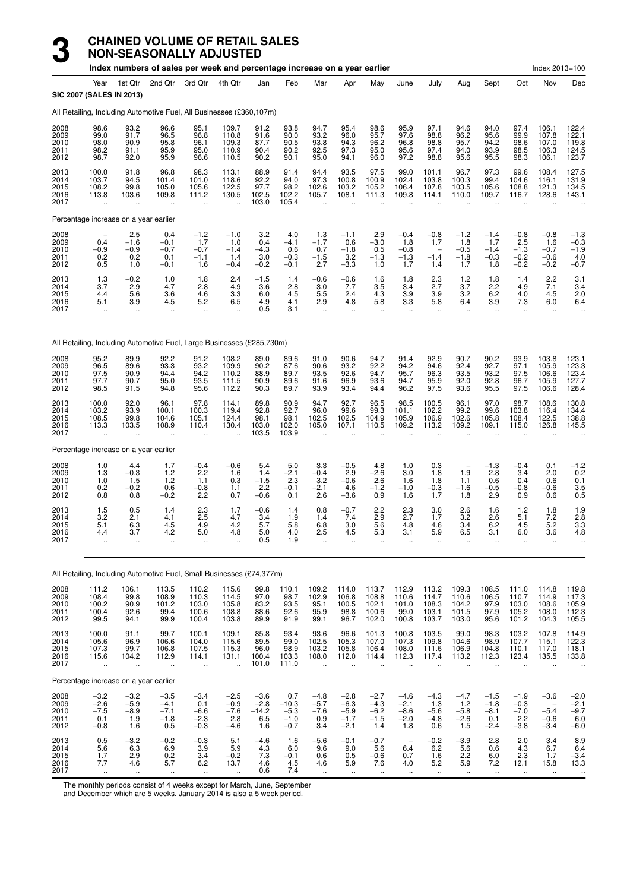# 3 CHAINED VOLUME OF RETAIL SALES NON-SEASONALLY ADJUSTED

**Index numbers of sales per week and percentage increase on a year earlier** Index 2013=100

**SIC 2007 (SALES IN 2013)**

All Retailing, Including Automotive Fuel, All Businesses (£360,107m)

| | Year | 1st Qtr | 2nd Qtr | 3rd Qtr | 4th Qtr | Jan | Feb | Mar | Apr | May | June | July | Aug | Sept | Oct | Nov | Dec |
|---|---|---|---|---|---|---|---|---|---|---|---|---|---|---|---|---|---|
| 2008 | 98.6 | 93.2 | 96.6 | 95.1 | 109.7 | 91.2 | 93.8 | 94.7 | 95.4 | 98.6 | 95.9 | 97.1 | 94.6 | 94.0 | 97.4 | 106.1 | 122.4 |
| 2009 | 99.0 | 91.7 | 96.5 | 96.8 | 110.8 | 91.6 | 90.0 | 93.2 | 96.0 | 95.7 | 97.6 | 98.8 | 96.2 | 95.6 | 99.9 | 107.8 | 122.1 |
| 2010 | 98.0 | 90.9 | 95.8 | 96.1 | 109.3 | 87.7 | 90.5 | 93.8 | 94.3 | 96.2 | 96.8 | 98.8 | 95.7 | 94.2 | 98.6 | 107.0 | 119.8 |
| 2011 | 98.2 | 91.1 | 95.9 | 95.0 | 110.9 | 90.4 | 90.2 | 92.5 | 97.3 | 95.0 | 95.6 | 97.4 | 94.0 | 93.9 | 98.5 | 106.3 | 124.5 |
| 2012 | 98.7 | 92.0 | 95.9 | 96.6 | 110.5 | 90.2 | 90.1 | 95.0 | 94.1 | 96.0 | 97.2 | 98.8 | 95.6 | 95.5 | 98.3 | 106.1 | 123.7 |
| 2013 | 100.0 | 91.8 | 96.8 | 98.3 | 113.1 | 88.9 | 91.4 | 94.4 | 93.5 | 97.5 | 99.0 | 101.1 | 96.7 | 97.3 | 99.6 | 108.4 | 127.5 |
| 2014 | 103.7 | 94.5 | 101.4 | 101.0 | 118.6 | 92.2 | 94.0 | 97.3 | 100.8 | 100.9 | 102.4 | 103.8 | 100.3 | 99.4 | 104.6 | 116.1 | 131.9 |
| 2015 | 108.2 | 99.8 | 105.0 | 105.6 | 122.5 | 97.7 | 98.2 | 102.6 | 103.2 | 105.2 | 106.4 | 107.8 | 103.5 | 105.6 | 108.8 | 121.3 | 134.5 |
| 2016 | 113.8 | 103.6 | 109.8 | 111.2 | 130.5 | 102.5 | 102.2 | 105.7 | 108.1 | 111.3 | 109.8 | 114.1 | 110.0 | 109.7 | 116.7 | 128.6 | 143.1 |
| 2017 | .. | .. | .. | .. | .. | 103.0 | 105.4 | .. | .. | .. | .. | .. | .. | .. | .. | .. | .. |

Percentage increase on a year earlier

| | Year | 1st Qtr | 2nd Qtr | 3rd Qtr | 4th Qtr | Jan | Feb | Mar | Apr | May | June | July | Aug | Sept | Oct | Nov | Dec |
|---|---|---|---|---|---|---|---|---|---|---|---|---|---|---|---|---|---|
| 2008 | – | 2.5 | 0.4 | −1.2 | −1.0 | 3.2 | 4.0 | 1.3 | −1.1 | 2.9 | −0.4 | −0.8 | −1.2 | −1.4 | −0.8 | −0.8 | −1.3 |
| 2009 | 0.4 | −1.6 | −0.1 | 1.7 | 1.0 | 0.4 | −4.1 | −1.7 | 0.6 | −3.0 | 1.8 | 1.7 | 1.8 | 1.7 | 2.5 | 1.6 | −0.3 |
| 2010 | −0.9 | −0.9 | −0.7 | −0.7 | −1.4 | −4.3 | 0.6 | 0.7 | −1.8 | 0.5 | −0.8 | – | −0.5 | −1.4 | −1.3 | −0.7 | −1.9 |
| 2011 | 0.2 | 0.2 | 0.1 | −1.1 | 1.4 | 3.0 | −0.3 | −1.5 | 3.2 | −1.3 | −1.3 | −1.4 | −1.8 | −0.3 | −0.2 | −0.6 | 4.0 |
| 2012 | 0.5 | 1.0 | −0.1 | 1.6 | −0.4 | −0.2 | −0.1 | 2.7 | −3.3 | 1.0 | 1.7 | 1.4 | 1.7 | 1.8 | −0.2 | −0.2 | −0.7 |
| 2013 | 1.3 | −0.2 | 1.0 | 1.8 | 2.4 | −1.5 | 1.4 | −0.6 | −0.6 | 1.6 | 1.8 | 2.3 | 1.2 | 1.8 | 1.4 | 2.2 | 3.1 |
| 2014 | 3.7 | 2.9 | 4.7 | 2.8 | 4.9 | 3.6 | 2.8 | 3.0 | 7.7 | 3.5 | 3.4 | 2.7 | 3.7 | 2.2 | 4.9 | 7.1 | 3.4 |
| 2015 | 4.4 | 5.6 | 3.6 | 4.6 | 3.3 | 6.0 | 4.5 | 5.5 | 2.4 | 4.3 | 3.9 | 3.9 | 3.2 | 6.2 | 4.0 | 4.5 | 2.0 |
| 2016 | 5.1 | 3.9 | 4.5 | 5.2 | 6.5 | 4.9 | 4.1 | 2.9 | 4.8 | 5.8 | 3.3 | 5.8 | 6.4 | 3.9 | 7.3 | 6.0 | 6.4 |
| 2017 | .. | .. | .. | .. | .. | 0.5 | 3.1 | .. | .. | .. | .. | .. | .. | .. | .. | .. | .. |

All Retailing, Including Automotive Fuel, Large Businesses (£285,730m)

| | Year | 1st Qtr | 2nd Qtr | 3rd Qtr | 4th Qtr | Jan | Feb | Mar | Apr | May | June | July | Aug | Sept | Oct | Nov | Dec |
|---|---|---|---|---|---|---|---|---|---|---|---|---|---|---|---|---|---|
| 2008 | 95.2 | 89.9 | 92.2 | 91.2 | 108.2 | 89.0 | 89.6 | 91.0 | 90.6 | 94.7 | 91.4 | 92.9 | 90.7 | 90.2 | 93.9 | 103.8 | 123.1 |
| 2009 | 96.5 | 89.6 | 93.3 | 93.2 | 109.9 | 90.2 | 87.6 | 90.6 | 93.2 | 92.2 | 94.2 | 94.6 | 92.4 | 92.7 | 97.1 | 105.9 | 123.3 |
| 2010 | 97.5 | 90.9 | 94.4 | 94.2 | 110.2 | 88.9 | 89.7 | 93.5 | 92.6 | 94.7 | 95.7 | 96.3 | 93.5 | 93.2 | 97.5 | 106.6 | 123.4 |
| 2011 | 97.7 | 90.7 | 95.0 | 93.5 | 111.5 | 90.9 | 89.6 | 91.6 | 96.9 | 93.6 | 94.7 | 95.9 | 92.0 | 92.8 | 96.7 | 105.9 | 127.7 |
| 2012 | 98.5 | 91.5 | 94.8 | 95.6 | 112.2 | 90.3 | 89.7 | 93.9 | 93.4 | 94.4 | 96.2 | 97.5 | 93.6 | 95.5 | 97.5 | 106.6 | 128.4 |
| 2013 | 100.0 | 92.0 | 96.1 | 97.8 | 114.1 | 89.8 | 90.9 | 94.7 | 92.7 | 96.5 | 98.5 | 100.5 | 96.1 | 97.0 | 98.7 | 108.6 | 130.8 |
| 2014 | 103.2 | 93.9 | 100.1 | 100.3 | 119.4 | 92.8 | 92.7 | 96.0 | 99.6 | 99.3 | 101.1 | 102.2 | 99.2 | 99.6 | 103.8 | 116.4 | 134.4 |
| 2015 | 108.5 | 99.8 | 104.6 | 105.1 | 124.4 | 98.1 | 98.1 | 102.5 | 102.5 | 104.9 | 105.9 | 106.9 | 102.6 | 105.8 | 108.4 | 122.5 | 138.8 |
| 2016 | 113.3 | 103.5 | 108.9 | 110.4 | 130.4 | 103.0 | 102.0 | 105.0 | 107.1 | 110.5 | 109.2 | 113.2 | 109.2 | 109.1 | 115.0 | 126.8 | 145.5 |
| 2017 | .. | .. | .. | .. | .. | 103.5 | 103.9 | .. | .. | .. | .. | .. | .. | .. | .. | .. | .. |

Percentage increase on a year earlier

| | Year | 1st Qtr | 2nd Qtr | 3rd Qtr | 4th Qtr | Jan | Feb | Mar | Apr | May | June | July | Aug | Sept | Oct | Nov | Dec |
|---|---|---|---|---|---|---|---|---|---|---|---|---|---|---|---|---|---|
| 2008 | 1.0 | 4.4 | 1.7 | −0.4 | −0.6 | 5.4 | 5.0 | 3.3 | −0.5 | 4.8 | 1.0 | 0.3 | – | −1.3 | −0.4 | 0.1 | −1.2 |
| 2009 | 1.3 | −0.3 | 1.2 | 2.2 | 1.6 | 1.4 | −2.1 | −0.4 | 2.9 | −2.6 | 3.0 | 1.8 | 1.9 | 2.8 | 3.4 | 2.0 | 0.2 |
| 2010 | 1.0 | 1.5 | 1.2 | 1.1 | 0.3 | −1.5 | 2.3 | 3.2 | −0.6 | 2.6 | 1.6 | 1.8 | 1.1 | 0.6 | 0.4 | 0.6 | 0.1 |
| 2011 | 0.2 | −0.2 | 0.6 | −0.8 | 1.1 | 2.2 | −0.1 | −2.1 | 4.6 | −1.2 | −1.0 | −0.3 | −1.6 | −0.5 | −0.8 | −0.6 | 3.5 |
| 2012 | 0.8 | 0.8 | −0.2 | 2.2 | 0.7 | −0.6 | 0.1 | 2.6 | −3.6 | 0.9 | 1.6 | 1.7 | 1.8 | 2.9 | 0.9 | 0.6 | 0.5 |
| 2013 | 1.5 | 0.5 | 1.4 | 2.3 | 1.7 | −0.6 | 1.4 | 0.8 | −0.7 | 2.2 | 2.3 | 3.0 | 2.6 | 1.6 | 1.2 | 1.8 | 1.9 |
| 2014 | 3.2 | 2.1 | 4.1 | 2.5 | 4.7 | 3.4 | 1.9 | 1.4 | 7.4 | 2.9 | 2.7 | 1.7 | 3.2 | 2.6 | 5.1 | 7.2 | 2.8 |
| 2015 | 5.1 | 6.3 | 4.5 | 4.9 | 4.2 | 5.7 | 5.8 | 6.8 | 3.0 | 5.6 | 4.8 | 4.6 | 3.4 | 6.2 | 4.5 | 5.2 | 3.3 |
| 2016 | 4.4 | 3.7 | 4.2 | 5.0 | 4.8 | 5.0 | 4.0 | 2.5 | 4.5 | 5.3 | 3.1 | 5.9 | 6.5 | 3.1 | 6.0 | 3.6 | 4.8 |
| 2017 | .. | .. | .. | .. | .. | 0.5 | 1.9 | .. | .. | .. | .. | .. | .. | .. | .. | .. | .. |

All Retailing, Including Automotive Fuel, Small Businesses (£74,377m)

| | Year | 1st Qtr | 2nd Qtr | 3rd Qtr | 4th Qtr | Jan | Feb | Mar | Apr | May | June | July | Aug | Sept | Oct | Nov | Dec |
|---|---|---|---|---|---|---|---|---|---|---|---|---|---|---|---|---|---|
| 2008 | 111.2 | 106.1 | 113.5 | 110.2 | 115.6 | 99.8 | 110.1 | 109.2 | 114.0 | 113.7 | 112.9 | 113.2 | 109.3 | 108.5 | 111.0 | 114.8 | 119.8 |
| 2009 | 108.4 | 99.8 | 108.9 | 110.3 | 114.5 | 97.0 | 98.7 | 102.9 | 106.8 | 108.8 | 110.6 | 114.7 | 110.6 | 106.5 | 110.7 | 114.9 | 117.3 |
| 2010 | 100.2 | 90.9 | 101.2 | 103.0 | 105.8 | 83.2 | 93.5 | 95.1 | 100.5 | 102.1 | 101.0 | 108.3 | 104.2 | 97.9 | 103.0 | 108.6 | 105.9 |
| 2011 | 100.4 | 92.6 | 99.4 | 100.6 | 108.8 | 88.6 | 92.6 | 95.9 | 98.8 | 100.6 | 99.0 | 103.1 | 101.5 | 97.9 | 105.2 | 108.0 | 112.3 |
| 2012 | 99.5 | 94.1 | 99.9 | 100.4 | 103.8 | 89.9 | 91.9 | 99.1 | 96.7 | 102.0 | 100.8 | 103.7 | 103.0 | 95.6 | 101.2 | 104.3 | 105.5 |
| 2013 | 100.0 | 91.1 | 99.7 | 100.1 | 109.1 | 85.8 | 93.4 | 93.6 | 96.6 | 101.3 | 100.8 | 103.5 | 99.0 | 98.3 | 103.2 | 107.8 | 114.9 |
| 2014 | 105.6 | 96.9 | 106.6 | 104.0 | 115.6 | 89.5 | 99.0 | 102.5 | 105.3 | 107.0 | 107.3 | 109.8 | 104.6 | 98.9 | 107.7 | 115.1 | 122.3 |
| 2015 | 107.3 | 99.7 | 106.8 | 107.5 | 115.3 | 96.0 | 98.9 | 103.2 | 105.8 | 106.4 | 108.0 | 111.6 | 106.9 | 104.8 | 110.1 | 117.0 | 118.1 |
| 2016 | 115.6 | 104.2 | 112.9 | 114.1 | 131.1 | 100.4 | 103.3 | 108.0 | 112.0 | 114.4 | 112.3 | 117.4 | 113.2 | 112.3 | 123.4 | 135.5 | 133.8 |
| 2017 | .. | .. | .. | .. | .. | 101.0 | 111.0 | .. | .. | .. | .. | .. | .. | .. | .. | .. | .. |

Percentage increase on a year earlier

| | Year | 1st Qtr | 2nd Qtr | 3rd Qtr | 4th Qtr | Jan | Feb | Mar | Apr | May | June | July | Aug | Sept | Oct | Nov | Dec |
|---|---|---|---|---|---|---|---|---|---|---|---|---|---|---|---|---|---|
| 2008 | −3.2 | −3.2 | −3.5 | −3.4 | −2.5 | −3.6 | 0.7 | −4.8 | −2.8 | −2.7 | −4.6 | −4.3 | −4.7 | −1.5 | −1.9 | −3.6 | −2.0 |
| 2009 | −2.6 | −5.9 | −4.1 | 0.1 | −0.9 | −2.8 | −10.3 | −5.7 | −6.3 | −4.3 | −2.1 | 1.3 | 1.2 | −1.8 | −0.3 | – | −2.1 |
| 2010 | −7.5 | −8.9 | −7.1 | −6.6 | −7.6 | −14.2 | −5.3 | −7.6 | −5.9 | −6.2 | −8.6 | −5.6 | −5.8 | −8.1 | −7.0 | −5.4 | −9.7 |
| 2011 | 0.1 | 1.9 | −1.8 | −2.3 | 2.8 | 6.5 | −1.0 | 0.9 | −1.7 | −1.5 | −2.0 | −4.8 | −2.6 | 0.1 | 2.2 | −0.6 | 6.0 |
| 2012 | −0.8 | 1.6 | 0.5 | −0.3 | −4.6 | 1.6 | −0.7 | 3.4 | −2.1 | 1.4 | 1.8 | 0.6 | 1.5 | −2.4 | −3.8 | −3.4 | −6.0 |
| 2013 | 0.5 | −3.2 | −0.2 | −0.3 | 5.1 | −4.6 | 1.6 | −5.6 | −0.1 | −0.7 | – | −0.2 | −3.9 | 2.8 | 2.0 | 3.4 | 8.9 |
| 2014 | 5.6 | 6.3 | 6.9 | 3.9 | 5.9 | 4.3 | 6.0 | 9.6 | 9.0 | 5.6 | 6.4 | 6.2 | 5.6 | 0.6 | 4.3 | 6.7 | 6.4 |
| 2015 | 1.7 | 2.9 | 0.2 | 3.4 | −0.2 | 7.3 | −0.1 | 0.6 | 0.5 | −0.6 | 0.7 | 1.6 | 2.2 | 6.0 | 2.3 | 1.7 | −3.4 |
| 2016 | 7.7 | 4.6 | 5.7 | 6.2 | 13.7 | 4.6 | 4.5 | 4.6 | 5.9 | 7.6 | 4.0 | 5.2 | 5.9 | 7.2 | 12.1 | 15.8 | 13.3 |
| 2017 | .. | .. | .. | .. | .. | 0.6 | 7.4 | .. | .. | .. | .. | .. | .. | .. | .. | .. | .. |

The monthly periods consist of 4 weeks except for March, June, September and December which are 5 weeks. January 2014 is also a 5 week period.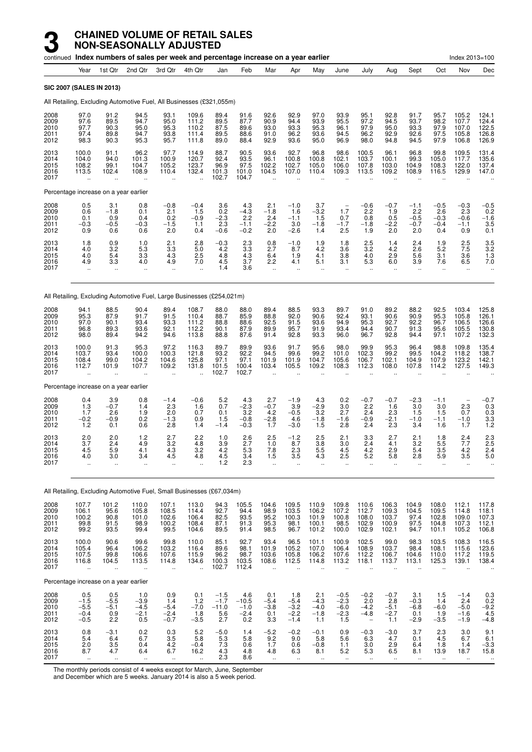# 3 CHAINED VOLUME OF RETAIL SALES NON-SEASONALLY ADJUSTED

continued **Index numbers of sales per week and percentage increase on a year earlier** — Index 2013=100

| Year | Year | 1st Qtr | 2nd Qtr | 3rd Qtr | 4th Qtr | Jan | Feb | Mar | Apr | May | June | July | Aug | Sept | Oct | Nov | Dec |
|---|---|---|---|---|---|---|---|---|---|---|---|---|---|---|---|---|---|
| **SIC 2007 (SALES IN 2013)** | | | | | | | | | | | | | | | | | |
| All Retailing, Excluding Automotive Fuel, All Businesses (£321,055m) | | | | | | | | | | | | | | | | | |
| 2008 | 97.0 | 91.2 | 94.5 | 93.1 | 109.6 | 89.4 | 91.6 | 92.6 | 92.9 | 97.0 | 93.9 | 95.1 | 92.8 | 91.7 | 95.7 | 105.2 | 124.1 |
| 2009 | 97.6 | 89.5 | 94.7 | 95.0 | 111.2 | 89.5 | 87.7 | 90.9 | 94.4 | 93.9 | 95.5 | 97.2 | 94.5 | 93.7 | 98.2 | 107.7 | 124.4 |
| 2010 | 97.7 | 90.3 | 95.0 | 95.3 | 110.2 | 87.5 | 89.6 | 93.0 | 93.3 | 95.3 | 96.1 | 97.9 | 95.0 | 93.3 | 97.9 | 107.0 | 122.5 |
| 2011 | 97.4 | 89.8 | 94.7 | 93.8 | 111.4 | 89.5 | 88.6 | 91.0 | 96.2 | 93.6 | 94.5 | 96.2 | 92.9 | 92.6 | 97.5 | 105.8 | 126.8 |
| 2012 | 98.3 | 90.3 | 95.3 | 95.7 | 111.8 | 89.0 | 88.4 | 92.9 | 93.6 | 95.0 | 96.9 | 98.0 | 94.8 | 94.5 | 97.9 | 106.8 | 126.9 |
| 2013 | 100.0 | 91.1 | 96.2 | 97.7 | 114.9 | 88.7 | 90.5 | 93.6 | 92.7 | 96.8 | 98.6 | 100.5 | 96.1 | 96.8 | 99.8 | 109.5 | 131.4 |
| 2014 | 104.0 | 94.0 | 101.3 | 100.9 | 120.7 | 92.4 | 93.5 | 96.1 | 100.8 | 100.8 | 102.1 | 103.7 | 100.1 | 99.3 | 105.0 | 117.7 | 135.6 |
| 2015 | 108.2 | 99.1 | 104.7 | 105.2 | 123.7 | 96.9 | 97.5 | 102.2 | 102.7 | 105.0 | 106.0 | 107.8 | 103.0 | 104.9 | 108.3 | 122.0 | 137.4 |
| 2016 | 113.5 | 102.4 | 108.9 | 110.4 | 132.4 | 101.3 | 101.0 | 104.5 | 107.0 | 110.4 | 109.3 | 113.5 | 109.2 | 108.9 | 116.5 | 129.9 | 147.0 |
| 2017 | .. | .. | .. | .. | .. | 102.7 | 104.7 | .. | .. | .. | .. | .. | .. | .. | .. | .. | .. |
| Percentage increase on a year earlier | | | | | | | | | | | | | | | | | |
| 2008 | 0.5 | 3.1 | 0.8 | −0.8 | −0.4 | 3.6 | 4.3 | 2.1 | −1.0 | 3.7 | – | −0.6 | −0.7 | −1.1 | −0.5 | −0.3 | −0.5 |
| 2009 | 0.6 | −1.8 | 0.1 | 2.1 | 1.5 | 0.2 | −4.3 | −1.8 | 1.6 | −3.2 | 1.7 | 2.2 | 1.9 | 2.2 | 2.6 | 2.3 | 0.2 |
| 2010 | 0.1 | 0.9 | 0.4 | 0.2 | −0.9 | −2.3 | 2.2 | 2.4 | −1.1 | 1.5 | 0.7 | 0.8 | 0.5 | −0.5 | −0.3 | −0.6 | −1.6 |
| 2011 | −0.3 | −0.5 | −0.3 | −1.5 | 1.1 | 2.3 | −1.1 | −2.2 | 3.0 | −1.8 | −1.7 | −1.8 | −2.2 | −0.7 | −0.4 | −1.1 | 3.5 |
| 2012 | 0.9 | 0.6 | 0.6 | 2.0 | 0.4 | −0.6 | −0.2 | 2.0 | −2.6 | 1.4 | 2.5 | 1.9 | 2.0 | 2.0 | 0.4 | 0.9 | 0.1 |
| 2013 | 1.8 | 0.9 | 1.0 | 2.1 | 2.8 | −0.3 | 2.3 | 0.8 | −1.0 | 1.9 | 1.8 | 2.5 | 1.4 | 2.4 | 1.9 | 2.5 | 3.5 |
| 2014 | 4.0 | 3.2 | 5.3 | 3.3 | 5.0 | 4.2 | 3.3 | 2.7 | 8.7 | 4.2 | 3.6 | 3.2 | 4.2 | 2.6 | 5.2 | 7.5 | 3.2 |
| 2015 | 4.0 | 5.4 | 3.3 | 4.3 | 2.5 | 4.8 | 4.3 | 6.4 | 1.9 | 4.1 | 3.8 | 4.0 | 2.9 | 5.6 | 3.1 | 3.6 | 1.3 |
| 2016 | 4.9 | 3.3 | 4.0 | 4.9 | 7.0 | 4.5 | 3.7 | 2.2 | 4.1 | 5.1 | 3.1 | 5.3 | 6.0 | 3.9 | 7.6 | 6.5 | 7.0 |
| 2017 | .. | .. | .. | .. | .. | 1.4 | 3.6 | .. | .. | .. | .. | .. | .. | .. | .. | .. | .. |
| All Retailing, Excluding Automotive Fuel, Large Businesses (£254,021m) | | | | | | | | | | | | | | | | | |
| 2008 | 94.1 | 88.5 | 90.4 | 89.4 | 108.7 | 88.0 | 88.0 | 89.4 | 88.5 | 93.3 | 89.7 | 91.0 | 89.2 | 88.2 | 92.5 | 103.4 | 125.8 |
| 2009 | 95.3 | 87.9 | 91.7 | 91.5 | 110.4 | 88.7 | 85.9 | 88.8 | 92.0 | 90.6 | 92.4 | 93.1 | 90.6 | 90.9 | 95.3 | 105.8 | 126.1 |
| 2010 | 97.0 | 90.1 | 93.4 | 93.3 | 111.2 | 88.8 | 88.6 | 92.5 | 91.5 | 93.6 | 94.9 | 95.3 | 92.7 | 92.2 | 96.7 | 106.5 | 126.6 |
| 2011 | 96.8 | 89.3 | 93.6 | 92.1 | 112.2 | 90.1 | 87.9 | 89.9 | 95.7 | 91.9 | 93.4 | 94.4 | 90.7 | 91.3 | 95.6 | 105.5 | 130.8 |
| 2012 | 98.0 | 89.4 | 94.2 | 94.6 | 113.8 | 88.8 | 87.6 | 91.4 | 92.8 | 93.3 | 96.0 | 96.7 | 92.8 | 94.4 | 97.1 | 107.2 | 132.3 |
| 2013 | 100.0 | 91.3 | 95.3 | 97.2 | 116.3 | 89.7 | 89.9 | 93.6 | 91.7 | 95.6 | 98.0 | 99.9 | 95.3 | 96.4 | 98.8 | 109.8 | 135.4 |
| 2014 | 103.7 | 93.4 | 100.0 | 100.3 | 121.8 | 93.2 | 92.2 | 94.5 | 99.6 | 99.2 | 101.0 | 102.3 | 99.2 | 99.5 | 104.2 | 118.2 | 138.7 |
| 2015 | 108.4 | 99.0 | 104.2 | 104.6 | 125.8 | 97.1 | 97.1 | 101.9 | 101.9 | 104.7 | 105.6 | 106.7 | 102.1 | 104.9 | 107.9 | 123.2 | 142.1 |
| 2016 | 112.7 | 101.9 | 107.7 | 109.2 | 131.8 | 101.5 | 100.4 | 103.4 | 105.5 | 109.2 | 108.3 | 112.3 | 108.0 | 107.8 | 114.2 | 127.5 | 149.3 |
| 2017 | .. | .. | .. | .. | .. | 102.7 | 102.7 | .. | .. | .. | .. | .. | .. | .. | .. | .. | .. |
| Percentage increase on a year earlier | | | | | | | | | | | | | | | | | |
| 2008 | 0.4 | 3.9 | 0.8 | −1.4 | −0.6 | 5.2 | 4.3 | 2.7 | −1.9 | 4.3 | 0.2 | −0.7 | −0.7 | −2.3 | −1.1 | – | −0.7 |
| 2009 | 1.3 | −0.7 | 1.4 | 2.3 | 1.6 | 0.7 | −2.3 | −0.7 | 3.9 | −2.9 | 3.0 | 2.2 | 1.6 | 3.0 | 3.0 | 2.3 | 0.3 |
| 2010 | 1.7 | 2.6 | 1.9 | 2.0 | 0.7 | 0.1 | 3.2 | 4.2 | −0.5 | 3.2 | 2.7 | 2.4 | 2.3 | 1.5 | 1.5 | 0.7 | 0.3 |
| 2011 | −0.2 | −0.9 | 0.2 | −1.3 | 0.9 | 1.5 | −0.8 | −2.8 | 4.6 | −1.8 | −1.6 | −0.9 | −2.1 | −1.0 | −1.1 | −1.0 | 3.3 |
| 2012 | 1.2 | 0.1 | 0.6 | 2.8 | 1.4 | −1.4 | −0.3 | 1.7 | −3.0 | 1.5 | 2.8 | 2.4 | 2.3 | 3.4 | 1.6 | 1.7 | 1.2 |
| 2013 | 2.0 | 2.0 | 1.2 | 2.7 | 2.2 | 1.0 | 2.6 | 2.5 | −1.2 | 2.5 | 2.1 | 3.3 | 2.7 | 2.1 | 1.8 | 2.4 | 2.3 |
| 2014 | 3.7 | 2.4 | 4.9 | 3.2 | 4.8 | 3.9 | 2.7 | 1.0 | 8.7 | 3.8 | 3.0 | 2.4 | 4.1 | 3.2 | 5.5 | 7.7 | 2.5 |
| 2015 | 4.5 | 5.9 | 4.1 | 4.3 | 3.2 | 4.2 | 5.3 | 7.8 | 2.3 | 5.5 | 4.5 | 4.2 | 2.9 | 5.4 | 3.5 | 4.2 | 2.4 |
| 2016 | 4.0 | 3.0 | 3.4 | 4.5 | 4.8 | 4.5 | 3.4 | 1.5 | 3.5 | 4.3 | 2.5 | 5.2 | 5.8 | 2.8 | 5.9 | 3.5 | 5.0 |
| 2017 | .. | .. | .. | .. | .. | 1.2 | 2.3 | .. | .. | .. | .. | .. | .. | .. | .. | .. | .. |
| All Retailing, Excluding Automotive Fuel, Small Businesses (£67,034m) | | | | | | | | | | | | | | | | | |
| 2008 | 107.7 | 101.2 | 110.0 | 107.1 | 113.0 | 94.3 | 105.5 | 104.6 | 109.5 | 110.9 | 109.8 | 110.6 | 106.3 | 104.9 | 108.0 | 112.1 | 117.8 |
| 2009 | 106.1 | 95.6 | 105.8 | 108.5 | 114.4 | 92.7 | 94.4 | 98.9 | 103.5 | 106.2 | 107.2 | 112.7 | 109.3 | 104.5 | 109.5 | 114.8 | 118.1 |
| 2010 | 100.2 | 90.8 | 101.0 | 102.6 | 106.4 | 82.5 | 93.5 | 95.2 | 100.3 | 101.9 | 100.8 | 108.0 | 103.7 | 97.4 | 102.8 | 109.0 | 107.3 |
| 2011 | 99.8 | 91.5 | 98.9 | 100.2 | 108.4 | 87.1 | 91.3 | 95.3 | 98.1 | 100.1 | 98.5 | 102.9 | 100.9 | 97.5 | 104.8 | 107.3 | 112.1 |
| 2012 | 99.2 | 93.5 | 99.4 | 99.5 | 104.6 | 89.5 | 91.4 | 98.5 | 96.7 | 101.2 | 100.0 | 102.9 | 102.1 | 94.7 | 101.1 | 105.2 | 106.8 |
| 2013 | 100.0 | 90.6 | 99.6 | 99.8 | 110.0 | 85.1 | 92.7 | 93.4 | 96.5 | 101.1 | 100.9 | 102.5 | 99.0 | 98.3 | 103.5 | 108.3 | 116.5 |
| 2014 | 105.4 | 96.4 | 106.2 | 103.2 | 116.4 | 89.6 | 98.1 | 101.9 | 105.2 | 107.0 | 106.4 | 108.9 | 103.7 | 98.4 | 108.1 | 115.6 | 123.6 |
| 2015 | 107.5 | 99.8 | 106.6 | 107.6 | 115.9 | 96.2 | 98.7 | 103.6 | 105.8 | 106.2 | 107.6 | 112.2 | 106.7 | 104.6 | 110.0 | 117.2 | 119.5 |
| 2016 | 116.8 | 104.5 | 113.5 | 114.8 | 134.6 | 100.3 | 103.5 | 108.6 | 112.5 | 114.8 | 113.2 | 118.1 | 113.7 | 113.1 | 125.3 | 139.1 | 138.4 |
| 2017 | .. | .. | .. | .. | .. | 102.7 | 112.4 | .. | .. | .. | .. | .. | .. | .. | .. | .. | .. |
| Percentage increase on a year earlier | | | | | | | | | | | | | | | | | |
| 2008 | 0.5 | 0.5 | 1.0 | 0.9 | 0.1 | −1.5 | 4.6 | 0.1 | 1.8 | 2.1 | −0.5 | −0.2 | −0.7 | 3.1 | 1.5 | −1.4 | 0.3 |
| 2009 | −1.5 | −5.5 | −3.9 | 1.4 | 1.2 | −1.7 | −10.5 | −5.4 | −5.4 | −4.3 | −2.3 | 2.0 | 2.8 | −0.3 | 1.4 | 2.4 | 0.2 |
| 2010 | −5.5 | −5.1 | −4.5 | −5.4 | −7.0 | −11.0 | −1.0 | −3.8 | −3.2 | −4.0 | −6.0 | −4.2 | −5.1 | −6.8 | −6.0 | −5.0 | −9.2 |
| 2011 | −0.4 | 0.9 | −2.1 | −2.4 | 1.8 | 5.6 | −2.4 | 0.1 | −2.2 | −1.8 | −2.3 | −4.8 | −2.7 | 0.1 | 1.9 | −1.6 | 4.5 |
| 2012 | −0.5 | 2.2 | 0.5 | −0.7 | −3.5 | 2.7 | 0.2 | 3.3 | −1.4 | 1.1 | 1.5 | – | 1.1 | −2.9 | −3.5 | −1.9 | −4.8 |
| 2013 | 0.8 | −3.1 | 0.2 | 0.3 | 5.2 | −5.0 | 1.4 | −5.2 | −0.2 | −0.1 | 0.9 | −0.3 | −3.0 | 3.7 | 2.3 | 3.0 | 9.1 |
| 2014 | 5.4 | 6.4 | 6.7 | 3.5 | 5.8 | 5.3 | 5.8 | 9.2 | 9.0 | 5.8 | 5.6 | 6.3 | 4.7 | 0.1 | 4.5 | 6.7 | 6.1 |
| 2015 | 2.0 | 3.5 | 0.4 | 4.2 | −0.4 | 7.3 | 0.6 | 1.7 | 0.6 | −0.8 | 1.1 | 3.0 | 2.9 | 6.4 | 1.8 | 1.4 | −3.3 |
| 2016 | 8.7 | 4.7 | 6.4 | 6.7 | 16.2 | 4.3 | 4.8 | 4.8 | 6.3 | 8.1 | 5.2 | 5.3 | 6.5 | 8.1 | 13.9 | 18.7 | 15.8 |
| 2017 | .. | .. | .. | .. | .. | 2.3 | 8.6 | .. | .. | .. | .. | .. | .. | .. | .. | .. | .. |

The monthly periods consist of 4 weeks except for March, June, September and December which are 5 weeks. January 2014 is also a 5 week period.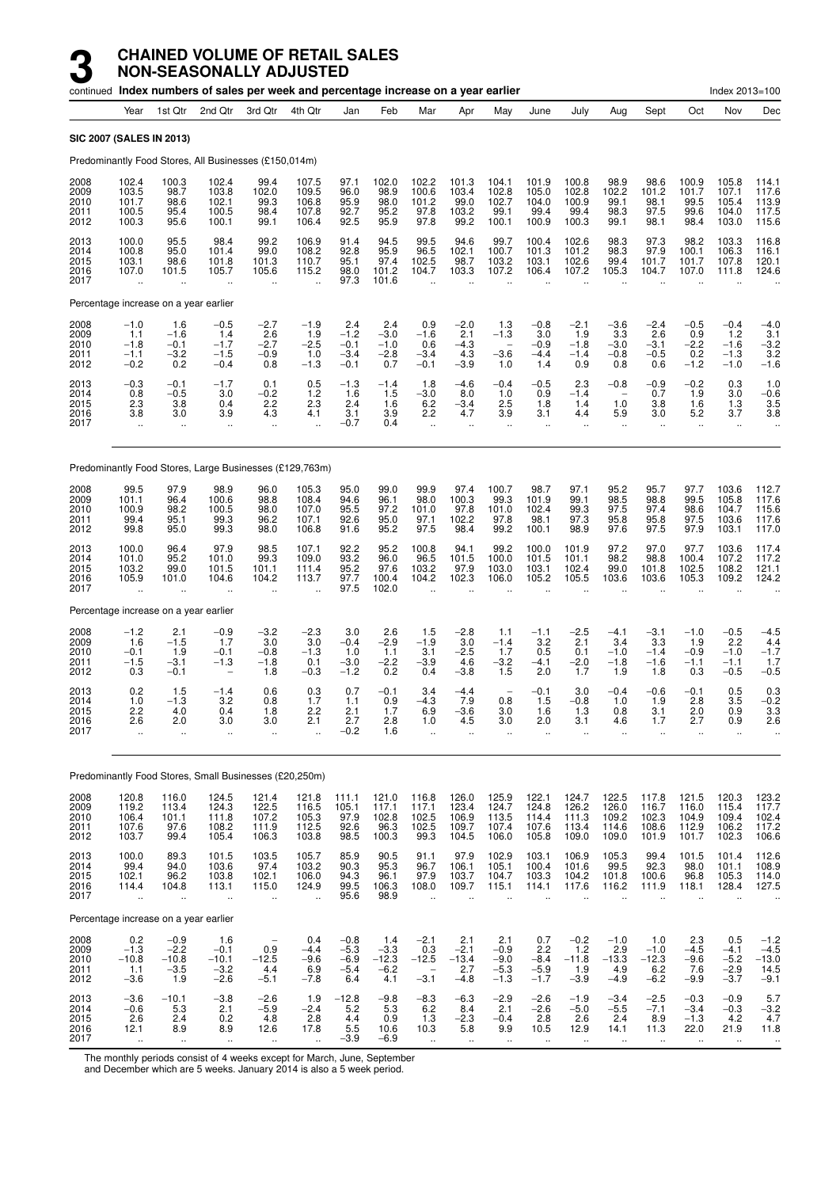# 3 CHAINED VOLUME OF RETAIL SALES NON-SEASONALLY ADJUSTED

continued **Index numbers of sales per week and percentage increase on a year earlier** Index 2013=100

| | Year | 1st Qtr | 2nd Qtr | 3rd Qtr | 4th Qtr | Jan | Feb | Mar | Apr | May | June | July | Aug | Sept | Oct | Nov | Dec |
|---|---|---|---|---|---|---|---|---|---|---|---|---|---|---|---|---|---|
| **SIC 2007 (SALES IN 2013)** | | | | | | | | | | | | | | | | | |
| Predominantly Food Stores, All Businesses (£150,014m) | | | | | | | | | | | | | | | | | |
| 2008 | 102.4 | 100.3 | 102.4 | 99.4 | 107.5 | 97.1 | 102.0 | 102.2 | 101.3 | 104.1 | 101.9 | 100.8 | 98.9 | 98.6 | 100.9 | 105.8 | 114.1 |
| 2009 | 103.5 | 98.7 | 103.8 | 102.0 | 109.5 | 96.0 | 98.9 | 100.6 | 103.4 | 102.8 | 105.0 | 102.8 | 102.2 | 101.2 | 101.7 | 107.1 | 117.6 |
| 2010 | 101.7 | 98.6 | 102.1 | 99.3 | 106.8 | 95.9 | 98.0 | 101.2 | 99.0 | 102.7 | 104.0 | 100.9 | 99.1 | 98.1 | 99.5 | 105.4 | 113.9 |
| 2011 | 100.5 | 95.4 | 100.5 | 98.4 | 107.8 | 92.7 | 95.2 | 97.8 | 103.2 | 99.1 | 99.4 | 99.4 | 98.3 | 97.5 | 99.6 | 104.0 | 117.5 |
| 2012 | 100.3 | 95.6 | 100.1 | 99.1 | 106.4 | 92.5 | 95.9 | 97.8 | 99.2 | 100.1 | 100.9 | 100.3 | 99.1 | 98.1 | 98.4 | 103.0 | 115.6 |
| 2013 | 100.0 | 95.5 | 98.4 | 99.2 | 106.9 | 91.4 | 94.5 | 99.5 | 94.6 | 99.7 | 100.4 | 102.6 | 98.3 | 97.3 | 98.2 | 103.3 | 116.8 |
| 2014 | 100.8 | 95.0 | 101.4 | 99.0 | 108.2 | 92.8 | 95.9 | 96.5 | 102.1 | 100.7 | 101.3 | 101.2 | 98.3 | 97.9 | 100.1 | 106.3 | 116.1 |
| 2015 | 103.1 | 98.6 | 101.8 | 101.3 | 110.7 | 95.1 | 97.4 | 102.5 | 98.7 | 103.2 | 103.1 | 102.6 | 99.4 | 101.7 | 101.7 | 107.8 | 120.1 |
| 2016 | 107.0 | 101.5 | 105.7 | 105.6 | 115.2 | 98.0 | 101.2 | 104.7 | 103.3 | 107.2 | 106.4 | 107.2 | 105.3 | 104.7 | 107.0 | 111.8 | 124.6 |
| 2017 | .. | .. | .. | .. | .. | 97.3 | 101.6 | .. | .. | .. | .. | .. | .. | .. | .. | .. | .. |
| Percentage increase on a year earlier | | | | | | | | | | | | | | | | | |
| 2008 | −1.0 | 1.6 | −0.5 | −2.7 | −1.9 | 2.4 | 2.4 | 0.9 | −2.0 | 1.3 | −0.8 | −2.1 | −3.6 | −2.4 | −0.5 | −0.4 | −4.0 |
| 2009 | 1.1 | −1.6 | 1.4 | 2.6 | 1.9 | −1.2 | −3.0 | −1.6 | 2.1 | −1.3 | 3.0 | 1.9 | 3.3 | 2.6 | 0.9 | 1.2 | 3.1 |
| 2010 | −1.8 | −0.1 | −1.7 | −2.7 | −2.5 | −0.1 | −1.0 | 0.6 | −4.3 | − | −0.9 | −1.8 | −3.0 | −3.1 | −2.2 | −1.6 | −3.2 |
| 2011 | −1.1 | −3.2 | −1.5 | −0.9 | 1.0 | −3.4 | −2.8 | −3.4 | 4.3 | −3.6 | −4.4 | −1.4 | −0.8 | −0.5 | 0.2 | −1.3 | 3.2 |
| 2012 | −0.2 | 0.2 | −0.4 | 0.8 | −1.3 | −0.1 | 0.7 | −0.1 | −3.9 | 1.0 | 1.4 | 0.9 | 0.8 | 0.6 | −1.2 | −1.0 | −1.6 |
| 2013 | −0.3 | −0.1 | −1.7 | 0.1 | 0.5 | −1.3 | −1.4 | 1.8 | −4.6 | −0.4 | −0.5 | 2.3 | −0.8 | −0.9 | −0.2 | 0.3 | 1.0 |
| 2014 | 0.8 | −0.5 | 3.0 | −0.2 | 1.2 | 1.6 | 1.5 | −3.0 | 8.0 | 1.0 | 0.9 | −1.4 | − | 0.7 | 1.9 | 3.0 | −0.6 |
| 2015 | 2.3 | 3.8 | 0.4 | 2.2 | 2.3 | 2.4 | 1.6 | 6.2 | −3.4 | 2.5 | 1.8 | 1.4 | 1.0 | 3.8 | 1.6 | 1.3 | 3.5 |
| 2016 | 3.8 | 3.0 | 3.9 | 4.3 | 4.1 | 3.1 | 3.9 | 2.2 | 4.7 | 3.9 | 3.1 | 4.4 | 5.9 | 3.0 | 5.2 | 3.7 | 3.8 |
| 2017 | .. | .. | .. | .. | .. | −0.7 | 0.4 | .. | .. | .. | .. | .. | .. | .. | .. | .. | .. |
| Predominantly Food Stores, Large Businesses (£129,763m) | | | | | | | | | | | | | | | | | |
| 2008 | 99.5 | 97.9 | 98.9 | 96.0 | 105.3 | 95.0 | 99.0 | 99.9 | 97.4 | 100.7 | 98.7 | 97.1 | 95.2 | 95.7 | 97.7 | 103.6 | 112.7 |
| 2009 | 101.1 | 96.4 | 100.6 | 98.8 | 108.4 | 94.6 | 96.1 | 98.0 | 100.3 | 99.3 | 101.9 | 99.1 | 98.5 | 98.8 | 99.5 | 105.8 | 117.6 |
| 2010 | 100.9 | 98.2 | 100.5 | 98.0 | 107.0 | 95.5 | 97.2 | 101.0 | 97.8 | 101.0 | 102.4 | 99.3 | 97.5 | 97.4 | 98.6 | 104.7 | 115.6 |
| 2011 | 99.4 | 95.1 | 99.3 | 96.2 | 107.1 | 92.6 | 95.0 | 97.1 | 102.2 | 97.8 | 98.1 | 97.3 | 95.8 | 95.8 | 97.5 | 103.6 | 117.6 |
| 2012 | 99.8 | 95.0 | 99.3 | 98.0 | 106.8 | 91.6 | 95.2 | 97.5 | 98.4 | 99.2 | 100.1 | 98.9 | 97.6 | 97.5 | 97.9 | 103.1 | 117.0 |
| 2013 | 100.0 | 96.4 | 97.9 | 98.5 | 107.1 | 92.2 | 95.2 | 100.8 | 94.1 | 99.2 | 100.0 | 101.9 | 97.2 | 97.0 | 97.7 | 103.6 | 117.4 |
| 2014 | 101.0 | 95.2 | 101.0 | 99.3 | 109.0 | 93.2 | 96.0 | 96.5 | 101.5 | 100.0 | 101.5 | 101.1 | 98.2 | 98.8 | 100.4 | 107.2 | 117.2 |
| 2015 | 103.2 | 99.0 | 101.5 | 101.1 | 111.4 | 95.2 | 97.6 | 103.2 | 97.9 | 103.0 | 103.1 | 102.4 | 99.0 | 101.8 | 102.5 | 108.2 | 121.1 |
| 2016 | 105.9 | 101.0 | 104.6 | 104.2 | 113.7 | 97.7 | 100.4 | 104.2 | 102.3 | 106.0 | 105.2 | 105.5 | 103.6 | 103.6 | 105.3 | 109.2 | 124.2 |
| 2017 | .. | .. | .. | .. | .. | 97.5 | 102.0 | .. | .. | .. | .. | .. | .. | .. | .. | .. | .. |
| Percentage increase on a year earlier | | | | | | | | | | | | | | | | | |
| 2008 | −1.2 | 2.1 | −0.9 | −3.2 | −2.3 | 3.0 | 2.6 | 1.5 | −2.8 | 1.1 | −1.1 | −2.5 | −4.1 | −3.1 | −1.0 | −0.5 | −4.5 |
| 2009 | 1.6 | −1.5 | 1.7 | 3.0 | 3.0 | −0.4 | −2.9 | −1.9 | 3.0 | −1.4 | 3.2 | 2.1 | 3.4 | 3.3 | 1.9 | 2.2 | 4.4 |
| 2010 | −0.1 | 1.9 | −0.1 | −0.8 | −1.3 | 1.0 | 1.1 | 3.1 | −2.5 | 1.7 | 0.5 | 0.1 | −1.0 | −1.4 | −0.9 | −1.0 | −1.7 |
| 2011 | −1.5 | −3.1 | −1.3 | −1.8 | 0.1 | −3.0 | −2.2 | −3.9 | 4.6 | −3.2 | −4.1 | −2.0 | −1.8 | −1.6 | −1.1 | −1.1 | 1.7 |
| 2012 | 0.3 | −0.1 | − | 1.8 | −0.3 | −1.2 | 0.2 | 0.4 | −3.8 | 1.5 | 2.0 | 1.7 | 1.9 | 1.8 | 0.3 | −0.5 | −0.5 |
| 2013 | 0.2 | 1.5 | −1.4 | 0.6 | 0.3 | 0.7 | −0.1 | 3.4 | −4.4 | − | −0.1 | 3.0 | −0.4 | −0.6 | −0.1 | 0.5 | 0.3 |
| 2014 | 1.0 | −1.3 | 3.2 | 0.8 | 1.7 | 1.1 | 0.9 | −4.3 | 7.9 | 0.8 | 1.5 | −0.8 | 1.0 | 1.9 | 2.8 | 3.5 | −0.2 |
| 2015 | 2.2 | 4.0 | 0.4 | 1.8 | 2.2 | 2.1 | 1.7 | 6.9 | −3.6 | 3.0 | 1.6 | 1.3 | 0.8 | 3.1 | 2.0 | 0.9 | 3.3 |
| 2016 | 2.6 | 2.0 | 3.0 | 3.0 | 2.1 | 2.7 | 2.8 | 1.0 | 4.5 | 3.0 | 2.0 | 3.1 | 4.6 | 1.7 | 2.7 | 0.9 | 2.6 |
| 2017 | .. | .. | .. | .. | .. | −0.2 | 1.6 | .. | .. | .. | .. | .. | .. | .. | .. | .. | .. |
| Predominantly Food Stores, Small Businesses (£20,250m) | | | | | | | | | | | | | | | | | |
| 2008 | 120.8 | 116.0 | 124.5 | 121.4 | 121.8 | 111.1 | 121.0 | 116.8 | 126.0 | 125.9 | 122.1 | 124.7 | 122.5 | 117.8 | 121.5 | 120.3 | 123.2 |
| 2009 | 119.2 | 113.4 | 124.3 | 122.5 | 116.5 | 105.1 | 117.1 | 117.1 | 123.4 | 124.7 | 124.8 | 126.2 | 126.0 | 116.7 | 116.0 | 115.4 | 117.7 |
| 2010 | 106.4 | 101.1 | 111.8 | 107.2 | 105.3 | 97.9 | 102.8 | 102.5 | 106.9 | 113.5 | 114.4 | 111.3 | 109.2 | 102.3 | 104.9 | 109.4 | 102.4 |
| 2011 | 107.6 | 97.6 | 108.2 | 111.9 | 112.5 | 92.6 | 96.3 | 102.5 | 109.7 | 107.4 | 107.6 | 113.4 | 114.6 | 108.6 | 112.9 | 106.2 | 117.2 |
| 2012 | 103.7 | 99.4 | 105.4 | 106.3 | 103.8 | 98.5 | 100.3 | 99.3 | 104.5 | 106.0 | 105.8 | 109.0 | 109.0 | 101.9 | 101.7 | 102.3 | 106.6 |
| 2013 | 100.0 | 89.3 | 101.5 | 103.5 | 105.7 | 85.9 | 90.5 | 91.1 | 97.9 | 102.9 | 103.1 | 106.9 | 105.3 | 99.4 | 101.5 | 101.4 | 112.6 |
| 2014 | 99.4 | 94.0 | 103.6 | 97.4 | 103.2 | 90.3 | 95.3 | 96.7 | 106.1 | 105.1 | 100.4 | 101.6 | 99.5 | 92.3 | 98.0 | 101.1 | 108.9 |
| 2015 | 102.1 | 96.2 | 103.8 | 102.1 | 106.0 | 94.3 | 96.1 | 97.9 | 103.7 | 104.7 | 103.3 | 104.2 | 101.8 | 100.6 | 96.8 | 105.3 | 114.0 |
| 2016 | 114.4 | 104.8 | 113.1 | 115.0 | 124.9 | 99.5 | 106.3 | 108.0 | 109.7 | 115.1 | 114.1 | 117.6 | 116.2 | 111.9 | 118.1 | 128.4 | 127.5 |
| 2017 | .. | .. | .. | .. | .. | 95.6 | 98.9 | .. | .. | .. | .. | .. | .. | .. | .. | .. | .. |
| Percentage increase on a year earlier | | | | | | | | | | | | | | | | | |
| 2008 | 0.2 | −0.9 | 1.6 | − | 0.4 | −0.8 | 1.4 | −2.1 | 2.1 | 2.1 | 0.7 | −0.2 | −1.0 | 1.0 | 2.3 | 0.5 | −1.2 |
| 2009 | −1.3 | −2.2 | −0.1 | 0.9 | −4.4 | −5.3 | −3.3 | 0.3 | −2.1 | −0.9 | 2.2 | 1.2 | 2.9 | −1.0 | −4.5 | −4.1 | −4.5 |
| 2010 | −10.8 | −10.8 | −10.1 | −12.5 | −9.6 | −6.9 | −12.3 | −12.5 | −13.4 | −9.0 | −8.4 | −11.8 | −13.3 | −12.3 | −9.6 | −5.2 | −13.0 |
| 2011 | 1.1 | −3.5 | −3.2 | 4.4 | 6.9 | −5.4 | −6.2 | − | 2.7 | −5.3 | −5.9 | 1.9 | 4.9 | 6.2 | 7.6 | −2.9 | 14.5 |
| 2012 | −3.6 | 1.9 | −2.6 | −5.1 | −7.8 | 6.4 | 4.1 | −3.1 | −4.8 | −1.3 | −1.7 | −3.9 | −4.9 | −6.2 | −9.9 | −3.7 | −9.1 |
| 2013 | −3.6 | −10.1 | −3.8 | −2.6 | 1.9 | −12.8 | −9.8 | −8.3 | −6.3 | −2.9 | −2.6 | −1.9 | −3.4 | −2.5 | −0.3 | −0.9 | 5.7 |
| 2014 | −0.6 | 5.3 | 2.1 | −5.9 | −2.4 | 5.2 | 5.3 | 6.2 | 8.4 | 2.1 | −2.6 | −5.0 | −5.5 | −7.1 | −3.4 | −0.3 | −3.2 |
| 2015 | 2.6 | 2.4 | 0.2 | 4.8 | 2.8 | 4.4 | 0.9 | 1.3 | −2.3 | −0.4 | 2.8 | 2.6 | 2.4 | 8.9 | −1.3 | 4.2 | 4.7 |
| 2016 | 12.1 | 8.9 | 8.9 | 12.6 | 17.8 | 5.5 | 10.6 | 10.3 | 5.8 | 9.9 | 10.5 | 12.9 | 14.1 | 11.3 | 22.0 | 21.9 | 11.8 |
| 2017 | .. | .. | .. | .. | .. | −3.9 | −6.9 | .. | .. | .. | .. | .. | .. | .. | .. | .. | .. |

The monthly periods consist of 4 weeks except for March, June, September and December which are 5 weeks. January 2014 is also a 5 week period.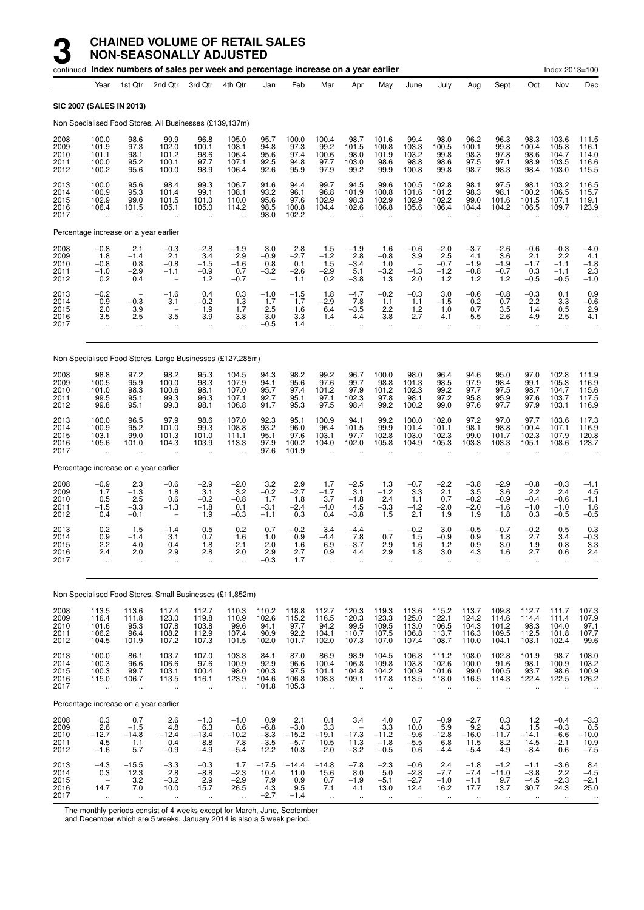# 3 CHAINED VOLUME OF RETAIL SALES NON-SEASONALLY ADJUSTED

continued **Index numbers of sales per week and percentage increase on a year earlier** Index 2013=100

| Year | Year | 1st Qtr | 2nd Qtr | 3rd Qtr | 4th Qtr | Jan | Feb | Mar | Apr | May | June | July | Aug | Sept | Oct | Nov | Dec |
|---|---|---|---|---|---|---|---|---|---|---|---|---|---|---|---|---|---|
| **SIC 2007 (SALES IN 2013)** | | | | | | | | | | | | | | | | | |
| Non Specialised Food Stores, All Businesses (£139,137m) | | | | | | | | | | | | | | | | | |
| 2008 | 100.0 | 98.6 | 99.9 | 96.8 | 105.0 | 95.7 | 100.0 | 100.4 | 98.7 | 101.6 | 99.4 | 98.0 | 96.2 | 96.3 | 98.3 | 103.6 | 111.5 |
| 2009 | 101.9 | 97.3 | 102.0 | 100.1 | 108.1 | 94.8 | 97.3 | 99.2 | 101.5 | 100.8 | 103.3 | 100.5 | 100.1 | 99.8 | 100.4 | 105.8 | 116.1 |
| 2010 | 101.1 | 98.1 | 101.2 | 98.6 | 106.4 | 95.6 | 97.4 | 100.6 | 98.0 | 101.9 | 103.2 | 99.8 | 98.3 | 97.8 | 98.6 | 104.7 | 114.0 |
| 2011 | 100.0 | 95.2 | 100.1 | 97.7 | 107.1 | 92.5 | 94.8 | 97.7 | 103.0 | 98.6 | 98.8 | 98.6 | 97.5 | 97.1 | 98.9 | 103.5 | 116.6 |
| 2012 | 100.2 | 95.6 | 100.0 | 98.9 | 106.4 | 92.6 | 95.9 | 97.9 | 99.2 | 99.9 | 100.8 | 99.8 | 98.7 | 98.3 | 98.4 | 103.0 | 115.5 |
| 2013 | 100.0 | 95.6 | 98.4 | 99.3 | 106.7 | 91.6 | 94.4 | 99.7 | 94.5 | 99.6 | 100.5 | 102.8 | 98.1 | 97.5 | 98.1 | 103.2 | 116.5 |
| 2014 | 100.9 | 95.3 | 101.4 | 99.1 | 108.1 | 93.2 | 96.1 | 96.8 | 101.9 | 100.8 | 101.6 | 101.2 | 98.3 | 98.1 | 100.2 | 106.5 | 115.7 |
| 2015 | 102.9 | 99.0 | 101.5 | 101.0 | 110.0 | 95.6 | 97.6 | 102.9 | 98.3 | 102.9 | 102.9 | 102.2 | 99.0 | 101.6 | 101.5 | 107.1 | 119.1 |
| 2016 | 106.4 | 101.5 | 105.1 | 105.0 | 114.2 | 98.5 | 100.8 | 104.4 | 102.6 | 106.8 | 105.6 | 106.4 | 104.4 | 104.2 | 106.5 | 109.7 | 123.9 |
| 2017 | .. | .. | .. | .. | .. | 98.0 | 102.2 | .. | .. | .. | .. | .. | .. | .. | .. | .. | .. |
| Percentage increase on a year earlier | | | | | | | | | | | | | | | | | |
| 2008 | −0.8 | 2.1 | −0.3 | −2.8 | −1.9 | 3.0 | 2.8 | 1.5 | −1.9 | 1.6 | −0.6 | −2.0 | −3.7 | −2.6 | −0.6 | −0.3 | −4.0 |
| 2009 | 1.8 | −1.4 | 2.1 | 3.4 | 2.9 | −0.9 | −2.7 | −1.2 | 2.8 | −0.8 | 3.9 | 2.5 | 4.1 | 3.6 | 2.1 | 2.2 | 4.1 |
| 2010 | −0.8 | 0.8 | −0.8 | −1.5 | −1.6 | 0.8 | 0.1 | 1.5 | −3.4 | 1.0 | – | −0.7 | −1.9 | −1.9 | −1.7 | −1.1 | −1.8 |
| 2011 | −1.0 | −2.9 | −1.1 | −0.9 | 0.7 | −3.2 | −2.6 | −2.9 | 5.1 | −3.2 | −4.3 | −1.2 | −0.8 | −0.7 | 0.3 | −1.1 | 2.3 |
| 2012 | 0.2 | 0.4 | – | 1.2 | −0.7 | – | 1.1 | 0.2 | −3.8 | 1.3 | 2.0 | 1.2 | 1.2 | 1.2 | −0.5 | −0.5 | −1.0 |
| 2013 | −0.2 | – | −1.6 | 0.4 | 0.3 | −1.0 | −1.5 | 1.8 | −4.7 | −0.2 | −0.3 | 3.0 | −0.6 | −0.8 | −0.3 | 0.1 | 0.9 |
| 2014 | 0.9 | −0.3 | 3.1 | −0.2 | 1.3 | 1.7 | 1.7 | −2.9 | 7.8 | 1.1 | 1.1 | −1.5 | 0.2 | 0.7 | 2.2 | 3.3 | −0.6 |
| 2015 | 2.0 | 3.9 | – | 1.9 | 1.7 | 2.5 | 1.6 | 6.4 | −3.5 | 2.2 | 1.2 | 1.0 | 0.7 | 3.5 | 1.4 | 0.5 | 2.9 |
| 2016 | 3.5 | 2.5 | 3.5 | 3.9 | 3.8 | 3.0 | 3.3 | 1.4 | 4.4 | 3.8 | 2.7 | 4.1 | 5.5 | 2.6 | 4.9 | 2.5 | 4.1 |
| 2017 | .. | .. | .. | .. | .. | −0.5 | 1.4 | .. | .. | .. | .. | .. | .. | .. | .. | .. | .. |
| Non Specialised Food Stores, Large Businesses (£127,285m) | | | | | | | | | | | | | | | | | |
| 2008 | 98.8 | 97.2 | 98.2 | 95.3 | 104.5 | 94.3 | 98.2 | 99.2 | 96.7 | 100.0 | 98.0 | 96.4 | 94.6 | 95.0 | 97.0 | 102.8 | 111.9 |
| 2009 | 100.5 | 95.9 | 100.0 | 98.3 | 107.9 | 94.1 | 95.6 | 97.6 | 99.7 | 98.8 | 101.3 | 98.5 | 97.9 | 98.4 | 99.1 | 105.3 | 116.9 |
| 2010 | 101.0 | 98.3 | 100.6 | 98.1 | 107.0 | 95.7 | 97.4 | 101.2 | 97.9 | 101.2 | 102.3 | 99.2 | 97.7 | 97.5 | 98.7 | 104.7 | 115.6 |
| 2011 | 99.5 | 95.1 | 99.3 | 96.3 | 107.1 | 92.7 | 95.1 | 97.1 | 102.3 | 97.8 | 98.1 | 97.2 | 95.8 | 95.9 | 97.6 | 103.7 | 117.5 |
| 2012 | 99.8 | 95.1 | 99.3 | 98.1 | 106.8 | 91.7 | 95.3 | 97.5 | 98.4 | 99.2 | 100.2 | 99.0 | 97.6 | 97.7 | 97.9 | 103.1 | 116.9 |
| 2013 | 100.0 | 96.5 | 97.9 | 98.6 | 107.0 | 92.3 | 95.1 | 100.9 | 94.1 | 99.2 | 100.0 | 102.0 | 97.2 | 97.0 | 97.7 | 103.6 | 117.3 |
| 2014 | 100.9 | 95.2 | 101.0 | 99.3 | 108.8 | 93.2 | 96.0 | 96.4 | 101.5 | 99.9 | 101.4 | 101.1 | 98.1 | 98.8 | 100.4 | 107.1 | 116.9 |
| 2015 | 103.1 | 99.0 | 101.3 | 101.0 | 111.1 | 95.1 | 97.6 | 103.1 | 97.7 | 102.8 | 103.0 | 102.3 | 99.0 | 101.7 | 102.3 | 107.9 | 120.8 |
| 2016 | 105.6 | 101.0 | 104.3 | 103.9 | 113.3 | 97.9 | 100.2 | 104.0 | 102.0 | 105.8 | 104.9 | 105.3 | 103.3 | 103.3 | 105.1 | 108.6 | 123.7 |
| 2017 | .. | .. | .. | .. | .. | 97.6 | 101.9 | .. | .. | .. | .. | .. | .. | .. | .. | .. | .. |
| Percentage increase on a year earlier | | | | | | | | | | | | | | | | | |
| 2008 | −0.9 | 2.3 | −0.6 | −2.9 | −2.0 | 3.2 | 2.9 | 1.7 | −2.5 | 1.3 | −0.7 | −2.2 | −3.8 | −2.9 | −0.8 | −0.3 | −4.1 |
| 2009 | 1.7 | −1.3 | 1.8 | 3.1 | 3.2 | −0.2 | −2.7 | −1.7 | 3.1 | −1.2 | 3.3 | 2.1 | 3.5 | 3.6 | 2.2 | 2.4 | 4.5 |
| 2010 | 0.5 | 2.5 | 0.6 | −0.2 | −0.8 | 1.7 | 1.8 | 3.7 | −1.8 | 2.4 | 1.1 | 0.7 | −0.2 | −0.9 | −0.4 | −0.6 | −1.1 |
| 2011 | −1.5 | −3.3 | −1.3 | −1.8 | 0.1 | −3.1 | −2.4 | −4.0 | 4.5 | −3.3 | −4.2 | −2.0 | −2.0 | −1.6 | −1.0 | −1.0 | 1.6 |
| 2012 | 0.4 | −0.1 | – | 1.9 | −0.3 | −1.1 | 0.3 | 0.4 | −3.8 | 1.5 | 2.1 | 1.9 | 1.9 | 1.8 | 0.3 | −0.5 | −0.5 |
| 2013 | 0.2 | 1.5 | −1.4 | 0.5 | 0.2 | 0.7 | −0.2 | 3.4 | −4.4 | – | −0.2 | 3.0 | −0.5 | −0.7 | −0.2 | 0.5 | 0.3 |
| 2014 | 0.9 | −1.4 | 3.1 | 0.7 | 1.6 | 1.0 | 0.9 | −4.4 | 7.8 | 0.7 | 1.5 | −0.9 | 0.9 | 1.8 | 2.7 | 3.4 | −0.3 |
| 2015 | 2.2 | 4.0 | 0.4 | 1.8 | 2.1 | 2.0 | 1.6 | 6.9 | −3.7 | 2.9 | 1.6 | 1.2 | 0.9 | 3.0 | 1.9 | 0.8 | 3.3 |
| 2016 | 2.4 | 2.0 | 2.9 | 2.8 | 2.0 | 2.9 | 2.7 | 0.9 | 4.4 | 2.9 | 1.8 | 3.0 | 4.3 | 1.6 | 2.7 | 0.6 | 2.4 |
| 2017 | .. | .. | .. | .. | .. | −0.3 | 1.7 | .. | .. | .. | .. | .. | .. | .. | .. | .. | .. |
| Non Specialised Food Stores, Small Businesses (£11,852m) | | | | | | | | | | | | | | | | | |
| 2008 | 113.5 | 113.6 | 117.4 | 112.7 | 110.3 | 110.2 | 118.8 | 112.7 | 120.3 | 119.3 | 113.6 | 115.2 | 113.7 | 109.8 | 112.7 | 111.7 | 107.3 |
| 2009 | 116.4 | 111.8 | 123.0 | 119.8 | 110.9 | 102.6 | 115.2 | 116.5 | 120.3 | 123.3 | 125.0 | 122.1 | 124.2 | 114.6 | 114.4 | 111.4 | 107.9 |
| 2010 | 101.6 | 95.3 | 107.8 | 103.8 | 99.6 | 94.1 | 97.7 | 94.2 | 99.5 | 109.5 | 113.0 | 106.5 | 104.3 | 101.2 | 98.3 | 104.0 | 97.1 |
| 2011 | 106.2 | 96.4 | 108.2 | 112.9 | 107.4 | 90.9 | 92.2 | 104.1 | 110.7 | 107.5 | 106.8 | 113.7 | 116.3 | 109.5 | 112.5 | 101.8 | 107.7 |
| 2012 | 104.5 | 101.9 | 107.2 | 107.3 | 101.5 | 102.0 | 101.7 | 102.0 | 107.3 | 107.0 | 107.4 | 108.7 | 110.0 | 104.1 | 103.1 | 102.4 | 99.6 |
| 2013 | 100.0 | 86.1 | 103.7 | 107.0 | 103.3 | 84.1 | 87.0 | 86.9 | 98.9 | 104.5 | 106.8 | 111.2 | 108.0 | 102.8 | 101.9 | 98.7 | 108.0 |
| 2014 | 100.3 | 96.6 | 106.6 | 97.6 | 100.9 | 92.9 | 96.6 | 100.4 | 106.8 | 109.8 | 103.8 | 102.6 | 100.0 | 91.6 | 98.1 | 100.9 | 103.2 |
| 2015 | 100.3 | 99.7 | 103.1 | 100.4 | 98.0 | 100.3 | 97.5 | 101.1 | 104.8 | 104.2 | 100.9 | 101.6 | 99.0 | 100.5 | 93.7 | 98.6 | 100.9 |
| 2016 | 115.0 | 106.7 | 113.5 | 116.1 | 123.9 | 104.6 | 106.8 | 108.3 | 109.1 | 117.8 | 113.5 | 118.0 | 116.5 | 114.3 | 122.4 | 122.5 | 126.2 |
| 2017 | .. | .. | .. | .. | .. | 101.8 | 105.3 | .. | .. | .. | .. | .. | .. | .. | .. | .. | .. |
| Percentage increase on a year earlier | | | | | | | | | | | | | | | | | |
| 2008 | 0.3 | 0.7 | 2.6 | −1.0 | −1.0 | 0.9 | 2.1 | 0.1 | 3.4 | 4.0 | 0.7 | −0.9 | −2.7 | 0.3 | 1.2 | −0.4 | −3.3 |
| 2009 | 2.6 | −1.5 | 4.8 | 6.3 | 0.6 | −6.8 | −3.0 | 3.3 | – | 3.3 | 10.0 | 5.9 | 9.2 | 4.3 | 1.5 | −0.3 | 0.5 |
| 2010 | −12.7 | −14.8 | −12.4 | −13.4 | −10.2 | −8.3 | −15.2 | −19.1 | −17.3 | −11.2 | −9.6 | −12.8 | −16.0 | −11.7 | −14.1 | −6.6 | −10.0 |
| 2011 | 4.5 | 1.1 | 0.4 | 8.8 | 7.8 | −3.5 | −5.7 | 10.5 | 11.3 | −1.8 | −5.5 | 6.8 | 11.5 | 8.2 | 14.5 | −2.1 | 10.9 |
| 2012 | −1.6 | 5.7 | −0.9 | −4.9 | −5.4 | 12.2 | 10.3 | −2.0 | −3.2 | −0.5 | 0.6 | −4.4 | −5.4 | −4.9 | −8.4 | 0.6 | −7.5 |
| 2013 | −4.3 | −15.5 | −3.3 | −0.3 | 1.7 | −17.5 | −14.4 | −14.8 | −7.8 | −2.3 | −0.6 | 2.4 | −1.8 | −1.2 | −1.1 | −3.6 | 8.4 |
| 2014 | 0.3 | 12.3 | 2.8 | −8.8 | −2.3 | 10.4 | 11.0 | 15.6 | 8.0 | 5.0 | −2.8 | −7.7 | −7.4 | −11.0 | −3.8 | 2.2 | −4.5 |
| 2015 | – | 3.2 | −3.2 | 2.9 | −2.9 | 7.9 | 0.9 | 0.7 | −1.9 | −5.1 | −2.7 | −1.0 | −1.1 | 9.7 | −4.5 | −2.3 | −2.1 |
| 2016 | 14.7 | 7.0 | 10.0 | 15.7 | 26.5 | 4.3 | 9.5 | 7.1 | 4.1 | 13.0 | 12.4 | 16.2 | 17.7 | 13.7 | 30.7 | 24.3 | 25.0 |
| 2017 | .. | .. | .. | .. | .. | −2.7 | −1.4 | .. | .. | .. | .. | .. | .. | .. | .. | .. | .. |

The monthly periods consist of 4 weeks except for March, June, September and December which are 5 weeks. January 2014 is also a 5 week period.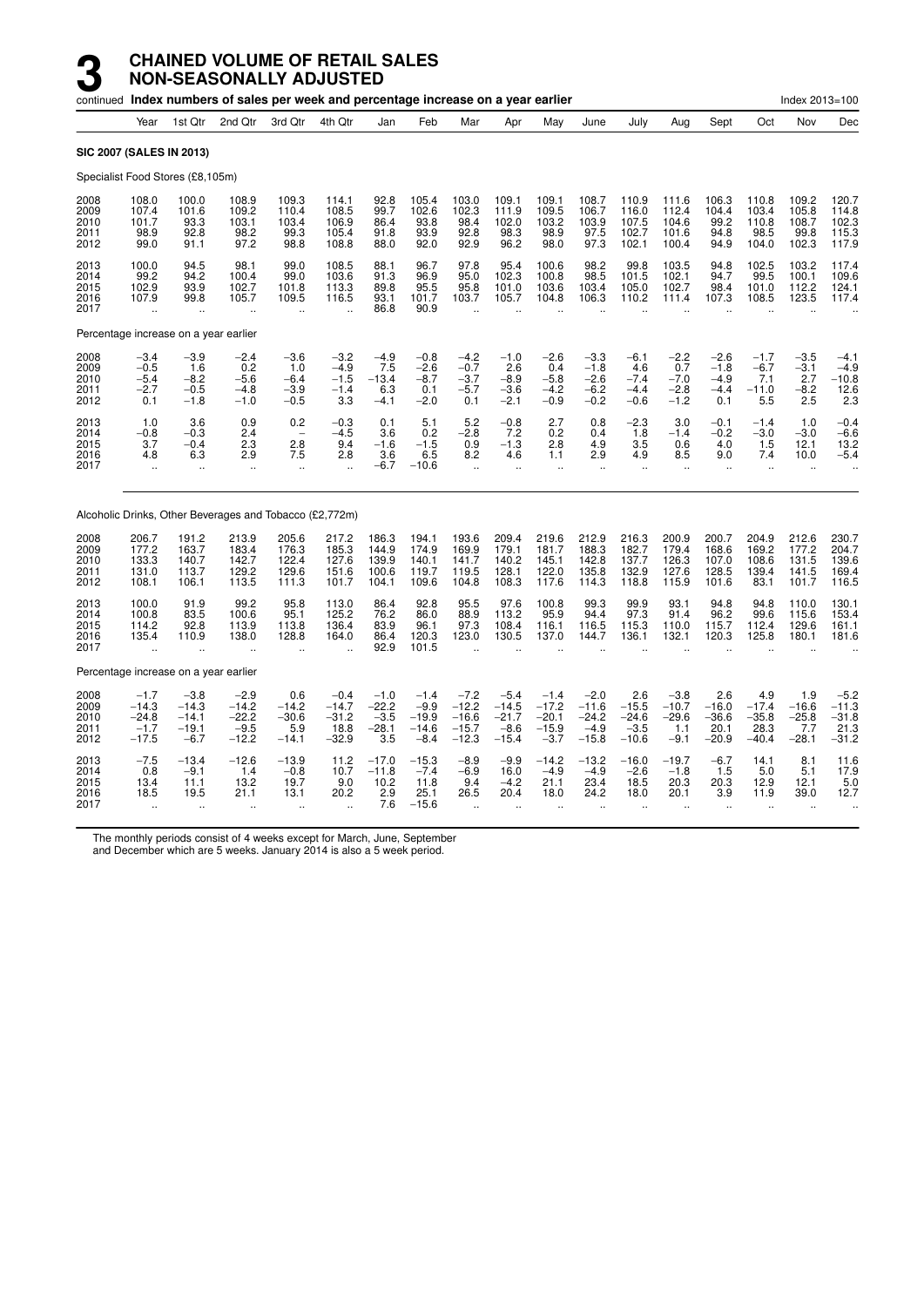# 3 CHAINED VOLUME OF RETAIL SALES NON-SEASONALLY ADJUSTED

continued **Index numbers of sales per week and percentage increase on a year earlier** Index 2013=100

| | Year | 1st Qtr | 2nd Qtr | 3rd Qtr | 4th Qtr | Jan | Feb | Mar | Apr | May | June | July | Aug | Sept | Oct | Nov | Dec |
|---|---|---|---|---|---|---|---|---|---|---|---|---|---|---|---|---|---|
| **SIC 2007 (SALES IN 2013)** | | | | | | | | | | | | | | | | | |
| Specialist Food Stores (£8,105m) | | | | | | | | | | | | | | | | | |
| 2008 | 108.0 | 100.0 | 108.9 | 109.3 | 114.1 | 92.8 | 105.4 | 103.0 | 109.1 | 109.1 | 108.7 | 110.9 | 111.6 | 106.3 | 110.8 | 109.2 | 120.7 |
| 2009 | 107.4 | 101.6 | 109.2 | 110.4 | 108.5 | 99.7 | 102.6 | 102.3 | 111.9 | 109.5 | 106.7 | 116.0 | 112.4 | 104.4 | 103.4 | 105.8 | 114.8 |
| 2010 | 101.7 | 93.3 | 103.1 | 103.4 | 106.9 | 86.4 | 93.8 | 98.4 | 102.0 | 103.2 | 103.9 | 107.5 | 104.6 | 99.2 | 110.8 | 108.7 | 102.3 |
| 2011 | 98.9 | 92.8 | 98.2 | 99.3 | 105.4 | 91.8 | 93.9 | 92.8 | 98.3 | 98.9 | 97.5 | 102.7 | 101.6 | 94.8 | 98.5 | 99.8 | 115.3 |
| 2012 | 99.0 | 91.1 | 97.2 | 98.8 | 108.8 | 88.0 | 92.0 | 92.9 | 96.2 | 98.0 | 97.3 | 102.1 | 100.4 | 94.9 | 104.0 | 102.3 | 117.9 |
| 2013 | 100.0 | 94.5 | 98.1 | 99.0 | 108.5 | 88.1 | 96.7 | 97.8 | 95.4 | 100.6 | 98.2 | 99.8 | 103.5 | 94.8 | 102.5 | 103.2 | 117.4 |
| 2014 | 99.2 | 94.2 | 100.4 | 99.0 | 103.6 | 91.3 | 96.9 | 95.0 | 102.3 | 100.8 | 98.5 | 101.5 | 102.1 | 94.7 | 99.5 | 100.1 | 109.6 |
| 2015 | 102.9 | 93.9 | 102.7 | 101.8 | 113.3 | 89.8 | 95.5 | 95.8 | 101.0 | 103.6 | 103.4 | 105.0 | 102.7 | 98.4 | 101.0 | 112.2 | 124.1 |
| 2016 | 107.9 | 99.8 | 105.7 | 109.5 | 116.5 | 93.1 | 101.7 | 103.7 | 105.7 | 104.8 | 106.3 | 110.2 | 111.4 | 107.3 | 108.5 | 123.5 | 117.4 |
| 2017 | .. | .. | .. | .. | .. | 86.8 | 90.9 | .. | .. | .. | .. | .. | .. | .. | .. | .. | .. |
| Percentage increase on a year earlier | | | | | | | | | | | | | | | | | |
| 2008 | −3.4 | −3.9 | −2.4 | −3.6 | −3.2 | −4.9 | −0.8 | −4.2 | −1.0 | −2.6 | −3.3 | −6.1 | −2.2 | −2.6 | −1.7 | −3.5 | −4.1 |
| 2009 | −0.5 | 1.6 | 0.2 | 1.0 | −4.9 | 7.5 | −2.6 | −0.7 | 2.6 | 0.4 | −1.8 | 4.6 | 0.7 | −1.8 | −6.7 | −3.1 | −4.9 |
| 2010 | −5.4 | −8.2 | −5.6 | −6.4 | −1.5 | −13.4 | −8.7 | −3.7 | −8.9 | −5.8 | −2.6 | −7.4 | −7.0 | −4.9 | 7.1 | 2.7 | −10.8 |
| 2011 | −2.7 | −0.5 | −4.8 | −3.9 | −1.4 | 6.3 | 0.1 | −5.7 | −3.6 | −4.2 | −6.2 | −4.4 | −2.8 | −4.4 | −11.0 | −8.2 | 12.6 |
| 2012 | 0.1 | −1.8 | −1.0 | −0.5 | 3.3 | −4.1 | −2.0 | 0.1 | −2.1 | −0.9 | −0.2 | −0.6 | −1.2 | 0.1 | 5.5 | 2.5 | 2.3 |
| 2013 | 1.0 | 3.6 | 0.9 | 0.2 | −0.3 | 0.1 | 5.1 | 5.2 | −0.8 | 2.7 | 0.8 | −2.3 | 3.0 | −0.1 | −1.4 | 1.0 | −0.4 |
| 2014 | −0.8 | −0.3 | 2.4 | − | −4.5 | 3.6 | 0.2 | −2.8 | 7.2 | 0.2 | 0.4 | 1.8 | −1.4 | −0.2 | −3.0 | −3.0 | −6.6 |
| 2015 | 3.7 | −0.4 | 2.3 | 2.8 | 9.4 | −1.6 | −1.5 | 0.9 | −1.3 | 2.8 | 4.9 | 3.5 | 0.6 | 4.0 | 1.5 | 12.1 | 13.2 |
| 2016 | 4.8 | 6.3 | 2.9 | 7.5 | 2.8 | 3.6 | 6.5 | 8.2 | 4.6 | 1.1 | 2.9 | 4.9 | 8.5 | 9.0 | 7.4 | 10.0 | −5.4 |
| 2017 | .. | .. | .. | .. | .. | −6.7 | −10.6 | .. | .. | .. | .. | .. | .. | .. | .. | .. | .. |
| Alcoholic Drinks, Other Beverages and Tobacco (£2,772m) | | | | | | | | | | | | | | | | | |
| 2008 | 206.7 | 191.2 | 213.9 | 205.6 | 217.2 | 186.3 | 194.1 | 193.6 | 209.4 | 219.6 | 212.9 | 216.3 | 200.9 | 200.7 | 204.9 | 212.6 | 230.7 |
| 2009 | 177.2 | 163.7 | 183.4 | 176.3 | 185.3 | 144.9 | 174.9 | 169.9 | 179.1 | 181.7 | 188.3 | 182.7 | 179.4 | 168.6 | 169.2 | 177.2 | 204.7 |
| 2010 | 133.3 | 140.7 | 142.7 | 122.4 | 127.6 | 139.9 | 140.1 | 141.7 | 140.2 | 145.1 | 142.8 | 137.7 | 126.3 | 107.0 | 108.6 | 131.5 | 139.6 |
| 2011 | 131.0 | 113.7 | 129.2 | 129.6 | 151.6 | 100.6 | 119.7 | 119.5 | 128.1 | 122.0 | 135.8 | 132.9 | 127.6 | 128.5 | 139.4 | 141.5 | 169.4 |
| 2012 | 108.1 | 106.1 | 113.5 | 111.3 | 101.7 | 104.1 | 109.6 | 104.8 | 108.3 | 117.6 | 114.3 | 118.8 | 115.9 | 101.6 | 83.1 | 101.7 | 116.5 |
| 2013 | 100.0 | 91.9 | 99.2 | 95.8 | 113.0 | 86.4 | 92.8 | 95.5 | 97.6 | 100.8 | 99.3 | 99.9 | 93.1 | 94.8 | 94.8 | 110.0 | 130.1 |
| 2014 | 100.8 | 83.5 | 100.6 | 95.1 | 125.2 | 76.2 | 86.0 | 88.9 | 113.2 | 95.9 | 94.4 | 97.3 | 91.4 | 96.2 | 99.6 | 115.6 | 153.4 |
| 2015 | 114.2 | 92.8 | 113.9 | 113.8 | 136.4 | 83.9 | 96.1 | 97.3 | 108.4 | 116.1 | 116.5 | 115.3 | 110.0 | 115.7 | 112.4 | 129.6 | 161.1 |
| 2016 | 135.4 | 110.9 | 138.0 | 128.8 | 164.0 | 86.4 | 120.3 | 123.0 | 130.5 | 137.0 | 144.7 | 136.1 | 132.1 | 120.3 | 125.8 | 180.1 | 181.6 |
| 2017 | .. | .. | .. | .. | .. | 92.9 | 101.5 | .. | .. | .. | .. | .. | .. | .. | .. | .. | .. |
| Percentage increase on a year earlier | | | | | | | | | | | | | | | | | |
| 2008 | −1.7 | −3.8 | −2.9 | 0.6 | −0.4 | −1.0 | −1.4 | −7.2 | −5.4 | −1.4 | −2.0 | 2.6 | −3.8 | 2.6 | 4.9 | 1.9 | −5.2 |
| 2009 | −14.3 | −14.3 | −14.2 | −14.2 | −14.7 | −22.2 | −9.9 | −12.2 | −14.5 | −17.2 | −11.6 | −15.5 | −10.7 | −16.0 | −17.4 | −16.6 | −11.3 |
| 2010 | −24.8 | −14.1 | −22.2 | −30.6 | −31.2 | −3.5 | −19.9 | −16.6 | −21.7 | −20.1 | −24.2 | −24.6 | −29.6 | −36.6 | −35.8 | −25.8 | −31.8 |
| 2011 | −1.7 | −19.1 | −9.5 | 5.9 | 18.8 | −28.1 | −14.6 | −15.7 | −8.6 | −15.9 | −4.9 | −3.5 | 1.1 | 20.1 | 28.3 | 7.7 | 21.3 |
| 2012 | −17.5 | −6.7 | −12.2 | −14.1 | −32.9 | 3.5 | −8.4 | −12.3 | −15.4 | −3.7 | −15.8 | −10.6 | −9.1 | −20.9 | −40.4 | −28.1 | −31.2 |
| 2013 | −7.5 | −13.4 | −12.6 | −13.9 | 11.2 | −17.0 | −15.3 | −8.9 | −9.9 | −14.2 | −13.2 | −16.0 | −19.7 | −6.7 | 14.1 | 8.1 | 11.6 |
| 2014 | 0.8 | −9.1 | 1.4 | −0.8 | 10.7 | −11.8 | −7.4 | −6.9 | 16.0 | −4.9 | −4.9 | −2.6 | −1.8 | 1.5 | 5.0 | 5.1 | 17.9 |
| 2015 | 13.4 | 11.1 | 13.2 | 19.7 | 9.0 | 10.2 | 11.8 | 9.4 | −4.2 | 21.1 | 23.4 | 18.5 | 20.3 | 20.3 | 12.9 | 12.1 | 5.0 |
| 2016 | 18.5 | 19.5 | 21.1 | 13.1 | 20.2 | 2.9 | 25.1 | 26.5 | 20.4 | 18.0 | 24.2 | 18.0 | 20.1 | 3.9 | 11.9 | 39.0 | 12.7 |
| 2017 | .. | .. | .. | .. | .. | 7.6 | −15.6 | .. | .. | .. | .. | .. | .. | .. | .. | .. | .. |

The monthly periods consist of 4 weeks except for March, June, September and December which are 5 weeks. January 2014 is also a 5 week period.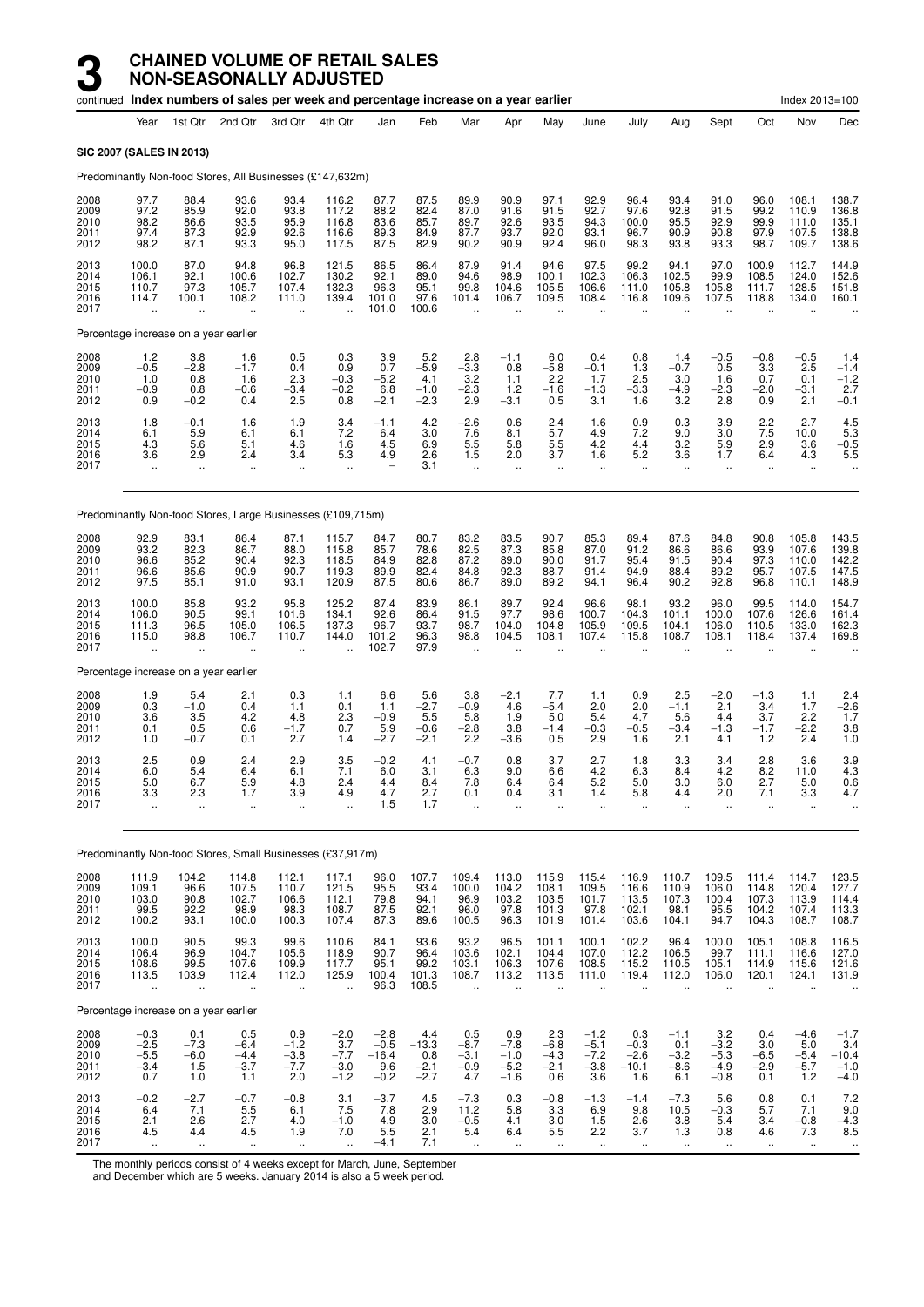# 3 CHAINED VOLUME OF RETAIL SALES NON-SEASONALLY ADJUSTED

continued **Index numbers of sales per week and percentage increase on a year earlier** Index 2013=100

| | Year | 1st Qtr | 2nd Qtr | 3rd Qtr | 4th Qtr | Jan | Feb | Mar | Apr | May | June | July | Aug | Sept | Oct | Nov | Dec |
|---|---|---|---|---|---|---|---|---|---|---|---|---|---|---|---|---|---|
| **SIC 2007 (SALES IN 2013)** | | | | | | | | | | | | | | | | | |
| Predominantly Non-food Stores, All Businesses (£147,632m) | | | | | | | | | | | | | | | | | |
| 2008 | 97.7 | 88.4 | 93.6 | 93.4 | 116.2 | 87.7 | 87.5 | 89.9 | 90.9 | 97.1 | 92.9 | 96.4 | 93.4 | 91.0 | 96.0 | 108.1 | 138.7 |
| 2009 | 97.2 | 85.9 | 92.0 | 93.8 | 117.2 | 88.2 | 82.4 | 87.0 | 91.6 | 91.5 | 92.7 | 97.6 | 92.8 | 91.5 | 99.2 | 110.9 | 136.8 |
| 2010 | 98.2 | 86.6 | 93.5 | 95.9 | 116.8 | 83.6 | 85.7 | 89.7 | 92.6 | 93.5 | 94.3 | 100.0 | 95.5 | 92.9 | 99.9 | 111.0 | 135.1 |
| 2011 | 97.4 | 87.3 | 92.9 | 92.6 | 116.6 | 89.3 | 84.9 | 87.7 | 93.7 | 92.0 | 93.1 | 96.7 | 90.9 | 90.8 | 97.9 | 107.5 | 138.8 |
| 2012 | 98.2 | 87.1 | 93.3 | 95.0 | 117.5 | 87.5 | 82.9 | 90.2 | 90.9 | 92.4 | 96.0 | 98.3 | 93.8 | 93.3 | 98.7 | 109.7 | 138.6 |
| 2013 | 100.0 | 87.0 | 94.8 | 96.8 | 121.5 | 86.5 | 86.4 | 87.9 | 91.4 | 94.6 | 97.5 | 99.2 | 94.1 | 97.0 | 100.9 | 112.7 | 144.9 |
| 2014 | 106.1 | 92.1 | 100.6 | 102.7 | 130.2 | 92.1 | 89.0 | 94.6 | 98.9 | 100.1 | 102.3 | 106.3 | 102.5 | 99.9 | 108.5 | 124.0 | 152.6 |
| 2015 | 110.7 | 97.3 | 105.7 | 107.4 | 132.3 | 96.3 | 95.1 | 99.8 | 104.6 | 105.5 | 106.6 | 111.0 | 105.8 | 105.8 | 111.7 | 128.5 | 151.8 |
| 2016 | 114.7 | 100.1 | 108.2 | 111.0 | 139.4 | 101.0 | 97.6 | 101.4 | 106.7 | 109.5 | 108.4 | 116.8 | 109.6 | 107.5 | 118.8 | 134.0 | 160.1 |
| 2017 | .. | .. | .. | .. | .. | 101.0 | 100.6 | .. | .. | .. | .. | .. | .. | .. | .. | .. | .. |
| Percentage increase on a year earlier | | | | | | | | | | | | | | | | | |
| 2008 | 1.2 | 3.8 | 1.6 | 0.5 | 0.3 | 3.9 | 5.2 | 2.8 | −1.1 | 6.0 | 0.4 | 0.8 | 1.4 | −0.5 | −0.8 | −0.5 | 1.4 |
| 2009 | −0.5 | −2.8 | −1.7 | 0.4 | 0.9 | 0.7 | −5.9 | −3.3 | 0.8 | −5.8 | −0.1 | 1.3 | −0.7 | 0.5 | 3.3 | 2.5 | −1.4 |
| 2010 | 1.0 | 0.8 | 1.6 | 2.3 | −0.3 | −5.2 | 4.1 | 3.2 | 1.1 | 2.2 | 1.7 | 2.5 | 3.0 | 1.6 | 0.7 | 0.1 | −1.2 |
| 2011 | −0.9 | 0.8 | −0.6 | −3.4 | −0.2 | 6.8 | −1.0 | −2.3 | 1.2 | −1.6 | −1.3 | −3.3 | −4.9 | −2.3 | −2.0 | −3.1 | 2.7 |
| 2012 | 0.9 | −0.2 | 0.4 | 2.5 | 0.8 | −2.1 | −2.3 | 2.9 | −3.1 | 0.5 | 3.1 | 1.6 | 3.2 | 2.8 | 0.9 | 2.1 | −0.1 |
| 2013 | 1.8 | −0.1 | 1.6 | 1.9 | 3.4 | −1.1 | 4.2 | −2.6 | 0.6 | 2.4 | 1.6 | 0.9 | 0.3 | 3.9 | 2.2 | 2.7 | 4.5 |
| 2014 | 6.1 | 5.9 | 6.1 | 6.1 | 7.2 | 6.4 | 3.0 | 7.6 | 8.1 | 5.7 | 4.9 | 7.2 | 9.0 | 3.0 | 7.5 | 10.0 | 5.3 |
| 2015 | 4.3 | 5.6 | 5.1 | 4.6 | 1.6 | 4.5 | 6.9 | 5.5 | 5.8 | 5.5 | 4.2 | 4.4 | 3.2 | 5.9 | 2.9 | 3.6 | −0.5 |
| 2016 | 3.6 | 2.9 | 2.4 | 3.4 | 5.3 | 4.9 | 2.6 | 1.5 | 2.0 | 3.7 | 1.6 | 5.2 | 3.6 | 1.7 | 6.4 | 4.3 | 5.5 |
| 2017 | .. | .. | .. | .. | .. | − | 3.1 | .. | .. | .. | .. | .. | .. | .. | .. | .. | .. |
| Predominantly Non-food Stores, Large Businesses (£109,715m) | | | | | | | | | | | | | | | | | |
| 2008 | 92.9 | 83.1 | 86.4 | 87.1 | 115.7 | 84.7 | 80.7 | 83.2 | 83.5 | 90.7 | 85.3 | 89.4 | 87.6 | 84.8 | 90.8 | 105.8 | 143.5 |
| 2009 | 93.2 | 82.3 | 86.7 | 88.0 | 115.8 | 85.7 | 78.6 | 82.5 | 87.3 | 85.8 | 87.0 | 91.2 | 86.6 | 86.6 | 93.9 | 107.6 | 139.8 |
| 2010 | 96.6 | 85.2 | 90.4 | 92.3 | 118.5 | 84.9 | 82.8 | 87.2 | 89.0 | 90.0 | 91.7 | 95.4 | 91.5 | 90.4 | 97.3 | 110.0 | 142.2 |
| 2011 | 96.6 | 85.6 | 90.9 | 90.7 | 119.3 | 89.9 | 82.4 | 84.8 | 92.3 | 88.7 | 91.4 | 94.9 | 88.4 | 89.2 | 95.7 | 107.5 | 147.5 |
| 2012 | 97.5 | 85.1 | 91.0 | 93.1 | 120.9 | 87.5 | 80.6 | 86.7 | 89.0 | 89.2 | 94.1 | 96.4 | 90.2 | 92.8 | 96.8 | 110.1 | 148.9 |
| 2013 | 100.0 | 85.8 | 93.2 | 95.8 | 125.2 | 87.4 | 83.9 | 86.1 | 89.7 | 92.4 | 96.6 | 98.1 | 93.2 | 96.0 | 99.5 | 114.0 | 154.7 |
| 2014 | 106.0 | 90.5 | 99.1 | 101.6 | 134.1 | 92.6 | 86.4 | 91.5 | 97.7 | 98.6 | 100.7 | 104.3 | 101.1 | 100.0 | 107.6 | 126.6 | 161.4 |
| 2015 | 111.3 | 96.5 | 105.0 | 106.5 | 137.3 | 96.7 | 93.7 | 98.7 | 104.0 | 104.8 | 105.9 | 109.5 | 104.1 | 106.0 | 110.5 | 133.0 | 162.3 |
| 2016 | 115.0 | 98.8 | 106.7 | 110.7 | 144.0 | 101.2 | 96.3 | 98.8 | 104.5 | 108.1 | 107.4 | 115.8 | 108.7 | 108.1 | 118.4 | 137.4 | 169.8 |
| 2017 | .. | .. | .. | .. | .. | 102.7 | 97.9 | .. | .. | .. | .. | .. | .. | .. | .. | .. | .. |
| Percentage increase on a year earlier | | | | | | | | | | | | | | | | | |
| 2008 | 1.9 | 5.4 | 2.1 | 0.3 | 1.1 | 6.6 | 5.6 | 3.8 | −2.1 | 7.7 | 1.1 | 0.9 | 2.5 | −2.0 | −1.3 | 1.1 | 2.4 |
| 2009 | 0.3 | −1.0 | 0.4 | 1.1 | 0.1 | 1.1 | −2.7 | −0.9 | 4.6 | −5.4 | 2.0 | 2.0 | −1.1 | 2.1 | 3.4 | 1.7 | −2.6 |
| 2010 | 3.6 | 3.5 | 4.2 | 4.8 | 2.3 | −0.9 | 5.5 | 5.8 | 1.9 | 5.0 | 5.4 | 4.7 | 5.6 | 4.4 | 3.7 | 2.2 | 1.7 |
| 2011 | 0.1 | 0.5 | 0.6 | −1.7 | 0.7 | 5.9 | −0.6 | −2.8 | 3.8 | −1.4 | −0.3 | −0.5 | −3.4 | −1.3 | −1.7 | −2.2 | 3.8 |
| 2012 | 1.0 | −0.7 | 0.1 | 2.7 | 1.4 | −2.7 | −2.1 | 2.2 | −3.6 | 0.5 | 2.9 | 1.6 | 2.1 | 4.1 | 1.2 | 2.4 | 1.0 |
| 2013 | 2.5 | 0.9 | 2.4 | 2.9 | 3.5 | −0.2 | 4.1 | −0.7 | 0.8 | 3.7 | 2.7 | 1.8 | 3.3 | 3.4 | 2.8 | 3.6 | 3.9 |
| 2014 | 6.0 | 5.4 | 6.4 | 6.1 | 7.1 | 6.0 | 3.1 | 6.3 | 9.0 | 6.6 | 4.2 | 6.3 | 8.4 | 4.2 | 8.2 | 11.0 | 4.3 |
| 2015 | 5.0 | 6.7 | 5.9 | 4.8 | 2.4 | 4.4 | 8.4 | 7.8 | 6.4 | 6.4 | 5.2 | 5.0 | 3.0 | 6.0 | 2.7 | 5.0 | 0.6 |
| 2016 | 3.3 | 2.3 | 1.7 | 3.9 | 4.9 | 4.7 | 2.7 | 0.1 | 0.4 | 3.1 | 1.4 | 5.8 | 4.4 | 2.0 | 7.1 | 3.3 | 4.7 |
| 2017 | .. | .. | .. | .. | .. | 1.5 | 1.7 | .. | .. | .. | .. | .. | .. | .. | .. | .. | .. |
| Predominantly Non-food Stores, Small Businesses (£37,917m) | | | | | | | | | | | | | | | | | |
| 2008 | 111.9 | 104.2 | 114.8 | 112.1 | 117.1 | 96.0 | 107.7 | 109.4 | 113.0 | 115.9 | 115.4 | 116.9 | 110.7 | 109.5 | 111.4 | 114.7 | 123.5 |
| 2009 | 109.1 | 96.6 | 107.5 | 110.7 | 121.5 | 95.5 | 93.4 | 100.0 | 104.2 | 108.1 | 109.5 | 116.6 | 110.9 | 106.0 | 114.8 | 120.4 | 127.7 |
| 2010 | 103.0 | 90.8 | 102.7 | 106.6 | 112.1 | 79.8 | 94.1 | 96.9 | 103.2 | 103.5 | 101.7 | 113.5 | 107.3 | 100.4 | 107.3 | 113.9 | 114.4 |
| 2011 | 99.5 | 92.2 | 98.9 | 98.3 | 108.7 | 87.5 | 92.1 | 96.0 | 97.8 | 101.3 | 97.8 | 102.1 | 98.1 | 95.5 | 104.2 | 107.4 | 113.3 |
| 2012 | 100.2 | 93.1 | 100.0 | 100.3 | 107.4 | 87.3 | 89.6 | 100.5 | 96.3 | 101.9 | 101.4 | 103.6 | 104.1 | 94.7 | 104.3 | 108.7 | 108.7 |
| 2013 | 100.0 | 90.5 | 99.3 | 99.6 | 110.6 | 84.1 | 93.6 | 93.2 | 96.5 | 101.1 | 100.1 | 102.2 | 96.4 | 100.0 | 105.1 | 108.8 | 116.5 |
| 2014 | 106.4 | 96.9 | 104.7 | 105.6 | 118.9 | 90.7 | 96.4 | 103.6 | 102.1 | 104.4 | 107.0 | 112.2 | 106.5 | 99.7 | 111.1 | 116.6 | 127.0 |
| 2015 | 108.6 | 99.5 | 107.6 | 109.9 | 117.7 | 95.1 | 99.2 | 103.1 | 106.3 | 107.6 | 108.5 | 115.2 | 110.5 | 105.1 | 114.9 | 115.6 | 121.6 |
| 2016 | 113.5 | 103.9 | 112.4 | 112.0 | 125.9 | 100.4 | 101.3 | 108.7 | 113.2 | 113.5 | 111.0 | 119.4 | 112.0 | 106.0 | 120.1 | 124.1 | 131.9 |
| 2017 | .. | .. | .. | .. | .. | 96.3 | 108.5 | .. | .. | .. | .. | .. | .. | .. | .. | .. | .. |
| Percentage increase on a year earlier | | | | | | | | | | | | | | | | | |
| 2008 | −0.3 | 0.1 | 0.5 | 0.9 | −2.0 | −2.8 | 4.4 | 0.5 | 0.9 | 2.3 | −1.2 | 0.3 | −1.1 | 3.2 | 0.4 | −4.6 | −1.7 |
| 2009 | −2.5 | −7.3 | −6.4 | −1.2 | 3.7 | −0.5 | −13.3 | −8.7 | −7.8 | −6.8 | −5.1 | −0.3 | 0.1 | −3.2 | 3.0 | 5.0 | 3.4 |
| 2010 | −5.5 | −6.0 | −4.4 | −3.8 | −7.7 | −16.4 | 0.8 | −3.1 | −1.0 | −4.3 | −7.2 | −2.6 | −3.2 | −5.3 | −6.5 | −5.4 | −10.4 |
| 2011 | −3.4 | 1.5 | −3.7 | −7.7 | −3.0 | 9.6 | −2.1 | −0.9 | −5.2 | −2.1 | −3.8 | −10.1 | −8.6 | −4.9 | −2.9 | −5.7 | −1.0 |
| 2012 | 0.7 | 1.0 | 1.1 | 2.0 | −1.2 | −0.2 | −2.7 | 4.7 | −1.6 | 0.6 | 3.6 | 1.6 | 6.1 | −0.8 | 0.1 | 1.2 | −4.0 |
| 2013 | −0.2 | −2.7 | −0.7 | −0.8 | 3.1 | −3.7 | 4.5 | −7.3 | 0.3 | −0.8 | −1.3 | −1.4 | −7.3 | 5.6 | 0.8 | 0.1 | 7.2 |
| 2014 | 6.4 | 7.1 | 5.5 | 6.1 | 7.5 | 7.8 | 2.9 | 11.2 | 5.8 | 3.3 | 6.9 | 9.8 | 10.5 | −0.3 | 5.7 | 7.1 | 9.0 |
| 2015 | 2.1 | 2.6 | 2.7 | 4.0 | −1.0 | 4.9 | 3.0 | −0.5 | 4.1 | 3.0 | 1.5 | 2.6 | 3.8 | 5.4 | 3.4 | −0.8 | −4.3 |
| 2016 | 4.5 | 4.4 | 4.5 | 1.9 | 7.0 | 5.5 | 2.1 | 5.4 | 6.4 | 5.5 | 2.2 | 3.7 | 1.3 | 0.8 | 4.6 | 7.3 | 8.5 |
| 2017 | .. | .. | .. | .. | .. | −4.1 | 7.1 | .. | .. | .. | .. | .. | .. | .. | .. | .. | .. |

The monthly periods consist of 4 weeks except for March, June, September and December which are 5 weeks. January 2014 is also a 5 week period.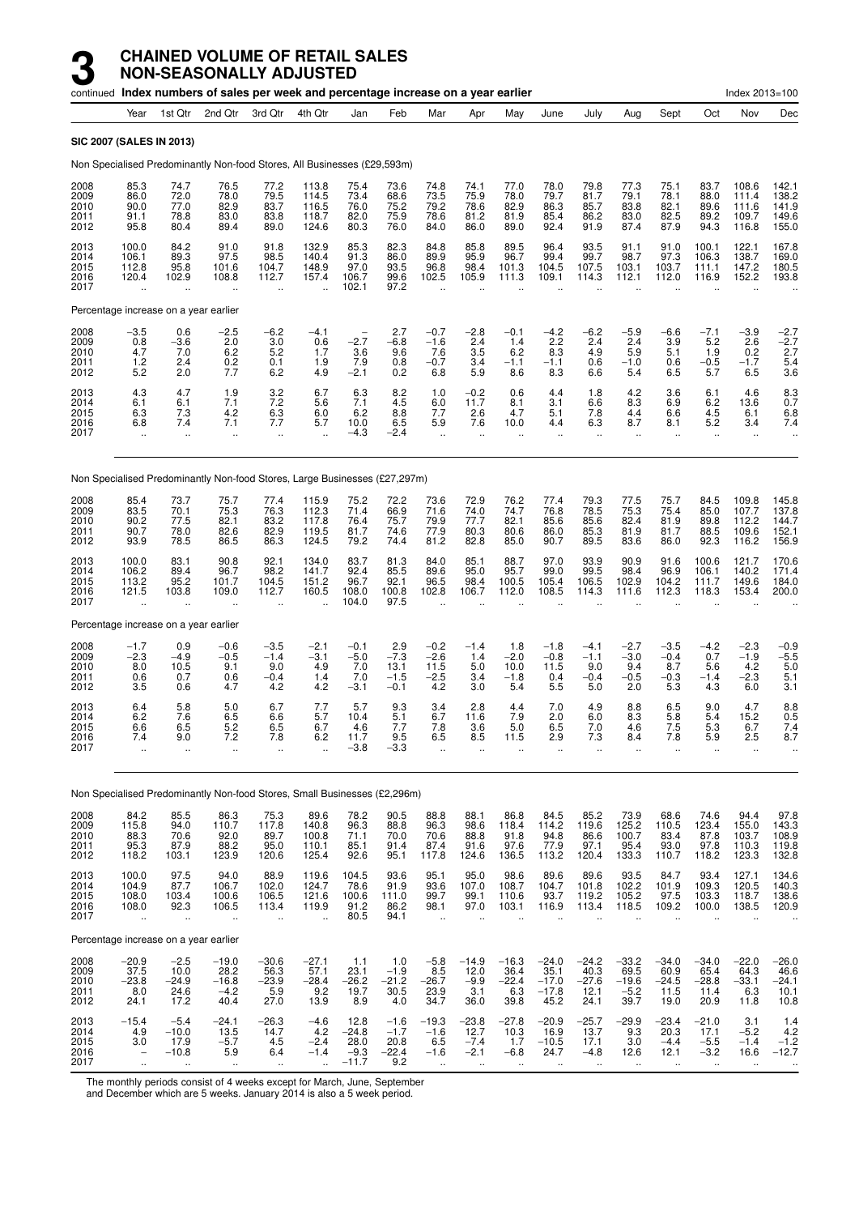# 3 CHAINED VOLUME OF RETAIL SALES NON-SEASONALLY ADJUSTED

continued **Index numbers of sales per week and percentage increase on a year earlier** Index 2013=100

| Year | 1st Qtr | 2nd Qtr | 3rd Qtr | 4th Qtr | Jan | Feb | Mar | Apr | May | June | July | Aug | Sept | Oct | Nov | Dec |
|---|---|---|---|---|---|---|---|---|---|---|---|---|---|---|---|---|

**SIC 2007 (SALES IN 2013)**

Non Specialised Predominantly Non-food Stores, All Businesses (£29,593m)

| | Year | 1st Qtr | 2nd Qtr | 3rd Qtr | 4th Qtr | Jan | Feb | Mar | Apr | May | June | July | Aug | Sept | Oct | Nov | Dec |
|---|---|---|---|---|---|---|---|---|---|---|---|---|---|---|---|---|---|
| 2008 | 85.3 | 74.7 | 76.5 | 77.2 | 113.8 | 75.4 | 73.6 | 74.8 | 74.1 | 77.0 | 78.0 | 79.8 | 77.3 | 75.1 | 83.7 | 108.6 | 142.1 |
| 2009 | 86.0 | 72.0 | 78.0 | 79.5 | 114.5 | 73.4 | 68.6 | 73.5 | 75.9 | 78.0 | 79.7 | 81.7 | 79.1 | 78.1 | 88.0 | 111.4 | 138.2 |
| 2010 | 90.0 | 77.0 | 82.9 | 83.7 | 116.5 | 76.0 | 75.2 | 79.2 | 78.6 | 82.9 | 86.3 | 85.7 | 83.8 | 82.1 | 89.6 | 111.6 | 141.9 |
| 2011 | 91.1 | 78.8 | 83.0 | 83.8 | 118.7 | 82.0 | 75.9 | 78.6 | 81.2 | 81.9 | 85.4 | 86.2 | 83.0 | 82.5 | 89.2 | 109.7 | 149.6 |
| 2012 | 95.8 | 80.4 | 89.4 | 89.0 | 124.6 | 80.3 | 76.0 | 84.0 | 86.0 | 89.0 | 92.4 | 91.9 | 87.4 | 87.9 | 94.3 | 116.8 | 155.0 |
| 2013 | 100.0 | 84.2 | 91.0 | 91.8 | 132.9 | 85.3 | 82.3 | 84.8 | 85.8 | 89.5 | 96.4 | 93.5 | 91.1 | 91.0 | 100.1 | 122.1 | 167.8 |
| 2014 | 106.1 | 89.3 | 97.5 | 98.5 | 140.4 | 91.3 | 86.0 | 89.9 | 95.9 | 96.7 | 99.4 | 99.7 | 98.7 | 97.3 | 106.3 | 138.7 | 169.0 |
| 2015 | 112.8 | 95.8 | 101.6 | 104.7 | 148.9 | 97.0 | 93.5 | 96.8 | 98.4 | 101.3 | 104.5 | 107.5 | 103.1 | 103.7 | 111.1 | 147.2 | 180.5 |
| 2016 | 120.4 | 102.9 | 108.8 | 112.7 | 157.4 | 106.7 | 99.6 | 102.5 | 105.9 | 111.3 | 109.1 | 114.3 | 112.1 | 112.0 | 116.9 | 152.2 | 193.8 |
| 2017 | .. | .. | .. | .. | .. | 102.1 | 97.2 | .. | .. | .. | .. | .. | .. | .. | .. | .. | .. |

Percentage increase on a year earlier

| | Year | 1st Qtr | 2nd Qtr | 3rd Qtr | 4th Qtr | Jan | Feb | Mar | Apr | May | June | July | Aug | Sept | Oct | Nov | Dec |
|---|---|---|---|---|---|---|---|---|---|---|---|---|---|---|---|---|---|
| 2008 | −3.5 | 0.6 | −2.5 | −6.2 | −4.1 | – | 2.7 | −0.7 | −2.8 | −0.1 | −4.2 | −6.2 | −5.9 | −6.6 | −7.1 | −3.9 | −2.7 |
| 2009 | 0.8 | −3.6 | 2.0 | 3.0 | 0.6 | −2.7 | −6.8 | −1.6 | 2.4 | 1.4 | 2.2 | 2.4 | 2.4 | 3.9 | 5.2 | 2.6 | −2.7 |
| 2010 | 4.7 | 7.0 | 6.2 | 5.2 | 1.7 | 3.6 | 9.6 | 7.6 | 3.5 | 6.2 | 8.3 | 4.9 | 5.9 | 5.1 | 1.9 | 0.2 | 2.7 |
| 2011 | 1.2 | 2.4 | 0.2 | 0.1 | 1.9 | 7.9 | 0.8 | −0.7 | 3.4 | −1.1 | −1.1 | 0.6 | −1.0 | 0.6 | −0.5 | −1.7 | 5.4 |
| 2012 | 5.2 | 2.0 | 7.7 | 6.2 | 4.9 | −2.1 | 0.2 | 6.8 | 5.9 | 8.6 | 8.3 | 6.6 | 5.4 | 6.5 | 5.7 | 6.5 | 3.6 |
| 2013 | 4.3 | 4.7 | 1.9 | 3.2 | 6.7 | 6.3 | 8.2 | 1.0 | −0.2 | 0.6 | 4.4 | 1.8 | 4.2 | 3.6 | 6.1 | 4.6 | 8.3 |
| 2014 | 6.1 | 6.1 | 7.1 | 7.2 | 5.6 | 7.1 | 4.5 | 6.0 | 11.7 | 8.1 | 3.1 | 6.6 | 8.3 | 6.9 | 6.2 | 13.6 | 0.7 |
| 2015 | 6.3 | 7.3 | 4.2 | 6.3 | 6.0 | 6.2 | 8.8 | 7.7 | 2.6 | 4.7 | 5.1 | 7.8 | 4.4 | 6.6 | 4.5 | 6.1 | 6.8 |
| 2016 | 6.8 | 7.4 | 7.1 | 7.7 | 5.7 | 10.0 | 6.5 | 5.9 | 7.6 | 10.0 | 4.4 | 6.3 | 8.7 | 8.1 | 5.2 | 3.4 | 7.4 |
| 2017 | .. | .. | .. | .. | .. | −4.3 | −2.4 | .. | .. | .. | .. | .. | .. | .. | .. | .. | .. |

Non Specialised Predominantly Non-food Stores, Large Businesses (£27,297m)

| | Year | 1st Qtr | 2nd Qtr | 3rd Qtr | 4th Qtr | Jan | Feb | Mar | Apr | May | June | July | Aug | Sept | Oct | Nov | Dec |
|---|---|---|---|---|---|---|---|---|---|---|---|---|---|---|---|---|---|
| 2008 | 85.4 | 73.7 | 75.7 | 77.4 | 115.9 | 75.2 | 72.2 | 73.6 | 72.9 | 76.2 | 77.4 | 79.3 | 77.5 | 75.7 | 84.5 | 109.8 | 145.8 |
| 2009 | 83.5 | 70.1 | 75.3 | 76.3 | 112.3 | 71.4 | 66.9 | 71.6 | 74.0 | 74.7 | 76.8 | 78.5 | 75.3 | 75.4 | 85.0 | 107.7 | 137.8 |
| 2010 | 90.2 | 77.5 | 82.1 | 83.2 | 117.8 | 76.4 | 75.7 | 79.9 | 77.7 | 82.1 | 85.6 | 85.6 | 82.4 | 81.9 | 89.8 | 112.2 | 144.7 |
| 2011 | 90.7 | 78.0 | 82.6 | 82.9 | 119.5 | 81.7 | 74.6 | 77.9 | 80.3 | 80.6 | 86.0 | 85.3 | 81.9 | 81.7 | 88.5 | 109.6 | 152.1 |
| 2012 | 93.9 | 78.5 | 86.5 | 86.3 | 124.5 | 79.2 | 74.4 | 81.2 | 82.8 | 85.0 | 90.7 | 89.5 | 83.6 | 86.0 | 92.3 | 116.2 | 156.9 |
| 2013 | 100.0 | 83.1 | 90.8 | 92.1 | 134.0 | 83.7 | 81.3 | 84.0 | 85.1 | 88.7 | 97.0 | 93.9 | 90.9 | 91.6 | 100.6 | 121.7 | 170.6 |
| 2014 | 106.2 | 89.4 | 96.7 | 98.2 | 141.7 | 92.4 | 85.5 | 89.6 | 95.0 | 95.7 | 99.0 | 99.5 | 98.4 | 96.9 | 106.1 | 140.2 | 171.4 |
| 2015 | 113.2 | 95.2 | 101.7 | 104.5 | 151.2 | 96.7 | 92.1 | 96.5 | 98.4 | 100.5 | 105.4 | 106.5 | 102.9 | 104.2 | 111.7 | 149.6 | 184.0 |
| 2016 | 121.5 | 103.8 | 109.0 | 112.7 | 160.5 | 108.0 | 100.8 | 102.8 | 106.7 | 112.0 | 108.5 | 114.3 | 111.6 | 112.3 | 118.3 | 153.4 | 200.0 |
| 2017 | .. | .. | .. | .. | .. | 104.0 | 97.5 | .. | .. | .. | .. | .. | .. | .. | .. | .. | .. |

Percentage increase on a year earlier

| | Year | 1st Qtr | 2nd Qtr | 3rd Qtr | 4th Qtr | Jan | Feb | Mar | Apr | May | June | July | Aug | Sept | Oct | Nov | Dec |
|---|---|---|---|---|---|---|---|---|---|---|---|---|---|---|---|---|---|
| 2008 | −1.7 | 0.9 | −0.6 | −3.5 | −2.1 | −0.1 | 2.9 | −0.2 | −1.4 | 1.8 | −1.8 | −4.1 | −2.7 | −3.5 | −4.2 | −2.3 | −0.9 |
| 2009 | −2.3 | −4.9 | −0.5 | −1.4 | −3.1 | −5.0 | −7.3 | −2.6 | 1.4 | −2.0 | −0.8 | −1.1 | −3.0 | −0.4 | 0.7 | −1.9 | −5.5 |
| 2010 | 8.0 | 10.5 | 9.1 | 9.0 | 4.9 | 7.0 | 13.1 | 11.5 | 5.0 | 10.0 | 11.5 | 9.0 | 9.4 | 8.7 | 5.6 | 4.2 | 5.0 |
| 2011 | 0.6 | 0.7 | 0.6 | −0.4 | 1.4 | 7.0 | −1.5 | −2.5 | 3.4 | −1.8 | 0.4 | −0.4 | −0.5 | −0.3 | −1.4 | −2.3 | 5.1 |
| 2012 | 3.5 | 0.6 | 4.7 | 4.2 | 4.2 | −3.1 | −0.1 | 4.2 | 3.0 | 5.4 | 5.5 | 5.0 | 2.0 | 5.3 | 4.3 | 6.0 | 3.1 |
| 2013 | 6.4 | 5.8 | 5.0 | 6.7 | 7.7 | 5.7 | 9.3 | 3.4 | 2.8 | 4.4 | 7.0 | 4.9 | 8.8 | 6.5 | 9.0 | 4.7 | 8.8 |
| 2014 | 6.2 | 7.6 | 6.5 | 6.6 | 5.7 | 10.4 | 5.1 | 6.7 | 11.6 | 7.9 | 2.0 | 6.0 | 8.3 | 5.8 | 5.4 | 15.2 | 0.5 |
| 2015 | 6.6 | 6.5 | 5.2 | 6.5 | 6.7 | 4.6 | 7.7 | 7.8 | 3.6 | 5.0 | 6.5 | 7.0 | 4.6 | 7.5 | 5.3 | 6.7 | 7.4 |
| 2016 | 7.4 | 9.0 | 7.2 | 7.8 | 6.2 | 11.7 | 9.5 | 6.5 | 8.5 | 11.5 | 2.9 | 7.3 | 8.4 | 7.8 | 5.9 | 2.5 | 8.7 |
| 2017 | .. | .. | .. | .. | .. | −3.8 | −3.3 | .. | .. | .. | .. | .. | .. | .. | .. | .. | .. |

Non Specialised Predominantly Non-food Stores, Small Businesses (£2,296m)

| | Year | 1st Qtr | 2nd Qtr | 3rd Qtr | 4th Qtr | Jan | Feb | Mar | Apr | May | June | July | Aug | Sept | Oct | Nov | Dec |
|---|---|---|---|---|---|---|---|---|---|---|---|---|---|---|---|---|---|
| 2008 | 84.2 | 85.5 | 86.3 | 75.3 | 89.6 | 78.2 | 90.5 | 88.8 | 88.1 | 86.8 | 84.5 | 85.2 | 73.9 | 68.6 | 74.6 | 94.4 | 97.8 |
| 2009 | 115.8 | 94.0 | 110.7 | 117.8 | 140.8 | 96.3 | 88.8 | 96.3 | 98.6 | 118.4 | 114.2 | 119.6 | 125.2 | 110.5 | 123.4 | 155.0 | 143.3 |
| 2010 | 88.3 | 70.6 | 92.0 | 89.7 | 100.8 | 71.1 | 70.0 | 70.6 | 88.8 | 91.8 | 94.8 | 86.6 | 100.7 | 83.4 | 87.8 | 103.7 | 108.9 |
| 2011 | 95.3 | 87.9 | 88.2 | 95.0 | 110.1 | 85.1 | 91.4 | 87.4 | 91.6 | 97.6 | 77.9 | 97.1 | 95.4 | 93.0 | 97.8 | 110.3 | 119.8 |
| 2012 | 118.2 | 103.1 | 123.9 | 120.6 | 125.4 | 92.6 | 95.1 | 117.8 | 124.6 | 136.5 | 113.2 | 120.4 | 133.3 | 110.7 | 118.2 | 123.3 | 132.8 |
| 2013 | 100.0 | 97.5 | 94.0 | 88.9 | 119.6 | 104.5 | 93.6 | 95.1 | 95.0 | 98.6 | 89.6 | 89.6 | 93.5 | 84.7 | 93.4 | 127.1 | 134.6 |
| 2014 | 104.9 | 87.7 | 106.7 | 102.0 | 124.7 | 78.6 | 91.9 | 93.6 | 107.0 | 108.7 | 104.7 | 101.8 | 102.2 | 101.9 | 109.3 | 120.5 | 140.3 |
| 2015 | 108.0 | 103.4 | 100.6 | 106.5 | 121.6 | 100.6 | 111.0 | 99.7 | 99.1 | 110.6 | 93.7 | 119.2 | 105.2 | 97.5 | 103.3 | 118.7 | 138.6 |
| 2016 | 108.0 | 92.3 | 106.5 | 113.4 | 119.9 | 91.2 | 86.2 | 98.1 | 97.0 | 103.1 | 116.9 | 113.4 | 118.5 | 109.2 | 100.0 | 138.5 | 120.9 |
| 2017 | .. | .. | .. | .. | .. | 80.5 | 94.1 | .. | .. | .. | .. | .. | .. | .. | .. | .. | .. |

Percentage increase on a year earlier

| | Year | 1st Qtr | 2nd Qtr | 3rd Qtr | 4th Qtr | Jan | Feb | Mar | Apr | May | June | July | Aug | Sept | Oct | Nov | Dec |
|---|---|---|---|---|---|---|---|---|---|---|---|---|---|---|---|---|---|
| 2008 | −20.9 | −2.5 | −19.0 | −30.6 | −27.1 | 1.1 | 1.0 | −5.8 | −14.9 | −16.3 | −24.0 | −24.2 | −33.2 | −34.0 | −34.0 | −22.0 | −26.0 |
| 2009 | 37.5 | 10.0 | 28.2 | 56.3 | 57.1 | 23.1 | −1.9 | 8.5 | 12.0 | 36.4 | 35.1 | 40.3 | 69.5 | 60.9 | 65.4 | 64.3 | 46.6 |
| 2010 | −23.8 | −24.9 | −16.8 | −23.9 | −28.4 | −26.2 | −21.2 | −26.7 | −9.9 | −22.4 | −17.0 | −27.6 | −19.6 | −24.5 | −28.8 | −33.1 | −24.1 |
| 2011 | 8.0 | 24.6 | −4.2 | 5.9 | 9.2 | 19.7 | 30.5 | 23.9 | 3.1 | 6.3 | −17.8 | 12.1 | −5.2 | 11.5 | 11.4 | 6.3 | 10.1 |
| 2012 | 24.1 | 17.2 | 40.4 | 27.0 | 13.9 | 8.9 | 4.0 | 34.7 | 36.0 | 39.8 | 45.2 | 24.1 | 39.7 | 19.0 | 20.9 | 11.8 | 10.8 |
| 2013 | −15.4 | −5.4 | −24.1 | −26.3 | −4.6 | 12.8 | −1.6 | −19.3 | −23.8 | −27.8 | −20.9 | −25.7 | −29.9 | −23.4 | −21.0 | 3.1 | 1.4 |
| 2014 | 4.9 | −10.0 | 13.5 | 14.7 | 4.2 | −24.8 | −1.7 | −1.6 | 12.7 | 10.3 | 16.9 | 13.7 | 9.3 | 20.3 | 17.1 | −5.2 | 4.2 |
| 2015 | 3.0 | 17.9 | −5.7 | 4.5 | −2.4 | 28.0 | 20.8 | 6.5 | −7.4 | 1.7 | −10.5 | 17.1 | 3.0 | −4.4 | −5.5 | −1.4 | −1.2 |
| 2016 | – | −10.8 | 5.9 | 6.4 | −1.4 | −9.3 | −22.4 | −1.6 | −2.1 | −6.8 | 24.7 | −4.8 | 12.6 | 12.1 | −3.2 | 16.6 | −12.7 |
| 2017 | .. | .. | .. | .. | .. | −11.7 | 9.2 | .. | .. | .. | .. | .. | .. | .. | .. | .. | .. |

The monthly periods consist of 4 weeks except for March, June, September and December which are 5 weeks. January 2014 is also a 5 week period.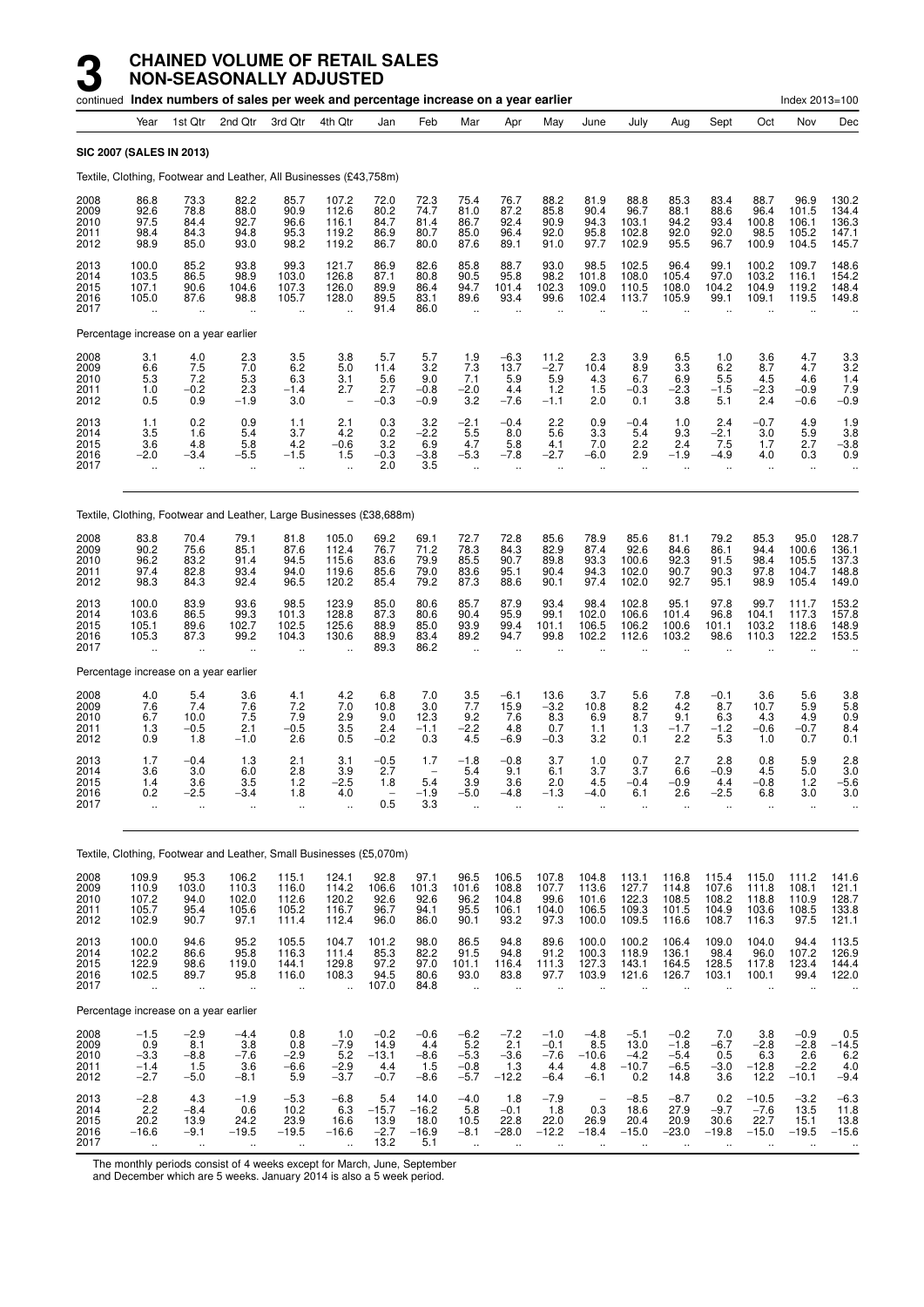# 3 CHAINED VOLUME OF RETAIL SALES NON-SEASONALLY ADJUSTED

continued **Index numbers of sales per week and percentage increase on a year earlier** Index 2013=100

| | Year | 1st Qtr | 2nd Qtr | 3rd Qtr | 4th Qtr | Jan | Feb | Mar | Apr | May | June | July | Aug | Sept | Oct | Nov | Dec |
|---|---|---|---|---|---|---|---|---|---|---|---|---|---|---|---|---|---|
| **SIC 2007 (SALES IN 2013)** | | | | | | | | | | | | | | | | | |
| Textile, Clothing, Footwear and Leather, All Businesses (£43,758m) | | | | | | | | | | | | | | | | | |
| 2008 | 86.8 | 73.3 | 82.2 | 85.7 | 107.2 | 72.0 | 72.3 | 75.4 | 76.7 | 88.2 | 81.9 | 88.8 | 85.3 | 83.4 | 88.7 | 96.9 | 130.2 |
| 2009 | 92.6 | 78.8 | 88.0 | 90.9 | 112.6 | 80.2 | 74.7 | 81.0 | 87.2 | 85.8 | 90.4 | 96.7 | 88.1 | 88.6 | 96.4 | 101.5 | 134.4 |
| 2010 | 97.5 | 84.4 | 92.7 | 96.6 | 116.1 | 84.7 | 81.4 | 86.7 | 92.4 | 90.9 | 94.3 | 103.1 | 94.2 | 93.4 | 100.8 | 106.1 | 136.3 |
| 2011 | 98.4 | 84.3 | 94.8 | 95.3 | 119.2 | 86.9 | 80.7 | 85.0 | 96.4 | 92.0 | 95.8 | 102.8 | 92.0 | 92.0 | 98.5 | 105.2 | 147.1 |
| 2012 | 98.9 | 85.0 | 93.0 | 98.2 | 119.2 | 86.7 | 80.0 | 87.6 | 89.1 | 91.0 | 97.7 | 102.9 | 95.5 | 96.7 | 100.9 | 104.5 | 145.7 |
| 2013 | 100.0 | 85.2 | 93.8 | 99.3 | 121.7 | 86.9 | 82.6 | 85.8 | 88.7 | 93.0 | 98.5 | 102.5 | 96.4 | 99.1 | 100.2 | 109.7 | 148.6 |
| 2014 | 103.5 | 86.5 | 98.9 | 103.0 | 126.8 | 87.1 | 80.8 | 90.5 | 95.8 | 98.2 | 101.8 | 108.0 | 105.4 | 97.0 | 103.2 | 116.1 | 154.2 |
| 2015 | 107.1 | 90.6 | 104.6 | 107.3 | 126.0 | 89.9 | 86.4 | 94.7 | 101.4 | 102.3 | 109.0 | 110.5 | 108.0 | 104.2 | 104.9 | 119.2 | 148.4 |
| 2016 | 105.0 | 87.6 | 98.8 | 105.7 | 128.0 | 89.5 | 83.1 | 89.6 | 93.4 | 99.6 | 102.4 | 113.7 | 105.9 | 99.1 | 109.1 | 119.5 | 149.8 |
| 2017 | .. | .. | .. | .. | .. | 91.4 | 86.0 | .. | .. | .. | .. | .. | .. | .. | .. | .. | .. |
| Percentage increase on a year earlier | | | | | | | | | | | | | | | | | |
| 2008 | 3.1 | 4.0 | 2.3 | 3.5 | 3.8 | 5.7 | 5.7 | 1.9 | −6.3 | 11.2 | 2.3 | 3.9 | 6.5 | 1.0 | 3.6 | 4.7 | 3.3 |
| 2009 | 6.6 | 7.5 | 7.0 | 6.2 | 5.0 | 11.4 | 3.2 | 7.3 | 13.7 | −2.7 | 10.4 | 8.9 | 3.3 | 6.2 | 8.7 | 4.7 | 3.2 |
| 2010 | 5.3 | 7.2 | 5.3 | 6.3 | 3.1 | 5.6 | 9.0 | 7.1 | 5.9 | 5.9 | 4.3 | 6.7 | 6.9 | 5.5 | 4.5 | 4.6 | 1.4 |
| 2011 | 1.0 | −0.2 | 2.3 | −1.4 | 2.7 | 2.7 | −0.8 | −2.0 | 4.4 | 1.2 | 1.5 | −0.3 | −2.3 | −1.5 | −2.3 | −0.9 | 7.9 |
| 2012 | 0.5 | 0.9 | −1.9 | 3.0 | − | −0.3 | −0.9 | 3.2 | −7.6 | −1.1 | 2.0 | 0.1 | 3.8 | 5.1 | 2.4 | −0.6 | −0.9 |
| 2013 | 1.1 | 0.2 | 0.9 | 1.1 | 2.1 | 0.3 | 3.2 | −2.1 | −0.4 | 2.2 | 0.9 | −0.4 | 1.0 | 2.4 | −0.7 | 4.9 | 1.9 |
| 2014 | 3.5 | 1.6 | 5.4 | 3.7 | 4.2 | 0.2 | −2.2 | 5.5 | 8.0 | 5.6 | 3.3 | 5.4 | 9.3 | −2.1 | 3.0 | 5.9 | 3.8 |
| 2015 | 3.6 | 4.8 | 5.8 | 4.2 | −0.6 | 3.2 | 6.9 | 4.7 | 5.8 | 4.1 | 7.0 | 2.2 | 2.4 | 7.5 | 1.7 | 2.7 | −3.8 |
| 2016 | −2.0 | −3.4 | −5.5 | −1.5 | 1.5 | −0.3 | −3.8 | −5.3 | −7.8 | −2.7 | −6.0 | 2.9 | −1.9 | −4.9 | 4.0 | 0.3 | 0.9 |
| 2017 | .. | .. | .. | .. | .. | 2.0 | 3.5 | .. | .. | .. | .. | .. | .. | .. | .. | .. | .. |
| Textile, Clothing, Footwear and Leather, Large Businesses (£38,688m) | | | | | | | | | | | | | | | | | |
| 2008 | 83.8 | 70.4 | 79.1 | 81.8 | 105.0 | 69.2 | 69.1 | 72.7 | 72.8 | 85.6 | 78.9 | 85.6 | 81.1 | 79.2 | 85.3 | 95.0 | 128.7 |
| 2009 | 90.2 | 75.6 | 85.1 | 87.6 | 112.4 | 76.7 | 71.2 | 78.3 | 84.3 | 82.9 | 87.4 | 92.6 | 84.6 | 86.1 | 94.4 | 100.6 | 136.1 |
| 2010 | 96.2 | 83.2 | 91.4 | 94.5 | 115.6 | 83.6 | 79.9 | 85.5 | 90.7 | 89.8 | 93.3 | 100.6 | 92.3 | 91.5 | 98.4 | 105.5 | 137.3 |
| 2011 | 97.4 | 82.8 | 93.4 | 94.0 | 119.6 | 85.6 | 79.0 | 83.6 | 95.1 | 90.4 | 94.3 | 102.0 | 90.7 | 90.3 | 97.8 | 104.7 | 148.8 |
| 2012 | 98.3 | 84.3 | 92.4 | 96.5 | 120.2 | 85.4 | 79.2 | 87.3 | 88.6 | 90.1 | 97.4 | 102.0 | 92.7 | 95.1 | 98.9 | 105.4 | 149.0 |
| 2013 | 100.0 | 83.9 | 93.6 | 98.5 | 123.9 | 85.0 | 80.6 | 85.7 | 87.9 | 93.4 | 98.4 | 102.8 | 95.1 | 97.8 | 99.7 | 111.7 | 153.2 |
| 2014 | 103.6 | 86.5 | 99.3 | 101.3 | 128.8 | 87.3 | 80.6 | 90.4 | 95.9 | 99.1 | 102.0 | 106.6 | 101.4 | 96.8 | 104.1 | 117.3 | 157.8 |
| 2015 | 105.1 | 89.6 | 102.7 | 102.5 | 125.6 | 88.9 | 85.0 | 93.9 | 99.4 | 101.1 | 106.5 | 106.2 | 100.6 | 101.1 | 103.2 | 118.6 | 148.9 |
| 2016 | 105.3 | 87.3 | 99.2 | 104.3 | 130.6 | 88.9 | 83.4 | 89.2 | 94.7 | 99.8 | 102.2 | 112.6 | 103.2 | 98.6 | 110.3 | 122.2 | 153.5 |
| 2017 | .. | .. | .. | .. | .. | 89.3 | 86.2 | .. | .. | .. | .. | .. | .. | .. | .. | .. | .. |
| Percentage increase on a year earlier | | | | | | | | | | | | | | | | | |
| 2008 | 4.0 | 5.4 | 3.6 | 4.1 | 4.2 | 6.8 | 7.0 | 3.5 | −6.1 | 13.6 | 3.7 | 5.6 | 7.8 | −0.1 | 3.6 | 5.6 | 3.8 |
| 2009 | 7.6 | 7.4 | 7.6 | 7.2 | 7.0 | 10.8 | 3.0 | 7.7 | 15.9 | −3.2 | 10.8 | 8.2 | 4.2 | 8.7 | 10.7 | 5.9 | 5.8 |
| 2010 | 6.7 | 10.0 | 7.5 | 7.9 | 2.9 | 9.0 | 12.3 | 9.2 | 7.6 | 8.3 | 6.9 | 8.7 | 9.1 | 6.3 | 4.3 | 4.9 | 0.9 |
| 2011 | 1.3 | −0.5 | 2.1 | −0.5 | 3.5 | 2.4 | −1.1 | −2.2 | 4.8 | 0.7 | 1.1 | 1.3 | −1.7 | −1.2 | −0.6 | −0.7 | 8.4 |
| 2012 | 0.9 | 1.8 | −1.0 | 2.6 | 0.5 | −0.2 | 0.3 | 4.5 | −6.9 | −0.3 | 3.2 | 0.1 | 2.2 | 5.3 | 1.0 | 0.7 | 0.1 |
| 2013 | 1.7 | −0.4 | 1.3 | 2.1 | 3.1 | −0.5 | 1.7 | −1.8 | −0.8 | 3.7 | 1.0 | 0.7 | 2.7 | 2.8 | 0.8 | 5.9 | 2.8 |
| 2014 | 3.6 | 3.0 | 6.0 | 2.8 | 3.9 | 2.7 | − | 5.4 | 9.1 | 6.1 | 3.7 | 3.7 | 6.6 | −0.9 | 4.5 | 5.0 | 3.0 |
| 2015 | 1.4 | 3.6 | 3.5 | 1.2 | −2.5 | 1.8 | 5.4 | 3.9 | 3.6 | 2.0 | 4.5 | −0.4 | −0.9 | 4.4 | −0.8 | 1.2 | −5.6 |
| 2016 | 0.2 | −2.5 | −3.4 | 1.8 | 4.0 | − | −1.9 | −5.0 | −4.8 | −1.3 | −4.0 | 6.1 | 2.6 | −2.5 | 6.8 | 3.0 | 3.0 |
| 2017 | .. | .. | .. | .. | .. | 0.5 | 3.3 | .. | .. | .. | .. | .. | .. | .. | .. | .. | .. |
| Textile, Clothing, Footwear and Leather, Small Businesses (£5,070m) | | | | | | | | | | | | | | | | | |
| 2008 | 109.9 | 95.3 | 106.2 | 115.1 | 124.1 | 92.8 | 97.1 | 96.5 | 106.5 | 107.8 | 104.8 | 113.1 | 116.8 | 115.4 | 115.0 | 111.2 | 141.6 |
| 2009 | 110.9 | 103.0 | 110.3 | 116.0 | 114.2 | 106.6 | 101.3 | 101.6 | 108.8 | 107.7 | 113.6 | 127.7 | 114.8 | 107.6 | 111.8 | 108.1 | 121.1 |
| 2010 | 107.2 | 94.0 | 102.0 | 112.6 | 120.2 | 92.6 | 92.6 | 96.2 | 104.8 | 99.6 | 101.6 | 122.3 | 108.5 | 108.2 | 118.8 | 110.9 | 128.7 |
| 2011 | 105.7 | 95.4 | 105.6 | 105.2 | 116.7 | 96.7 | 94.1 | 95.5 | 106.1 | 104.0 | 106.5 | 109.3 | 101.5 | 104.9 | 103.6 | 108.5 | 133.8 |
| 2012 | 102.9 | 90.7 | 97.1 | 111.4 | 112.4 | 96.0 | 86.0 | 90.1 | 93.2 | 97.3 | 100.0 | 109.5 | 116.6 | 108.7 | 116.3 | 97.5 | 121.1 |
| 2013 | 100.0 | 94.6 | 95.2 | 105.5 | 104.7 | 101.2 | 98.0 | 86.5 | 94.8 | 89.6 | 100.0 | 100.2 | 106.4 | 109.0 | 104.0 | 94.4 | 113.5 |
| 2014 | 102.2 | 86.6 | 95.8 | 116.3 | 111.4 | 85.3 | 82.2 | 91.5 | 94.8 | 91.2 | 100.3 | 118.9 | 136.1 | 98.4 | 96.0 | 107.2 | 126.9 |
| 2015 | 122.9 | 98.6 | 119.0 | 144.1 | 129.8 | 97.2 | 97.0 | 101.1 | 116.4 | 111.3 | 127.3 | 143.1 | 164.5 | 128.5 | 117.8 | 123.4 | 144.4 |
| 2016 | 102.5 | 89.7 | 95.8 | 116.0 | 108.3 | 94.5 | 80.6 | 93.0 | 83.8 | 97.7 | 103.9 | 121.6 | 126.7 | 103.1 | 100.1 | 99.4 | 122.0 |
| 2017 | .. | .. | .. | .. | .. | 107.0 | 84.8 | .. | .. | .. | .. | .. | .. | .. | .. | .. | .. |
| Percentage increase on a year earlier | | | | | | | | | | | | | | | | | |
| 2008 | −1.5 | −2.9 | −4.4 | 0.8 | 1.0 | −0.2 | −0.6 | −6.2 | −7.2 | −1.0 | −4.8 | −5.1 | −0.2 | 7.0 | 3.8 | −0.9 | 0.5 |
| 2009 | 0.9 | 8.1 | 3.8 | 0.8 | −7.9 | 14.9 | 4.4 | 5.2 | 2.1 | −0.1 | 8.5 | 13.0 | −1.8 | −6.7 | −2.8 | −2.8 | −14.5 |
| 2010 | −3.3 | −8.8 | −7.6 | −2.9 | 5.2 | −13.1 | −8.6 | −5.3 | −3.6 | −7.6 | −10.6 | −4.2 | −5.4 | 0.5 | 6.3 | 2.6 | 6.2 |
| 2011 | −1.4 | 1.5 | 3.6 | −6.6 | −2.9 | 4.4 | 1.5 | −0.8 | 1.3 | 4.4 | 4.8 | −10.7 | −6.5 | −3.0 | −12.8 | −2.2 | 4.0 |
| 2012 | −2.7 | −5.0 | −8.1 | 5.9 | −3.7 | −0.7 | −8.6 | −5.7 | −12.2 | −6.4 | −6.1 | 0.2 | 14.8 | 3.6 | 12.2 | −10.1 | −9.4 |
| 2013 | −2.8 | 4.3 | −1.9 | −5.3 | −6.8 | 5.4 | 14.0 | −4.0 | 1.8 | −7.9 | − | −8.5 | −8.7 | 0.2 | −10.5 | −3.2 | −6.3 |
| 2014 | 2.2 | −8.4 | 0.6 | 10.2 | 6.3 | −15.7 | −16.2 | 5.8 | −0.1 | 1.8 | 0.3 | 18.6 | 27.9 | −9.7 | −7.6 | 13.5 | 11.8 |
| 2015 | 20.2 | 13.9 | 24.2 | 23.9 | 16.6 | 13.9 | 18.0 | 10.5 | 22.8 | 22.0 | 26.9 | 20.4 | 20.9 | 30.6 | 22.7 | 15.1 | 13.8 |
| 2016 | −16.6 | −9.1 | −19.5 | −19.5 | −16.6 | −2.7 | −16.9 | −8.1 | −28.0 | −12.2 | −18.4 | −15.0 | −23.0 | −19.8 | −15.0 | −19.5 | −15.6 |
| 2017 | .. | .. | .. | .. | .. | 13.2 | 5.1 | .. | .. | .. | .. | .. | .. | .. | .. | .. | .. |

The monthly periods consist of 4 weeks except for March, June, September and December which are 5 weeks. January 2014 is also a 5 week period.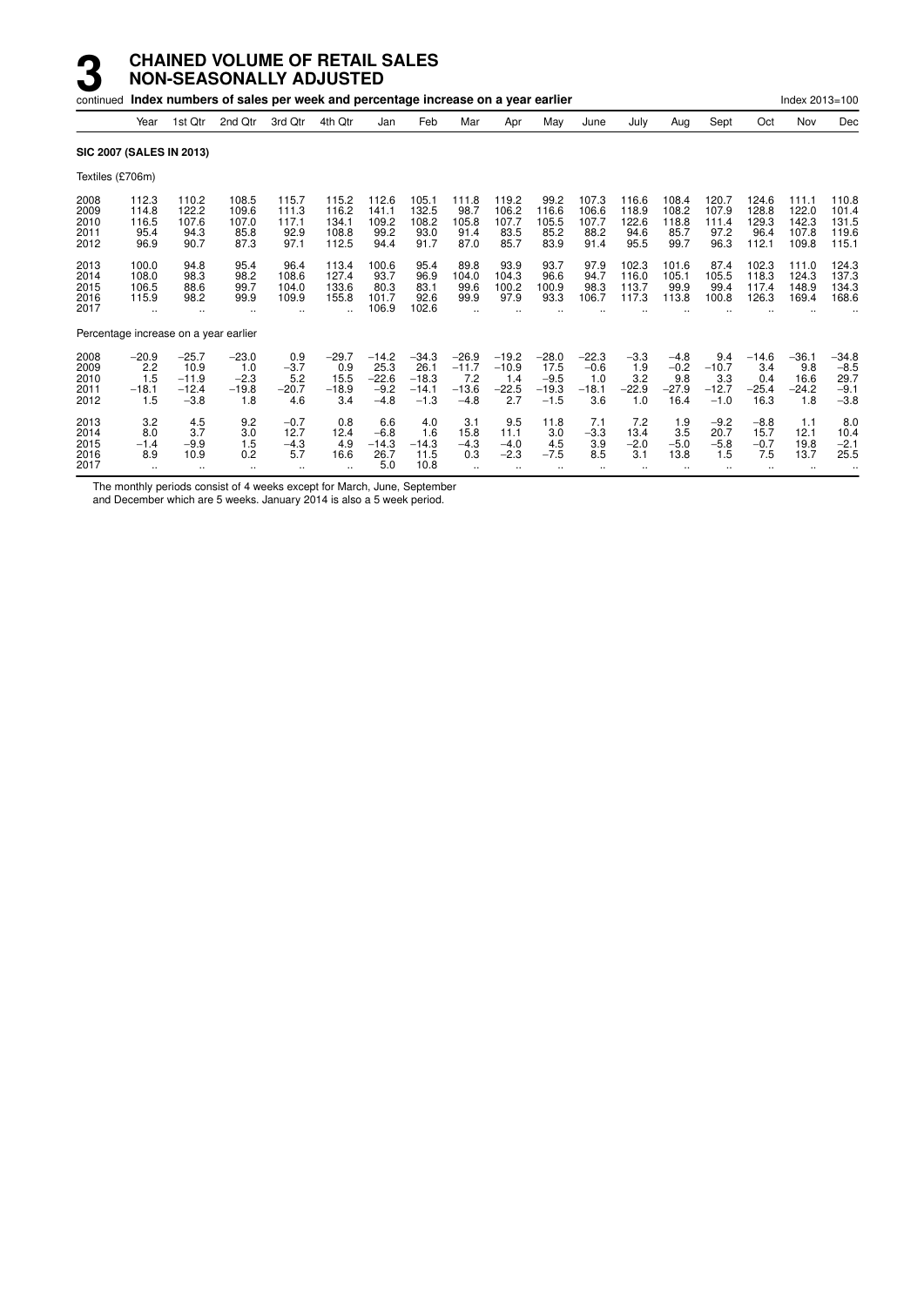# 3 CHAINED VOLUME OF RETAIL SALES NON-SEASONALLY ADJUSTED

continued **Index numbers of sales per week and percentage increase on a year earlier** Index 2013=100

| | Year | 1st Qtr | 2nd Qtr | 3rd Qtr | 4th Qtr | Jan | Feb | Mar | Apr | May | June | July | Aug | Sept | Oct | Nov | Dec |
|---|---|---|---|---|---|---|---|---|---|---|---|---|---|---|---|---|---|
| **SIC 2007 (SALES IN 2013)** | | | | | | | | | | | | | | | | | |
| Textiles (£706m) | | | | | | | | | | | | | | | | | |
| 2008 | 112.3 | 110.2 | 108.5 | 115.7 | 115.2 | 112.6 | 105.1 | 111.8 | 119.2 | 99.2 | 107.3 | 116.6 | 108.4 | 120.7 | 124.6 | 111.1 | 110.8 |
| 2009 | 114.8 | 122.2 | 109.6 | 111.3 | 116.2 | 141.1 | 132.5 | 98.7 | 106.2 | 116.6 | 106.6 | 118.9 | 108.2 | 107.9 | 128.8 | 122.0 | 101.4 |
| 2010 | 116.5 | 107.6 | 107.0 | 117.1 | 134.1 | 109.2 | 108.2 | 105.8 | 107.7 | 105.5 | 107.7 | 122.6 | 118.8 | 111.4 | 129.3 | 142.3 | 131.5 |
| 2011 | 95.4 | 94.3 | 85.8 | 92.9 | 108.8 | 99.2 | 93.0 | 91.4 | 83.5 | 85.2 | 88.2 | 94.6 | 85.7 | 97.2 | 96.4 | 107.8 | 119.6 |
| 2012 | 96.9 | 90.7 | 87.3 | 97.1 | 112.5 | 94.4 | 91.7 | 87.0 | 85.7 | 83.9 | 91.4 | 95.5 | 99.7 | 96.3 | 112.1 | 109.8 | 115.1 |
| 2013 | 100.0 | 94.8 | 95.4 | 96.4 | 113.4 | 100.6 | 95.4 | 89.8 | 93.9 | 93.7 | 97.9 | 102.3 | 101.6 | 87.4 | 102.3 | 111.0 | 124.3 |
| 2014 | 108.0 | 98.3 | 98.2 | 108.6 | 127.4 | 93.7 | 96.9 | 104.0 | 104.3 | 96.6 | 94.7 | 116.0 | 105.1 | 105.5 | 118.3 | 124.3 | 137.3 |
| 2015 | 106.5 | 88.6 | 99.7 | 104.0 | 133.6 | 80.3 | 83.1 | 99.6 | 100.2 | 100.9 | 98.3 | 113.7 | 99.9 | 99.4 | 117.4 | 148.9 | 134.3 |
| 2016 | 115.9 | 98.2 | 99.9 | 109.9 | 155.8 | 101.7 | 92.6 | 99.9 | 97.9 | 93.3 | 106.7 | 117.3 | 113.8 | 100.8 | 126.3 | 169.4 | 168.6 |
| 2017 | .. | .. | .. | .. | .. | 106.9 | 102.6 | .. | .. | .. | .. | .. | .. | .. | .. | .. | .. |
| Percentage increase on a year earlier | | | | | | | | | | | | | | | | | |
| 2008 | −20.9 | −25.7 | −23.0 | 0.9 | −29.7 | −14.2 | −34.3 | −26.9 | −19.2 | −28.0 | −22.3 | −3.3 | −4.8 | 9.4 | −14.6 | −36.1 | −34.8 |
| 2009 | 2.2 | 10.9 | 1.0 | −3.7 | 0.9 | 25.3 | 26.1 | −11.7 | −10.9 | 17.5 | −0.6 | 1.9 | −0.2 | −10.7 | 3.4 | 9.8 | −8.5 |
| 2010 | 1.5 | −11.9 | −2.3 | 5.2 | 15.5 | −22.6 | −18.3 | 7.2 | 1.4 | −9.5 | 1.0 | 3.2 | 9.8 | 3.3 | 0.4 | 16.6 | 29.7 |
| 2011 | −18.1 | −12.4 | −19.8 | −20.7 | −18.9 | −9.2 | −14.1 | −13.6 | −22.5 | −19.3 | −18.1 | −22.9 | −27.9 | −12.7 | −25.4 | −24.2 | −9.1 |
| 2012 | 1.5 | −3.8 | 1.8 | 4.6 | 3.4 | −4.8 | −1.3 | −4.8 | 2.7 | −1.5 | 3.6 | 1.0 | 16.4 | −1.0 | 16.3 | 1.8 | −3.8 |
| 2013 | 3.2 | 4.5 | 9.2 | −0.7 | 0.8 | 6.6 | 4.0 | 3.1 | 9.5 | 11.8 | 7.1 | 7.2 | 1.9 | −9.2 | −8.8 | 1.1 | 8.0 |
| 2014 | 8.0 | 3.7 | 3.0 | 12.7 | 12.4 | −6.8 | 1.6 | 15.8 | 11.1 | 3.0 | −3.3 | 13.4 | 3.5 | 20.7 | 15.7 | 12.1 | 10.4 |
| 2015 | −1.4 | −9.9 | 1.5 | −4.3 | 4.9 | −14.3 | −14.3 | −4.3 | −4.0 | 4.5 | 3.9 | −2.0 | −5.0 | −5.8 | −0.7 | 19.8 | −2.1 |
| 2016 | 8.9 | 10.9 | 0.2 | 5.7 | 16.6 | 26.7 | 11.5 | 0.3 | −2.3 | −7.5 | 8.5 | 3.1 | 13.8 | 1.5 | 7.5 | 13.7 | 25.5 |
| 2017 | .. | .. | .. | .. | .. | 5.0 | 10.8 | .. | .. | .. | .. | .. | .. | .. | .. | .. | .. |

The monthly periods consist of 4 weeks except for March, June, September and December which are 5 weeks. January 2014 is also a 5 week period.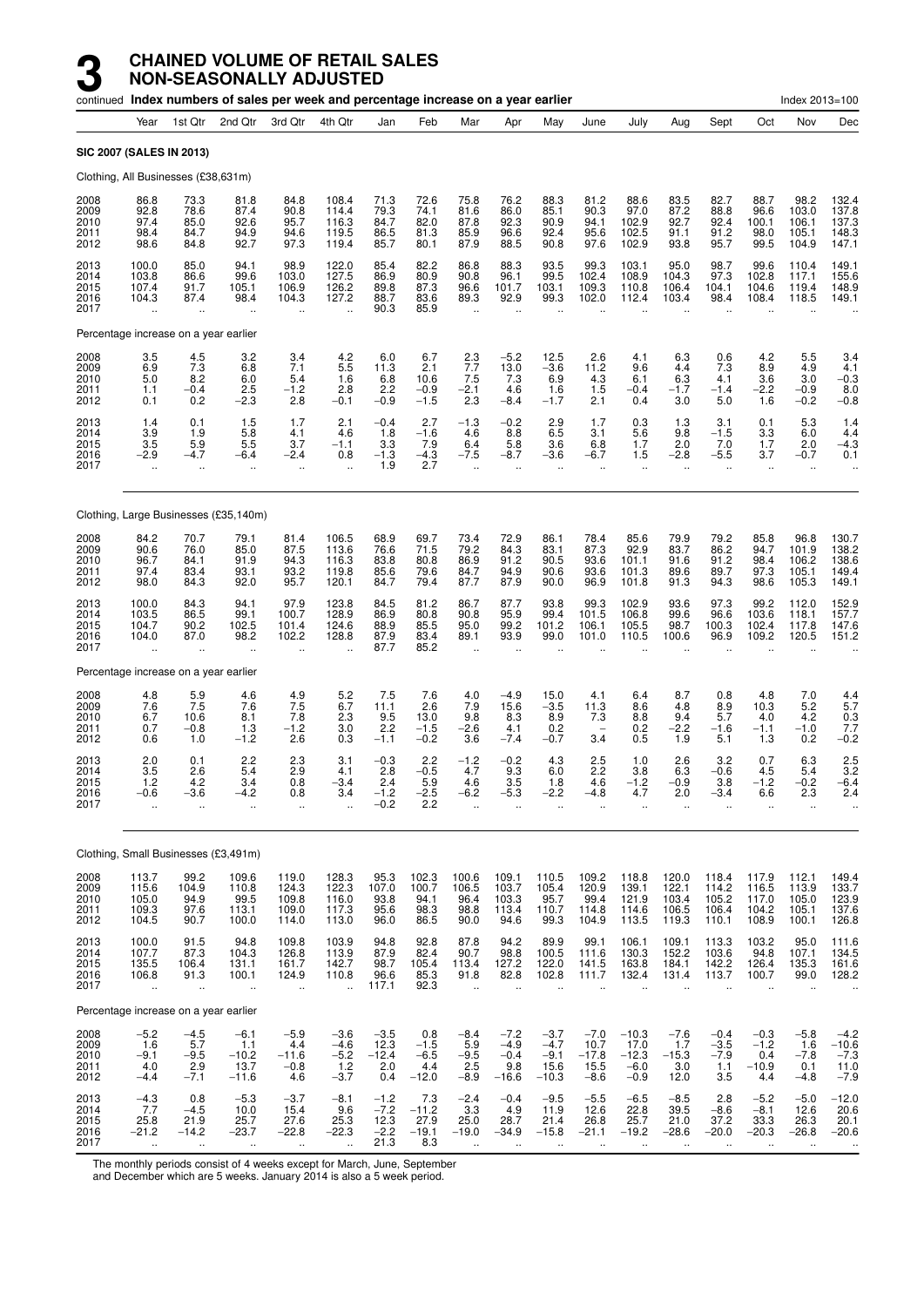# 3 CHAINED VOLUME OF RETAIL SALES NON-SEASONALLY ADJUSTED

continued **Index numbers of sales per week and percentage increase on a year earlier** Index 2013=100

| | Year | 1st Qtr | 2nd Qtr | 3rd Qtr | 4th Qtr | Jan | Feb | Mar | Apr | May | June | July | Aug | Sept | Oct | Nov | Dec |
|---|---|---|---|---|---|---|---|---|---|---|---|---|---|---|---|---|---|
| **SIC 2007 (SALES IN 2013)** | | | | | | | | | | | | | | | | | |
| Clothing, All Businesses (£38,631m) | | | | | | | | | | | | | | | | | |
| 2008 | 86.8 | 73.3 | 81.8 | 84.8 | 108.4 | 71.3 | 72.6 | 75.8 | 76.2 | 88.3 | 81.2 | 88.6 | 83.5 | 82.7 | 88.7 | 98.2 | 132.4 |
| 2009 | 92.8 | 78.6 | 87.4 | 90.8 | 114.4 | 79.3 | 74.1 | 81.6 | 86.0 | 85.1 | 90.3 | 97.0 | 87.2 | 88.8 | 96.6 | 103.0 | 137.8 |
| 2010 | 97.4 | 85.0 | 92.6 | 95.7 | 116.3 | 84.7 | 82.0 | 87.8 | 92.3 | 90.9 | 94.1 | 102.9 | 92.7 | 92.4 | 100.1 | 106.1 | 137.3 |
| 2011 | 98.4 | 84.7 | 94.9 | 94.6 | 119.5 | 86.5 | 81.3 | 85.9 | 96.6 | 92.4 | 95.6 | 102.5 | 91.1 | 91.2 | 98.0 | 105.1 | 148.3 |
| 2012 | 98.6 | 84.8 | 92.7 | 97.3 | 119.4 | 85.7 | 80.1 | 87.9 | 88.5 | 90.8 | 97.6 | 102.9 | 93.8 | 95.7 | 99.5 | 104.9 | 147.1 |
| 2013 | 100.0 | 85.0 | 94.1 | 98.9 | 122.0 | 85.4 | 82.2 | 86.8 | 88.3 | 93.5 | 99.3 | 103.1 | 95.0 | 98.7 | 99.6 | 110.4 | 149.1 |
| 2014 | 103.8 | 86.6 | 99.6 | 103.0 | 127.5 | 86.9 | 80.9 | 90.8 | 96.1 | 99.5 | 102.4 | 108.9 | 104.3 | 97.3 | 102.8 | 117.1 | 155.6 |
| 2015 | 107.4 | 91.7 | 105.1 | 106.9 | 126.2 | 89.8 | 87.3 | 96.6 | 101.7 | 103.1 | 109.3 | 110.8 | 106.4 | 104.1 | 104.6 | 119.4 | 148.9 |
| 2016 | 104.3 | 87.4 | 98.4 | 104.3 | 127.2 | 88.7 | 83.6 | 89.3 | 92.9 | 99.3 | 102.0 | 112.4 | 103.4 | 98.4 | 108.4 | 118.5 | 149.1 |
| 2017 | .. | .. | .. | .. | .. | 90.3 | 85.9 | .. | .. | .. | .. | .. | .. | .. | .. | .. | .. |
| Percentage increase on a year earlier | | | | | | | | | | | | | | | | | |
| 2008 | 3.5 | 4.5 | 3.2 | 3.4 | 4.2 | 6.0 | 6.7 | 2.3 | −5.2 | 12.5 | 2.6 | 4.1 | 6.3 | 0.6 | 4.2 | 5.5 | 3.4 |
| 2009 | 6.9 | 7.3 | 6.8 | 7.1 | 5.5 | 11.3 | 2.1 | 7.7 | 13.0 | −3.6 | 11.2 | 9.6 | 4.4 | 7.3 | 8.9 | 4.9 | 4.1 |
| 2010 | 5.0 | 8.2 | 6.0 | 5.4 | 1.6 | 6.8 | 10.6 | 7.5 | 7.3 | 6.9 | 4.3 | 6.1 | 6.3 | 4.1 | 3.6 | 3.0 | −0.3 |
| 2011 | 1.1 | −0.4 | 2.5 | −1.2 | 2.8 | 2.2 | −0.9 | −2.1 | 4.6 | 1.6 | 1.5 | −0.4 | −1.7 | −1.4 | −2.2 | −0.9 | 8.0 |
| 2012 | 0.1 | 0.2 | −2.3 | 2.8 | −0.1 | −0.9 | −1.5 | 2.3 | −8.4 | −1.7 | 2.1 | 0.4 | 3.0 | 5.0 | 1.6 | −0.2 | −0.8 |
| 2013 | 1.4 | 0.1 | 1.5 | 1.7 | 2.1 | −0.4 | 2.7 | −1.3 | −0.2 | 2.9 | 1.7 | 0.3 | 1.3 | 3.1 | 0.1 | 5.3 | 1.4 |
| 2014 | 3.9 | 1.9 | 5.8 | 4.1 | 4.6 | 1.8 | −1.6 | 4.6 | 8.8 | 6.5 | 3.1 | 5.6 | 9.8 | −1.5 | 3.3 | 6.0 | 4.4 |
| 2015 | 3.5 | 5.9 | 5.5 | 3.7 | −1.1 | 3.3 | 7.9 | 6.4 | 5.8 | 3.6 | 6.8 | 1.7 | 2.0 | 7.0 | 1.7 | 2.0 | −4.3 |
| 2016 | −2.9 | −4.7 | −6.4 | −2.4 | 0.8 | −1.3 | −4.3 | −7.5 | −8.7 | −3.6 | −6.7 | 1.5 | −2.8 | −5.5 | 3.7 | −0.7 | 0.1 |
| 2017 | .. | .. | .. | .. | .. | 1.9 | 2.7 | .. | .. | .. | .. | .. | .. | .. | .. | .. | .. |
| Clothing, Large Businesses (£35,140m) | | | | | | | | | | | | | | | | | |
| 2008 | 84.2 | 70.7 | 79.1 | 81.4 | 106.5 | 68.9 | 69.7 | 73.4 | 72.9 | 86.1 | 78.4 | 85.6 | 79.9 | 79.2 | 85.8 | 96.8 | 130.7 |
| 2009 | 90.6 | 76.0 | 85.0 | 87.5 | 113.6 | 76.6 | 71.5 | 79.2 | 84.3 | 83.1 | 87.3 | 92.9 | 83.7 | 86.2 | 94.7 | 101.9 | 138.2 |
| 2010 | 96.7 | 84.1 | 91.9 | 94.3 | 116.3 | 83.8 | 80.8 | 86.9 | 91.2 | 90.5 | 93.6 | 101.1 | 91.6 | 91.2 | 98.4 | 106.2 | 138.6 |
| 2011 | 97.4 | 83.4 | 93.1 | 93.2 | 119.8 | 85.6 | 79.6 | 84.7 | 94.9 | 90.6 | 93.6 | 101.3 | 89.6 | 89.7 | 97.3 | 105.1 | 149.4 |
| 2012 | 98.0 | 84.3 | 92.0 | 95.7 | 120.1 | 84.7 | 79.4 | 87.7 | 87.9 | 90.0 | 96.9 | 101.8 | 91.3 | 94.3 | 98.6 | 105.3 | 149.1 |
| 2013 | 100.0 | 84.3 | 94.1 | 97.9 | 123.8 | 84.5 | 81.2 | 86.7 | 87.7 | 93.8 | 99.3 | 102.9 | 93.6 | 97.3 | 99.2 | 112.0 | 152.9 |
| 2014 | 103.5 | 86.5 | 99.1 | 100.7 | 128.9 | 86.9 | 80.8 | 90.8 | 95.9 | 99.4 | 101.5 | 106.8 | 99.6 | 96.6 | 103.6 | 118.1 | 157.7 |
| 2015 | 104.7 | 90.2 | 102.5 | 101.4 | 124.6 | 88.9 | 85.5 | 95.0 | 99.2 | 101.2 | 106.1 | 105.5 | 98.7 | 100.3 | 102.4 | 117.8 | 147.6 |
| 2016 | 104.0 | 87.0 | 98.2 | 102.2 | 128.8 | 87.9 | 83.4 | 89.1 | 93.9 | 99.0 | 101.0 | 110.5 | 100.6 | 96.9 | 109.2 | 120.5 | 151.2 |
| 2017 | .. | .. | .. | .. | .. | 87.7 | 85.2 | .. | .. | .. | .. | .. | .. | .. | .. | .. | .. |
| Percentage increase on a year earlier | | | | | | | | | | | | | | | | | |
| 2008 | 4.8 | 5.9 | 4.6 | 4.9 | 5.2 | 7.5 | 7.6 | 4.0 | −4.9 | 15.0 | 4.1 | 6.4 | 8.7 | 0.8 | 4.8 | 7.0 | 4.4 |
| 2009 | 7.6 | 7.5 | 7.6 | 7.5 | 6.7 | 11.1 | 2.6 | 7.9 | 15.6 | −3.5 | 11.3 | 8.6 | 4.8 | 8.9 | 10.3 | 5.2 | 5.7 |
| 2010 | 6.7 | 10.6 | 8.1 | 7.8 | 2.3 | 9.5 | 13.0 | 9.8 | 8.3 | 8.9 | 7.3 | 8.8 | 9.4 | 5.7 | 4.0 | 4.2 | 0.3 |
| 2011 | 0.7 | −0.8 | 1.3 | −1.2 | 3.0 | 2.2 | −1.5 | −2.6 | 4.1 | 0.2 | – | 0.2 | −2.2 | −1.6 | −1.1 | −1.0 | 7.7 |
| 2012 | 0.6 | 1.0 | −1.2 | 2.6 | 0.3 | −1.1 | −0.2 | 3.6 | −7.4 | −0.7 | 3.4 | 0.5 | 1.9 | 5.1 | 1.3 | 0.2 | −0.2 |
| 2013 | 2.0 | 0.1 | 2.2 | 2.3 | 3.1 | −0.3 | 2.2 | −1.2 | −0.2 | 4.3 | 2.5 | 1.0 | 2.6 | 3.2 | 0.7 | 6.3 | 2.5 |
| 2014 | 3.5 | 2.6 | 5.4 | 2.9 | 4.1 | 2.8 | −0.5 | 4.7 | 9.3 | 6.0 | 2.2 | 3.8 | 6.3 | −0.6 | 4.5 | 5.4 | 3.2 |
| 2015 | 1.2 | 4.2 | 3.4 | 0.8 | −3.4 | 2.4 | 5.9 | 4.6 | 3.5 | 1.8 | 4.6 | −1.2 | −0.9 | 3.8 | −1.2 | −0.2 | −6.4 |
| 2016 | −0.6 | −3.6 | −4.2 | 0.8 | 3.4 | −1.2 | −2.5 | −6.2 | −5.3 | −2.2 | −4.8 | 4.7 | 2.0 | −3.4 | 6.6 | 2.3 | 2.4 |
| 2017 | .. | .. | .. | .. | .. | −0.2 | 2.2 | .. | .. | .. | .. | .. | .. | .. | .. | .. | .. |
| Clothing, Small Businesses (£3,491m) | | | | | | | | | | | | | | | | | |
| 2008 | 113.7 | 99.2 | 109.6 | 119.0 | 128.3 | 95.3 | 102.3 | 100.6 | 109.1 | 110.5 | 109.2 | 118.8 | 120.0 | 118.4 | 117.9 | 112.1 | 149.4 |
| 2009 | 115.6 | 104.9 | 110.8 | 124.3 | 122.3 | 107.0 | 100.7 | 106.5 | 103.7 | 105.4 | 120.9 | 139.1 | 122.1 | 114.2 | 116.5 | 113.9 | 133.7 |
| 2010 | 105.0 | 94.9 | 99.5 | 109.8 | 116.0 | 93.8 | 94.1 | 96.4 | 103.3 | 95.7 | 99.4 | 121.9 | 103.4 | 105.2 | 117.0 | 105.0 | 123.9 |
| 2011 | 109.3 | 97.6 | 113.1 | 109.0 | 117.3 | 95.6 | 98.3 | 98.8 | 113.4 | 110.7 | 114.8 | 114.6 | 106.5 | 106.4 | 104.2 | 105.1 | 137.6 |
| 2012 | 104.5 | 90.7 | 100.0 | 114.0 | 113.0 | 96.0 | 86.5 | 90.0 | 94.6 | 99.3 | 104.9 | 113.5 | 119.3 | 110.1 | 108.9 | 100.1 | 126.8 |
| 2013 | 100.0 | 91.5 | 94.8 | 109.8 | 103.9 | 94.8 | 92.8 | 87.8 | 94.2 | 89.9 | 99.1 | 106.1 | 109.1 | 113.3 | 103.2 | 95.0 | 111.6 |
| 2014 | 107.7 | 87.3 | 104.3 | 126.8 | 113.9 | 87.9 | 82.4 | 90.7 | 98.8 | 100.5 | 111.6 | 130.3 | 152.2 | 103.6 | 94.8 | 107.1 | 134.5 |
| 2015 | 135.5 | 106.4 | 131.1 | 161.7 | 142.7 | 98.7 | 105.4 | 113.4 | 127.2 | 122.0 | 141.5 | 163.8 | 184.1 | 142.2 | 126.4 | 135.3 | 161.6 |
| 2016 | 106.8 | 91.3 | 100.1 | 124.9 | 110.8 | 96.6 | 85.3 | 91.8 | 82.8 | 102.8 | 111.7 | 132.4 | 131.4 | 113.7 | 100.7 | 99.0 | 128.2 |
| 2017 | .. | .. | .. | .. | .. | 117.1 | 92.3 | .. | .. | .. | .. | .. | .. | .. | .. | .. | .. |
| Percentage increase on a year earlier | | | | | | | | | | | | | | | | | |
| 2008 | −5.2 | −4.5 | −6.1 | −5.9 | −3.6 | −3.5 | 0.8 | −8.4 | −7.2 | −3.7 | −7.0 | −10.3 | −7.6 | −0.4 | −0.3 | −5.8 | −4.2 |
| 2009 | 1.6 | 5.7 | 1.1 | 4.4 | −4.6 | 12.3 | −1.5 | 5.9 | −4.9 | −4.7 | 10.7 | 17.0 | 1.7 | −3.5 | −1.2 | 1.6 | −10.6 |
| 2010 | −9.1 | −9.5 | −10.2 | −11.6 | −5.2 | −12.4 | −6.5 | −9.5 | −0.4 | −9.1 | −17.8 | −12.3 | −15.3 | −7.9 | 0.4 | −7.8 | −7.3 |
| 2011 | 4.0 | 2.9 | 13.7 | −0.8 | 1.2 | 2.0 | 4.4 | 2.5 | 9.8 | 15.6 | 15.5 | −6.0 | 3.0 | 1.1 | −10.9 | 0.1 | 11.0 |
| 2012 | −4.4 | −7.1 | −11.6 | 4.6 | −3.7 | 0.4 | −12.0 | −8.9 | −16.6 | −10.3 | −8.6 | −0.9 | 12.0 | 3.5 | 4.4 | −4.8 | −7.9 |
| 2013 | −4.3 | 0.8 | −5.3 | −3.7 | −8.1 | −1.2 | 7.3 | −2.4 | −0.4 | −9.5 | −5.5 | −6.5 | −8.5 | 2.8 | −5.2 | −5.0 | −12.0 |
| 2014 | 7.7 | −4.5 | 10.0 | 15.4 | 9.6 | −7.2 | −11.2 | 3.3 | 4.9 | 11.9 | 12.6 | 22.8 | 39.5 | −8.6 | −8.1 | 12.6 | 20.6 |
| 2015 | 25.8 | 21.9 | 25.7 | 27.6 | 25.3 | 12.3 | 27.9 | 25.0 | 28.7 | 21.4 | 26.8 | 25.7 | 21.0 | 37.2 | 33.3 | 26.3 | 20.1 |
| 2016 | −21.2 | −14.2 | −23.7 | −22.8 | −22.3 | −2.2 | −19.1 | −19.0 | −34.9 | −15.8 | −21.1 | −19.2 | −28.6 | −20.0 | −20.3 | −26.8 | −20.6 |
| 2017 | .. | .. | .. | .. | .. | 21.3 | 8.3 | .. | .. | .. | .. | .. | .. | .. | .. | .. | .. |

The monthly periods consist of 4 weeks except for March, June, September and December which are 5 weeks. January 2014 is also a 5 week period.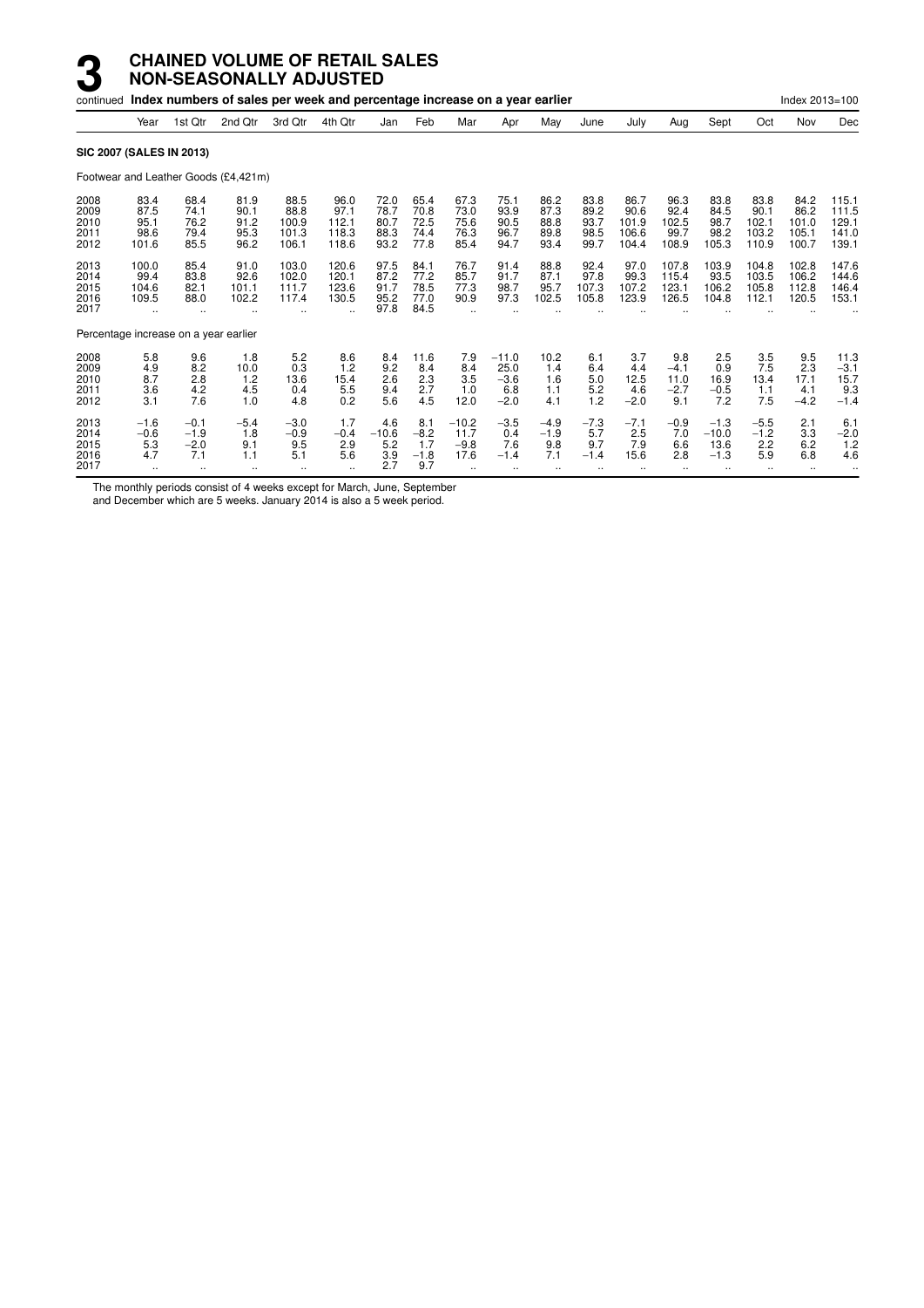# 3 CHAINED VOLUME OF RETAIL SALES NON-SEASONALLY ADJUSTED

continued **Index numbers of sales per week and percentage increase on a year earlier** Index 2013=100

| | Year | 1st Qtr | 2nd Qtr | 3rd Qtr | 4th Qtr | Jan | Feb | Mar | Apr | May | June | July | Aug | Sept | Oct | Nov | Dec |
|---|---|---|---|---|---|---|---|---|---|---|---|---|---|---|---|---|---|
| **SIC 2007 (SALES IN 2013)** | | | | | | | | | | | | | | | | | |
| Footwear and Leather Goods (£4,421m) | | | | | | | | | | | | | | | | | |
| 2008 | 83.4 | 68.4 | 81.9 | 88.5 | 96.0 | 72.0 | 65.4 | 67.3 | 75.1 | 86.2 | 83.8 | 86.7 | 96.3 | 83.8 | 83.8 | 84.2 | 115.1 |
| 2009 | 87.5 | 74.1 | 90.1 | 88.8 | 97.1 | 78.7 | 70.8 | 73.0 | 93.9 | 87.3 | 89.2 | 90.6 | 92.4 | 84.5 | 90.1 | 86.2 | 111.5 |
| 2010 | 95.1 | 76.2 | 91.2 | 100.9 | 112.1 | 80.7 | 72.5 | 75.6 | 90.5 | 88.8 | 93.7 | 101.9 | 102.5 | 98.7 | 102.1 | 101.0 | 129.1 |
| 2011 | 98.6 | 79.4 | 95.3 | 101.3 | 118.3 | 88.3 | 74.4 | 76.3 | 96.7 | 89.8 | 98.5 | 106.6 | 99.7 | 98.2 | 103.2 | 105.1 | 141.0 |
| 2012 | 101.6 | 85.5 | 96.2 | 106.1 | 118.6 | 93.2 | 77.8 | 85.4 | 94.7 | 93.4 | 99.7 | 104.4 | 108.9 | 105.3 | 110.9 | 100.7 | 139.1 |
| 2013 | 100.0 | 85.4 | 91.0 | 103.0 | 120.6 | 97.5 | 84.1 | 76.7 | 91.4 | 88.8 | 92.4 | 97.0 | 107.8 | 103.9 | 104.8 | 102.8 | 147.6 |
| 2014 | 99.4 | 83.8 | 92.6 | 102.0 | 120.1 | 87.2 | 77.2 | 85.7 | 91.7 | 87.1 | 97.8 | 99.3 | 115.4 | 93.5 | 103.5 | 106.2 | 144.6 |
| 2015 | 104.6 | 82.1 | 101.1 | 111.7 | 123.6 | 91.7 | 78.5 | 77.3 | 98.7 | 95.7 | 107.3 | 107.2 | 123.1 | 106.2 | 105.8 | 112.8 | 146.4 |
| 2016 | 109.5 | 88.0 | 102.2 | 117.4 | 130.5 | 95.2 | 77.0 | 90.9 | 97.3 | 102.5 | 105.8 | 123.9 | 126.5 | 104.8 | 112.1 | 120.5 | 153.1 |
| 2017 | .. | .. | .. | .. | .. | 97.8 | 84.5 | .. | .. | .. | .. | .. | .. | .. | .. | .. | .. |
| Percentage increase on a year earlier | | | | | | | | | | | | | | | | | |
| 2008 | 5.8 | 9.6 | 1.8 | 5.2 | 8.6 | 8.4 | 11.6 | 7.9 | −11.0 | 10.2 | 6.1 | 3.7 | 9.8 | 2.5 | 3.5 | 9.5 | 11.3 |
| 2009 | 4.9 | 8.2 | 10.0 | 0.3 | 1.2 | 9.2 | 8.4 | 8.4 | 25.0 | 1.4 | 6.4 | 4.4 | −4.1 | 0.9 | 7.5 | 2.3 | −3.1 |
| 2010 | 8.7 | 2.8 | 1.2 | 13.6 | 15.4 | 2.6 | 2.3 | 3.5 | −3.6 | 1.6 | 5.0 | 12.5 | 11.0 | 16.9 | 13.4 | 17.1 | 15.7 |
| 2011 | 3.6 | 4.2 | 4.5 | 0.4 | 5.5 | 9.4 | 2.7 | 1.0 | 6.8 | 1.1 | 5.2 | 4.6 | −2.7 | −0.5 | 1.1 | 4.1 | 9.3 |
| 2012 | 3.1 | 7.6 | 1.0 | 4.8 | 0.2 | 5.6 | 4.5 | 12.0 | −2.0 | 4.1 | 1.2 | −2.0 | 9.1 | 7.2 | 7.5 | −4.2 | −1.4 |
| 2013 | −1.6 | −0.1 | −5.4 | −3.0 | 1.7 | 4.6 | 8.1 | −10.2 | −3.5 | −4.9 | −7.3 | −7.1 | −0.9 | −1.3 | −5.5 | 2.1 | 6.1 |
| 2014 | −0.6 | −1.9 | 1.8 | −0.9 | −0.4 | −10.6 | −8.2 | 11.7 | 0.4 | −1.9 | 5.7 | 2.5 | 7.0 | −10.0 | −1.2 | 3.3 | −2.0 |
| 2015 | 5.3 | −2.0 | 9.1 | 9.5 | 2.9 | 5.2 | 1.7 | −9.8 | 7.6 | 9.8 | 9.7 | 7.9 | 6.6 | 13.6 | 2.2 | 6.2 | 1.2 |
| 2016 | 4.7 | 7.1 | 1.1 | 5.1 | 5.6 | 3.9 | −1.8 | 17.6 | −1.4 | 7.1 | −1.4 | 15.6 | 2.8 | −1.3 | 5.9 | 6.8 | 4.6 |
| 2017 | .. | .. | .. | .. | .. | 2.7 | 9.7 | .. | .. | .. | .. | .. | .. | .. | .. | .. | .. |

The monthly periods consist of 4 weeks except for March, June, September and December which are 5 weeks. January 2014 is also a 5 week period.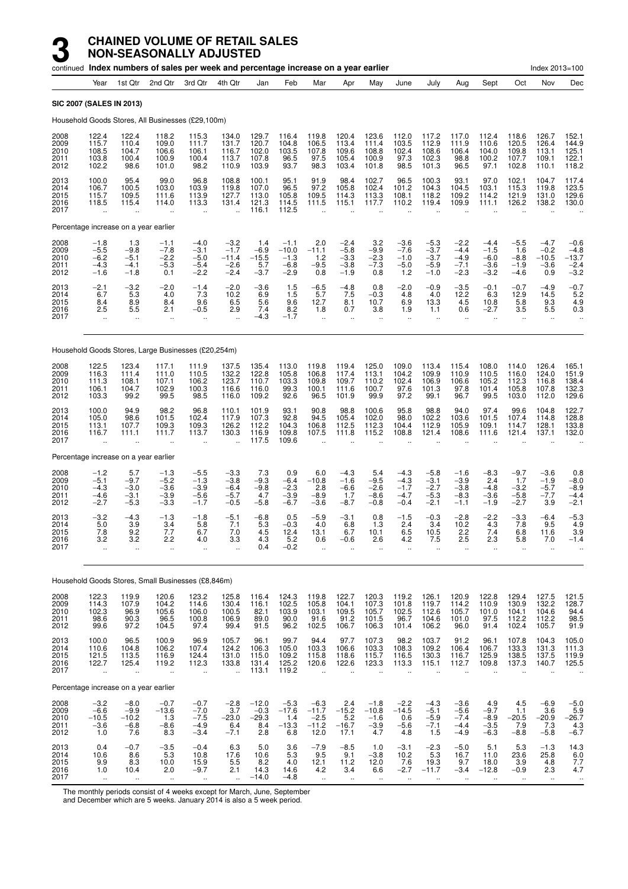# 3 CHAINED VOLUME OF RETAIL SALES NON-SEASONALLY ADJUSTED

continued **Index numbers of sales per week and percentage increase on a year earlier** Index 2013=100

| Year | 1st Qtr | 2nd Qtr | 3rd Qtr | 4th Qtr | Jan | Feb | Mar | Apr | May | June | July | Aug | Sept | Oct | Nov | Dec |
|---|---|---|---|---|---|---|---|---|---|---|---|---|---|---|---|---|
| **SIC 2007 (SALES IN 2013)** | | | | | | | | | | | | | | | | |
| Household Goods Stores, All Businesses (£29,100m) | | | | | | | | | | | | | | | | |
| 2008 | 122.4 | 122.4 | 118.2 | 115.3 | 134.0 | 129.7 | 116.4 | 119.8 | 120.4 | 123.6 | 112.0 | 117.2 | 117.0 | 112.4 | 118.6 | 126.7 | 152.1 |
| 2009 | 115.7 | 110.4 | 109.0 | 111.7 | 131.7 | 120.7 | 104.8 | 106.5 | 113.4 | 111.4 | 103.5 | 112.9 | 111.9 | 110.6 | 120.5 | 126.4 | 144.9 |
| 2010 | 108.5 | 104.7 | 106.6 | 106.1 | 116.7 | 102.0 | 103.5 | 107.8 | 109.6 | 108.8 | 102.4 | 108.6 | 106.4 | 104.0 | 109.8 | 113.1 | 125.1 |
| 2011 | 103.8 | 100.4 | 100.9 | 100.4 | 113.7 | 107.8 | 96.5 | 97.5 | 105.4 | 100.9 | 97.3 | 102.3 | 98.8 | 100.2 | 107.7 | 109.1 | 122.1 |
| 2012 | 102.2 | 98.6 | 101.0 | 98.2 | 110.9 | 103.9 | 93.7 | 98.3 | 103.4 | 101.8 | 98.5 | 101.3 | 96.5 | 97.1 | 102.8 | 110.1 | 118.2 |
| 2013 | 100.0 | 95.4 | 99.0 | 96.8 | 108.8 | 100.1 | 95.1 | 91.9 | 98.4 | 102.7 | 96.5 | 100.3 | 93.1 | 97.0 | 102.1 | 104.7 | 117.4 |
| 2014 | 106.7 | 100.5 | 103.0 | 103.9 | 119.8 | 107.0 | 96.5 | 97.2 | 105.8 | 102.4 | 101.2 | 104.3 | 104.5 | 103.1 | 115.3 | 119.8 | 123.5 |
| 2015 | 115.7 | 109.5 | 111.6 | 113.9 | 127.7 | 113.0 | 105.8 | 109.5 | 114.3 | 113.3 | 108.1 | 118.2 | 109.2 | 114.2 | 121.9 | 131.0 | 129.6 |
| 2016 | 118.5 | 115.4 | 114.0 | 113.3 | 131.4 | 121.3 | 114.5 | 111.5 | 115.1 | 117.7 | 110.2 | 119.4 | 109.9 | 111.1 | 126.2 | 138.2 | 130.0 |
| 2017 | .. | .. | .. | .. | .. | 116.1 | 112.5 | .. | .. | .. | .. | .. | .. | .. | .. | .. | .. |
| Percentage increase on a year earlier | | | | | | | | | | | | | | | | |
| 2008 | −1.8 | 1.3 | −1.1 | −4.0 | −3.2 | 1.4 | −1.1 | 2.0 | −2.4 | 3.2 | −3.6 | −5.3 | −2.2 | −4.4 | −5.5 | −4.7 | −0.6 |
| 2009 | −5.5 | −9.8 | −7.8 | −3.1 | −1.7 | −6.9 | −10.0 | −11.1 | −5.8 | −9.9 | −7.6 | −3.7 | −4.4 | −1.5 | 1.6 | −0.2 | −4.8 |
| 2010 | −6.2 | −5.1 | −2.2 | −5.0 | −11.4 | −15.5 | −1.3 | 1.2 | −3.3 | −2.3 | −1.0 | −3.7 | −4.9 | −6.0 | −8.8 | −10.5 | −13.7 |
| 2011 | −4.3 | −4.1 | −5.3 | −5.4 | −2.6 | 5.7 | −6.8 | −9.5 | −3.8 | −7.3 | −5.0 | −5.9 | −7.1 | −3.6 | −1.9 | −3.6 | −2.4 |
| 2012 | −1.6 | −1.8 | 0.1 | −2.2 | −2.4 | −3.7 | −2.9 | 0.8 | −1.9 | 0.8 | 1.2 | −1.0 | −2.3 | −3.2 | −4.6 | 0.9 | −3.2 |
| 2013 | −2.1 | −3.2 | −2.0 | −1.4 | −2.0 | −3.6 | 1.5 | −6.5 | −4.8 | 0.8 | −2.0 | −0.9 | −3.5 | −0.1 | −0.7 | −4.9 | −0.7 |
| 2014 | 6.7 | 5.3 | 4.0 | 7.3 | 10.2 | 6.9 | 1.5 | 5.7 | 7.5 | −0.3 | 4.8 | 4.0 | 12.2 | 6.3 | 12.9 | 14.5 | 5.2 |
| 2015 | 8.4 | 8.9 | 8.4 | 9.6 | 6.5 | 5.6 | 9.6 | 12.7 | 8.1 | 10.7 | 6.9 | 13.3 | 4.5 | 10.8 | 5.8 | 9.3 | 4.9 |
| 2016 | 2.5 | 5.5 | 2.1 | −0.5 | 2.9 | 7.4 | 8.2 | 1.8 | 0.7 | 3.8 | 1.9 | 1.1 | 0.6 | −2.7 | 3.5 | 5.5 | 0.3 |
| 2017 | .. | .. | .. | .. | .. | −4.3 | −1.7 | .. | .. | .. | .. | .. | .. | .. | .. | .. | .. |
| Household Goods Stores, Large Businesses (£20,254m) | | | | | | | | | | | | | | | | |
| 2008 | 122.5 | 123.4 | 117.1 | 111.9 | 137.5 | 135.4 | 113.0 | 119.8 | 119.4 | 125.0 | 109.0 | 113.4 | 115.4 | 108.0 | 114.0 | 126.4 | 165.1 |
| 2009 | 116.3 | 111.4 | 111.0 | 110.5 | 132.2 | 122.8 | 105.8 | 106.8 | 117.4 | 113.1 | 104.2 | 109.9 | 110.9 | 110.5 | 116.0 | 124.0 | 151.9 |
| 2010 | 111.3 | 108.1 | 107.1 | 106.2 | 123.7 | 110.7 | 103.3 | 109.8 | 109.7 | 110.2 | 102.4 | 106.9 | 106.6 | 105.2 | 112.3 | 116.8 | 138.4 |
| 2011 | 106.1 | 104.7 | 102.9 | 100.3 | 116.6 | 116.0 | 99.3 | 100.1 | 111.6 | 100.7 | 97.6 | 101.3 | 97.8 | 101.4 | 105.8 | 107.8 | 132.3 |
| 2012 | 103.3 | 99.2 | 99.5 | 98.5 | 116.0 | 109.2 | 92.6 | 96.5 | 101.9 | 99.9 | 97.2 | 99.1 | 96.7 | 99.5 | 103.0 | 112.0 | 129.6 |
| 2013 | 100.0 | 94.9 | 98.2 | 96.8 | 110.1 | 101.9 | 93.1 | 90.8 | 98.8 | 100.6 | 95.8 | 98.8 | 94.0 | 97.4 | 99.6 | 104.8 | 122.7 |
| 2014 | 105.0 | 98.6 | 101.5 | 102.4 | 117.9 | 107.3 | 92.8 | 94.5 | 105.4 | 102.0 | 98.0 | 102.2 | 103.6 | 101.5 | 107.4 | 114.8 | 128.8 |
| 2015 | 113.1 | 107.7 | 109.3 | 109.3 | 126.2 | 112.2 | 104.3 | 106.8 | 112.5 | 112.3 | 104.4 | 112.9 | 105.9 | 109.1 | 114.7 | 128.1 | 133.8 |
| 2016 | 116.7 | 111.1 | 111.7 | 113.7 | 130.3 | 116.9 | 109.8 | 107.5 | 111.8 | 115.2 | 108.8 | 121.4 | 108.6 | 111.6 | 121.4 | 137.1 | 132.0 |
| 2017 | .. | .. | .. | .. | .. | 117.5 | 109.6 | .. | .. | .. | .. | .. | .. | .. | .. | .. | .. |
| Percentage increase on a year earlier | | | | | | | | | | | | | | | | |
| 2008 | −1.2 | 5.7 | −1.3 | −5.5 | −3.3 | 7.3 | 0.9 | 6.0 | −4.3 | 5.4 | −4.3 | −5.8 | −1.6 | −8.3 | −9.7 | −3.6 | 0.8 |
| 2009 | −5.1 | −9.7 | −5.2 | −1.3 | −3.8 | −9.3 | −6.4 | −10.8 | −1.6 | −9.5 | −4.3 | −3.1 | −3.9 | 2.4 | 1.7 | −1.9 | −8.0 |
| 2010 | −4.3 | −3.0 | −3.6 | −3.9 | −6.4 | −9.8 | −2.3 | 2.8 | −6.6 | −2.6 | −1.7 | −2.7 | −3.8 | −4.8 | −3.2 | −5.7 | −8.9 |
| 2011 | −4.6 | −3.1 | −3.9 | −5.6 | −5.7 | 4.7 | −3.9 | −8.9 | 1.7 | −8.6 | −4.7 | −5.3 | −8.3 | −3.6 | −5.8 | −7.7 | −4.4 |
| 2012 | −2.7 | −5.3 | −3.3 | −1.7 | −0.5 | −5.8 | −6.7 | −3.6 | −8.7 | −0.8 | −0.4 | −2.1 | −1.1 | −1.9 | −2.7 | 3.9 | −2.1 |
| 2013 | −3.2 | −4.3 | −1.3 | −1.8 | −5.1 | −6.8 | 0.5 | −5.9 | −3.1 | 0.8 | −1.5 | −0.3 | −2.8 | −2.2 | −3.3 | −6.4 | −5.3 |
| 2014 | 5.0 | 3.9 | 3.4 | 5.8 | 7.1 | 5.3 | −0.3 | 4.0 | 6.8 | 1.3 | 2.4 | 3.4 | 10.2 | 4.3 | 7.8 | 9.5 | 4.9 |
| 2015 | 7.8 | 9.2 | 7.7 | 6.7 | 7.0 | 4.5 | 12.4 | 13.1 | 6.7 | 10.1 | 6.5 | 10.5 | 2.2 | 7.4 | 6.8 | 11.6 | 3.9 |
| 2016 | 3.2 | 3.2 | 2.2 | 4.0 | 3.3 | 4.3 | 5.2 | 0.6 | −0.6 | 2.6 | 4.2 | 7.5 | 2.5 | 2.3 | 5.8 | 7.0 | −1.4 |
| 2017 | .. | .. | .. | .. | .. | 0.4 | −0.2 | .. | .. | .. | .. | .. | .. | .. | .. | .. | .. |
| Household Goods Stores, Small Businesses (£8,846m) | | | | | | | | | | | | | | | | |
| 2008 | 122.3 | 119.9 | 120.6 | 123.2 | 125.8 | 116.4 | 124.3 | 119.8 | 122.7 | 120.3 | 119.2 | 126.1 | 120.9 | 122.8 | 129.4 | 127.5 | 121.5 |
| 2009 | 114.3 | 107.9 | 104.2 | 114.6 | 130.4 | 116.1 | 102.5 | 105.8 | 104.1 | 107.3 | 101.8 | 119.7 | 114.2 | 110.9 | 130.9 | 132.2 | 128.7 |
| 2010 | 102.3 | 96.9 | 105.6 | 106.0 | 100.5 | 82.1 | 103.9 | 103.1 | 109.5 | 105.7 | 102.5 | 112.6 | 105.7 | 101.0 | 104.1 | 104.6 | 94.4 |
| 2011 | 98.6 | 90.3 | 96.5 | 100.8 | 106.9 | 89.0 | 90.0 | 91.6 | 91.2 | 101.5 | 96.7 | 104.6 | 101.0 | 97.5 | 112.2 | 112.2 | 98.5 |
| 2012 | 99.6 | 97.2 | 104.5 | 97.4 | 99.4 | 91.5 | 96.2 | 102.5 | 106.7 | 106.3 | 101.4 | 106.2 | 96.0 | 91.4 | 102.4 | 105.7 | 91.9 |
| 2013 | 100.0 | 96.5 | 100.9 | 96.9 | 105.7 | 96.1 | 99.7 | 94.4 | 97.7 | 107.3 | 98.2 | 103.7 | 91.2 | 96.1 | 107.8 | 104.3 | 105.0 |
| 2014 | 110.6 | 104.8 | 106.2 | 107.4 | 124.2 | 106.3 | 105.0 | 103.3 | 106.6 | 103.3 | 108.3 | 109.2 | 106.4 | 106.7 | 133.3 | 131.3 | 111.3 |
| 2015 | 121.5 | 113.5 | 116.9 | 124.4 | 131.0 | 115.0 | 109.2 | 115.8 | 118.6 | 115.7 | 116.5 | 130.3 | 116.7 | 125.9 | 138.5 | 137.5 | 119.9 |
| 2016 | 122.7 | 125.4 | 119.2 | 112.3 | 133.8 | 131.4 | 125.2 | 120.6 | 122.6 | 123.3 | 113.3 | 115.1 | 112.7 | 109.8 | 137.3 | 140.7 | 125.5 |
| 2017 | .. | .. | .. | .. | .. | 113.1 | 119.2 | .. | .. | .. | .. | .. | .. | .. | .. | .. | .. |
| Percentage increase on a year earlier | | | | | | | | | | | | | | | | |
| 2008 | −3.2 | −8.0 | −0.7 | −0.7 | −2.8 | −12.0 | −5.3 | −6.3 | 2.4 | −1.8 | −2.2 | −4.3 | −3.6 | 4.9 | 4.5 | −6.9 | −5.0 |
| 2009 | −6.6 | −9.9 | −13.6 | −7.0 | 3.7 | −0.3 | −17.6 | −11.7 | −15.2 | −10.8 | −14.5 | −5.1 | −5.6 | −9.7 | 1.1 | 3.6 | 5.9 |
| 2010 | −10.5 | −10.2 | 1.3 | −7.5 | −23.0 | −29.3 | 1.4 | −2.5 | 5.2 | −1.6 | 0.6 | −5.9 | −7.4 | −8.9 | −20.5 | −20.9 | −26.7 |
| 2011 | −3.6 | −6.8 | −8.6 | −4.9 | 6.4 | 8.4 | −13.3 | −11.2 | −16.7 | −3.9 | −5.6 | −7.1 | −4.4 | −3.5 | 7.9 | 7.3 | 4.3 |
| 2012 | 1.0 | 7.6 | 8.3 | −3.4 | −7.1 | 2.8 | 6.8 | 12.0 | 17.1 | 4.7 | 4.8 | 1.5 | −4.9 | −6.3 | −8.8 | −5.8 | −6.7 |
| 2013 | 0.4 | −0.7 | −3.5 | −0.4 | 6.3 | 5.0 | 3.6 | −7.9 | −8.5 | 1.0 | −3.1 | −2.3 | −5.0 | 5.1 | 5.3 | −1.3 | 14.3 |
| 2014 | 10.6 | 8.6 | 5.3 | 10.8 | 17.6 | 10.6 | 5.3 | 9.5 | 9.1 | −3.8 | 10.2 | 5.3 | 16.7 | 11.0 | 23.6 | 25.8 | 6.0 |
| 2015 | 9.9 | 8.3 | 10.0 | 15.9 | 5.5 | 8.2 | 4.0 | 12.1 | 11.2 | 12.0 | 7.6 | 19.3 | 9.7 | 18.0 | 3.9 | 4.8 | 7.7 |
| 2016 | 1.0 | 10.4 | 2.0 | −9.7 | 2.1 | 14.3 | 14.6 | 4.2 | 3.4 | 6.6 | −2.7 | −11.7 | −3.4 | −12.8 | −0.9 | 2.3 | 4.7 |
| 2017 | .. | .. | .. | .. | .. | −14.0 | −4.8 | .. | .. | .. | .. | .. | .. | .. | .. | .. | .. |

The monthly periods consist of 4 weeks except for March, June, September and December which are 5 weeks. January 2014 is also a 5 week period.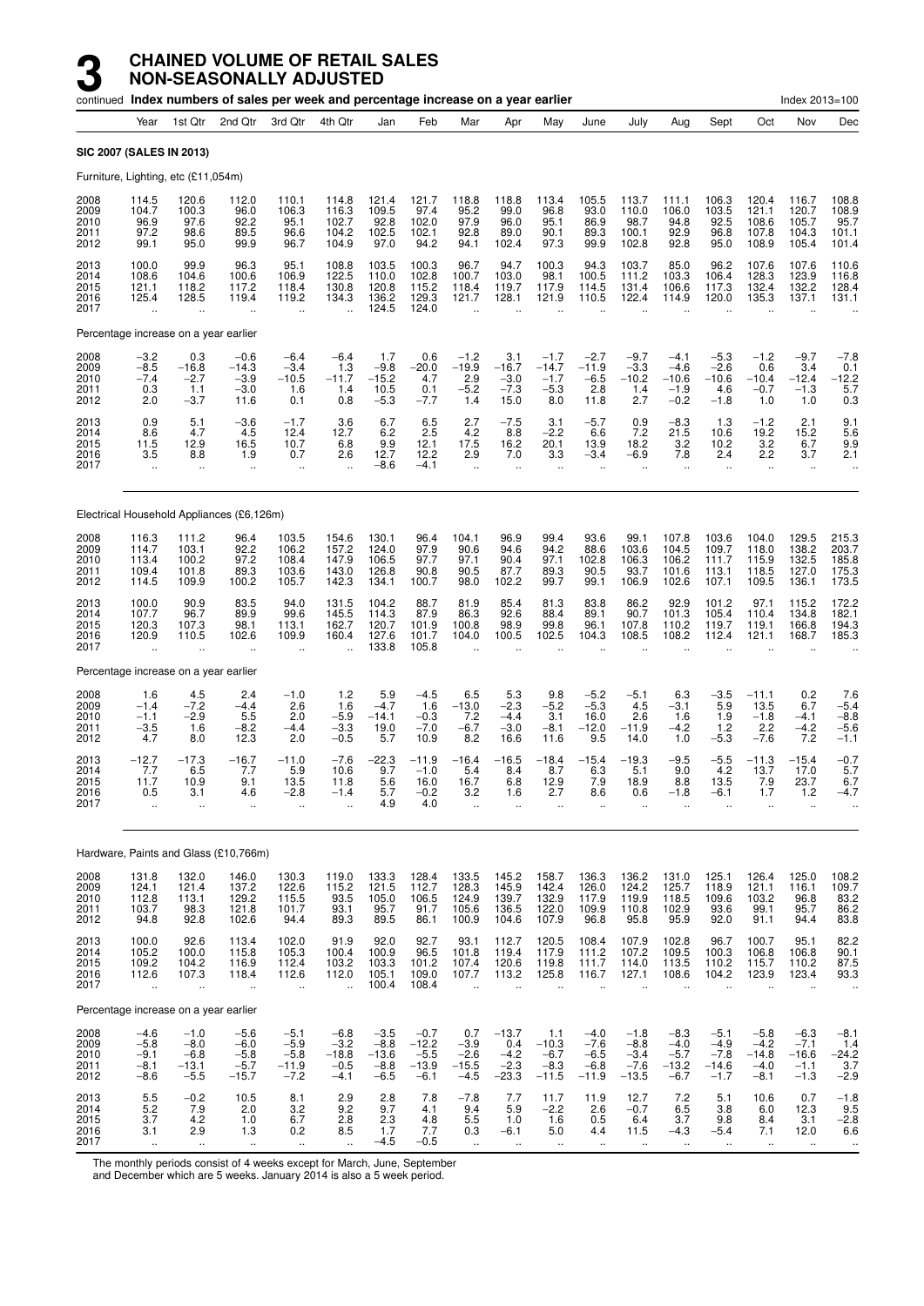# 3 CHAINED VOLUME OF RETAIL SALES NON-SEASONALLY ADJUSTED

continued **Index numbers of sales per week and percentage increase on a year earlier** Index 2013=100

| | Year | 1st Qtr | 2nd Qtr | 3rd Qtr | 4th Qtr | Jan | Feb | Mar | Apr | May | June | July | Aug | Sept | Oct | Nov | Dec |
|---|---|---|---|---|---|---|---|---|---|---|---|---|---|---|---|---|---|
| **SIC 2007 (SALES IN 2013)** | | | | | | | | | | | | | | | | | |
| Furniture, Lighting, etc (£11,054m) | | | | | | | | | | | | | | | | | |
| 2008 | 114.5 | 120.6 | 112.0 | 110.1 | 114.8 | 121.4 | 121.7 | 118.8 | 118.8 | 113.4 | 105.5 | 113.7 | 111.1 | 106.3 | 120.4 | 116.7 | 108.8 |
| 2009 | 104.7 | 100.3 | 96.0 | 106.3 | 116.3 | 109.5 | 97.4 | 95.2 | 99.0 | 96.8 | 93.0 | 110.0 | 106.0 | 103.5 | 121.1 | 120.7 | 108.9 |
| 2010 | 96.9 | 97.6 | 92.2 | 95.1 | 102.7 | 92.8 | 102.0 | 97.9 | 96.0 | 95.1 | 86.9 | 98.7 | 94.8 | 92.5 | 108.6 | 105.7 | 95.7 |
| 2011 | 97.2 | 98.6 | 89.5 | 96.6 | 104.2 | 102.5 | 102.1 | 92.8 | 89.0 | 90.1 | 89.3 | 100.1 | 92.9 | 96.8 | 107.8 | 104.3 | 101.1 |
| 2012 | 99.1 | 95.0 | 99.9 | 96.7 | 104.9 | 97.0 | 94.2 | 94.1 | 102.4 | 97.3 | 99.9 | 102.8 | 92.8 | 95.0 | 108.9 | 105.4 | 101.4 |
| 2013 | 100.0 | 99.9 | 96.3 | 95.1 | 108.8 | 103.5 | 100.3 | 96.7 | 94.7 | 100.3 | 94.3 | 103.7 | 85.0 | 96.2 | 107.6 | 107.6 | 110.6 |
| 2014 | 108.6 | 104.6 | 100.6 | 106.9 | 122.5 | 110.0 | 102.8 | 100.7 | 103.0 | 98.1 | 100.5 | 111.2 | 103.3 | 106.4 | 128.3 | 123.9 | 116.8 |
| 2015 | 121.1 | 118.2 | 117.2 | 118.4 | 130.8 | 120.8 | 115.2 | 118.4 | 119.7 | 117.9 | 114.5 | 131.4 | 106.6 | 117.3 | 132.4 | 132.2 | 128.4 |
| 2016 | 125.4 | 128.5 | 119.4 | 119.2 | 134.3 | 136.2 | 129.3 | 121.7 | 128.1 | 121.9 | 110.5 | 122.4 | 114.9 | 120.0 | 135.3 | 137.1 | 131.1 |
| 2017 | .. | .. | .. | .. | .. | 124.5 | 124.0 | .. | .. | .. | .. | .. | .. | .. | .. | .. | .. |
| Percentage increase on a year earlier | | | | | | | | | | | | | | | | | |
| 2008 | −3.2 | 0.3 | −0.6 | −6.4 | −6.4 | 1.7 | 0.6 | −1.2 | 3.1 | −1.7 | −2.7 | −9.7 | −4.1 | −5.3 | −1.2 | −9.7 | −7.8 |
| 2009 | −8.5 | −16.8 | −14.3 | −3.4 | 1.3 | −9.8 | −20.0 | −19.9 | −16.7 | −14.7 | −11.9 | −3.3 | −4.6 | −2.6 | 0.6 | 3.4 | 0.1 |
| 2010 | −7.4 | −2.7 | −3.9 | −10.5 | −11.7 | −15.2 | 4.7 | 2.9 | −3.0 | −1.7 | −6.5 | −10.2 | −10.6 | −10.6 | −10.4 | −12.4 | −12.2 |
| 2011 | 0.3 | 1.1 | −3.0 | 1.6 | 1.4 | 10.5 | 0.1 | −5.2 | −7.3 | −5.3 | 2.8 | 1.4 | −1.9 | 4.6 | −0.7 | −1.3 | 5.7 |
| 2012 | 2.0 | −3.7 | 11.6 | 0.1 | 0.8 | −5.3 | −7.7 | 1.4 | 15.0 | 8.0 | 11.8 | 2.7 | −0.2 | −1.8 | 1.0 | 1.0 | 0.3 |
| 2013 | 0.9 | 5.1 | −3.6 | −1.7 | 3.6 | 6.7 | 6.5 | 2.7 | −7.5 | 3.1 | −5.7 | 0.9 | −8.3 | 1.3 | −1.2 | 2.1 | 9.1 |
| 2014 | 8.6 | 4.7 | 4.5 | 12.4 | 12.7 | 6.2 | 2.5 | 4.2 | 8.8 | −2.2 | 6.6 | 7.2 | 21.5 | 10.6 | 19.2 | 15.2 | 5.6 |
| 2015 | 11.5 | 12.9 | 16.5 | 10.7 | 6.8 | 9.9 | 12.1 | 17.5 | 16.2 | 20.1 | 13.9 | 18.2 | 3.2 | 10.2 | 3.2 | 6.7 | 9.9 |
| 2016 | 3.5 | 8.8 | 1.9 | 0.7 | 2.6 | 12.7 | 12.2 | 2.9 | 7.0 | 3.3 | −3.4 | −6.9 | 7.8 | 2.4 | 2.2 | 3.7 | 2.1 |
| 2017 | .. | .. | .. | .. | .. | −8.6 | −4.1 | .. | .. | .. | .. | .. | .. | .. | .. | .. | .. |
| Electrical Household Appliances (£6,126m) | | | | | | | | | | | | | | | | | |
| 2008 | 116.3 | 111.2 | 96.4 | 103.5 | 154.6 | 130.1 | 96.4 | 104.1 | 96.9 | 99.4 | 93.6 | 99.1 | 107.8 | 103.6 | 104.0 | 129.5 | 215.3 |
| 2009 | 114.7 | 103.1 | 92.2 | 106.2 | 157.2 | 124.0 | 97.9 | 90.6 | 94.6 | 94.2 | 88.6 | 103.6 | 104.5 | 109.7 | 118.0 | 138.2 | 203.7 |
| 2010 | 113.4 | 100.2 | 97.2 | 108.4 | 147.9 | 106.5 | 97.7 | 97.1 | 90.4 | 97.1 | 102.8 | 106.3 | 106.2 | 111.7 | 115.9 | 132.5 | 185.8 |
| 2011 | 109.4 | 101.8 | 89.3 | 103.6 | 143.0 | 126.8 | 90.8 | 90.5 | 87.7 | 89.3 | 90.5 | 93.7 | 101.6 | 113.1 | 118.5 | 127.0 | 175.3 |
| 2012 | 114.5 | 109.9 | 100.2 | 105.7 | 142.3 | 134.1 | 100.7 | 98.0 | 102.2 | 99.7 | 99.1 | 106.9 | 102.6 | 107.1 | 109.5 | 136.1 | 173.5 |
| 2013 | 100.0 | 90.9 | 83.5 | 94.0 | 131.5 | 104.2 | 88.7 | 81.9 | 85.4 | 81.3 | 83.8 | 86.2 | 92.9 | 101.2 | 97.1 | 115.2 | 172.2 |
| 2014 | 107.7 | 96.7 | 89.9 | 99.6 | 145.5 | 114.3 | 87.9 | 86.3 | 92.6 | 88.4 | 89.1 | 90.7 | 101.3 | 105.4 | 110.4 | 134.8 | 182.1 |
| 2015 | 120.3 | 107.3 | 98.1 | 113.1 | 162.7 | 120.7 | 101.9 | 100.8 | 98.9 | 99.8 | 96.1 | 107.8 | 110.2 | 119.7 | 119.1 | 166.8 | 194.3 |
| 2016 | 120.9 | 110.5 | 102.6 | 109.9 | 160.4 | 127.6 | 101.7 | 104.0 | 100.5 | 102.5 | 104.3 | 108.5 | 108.2 | 112.4 | 121.1 | 168.7 | 185.3 |
| 2017 | .. | .. | .. | .. | .. | 133.8 | 105.8 | .. | .. | .. | .. | .. | .. | .. | .. | .. | .. |
| Percentage increase on a year earlier | | | | | | | | | | | | | | | | | |
| 2008 | 1.6 | 4.5 | 2.4 | −1.0 | 1.2 | 5.9 | −4.5 | 6.5 | 5.3 | 9.8 | −5.2 | −5.1 | 6.3 | −3.5 | −11.1 | 0.2 | 7.6 |
| 2009 | −1.4 | −7.2 | −4.4 | 2.6 | 1.6 | −4.7 | 1.6 | −13.0 | −2.3 | −5.2 | −5.3 | 4.5 | −3.1 | 5.9 | 13.5 | 6.7 | −5.4 |
| 2010 | −1.1 | −2.9 | 5.5 | 2.0 | −5.9 | −14.1 | −0.3 | 7.2 | −4.4 | 3.1 | 16.0 | 2.6 | 1.6 | 1.9 | −1.8 | −4.1 | −8.8 |
| 2011 | −3.5 | 1.6 | −8.2 | −4.4 | −3.3 | 19.0 | −7.0 | −6.7 | −3.0 | −8.1 | −12.0 | −11.9 | −4.2 | 1.2 | 2.2 | −4.2 | −5.6 |
| 2012 | 4.7 | 8.0 | 12.3 | 2.0 | −0.5 | 5.7 | 10.9 | 8.2 | 16.6 | 11.6 | 9.5 | 14.0 | 1.0 | −5.3 | −7.6 | 7.2 | −1.1 |
| 2013 | −12.7 | −17.3 | −16.7 | −11.0 | −7.6 | −22.3 | −11.9 | −16.4 | −16.5 | −18.4 | −15.4 | −19.3 | −9.5 | −5.5 | −11.3 | −15.4 | −0.7 |
| 2014 | 7.7 | 6.5 | 7.7 | 5.9 | 10.6 | 9.7 | −1.0 | 5.4 | 8.4 | 8.7 | 6.3 | 5.1 | 9.0 | 4.2 | 13.7 | 17.0 | 5.7 |
| 2015 | 11.7 | 10.9 | 9.1 | 13.5 | 11.8 | 5.6 | 16.0 | 16.7 | 6.8 | 12.9 | 7.9 | 18.9 | 8.8 | 13.5 | 7.9 | 23.7 | 6.7 |
| 2016 | 0.5 | 3.1 | 4.6 | −2.8 | −1.4 | 5.7 | −0.2 | 3.2 | 1.6 | 2.7 | 8.6 | 0.6 | −1.8 | −6.1 | 1.7 | 1.2 | −4.7 |
| 2017 | .. | .. | .. | .. | .. | 4.9 | 4.0 | .. | .. | .. | .. | .. | .. | .. | .. | .. | .. |
| Hardware, Paints and Glass (£10,766m) | | | | | | | | | | | | | | | | | |
| 2008 | 131.8 | 132.0 | 146.0 | 130.3 | 119.0 | 133.3 | 128.4 | 133.5 | 145.2 | 158.7 | 136.3 | 136.2 | 131.0 | 125.1 | 126.4 | 125.0 | 108.2 |
| 2009 | 124.1 | 121.4 | 137.2 | 122.6 | 115.2 | 121.5 | 112.7 | 128.3 | 145.9 | 142.4 | 126.0 | 124.2 | 125.7 | 118.9 | 121.1 | 116.1 | 109.7 |
| 2010 | 112.8 | 113.1 | 129.2 | 115.5 | 93.5 | 105.0 | 106.5 | 124.9 | 139.7 | 132.9 | 117.9 | 119.9 | 118.5 | 109.6 | 103.2 | 96.8 | 83.2 |
| 2011 | 103.7 | 98.3 | 121.8 | 101.7 | 93.1 | 95.7 | 91.7 | 105.6 | 136.5 | 122.0 | 109.9 | 110.8 | 102.9 | 93.6 | 99.1 | 95.7 | 86.2 |
| 2012 | 94.8 | 92.8 | 102.6 | 94.4 | 89.3 | 89.5 | 86.1 | 100.9 | 104.6 | 107.9 | 96.8 | 95.8 | 95.9 | 92.0 | 91.1 | 94.4 | 83.8 |
| 2013 | 100.0 | 92.6 | 113.4 | 102.0 | 91.9 | 92.0 | 92.7 | 93.1 | 112.7 | 120.5 | 108.4 | 107.9 | 102.8 | 96.7 | 100.7 | 95.1 | 82.2 |
| 2014 | 105.2 | 100.0 | 115.8 | 105.3 | 100.4 | 100.9 | 96.5 | 101.8 | 119.4 | 117.9 | 111.2 | 107.2 | 109.5 | 100.3 | 106.8 | 106.8 | 90.1 |
| 2015 | 109.2 | 104.2 | 116.9 | 112.4 | 103.2 | 103.3 | 101.2 | 107.4 | 120.6 | 119.8 | 111.7 | 114.0 | 113.5 | 110.2 | 115.7 | 110.2 | 87.5 |
| 2016 | 112.6 | 107.3 | 118.4 | 112.6 | 112.0 | 105.1 | 109.0 | 107.7 | 113.2 | 125.8 | 116.7 | 127.1 | 108.6 | 104.2 | 123.9 | 123.4 | 93.3 |
| 2017 | .. | .. | .. | .. | .. | 100.4 | 108.4 | .. | .. | .. | .. | .. | .. | .. | .. | .. | .. |
| Percentage increase on a year earlier | | | | | | | | | | | | | | | | | |
| 2008 | −4.6 | −1.0 | −5.6 | −5.1 | −6.8 | −3.5 | −0.7 | 0.7 | −13.7 | 1.1 | −4.0 | −1.8 | −8.3 | −5.1 | −5.8 | −6.3 | −8.1 |
| 2009 | −5.8 | −8.0 | −6.0 | −5.9 | −3.2 | −8.8 | −12.2 | −3.9 | 0.4 | −10.3 | −7.6 | −8.8 | −4.0 | −4.9 | −4.2 | −7.1 | 1.4 |
| 2010 | −9.1 | −6.8 | −5.8 | −5.8 | −18.8 | −13.6 | −5.5 | −2.6 | −4.2 | −6.7 | −6.5 | −3.4 | −5.7 | −7.8 | −14.8 | −16.6 | −24.2 |
| 2011 | −8.1 | −13.1 | −5.7 | −11.9 | −0.5 | −8.8 | −13.9 | −15.5 | −2.3 | −8.3 | −6.8 | −7.6 | −13.2 | −14.6 | −4.0 | −1.1 | 3.7 |
| 2012 | −8.6 | −5.5 | −15.7 | −7.2 | −4.1 | −6.5 | −6.1 | −4.5 | −23.3 | −11.5 | −11.9 | −13.5 | −6.7 | −1.7 | −8.1 | −1.3 | −2.9 |
| 2013 | 5.5 | −0.2 | 10.5 | 8.1 | 2.9 | 2.8 | 7.8 | −7.8 | 7.7 | 11.7 | 11.9 | 12.7 | 7.2 | 5.1 | 10.6 | 0.7 | −1.8 |
| 2014 | 5.2 | 7.9 | 2.0 | 3.2 | 9.2 | 9.7 | 4.1 | 9.4 | 5.9 | −2.2 | 2.6 | −0.7 | 6.5 | 3.8 | 6.0 | 12.3 | 9.5 |
| 2015 | 3.7 | 4.2 | 1.0 | 6.7 | 2.8 | 2.3 | 4.8 | 5.5 | 1.0 | 1.6 | 0.5 | 6.4 | 3.7 | 9.8 | 8.4 | 3.1 | −2.8 |
| 2016 | 3.1 | 2.9 | 1.3 | 0.2 | 8.5 | 1.7 | 7.7 | 0.3 | −6.1 | 5.0 | 4.4 | 11.5 | −4.3 | −5.4 | 7.1 | 12.0 | 6.6 |
| 2017 | .. | .. | .. | .. | .. | −4.5 | −0.5 | .. | .. | .. | .. | .. | .. | .. | .. | .. | .. |

The monthly periods consist of 4 weeks except for March, June, September and December which are 5 weeks. January 2014 is also a 5 week period.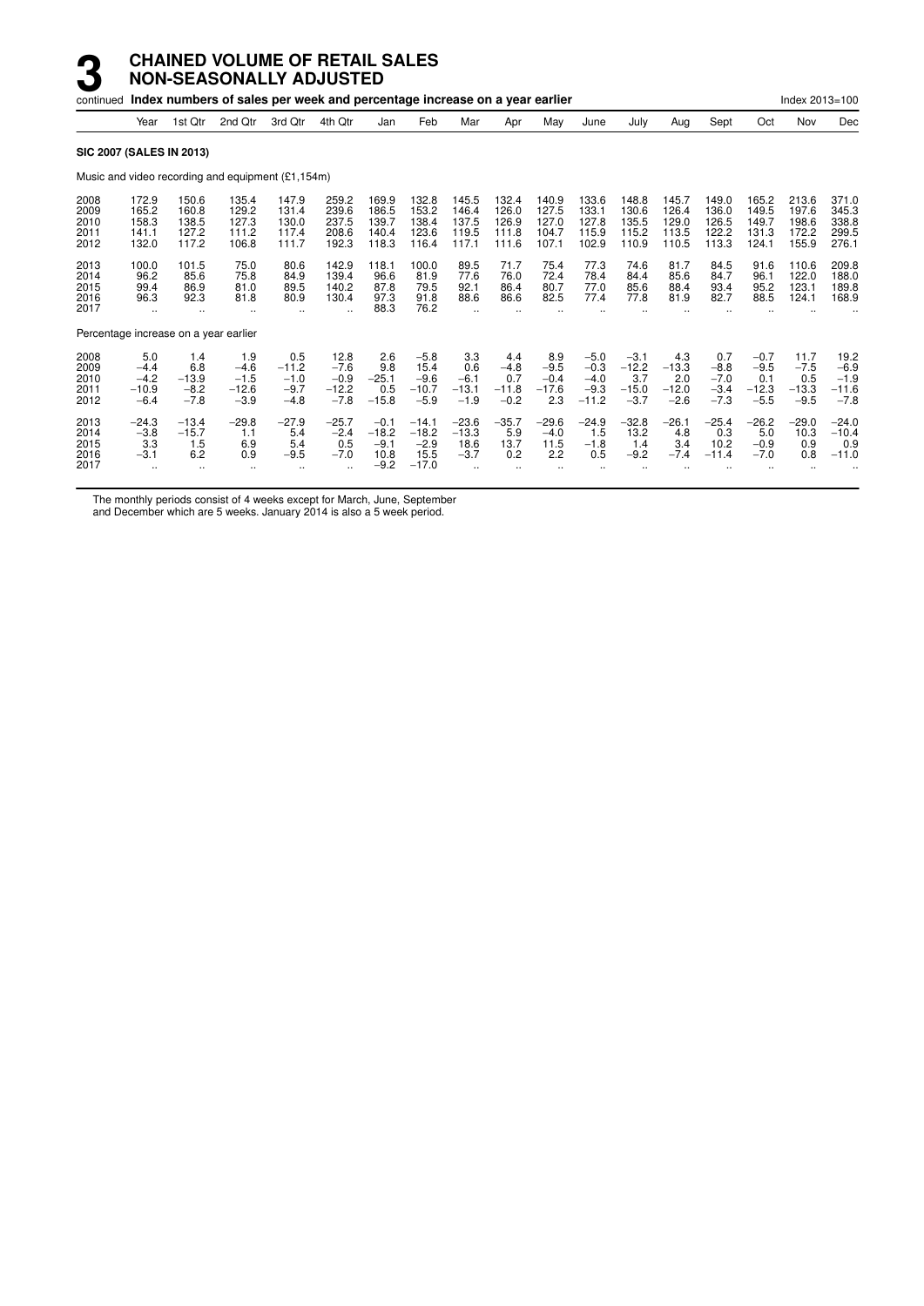# 3 CHAINED VOLUME OF RETAIL SALES NON-SEASONALLY ADJUSTED

continued **Index numbers of sales per week and percentage increase on a year earlier** Index 2013=100

| | Year | 1st Qtr | 2nd Qtr | 3rd Qtr | 4th Qtr | Jan | Feb | Mar | Apr | May | June | July | Aug | Sept | Oct | Nov | Dec |
|---|---|---|---|---|---|---|---|---|---|---|---|---|---|---|---|---|---|
| **SIC 2007 (SALES IN 2013)** | | | | | | | | | | | | | | | | | |
| Music and video recording and equipment (£1,154m) | | | | | | | | | | | | | | | | | |
| 2008 | 172.9 | 150.6 | 135.4 | 147.9 | 259.2 | 169.9 | 132.8 | 145.5 | 132.4 | 140.9 | 133.6 | 148.8 | 145.7 | 149.0 | 165.2 | 213.6 | 371.0 |
| 2009 | 165.2 | 160.8 | 129.2 | 131.4 | 239.6 | 186.5 | 153.2 | 146.4 | 126.0 | 127.5 | 133.1 | 130.6 | 126.4 | 136.0 | 149.5 | 197.6 | 345.3 |
| 2010 | 158.3 | 138.5 | 127.3 | 130.0 | 237.5 | 139.7 | 138.4 | 137.5 | 126.9 | 127.0 | 127.8 | 135.5 | 129.0 | 126.5 | 149.7 | 198.6 | 338.8 |
| 2011 | 141.1 | 127.2 | 111.2 | 117.4 | 208.6 | 140.4 | 123.6 | 119.5 | 111.8 | 104.7 | 115.9 | 115.2 | 113.5 | 122.2 | 131.3 | 172.2 | 299.5 |
| 2012 | 132.0 | 117.2 | 106.8 | 111.7 | 192.3 | 118.3 | 116.4 | 117.1 | 111.6 | 107.1 | 102.9 | 110.9 | 110.5 | 113.3 | 124.1 | 155.9 | 276.1 |
| 2013 | 100.0 | 101.5 | 75.0 | 80.6 | 142.9 | 118.1 | 100.0 | 89.5 | 71.7 | 75.4 | 77.3 | 74.6 | 81.7 | 84.5 | 91.6 | 110.6 | 209.8 |
| 2014 | 96.2 | 85.6 | 75.8 | 84.9 | 139.4 | 96.6 | 81.9 | 77.6 | 76.0 | 72.4 | 78.4 | 84.4 | 85.6 | 84.7 | 96.1 | 122.0 | 188.0 |
| 2015 | 99.4 | 86.9 | 81.0 | 89.5 | 140.2 | 87.8 | 79.5 | 92.1 | 86.4 | 80.7 | 77.0 | 85.6 | 88.4 | 93.4 | 95.2 | 123.1 | 189.8 |
| 2016 | 96.3 | 92.3 | 81.8 | 80.9 | 130.4 | 97.3 | 91.8 | 88.6 | 86.6 | 82.5 | 77.4 | 77.8 | 81.9 | 82.7 | 88.5 | 124.1 | 168.9 |
| 2017 | .. | .. | .. | .. | .. | 88.3 | 76.2 | .. | .. | .. | .. | .. | .. | .. | .. | .. | .. |
| Percentage increase on a year earlier | | | | | | | | | | | | | | | | | |
| 2008 | 5.0 | 1.4 | 1.9 | 0.5 | 12.8 | 2.6 | −5.8 | 3.3 | 4.4 | 8.9 | −5.0 | −3.1 | 4.3 | 0.7 | −0.7 | 11.7 | 19.2 |
| 2009 | −4.4 | 6.8 | −4.6 | −11.2 | −7.6 | 9.8 | 15.4 | 0.6 | −4.8 | −9.5 | −0.3 | −12.2 | −13.3 | −8.8 | −9.5 | −7.5 | −6.9 |
| 2010 | −4.2 | −13.9 | −1.5 | −1.0 | −0.9 | −25.1 | −9.6 | −6.1 | 0.7 | −0.4 | −4.0 | 3.7 | 2.0 | −7.0 | 0.1 | 0.5 | −1.9 |
| 2011 | −10.9 | −8.2 | −12.6 | −9.7 | −12.2 | 0.5 | −10.7 | −13.1 | −11.8 | −17.6 | −9.3 | −15.0 | −12.0 | −3.4 | −12.3 | −13.3 | −11.6 |
| 2012 | −6.4 | −7.8 | −3.9 | −4.8 | −7.8 | −15.8 | −5.9 | −1.9 | −0.2 | 2.3 | −11.2 | −3.7 | −2.6 | −7.3 | −5.5 | −9.5 | −7.8 |
| 2013 | −24.3 | −13.4 | −29.8 | −27.9 | −25.7 | −0.1 | −14.1 | −23.6 | −35.7 | −29.6 | −24.9 | −32.8 | −26.1 | −25.4 | −26.2 | −29.0 | −24.0 |
| 2014 | −3.8 | −15.7 | 1.1 | 5.4 | −2.4 | −18.2 | −18.2 | −13.3 | 5.9 | −4.0 | 1.5 | 13.2 | 4.8 | 0.3 | 5.0 | 10.3 | −10.4 |
| 2015 | 3.3 | 1.5 | 6.9 | 5.4 | 0.5 | −9.1 | −2.9 | 18.6 | 13.7 | 11.5 | −1.8 | 1.4 | 3.4 | 10.2 | −0.9 | 0.9 | 0.9 |
| 2016 | −3.1 | 6.2 | 0.9 | −9.5 | −7.0 | 10.8 | 15.5 | −3.7 | 0.2 | 2.2 | 0.5 | −9.2 | −7.4 | −11.4 | −7.0 | 0.8 | −11.0 |
| 2017 | .. | .. | .. | .. | .. | −9.2 | −17.0 | .. | .. | .. | .. | .. | .. | .. | .. | .. | .. |

The monthly periods consist of 4 weeks except for March, June, September and December which are 5 weeks. January 2014 is also a 5 week period.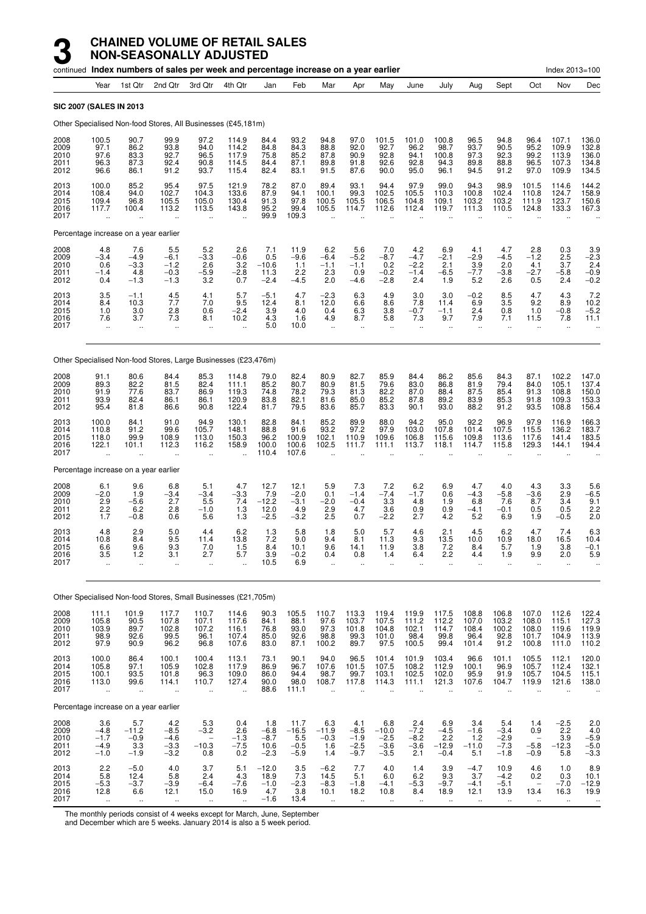# 3 CHAINED VOLUME OF RETAIL SALES NON-SEASONALLY ADJUSTED

continued **Index numbers of sales per week and percentage increase on a year earlier** Index 2013=100

| Year | Year | 1st Qtr | 2nd Qtr | 3rd Qtr | 4th Qtr | Jan | Feb | Mar | Apr | May | June | July | Aug | Sept | Oct | Nov | Dec |
|---|---|---|---|---|---|---|---|---|---|---|---|---|---|---|---|---|---|
| **SIC 2007 (SALES IN 2013** | | | | | | | | | | | | | | | | | |
| Other Specialised Non-food Stores, All Businesses (£45,181m) | | | | | | | | | | | | | | | | | |
| 2008 | 100.5 | 90.7 | 99.9 | 97.2 | 114.9 | 84.4 | 93.2 | 94.8 | 97.0 | 101.5 | 101.0 | 100.8 | 96.5 | 94.8 | 96.4 | 107.1 | 136.0 |
| 2009 | 97.1 | 86.2 | 93.8 | 94.0 | 114.2 | 84.8 | 84.3 | 88.8 | 92.0 | 92.7 | 96.2 | 98.7 | 93.7 | 90.5 | 95.2 | 109.9 | 132.8 |
| 2010 | 97.6 | 83.3 | 92.7 | 96.5 | 117.9 | 75.8 | 85.2 | 87.8 | 90.9 | 92.8 | 94.1 | 100.8 | 97.3 | 92.3 | 99.2 | 113.9 | 136.0 |
| 2011 | 96.3 | 87.3 | 92.4 | 90.8 | 114.5 | 84.4 | 87.1 | 89.8 | 91.8 | 92.6 | 92.8 | 94.3 | 89.8 | 88.8 | 96.5 | 107.3 | 134.8 |
| 2012 | 96.6 | 86.1 | 91.2 | 93.7 | 115.4 | 82.4 | 83.1 | 91.5 | 87.6 | 90.0 | 95.0 | 96.1 | 94.5 | 91.2 | 97.0 | 109.9 | 134.5 |
| 2013 | 100.0 | 85.2 | 95.4 | 97.5 | 121.9 | 78.2 | 87.0 | 89.4 | 93.1 | 94.4 | 97.9 | 99.0 | 94.3 | 98.9 | 101.5 | 114.6 | 144.2 |
| 2014 | 108.4 | 94.0 | 102.7 | 104.3 | 133.6 | 87.9 | 94.1 | 100.1 | 99.3 | 102.5 | 105.5 | 110.3 | 100.8 | 102.4 | 110.8 | 124.7 | 158.9 |
| 2015 | 109.4 | 96.8 | 105.5 | 105.0 | 130.4 | 91.3 | 97.8 | 100.5 | 105.5 | 106.5 | 104.8 | 109.1 | 103.2 | 103.2 | 111.9 | 123.7 | 150.6 |
| 2016 | 117.7 | 100.4 | 113.2 | 113.5 | 143.8 | 95.2 | 99.4 | 105.5 | 114.7 | 112.6 | 112.4 | 119.7 | 111.3 | 110.5 | 124.8 | 133.3 | 167.3 |
| 2017 | .. | .. | .. | .. | .. | 99.9 | 109.3 | .. | .. | .. | .. | .. | .. | .. | .. | .. | .. |
| Percentage increase on a year earlier | | | | | | | | | | | | | | | | | |
| 2008 | 4.8 | 7.6 | 5.5 | 5.2 | 2.6 | 7.1 | 11.9 | 6.2 | 5.6 | 7.0 | 4.2 | 6.9 | 4.1 | 4.7 | 2.8 | 0.3 | 3.9 |
| 2009 | −3.4 | −4.9 | −6.1 | −3.3 | −0.6 | 0.5 | −9.6 | −6.4 | −5.2 | −8.7 | −4.7 | −2.1 | −2.9 | −4.5 | −1.2 | 2.5 | −2.3 |
| 2010 | 0.6 | −3.3 | −1.2 | 2.6 | 3.2 | −10.6 | 1.1 | −1.1 | −1.1 | 0.2 | −2.2 | 2.1 | 3.9 | 2.0 | 4.1 | 3.7 | 2.4 |
| 2011 | −1.4 | 4.8 | −0.3 | −5.9 | −2.8 | 11.3 | 2.2 | 2.3 | 0.9 | −0.2 | −1.4 | −6.5 | −7.7 | −3.8 | −2.7 | −5.8 | −0.9 |
| 2012 | 0.4 | −1.3 | −1.3 | 3.2 | 0.7 | −2.4 | −4.5 | 2.0 | −4.6 | −2.8 | 2.4 | 1.9 | 5.2 | 2.6 | 0.5 | 2.4 | −0.2 |
| 2013 | 3.5 | −1.1 | 4.5 | 4.1 | 5.7 | −5.1 | 4.7 | −2.3 | 6.3 | 4.9 | 3.0 | 3.0 | −0.2 | 8.5 | 4.7 | 4.3 | 7.2 |
| 2014 | 8.4 | 10.3 | 7.7 | 7.0 | 9.5 | 12.4 | 8.1 | 12.0 | 6.6 | 8.6 | 7.8 | 11.4 | 6.9 | 3.5 | 9.2 | 8.9 | 10.2 |
| 2015 | 1.0 | 3.0 | 2.8 | 0.6 | −2.4 | 3.9 | 4.0 | 0.4 | 6.3 | 3.8 | −0.7 | −1.1 | 2.4 | 0.8 | 1.0 | −0.8 | −5.2 |
| 2016 | 7.6 | 3.7 | 7.3 | 8.1 | 10.2 | 4.3 | 1.6 | 4.9 | 8.7 | 5.8 | 7.3 | 9.7 | 7.9 | 7.1 | 11.5 | 7.8 | 11.1 |
| 2017 | .. | .. | .. | .. | .. | 5.0 | 10.0 | .. | .. | .. | .. | .. | .. | .. | .. | .. | .. |
| Other Specialised Non-food Stores, Large Businesses (£23,476m) | | | | | | | | | | | | | | | | | |
| 2008 | 91.1 | 80.6 | 84.4 | 85.3 | 114.8 | 79.0 | 82.4 | 80.9 | 82.7 | 85.9 | 84.4 | 86.2 | 85.6 | 84.3 | 87.1 | 102.2 | 147.0 |
| 2009 | 89.3 | 82.2 | 81.5 | 82.4 | 111.1 | 85.2 | 80.7 | 80.9 | 81.5 | 79.6 | 83.0 | 86.8 | 81.9 | 79.4 | 84.0 | 105.1 | 137.4 |
| 2010 | 91.9 | 77.6 | 83.7 | 86.9 | 119.3 | 74.8 | 78.2 | 79.3 | 81.3 | 82.2 | 87.0 | 88.4 | 87.5 | 85.4 | 91.3 | 108.8 | 150.0 |
| 2011 | 93.9 | 82.4 | 86.1 | 86.1 | 120.9 | 83.8 | 82.1 | 81.6 | 85.0 | 85.2 | 87.8 | 89.2 | 83.9 | 85.3 | 91.8 | 109.3 | 153.3 |
| 2012 | 95.4 | 81.8 | 86.6 | 90.8 | 122.4 | 81.7 | 79.5 | 83.6 | 85.7 | 83.3 | 90.1 | 93.0 | 88.2 | 91.2 | 93.5 | 108.8 | 156.4 |
| 2013 | 100.0 | 84.1 | 91.0 | 94.9 | 130.1 | 82.8 | 84.1 | 85.2 | 89.9 | 88.0 | 94.2 | 95.0 | 92.2 | 96.9 | 97.9 | 116.9 | 166.3 |
| 2014 | 110.8 | 91.2 | 99.6 | 105.7 | 148.1 | 88.8 | 91.6 | 93.2 | 97.2 | 97.9 | 103.0 | 107.8 | 101.4 | 107.5 | 115.5 | 136.2 | 183.7 |
| 2015 | 118.0 | 99.9 | 108.9 | 113.0 | 150.3 | 96.2 | 100.9 | 102.1 | 110.9 | 109.6 | 106.8 | 115.6 | 109.8 | 113.6 | 117.6 | 141.4 | 183.5 |
| 2016 | 122.1 | 101.1 | 112.3 | 116.2 | 158.9 | 100.0 | 100.6 | 102.5 | 111.7 | 111.1 | 113.7 | 118.1 | 114.7 | 115.8 | 129.3 | 144.1 | 194.4 |
| 2017 | .. | .. | .. | .. | .. | 110.4 | 107.6 | .. | .. | .. | .. | .. | .. | .. | .. | .. | .. |
| Percentage increase on a year earlier | | | | | | | | | | | | | | | | | |
| 2008 | 6.1 | 9.6 | 6.8 | 5.1 | 4.7 | 12.7 | 12.1 | 5.9 | 7.3 | 7.2 | 6.2 | 6.9 | 4.7 | 4.0 | 4.3 | 3.3 | 5.6 |
| 2009 | −2.0 | 1.9 | −3.4 | −3.4 | −3.3 | 7.9 | −2.0 | 0.1 | −1.4 | −7.4 | −1.7 | 0.6 | −4.3 | −5.8 | −3.6 | 2.9 | −6.5 |
| 2010 | 2.9 | −5.6 | 2.7 | 5.5 | 7.4 | −12.2 | −3.1 | −2.0 | −0.4 | 3.3 | 4.8 | 1.9 | 6.8 | 7.6 | 8.7 | 3.4 | 9.1 |
| 2011 | 2.2 | 6.2 | 2.8 | −1.0 | 1.3 | 12.0 | 4.9 | 2.9 | 4.7 | 3.6 | 0.9 | 0.9 | −4.1 | −0.1 | 0.5 | 0.5 | 2.2 |
| 2012 | 1.7 | −0.8 | 0.6 | 5.6 | 1.3 | −2.5 | −3.2 | 2.5 | 0.7 | −2.2 | 2.7 | 4.2 | 5.2 | 6.9 | 1.9 | −0.5 | 2.0 |
| 2013 | 4.8 | 2.9 | 5.0 | 4.4 | 6.2 | 1.3 | 5.8 | 1.8 | 5.0 | 5.7 | 4.6 | 2.1 | 4.5 | 6.2 | 4.7 | 7.4 | 6.3 |
| 2014 | 10.8 | 8.4 | 9.5 | 11.4 | 13.8 | 7.2 | 9.0 | 9.4 | 8.1 | 11.3 | 9.3 | 13.5 | 10.0 | 10.9 | 18.0 | 16.5 | 10.4 |
| 2015 | 6.6 | 9.6 | 9.3 | 7.0 | 1.5 | 8.4 | 10.1 | 9.6 | 14.1 | 11.9 | 3.8 | 7.2 | 8.4 | 5.7 | 1.9 | 3.8 | −0.1 |
| 2016 | 3.5 | 1.2 | 3.1 | 2.7 | 5.7 | 3.9 | −0.2 | 0.4 | 0.8 | 1.4 | 6.4 | 2.2 | 4.4 | 1.9 | 9.9 | 2.0 | 5.9 |
| 2017 | .. | .. | .. | .. | .. | 10.5 | 6.9 | .. | .. | .. | .. | .. | .. | .. | .. | .. | .. |
| Other Specialised Non-food Stores, Small Businesses (£21,705m) | | | | | | | | | | | | | | | | | |
| 2008 | 111.1 | 101.9 | 117.7 | 110.7 | 114.6 | 90.3 | 105.5 | 110.7 | 113.3 | 119.4 | 119.9 | 117.5 | 108.8 | 106.8 | 107.0 | 112.6 | 122.4 |
| 2009 | 105.8 | 90.5 | 107.8 | 107.1 | 117.6 | 84.1 | 88.1 | 97.6 | 103.7 | 107.5 | 111.2 | 112.2 | 107.0 | 103.2 | 108.0 | 115.1 | 127.3 |
| 2010 | 103.9 | 89.7 | 102.8 | 107.2 | 116.1 | 76.8 | 93.0 | 97.3 | 101.8 | 104.8 | 102.1 | 114.7 | 108.4 | 100.2 | 108.0 | 119.6 | 119.9 |
| 2011 | 98.9 | 92.6 | 99.5 | 96.1 | 107.4 | 85.0 | 92.6 | 98.8 | 99.3 | 101.0 | 98.4 | 99.8 | 96.4 | 92.8 | 101.7 | 104.9 | 113.9 |
| 2012 | 97.9 | 90.9 | 96.2 | 96.8 | 107.6 | 83.0 | 87.1 | 100.2 | 89.7 | 97.5 | 100.5 | 99.4 | 101.4 | 91.2 | 100.8 | 111.0 | 110.2 |
| 2013 | 100.0 | 86.4 | 100.1 | 100.4 | 113.1 | 73.1 | 90.1 | 94.0 | 96.5 | 101.4 | 101.9 | 103.4 | 96.6 | 101.1 | 105.5 | 112.1 | 120.0 |
| 2014 | 105.8 | 97.1 | 105.9 | 102.8 | 117.9 | 86.9 | 96.7 | 107.6 | 101.5 | 107.5 | 108.2 | 112.9 | 100.1 | 96.9 | 105.7 | 112.4 | 132.1 |
| 2015 | 100.1 | 93.5 | 101.8 | 96.3 | 109.0 | 86.0 | 94.4 | 98.7 | 99.7 | 103.1 | 102.5 | 102.0 | 95.9 | 91.9 | 105.7 | 104.5 | 115.1 |
| 2016 | 113.0 | 99.6 | 114.1 | 110.7 | 127.4 | 90.0 | 98.0 | 108.7 | 117.8 | 114.3 | 111.1 | 121.3 | 107.6 | 104.7 | 119.9 | 121.6 | 138.0 |
| 2017 | .. | .. | .. | .. | .. | 88.6 | 111.1 | .. | .. | .. | .. | .. | .. | .. | .. | .. | .. |
| Percentage increase on a year earlier | | | | | | | | | | | | | | | | | |
| 2008 | 3.6 | 5.7 | 4.2 | 5.3 | 0.4 | 1.8 | 11.7 | 6.3 | 4.1 | 6.8 | 2.4 | 6.9 | 3.4 | 5.4 | 1.4 | −2.5 | 2.0 |
| 2009 | −4.8 | −11.2 | −8.5 | −3.2 | 2.6 | −6.8 | −16.5 | −11.9 | −8.5 | −10.0 | −7.2 | −4.5 | −1.6 | −3.4 | 0.9 | 2.2 | 4.0 |
| 2010 | −1.7 | −0.9 | −4.6 | – | −1.3 | −8.7 | 5.5 | −0.3 | −1.9 | −2.5 | −8.2 | 2.2 | 1.2 | −2.9 | – | 3.9 | −5.9 |
| 2011 | −4.9 | 3.3 | −3.3 | −10.3 | −7.5 | 10.6 | −0.5 | 1.6 | −2.5 | −3.6 | −3.6 | −12.9 | −11.0 | −7.3 | −5.8 | −12.3 | −5.0 |
| 2012 | −1.0 | −1.9 | −3.2 | 0.8 | 0.2 | −2.3 | −5.9 | 1.4 | −9.7 | −3.5 | 2.1 | −0.4 | 5.1 | −1.8 | −0.9 | 5.8 | −3.3 |
| 2013 | 2.2 | −5.0 | 4.0 | 3.7 | 5.1 | −12.0 | 3.5 | −6.2 | 7.7 | 4.0 | 1.4 | 3.9 | −4.7 | 10.9 | 4.6 | 1.0 | 8.9 |
| 2014 | 5.8 | 12.4 | 5.8 | 2.4 | 4.3 | 18.9 | 7.3 | 14.5 | 5.1 | 6.0 | 6.2 | 9.3 | 3.7 | −4.2 | 0.2 | 0.3 | 10.1 |
| 2015 | −5.3 | −3.7 | −3.9 | −6.4 | −7.6 | −1.0 | −2.3 | −8.3 | −1.8 | −4.1 | −5.3 | −9.7 | −4.1 | −5.1 | – | −7.0 | −12.9 |
| 2016 | 12.8 | 6.6 | 12.1 | 15.0 | 16.9 | 4.7 | 3.8 | 10.1 | 18.2 | 10.8 | 8.4 | 18.9 | 12.1 | 13.9 | 13.4 | 16.3 | 19.9 |
| 2017 | .. | .. | .. | .. | .. | −1.6 | 13.4 | .. | .. | .. | .. | .. | .. | .. | .. | .. | .. |

The monthly periods consist of 4 weeks except for March, June, September and December which are 5 weeks. January 2014 is also a 5 week period.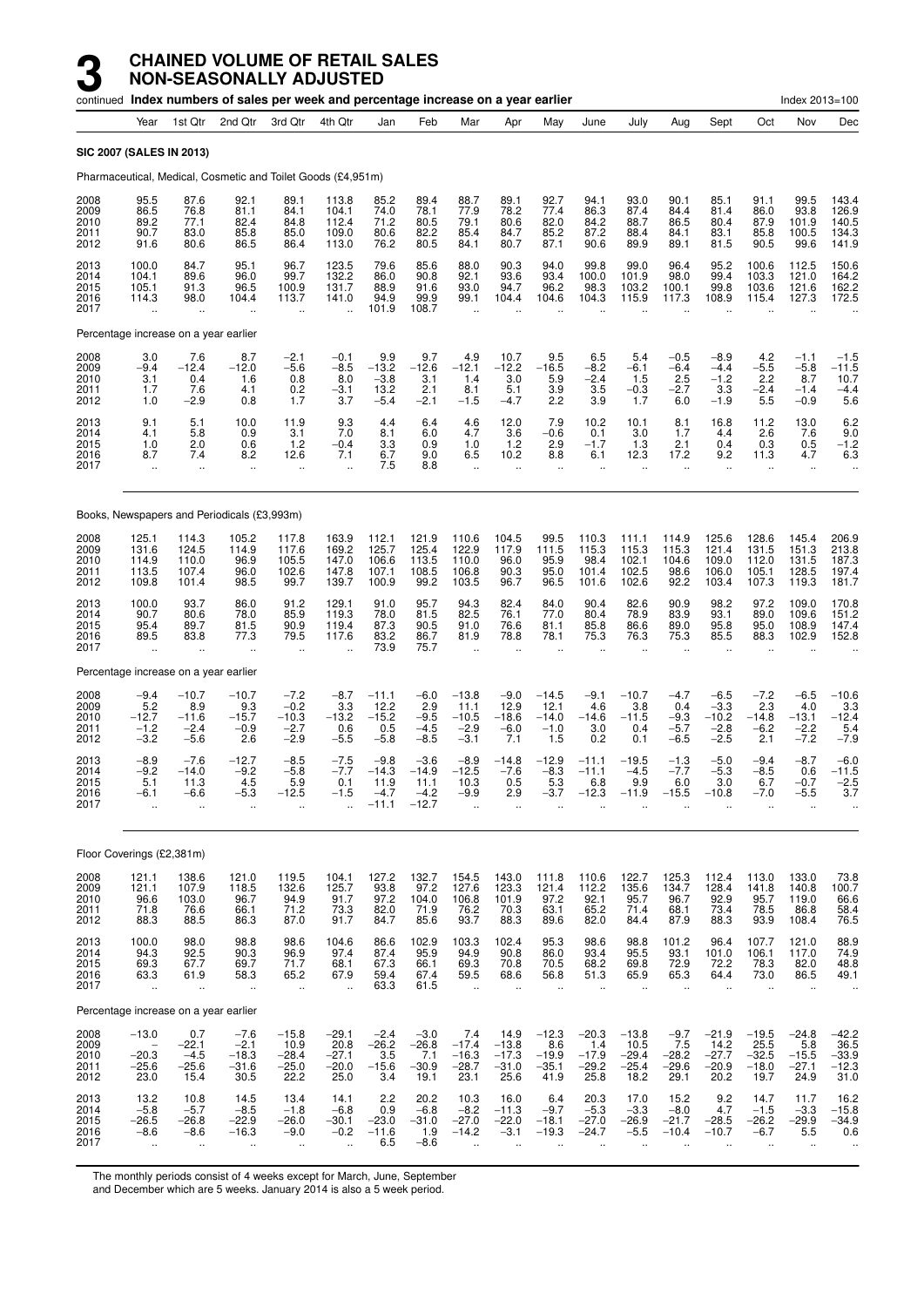# 3 CHAINED VOLUME OF RETAIL SALES NON-SEASONALLY ADJUSTED

continued **Index numbers of sales per week and percentage increase on a year earlier** Index 2013=100

| | Year | 1st Qtr | 2nd Qtr | 3rd Qtr | 4th Qtr | Jan | Feb | Mar | Apr | May | June | July | Aug | Sept | Oct | Nov | Dec |
|---|---|---|---|---|---|---|---|---|---|---|---|---|---|---|---|---|---|
| **SIC 2007 (SALES IN 2013)** | | | | | | | | | | | | | | | | | |
| Pharmaceutical, Medical, Cosmetic and Toilet Goods (£4,951m) | | | | | | | | | | | | | | | | | |
| 2008 | 95.5 | 87.6 | 92.1 | 89.1 | 113.8 | 85.2 | 89.4 | 88.7 | 89.1 | 92.7 | 94.1 | 93.0 | 90.1 | 85.1 | 91.1 | 99.5 | 143.4 |
| 2009 | 86.5 | 76.8 | 81.1 | 84.1 | 104.1 | 74.0 | 78.1 | 77.9 | 78.2 | 77.4 | 86.3 | 87.4 | 84.4 | 81.4 | 86.0 | 93.8 | 126.9 |
| 2010 | 89.2 | 77.1 | 82.4 | 84.8 | 112.4 | 71.2 | 80.5 | 79.1 | 80.6 | 82.0 | 84.2 | 88.7 | 86.5 | 80.4 | 87.9 | 101.9 | 140.5 |
| 2011 | 90.7 | 83.0 | 85.8 | 85.0 | 109.0 | 80.6 | 82.2 | 85.4 | 84.7 | 85.2 | 87.2 | 88.4 | 84.1 | 83.1 | 85.8 | 100.5 | 134.3 |
| 2012 | 91.6 | 80.6 | 86.5 | 86.4 | 113.0 | 76.2 | 80.5 | 84.1 | 80.7 | 87.1 | 90.6 | 89.9 | 89.1 | 81.5 | 90.5 | 99.6 | 141.9 |
| 2013 | 100.0 | 84.7 | 95.1 | 96.7 | 123.5 | 79.6 | 85.6 | 88.0 | 90.3 | 94.0 | 99.8 | 99.0 | 96.4 | 95.2 | 100.6 | 112.5 | 150.6 |
| 2014 | 104.1 | 89.6 | 96.0 | 99.7 | 132.2 | 86.0 | 90.8 | 92.1 | 93.6 | 93.4 | 100.0 | 101.9 | 98.0 | 99.4 | 103.3 | 121.0 | 164.2 |
| 2015 | 105.1 | 91.3 | 96.5 | 100.9 | 131.7 | 88.9 | 91.6 | 93.0 | 94.7 | 96.2 | 98.3 | 103.2 | 100.1 | 99.8 | 103.6 | 121.6 | 162.2 |
| 2016 | 114.3 | 98.0 | 104.4 | 113.7 | 141.0 | 94.9 | 99.9 | 99.1 | 104.4 | 104.6 | 104.3 | 115.9 | 117.3 | 108.9 | 115.4 | 127.3 | 172.5 |
| 2017 | .. | .. | .. | .. | .. | 101.9 | 108.7 | .. | .. | .. | .. | .. | .. | .. | .. | .. | .. |
| Percentage increase on a year earlier | | | | | | | | | | | | | | | | | |
| 2008 | 3.0 | 7.6 | 8.7 | −2.1 | −0.1 | 9.9 | 9.7 | 4.9 | 10.7 | 9.5 | 6.5 | 5.4 | −0.5 | −8.9 | 4.2 | −1.1 | −1.5 |
| 2009 | −9.4 | −12.4 | −12.0 | −5.6 | −8.5 | −13.2 | −12.6 | −12.1 | −12.2 | −16.5 | −8.2 | −6.1 | −6.4 | −4.4 | −5.5 | −5.8 | −11.5 |
| 2010 | 3.1 | 0.4 | 1.6 | 0.8 | 8.0 | −3.8 | 3.1 | 1.4 | 3.0 | 5.9 | −2.4 | 1.5 | 2.5 | −1.2 | 2.2 | 8.7 | 10.7 |
| 2011 | 1.7 | 7.6 | 4.1 | 0.2 | −3.1 | 13.2 | 2.1 | 8.1 | 5.1 | 3.9 | 3.5 | −0.3 | −2.7 | 3.3 | −2.4 | −1.4 | −4.4 |
| 2012 | 1.0 | −2.9 | 0.8 | 1.7 | 3.7 | −5.4 | −2.1 | −1.5 | −4.7 | 2.2 | 3.9 | 1.7 | 6.0 | −1.9 | 5.5 | −0.9 | 5.6 |
| 2013 | 9.1 | 5.1 | 10.0 | 11.9 | 9.3 | 4.4 | 6.4 | 4.6 | 12.0 | 7.9 | 10.2 | 10.1 | 8.1 | 16.8 | 11.2 | 13.0 | 6.2 |
| 2014 | 4.1 | 5.8 | 0.9 | 3.1 | 7.0 | 8.1 | 6.0 | 4.7 | 3.6 | −0.6 | 0.1 | 3.0 | 1.7 | 4.4 | 2.6 | 7.6 | 9.0 |
| 2015 | 1.0 | 2.0 | 0.6 | 1.2 | −0.4 | 3.3 | 0.9 | 1.0 | 1.2 | 2.9 | −1.7 | 1.3 | 2.1 | 0.4 | 0.3 | 0.5 | −1.2 |
| 2016 | 8.7 | 7.4 | 8.2 | 12.6 | 7.1 | 6.7 | 9.0 | 6.5 | 10.2 | 8.8 | 6.1 | 12.3 | 17.2 | 9.2 | 11.3 | 4.7 | 6.3 |
| 2017 | .. | .. | .. | .. | .. | 7.5 | 8.8 | .. | .. | .. | .. | .. | .. | .. | .. | .. | .. |
| Books, Newspapers and Periodicals (£3,993m) | | | | | | | | | | | | | | | | | |
| 2008 | 125.1 | 114.3 | 105.2 | 117.8 | 163.9 | 112.1 | 121.9 | 110.6 | 104.5 | 99.5 | 110.3 | 111.1 | 114.9 | 125.6 | 128.6 | 145.4 | 206.9 |
| 2009 | 131.6 | 124.5 | 114.9 | 117.6 | 169.2 | 125.7 | 125.4 | 122.9 | 117.9 | 111.5 | 115.3 | 115.3 | 115.3 | 121.4 | 131.5 | 151.3 | 213.8 |
| 2010 | 114.9 | 110.0 | 96.9 | 105.5 | 147.0 | 106.6 | 113.5 | 110.0 | 96.0 | 95.9 | 98.4 | 102.1 | 104.6 | 109.0 | 112.0 | 131.5 | 187.3 |
| 2011 | 113.5 | 107.4 | 96.0 | 102.6 | 147.8 | 107.1 | 108.5 | 106.8 | 90.3 | 95.0 | 101.4 | 102.5 | 98.6 | 106.0 | 105.1 | 128.5 | 197.4 |
| 2012 | 109.8 | 101.4 | 98.5 | 99.7 | 139.7 | 100.9 | 99.2 | 103.5 | 96.7 | 96.5 | 101.6 | 102.6 | 92.2 | 103.4 | 107.3 | 119.3 | 181.7 |
| 2013 | 100.0 | 93.7 | 86.0 | 91.2 | 129.1 | 91.0 | 95.7 | 94.3 | 82.4 | 84.0 | 90.4 | 82.6 | 90.9 | 98.2 | 97.2 | 109.0 | 170.8 |
| 2014 | 90.7 | 80.6 | 78.0 | 85.9 | 119.3 | 78.0 | 81.5 | 82.5 | 76.1 | 77.0 | 80.4 | 78.9 | 83.9 | 93.1 | 89.0 | 109.6 | 151.2 |
| 2015 | 95.4 | 89.7 | 81.5 | 90.9 | 119.4 | 87.3 | 90.5 | 91.0 | 76.6 | 81.1 | 85.8 | 86.6 | 89.0 | 95.8 | 95.0 | 108.9 | 147.4 |
| 2016 | 89.5 | 83.8 | 77.3 | 79.5 | 117.6 | 83.2 | 86.7 | 81.9 | 78.8 | 78.1 | 75.3 | 76.3 | 75.3 | 85.5 | 88.3 | 102.9 | 152.8 |
| 2017 | .. | .. | .. | .. | .. | 73.9 | 75.7 | .. | .. | .. | .. | .. | .. | .. | .. | .. | .. |
| Percentage increase on a year earlier | | | | | | | | | | | | | | | | | |
| 2008 | −9.4 | −10.7 | −10.7 | −7.2 | −8.7 | −11.1 | −6.0 | −13.8 | −9.0 | −14.5 | −9.1 | −10.7 | −4.7 | −6.5 | −7.2 | −6.5 | −10.6 |
| 2009 | 5.2 | 8.9 | 9.3 | −0.2 | 3.3 | 12.2 | 2.9 | 11.1 | 12.9 | 12.1 | 4.6 | 3.8 | 0.4 | −3.3 | 2.3 | 4.0 | 3.3 |
| 2010 | −12.7 | −11.6 | −15.7 | −10.3 | −13.2 | −15.2 | −9.5 | −10.5 | −18.6 | −14.0 | −14.6 | −11.5 | −9.3 | −10.2 | −14.8 | −13.1 | −12.4 |
| 2011 | −1.2 | −2.4 | −0.9 | −2.7 | 0.6 | 0.5 | −4.5 | −2.9 | −6.0 | −1.0 | 3.0 | 0.4 | −5.7 | −2.8 | −6.2 | −2.2 | 5.4 |
| 2012 | −3.2 | −5.6 | 2.6 | −2.9 | −5.5 | −5.8 | −8.5 | −3.1 | 7.1 | 1.5 | 0.2 | 0.1 | −6.5 | −2.5 | 2.1 | −7.2 | −7.9 |
| 2013 | −8.9 | −7.6 | −12.7 | −8.5 | −7.5 | −9.8 | −3.6 | −8.9 | −14.8 | −12.9 | −11.1 | −19.5 | −1.3 | −5.0 | −9.4 | −8.7 | −6.0 |
| 2014 | −9.2 | −14.0 | −9.2 | −5.8 | −7.7 | −14.3 | −14.9 | −12.5 | −7.6 | −8.3 | −11.1 | −4.5 | −7.7 | −5.3 | −8.5 | 0.6 | −11.5 |
| 2015 | 5.1 | 11.3 | 4.5 | 5.9 | 0.1 | 11.9 | 11.1 | 10.3 | 0.5 | 5.3 | 6.8 | 9.9 | 6.0 | 3.0 | 6.7 | −0.7 | −2.5 |
| 2016 | −6.1 | −6.6 | −5.3 | −12.5 | −1.5 | −4.7 | −4.2 | −9.9 | 2.9 | −3.7 | −12.3 | −11.9 | −15.5 | −10.8 | −7.0 | −5.5 | 3.7 |
| 2017 | .. | .. | .. | .. | .. | −11.1 | −12.7 | .. | .. | .. | .. | .. | .. | .. | .. | .. | .. |
| Floor Coverings (£2,381m) | | | | | | | | | | | | | | | | | |
| 2008 | 121.1 | 138.6 | 121.0 | 119.5 | 104.1 | 127.2 | 132.7 | 154.5 | 143.0 | 111.8 | 110.6 | 122.7 | 125.3 | 112.4 | 113.0 | 133.0 | 73.8 |
| 2009 | 121.1 | 107.9 | 118.5 | 132.6 | 125.7 | 93.8 | 97.2 | 127.6 | 123.3 | 121.4 | 112.2 | 135.6 | 134.7 | 128.4 | 141.8 | 140.8 | 100.7 |
| 2010 | 96.6 | 103.0 | 96.7 | 94.9 | 91.7 | 97.2 | 104.0 | 106.8 | 101.9 | 97.2 | 92.1 | 95.7 | 96.7 | 92.9 | 95.7 | 119.0 | 66.6 |
| 2011 | 71.8 | 76.6 | 66.1 | 71.2 | 73.3 | 82.0 | 71.9 | 76.2 | 70.3 | 63.1 | 65.2 | 71.4 | 68.1 | 73.4 | 78.5 | 86.8 | 58.4 |
| 2012 | 88.3 | 88.5 | 86.3 | 87.0 | 91.7 | 84.7 | 85.6 | 93.7 | 88.3 | 89.6 | 82.0 | 84.4 | 87.9 | 88.3 | 93.9 | 108.4 | 76.5 |
| 2013 | 100.0 | 98.0 | 98.8 | 98.6 | 104.6 | 86.6 | 102.9 | 103.3 | 102.4 | 95.3 | 98.6 | 98.8 | 101.2 | 96.4 | 107.7 | 121.0 | 88.9 |
| 2014 | 94.3 | 92.5 | 90.3 | 96.9 | 97.4 | 87.4 | 95.9 | 94.9 | 90.8 | 86.0 | 93.4 | 95.5 | 93.1 | 101.0 | 106.1 | 117.0 | 74.9 |
| 2015 | 69.3 | 67.7 | 69.7 | 71.7 | 68.1 | 67.3 | 66.1 | 69.3 | 70.8 | 70.5 | 68.2 | 69.8 | 72.9 | 72.2 | 78.3 | 82.0 | 48.8 |
| 2016 | 63.3 | 61.9 | 58.3 | 65.2 | 67.9 | 59.4 | 67.4 | 59.5 | 68.6 | 56.8 | 51.3 | 65.9 | 65.3 | 64.4 | 73.0 | 86.5 | 49.1 |
| 2017 | .. | .. | .. | .. | .. | 63.3 | 61.5 | .. | .. | .. | .. | .. | .. | .. | .. | .. | .. |
| Percentage increase on a year earlier | | | | | | | | | | | | | | | | | |
| 2008 | −13.0 | 0.7 | −7.6 | −15.8 | −29.1 | −2.4 | −3.0 | 7.4 | 14.9 | −12.3 | −20.3 | −13.8 | −9.7 | −21.9 | −19.5 | −24.8 | −42.2 |
| 2009 | – | −22.1 | −2.1 | 10.9 | 20.8 | −26.2 | −26.8 | −17.4 | −13.8 | 8.6 | 1.4 | 10.5 | 7.5 | 14.2 | 25.5 | 5.8 | 36.5 |
| 2010 | −20.3 | −4.5 | −18.3 | −28.4 | −27.1 | 3.5 | 7.1 | −16.3 | −17.3 | −19.9 | −17.9 | −29.4 | −28.2 | −27.7 | −32.5 | −15.5 | −33.9 |
| 2011 | −25.6 | −25.6 | −31.6 | −25.0 | −20.0 | −15.6 | −30.9 | −28.7 | −31.0 | −35.1 | −29.2 | −25.4 | −29.6 | −20.9 | −18.0 | −27.1 | −12.3 |
| 2012 | 23.0 | 15.4 | 30.5 | 22.2 | 25.0 | 3.4 | 19.1 | 23.1 | 25.6 | 41.9 | 25.8 | 18.2 | 29.1 | 20.2 | 19.7 | 24.9 | 31.0 |
| 2013 | 13.2 | 10.8 | 14.5 | 13.4 | 14.1 | 2.2 | 20.2 | 10.3 | 16.0 | 6.4 | 20.3 | 17.0 | 15.2 | 9.2 | 14.7 | 11.7 | 16.2 |
| 2014 | −5.8 | −5.7 | −8.5 | −1.8 | −6.8 | 0.9 | −6.8 | −8.2 | −11.3 | −9.7 | −5.3 | −3.3 | −8.0 | 4.7 | −1.5 | −3.3 | −15.8 |
| 2015 | −26.5 | −26.8 | −22.9 | −26.0 | −30.1 | −23.0 | −31.0 | −27.0 | −22.0 | −18.1 | −27.0 | −26.9 | −21.7 | −28.5 | −26.2 | −29.9 | −34.9 |
| 2016 | −8.6 | −8.6 | −16.3 | −9.0 | −0.2 | −11.6 | 1.9 | −14.2 | −3.1 | −19.3 | −24.7 | −5.5 | −10.4 | −10.7 | −6.7 | 5.5 | 0.6 |
| 2017 | .. | .. | .. | .. | .. | 6.5 | −8.6 | .. | .. | .. | .. | .. | .. | .. | .. | .. | .. |

The monthly periods consist of 4 weeks except for March, June, September and December which are 5 weeks. January 2014 is also a 5 week period.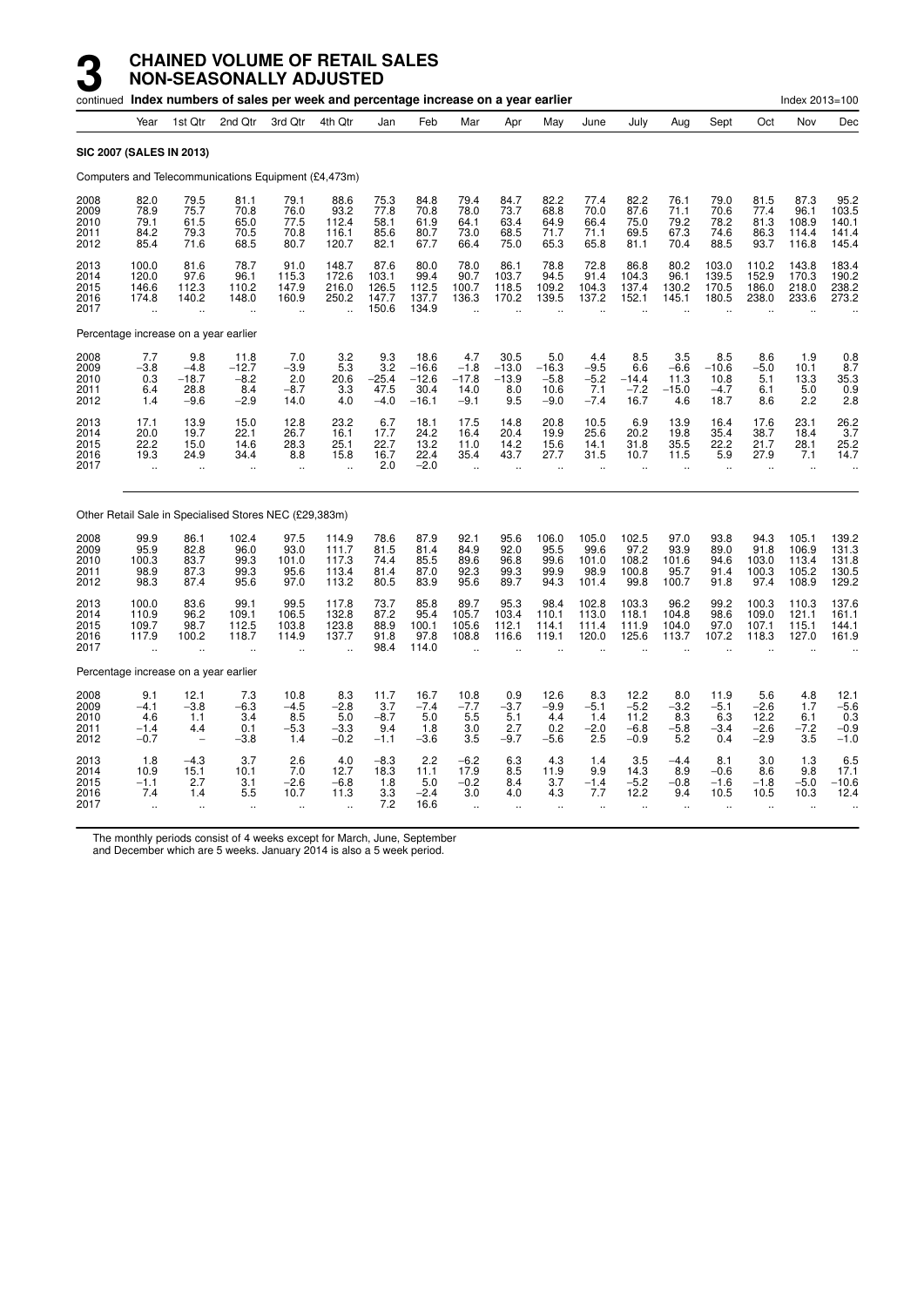# 3 CHAINED VOLUME OF RETAIL SALES NON-SEASONALLY ADJUSTED

continued **Index numbers of sales per week and percentage increase on a year earlier** Index 2013=100

| | Year | 1st Qtr | 2nd Qtr | 3rd Qtr | 4th Qtr | Jan | Feb | Mar | Apr | May | June | July | Aug | Sept | Oct | Nov | Dec |
|---|---|---|---|---|---|---|---|---|---|---|---|---|---|---|---|---|---|
| **SIC 2007 (SALES IN 2013)** | | | | | | | | | | | | | | | | | |
| Computers and Telecommunications Equipment (£4,473m) | | | | | | | | | | | | | | | | | |
| 2008 | 82.0 | 79.5 | 81.1 | 79.1 | 88.6 | 75.3 | 84.8 | 79.4 | 84.7 | 82.2 | 77.4 | 82.2 | 76.1 | 79.0 | 81.5 | 87.3 | 95.2 |
| 2009 | 78.9 | 75.7 | 70.8 | 76.0 | 93.2 | 77.8 | 70.8 | 78.0 | 73.7 | 68.8 | 70.0 | 87.6 | 71.1 | 70.6 | 77.4 | 96.1 | 103.5 |
| 2010 | 79.1 | 61.5 | 65.0 | 77.5 | 112.4 | 58.1 | 61.9 | 64.1 | 63.4 | 64.9 | 66.4 | 75.0 | 79.2 | 78.2 | 81.3 | 108.9 | 140.1 |
| 2011 | 84.2 | 79.3 | 70.5 | 70.8 | 116.1 | 85.6 | 80.7 | 73.0 | 68.5 | 71.7 | 71.1 | 69.5 | 67.3 | 74.6 | 86.3 | 114.4 | 141.4 |
| 2012 | 85.4 | 71.6 | 68.5 | 80.7 | 120.7 | 82.1 | 67.7 | 66.4 | 75.0 | 65.3 | 65.8 | 81.1 | 70.4 | 88.5 | 93.7 | 116.8 | 145.4 |
| 2013 | 100.0 | 81.6 | 78.7 | 91.0 | 148.7 | 87.6 | 80.0 | 78.0 | 86.1 | 78.8 | 72.8 | 86.8 | 80.2 | 103.0 | 110.2 | 143.8 | 183.4 |
| 2014 | 120.0 | 97.6 | 96.1 | 115.3 | 172.6 | 103.1 | 99.4 | 90.7 | 103.7 | 94.5 | 91.4 | 104.3 | 96.1 | 139.5 | 152.9 | 170.3 | 190.2 |
| 2015 | 146.6 | 112.3 | 110.2 | 147.9 | 216.0 | 126.5 | 112.5 | 100.7 | 118.5 | 109.2 | 104.3 | 137.4 | 130.2 | 170.5 | 186.0 | 218.0 | 238.2 |
| 2016 | 174.8 | 140.2 | 148.0 | 160.9 | 250.2 | 147.7 | 137.7 | 136.3 | 170.2 | 139.5 | 137.2 | 152.1 | 145.1 | 180.5 | 238.0 | 233.6 | 273.2 |
| 2017 | .. | .. | .. | .. | .. | 150.6 | 134.9 | .. | .. | .. | .. | .. | .. | .. | .. | .. | .. |
| Percentage increase on a year earlier | | | | | | | | | | | | | | | | | |
| 2008 | 7.7 | 9.8 | 11.8 | 7.0 | 3.2 | 9.3 | 18.6 | 4.7 | 30.5 | 5.0 | 4.4 | 8.5 | 3.5 | 8.5 | 8.6 | 1.9 | 0.8 |
| 2009 | −3.8 | −4.8 | −12.7 | −3.9 | 5.3 | 3.2 | −16.6 | −1.8 | −13.0 | −16.3 | −9.5 | 6.6 | −6.6 | −10.6 | −5.0 | 10.1 | 8.7 |
| 2010 | 0.3 | −18.7 | −8.2 | 2.0 | 20.6 | −25.4 | −12.6 | −17.8 | −13.9 | −5.8 | −5.2 | −14.4 | 11.3 | 10.8 | 5.1 | 13.3 | 35.3 |
| 2011 | 6.4 | 28.8 | 8.4 | −8.7 | 3.3 | 47.5 | 30.4 | 14.0 | 8.0 | 10.6 | 7.1 | −7.2 | −15.0 | −4.7 | 6.1 | 5.0 | 0.9 |
| 2012 | 1.4 | −9.6 | −2.9 | 14.0 | 4.0 | −4.0 | −16.1 | −9.1 | 9.5 | −9.0 | −7.4 | 16.7 | 4.6 | 18.7 | 8.6 | 2.2 | 2.8 |
| 2013 | 17.1 | 13.9 | 15.0 | 12.8 | 23.2 | 6.7 | 18.1 | 17.5 | 14.8 | 20.8 | 10.5 | 6.9 | 13.9 | 16.4 | 17.6 | 23.1 | 26.2 |
| 2014 | 20.0 | 19.7 | 22.1 | 26.7 | 16.1 | 17.7 | 24.2 | 16.4 | 20.4 | 19.9 | 25.6 | 20.2 | 19.8 | 35.4 | 38.7 | 18.4 | 3.7 |
| 2015 | 22.2 | 15.0 | 14.6 | 28.3 | 25.1 | 22.7 | 13.2 | 11.0 | 14.2 | 15.6 | 14.1 | 31.8 | 35.5 | 22.2 | 21.7 | 28.1 | 25.2 |
| 2016 | 19.3 | 24.9 | 34.4 | 8.8 | 15.8 | 16.7 | 22.4 | 35.4 | 43.7 | 27.7 | 31.5 | 10.7 | 11.5 | 5.9 | 27.9 | 7.1 | 14.7 |
| 2017 | .. | .. | .. | .. | .. | 2.0 | −2.0 | .. | .. | .. | .. | .. | .. | .. | .. | .. | .. |
| Other Retail Sale in Specialised Stores NEC (£29,383m) | | | | | | | | | | | | | | | | | |
| 2008 | 99.9 | 86.1 | 102.4 | 97.5 | 114.9 | 78.6 | 87.9 | 92.1 | 95.6 | 106.0 | 105.0 | 102.5 | 97.0 | 93.8 | 94.3 | 105.1 | 139.2 |
| 2009 | 95.9 | 82.8 | 96.0 | 93.0 | 111.7 | 81.5 | 81.4 | 84.9 | 92.0 | 95.5 | 99.6 | 97.2 | 93.9 | 89.0 | 91.8 | 106.9 | 131.3 |
| 2010 | 100.3 | 83.7 | 99.3 | 101.0 | 117.3 | 74.4 | 85.5 | 89.6 | 96.8 | 99.6 | 101.0 | 108.2 | 101.6 | 94.6 | 103.0 | 113.4 | 131.8 |
| 2011 | 98.9 | 87.3 | 99.3 | 95.6 | 113.4 | 81.4 | 87.0 | 92.3 | 99.3 | 99.9 | 98.9 | 100.8 | 95.7 | 91.4 | 100.3 | 105.2 | 130.5 |
| 2012 | 98.3 | 87.4 | 95.6 | 97.0 | 113.2 | 80.5 | 83.9 | 95.6 | 89.7 | 94.3 | 101.4 | 99.8 | 100.7 | 91.8 | 97.4 | 108.9 | 129.2 |
| 2013 | 100.0 | 83.6 | 99.1 | 99.5 | 117.8 | 73.7 | 85.8 | 89.7 | 95.3 | 98.4 | 102.8 | 103.3 | 96.2 | 99.2 | 100.3 | 110.3 | 137.6 |
| 2014 | 110.9 | 96.2 | 109.1 | 106.5 | 132.8 | 87.2 | 95.4 | 105.7 | 103.4 | 110.1 | 113.0 | 118.1 | 104.8 | 98.6 | 109.0 | 121.1 | 161.1 |
| 2015 | 109.7 | 98.7 | 112.5 | 103.8 | 123.8 | 88.9 | 100.1 | 105.6 | 112.1 | 114.1 | 111.4 | 111.9 | 104.0 | 97.0 | 107.1 | 115.1 | 144.1 |
| 2016 | 117.9 | 100.2 | 118.7 | 114.9 | 137.7 | 91.8 | 97.8 | 108.8 | 116.6 | 119.1 | 120.0 | 125.6 | 113.7 | 107.2 | 118.3 | 127.0 | 161.9 |
| 2017 | .. | .. | .. | .. | .. | 98.4 | 114.0 | .. | .. | .. | .. | .. | .. | .. | .. | .. | .. |
| Percentage increase on a year earlier | | | | | | | | | | | | | | | | | |
| 2008 | 9.1 | 12.1 | 7.3 | 10.8 | 8.3 | 11.7 | 16.7 | 10.8 | 0.9 | 12.6 | 8.3 | 12.2 | 8.0 | 11.9 | 5.6 | 4.8 | 12.1 |
| 2009 | −4.1 | −3.8 | −6.3 | −4.5 | −2.8 | 3.7 | −7.4 | −7.7 | −3.7 | −9.9 | −5.1 | −5.2 | −3.2 | −5.1 | −2.6 | 1.7 | −5.6 |
| 2010 | 4.6 | 1.1 | 3.4 | 8.5 | 5.0 | −8.7 | 5.0 | 5.5 | 5.1 | 4.4 | 1.4 | 11.2 | 8.3 | 6.3 | 12.2 | 6.1 | 0.3 |
| 2011 | −1.4 | 4.4 | 0.1 | −5.3 | −3.3 | 9.4 | 1.8 | 3.0 | 2.7 | 0.2 | −2.0 | −6.8 | −5.8 | −3.4 | −2.6 | −7.2 | −0.9 |
| 2012 | −0.7 | − | −3.8 | 1.4 | −0.2 | −1.1 | −3.6 | 3.5 | −9.7 | −5.6 | 2.5 | −0.9 | 5.2 | 0.4 | −2.9 | 3.5 | −1.0 |
| 2013 | 1.8 | −4.3 | 3.7 | 2.6 | 4.0 | −8.3 | 2.2 | −6.2 | 6.3 | 4.3 | 1.4 | 3.5 | −4.4 | 8.1 | 3.0 | 1.3 | 6.5 |
| 2014 | 10.9 | 15.1 | 10.1 | 7.0 | 12.7 | 18.3 | 11.1 | 17.9 | 8.5 | 11.9 | 9.9 | 14.3 | 8.9 | −0.6 | 8.6 | 9.8 | 17.1 |
| 2015 | −1.1 | 2.7 | 3.1 | −2.6 | −6.8 | 1.8 | 5.0 | −0.2 | 8.4 | 3.7 | −1.4 | −5.2 | −0.8 | −1.6 | −1.8 | −5.0 | −10.6 |
| 2016 | 7.4 | 1.4 | 5.5 | 10.7 | 11.3 | 3.3 | −2.4 | 3.0 | 4.0 | 4.3 | 7.7 | 12.2 | 9.4 | 10.5 | 10.5 | 10.3 | 12.4 |
| 2017 | .. | .. | .. | .. | .. | 7.2 | 16.6 | .. | .. | .. | .. | .. | .. | .. | .. | .. | .. |

The monthly periods consist of 4 weeks except for March, June, September and December which are 5 weeks. January 2014 is also a 5 week period.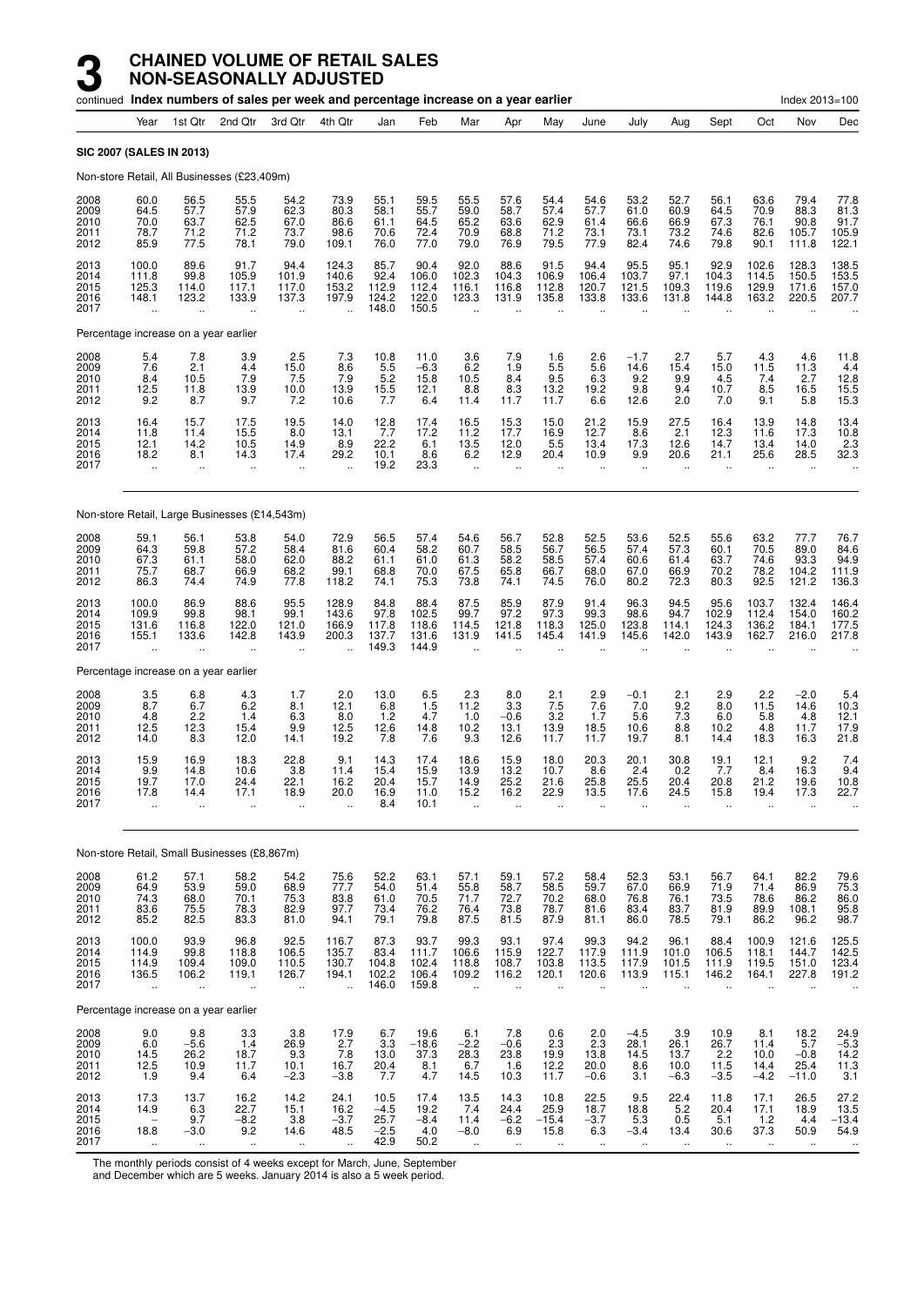# 3 CHAINED VOLUME OF RETAIL SALES NON-SEASONALLY ADJUSTED

continued **Index numbers of sales per week and percentage increase on a year earlier** Index 2013=100

| | Year | 1st Qtr | 2nd Qtr | 3rd Qtr | 4th Qtr | Jan | Feb | Mar | Apr | May | June | July | Aug | Sept | Oct | Nov | Dec |
|---|---|---|---|---|---|---|---|---|---|---|---|---|---|---|---|---|---|
| **SIC 2007 (SALES IN 2013)** | | | | | | | | | | | | | | | | | |
| Non-store Retail, All Businesses (£23,409m) | | | | | | | | | | | | | | | | | |
| 2008 | 60.0 | 56.5 | 55.5 | 54.2 | 73.9 | 55.1 | 59.5 | 55.5 | 57.6 | 54.4 | 54.6 | 53.2 | 52.7 | 56.1 | 63.6 | 79.4 | 77.8 |
| 2009 | 64.5 | 57.7 | 57.9 | 62.3 | 80.3 | 58.1 | 55.7 | 59.0 | 58.7 | 57.4 | 57.7 | 61.0 | 60.9 | 64.5 | 70.9 | 88.3 | 81.3 |
| 2010 | 70.0 | 63.7 | 62.5 | 67.0 | 86.6 | 61.1 | 64.5 | 65.2 | 63.6 | 62.9 | 61.4 | 66.6 | 66.9 | 67.3 | 76.1 | 90.8 | 91.7 |
| 2011 | 78.7 | 71.2 | 71.2 | 73.7 | 98.6 | 70.6 | 72.4 | 70.9 | 68.8 | 71.2 | 73.1 | 73.1 | 73.2 | 74.6 | 82.6 | 105.7 | 105.9 |
| 2012 | 85.9 | 77.5 | 78.1 | 79.0 | 109.1 | 76.0 | 77.0 | 79.0 | 76.9 | 79.5 | 77.9 | 82.4 | 74.6 | 79.8 | 90.1 | 111.8 | 122.1 |
| 2013 | 100.0 | 89.6 | 91.7 | 94.4 | 124.3 | 85.7 | 90.4 | 92.0 | 88.6 | 91.5 | 94.4 | 95.5 | 95.1 | 92.9 | 102.6 | 128.3 | 138.5 |
| 2014 | 111.8 | 99.8 | 105.9 | 101.9 | 140.6 | 92.4 | 106.0 | 102.3 | 104.3 | 106.9 | 106.4 | 103.7 | 97.1 | 104.3 | 114.5 | 150.5 | 153.5 |
| 2015 | 125.3 | 114.0 | 117.1 | 117.0 | 153.2 | 112.9 | 112.4 | 116.1 | 116.8 | 112.8 | 120.7 | 121.5 | 109.3 | 119.6 | 129.9 | 171.6 | 157.0 |
| 2016 | 148.1 | 123.2 | 133.9 | 137.3 | 197.9 | 124.2 | 122.0 | 123.3 | 131.9 | 135.8 | 133.8 | 133.6 | 131.8 | 144.8 | 163.2 | 220.5 | 207.7 |
| 2017 | .. | .. | .. | .. | .. | 148.0 | 150.5 | .. | .. | .. | .. | .. | .. | .. | .. | .. | .. |
| Percentage increase on a year earlier | | | | | | | | | | | | | | | | | |
| 2008 | 5.4 | 7.8 | 3.9 | 2.5 | 7.3 | 10.8 | 11.0 | 3.6 | 7.9 | 1.6 | 2.6 | −1.7 | 2.7 | 5.7 | 4.3 | 4.6 | 11.8 |
| 2009 | 7.6 | 2.1 | 4.4 | 15.0 | 8.6 | 5.5 | −6.3 | 6.2 | 1.9 | 5.5 | 5.6 | 14.6 | 15.4 | 15.0 | 11.5 | 11.3 | 4.4 |
| 2010 | 8.4 | 10.5 | 7.9 | 7.5 | 7.9 | 5.2 | 15.8 | 10.5 | 8.4 | 9.5 | 6.3 | 9.2 | 9.9 | 4.5 | 7.4 | 2.7 | 12.8 |
| 2011 | 12.5 | 11.8 | 13.9 | 10.0 | 13.9 | 15.5 | 12.1 | 8.8 | 8.3 | 13.2 | 19.2 | 9.8 | 9.4 | 10.7 | 8.5 | 16.5 | 15.5 |
| 2012 | 9.2 | 8.7 | 9.7 | 7.2 | 10.6 | 7.7 | 6.4 | 11.4 | 11.7 | 11.7 | 6.6 | 12.6 | 2.0 | 7.0 | 9.1 | 5.8 | 15.3 |
| 2013 | 16.4 | 15.7 | 17.5 | 19.5 | 14.0 | 12.8 | 17.4 | 16.5 | 15.3 | 15.0 | 21.2 | 15.9 | 27.5 | 16.4 | 13.9 | 14.8 | 13.4 |
| 2014 | 11.8 | 11.4 | 15.5 | 8.0 | 13.1 | 7.7 | 17.2 | 11.2 | 17.7 | 16.9 | 12.7 | 8.6 | 2.1 | 12.3 | 11.6 | 17.3 | 10.8 |
| 2015 | 12.1 | 14.2 | 10.5 | 14.9 | 8.9 | 22.2 | 6.1 | 13.5 | 12.0 | 5.5 | 13.4 | 17.3 | 12.6 | 14.7 | 13.4 | 14.0 | 2.3 |
| 2016 | 18.2 | 8.1 | 14.3 | 17.4 | 29.2 | 10.1 | 8.6 | 6.2 | 12.9 | 20.4 | 10.9 | 9.9 | 20.6 | 21.1 | 25.6 | 28.5 | 32.3 |
| 2017 | .. | .. | .. | .. | .. | 19.2 | 23.3 | .. | .. | .. | .. | .. | .. | .. | .. | .. | .. |
| Non-store Retail, Large Businesses (£14,543m) | | | | | | | | | | | | | | | | | |
| 2008 | 59.1 | 56.1 | 53.8 | 54.0 | 72.9 | 56.5 | 57.4 | 54.6 | 56.7 | 52.8 | 52.5 | 53.6 | 52.5 | 55.6 | 63.2 | 77.7 | 76.7 |
| 2009 | 64.3 | 59.8 | 57.2 | 58.4 | 81.6 | 60.4 | 58.2 | 60.7 | 58.5 | 56.7 | 56.5 | 57.4 | 57.3 | 60.1 | 70.5 | 89.0 | 84.6 |
| 2010 | 67.3 | 61.1 | 58.0 | 62.0 | 88.2 | 61.1 | 61.0 | 61.3 | 58.2 | 58.5 | 57.4 | 60.6 | 61.4 | 63.7 | 74.6 | 93.3 | 94.9 |
| 2011 | 75.7 | 68.7 | 66.9 | 68.2 | 99.1 | 68.8 | 70.0 | 67.5 | 65.8 | 66.7 | 68.0 | 67.0 | 66.9 | 70.2 | 78.2 | 104.2 | 111.9 |
| 2012 | 86.3 | 74.4 | 74.9 | 77.8 | 118.2 | 74.1 | 75.3 | 73.8 | 74.1 | 74.5 | 76.0 | 80.2 | 72.3 | 80.3 | 92.5 | 121.2 | 136.3 |
| 2013 | 100.0 | 86.9 | 88.6 | 95.5 | 128.9 | 84.8 | 88.4 | 87.5 | 85.9 | 87.9 | 91.4 | 96.3 | 94.5 | 95.6 | 103.7 | 132.4 | 146.4 |
| 2014 | 109.9 | 99.8 | 98.1 | 99.1 | 143.6 | 97.8 | 102.5 | 99.7 | 97.2 | 97.3 | 99.3 | 98.6 | 94.7 | 102.9 | 112.4 | 154.0 | 160.2 |
| 2015 | 131.6 | 116.8 | 122.0 | 121.0 | 166.9 | 117.8 | 118.6 | 114.5 | 121.8 | 118.3 | 125.0 | 123.8 | 114.1 | 124.3 | 136.2 | 184.1 | 177.5 |
| 2016 | 155.1 | 133.6 | 142.8 | 143.9 | 200.3 | 137.7 | 131.6 | 131.9 | 141.5 | 145.4 | 141.9 | 145.6 | 142.0 | 143.9 | 162.7 | 216.0 | 217.8 |
| 2017 | .. | .. | .. | .. | .. | 149.3 | 144.9 | .. | .. | .. | .. | .. | .. | .. | .. | .. | .. |
| Percentage increase on a year earlier | | | | | | | | | | | | | | | | | |
| 2008 | 3.5 | 6.8 | 4.3 | 1.7 | 2.0 | 13.0 | 6.5 | 2.3 | 8.0 | 2.1 | 2.9 | −0.1 | 2.1 | 2.9 | 2.2 | −2.0 | 5.4 |
| 2009 | 8.7 | 6.7 | 6.2 | 8.1 | 12.1 | 6.8 | 1.5 | 11.2 | 3.3 | 7.5 | 7.6 | 7.0 | 9.2 | 8.0 | 11.5 | 14.6 | 10.3 |
| 2010 | 4.8 | 2.2 | 1.4 | 6.3 | 8.0 | 1.2 | 4.7 | 1.0 | −0.6 | 3.2 | 1.7 | 5.6 | 7.3 | 6.0 | 5.8 | 4.8 | 12.1 |
| 2011 | 12.5 | 12.3 | 15.4 | 9.9 | 12.5 | 12.6 | 14.8 | 10.2 | 13.1 | 13.9 | 18.5 | 10.6 | 8.8 | 10.2 | 4.8 | 11.7 | 17.9 |
| 2012 | 14.0 | 8.3 | 12.0 | 14.1 | 19.2 | 7.8 | 7.6 | 9.3 | 12.6 | 11.7 | 11.7 | 19.7 | 8.1 | 14.4 | 18.3 | 16.3 | 21.8 |
| 2013 | 15.9 | 16.9 | 18.3 | 22.8 | 9.1 | 14.3 | 17.4 | 18.6 | 15.9 | 18.0 | 20.3 | 20.1 | 30.8 | 19.1 | 12.1 | 9.2 | 7.4 |
| 2014 | 9.9 | 14.8 | 10.6 | 3.8 | 11.4 | 15.4 | 15.9 | 13.9 | 13.2 | 10.7 | 8.6 | 2.4 | 0.2 | 7.7 | 8.4 | 16.3 | 9.4 |
| 2015 | 19.7 | 17.0 | 24.4 | 22.1 | 16.2 | 20.4 | 15.7 | 14.9 | 25.2 | 21.6 | 25.8 | 25.5 | 20.4 | 20.8 | 21.2 | 19.6 | 10.8 |
| 2016 | 17.8 | 14.4 | 17.1 | 18.9 | 20.0 | 16.9 | 11.0 | 15.2 | 16.2 | 22.9 | 13.5 | 17.6 | 24.5 | 15.8 | 19.4 | 17.3 | 22.7 |
| 2017 | .. | .. | .. | .. | .. | 8.4 | 10.1 | .. | .. | .. | .. | .. | .. | .. | .. | .. | .. |
| Non-store Retail, Small Businesses (£8,867m) | | | | | | | | | | | | | | | | | |
| 2008 | 61.2 | 57.1 | 58.2 | 54.2 | 75.6 | 52.2 | 63.1 | 57.1 | 59.1 | 57.2 | 58.4 | 52.3 | 53.1 | 56.7 | 64.1 | 82.2 | 79.6 |
| 2009 | 64.9 | 53.9 | 59.0 | 68.9 | 77.7 | 54.0 | 51.4 | 55.8 | 58.7 | 58.5 | 59.7 | 67.0 | 66.9 | 71.9 | 71.4 | 86.9 | 75.3 |
| 2010 | 74.3 | 68.0 | 70.1 | 75.3 | 83.8 | 61.0 | 70.5 | 71.7 | 72.7 | 70.2 | 68.0 | 76.8 | 76.1 | 73.5 | 78.6 | 86.2 | 86.0 |
| 2011 | 83.6 | 75.5 | 78.3 | 82.9 | 97.7 | 73.4 | 76.2 | 76.4 | 73.8 | 78.7 | 81.6 | 83.4 | 83.7 | 81.9 | 89.9 | 108.1 | 95.8 |
| 2012 | 85.2 | 82.5 | 83.3 | 81.0 | 94.1 | 79.1 | 79.8 | 87.5 | 81.5 | 87.9 | 81.1 | 86.0 | 78.5 | 79.1 | 86.2 | 96.2 | 98.7 |
| 2013 | 100.0 | 93.9 | 96.8 | 92.5 | 116.7 | 87.3 | 93.7 | 99.3 | 93.1 | 97.4 | 99.3 | 94.2 | 96.1 | 88.4 | 100.9 | 121.6 | 125.5 |
| 2014 | 114.9 | 99.8 | 118.8 | 106.5 | 135.7 | 83.4 | 111.7 | 106.6 | 115.9 | 122.7 | 117.9 | 111.9 | 101.0 | 106.5 | 118.1 | 144.7 | 142.5 |
| 2015 | 114.9 | 109.4 | 109.0 | 110.5 | 130.7 | 104.8 | 102.4 | 118.8 | 108.7 | 103.8 | 113.5 | 117.9 | 101.5 | 111.9 | 119.5 | 151.0 | 123.4 |
| 2016 | 136.5 | 106.2 | 119.1 | 126.7 | 194.1 | 102.2 | 106.4 | 109.2 | 116.2 | 120.1 | 120.6 | 113.9 | 115.1 | 146.2 | 164.1 | 227.8 | 191.2 |
| 2017 | .. | .. | .. | .. | .. | 146.0 | 159.8 | .. | .. | .. | .. | .. | .. | .. | .. | .. | .. |
| Percentage increase on a year earlier | | | | | | | | | | | | | | | | | |
| 2008 | 9.0 | 9.8 | 3.3 | 3.8 | 17.9 | 6.7 | 19.6 | 6.1 | 7.8 | 0.6 | 2.0 | −4.5 | 3.9 | 10.9 | 8.1 | 18.2 | 24.9 |
| 2009 | 6.0 | −5.6 | 1.4 | 26.9 | 2.7 | 3.3 | −18.6 | −2.2 | −0.6 | 2.3 | 2.3 | 28.1 | 26.1 | 26.7 | 11.4 | 5.7 | −5.3 |
| 2010 | 14.5 | 26.2 | 18.7 | 9.3 | 7.8 | 13.0 | 37.3 | 28.3 | 23.8 | 19.9 | 13.8 | 14.5 | 13.7 | 2.2 | 10.0 | −0.8 | 14.2 |
| 2011 | 12.5 | 10.9 | 11.7 | 10.1 | 16.7 | 20.4 | 8.1 | 6.7 | 1.6 | 12.2 | 20.0 | 8.6 | 10.0 | 11.5 | 14.4 | 25.4 | 11.3 |
| 2012 | 1.9 | 9.4 | 6.4 | −2.3 | −3.8 | 7.7 | 4.7 | 14.5 | 10.3 | 11.7 | −0.6 | 3.1 | −6.3 | −3.5 | −4.2 | −11.0 | 3.1 |
| 2013 | 17.3 | 13.7 | 16.2 | 14.2 | 24.1 | 10.5 | 17.4 | 13.5 | 14.3 | 10.8 | 22.5 | 9.5 | 22.4 | 11.8 | 17.1 | 26.5 | 27.2 |
| 2014 | 14.9 | 6.3 | 22.7 | 15.1 | 16.2 | −4.5 | 19.2 | 7.4 | 24.4 | 25.9 | 18.7 | 18.8 | 5.2 | 20.4 | 17.1 | 18.9 | 13.5 |
| 2015 | – | 9.7 | −8.2 | 3.8 | −3.7 | 25.7 | −8.4 | 11.4 | −6.2 | −15.4 | −3.7 | 5.3 | 0.5 | 5.1 | 1.2 | 4.4 | −13.4 |
| 2016 | 18.8 | −3.0 | 9.2 | 14.6 | 48.5 | −2.5 | 4.0 | −8.0 | 6.9 | 15.8 | 6.3 | −3.4 | 13.4 | 30.6 | 37.3 | 50.9 | 54.9 |
| 2017 | .. | .. | .. | .. | .. | 42.9 | 50.2 | .. | .. | .. | .. | .. | .. | .. | .. | .. | .. |

The monthly periods consist of 4 weeks except for March, June, September and December which are 5 weeks. January 2014 is also a 5 week period.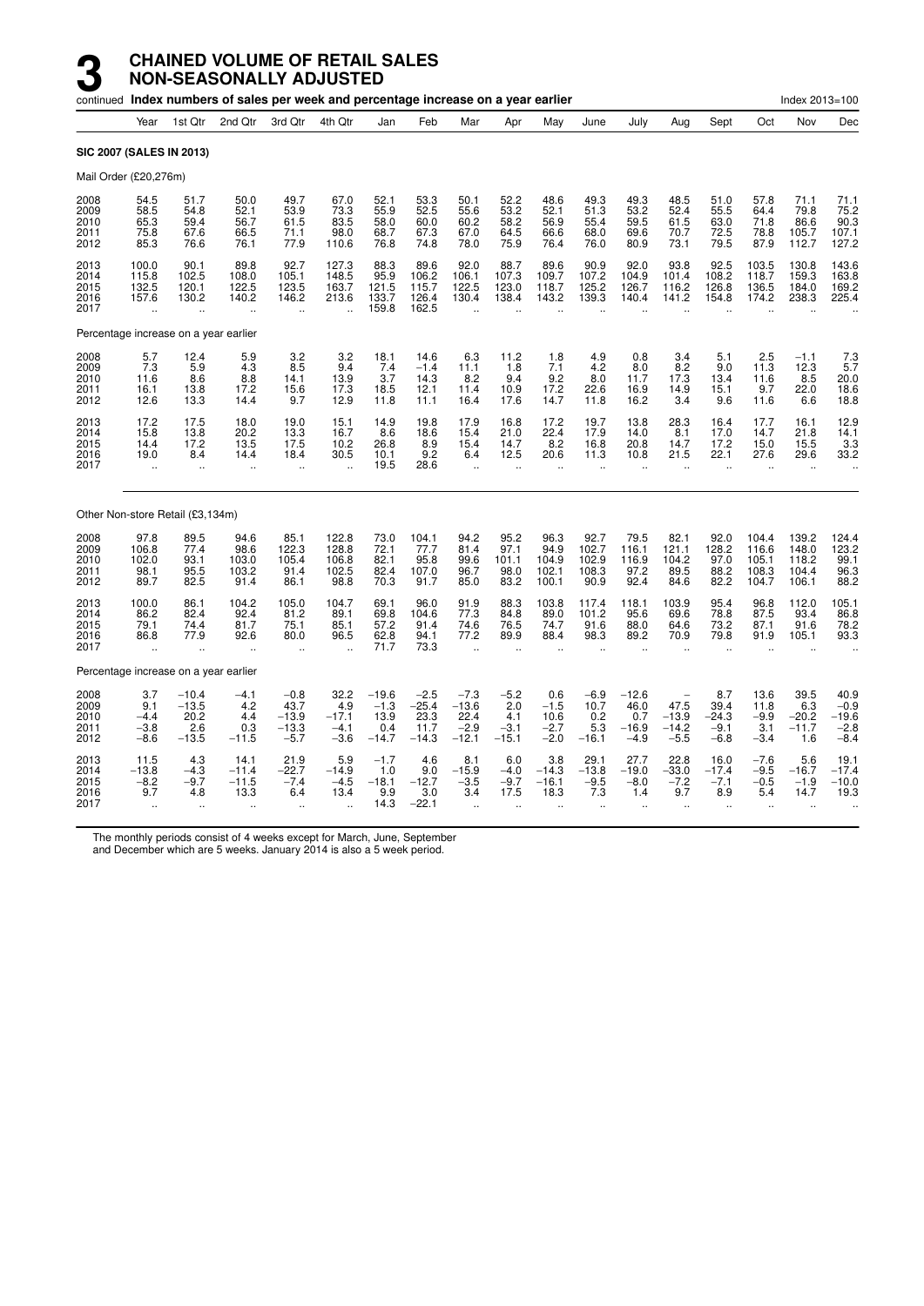# 3 CHAINED VOLUME OF RETAIL SALES NON-SEASONALLY ADJUSTED

continued **Index numbers of sales per week and percentage increase on a year earlier** Index 2013=100

| | Year | 1st Qtr | 2nd Qtr | 3rd Qtr | 4th Qtr | Jan | Feb | Mar | Apr | May | June | July | Aug | Sept | Oct | Nov | Dec |
|---|---|---|---|---|---|---|---|---|---|---|---|---|---|---|---|---|---|
| **SIC 2007 (SALES IN 2013)** | | | | | | | | | | | | | | | | | |
| Mail Order (£20,276m) | | | | | | | | | | | | | | | | | |
| 2008 | 54.5 | 51.7 | 50.0 | 49.7 | 67.0 | 52.1 | 53.3 | 50.1 | 52.2 | 48.6 | 49.3 | 49.3 | 48.5 | 51.0 | 57.8 | 71.1 | 71.1 |
| 2009 | 58.5 | 54.8 | 52.1 | 53.9 | 73.3 | 55.9 | 52.5 | 55.6 | 53.2 | 52.1 | 51.3 | 53.2 | 52.4 | 55.5 | 64.4 | 79.8 | 75.2 |
| 2010 | 65.3 | 59.4 | 56.7 | 61.5 | 83.5 | 58.0 | 60.0 | 60.2 | 58.2 | 56.9 | 55.4 | 59.5 | 61.5 | 63.0 | 71.8 | 86.6 | 90.3 |
| 2011 | 75.8 | 67.6 | 66.5 | 71.1 | 98.0 | 68.7 | 67.3 | 67.0 | 64.5 | 66.6 | 68.0 | 69.6 | 70.7 | 72.5 | 78.8 | 105.7 | 107.1 |
| 2012 | 85.3 | 76.6 | 76.1 | 77.9 | 110.6 | 76.8 | 74.8 | 78.0 | 75.9 | 76.4 | 76.0 | 80.9 | 73.1 | 79.5 | 87.9 | 112.7 | 127.2 |
| 2013 | 100.0 | 90.1 | 89.8 | 92.7 | 127.3 | 88.3 | 89.6 | 92.0 | 88.7 | 89.6 | 90.9 | 92.0 | 93.8 | 92.5 | 103.5 | 130.8 | 143.6 |
| 2014 | 115.8 | 102.5 | 108.0 | 105.1 | 148.5 | 95.9 | 106.2 | 106.1 | 107.3 | 109.7 | 107.2 | 104.9 | 101.4 | 108.2 | 118.7 | 159.3 | 163.8 |
| 2015 | 132.5 | 120.1 | 122.5 | 123.5 | 163.7 | 121.5 | 115.7 | 122.5 | 123.0 | 118.7 | 125.2 | 126.7 | 116.2 | 126.8 | 136.5 | 184.0 | 169.2 |
| 2016 | 157.6 | 130.2 | 140.2 | 146.2 | 213.6 | 133.7 | 126.4 | 130.4 | 138.4 | 143.2 | 139.3 | 140.4 | 141.2 | 154.8 | 174.2 | 238.3 | 225.4 |
| 2017 | .. | .. | .. | .. | .. | 159.8 | 162.5 | .. | .. | .. | .. | .. | .. | .. | .. | .. | .. |
| Percentage increase on a year earlier | | | | | | | | | | | | | | | | | |
| 2008 | 5.7 | 12.4 | 5.9 | 3.2 | 3.2 | 18.1 | 14.6 | 6.3 | 11.2 | 1.8 | 4.9 | 0.8 | 3.4 | 5.1 | 2.5 | −1.1 | 7.3 |
| 2009 | 7.3 | 5.9 | 4.3 | 8.5 | 9.4 | 7.4 | −1.4 | 11.1 | 1.8 | 7.1 | 4.2 | 8.0 | 8.2 | 9.0 | 11.3 | 12.3 | 5.7 |
| 2010 | 11.6 | 8.6 | 8.8 | 14.1 | 13.9 | 3.7 | 14.3 | 8.2 | 9.4 | 9.2 | 8.0 | 11.7 | 17.3 | 13.4 | 11.6 | 8.5 | 20.0 |
| 2011 | 16.1 | 13.8 | 17.2 | 15.6 | 17.3 | 18.5 | 12.1 | 11.4 | 10.9 | 17.2 | 22.6 | 16.9 | 14.9 | 15.1 | 9.7 | 22.0 | 18.6 |
| 2012 | 12.6 | 13.3 | 14.4 | 9.7 | 12.9 | 11.8 | 11.1 | 16.4 | 17.6 | 14.7 | 11.8 | 16.2 | 3.4 | 9.6 | 11.6 | 6.6 | 18.8 |
| 2013 | 17.2 | 17.5 | 18.0 | 19.0 | 15.1 | 14.9 | 19.8 | 17.9 | 16.8 | 17.2 | 19.7 | 13.8 | 28.3 | 16.4 | 17.7 | 16.1 | 12.9 |
| 2014 | 15.8 | 13.8 | 20.2 | 13.3 | 16.7 | 8.6 | 18.6 | 15.4 | 21.0 | 22.4 | 17.9 | 14.0 | 8.1 | 17.0 | 14.7 | 21.8 | 14.1 |
| 2015 | 14.4 | 17.2 | 13.5 | 17.5 | 10.2 | 26.8 | 8.9 | 15.4 | 14.7 | 8.2 | 16.8 | 20.8 | 14.7 | 17.2 | 15.0 | 15.5 | 3.3 |
| 2016 | 19.0 | 8.4 | 14.4 | 18.4 | 30.5 | 10.1 | 9.2 | 6.4 | 12.5 | 20.6 | 11.3 | 10.8 | 21.5 | 22.1 | 27.6 | 29.6 | 33.2 |
| 2017 | .. | .. | .. | .. | .. | 19.5 | 28.6 | .. | .. | .. | .. | .. | .. | .. | .. | .. | .. |
| Other Non-store Retail (£3,134m) | | | | | | | | | | | | | | | | | |
| 2008 | 97.8 | 89.5 | 94.6 | 85.1 | 122.8 | 73.0 | 104.1 | 94.2 | 95.2 | 96.3 | 92.7 | 79.5 | 82.1 | 92.0 | 104.4 | 139.2 | 124.4 |
| 2009 | 106.8 | 77.4 | 98.6 | 122.3 | 128.8 | 72.1 | 77.7 | 81.4 | 97.1 | 94.9 | 102.7 | 116.1 | 121.1 | 128.2 | 116.6 | 148.0 | 123.2 |
| 2010 | 102.0 | 93.1 | 103.0 | 105.4 | 106.8 | 82.1 | 95.8 | 99.6 | 101.1 | 104.9 | 102.9 | 116.9 | 104.2 | 97.0 | 105.1 | 118.2 | 99.1 |
| 2011 | 98.1 | 95.5 | 103.2 | 91.4 | 102.5 | 82.4 | 107.0 | 96.7 | 98.0 | 102.1 | 108.3 | 97.2 | 89.5 | 88.2 | 108.3 | 104.4 | 96.3 |
| 2012 | 89.7 | 82.5 | 91.4 | 86.1 | 98.8 | 70.3 | 91.7 | 85.0 | 83.2 | 100.1 | 90.9 | 92.4 | 84.6 | 82.2 | 104.7 | 106.1 | 88.2 |
| 2013 | 100.0 | 86.1 | 104.2 | 105.0 | 104.7 | 69.1 | 96.0 | 91.9 | 88.3 | 103.8 | 117.4 | 118.1 | 103.9 | 95.4 | 96.8 | 112.0 | 105.1 |
| 2014 | 86.2 | 82.4 | 92.4 | 81.2 | 89.1 | 69.8 | 104.6 | 77.3 | 84.8 | 89.0 | 101.2 | 95.6 | 69.6 | 78.8 | 87.5 | 93.4 | 86.8 |
| 2015 | 79.1 | 74.4 | 81.7 | 75.1 | 85.1 | 57.2 | 91.4 | 74.6 | 76.5 | 74.7 | 91.6 | 88.0 | 64.6 | 73.2 | 87.1 | 91.6 | 78.2 |
| 2016 | 86.8 | 77.9 | 92.6 | 80.0 | 96.5 | 62.8 | 94.1 | 77.2 | 89.9 | 88.4 | 98.3 | 89.2 | 70.9 | 79.8 | 91.9 | 105.1 | 93.3 |
| 2017 | .. | .. | .. | .. | .. | 71.7 | 73.3 | .. | .. | .. | .. | .. | .. | .. | .. | .. | .. |
| Percentage increase on a year earlier | | | | | | | | | | | | | | | | | |
| 2008 | 3.7 | −10.4 | −4.1 | −0.8 | 32.2 | −19.6 | −2.5 | −7.3 | −5.2 | 0.6 | −6.9 | −12.6 | – | 8.7 | 13.6 | 39.5 | 40.9 |
| 2009 | 9.1 | −13.5 | 4.2 | 43.7 | 4.9 | −1.3 | −25.4 | −13.6 | 2.0 | −1.5 | 10.7 | 46.0 | 47.5 | 39.4 | 11.8 | 6.3 | −0.9 |
| 2010 | −4.4 | 20.2 | 4.4 | −13.9 | −17.1 | 13.9 | 23.3 | 22.4 | 4.1 | 10.6 | 0.2 | 0.7 | −13.9 | −24.3 | −9.9 | −20.2 | −19.6 |
| 2011 | −3.8 | 2.6 | 0.3 | −13.3 | −4.1 | 0.4 | 11.7 | −2.9 | −3.1 | −2.7 | 5.3 | −16.9 | −14.2 | −9.1 | 3.1 | −11.7 | −2.8 |
| 2012 | −8.6 | −13.5 | −11.5 | −5.7 | −3.6 | −14.7 | −14.3 | −12.1 | −15.1 | −2.0 | −16.1 | −4.9 | −5.5 | −6.8 | −3.4 | 1.6 | −8.4 |
| 2013 | 11.5 | 4.3 | 14.1 | 21.9 | 5.9 | −1.7 | 4.6 | 8.1 | 6.0 | 3.8 | 29.1 | 27.7 | 22.8 | 16.0 | −7.6 | 5.6 | 19.1 |
| 2014 | −13.8 | −4.3 | −11.4 | −22.7 | −14.9 | 1.0 | 9.0 | −15.9 | −4.0 | −14.3 | −13.8 | −19.0 | −33.0 | −17.4 | −9.5 | −16.7 | −17.4 |
| 2015 | −8.2 | −9.7 | −11.5 | −7.4 | −4.5 | −18.1 | −12.7 | −3.5 | −9.7 | −16.1 | −9.5 | −8.0 | −7.2 | −7.1 | −0.5 | −1.9 | −10.0 |
| 2016 | 9.7 | 4.8 | 13.3 | 6.4 | 13.4 | 9.9 | 3.0 | 3.4 | 17.5 | 18.3 | 7.3 | 1.4 | 9.7 | 8.9 | 5.4 | 14.7 | 19.3 |
| 2017 | .. | .. | .. | .. | .. | 14.3 | −22.1 | .. | .. | .. | .. | .. | .. | .. | .. | .. | .. |

The monthly periods consist of 4 weeks except for March, June, September and December which are 5 weeks. January 2014 is also a 5 week period.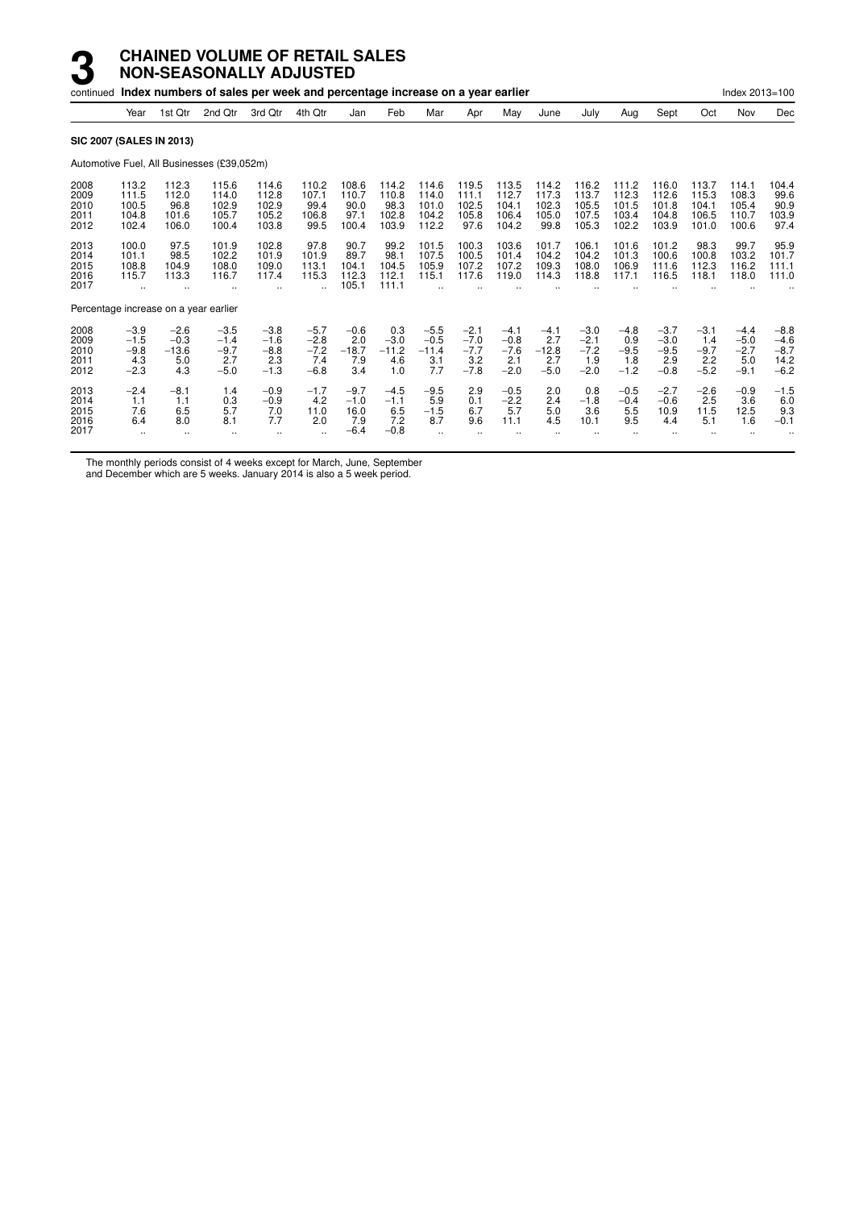# 3 CHAINED VOLUME OF RETAIL SALES NON-SEASONALLY ADJUSTED

continued **Index numbers of sales per week and percentage increase on a year earlier** Index 2013=100

| | Year | 1st Qtr | 2nd Qtr | 3rd Qtr | 4th Qtr | Jan | Feb | Mar | Apr | May | June | July | Aug | Sept | Oct | Nov | Dec |
|---|---|---|---|---|---|---|---|---|---|---|---|---|---|---|---|---|---|
| **SIC 2007 (SALES IN 2013)** | | | | | | | | | | | | | | | | | |
| Automotive Fuel, All Businesses (£39,052m) | | | | | | | | | | | | | | | | | |
| 2008 | 113.2 | 112.3 | 115.6 | 114.6 | 110.2 | 108.6 | 114.2 | 114.6 | 119.5 | 113.5 | 114.2 | 116.2 | 111.2 | 116.0 | 113.7 | 114.1 | 104.4 |
| 2009 | 111.5 | 112.0 | 114.0 | 112.8 | 107.1 | 110.7 | 110.8 | 114.0 | 111.1 | 112.7 | 117.3 | 113.7 | 112.3 | 112.6 | 115.3 | 108.3 | 99.6 |
| 2010 | 100.5 | 96.8 | 102.9 | 102.9 | 99.4 | 90.0 | 98.3 | 101.0 | 102.5 | 104.1 | 102.3 | 105.5 | 101.5 | 101.8 | 104.1 | 105.4 | 90.9 |
| 2011 | 104.8 | 101.6 | 105.7 | 105.2 | 106.8 | 97.1 | 102.8 | 104.2 | 105.8 | 106.4 | 105.0 | 107.5 | 103.4 | 104.8 | 106.5 | 110.7 | 103.9 |
| 2012 | 102.4 | 106.0 | 100.4 | 103.8 | 99.5 | 100.4 | 103.9 | 112.2 | 97.6 | 104.2 | 99.8 | 105.3 | 102.2 | 103.9 | 101.0 | 100.6 | 97.4 |
| 2013 | 100.0 | 97.5 | 101.9 | 102.8 | 97.8 | 90.7 | 99.2 | 101.5 | 100.3 | 103.6 | 101.7 | 106.1 | 101.6 | 101.2 | 98.3 | 99.7 | 95.9 |
| 2014 | 101.1 | 98.5 | 102.2 | 101.9 | 101.9 | 89.7 | 98.1 | 107.5 | 100.5 | 101.4 | 104.2 | 104.2 | 101.3 | 100.6 | 100.8 | 103.2 | 101.7 |
| 2015 | 108.8 | 104.9 | 108.0 | 109.0 | 113.1 | 104.1 | 104.5 | 105.9 | 107.2 | 107.2 | 109.3 | 108.0 | 106.9 | 111.6 | 112.3 | 116.2 | 111.1 |
| 2016 | 115.7 | 113.3 | 116.7 | 117.4 | 115.3 | 112.3 | 112.1 | 115.1 | 117.6 | 119.0 | 114.3 | 118.8 | 117.1 | 116.5 | 118.1 | 118.0 | 111.0 |
| 2017 | .. | .. | .. | .. | .. | 105.1 | 111.1 | .. | .. | .. | .. | .. | .. | .. | .. | .. | .. |
| Percentage increase on a year earlier | | | | | | | | | | | | | | | | | |
| 2008 | −3.9 | −2.6 | −3.5 | −3.8 | −5.7 | −0.6 | 0.3 | −5.5 | −2.1 | −4.1 | −4.1 | −3.0 | −4.8 | −3.7 | −3.1 | −4.4 | −8.8 |
| 2009 | −1.5 | −0.3 | −1.4 | −1.6 | −2.8 | 2.0 | −3.0 | −0.5 | −7.0 | −0.8 | 2.7 | −2.1 | 0.9 | −3.0 | 1.4 | −5.0 | −4.6 |
| 2010 | −9.8 | −13.6 | −9.7 | −8.8 | −7.2 | −18.7 | −11.2 | −11.4 | −7.7 | −7.6 | −12.8 | −7.2 | −9.5 | −9.5 | −9.7 | −2.7 | −8.7 |
| 2011 | 4.3 | 5.0 | 2.7 | 2.3 | 7.4 | 7.9 | 4.6 | 3.1 | 3.2 | 2.1 | 2.7 | 1.9 | 1.8 | 2.9 | 2.2 | 5.0 | 14.2 |
| 2012 | −2.3 | 4.3 | −5.0 | −1.3 | −6.8 | 3.4 | 1.0 | 7.7 | −7.8 | −2.0 | −5.0 | −2.0 | −1.2 | −0.8 | −5.2 | −9.1 | −6.2 |
| 2013 | −2.4 | −8.1 | 1.4 | −0.9 | −1.7 | −9.7 | −4.5 | −9.5 | 2.9 | −0.5 | 2.0 | 0.8 | −0.5 | −2.7 | −2.6 | −0.9 | −1.5 |
| 2014 | 1.1 | 1.1 | 0.3 | −0.9 | 4.2 | −1.0 | −1.1 | 5.9 | 0.1 | −2.2 | 2.4 | −1.8 | −0.4 | −0.6 | 2.5 | 3.6 | 6.0 |
| 2015 | 7.6 | 6.5 | 5.7 | 7.0 | 11.0 | 16.0 | 6.5 | −1.5 | 6.7 | 5.7 | 5.0 | 3.6 | 5.5 | 10.9 | 11.5 | 12.5 | 9.3 |
| 2016 | 6.4 | 8.0 | 8.1 | 7.7 | 2.0 | 7.9 | 7.2 | 8.7 | 9.6 | 11.1 | 4.5 | 10.1 | 9.5 | 4.4 | 5.1 | 1.6 | −0.1 |
| 2017 | .. | .. | .. | .. | .. | −6.4 | −0.8 | .. | .. | .. | .. | .. | .. | .. | .. | .. | .. |

The monthly periods consist of 4 weeks except for March, June, September and December which are 5 weeks. January 2014 is also a 5 week period.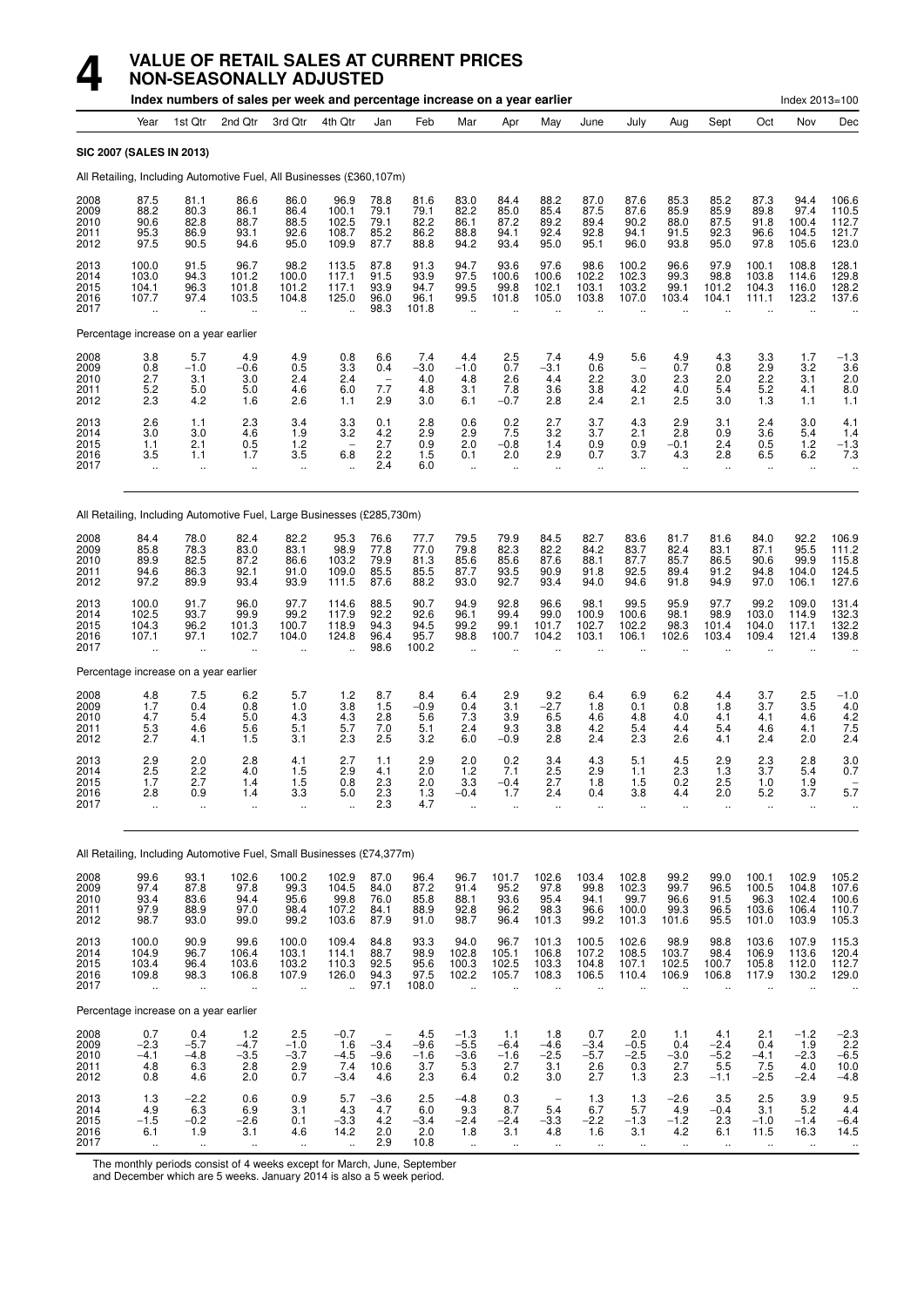# 4 VALUE OF RETAIL SALES AT CURRENT PRICES NON-SEASONALLY ADJUSTED

Index numbers of sales per week and percentage increase on a year earlier — Index 2013=100

| | Year | 1st Qtr | 2nd Qtr | 3rd Qtr | 4th Qtr | Jan | Feb | Mar | Apr | May | June | July | Aug | Sept | Oct | Nov | Dec |
|---|---|---|---|---|---|---|---|---|---|---|---|---|---|---|---|---|---|
| **SIC 2007 (SALES IN 2013)** | | | | | | | | | | | | | | | | | |
| All Retailing, Including Automotive Fuel, All Businesses (£360,107m) | | | | | | | | | | | | | | | | | |
| 2008 | 87.5 | 81.1 | 86.6 | 86.0 | 96.9 | 78.8 | 81.6 | 83.0 | 84.4 | 88.2 | 87.0 | 87.6 | 85.3 | 85.2 | 87.3 | 94.4 | 106.6 |
| 2009 | 88.2 | 80.3 | 86.1 | 86.4 | 100.1 | 79.1 | 79.1 | 82.2 | 85.0 | 85.4 | 87.5 | 87.6 | 85.9 | 85.9 | 89.8 | 97.4 | 110.5 |
| 2010 | 90.6 | 82.8 | 88.7 | 88.5 | 102.5 | 79.1 | 82.2 | 86.1 | 87.2 | 89.2 | 89.4 | 90.2 | 88.0 | 87.5 | 91.8 | 100.4 | 112.7 |
| 2011 | 95.3 | 86.9 | 93.1 | 92.6 | 108.7 | 85.2 | 86.2 | 88.8 | 94.1 | 92.4 | 92.8 | 94.1 | 91.5 | 92.3 | 96.6 | 104.5 | 121.7 |
| 2012 | 97.5 | 90.5 | 94.6 | 95.0 | 109.9 | 87.7 | 88.8 | 94.2 | 93.4 | 95.0 | 95.1 | 96.0 | 93.8 | 95.0 | 97.8 | 105.6 | 123.0 |
| 2013 | 100.0 | 91.5 | 96.7 | 98.2 | 113.5 | 87.8 | 91.3 | 94.7 | 93.6 | 97.6 | 98.6 | 100.2 | 96.6 | 97.9 | 100.1 | 108.8 | 128.1 |
| 2014 | 103.0 | 94.3 | 101.2 | 100.0 | 117.1 | 91.5 | 93.9 | 97.5 | 100.6 | 100.6 | 102.2 | 102.3 | 99.3 | 98.8 | 103.8 | 114.6 | 129.8 |
| 2015 | 104.1 | 96.3 | 101.8 | 101.2 | 117.1 | 93.9 | 94.7 | 99.5 | 99.8 | 102.1 | 103.1 | 103.2 | 99.1 | 101.2 | 104.3 | 116.0 | 128.2 |
| 2016 | 107.7 | 97.4 | 103.5 | 104.8 | 125.0 | 96.0 | 96.1 | 99.5 | 101.8 | 105.0 | 103.8 | 107.0 | 103.4 | 104.1 | 111.1 | 123.2 | 137.6 |
| 2017 | .. | .. | .. | .. | .. | 98.3 | 101.8 | .. | .. | .. | .. | .. | .. | .. | .. | .. | .. |
| Percentage increase on a year earlier | | | | | | | | | | | | | | | | | |
| 2008 | 3.8 | 5.7 | 4.9 | 4.9 | 0.8 | 6.6 | 7.4 | 4.4 | 2.5 | 7.4 | 4.9 | 5.6 | 4.9 | 4.3 | 3.3 | 1.7 | −1.3 |
| 2009 | 0.8 | −1.0 | −0.6 | 0.5 | 3.3 | 0.4 | −3.0 | −1.0 | 0.7 | −3.1 | 0.6 | – | 0.7 | 0.8 | 2.9 | 3.2 | 3.6 |
| 2010 | 2.7 | 3.1 | 3.0 | 2.4 | 2.4 | – | 4.0 | 4.8 | 2.6 | 4.4 | 2.2 | 3.0 | 2.3 | 2.0 | 2.2 | 3.1 | 2.0 |
| 2011 | 5.2 | 5.0 | 5.0 | 4.6 | 6.0 | 7.7 | 4.8 | 3.1 | 7.8 | 3.6 | 3.8 | 4.2 | 4.0 | 5.4 | 5.2 | 4.1 | 8.0 |
| 2012 | 2.3 | 4.2 | 1.6 | 2.6 | 1.1 | 2.9 | 3.0 | 6.1 | −0.7 | 2.8 | 2.4 | 2.1 | 2.5 | 3.0 | 1.3 | 1.1 | 1.1 |
| 2013 | 2.6 | 1.1 | 2.3 | 3.4 | 3.3 | 0.1 | 2.8 | 0.6 | 0.2 | 2.7 | 3.7 | 4.3 | 2.9 | 3.1 | 2.4 | 3.0 | 4.1 |
| 2014 | 3.0 | 3.0 | 4.6 | 1.9 | 3.2 | 4.2 | 2.9 | 2.9 | 7.5 | 3.2 | 3.7 | 2.1 | 2.8 | 0.9 | 3.6 | 5.4 | 1.4 |
| 2015 | 1.1 | 2.1 | 0.5 | 1.2 | – | 2.7 | 0.9 | 2.0 | −0.8 | 1.4 | 0.9 | 0.9 | −0.1 | 2.4 | 0.5 | 1.2 | −1.3 |
| 2016 | 3.5 | 1.1 | 1.7 | 3.5 | 6.8 | 2.2 | 1.5 | 0.1 | 2.0 | 2.9 | 0.7 | 3.7 | 4.3 | 2.8 | 6.5 | 6.2 | 7.3 |
| 2017 | .. | .. | .. | .. | .. | 2.4 | 6.0 | .. | .. | .. | .. | .. | .. | .. | .. | .. | .. |
| All Retailing, Including Automotive Fuel, Large Businesses (£285,730m) | | | | | | | | | | | | | | | | | |
| 2008 | 84.4 | 78.0 | 82.4 | 82.2 | 95.3 | 76.6 | 77.7 | 79.5 | 79.9 | 84.5 | 82.7 | 83.6 | 81.7 | 81.6 | 84.0 | 92.2 | 106.9 |
| 2009 | 85.8 | 78.3 | 83.0 | 83.1 | 98.9 | 77.8 | 77.0 | 79.8 | 82.3 | 82.2 | 84.2 | 83.7 | 82.4 | 83.1 | 87.1 | 95.5 | 111.2 |
| 2010 | 89.9 | 82.5 | 87.2 | 86.6 | 103.2 | 79.9 | 81.3 | 85.6 | 85.6 | 87.6 | 88.1 | 87.7 | 85.7 | 86.5 | 90.6 | 99.9 | 115.8 |
| 2011 | 94.6 | 86.3 | 92.1 | 91.0 | 109.0 | 85.5 | 85.5 | 87.7 | 93.5 | 90.9 | 91.8 | 92.5 | 89.4 | 91.2 | 94.8 | 104.0 | 124.5 |
| 2012 | 97.2 | 89.9 | 93.4 | 93.9 | 111.5 | 87.6 | 88.2 | 93.0 | 92.7 | 93.4 | 94.0 | 94.6 | 91.8 | 94.9 | 97.0 | 106.1 | 127.6 |
| 2013 | 100.0 | 91.7 | 96.0 | 97.7 | 114.6 | 88.5 | 90.7 | 94.9 | 92.8 | 96.6 | 98.1 | 99.5 | 95.9 | 97.7 | 99.2 | 109.0 | 131.4 |
| 2014 | 102.5 | 93.7 | 99.9 | 99.2 | 117.9 | 92.2 | 92.6 | 96.1 | 99.4 | 99.0 | 100.9 | 100.6 | 98.1 | 98.9 | 103.0 | 114.9 | 132.3 |
| 2015 | 104.3 | 96.2 | 101.3 | 100.7 | 118.9 | 94.3 | 94.5 | 99.2 | 99.1 | 101.7 | 102.7 | 102.2 | 98.3 | 101.4 | 104.0 | 117.1 | 132.2 |
| 2016 | 107.1 | 97.1 | 102.7 | 104.0 | 124.8 | 96.4 | 95.7 | 98.8 | 100.7 | 104.2 | 103.1 | 106.1 | 102.6 | 103.4 | 109.4 | 121.4 | 139.8 |
| 2017 | .. | .. | .. | .. | .. | 98.6 | 100.2 | .. | .. | .. | .. | .. | .. | .. | .. | .. | .. |
| Percentage increase on a year earlier | | | | | | | | | | | | | | | | | |
| 2008 | 4.8 | 7.5 | 6.2 | 5.7 | 1.2 | 8.7 | 8.4 | 6.4 | 2.9 | 9.2 | 6.4 | 6.9 | 6.2 | 4.4 | 3.7 | 2.5 | −1.0 |
| 2009 | 1.7 | 0.4 | 0.8 | 1.0 | 3.8 | 1.5 | −0.9 | 0.4 | 3.1 | −2.7 | 1.8 | 0.1 | 0.8 | 1.8 | 3.7 | 3.5 | 4.0 |
| 2010 | 4.7 | 5.4 | 5.0 | 4.3 | 4.3 | 2.8 | 5.6 | 7.3 | 3.9 | 6.5 | 4.6 | 4.8 | 4.0 | 4.1 | 4.1 | 4.6 | 4.2 |
| 2011 | 5.3 | 4.6 | 5.6 | 5.1 | 5.7 | 7.0 | 5.1 | 2.4 | 9.3 | 3.8 | 4.2 | 5.4 | 4.4 | 5.4 | 4.6 | 4.1 | 7.5 |
| 2012 | 2.7 | 4.1 | 1.5 | 3.1 | 2.3 | 2.5 | 3.2 | 6.0 | −0.9 | 2.8 | 2.4 | 2.3 | 2.6 | 4.1 | 2.4 | 2.0 | 2.4 |
| 2013 | 2.9 | 2.0 | 2.8 | 4.1 | 2.7 | 1.1 | 2.9 | 2.0 | 0.2 | 3.4 | 4.3 | 5.1 | 4.5 | 2.9 | 2.3 | 2.8 | 3.0 |
| 2014 | 2.5 | 2.2 | 4.0 | 1.5 | 2.9 | 4.1 | 2.0 | 1.2 | 7.1 | 2.5 | 2.9 | 1.1 | 2.3 | 1.3 | 3.7 | 5.4 | 0.7 |
| 2015 | 1.7 | 2.7 | 1.4 | 1.5 | 0.8 | 2.3 | 2.0 | 3.3 | −0.4 | 2.7 | 1.8 | 1.5 | 0.2 | 2.5 | 1.0 | 1.9 | – |
| 2016 | 2.8 | 0.9 | 1.4 | 3.3 | 5.0 | 2.3 | 1.3 | −0.4 | 1.7 | 2.4 | 0.4 | 3.8 | 4.4 | 2.0 | 5.2 | 3.7 | 5.7 |
| 2017 | .. | .. | .. | .. | .. | 2.3 | 4.7 | .. | .. | .. | .. | .. | .. | .. | .. | .. | .. |
| All Retailing, Including Automotive Fuel, Small Businesses (£74,377m) | | | | | | | | | | | | | | | | | |
| 2008 | 99.6 | 93.1 | 102.6 | 100.2 | 102.9 | 87.0 | 96.4 | 96.7 | 101.7 | 102.6 | 103.4 | 102.8 | 99.2 | 99.0 | 100.1 | 102.9 | 105.2 |
| 2009 | 97.4 | 87.8 | 97.8 | 99.3 | 104.5 | 84.0 | 87.2 | 91.4 | 95.2 | 97.8 | 99.8 | 102.3 | 99.7 | 96.5 | 100.5 | 104.8 | 107.6 |
| 2010 | 93.4 | 83.6 | 94.4 | 95.6 | 99.8 | 76.0 | 85.8 | 88.1 | 93.6 | 95.4 | 94.1 | 99.7 | 96.6 | 91.5 | 96.3 | 102.4 | 100.6 |
| 2011 | 97.9 | 88.9 | 97.0 | 98.4 | 107.2 | 84.1 | 88.9 | 92.8 | 96.2 | 98.3 | 96.6 | 100.0 | 99.3 | 96.5 | 103.6 | 106.4 | 110.7 |
| 2012 | 98.7 | 93.0 | 99.0 | 99.2 | 103.6 | 87.9 | 91.0 | 98.7 | 96.4 | 101.3 | 99.2 | 101.3 | 101.6 | 95.5 | 101.0 | 103.9 | 105.3 |
| 2013 | 100.0 | 90.9 | 99.6 | 100.0 | 109.4 | 84.8 | 93.3 | 94.0 | 96.7 | 101.3 | 100.5 | 102.6 | 98.9 | 98.8 | 103.6 | 107.9 | 115.3 |
| 2014 | 104.9 | 96.7 | 106.4 | 103.1 | 114.1 | 88.7 | 98.9 | 102.8 | 105.1 | 106.8 | 107.2 | 108.5 | 103.7 | 98.4 | 106.9 | 113.6 | 120.4 |
| 2015 | 103.4 | 96.4 | 103.6 | 103.2 | 110.3 | 92.5 | 95.6 | 100.3 | 102.5 | 103.3 | 104.8 | 107.1 | 102.5 | 100.7 | 105.8 | 112.0 | 112.7 |
| 2016 | 109.8 | 98.3 | 106.8 | 107.9 | 126.0 | 94.3 | 97.5 | 102.2 | 105.7 | 108.3 | 106.5 | 110.4 | 106.9 | 106.8 | 117.9 | 130.2 | 129.0 |
| 2017 | .. | .. | .. | .. | .. | 97.1 | 108.0 | .. | .. | .. | .. | .. | .. | .. | .. | .. | .. |
| Percentage increase on a year earlier | | | | | | | | | | | | | | | | | |
| 2008 | 0.7 | 0.4 | 1.2 | 2.5 | −0.7 | – | 4.5 | −1.3 | 1.1 | 1.8 | 0.7 | 2.0 | 1.1 | 4.1 | 2.1 | −1.2 | −2.3 |
| 2009 | −2.3 | −5.7 | −4.7 | −1.0 | 1.6 | −3.4 | −9.6 | −5.5 | −6.4 | −4.6 | −3.4 | −0.5 | 0.4 | −2.4 | 0.4 | 1.9 | 2.2 |
| 2010 | −4.1 | −4.8 | −3.5 | −3.7 | −4.5 | −9.6 | −1.6 | −3.6 | −1.6 | −2.5 | −5.7 | −2.5 | −3.0 | −5.2 | −4.1 | −2.3 | −6.5 |
| 2011 | 4.8 | 6.3 | 2.8 | 2.9 | 7.4 | 10.6 | 3.7 | 5.3 | 2.7 | 3.1 | 2.6 | 0.3 | 2.7 | 5.5 | 7.5 | 4.0 | 10.0 |
| 2012 | 0.8 | 4.6 | 2.0 | 0.7 | −3.4 | 4.6 | 2.3 | 6.4 | 0.2 | 3.0 | 2.7 | 1.3 | 2.3 | −1.1 | −2.5 | −2.4 | −4.8 |
| 2013 | 1.3 | −2.2 | 0.6 | 0.9 | 5.7 | −3.6 | 2.5 | −4.8 | 0.3 | – | 1.3 | 1.3 | −2.6 | 3.5 | 2.5 | 3.9 | 9.5 |
| 2014 | 4.9 | 6.3 | 6.9 | 3.1 | 4.3 | 4.7 | 6.0 | 9.3 | 8.7 | 5.4 | 6.7 | 5.7 | 4.9 | −0.4 | 3.1 | 5.2 | 4.4 |
| 2015 | −1.5 | −0.2 | −2.6 | 0.1 | −3.3 | 4.2 | −3.4 | −2.4 | −2.4 | −3.3 | −2.2 | −1.3 | −1.2 | 2.3 | −1.0 | −1.4 | −6.4 |
| 2016 | 6.1 | 1.9 | 3.1 | 4.6 | 14.2 | 2.0 | 2.0 | 1.8 | 3.1 | 4.8 | 1.6 | 3.1 | 4.2 | 6.1 | 11.5 | 16.3 | 14.5 |
| 2017 | .. | .. | .. | .. | .. | 2.9 | 10.8 | .. | .. | .. | .. | .. | .. | .. | .. | .. | .. |

The monthly periods consist of 4 weeks except for March, June, September and December which are 5 weeks. January 2014 is also a 5 week period.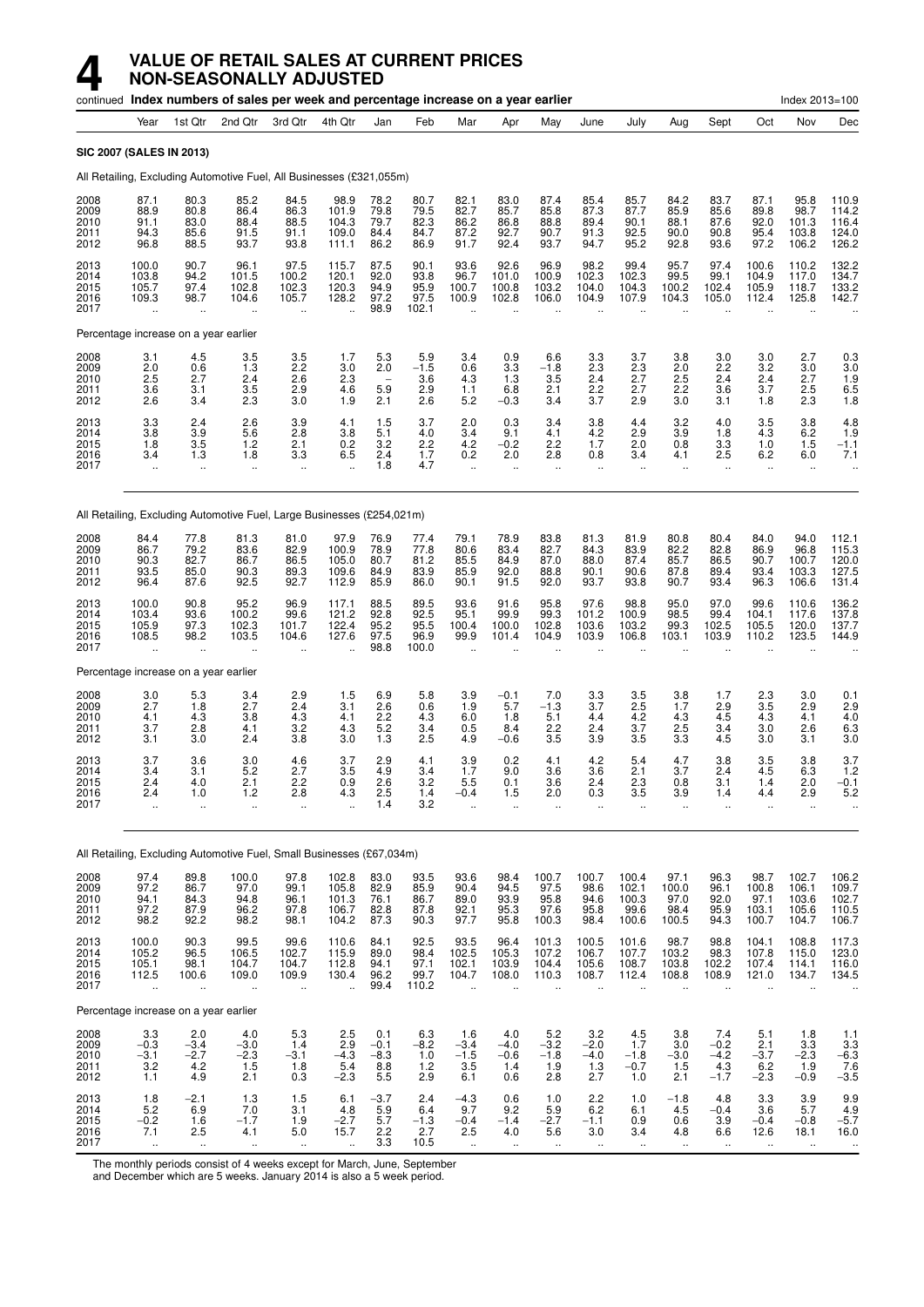# 4 VALUE OF RETAIL SALES AT CURRENT PRICES NON-SEASONALLY ADJUSTED

continued **Index numbers of sales per week and percentage increase on a year earlier** Index 2013=100

| Year | 1st Qtr | 2nd Qtr | 3rd Qtr | 4th Qtr | Jan | Feb | Mar | Apr | May | June | July | Aug | Sept | Oct | Nov | Dec |
|---|---|---|---|---|---|---|---|---|---|---|---|---|---|---|---|---|
| **SIC 2007 (SALES IN 2013)** | | | | | | | | | | | | | | | | |
| All Retailing, Excluding Automotive Fuel, All Businesses (£321,055m) | | | | | | | | | | | | | | | | |
| 2008 | 87.1 | 80.3 | 85.2 | 84.5 | 98.9 | 78.2 | 80.7 | 82.1 | 83.0 | 87.4 | 85.4 | 85.7 | 84.2 | 83.7 | 87.1 | 95.8 | 110.9 |
| 2009 | 88.9 | 80.8 | 86.4 | 86.3 | 101.9 | 79.8 | 79.5 | 82.7 | 85.7 | 85.8 | 87.3 | 87.7 | 85.9 | 85.6 | 89.8 | 98.7 | 114.2 |
| 2010 | 91.1 | 83.0 | 88.4 | 88.5 | 104.3 | 79.7 | 82.3 | 86.2 | 86.8 | 88.8 | 89.4 | 90.1 | 88.1 | 87.6 | 92.0 | 101.3 | 116.4 |
| 2011 | 94.3 | 85.6 | 91.5 | 91.1 | 109.0 | 84.4 | 84.7 | 87.2 | 92.7 | 90.7 | 91.3 | 92.5 | 90.0 | 90.8 | 95.4 | 103.8 | 124.0 |
| 2012 | 96.8 | 88.5 | 93.7 | 93.8 | 111.1 | 86.2 | 86.9 | 91.7 | 92.4 | 93.7 | 94.7 | 95.2 | 92.8 | 93.6 | 97.2 | 106.2 | 126.2 |
| 2013 | 100.0 | 90.7 | 96.1 | 97.5 | 115.7 | 87.5 | 90.1 | 93.6 | 92.6 | 96.9 | 98.2 | 99.4 | 95.7 | 97.4 | 100.6 | 110.2 | 132.2 |
| 2014 | 103.8 | 94.2 | 101.5 | 100.2 | 120.1 | 92.0 | 93.8 | 96.7 | 101.0 | 100.9 | 102.3 | 102.3 | 99.5 | 99.1 | 104.9 | 117.0 | 134.7 |
| 2015 | 105.7 | 97.4 | 102.8 | 102.3 | 120.3 | 94.9 | 95.9 | 100.7 | 100.8 | 103.2 | 104.0 | 104.3 | 100.2 | 102.4 | 105.9 | 118.7 | 133.2 |
| 2016 | 109.3 | 98.7 | 104.6 | 105.7 | 128.2 | 97.2 | 97.5 | 100.9 | 102.8 | 106.0 | 104.9 | 107.9 | 104.3 | 105.0 | 112.4 | 125.8 | 142.7 |
| 2017 | .. | .. | .. | .. | .. | 98.9 | 102.1 | .. | .. | .. | .. | .. | .. | .. | .. | .. | .. |
| Percentage increase on a year earlier | | | | | | | | | | | | | | | | |
| 2008 | 3.1 | 4.5 | 3.5 | 3.5 | 1.7 | 5.3 | 5.9 | 3.4 | 0.9 | 6.6 | 3.3 | 3.7 | 3.8 | 3.0 | 3.0 | 2.7 | 0.3 |
| 2009 | 2.0 | 0.6 | 1.3 | 2.2 | 3.0 | 2.0 | −1.5 | 0.6 | 3.3 | −1.8 | 2.3 | 2.3 | 2.0 | 2.2 | 3.2 | 3.0 | 3.0 |
| 2010 | 2.5 | 2.7 | 2.4 | 2.6 | 2.3 | – | 3.6 | 4.3 | 1.3 | 3.5 | 2.4 | 2.7 | 2.5 | 2.4 | 2.4 | 2.7 | 1.9 |
| 2011 | 3.6 | 3.1 | 3.5 | 2.9 | 4.6 | 5.9 | 2.9 | 1.1 | 6.8 | 2.1 | 2.2 | 2.7 | 2.2 | 3.6 | 3.7 | 2.5 | 6.5 |
| 2012 | 2.6 | 3.4 | 2.3 | 3.0 | 1.9 | 2.1 | 2.6 | 5.2 | −0.3 | 3.4 | 3.7 | 2.9 | 3.0 | 3.1 | 1.8 | 2.3 | 1.8 |
| 2013 | 3.3 | 2.4 | 2.6 | 3.9 | 4.1 | 1.5 | 3.7 | 2.0 | 0.3 | 3.4 | 3.8 | 4.4 | 3.2 | 4.0 | 3.5 | 3.8 | 4.8 |
| 2014 | 3.8 | 3.9 | 5.6 | 2.8 | 3.8 | 5.1 | 4.0 | 3.4 | 9.1 | 4.1 | 4.2 | 2.9 | 3.9 | 1.8 | 4.3 | 6.2 | 1.9 |
| 2015 | 1.8 | 3.5 | 1.2 | 2.1 | 0.2 | 3.2 | 2.2 | 4.2 | −0.2 | 2.2 | 1.7 | 2.0 | 0.8 | 3.3 | 1.0 | 1.5 | −1.1 |
| 2016 | 3.4 | 1.3 | 1.8 | 3.3 | 6.5 | 2.4 | 1.7 | 0.2 | 2.0 | 2.8 | 0.8 | 3.4 | 4.1 | 2.5 | 6.2 | 6.0 | 7.1 |
| 2017 | .. | .. | .. | .. | .. | 1.8 | 4.7 | .. | .. | .. | .. | .. | .. | .. | .. | .. | .. |
| All Retailing, Excluding Automotive Fuel, Large Businesses (£254,021m) | | | | | | | | | | | | | | | | |
| 2008 | 84.4 | 77.8 | 81.3 | 81.0 | 97.9 | 76.9 | 77.4 | 79.1 | 78.9 | 83.8 | 81.3 | 81.9 | 80.8 | 80.4 | 84.0 | 94.0 | 112.1 |
| 2009 | 86.7 | 79.2 | 83.6 | 82.9 | 100.9 | 78.9 | 77.8 | 80.6 | 83.4 | 82.7 | 84.3 | 83.9 | 82.2 | 82.8 | 86.9 | 96.8 | 115.3 |
| 2010 | 90.3 | 82.7 | 86.7 | 86.5 | 105.0 | 80.7 | 81.2 | 85.5 | 84.9 | 87.0 | 88.0 | 87.4 | 85.7 | 86.5 | 90.7 | 100.7 | 120.0 |
| 2011 | 93.5 | 85.0 | 90.3 | 89.3 | 109.6 | 84.9 | 83.9 | 85.9 | 92.0 | 88.8 | 90.1 | 90.6 | 87.8 | 89.4 | 93.4 | 103.3 | 127.5 |
| 2012 | 96.4 | 87.6 | 92.5 | 92.7 | 112.9 | 85.9 | 86.0 | 90.1 | 91.5 | 92.0 | 93.7 | 93.8 | 90.7 | 93.4 | 96.3 | 106.6 | 131.4 |
| 2013 | 100.0 | 90.8 | 95.2 | 96.9 | 117.1 | 88.5 | 89.5 | 93.6 | 91.6 | 95.8 | 97.6 | 98.8 | 95.0 | 97.0 | 99.6 | 110.6 | 136.2 |
| 2014 | 103.4 | 93.6 | 100.2 | 99.6 | 121.2 | 92.8 | 92.5 | 95.1 | 99.9 | 99.3 | 101.2 | 100.9 | 98.5 | 99.4 | 104.1 | 117.6 | 137.8 |
| 2015 | 105.9 | 97.3 | 102.3 | 101.7 | 122.4 | 95.2 | 95.5 | 100.4 | 100.0 | 102.8 | 103.6 | 103.2 | 99.3 | 102.5 | 105.5 | 120.0 | 137.7 |
| 2016 | 108.5 | 98.2 | 103.5 | 104.6 | 127.6 | 97.5 | 96.9 | 99.9 | 101.4 | 104.9 | 103.9 | 106.8 | 103.1 | 103.9 | 110.2 | 123.5 | 144.9 |
| 2017 | .. | .. | .. | .. | .. | 98.8 | 100.0 | .. | .. | .. | .. | .. | .. | .. | .. | .. | .. |
| Percentage increase on a year earlier | | | | | | | | | | | | | | | | |
| 2008 | 3.0 | 5.3 | 3.4 | 2.9 | 1.5 | 6.9 | 5.8 | 3.9 | −0.1 | 7.0 | 3.3 | 3.5 | 3.8 | 1.7 | 2.3 | 3.0 | 0.1 |
| 2009 | 2.7 | 1.8 | 2.7 | 2.4 | 3.1 | 2.6 | 0.6 | 1.9 | 5.7 | −1.3 | 3.7 | 2.5 | 1.7 | 2.9 | 3.5 | 2.9 | 2.9 |
| 2010 | 4.1 | 4.3 | 3.8 | 4.3 | 4.1 | 2.2 | 4.3 | 6.0 | 1.8 | 5.1 | 4.4 | 4.2 | 4.3 | 4.5 | 4.3 | 4.1 | 4.0 |
| 2011 | 3.7 | 2.8 | 4.1 | 3.2 | 4.3 | 5.2 | 3.4 | 0.5 | 8.4 | 2.2 | 2.4 | 3.7 | 2.5 | 3.4 | 3.0 | 2.6 | 6.3 |
| 2012 | 3.1 | 3.0 | 2.4 | 3.8 | 3.0 | 1.3 | 2.5 | 4.9 | −0.6 | 3.5 | 3.9 | 3.5 | 3.3 | 4.5 | 3.0 | 3.1 | 3.0 |
| 2013 | 3.7 | 3.6 | 3.0 | 4.6 | 3.7 | 2.9 | 4.1 | 3.9 | 0.2 | 4.1 | 4.2 | 5.4 | 4.7 | 3.8 | 3.5 | 3.8 | 3.7 |
| 2014 | 3.4 | 3.1 | 5.2 | 2.7 | 3.5 | 4.9 | 3.4 | 1.7 | 9.0 | 3.6 | 3.6 | 2.1 | 3.7 | 2.4 | 4.5 | 6.3 | 1.2 |
| 2015 | 2.4 | 4.0 | 2.1 | 2.2 | 0.9 | 2.6 | 3.2 | 5.5 | 0.1 | 3.6 | 2.4 | 2.3 | 0.8 | 3.1 | 1.4 | 2.0 | −0.1 |
| 2016 | 2.4 | 1.0 | 1.2 | 2.8 | 4.3 | 2.5 | 1.4 | −0.4 | 1.5 | 2.0 | 0.3 | 3.5 | 3.9 | 1.4 | 4.4 | 2.9 | 5.2 |
| 2017 | .. | .. | .. | .. | .. | 1.4 | 3.2 | .. | .. | .. | .. | .. | .. | .. | .. | .. | .. |
| All Retailing, Excluding Automotive Fuel, Small Businesses (£67,034m) | | | | | | | | | | | | | | | | |
| 2008 | 97.4 | 89.8 | 100.0 | 97.8 | 102.8 | 83.0 | 93.5 | 93.6 | 98.4 | 100.7 | 100.7 | 100.4 | 97.1 | 96.3 | 98.7 | 102.7 | 106.2 |
| 2009 | 97.2 | 86.7 | 97.0 | 99.1 | 105.8 | 82.9 | 85.9 | 90.4 | 94.5 | 97.5 | 98.6 | 102.1 | 100.0 | 96.1 | 100.8 | 106.1 | 109.7 |
| 2010 | 94.1 | 84.3 | 94.8 | 96.1 | 101.3 | 76.1 | 86.7 | 89.0 | 93.9 | 95.8 | 94.6 | 100.3 | 97.0 | 92.0 | 97.1 | 103.6 | 102.7 |
| 2011 | 97.2 | 87.9 | 96.2 | 97.8 | 106.7 | 82.8 | 87.8 | 92.1 | 95.3 | 97.6 | 95.8 | 99.6 | 98.4 | 95.9 | 103.1 | 105.6 | 110.5 |
| 2012 | 98.2 | 92.2 | 98.2 | 98.1 | 104.2 | 87.3 | 90.3 | 97.7 | 95.8 | 100.3 | 98.4 | 100.6 | 100.5 | 94.3 | 100.7 | 104.7 | 106.7 |
| 2013 | 100.0 | 90.3 | 99.5 | 99.6 | 110.6 | 84.1 | 92.5 | 93.5 | 96.4 | 101.3 | 100.5 | 101.6 | 98.7 | 98.8 | 104.1 | 108.8 | 117.3 |
| 2014 | 105.2 | 96.5 | 106.5 | 102.7 | 115.9 | 89.0 | 98.4 | 102.5 | 105.3 | 107.2 | 106.7 | 107.7 | 103.2 | 98.3 | 107.8 | 115.0 | 123.0 |
| 2015 | 105.1 | 98.1 | 104.7 | 104.7 | 112.8 | 94.1 | 97.1 | 102.1 | 103.9 | 104.4 | 105.6 | 108.7 | 103.8 | 102.2 | 107.4 | 114.1 | 116.0 |
| 2016 | 112.5 | 100.6 | 109.0 | 109.9 | 130.4 | 96.2 | 99.7 | 104.7 | 108.0 | 110.3 | 108.7 | 112.4 | 108.8 | 108.9 | 121.0 | 134.7 | 134.5 |
| 2017 | .. | .. | .. | .. | .. | 99.4 | 110.2 | .. | .. | .. | .. | .. | .. | .. | .. | .. | .. |
| Percentage increase on a year earlier | | | | | | | | | | | | | | | | |
| 2008 | 3.3 | 2.0 | 4.0 | 5.3 | 2.5 | 0.1 | 6.3 | 1.6 | 4.0 | 5.2 | 3.2 | 4.5 | 3.8 | 7.4 | 5.1 | 1.8 | 1.1 |
| 2009 | −0.3 | −3.4 | −3.0 | 1.4 | 2.9 | −0.1 | −8.2 | −3.4 | −4.0 | −3.2 | −2.0 | 1.7 | 3.0 | −0.2 | 2.1 | 3.3 | 3.3 |
| 2010 | −3.1 | −2.7 | −2.3 | −3.1 | −4.3 | −8.3 | 1.0 | −1.5 | −0.6 | −1.8 | −4.0 | −1.8 | −3.0 | −4.2 | −3.7 | −2.3 | −6.3 |
| 2011 | 3.2 | 4.2 | 1.5 | 1.8 | 5.4 | 8.8 | 1.2 | 3.5 | 1.4 | 1.9 | 1.3 | −0.7 | 1.5 | 4.3 | 6.2 | 1.9 | 7.6 |
| 2012 | 1.1 | 4.9 | 2.1 | 0.3 | −2.3 | 5.5 | 2.9 | 6.1 | 0.6 | 2.8 | 2.7 | 1.0 | 2.1 | −1.7 | −2.3 | −0.9 | −3.5 |
| 2013 | 1.8 | −2.1 | 1.3 | 1.5 | 6.1 | −3.7 | 2.4 | −4.3 | 0.6 | 1.0 | 2.2 | 1.0 | −1.8 | 4.8 | 3.3 | 3.9 | 9.9 |
| 2014 | 5.2 | 6.9 | 7.0 | 3.1 | 4.8 | 5.9 | 6.4 | 9.7 | 9.2 | 5.9 | 6.2 | 6.1 | 4.5 | −0.4 | 3.6 | 5.7 | 4.9 |
| 2015 | −0.2 | 1.6 | −1.7 | 1.9 | −2.7 | 5.7 | −1.3 | −0.4 | −1.4 | −2.7 | −1.1 | 0.9 | 0.6 | 3.9 | −0.4 | −0.8 | −5.7 |
| 2016 | 7.1 | 2.5 | 4.1 | 5.0 | 15.7 | 2.2 | 2.7 | 2.5 | 4.0 | 5.6 | 3.0 | 3.4 | 4.8 | 6.6 | 12.6 | 18.1 | 16.0 |
| 2017 | .. | .. | .. | .. | .. | 3.3 | 10.5 | .. | .. | .. | .. | .. | .. | .. | .. | .. | .. |

The monthly periods consist of 4 weeks except for March, June, September and December which are 5 weeks. January 2014 is also a 5 week period.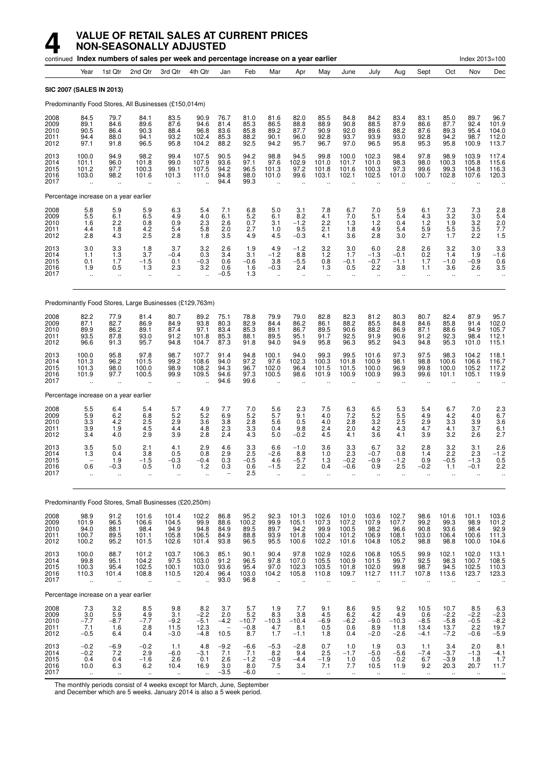# 4 VALUE OF RETAIL SALES AT CURRENT PRICES NON-SEASONALLY ADJUSTED

continued **Index numbers of sales per week and percentage increase on a year earlier** Index 2013=100

| | Year | 1st Qtr | 2nd Qtr | 3rd Qtr | 4th Qtr | Jan | Feb | Mar | Apr | May | June | July | Aug | Sept | Oct | Nov | Dec |
|---|---|---|---|---|---|---|---|---|---|---|---|---|---|---|---|---|---|
| **SIC 2007 (SALES IN 2013)** | | | | | | | | | | | | | | | | | |
| Predominantly Food Stores, All Businesses (£150,014m) | | | | | | | | | | | | | | | | | |
| 2008 | 84.5 | 79.7 | 84.1 | 83.5 | 90.9 | 76.7 | 81.0 | 81.6 | 82.0 | 85.5 | 84.8 | 84.2 | 83.4 | 83.1 | 85.0 | 89.7 | 96.7 |
| 2009 | 89.1 | 84.6 | 89.6 | 87.6 | 94.6 | 81.4 | 85.3 | 86.5 | 88.8 | 88.9 | 90.8 | 88.5 | 87.9 | 86.6 | 87.7 | 92.4 | 101.9 |
| 2010 | 90.5 | 86.4 | 90.3 | 88.4 | 96.8 | 83.6 | 85.8 | 89.2 | 87.7 | 90.9 | 92.0 | 89.6 | 88.2 | 87.6 | 89.3 | 95.4 | 104.0 |
| 2011 | 94.4 | 88.0 | 94.1 | 93.2 | 102.4 | 85.3 | 88.2 | 90.1 | 96.0 | 92.8 | 93.7 | 93.9 | 93.0 | 92.8 | 94.2 | 98.7 | 112.0 |
| 2012 | 97.1 | 91.8 | 96.5 | 95.8 | 104.2 | 88.2 | 92.5 | 94.2 | 95.7 | 96.7 | 97.0 | 96.5 | 95.8 | 95.3 | 95.8 | 100.9 | 113.7 |
| 2013 | 100.0 | 94.9 | 98.2 | 99.4 | 107.5 | 90.5 | 94.2 | 98.8 | 94.5 | 99.8 | 100.0 | 102.3 | 98.4 | 97.8 | 98.9 | 103.9 | 117.4 |
| 2014 | 101.1 | 96.0 | 101.8 | 99.0 | 107.9 | 93.6 | 97.1 | 97.6 | 102.9 | 101.0 | 101.7 | 101.0 | 98.3 | 98.0 | 100.3 | 105.8 | 115.6 |
| 2015 | 101.2 | 97.7 | 100.3 | 99.1 | 107.5 | 94.2 | 96.5 | 101.3 | 97.2 | 101.8 | 101.6 | 100.3 | 97.3 | 99.6 | 99.3 | 104.8 | 116.3 |
| 2016 | 103.0 | 98.2 | 101.6 | 101.3 | 111.0 | 94.8 | 98.0 | 101.0 | 99.6 | 103.1 | 102.1 | 102.5 | 101.0 | 100.7 | 102.8 | 107.6 | 120.3 |
| 2017 | .. | .. | .. | .. | .. | 94.4 | 99.3 | .. | .. | .. | .. | .. | .. | .. | .. | .. | .. |
| Percentage increase on a year earlier | | | | | | | | | | | | | | | | | |
| 2008 | 5.8 | 5.9 | 5.9 | 6.3 | 5.4 | 7.1 | 6.8 | 5.0 | 3.1 | 7.8 | 6.7 | 7.0 | 5.9 | 6.1 | 7.3 | 7.3 | 2.8 |
| 2009 | 5.5 | 6.1 | 6.5 | 4.9 | 4.0 | 6.1 | 5.2 | 6.1 | 8.2 | 4.1 | 7.0 | 5.1 | 5.4 | 4.3 | 3.2 | 3.0 | 5.4 |
| 2010 | 1.6 | 2.2 | 0.8 | 0.9 | 2.3 | 2.6 | 0.7 | 3.1 | −1.2 | 2.2 | 1.3 | 1.2 | 0.4 | 1.2 | 1.9 | 3.2 | 2.0 |
| 2011 | 4.4 | 1.8 | 4.2 | 5.4 | 5.8 | 2.0 | 2.7 | 1.0 | 9.5 | 2.1 | 1.8 | 4.9 | 5.4 | 5.9 | 5.5 | 3.5 | 7.7 |
| 2012 | 2.8 | 4.3 | 2.5 | 2.8 | 1.8 | 3.5 | 4.9 | 4.5 | −0.3 | 4.1 | 3.6 | 2.8 | 3.0 | 2.7 | 1.7 | 2.2 | 1.5 |
| 2013 | 3.0 | 3.3 | 1.8 | 3.7 | 3.2 | 2.6 | 1.9 | 4.9 | −1.2 | 3.2 | 3.0 | 6.0 | 2.8 | 2.6 | 3.2 | 3.0 | 3.3 |
| 2014 | 1.1 | 1.3 | 3.7 | −0.4 | 0.3 | 3.4 | 3.1 | −1.2 | 8.8 | 1.2 | 1.7 | −1.3 | −0.1 | 0.2 | 1.4 | 1.9 | −1.6 |
| 2015 | 0.1 | 1.7 | −1.5 | 0.1 | −0.3 | 0.6 | −0.6 | 3.8 | −5.5 | 0.8 | −0.1 | −0.7 | −1.1 | 1.7 | −1.0 | −0.9 | 0.6 |
| 2016 | 1.9 | 0.5 | 1.3 | 2.3 | 3.2 | 0.6 | 1.6 | −0.3 | 2.4 | 1.3 | 0.5 | 2.2 | 3.8 | 1.1 | 3.6 | 2.6 | 3.5 |
| 2017 | .. | .. | .. | .. | .. | −0.5 | 1.3 | .. | .. | .. | .. | .. | .. | .. | .. | .. | .. |
| Predominantly Food Stores, Large Businesses (£129,763m) | | | | | | | | | | | | | | | | | |
| 2008 | 82.2 | 77.9 | 81.4 | 80.7 | 89.2 | 75.1 | 78.8 | 79.9 | 79.0 | 82.8 | 82.3 | 81.2 | 80.3 | 80.7 | 82.4 | 87.9 | 95.7 |
| 2009 | 87.1 | 82.7 | 86.9 | 84.9 | 93.8 | 80.3 | 82.9 | 84.4 | 86.2 | 86.1 | 88.2 | 85.5 | 84.8 | 84.6 | 85.8 | 91.4 | 102.0 |
| 2010 | 89.9 | 86.2 | 89.1 | 87.4 | 97.1 | 83.4 | 85.3 | 89.1 | 86.7 | 89.5 | 90.6 | 88.2 | 86.9 | 87.1 | 88.6 | 94.9 | 105.7 |
| 2011 | 93.5 | 87.8 | 93.0 | 91.2 | 101.8 | 85.3 | 88.1 | 89.5 | 95.1 | 91.7 | 92.5 | 91.9 | 90.6 | 91.2 | 92.3 | 98.4 | 112.1 |
| 2012 | 96.6 | 91.3 | 95.7 | 94.8 | 104.7 | 87.3 | 91.8 | 94.0 | 94.9 | 95.8 | 96.3 | 95.2 | 94.3 | 94.8 | 95.3 | 101.0 | 115.1 |
| 2013 | 100.0 | 95.8 | 97.8 | 98.7 | 107.7 | 91.4 | 94.8 | 100.1 | 94.0 | 99.3 | 99.5 | 101.6 | 97.3 | 97.5 | 98.3 | 104.2 | 118.1 |
| 2014 | 101.3 | 96.2 | 101.5 | 99.2 | 108.6 | 94.0 | 97.2 | 97.6 | 102.3 | 100.3 | 101.8 | 100.9 | 98.1 | 98.8 | 100.6 | 106.6 | 116.7 |
| 2015 | 101.3 | 98.0 | 100.0 | 98.9 | 108.2 | 94.3 | 96.7 | 102.0 | 96.4 | 101.5 | 101.5 | 100.0 | 96.9 | 99.8 | 100.0 | 105.2 | 117.2 |
| 2016 | 101.9 | 97.7 | 100.5 | 99.9 | 109.5 | 94.6 | 97.3 | 100.5 | 98.6 | 101.9 | 100.9 | 100.9 | 99.3 | 99.6 | 101.1 | 105.1 | 119.9 |
| 2017 | .. | .. | .. | .. | .. | 94.6 | 99.6 | .. | .. | .. | .. | .. | .. | .. | .. | .. | .. |
| Percentage increase on a year earlier | | | | | | | | | | | | | | | | | |
| 2008 | 5.5 | 6.4 | 5.4 | 5.7 | 4.9 | 7.7 | 7.0 | 5.6 | 2.3 | 7.5 | 6.3 | 6.5 | 5.3 | 5.4 | 6.7 | 7.0 | 2.3 |
| 2009 | 5.9 | 6.2 | 6.8 | 5.2 | 5.2 | 6.9 | 5.2 | 5.7 | 9.1 | 4.0 | 7.2 | 5.2 | 5.5 | 4.9 | 4.2 | 4.0 | 6.7 |
| 2010 | 3.3 | 4.2 | 2.5 | 2.9 | 3.6 | 3.8 | 2.8 | 5.6 | 0.5 | 4.0 | 2.8 | 3.2 | 2.5 | 2.9 | 3.3 | 3.9 | 3.6 |
| 2011 | 3.9 | 1.9 | 4.5 | 4.4 | 4.8 | 2.3 | 3.3 | 0.4 | 9.8 | 2.4 | 2.0 | 4.2 | 4.3 | 4.7 | 4.1 | 3.7 | 6.1 |
| 2012 | 3.4 | 4.0 | 2.9 | 3.9 | 2.8 | 2.4 | 4.3 | 5.0 | −0.2 | 4.5 | 4.1 | 3.6 | 4.1 | 3.9 | 3.2 | 2.6 | 2.7 |
| 2013 | 3.5 | 5.0 | 2.1 | 4.1 | 2.9 | 4.6 | 3.3 | 6.6 | −1.0 | 3.6 | 3.3 | 6.7 | 3.2 | 2.8 | 3.2 | 3.1 | 2.6 |
| 2014 | 1.3 | 0.4 | 3.8 | 0.5 | 0.8 | 2.9 | 2.5 | −2.6 | 8.8 | 1.0 | 2.3 | −0.7 | 0.8 | 1.4 | 2.2 | 2.3 | −1.2 |
| 2015 | – | 1.9 | −1.5 | −0.3 | −0.4 | 0.3 | −0.5 | 4.6 | −5.7 | 1.3 | −0.2 | −0.9 | −1.2 | 0.9 | −0.5 | −1.3 | 0.5 |
| 2016 | 0.6 | −0.3 | 0.5 | 1.0 | 1.2 | 0.3 | 0.6 | −1.5 | 2.2 | 0.4 | −0.6 | 0.9 | 2.5 | −0.2 | 1.1 | −0.1 | 2.2 |
| 2017 | .. | .. | .. | .. | .. | – | 2.5 | .. | .. | .. | .. | .. | .. | .. | .. | .. | .. |
| Predominantly Food Stores, Small Businesses (£20,250m) | | | | | | | | | | | | | | | | | |
| 2008 | 98.9 | 91.2 | 101.6 | 101.4 | 102.2 | 86.8 | 95.2 | 92.3 | 101.3 | 102.6 | 101.0 | 103.6 | 102.7 | 98.6 | 101.6 | 101.1 | 103.6 |
| 2009 | 101.9 | 96.5 | 106.6 | 104.5 | 99.9 | 88.6 | 100.2 | 99.9 | 105.1 | 107.3 | 107.2 | 107.9 | 107.7 | 99.2 | 99.3 | 98.9 | 101.2 |
| 2010 | 94.0 | 88.1 | 98.4 | 94.9 | 94.8 | 84.9 | 89.5 | 89.7 | 94.2 | 99.9 | 100.5 | 98.2 | 96.6 | 90.8 | 93.6 | 98.4 | 92.9 |
| 2011 | 100.7 | 89.5 | 101.1 | 105.8 | 106.5 | 84.9 | 88.8 | 93.9 | 101.8 | 100.4 | 101.2 | 106.9 | 108.1 | 103.0 | 106.4 | 100.6 | 111.3 |
| 2012 | 100.2 | 95.2 | 101.5 | 102.6 | 101.4 | 93.8 | 96.5 | 95.5 | 100.6 | 102.2 | 101.6 | 104.8 | 105.2 | 98.8 | 98.8 | 100.0 | 104.6 |
| 2013 | 100.0 | 88.7 | 101.2 | 103.7 | 106.3 | 85.1 | 90.1 | 90.4 | 97.8 | 102.9 | 102.6 | 106.8 | 105.5 | 99.9 | 102.1 | 102.0 | 113.1 |
| 2014 | 99.8 | 95.1 | 104.2 | 97.5 | 103.0 | 91.2 | 96.5 | 97.8 | 107.0 | 105.5 | 100.9 | 101.5 | 99.7 | 92.5 | 98.3 | 100.7 | 108.5 |
| 2015 | 100.3 | 95.4 | 102.5 | 100.1 | 103.0 | 93.6 | 95.4 | 97.0 | 102.3 | 103.5 | 101.8 | 102.0 | 99.8 | 98.7 | 94.5 | 102.5 | 110.3 |
| 2016 | 110.3 | 101.4 | 108.8 | 110.5 | 120.4 | 96.4 | 103.0 | 104.2 | 105.8 | 110.8 | 109.7 | 112.7 | 111.7 | 107.8 | 113.6 | 123.7 | 123.3 |
| 2017 | .. | .. | .. | .. | .. | 93.0 | 96.8 | .. | .. | .. | .. | .. | .. | .. | .. | .. | .. |
| Percentage increase on a year earlier | | | | | | | | | | | | | | | | | |
| 2008 | 7.3 | 3.2 | 8.5 | 9.8 | 8.2 | 3.7 | 5.7 | 1.9 | 7.7 | 9.1 | 8.6 | 9.5 | 9.2 | 10.5 | 10.7 | 8.5 | 6.3 |
| 2009 | 3.0 | 5.9 | 4.9 | 3.1 | −2.2 | 2.0 | 5.2 | 8.3 | 3.8 | 4.5 | 6.2 | 4.2 | 4.9 | 0.6 | −2.2 | −2.2 | −2.3 |
| 2010 | −7.7 | −8.7 | −7.7 | −9.2 | −5.1 | −4.2 | −10.7 | −10.3 | −10.4 | −6.9 | −6.2 | −9.0 | −10.3 | −8.5 | −5.8 | −0.5 | −8.2 |
| 2011 | 7.1 | 1.6 | 2.8 | 11.5 | 12.3 | – | −0.8 | 4.7 | 8.1 | 0.5 | 0.6 | 8.9 | 11.8 | 13.4 | 13.7 | 2.2 | 19.7 |
| 2012 | −0.5 | 6.4 | 0.4 | −3.0 | −4.8 | 10.5 | 8.7 | 1.7 | −1.1 | 1.8 | 0.4 | −2.0 | −2.6 | −4.1 | −7.2 | −0.6 | −5.9 |
| 2013 | −0.2 | −6.9 | −0.2 | 1.1 | 4.8 | −9.2 | −6.6 | −5.3 | −2.8 | 0.7 | 1.0 | 1.9 | 0.3 | 1.1 | 3.4 | 2.0 | 8.1 |
| 2014 | −0.2 | 7.2 | 2.9 | −6.0 | −3.1 | 7.1 | 7.1 | 8.2 | 9.4 | 2.5 | −1.7 | −5.0 | −5.6 | −7.4 | −3.7 | −1.3 | −4.1 |
| 2015 | 0.4 | 0.4 | −1.6 | 2.6 | 0.1 | 2.6 | −1.2 | −0.9 | −4.4 | −1.9 | 1.0 | 0.5 | 0.2 | 6.7 | −3.9 | 1.8 | 1.7 |
| 2016 | 10.0 | 6.3 | 6.2 | 10.4 | 16.9 | 3.0 | 8.0 | 7.5 | 3.4 | 7.1 | 7.7 | 10.5 | 11.9 | 9.2 | 20.3 | 20.7 | 11.7 |
| 2017 | .. | .. | .. | .. | .. | −3.5 | −6.0 | .. | .. | .. | .. | .. | .. | .. | .. | .. | .. |

The monthly periods consist of 4 weeks except for March, June, September and December which are 5 weeks. January 2014 is also a 5 week period.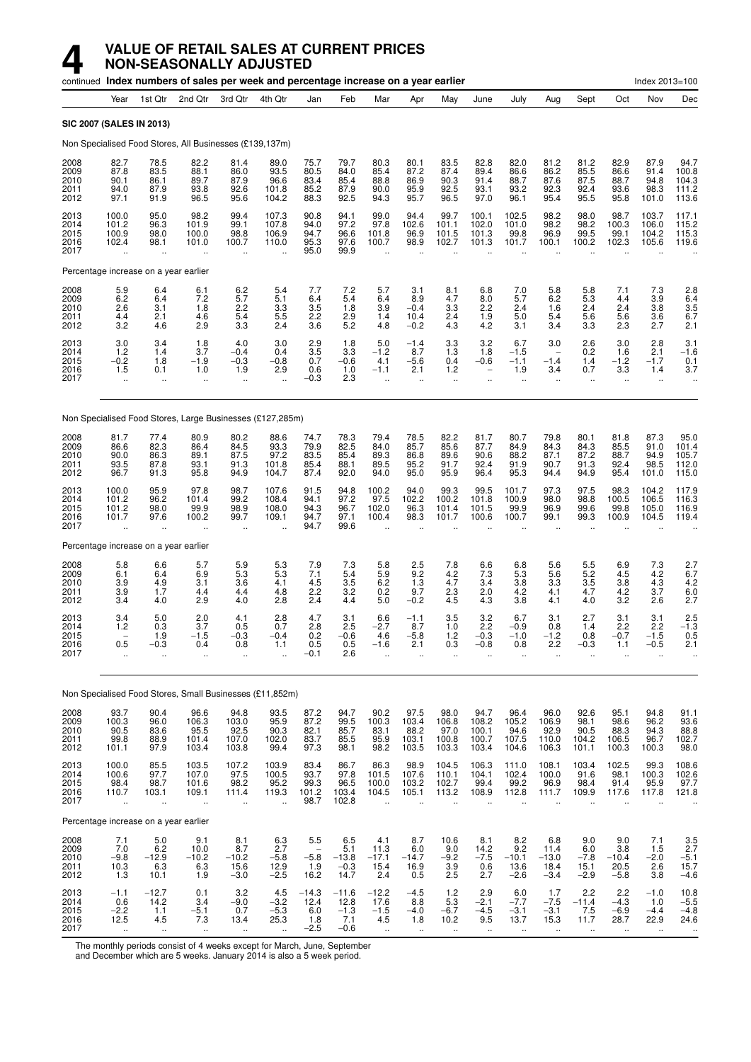# 4 VALUE OF RETAIL SALES AT CURRENT PRICES NON-SEASONALLY ADJUSTED

continued **Index numbers of sales per week and percentage increase on a year earlier** Index 2013=100

| | Year | 1st Qtr | 2nd Qtr | 3rd Qtr | 4th Qtr | Jan | Feb | Mar | Apr | May | June | July | Aug | Sept | Oct | Nov | Dec |
|---|---|---|---|---|---|---|---|---|---|---|---|---|---|---|---|---|---|
| **SIC 2007 (SALES IN 2013)** | | | | | | | | | | | | | | | | | |
| Non Specialised Food Stores, All Businesses (£139,137m) | | | | | | | | | | | | | | | | | |
| 2008 | 82.7 | 78.5 | 82.2 | 81.4 | 89.0 | 75.7 | 79.7 | 80.3 | 80.1 | 83.5 | 82.8 | 82.0 | 81.2 | 81.2 | 82.9 | 87.9 | 94.7 |
| 2009 | 87.8 | 83.5 | 88.1 | 86.0 | 93.5 | 80.5 | 84.0 | 85.4 | 87.2 | 87.4 | 89.4 | 86.6 | 86.2 | 85.5 | 86.6 | 91.4 | 100.8 |
| 2010 | 90.1 | 86.1 | 89.7 | 87.9 | 96.6 | 83.4 | 85.4 | 88.8 | 86.9 | 90.3 | 91.4 | 88.7 | 87.6 | 87.5 | 88.7 | 94.8 | 104.3 |
| 2011 | 94.0 | 87.9 | 93.8 | 92.6 | 101.8 | 85.2 | 87.9 | 90.0 | 95.9 | 92.5 | 93.1 | 93.2 | 92.3 | 92.4 | 93.6 | 98.3 | 111.2 |
| 2012 | 97.1 | 91.9 | 96.5 | 95.6 | 104.2 | 88.3 | 92.5 | 94.3 | 95.7 | 96.5 | 97.0 | 96.1 | 95.4 | 95.5 | 95.8 | 101.0 | 113.6 |
| 2013 | 100.0 | 95.0 | 98.2 | 99.4 | 107.3 | 90.8 | 94.1 | 99.0 | 94.4 | 99.7 | 100.1 | 102.5 | 98.2 | 98.0 | 98.7 | 103.7 | 117.1 |
| 2014 | 101.2 | 96.3 | 101.9 | 99.1 | 107.8 | 94.0 | 97.2 | 97.8 | 102.6 | 101.1 | 102.0 | 101.0 | 98.2 | 98.2 | 100.3 | 106.0 | 115.2 |
| 2015 | 100.9 | 98.0 | 100.0 | 98.8 | 106.9 | 94.7 | 96.6 | 101.8 | 96.9 | 101.5 | 101.3 | 99.8 | 96.9 | 99.5 | 99.1 | 104.2 | 115.3 |
| 2016 | 102.4 | 98.1 | 101.0 | 100.7 | 110.0 | 95.3 | 97.6 | 100.7 | 98.9 | 102.7 | 101.3 | 101.7 | 100.1 | 100.2 | 102.3 | 105.6 | 119.6 |
| 2017 | .. | .. | .. | .. | .. | 95.0 | 99.9 | .. | .. | .. | .. | .. | .. | .. | .. | .. | .. |
| Percentage increase on a year earlier | | | | | | | | | | | | | | | | | |
| 2008 | 5.9 | 6.4 | 6.1 | 6.2 | 5.4 | 7.7 | 7.2 | 5.7 | 3.1 | 8.1 | 6.8 | 7.0 | 5.8 | 5.8 | 7.1 | 7.3 | 2.8 |
| 2009 | 6.2 | 6.4 | 7.2 | 5.7 | 5.1 | 6.4 | 5.4 | 6.4 | 8.9 | 4.7 | 8.0 | 5.7 | 6.2 | 5.3 | 4.4 | 3.9 | 6.4 |
| 2010 | 2.6 | 3.1 | 1.8 | 2.2 | 3.3 | 3.5 | 1.8 | 3.9 | −0.4 | 3.3 | 2.2 | 2.4 | 1.6 | 2.4 | 2.4 | 3.8 | 3.5 |
| 2011 | 4.4 | 2.1 | 4.6 | 5.4 | 5.5 | 2.2 | 2.9 | 1.4 | 10.4 | 2.4 | 1.9 | 5.0 | 5.4 | 5.6 | 5.6 | 3.6 | 6.7 |
| 2012 | 3.2 | 4.6 | 2.9 | 3.3 | 2.4 | 3.6 | 5.2 | 4.8 | −0.2 | 4.3 | 4.2 | 3.1 | 3.4 | 3.3 | 2.3 | 2.7 | 2.1 |
| 2013 | 3.0 | 3.4 | 1.8 | 4.0 | 3.0 | 2.9 | 1.8 | 5.0 | −1.4 | 3.3 | 3.2 | 6.7 | 3.0 | 2.6 | 3.0 | 2.8 | 3.1 |
| 2014 | 1.2 | 1.4 | 3.7 | −0.4 | 0.4 | 3.5 | 3.3 | −1.2 | 8.7 | 1.3 | 1.8 | −1.5 | – | 0.2 | 1.6 | 2.1 | −1.6 |
| 2015 | −0.2 | 1.8 | −1.9 | −0.3 | −0.8 | 0.7 | −0.6 | 4.1 | −5.6 | 0.4 | −0.6 | −1.1 | −1.4 | 1.4 | −1.2 | −1.7 | 0.1 |
| 2016 | 1.5 | 0.1 | 1.0 | 1.9 | 2.9 | 0.6 | 1.0 | −1.1 | 2.1 | 1.2 | – | 1.9 | 3.4 | 0.7 | 3.3 | 1.4 | 3.7 |
| 2017 | .. | .. | .. | .. | .. | −0.3 | 2.3 | .. | .. | .. | .. | .. | .. | .. | .. | .. | .. |
| Non Specialised Food Stores, Large Businesses (£127,285m) | | | | | | | | | | | | | | | | | |
| 2008 | 81.7 | 77.4 | 80.9 | 80.2 | 88.6 | 74.7 | 78.3 | 79.4 | 78.5 | 82.2 | 81.7 | 80.7 | 79.8 | 80.1 | 81.8 | 87.3 | 95.0 |
| 2009 | 86.6 | 82.3 | 86.4 | 84.5 | 93.3 | 79.9 | 82.5 | 84.0 | 85.7 | 85.6 | 87.7 | 84.9 | 84.3 | 84.3 | 85.5 | 91.0 | 101.4 |
| 2010 | 90.0 | 86.3 | 89.1 | 87.5 | 97.2 | 83.5 | 85.4 | 89.3 | 86.8 | 89.6 | 90.6 | 88.2 | 87.1 | 87.2 | 88.7 | 94.9 | 105.7 |
| 2011 | 93.5 | 87.8 | 93.1 | 91.3 | 101.8 | 85.4 | 88.1 | 89.5 | 95.2 | 91.7 | 92.4 | 91.9 | 90.7 | 91.3 | 92.4 | 98.5 | 112.0 |
| 2012 | 96.7 | 91.3 | 95.8 | 94.9 | 104.7 | 87.4 | 92.0 | 94.0 | 95.0 | 95.9 | 96.4 | 95.3 | 94.4 | 94.9 | 95.4 | 101.0 | 115.0 |
| 2013 | 100.0 | 95.9 | 97.8 | 98.7 | 107.6 | 91.5 | 94.8 | 100.2 | 94.0 | 99.3 | 99.5 | 101.7 | 97.3 | 97.5 | 98.3 | 104.2 | 117.9 |
| 2014 | 101.2 | 96.2 | 101.4 | 99.2 | 108.4 | 94.1 | 97.2 | 97.5 | 102.2 | 100.2 | 101.8 | 100.9 | 98.0 | 98.8 | 100.5 | 106.5 | 116.3 |
| 2015 | 101.2 | 98.0 | 99.9 | 98.9 | 108.0 | 94.3 | 96.7 | 102.0 | 96.3 | 101.4 | 101.5 | 99.9 | 96.9 | 99.6 | 99.8 | 105.0 | 116.9 |
| 2016 | 101.7 | 97.6 | 100.2 | 99.7 | 109.1 | 94.7 | 97.1 | 100.4 | 98.3 | 101.7 | 100.6 | 100.7 | 99.1 | 99.3 | 100.9 | 104.5 | 119.4 |
| 2017 | .. | .. | .. | .. | .. | 94.7 | 99.6 | .. | .. | .. | .. | .. | .. | .. | .. | .. | .. |
| Percentage increase on a year earlier | | | | | | | | | | | | | | | | | |
| 2008 | 5.8 | 6.6 | 5.7 | 5.9 | 5.3 | 7.9 | 7.3 | 5.8 | 2.5 | 7.8 | 6.6 | 6.8 | 5.6 | 5.5 | 6.9 | 7.3 | 2.7 |
| 2009 | 6.1 | 6.4 | 6.9 | 5.3 | 5.3 | 7.1 | 5.4 | 5.9 | 9.2 | 4.2 | 7.3 | 5.3 | 5.6 | 5.2 | 4.5 | 4.2 | 6.7 |
| 2010 | 3.9 | 4.9 | 3.1 | 3.6 | 4.1 | 4.5 | 3.5 | 6.2 | 1.3 | 4.7 | 3.4 | 3.8 | 3.3 | 3.5 | 3.8 | 4.3 | 4.2 |
| 2011 | 3.9 | 1.7 | 4.4 | 4.4 | 4.8 | 2.2 | 3.2 | 0.2 | 9.7 | 2.3 | 2.0 | 4.2 | 4.1 | 4.7 | 4.2 | 3.7 | 6.0 |
| 2012 | 3.4 | 4.0 | 2.9 | 4.0 | 2.8 | 2.4 | 4.4 | 5.0 | −0.2 | 4.5 | 4.3 | 3.8 | 4.1 | 4.0 | 3.2 | 2.6 | 2.7 |
| 2013 | 3.4 | 5.0 | 2.0 | 4.1 | 2.8 | 4.7 | 3.1 | 6.6 | −1.1 | 3.5 | 3.2 | 6.7 | 3.1 | 2.7 | 3.1 | 3.1 | 2.5 |
| 2014 | 1.2 | 0.3 | 3.7 | 0.5 | 0.7 | 2.8 | 2.5 | −2.7 | 8.7 | 1.0 | 2.2 | −0.9 | 0.8 | 1.4 | 2.2 | 2.2 | −1.3 |
| 2015 | – | 1.9 | −1.5 | −0.3 | −0.4 | 0.2 | −0.6 | 4.6 | −5.8 | 1.2 | −0.3 | −1.0 | −1.2 | 0.8 | −0.7 | −1.5 | 0.5 |
| 2016 | 0.5 | −0.3 | 0.4 | 0.8 | 1.1 | 0.5 | 0.5 | −1.6 | 2.1 | 0.3 | −0.8 | 0.8 | 2.2 | −0.3 | 1.1 | −0.5 | 2.1 |
| 2017 | .. | .. | .. | .. | .. | −0.1 | 2.6 | .. | .. | .. | .. | .. | .. | .. | .. | .. | .. |
| Non Specialised Food Stores, Small Businesses (£11,852m) | | | | | | | | | | | | | | | | | |
| 2008 | 93.7 | 90.4 | 96.6 | 94.8 | 93.5 | 87.2 | 94.7 | 90.2 | 97.5 | 98.0 | 94.7 | 96.4 | 96.0 | 92.6 | 95.1 | 94.8 | 91.1 |
| 2009 | 100.3 | 96.0 | 106.3 | 103.0 | 95.9 | 87.2 | 99.5 | 100.3 | 103.4 | 106.8 | 108.2 | 105.2 | 106.9 | 98.1 | 98.6 | 96.2 | 93.6 |
| 2010 | 90.5 | 83.6 | 95.5 | 92.5 | 90.3 | 82.1 | 85.7 | 83.1 | 88.2 | 97.0 | 100.1 | 94.6 | 92.9 | 90.5 | 88.3 | 94.3 | 88.8 |
| 2011 | 99.8 | 88.9 | 101.4 | 107.0 | 102.0 | 83.7 | 85.5 | 95.9 | 103.1 | 100.8 | 100.7 | 107.5 | 110.0 | 104.2 | 106.5 | 96.7 | 102.7 |
| 2012 | 101.1 | 97.9 | 103.4 | 103.8 | 99.4 | 97.3 | 98.1 | 98.2 | 103.5 | 103.3 | 103.4 | 104.6 | 106.3 | 101.1 | 100.3 | 100.3 | 98.0 |
| 2013 | 100.0 | 85.5 | 103.5 | 107.2 | 103.9 | 83.4 | 86.7 | 86.3 | 98.9 | 104.5 | 106.3 | 111.0 | 108.1 | 103.4 | 102.5 | 99.3 | 108.6 |
| 2014 | 100.6 | 97.7 | 107.0 | 97.5 | 100.5 | 93.7 | 97.8 | 101.5 | 107.6 | 110.1 | 104.1 | 102.4 | 100.0 | 91.6 | 98.1 | 100.3 | 102.6 |
| 2015 | 98.4 | 98.7 | 101.6 | 98.2 | 95.2 | 99.3 | 96.5 | 100.0 | 103.2 | 102.7 | 99.4 | 99.2 | 96.9 | 98.4 | 91.4 | 95.9 | 97.7 |
| 2016 | 110.7 | 103.1 | 109.1 | 111.4 | 119.3 | 101.2 | 103.4 | 104.5 | 105.1 | 113.2 | 108.9 | 112.8 | 111.7 | 109.9 | 117.6 | 117.8 | 121.8 |
| 2017 | .. | .. | .. | .. | .. | 98.7 | 102.8 | .. | .. | .. | .. | .. | .. | .. | .. | .. | .. |
| Percentage increase on a year earlier | | | | | | | | | | | | | | | | | |
| 2008 | 7.1 | 5.0 | 9.1 | 8.1 | 6.3 | 5.5 | 6.5 | 4.1 | 8.7 | 10.6 | 8.1 | 8.2 | 6.8 | 9.0 | 9.0 | 7.1 | 3.5 |
| 2009 | 7.0 | 6.2 | 10.0 | 8.7 | 2.7 | – | 5.1 | 11.3 | 6.0 | 9.0 | 14.2 | 9.2 | 11.4 | 6.0 | 3.8 | 1.5 | 2.7 |
| 2010 | −9.8 | −12.9 | −10.2 | −10.2 | −5.8 | −5.8 | −13.8 | −17.1 | −14.7 | −9.2 | −7.5 | −10.1 | −13.0 | −7.8 | −10.4 | −2.0 | −5.1 |
| 2011 | 10.3 | 6.3 | 6.3 | 15.6 | 12.9 | 1.9 | −0.3 | 15.4 | 16.9 | 3.9 | 0.6 | 13.6 | 18.4 | 15.1 | 20.5 | 2.6 | 15.7 |
| 2012 | 1.3 | 10.1 | 1.9 | −3.0 | −2.5 | 16.2 | 14.7 | 2.4 | 0.5 | 2.5 | 2.7 | −2.6 | −3.4 | −2.9 | −5.8 | 3.8 | −4.6 |
| 2013 | −1.1 | −12.7 | 0.1 | 3.2 | 4.5 | −14.3 | −11.6 | −12.2 | −4.5 | 1.2 | 2.9 | 6.0 | 1.7 | 2.2 | 2.2 | −1.0 | 10.8 |
| 2014 | 0.6 | 14.2 | 3.4 | −9.0 | −3.2 | 12.4 | 12.8 | 17.6 | 8.8 | 5.3 | −2.1 | −7.7 | −7.5 | −11.4 | −4.3 | 1.0 | −5.5 |
| 2015 | −2.2 | 1.1 | −5.1 | 0.7 | −5.3 | 6.0 | −1.3 | −1.5 | −4.0 | −6.7 | −4.5 | −3.1 | −3.1 | 7.5 | −6.9 | −4.4 | −4.8 |
| 2016 | 12.5 | 4.5 | 7.3 | 13.4 | 25.3 | 1.8 | 7.1 | 4.5 | 1.8 | 10.2 | 9.5 | 13.7 | 15.3 | 11.7 | 28.7 | 22.9 | 24.6 |
| 2017 | .. | .. | .. | .. | .. | −2.5 | −0.6 | .. | .. | .. | .. | .. | .. | .. | .. | .. | .. |

The monthly periods consist of 4 weeks except for March, June, September and December which are 5 weeks. January 2014 is also a 5 week period.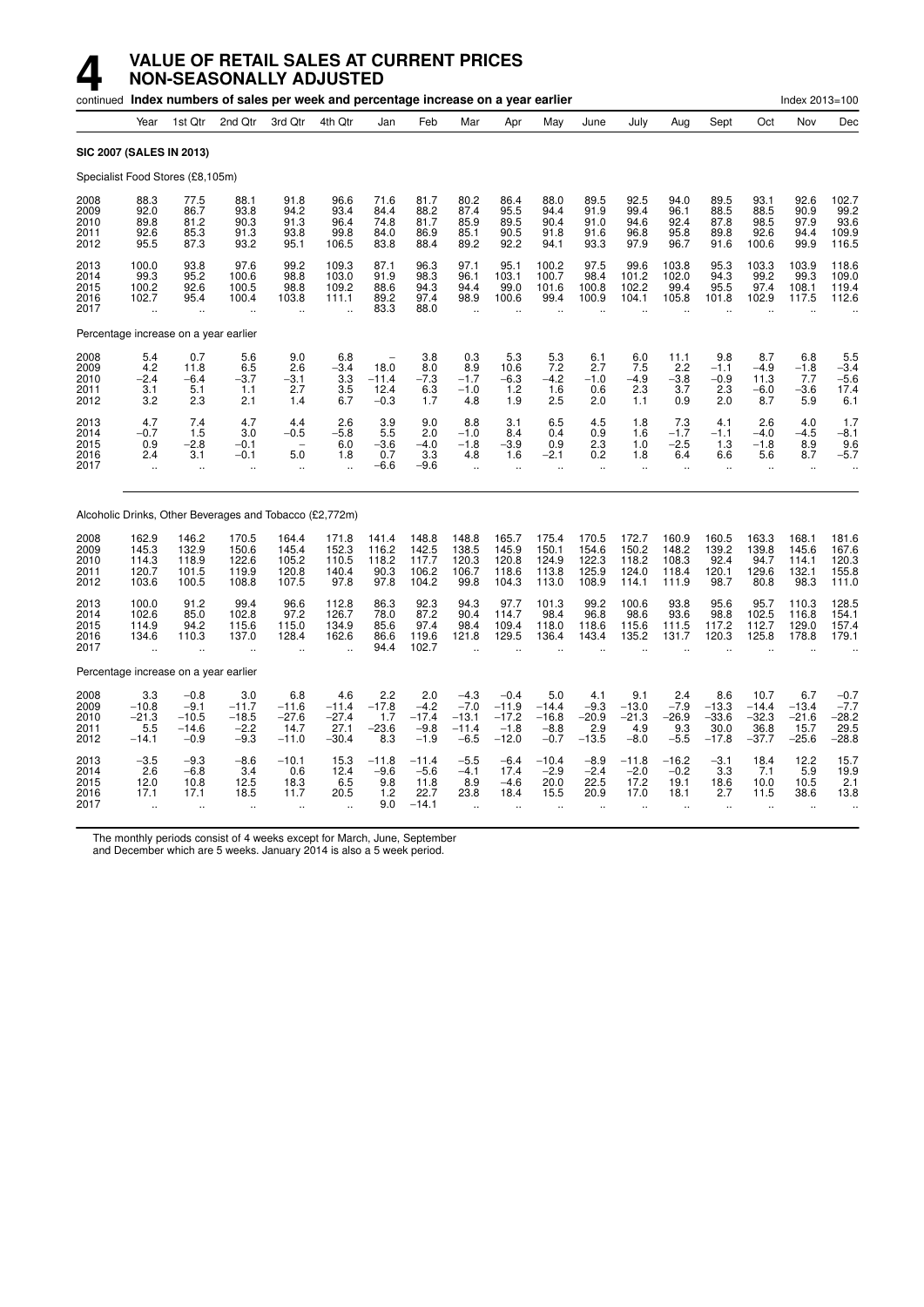# 4 VALUE OF RETAIL SALES AT CURRENT PRICES NON-SEASONALLY ADJUSTED

continued **Index numbers of sales per week and percentage increase on a year earlier** Index 2013=100

| | Year | 1st Qtr | 2nd Qtr | 3rd Qtr | 4th Qtr | Jan | Feb | Mar | Apr | May | June | July | Aug | Sept | Oct | Nov | Dec |
|---|---|---|---|---|---|---|---|---|---|---|---|---|---|---|---|---|---|
| **SIC 2007 (SALES IN 2013)** | | | | | | | | | | | | | | | | | |
| Specialist Food Stores (£8,105m) | | | | | | | | | | | | | | | | | |
| 2008 | 88.3 | 77.5 | 88.1 | 91.8 | 96.6 | 71.6 | 81.7 | 80.2 | 86.4 | 88.0 | 89.5 | 92.5 | 94.0 | 89.5 | 93.1 | 92.6 | 102.7 |
| 2009 | 92.0 | 86.7 | 93.8 | 94.2 | 93.4 | 84.4 | 88.2 | 87.4 | 95.5 | 94.4 | 91.9 | 99.4 | 96.1 | 88.5 | 88.5 | 90.9 | 99.2 |
| 2010 | 89.8 | 81.2 | 90.3 | 91.3 | 96.4 | 74.8 | 81.7 | 85.9 | 89.5 | 90.4 | 91.0 | 94.6 | 92.4 | 87.8 | 98.5 | 97.9 | 93.6 |
| 2011 | 92.6 | 85.3 | 91.3 | 93.8 | 99.8 | 84.0 | 86.9 | 85.1 | 90.5 | 91.8 | 91.6 | 96.8 | 95.8 | 89.8 | 92.6 | 94.4 | 109.9 |
| 2012 | 95.5 | 87.3 | 93.2 | 95.1 | 106.5 | 83.8 | 88.4 | 89.2 | 92.2 | 94.1 | 93.3 | 97.9 | 96.7 | 91.6 | 100.6 | 99.9 | 116.5 |
| 2013 | 100.0 | 93.8 | 97.6 | 99.2 | 109.3 | 87.1 | 96.3 | 97.1 | 95.1 | 100.2 | 97.5 | 99.6 | 103.8 | 95.3 | 103.3 | 103.9 | 118.6 |
| 2014 | 99.3 | 95.2 | 100.6 | 98.8 | 103.0 | 91.9 | 98.3 | 96.1 | 103.1 | 100.7 | 98.4 | 101.2 | 102.0 | 94.3 | 99.2 | 99.3 | 109.0 |
| 2015 | 100.2 | 92.6 | 100.5 | 98.8 | 109.2 | 88.6 | 94.3 | 94.4 | 99.0 | 101.6 | 100.8 | 102.2 | 99.4 | 95.5 | 97.4 | 108.1 | 119.4 |
| 2016 | 102.7 | 95.4 | 100.4 | 103.8 | 111.1 | 89.2 | 97.4 | 98.9 | 100.6 | 99.4 | 100.9 | 104.1 | 105.8 | 101.8 | 102.9 | 117.5 | 112.6 |
| 2017 | .. | .. | .. | .. | .. | 83.3 | 88.0 | .. | .. | .. | .. | .. | .. | .. | .. | .. | .. |
| Percentage increase on a year earlier | | | | | | | | | | | | | | | | | |
| 2008 | 5.4 | 0.7 | 5.6 | 9.0 | 6.8 | – | 3.8 | 0.3 | 5.3 | 5.3 | 6.1 | 6.0 | 11.1 | 9.8 | 8.7 | 6.8 | 5.5 |
| 2009 | 4.2 | 11.8 | 6.5 | 2.6 | –3.4 | 18.0 | 8.0 | 8.9 | 10.6 | 7.2 | 2.7 | 7.5 | 2.2 | –1.1 | –4.9 | –1.8 | –3.4 |
| 2010 | –2.4 | –6.4 | –3.7 | –3.1 | 3.3 | –11.4 | –7.3 | –1.7 | –6.3 | –4.2 | –1.0 | –4.9 | –3.8 | –0.9 | 11.3 | 7.7 | –5.6 |
| 2011 | 3.1 | 5.1 | 1.1 | 2.7 | 3.5 | 12.4 | 6.3 | –1.0 | 1.2 | 1.6 | 0.6 | 2.3 | 3.7 | 2.3 | –6.0 | –3.6 | 17.4 |
| 2012 | 3.2 | 2.3 | 2.1 | 1.4 | 6.7 | –0.3 | 1.7 | 4.8 | 1.9 | 2.5 | 2.0 | 1.1 | 0.9 | 2.0 | 8.7 | 5.9 | 6.1 |
| 2013 | 4.7 | 7.4 | 4.7 | 4.4 | 2.6 | 3.9 | 9.0 | 8.8 | 3.1 | 6.5 | 4.5 | 1.8 | 7.3 | 4.1 | 2.6 | 4.0 | 1.7 |
| 2014 | –0.7 | 1.5 | 3.0 | –0.5 | –5.8 | 5.5 | 2.0 | –1.0 | 8.4 | 0.4 | 0.9 | 1.6 | –1.7 | –1.1 | –4.0 | –4.5 | –8.1 |
| 2015 | 0.9 | –2.8 | –0.1 | – | 6.0 | –3.6 | –4.0 | –1.8 | –3.9 | 0.9 | 2.3 | 1.0 | –2.5 | 1.3 | –1.8 | 8.9 | 9.6 |
| 2016 | 2.4 | 3.1 | –0.1 | 5.0 | 1.8 | 0.7 | 3.3 | 4.8 | 1.6 | –2.1 | 0.2 | 1.8 | 6.4 | 6.6 | 5.6 | 8.7 | –5.7 |
| 2017 | .. | .. | .. | .. | .. | –6.6 | –9.6 | .. | .. | .. | .. | .. | .. | .. | .. | .. | .. |
| Alcoholic Drinks, Other Beverages and Tobacco (£2,772m) | | | | | | | | | | | | | | | | | |
| 2008 | 162.9 | 146.2 | 170.5 | 164.4 | 171.8 | 141.4 | 148.8 | 148.8 | 165.7 | 175.4 | 170.5 | 172.7 | 160.9 | 160.5 | 163.3 | 168.1 | 181.6 |
| 2009 | 145.3 | 132.9 | 150.6 | 145.4 | 152.3 | 116.2 | 142.5 | 138.5 | 145.9 | 150.1 | 154.6 | 150.2 | 148.2 | 139.2 | 139.8 | 145.6 | 167.6 |
| 2010 | 114.3 | 118.9 | 122.6 | 105.2 | 110.5 | 118.2 | 117.7 | 120.3 | 120.8 | 124.9 | 122.3 | 118.2 | 108.3 | 92.4 | 94.7 | 114.1 | 120.3 |
| 2011 | 120.7 | 101.5 | 119.9 | 120.8 | 140.4 | 90.3 | 106.2 | 106.7 | 118.6 | 113.8 | 125.9 | 124.0 | 118.4 | 120.1 | 129.6 | 132.1 | 155.8 |
| 2012 | 103.6 | 100.5 | 108.8 | 107.5 | 97.8 | 97.8 | 104.2 | 99.8 | 104.3 | 113.0 | 108.9 | 114.1 | 111.9 | 98.7 | 80.8 | 98.3 | 111.0 |
| 2013 | 100.0 | 91.2 | 99.4 | 96.6 | 112.8 | 86.3 | 92.3 | 94.3 | 97.7 | 101.3 | 99.2 | 100.6 | 93.8 | 95.6 | 95.7 | 110.3 | 128.5 |
| 2014 | 102.6 | 85.0 | 102.8 | 97.2 | 126.7 | 78.0 | 87.2 | 90.4 | 114.7 | 98.4 | 96.8 | 98.6 | 93.6 | 98.8 | 102.5 | 116.8 | 154.1 |
| 2015 | 114.9 | 94.2 | 115.6 | 115.0 | 134.9 | 85.6 | 97.4 | 98.4 | 109.4 | 118.0 | 118.6 | 115.6 | 111.5 | 117.2 | 112.7 | 129.0 | 157.4 |
| 2016 | 134.6 | 110.3 | 137.0 | 128.4 | 162.6 | 86.6 | 119.6 | 121.8 | 129.5 | 136.4 | 143.4 | 135.2 | 131.7 | 120.3 | 125.8 | 178.8 | 179.1 |
| 2017 | .. | .. | .. | .. | .. | 94.4 | 102.7 | .. | .. | .. | .. | .. | .. | .. | .. | .. | .. |
| Percentage increase on a year earlier | | | | | | | | | | | | | | | | | |
| 2008 | 3.3 | –0.8 | 3.0 | 6.8 | 4.6 | 2.2 | 2.0 | –4.3 | –0.4 | 5.0 | 4.1 | 9.1 | 2.4 | 8.6 | 10.7 | 6.7 | –0.7 |
| 2009 | –10.8 | –9.1 | –11.7 | –11.6 | –11.4 | –17.8 | –4.2 | –7.0 | –11.9 | –14.4 | –9.3 | –13.0 | –7.9 | –13.3 | –14.4 | –13.4 | –7.7 |
| 2010 | –21.3 | –10.5 | –18.5 | –27.6 | –27.4 | 1.7 | –17.4 | –13.1 | –17.2 | –16.8 | –20.9 | –21.3 | –26.9 | –33.6 | –32.3 | –21.6 | –28.2 |
| 2011 | 5.5 | –14.6 | –2.2 | 14.7 | 27.1 | –23.6 | –9.8 | –11.4 | –1.8 | –8.8 | 2.9 | 4.9 | 9.3 | 30.0 | 36.8 | 15.7 | 29.5 |
| 2012 | –14.1 | –0.9 | –9.3 | –11.0 | –30.4 | 8.3 | –1.9 | –6.5 | –12.0 | –0.7 | –13.5 | –8.0 | –5.5 | –17.8 | –37.7 | –25.6 | –28.8 |
| 2013 | –3.5 | –9.3 | –8.6 | –10.1 | 15.3 | –11.8 | –11.4 | –5.5 | –6.4 | –10.4 | –8.9 | –11.8 | –16.2 | –3.1 | 18.4 | 12.2 | 15.7 |
| 2014 | 2.6 | –6.8 | 3.4 | 0.6 | 12.4 | –9.6 | –5.6 | –4.1 | 17.4 | –2.9 | –2.4 | –2.0 | –0.2 | 3.3 | 7.1 | 5.9 | 19.9 |
| 2015 | 12.0 | 10.8 | 12.5 | 18.3 | 6.5 | 9.8 | 11.8 | 8.9 | –4.6 | 20.0 | 22.5 | 17.2 | 19.1 | 18.6 | 10.0 | 10.5 | 2.1 |
| 2016 | 17.1 | 17.1 | 18.5 | 11.7 | 20.5 | 1.2 | 22.7 | 23.8 | 18.4 | 15.5 | 20.9 | 17.0 | 18.1 | 2.7 | 11.5 | 38.6 | 13.8 |
| 2017 | .. | .. | .. | .. | .. | 9.0 | –14.1 | .. | .. | .. | .. | .. | .. | .. | .. | .. | .. |

The monthly periods consist of 4 weeks except for March, June, September and December which are 5 weeks. January 2014 is also a 5 week period.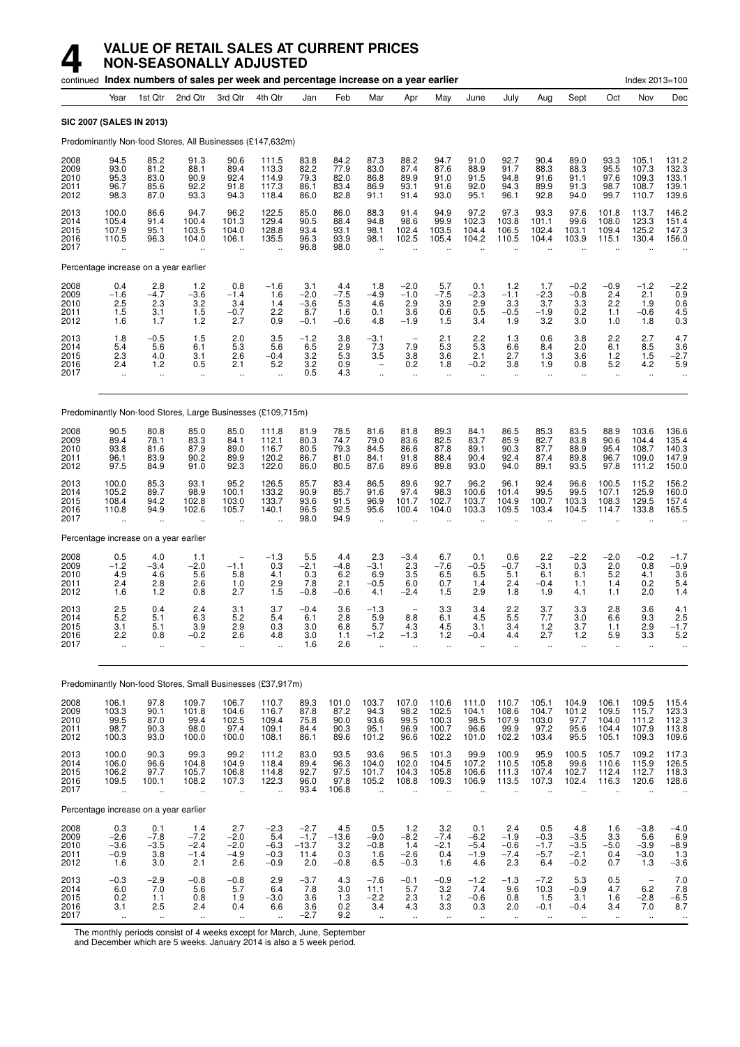# 4 VALUE OF RETAIL SALES AT CURRENT PRICES NON-SEASONALLY ADJUSTED

continued **Index numbers of sales per week and percentage increase on a year earlier** Index 2013=100

| Year | 1st Qtr | 2nd Qtr | 3rd Qtr | 4th Qtr | Jan | Feb | Mar | Apr | May | June | July | Aug | Sept | Oct | Nov | Dec |
|---|---|---|---|---|---|---|---|---|---|---|---|---|---|---|---|---|
| **SIC 2007 (SALES IN 2013)** | | | | | | | | | | | | | | | | |
| Predominantly Non-food Stores, All Businesses (£147,632m) | | | | | | | | | | | | | | | | |
| 2008 | 94.5 | 85.2 | 91.3 | 90.6 | 111.5 | 83.8 | 84.2 | 87.3 | 88.2 | 94.7 | 91.0 | 92.7 | 90.4 | 89.0 | 93.3 | 105.1 | 131.2 |
| 2009 | 93.0 | 81.2 | 88.1 | 89.4 | 113.3 | 82.2 | 77.9 | 83.0 | 87.4 | 87.6 | 88.9 | 91.7 | 88.3 | 88.3 | 95.5 | 107.3 | 132.3 |
| 2010 | 95.3 | 83.0 | 90.9 | 92.4 | 114.9 | 79.3 | 82.0 | 86.8 | 89.9 | 91.0 | 91.5 | 94.8 | 91.6 | 91.1 | 97.6 | 109.3 | 133.1 |
| 2011 | 96.7 | 85.6 | 92.2 | 91.8 | 117.3 | 86.1 | 83.4 | 86.9 | 93.1 | 91.6 | 92.0 | 94.3 | 89.9 | 91.3 | 98.7 | 108.7 | 139.1 |
| 2012 | 98.3 | 87.0 | 93.3 | 94.3 | 118.4 | 86.0 | 82.8 | 91.1 | 91.4 | 93.0 | 95.1 | 96.1 | 92.8 | 94.0 | 99.7 | 110.7 | 139.6 |
| 2013 | 100.0 | 86.6 | 94.7 | 96.2 | 122.5 | 85.0 | 86.0 | 88.3 | 91.4 | 94.9 | 97.2 | 97.3 | 93.3 | 97.6 | 101.8 | 113.7 | 146.2 |
| 2014 | 105.4 | 91.4 | 100.4 | 101.3 | 129.4 | 90.5 | 88.4 | 94.8 | 98.6 | 99.9 | 102.3 | 103.8 | 101.1 | 99.6 | 108.0 | 123.3 | 151.4 |
| 2015 | 107.9 | 95.1 | 103.5 | 104.0 | 128.8 | 93.4 | 93.1 | 98.1 | 102.4 | 103.5 | 104.4 | 106.5 | 102.4 | 103.1 | 109.4 | 125.2 | 147.3 |
| 2016 | 110.5 | 96.3 | 104.0 | 106.1 | 135.5 | 96.3 | 93.9 | 98.1 | 102.5 | 105.4 | 104.2 | 110.5 | 104.4 | 103.9 | 115.1 | 130.4 | 156.0 |
| 2017 | .. | .. | .. | .. | .. | 96.8 | 98.0 | .. | .. | .. | .. | .. | .. | .. | .. | .. | .. |
| Percentage increase on a year earlier | | | | | | | | | | | | | | | | |
| 2008 | 0.4 | 2.8 | 1.2 | 0.8 | −1.6 | 3.1 | 4.4 | 1.8 | −2.0 | 5.7 | 0.1 | 1.2 | 1.7 | −0.2 | −0.9 | −1.2 | −2.2 |
| 2009 | −1.6 | −4.7 | −3.6 | −1.4 | 1.6 | −2.0 | −7.5 | −4.9 | −1.0 | −7.5 | −2.3 | −1.1 | −2.3 | −0.8 | 2.4 | 2.1 | 0.9 |
| 2010 | 2.5 | 2.3 | 3.2 | 3.4 | 1.4 | −3.6 | 5.3 | 4.6 | 2.9 | 3.9 | 2.9 | 3.3 | 3.7 | 3.3 | 2.2 | 1.9 | 0.6 |
| 2011 | 1.5 | 3.1 | 1.5 | −0.7 | 2.2 | 8.7 | 1.6 | 0.1 | 3.6 | 0.6 | 0.5 | −0.5 | −1.9 | 0.2 | 1.1 | −0.6 | 4.5 |
| 2012 | 1.6 | 1.7 | 1.2 | 2.7 | 0.9 | −0.1 | −0.6 | 4.8 | −1.9 | 1.5 | 3.4 | 1.9 | 3.2 | 3.0 | 1.0 | 1.8 | 0.3 |
| 2013 | 1.8 | −0.5 | 1.5 | 2.0 | 3.5 | −1.2 | 3.8 | −3.1 | − | 2.1 | 2.2 | 1.3 | 0.6 | 3.8 | 2.2 | 2.7 | 4.7 |
| 2014 | 5.4 | 5.6 | 6.1 | 5.3 | 5.6 | 6.5 | 2.9 | 7.3 | 7.9 | 5.3 | 5.3 | 6.6 | 8.4 | 2.0 | 6.1 | 8.5 | 3.6 |
| 2015 | 2.3 | 4.0 | 3.1 | 2.6 | −0.4 | 3.2 | 5.3 | 3.5 | 3.8 | 3.6 | 2.1 | 2.7 | 1.3 | 3.6 | 1.2 | 1.5 | −2.7 |
| 2016 | 2.4 | 1.2 | 0.5 | 2.1 | 5.2 | 3.2 | 0.9 | − | 0.2 | 1.8 | −0.2 | 3.8 | 1.9 | 0.8 | 5.2 | 4.2 | 5.9 |
| 2017 | .. | .. | .. | .. | .. | 0.5 | 4.3 | .. | .. | .. | .. | .. | .. | .. | .. | .. | .. |
| Predominantly Non-food Stores, Large Businesses (£109,715m) | | | | | | | | | | | | | | | | |
| 2008 | 90.5 | 80.8 | 85.0 | 85.0 | 111.8 | 81.9 | 78.5 | 81.6 | 81.8 | 89.3 | 84.1 | 86.5 | 85.3 | 83.5 | 88.9 | 103.6 | 136.6 |
| 2009 | 89.4 | 78.1 | 83.3 | 84.1 | 112.1 | 80.3 | 74.7 | 79.0 | 83.6 | 82.5 | 83.7 | 85.9 | 82.7 | 83.8 | 90.6 | 104.4 | 135.4 |
| 2010 | 93.8 | 81.6 | 89.0 | 89.0 | 116.7 | 80.5 | 79.3 | 84.5 | 86.6 | 87.8 | 89.1 | 90.3 | 87.7 | 88.9 | 95.4 | 108.7 | 140.3 |
| 2011 | 96.1 | 83.9 | 90.2 | 89.9 | 120.2 | 86.7 | 81.0 | 84.1 | 91.8 | 88.4 | 90.4 | 92.4 | 87.4 | 89.8 | 96.7 | 109.0 | 147.9 |
| 2012 | 97.5 | 84.9 | 91.0 | 92.3 | 122.0 | 86.0 | 80.5 | 87.6 | 89.6 | 89.8 | 93.0 | 94.0 | 89.1 | 93.5 | 97.8 | 111.2 | 150.0 |
| 2013 | 100.0 | 85.3 | 93.1 | 95.2 | 126.5 | 85.7 | 83.4 | 86.5 | 89.6 | 92.7 | 96.2 | 96.1 | 92.4 | 96.6 | 100.5 | 115.2 | 156.2 |
| 2014 | 105.2 | 89.7 | 98.9 | 100.1 | 133.2 | 90.9 | 85.7 | 91.6 | 97.4 | 98.3 | 100.6 | 101.4 | 99.5 | 99.5 | 107.1 | 125.9 | 160.0 |
| 2015 | 108.4 | 94.2 | 102.8 | 103.0 | 133.7 | 93.6 | 91.5 | 96.9 | 101.7 | 102.7 | 103.7 | 104.9 | 100.7 | 103.3 | 108.3 | 129.5 | 157.4 |
| 2016 | 110.8 | 94.9 | 102.6 | 105.7 | 140.1 | 96.5 | 92.5 | 95.6 | 100.4 | 104.0 | 103.3 | 109.5 | 103.4 | 104.5 | 114.7 | 133.8 | 165.5 |
| 2017 | .. | .. | .. | .. | .. | 98.0 | 94.9 | .. | .. | .. | .. | .. | .. | .. | .. | .. | .. |
| Percentage increase on a year earlier | | | | | | | | | | | | | | | | |
| 2008 | 0.5 | 4.0 | 1.1 | − | −1.3 | 5.5 | 4.4 | 2.3 | −3.4 | 6.7 | 0.1 | 0.6 | 2.2 | −2.2 | −2.0 | −0.2 | −1.7 |
| 2009 | −1.2 | −3.4 | −2.0 | −1.1 | 0.3 | −2.1 | −4.8 | −3.1 | 2.3 | −7.6 | −0.5 | −0.7 | −3.1 | 0.3 | 2.0 | 0.8 | −0.9 |
| 2010 | 4.9 | 4.6 | 5.6 | 5.8 | 4.1 | 0.3 | 6.2 | 6.9 | 3.5 | 6.5 | 6.5 | 5.1 | 6.1 | 6.1 | 5.2 | 4.1 | 3.6 |
| 2011 | 2.4 | 2.8 | 1.3 | 1.0 | 2.9 | 7.8 | 2.1 | −0.5 | 6.0 | 0.7 | 1.4 | 2.4 | −0.4 | 1.1 | 1.4 | 0.2 | 5.4 |
| 2012 | 1.6 | 1.2 | 0.8 | 2.7 | 1.5 | −0.8 | −0.6 | 4.1 | −2.4 | 1.5 | 2.9 | 1.8 | 1.9 | 4.1 | 1.1 | 2.0 | 1.4 |
| 2013 | 2.5 | 0.4 | 2.4 | 3.1 | 3.7 | −0.4 | 3.6 | −1.3 | − | 3.3 | 3.4 | 2.2 | 3.7 | 3.3 | 2.8 | 3.6 | 4.1 |
| 2014 | 5.2 | 5.1 | 6.3 | 5.2 | 5.4 | 6.1 | 2.8 | 5.9 | 8.8 | 6.1 | 4.5 | 5.5 | 7.7 | 3.0 | 6.6 | 9.3 | 2.5 |
| 2015 | 3.1 | 5.1 | 3.9 | 2.9 | 0.3 | 3.0 | 6.8 | 5.7 | 4.3 | 4.5 | 3.1 | 3.4 | 1.2 | 3.7 | 1.1 | 2.9 | −1.7 |
| 2016 | 2.2 | 0.8 | −0.2 | 2.6 | 4.8 | 3.0 | 1.1 | −1.2 | −1.3 | 1.2 | −0.4 | 4.4 | 2.7 | 1.2 | 5.9 | 3.3 | 5.2 |
| 2017 | .. | .. | .. | .. | .. | 1.6 | 2.6 | .. | .. | .. | .. | .. | .. | .. | .. | .. | .. |
| Predominantly Non-food Stores, Small Businesses (£37,917m) | | | | | | | | | | | | | | | | |
| 2008 | 106.1 | 97.8 | 109.7 | 106.7 | 110.7 | 89.3 | 101.0 | 103.7 | 107.0 | 110.6 | 111.0 | 110.7 | 105.1 | 104.9 | 106.1 | 109.5 | 115.4 |
| 2009 | 103.3 | 90.1 | 101.8 | 104.6 | 116.7 | 87.8 | 87.2 | 94.3 | 98.2 | 102.5 | 104.1 | 108.6 | 104.7 | 101.2 | 109.5 | 115.7 | 123.3 |
| 2010 | 99.5 | 87.0 | 99.4 | 102.5 | 109.4 | 75.8 | 90.0 | 93.6 | 99.5 | 100.3 | 98.5 | 107.9 | 103.0 | 97.7 | 104.0 | 111.2 | 112.3 |
| 2011 | 98.7 | 90.3 | 98.0 | 97.4 | 109.1 | 84.4 | 90.3 | 95.1 | 96.9 | 100.7 | 96.6 | 99.9 | 97.2 | 95.6 | 104.4 | 107.9 | 113.8 |
| 2012 | 100.3 | 93.0 | 100.0 | 100.0 | 108.1 | 86.1 | 89.6 | 101.2 | 96.6 | 102.2 | 101.0 | 102.2 | 103.4 | 95.5 | 105.1 | 109.3 | 109.6 |
| 2013 | 100.0 | 90.3 | 99.3 | 99.2 | 111.2 | 83.0 | 93.5 | 93.6 | 96.5 | 101.3 | 99.9 | 100.9 | 95.9 | 100.5 | 105.7 | 109.2 | 117.3 |
| 2014 | 106.0 | 96.6 | 104.8 | 104.9 | 118.4 | 89.4 | 96.3 | 104.0 | 102.0 | 104.5 | 107.2 | 110.5 | 105.8 | 99.6 | 110.6 | 115.9 | 126.5 |
| 2015 | 106.2 | 97.7 | 105.7 | 106.8 | 114.8 | 92.7 | 97.5 | 101.7 | 104.3 | 105.8 | 106.6 | 111.3 | 107.4 | 102.7 | 112.4 | 112.7 | 118.3 |
| 2016 | 109.5 | 100.1 | 108.2 | 107.3 | 122.3 | 96.0 | 97.8 | 105.2 | 108.8 | 109.3 | 106.9 | 113.5 | 107.3 | 102.4 | 116.3 | 120.6 | 128.6 |
| 2017 | .. | .. | .. | .. | .. | 93.4 | 106.8 | .. | .. | .. | .. | .. | .. | .. | .. | .. | .. |
| Percentage increase on a year earlier | | | | | | | | | | | | | | | | |
| 2008 | 0.3 | 0.1 | 1.4 | 2.7 | −2.3 | −2.7 | 4.5 | 0.5 | 1.2 | 3.2 | 0.1 | 2.4 | 0.5 | 4.8 | 1.6 | −3.8 | −4.0 |
| 2009 | −2.6 | −7.8 | −7.2 | −2.0 | 5.4 | −1.7 | −13.6 | −9.0 | −8.2 | −7.4 | −6.2 | −1.9 | −0.3 | −3.5 | 3.3 | 5.6 | 6.9 |
| 2010 | −3.6 | −3.5 | −2.4 | −2.0 | −6.3 | −13.7 | 3.2 | −0.8 | 1.4 | −2.1 | −5.4 | −0.6 | −1.7 | −3.5 | −5.0 | −3.9 | −8.9 |
| 2011 | −0.9 | 3.8 | −1.4 | −4.9 | −0.3 | 11.4 | 0.3 | 1.6 | −2.6 | 0.4 | −1.9 | −7.4 | −5.7 | −2.1 | 0.4 | −3.0 | 1.3 |
| 2012 | 1.6 | 3.0 | 2.1 | 2.6 | −0.9 | 2.0 | −0.8 | 6.5 | −0.3 | 1.6 | 4.6 | 2.3 | 6.4 | −0.2 | 0.7 | 1.3 | −3.6 |
| 2013 | −0.3 | −2.9 | −0.8 | −0.8 | 2.9 | −3.7 | 4.3 | −7.6 | −0.1 | −0.9 | −1.2 | −1.3 | −7.2 | 5.3 | 0.5 | − | 7.0 |
| 2014 | 6.0 | 7.0 | 5.6 | 5.7 | 6.4 | 7.8 | 3.0 | 11.1 | 5.7 | 3.2 | 7.4 | 9.6 | 10.3 | −0.9 | 4.7 | 6.2 | 7.8 |
| 2015 | 0.2 | 1.1 | 0.8 | 1.9 | −3.0 | 3.6 | 1.3 | −2.2 | 2.3 | 1.2 | −0.6 | 0.8 | 1.5 | 3.1 | 1.6 | −2.8 | −6.5 |
| 2016 | 3.1 | 2.5 | 2.4 | 0.4 | 6.6 | 3.6 | 0.2 | 3.4 | 4.3 | 3.3 | 0.3 | 2.0 | −0.1 | −0.4 | 3.4 | 7.0 | 8.7 |
| 2017 | .. | .. | .. | .. | .. | −2.7 | 9.2 | .. | .. | .. | .. | .. | .. | .. | .. | .. | .. |

The monthly periods consist of 4 weeks except for March, June, September and December which are 5 weeks. January 2014 is also a 5 week period.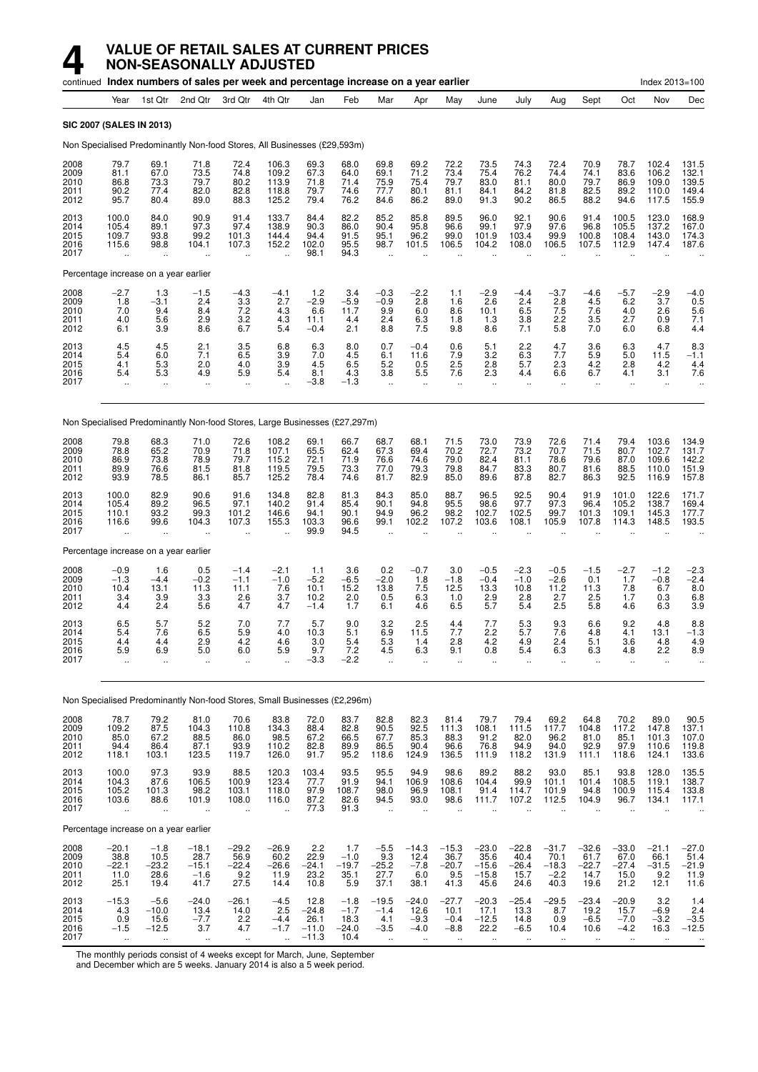# 4 VALUE OF RETAIL SALES AT CURRENT PRICES NON-SEASONALLY ADJUSTED

continued **Index numbers of sales per week and percentage increase on a year earlier** Index 2013=100

| | Year | 1st Qtr | 2nd Qtr | 3rd Qtr | 4th Qtr | Jan | Feb | Mar | Apr | May | June | July | Aug | Sept | Oct | Nov | Dec |
|---|---|---|---|---|---|---|---|---|---|---|---|---|---|---|---|---|---|
| **SIC 2007 (SALES IN 2013)** | | | | | | | | | | | | | | | | | |
| Non Specialised Predominantly Non-food Stores, All Businesses (£29,593m) | | | | | | | | | | | | | | | | | |
| 2008 | 79.7 | 69.1 | 71.8 | 72.4 | 106.3 | 69.3 | 68.0 | 69.8 | 69.2 | 72.2 | 73.5 | 74.3 | 72.4 | 70.9 | 78.7 | 102.4 | 131.5 |
| 2009 | 81.1 | 67.0 | 73.5 | 74.8 | 109.2 | 67.3 | 64.0 | 69.1 | 71.2 | 73.4 | 75.4 | 76.2 | 74.4 | 74.1 | 83.6 | 106.2 | 132.1 |
| 2010 | 86.8 | 73.3 | 79.7 | 80.2 | 113.9 | 71.8 | 71.4 | 75.9 | 75.4 | 79.7 | 83.0 | 81.1 | 80.0 | 79.7 | 86.9 | 109.0 | 139.5 |
| 2011 | 90.2 | 77.4 | 82.0 | 82.8 | 118.8 | 79.7 | 74.6 | 77.7 | 80.1 | 81.1 | 84.1 | 84.2 | 81.8 | 82.5 | 89.2 | 110.0 | 149.4 |
| 2012 | 95.7 | 80.4 | 89.0 | 88.3 | 125.2 | 79.4 | 76.2 | 84.6 | 86.2 | 89.0 | 91.3 | 90.2 | 86.5 | 88.2 | 94.6 | 117.5 | 155.9 |
| 2013 | 100.0 | 84.0 | 90.9 | 91.4 | 133.7 | 84.4 | 82.2 | 85.2 | 85.8 | 89.5 | 96.0 | 92.1 | 90.6 | 91.4 | 100.5 | 123.0 | 168.9 |
| 2014 | 105.4 | 89.1 | 97.3 | 97.4 | 138.9 | 90.3 | 86.0 | 90.4 | 95.8 | 96.6 | 99.1 | 97.9 | 97.6 | 96.8 | 105.5 | 137.2 | 167.0 |
| 2015 | 109.7 | 93.8 | 99.2 | 101.3 | 144.4 | 94.4 | 91.5 | 95.1 | 96.2 | 99.0 | 101.9 | 103.4 | 99.9 | 100.8 | 108.4 | 143.0 | 174.3 |
| 2016 | 115.6 | 98.8 | 104.1 | 107.3 | 152.2 | 102.0 | 95.5 | 98.7 | 101.5 | 106.5 | 104.2 | 108.0 | 106.5 | 107.5 | 112.9 | 147.4 | 187.6 |
| 2017 | .. | .. | .. | .. | .. | 98.1 | 94.3 | .. | .. | .. | .. | .. | .. | .. | .. | .. | .. |
| Percentage increase on a year earlier | | | | | | | | | | | | | | | | | |
| 2008 | −2.7 | 1.3 | −1.5 | −4.3 | −4.1 | 1.2 | 3.4 | −0.3 | −2.2 | 1.1 | −2.9 | −4.4 | −3.7 | −4.6 | −5.7 | −2.9 | −4.0 |
| 2009 | 1.8 | −3.1 | 2.4 | 3.3 | 2.7 | −2.9 | −5.9 | −0.9 | 2.8 | 1.6 | 2.6 | 2.4 | 2.8 | 4.5 | 6.2 | 3.7 | 0.5 |
| 2010 | 7.0 | 9.4 | 8.4 | 7.2 | 4.3 | 6.6 | 11.7 | 9.9 | 6.0 | 8.6 | 10.1 | 6.5 | 7.5 | 7.6 | 4.0 | 2.6 | 5.6 |
| 2011 | 4.0 | 5.6 | 2.9 | 3.2 | 4.3 | 11.1 | 4.4 | 2.4 | 6.3 | 1.8 | 1.3 | 3.8 | 2.2 | 3.5 | 2.7 | 0.9 | 7.1 |
| 2012 | 6.1 | 3.9 | 8.6 | 6.7 | 5.4 | −0.4 | 2.1 | 8.8 | 7.5 | 9.8 | 8.6 | 7.1 | 5.8 | 7.0 | 6.0 | 6.8 | 4.4 |
| 2013 | 4.5 | 4.5 | 2.1 | 3.5 | 6.8 | 6.3 | 8.0 | 0.7 | −0.4 | 0.6 | 5.1 | 2.2 | 4.7 | 3.6 | 6.3 | 4.7 | 8.3 |
| 2014 | 5.4 | 6.0 | 7.1 | 6.5 | 3.9 | 7.0 | 4.5 | 6.1 | 11.6 | 7.9 | 3.2 | 6.3 | 7.7 | 5.9 | 5.0 | 11.5 | −1.1 |
| 2015 | 4.1 | 5.3 | 2.0 | 4.0 | 3.9 | 4.5 | 6.5 | 5.2 | 0.5 | 2.5 | 2.8 | 5.7 | 2.3 | 4.2 | 2.8 | 4.2 | 4.4 |
| 2016 | 5.4 | 5.3 | 4.9 | 5.9 | 5.4 | 8.1 | 4.3 | 3.8 | 5.5 | 7.6 | 2.3 | 4.4 | 6.6 | 6.7 | 4.1 | 3.1 | 7.6 |
| 2017 | .. | .. | .. | .. | .. | −3.8 | −1.3 | .. | .. | .. | .. | .. | .. | .. | .. | .. | .. |
| Non Specialised Predominantly Non-food Stores, Large Businesses (£27,297m) | | | | | | | | | | | | | | | | | |
| 2008 | 79.8 | 68.3 | 71.0 | 72.6 | 108.2 | 69.1 | 66.7 | 68.7 | 68.1 | 71.5 | 73.0 | 73.9 | 72.6 | 71.4 | 79.4 | 103.6 | 134.9 |
| 2009 | 78.8 | 65.2 | 70.9 | 71.8 | 107.1 | 65.5 | 62.4 | 67.3 | 69.4 | 70.2 | 72.7 | 73.2 | 70.7 | 71.5 | 80.7 | 102.7 | 131.7 |
| 2010 | 86.9 | 73.8 | 78.9 | 79.7 | 115.2 | 72.1 | 71.9 | 76.6 | 74.6 | 79.0 | 82.4 | 81.1 | 78.6 | 79.6 | 87.0 | 109.6 | 142.2 |
| 2011 | 89.9 | 76.6 | 81.5 | 81.8 | 119.5 | 79.5 | 73.3 | 77.0 | 79.3 | 79.8 | 84.7 | 83.3 | 80.7 | 81.6 | 88.5 | 110.0 | 151.9 |
| 2012 | 93.9 | 78.5 | 86.1 | 85.7 | 125.2 | 78.4 | 74.6 | 81.7 | 82.9 | 85.0 | 89.6 | 87.8 | 82.7 | 86.3 | 92.5 | 116.9 | 157.8 |
| 2013 | 100.0 | 82.9 | 90.6 | 91.6 | 134.8 | 82.8 | 81.3 | 84.3 | 85.0 | 88.7 | 96.5 | 92.5 | 90.4 | 91.9 | 101.0 | 122.6 | 171.7 |
| 2014 | 105.4 | 89.2 | 96.5 | 97.1 | 140.2 | 91.4 | 85.4 | 90.1 | 94.8 | 95.5 | 98.6 | 97.7 | 97.3 | 96.4 | 105.2 | 138.7 | 169.4 |
| 2015 | 110.1 | 93.2 | 99.3 | 101.2 | 146.6 | 94.1 | 90.1 | 94.9 | 96.2 | 98.2 | 102.7 | 102.5 | 99.7 | 101.3 | 109.1 | 145.3 | 177.7 |
| 2016 | 116.6 | 99.6 | 104.3 | 107.3 | 155.3 | 103.3 | 96.6 | 99.1 | 102.2 | 107.2 | 103.6 | 108.1 | 105.9 | 107.8 | 114.3 | 148.5 | 193.5 |
| 2017 | .. | .. | .. | .. | .. | 99.9 | 94.5 | .. | .. | .. | .. | .. | .. | .. | .. | .. | .. |
| Percentage increase on a year earlier | | | | | | | | | | | | | | | | | |
| 2008 | −0.9 | 1.6 | 0.5 | −1.4 | −2.1 | 1.1 | 3.6 | 0.2 | −0.7 | 3.0 | −0.5 | −2.3 | −0.5 | −1.5 | −2.7 | −1.2 | −2.3 |
| 2009 | −1.3 | −4.4 | −0.2 | −1.1 | −1.0 | −5.2 | −6.5 | −2.0 | 1.8 | −1.8 | −0.4 | −1.0 | −2.6 | 0.1 | 1.7 | −0.8 | −2.4 |
| 2010 | 10.4 | 13.1 | 11.3 | 11.1 | 7.6 | 10.1 | 15.2 | 13.8 | 7.5 | 12.5 | 13.3 | 10.8 | 11.2 | 11.3 | 7.8 | 6.7 | 8.0 |
| 2011 | 3.4 | 3.9 | 3.3 | 2.6 | 3.7 | 10.2 | 2.0 | 0.5 | 6.3 | 1.0 | 2.9 | 2.8 | 2.7 | 2.5 | 1.7 | 0.3 | 6.8 |
| 2012 | 4.4 | 2.4 | 5.6 | 4.7 | 4.7 | −1.4 | 1.7 | 6.1 | 4.6 | 6.5 | 5.7 | 5.4 | 2.5 | 5.8 | 4.6 | 6.3 | 3.9 |
| 2013 | 6.5 | 5.7 | 5.2 | 7.0 | 7.7 | 5.7 | 9.0 | 3.2 | 2.5 | 4.4 | 7.7 | 5.3 | 9.3 | 6.6 | 9.2 | 4.8 | 8.8 |
| 2014 | 5.4 | 7.6 | 6.5 | 5.9 | 4.0 | 10.3 | 5.1 | 6.9 | 11.5 | 7.7 | 2.2 | 5.7 | 7.6 | 4.8 | 4.1 | 13.1 | −1.3 |
| 2015 | 4.4 | 4.4 | 2.9 | 4.2 | 4.6 | 3.0 | 5.4 | 5.3 | 1.4 | 2.8 | 4.2 | 4.9 | 2.4 | 5.1 | 3.6 | 4.8 | 4.9 |
| 2016 | 5.9 | 6.9 | 5.0 | 6.0 | 5.9 | 9.7 | 7.2 | 4.5 | 6.3 | 9.1 | 0.8 | 5.4 | 6.3 | 6.3 | 4.8 | 2.2 | 8.9 |
| 2017 | .. | .. | .. | .. | .. | −3.3 | −2.2 | .. | .. | .. | .. | .. | .. | .. | .. | .. | .. |
| Non Specialised Predominantly Non-food Stores, Small Businesses (£2,296m) | | | | | | | | | | | | | | | | | |
| 2008 | 78.7 | 79.2 | 81.0 | 70.6 | 83.8 | 72.0 | 83.7 | 82.8 | 82.3 | 81.4 | 79.7 | 79.4 | 69.2 | 64.8 | 70.2 | 89.0 | 90.5 |
| 2009 | 109.2 | 87.5 | 104.3 | 110.8 | 134.3 | 88.4 | 82.8 | 90.5 | 92.5 | 111.3 | 108.1 | 111.5 | 117.7 | 104.8 | 117.2 | 147.8 | 137.1 |
| 2010 | 85.0 | 67.2 | 88.5 | 86.0 | 98.5 | 67.2 | 66.5 | 67.7 | 85.3 | 88.3 | 91.2 | 82.0 | 96.2 | 81.0 | 85.1 | 101.3 | 107.0 |
| 2011 | 94.4 | 86.4 | 87.1 | 93.9 | 110.2 | 82.8 | 89.9 | 86.5 | 90.4 | 96.6 | 76.8 | 94.9 | 94.0 | 92.9 | 97.9 | 110.6 | 119.8 |
| 2012 | 118.1 | 103.1 | 123.5 | 119.7 | 126.0 | 91.7 | 95.2 | 118.6 | 124.9 | 136.5 | 111.9 | 118.2 | 131.9 | 111.1 | 118.6 | 124.1 | 133.6 |
| 2013 | 100.0 | 97.3 | 93.9 | 88.5 | 120.3 | 103.4 | 93.5 | 95.5 | 94.9 | 98.6 | 89.2 | 88.2 | 93.0 | 85.1 | 93.8 | 128.0 | 135.5 |
| 2014 | 104.3 | 87.6 | 106.5 | 100.9 | 123.4 | 77.7 | 91.9 | 94.1 | 106.9 | 108.6 | 104.4 | 99.9 | 101.1 | 101.4 | 108.5 | 119.1 | 138.7 |
| 2015 | 105.2 | 101.3 | 98.2 | 103.1 | 118.0 | 97.9 | 108.7 | 98.0 | 96.9 | 108.1 | 91.4 | 114.7 | 101.9 | 94.8 | 100.9 | 115.4 | 133.8 |
| 2016 | 103.6 | 88.6 | 101.9 | 108.0 | 116.0 | 87.2 | 82.6 | 94.5 | 93.0 | 98.6 | 111.7 | 107.2 | 112.5 | 104.9 | 96.7 | 134.1 | 117.1 |
| 2017 | .. | .. | .. | .. | .. | 77.3 | 91.3 | .. | .. | .. | .. | .. | .. | .. | .. | .. | .. |
| Percentage increase on a year earlier | | | | | | | | | | | | | | | | | |
| 2008 | −20.1 | −1.8 | −18.1 | −29.2 | −26.9 | 2.2 | 1.7 | −5.5 | −14.3 | −15.3 | −23.0 | −22.8 | −31.7 | −32.6 | −33.0 | −21.1 | −27.0 |
| 2009 | 38.8 | 10.5 | 28.7 | 56.9 | 60.2 | 22.9 | −1.0 | 9.3 | 12.4 | 36.7 | 35.6 | 40.4 | 70.1 | 61.7 | 67.0 | 66.1 | 51.4 |
| 2010 | −22.1 | −23.2 | −15.1 | −22.4 | −26.6 | −24.1 | −19.7 | −25.2 | −7.8 | −20.7 | −15.6 | −26.4 | −18.3 | −22.7 | −27.4 | −31.5 | −21.9 |
| 2011 | 11.0 | 28.6 | −1.6 | 9.2 | 11.9 | 23.2 | 35.1 | 27.7 | 6.0 | 9.5 | −15.8 | 15.7 | −2.2 | 14.7 | 15.0 | 9.2 | 11.9 |
| 2012 | 25.1 | 19.4 | 41.7 | 27.5 | 14.4 | 10.8 | 5.9 | 37.1 | 38.1 | 41.3 | 45.6 | 24.6 | 40.3 | 19.6 | 21.2 | 12.1 | 11.6 |
| 2013 | −15.3 | −5.6 | −24.0 | −26.1 | −4.5 | 12.8 | −1.8 | −19.5 | −24.0 | −27.7 | −20.3 | −25.4 | −29.5 | −23.4 | −20.9 | 3.2 | 1.4 |
| 2014 | 4.3 | −10.0 | 13.4 | 14.0 | 2.5 | −24.8 | −1.7 | −1.4 | 12.6 | 10.1 | 17.1 | 13.3 | 8.7 | 19.2 | 15.7 | −6.9 | 2.4 |
| 2015 | 0.9 | 15.6 | −7.7 | 2.2 | −4.4 | 26.1 | 18.3 | 4.1 | −9.3 | −0.4 | −12.5 | 14.8 | 0.9 | −6.5 | −7.0 | −3.2 | −3.5 |
| 2016 | −1.5 | −12.5 | 3.7 | 4.7 | −1.7 | −11.0 | −24.0 | −3.5 | −4.0 | −8.8 | 22.2 | −6.5 | 10.4 | 10.6 | −4.2 | 16.3 | −12.5 |
| 2017 | .. | .. | .. | .. | .. | −11.3 | 10.4 | .. | .. | .. | .. | .. | .. | .. | .. | .. | .. |

The monthly periods consist of 4 weeks except for March, June, September and December which are 5 weeks. January 2014 is also a 5 week period.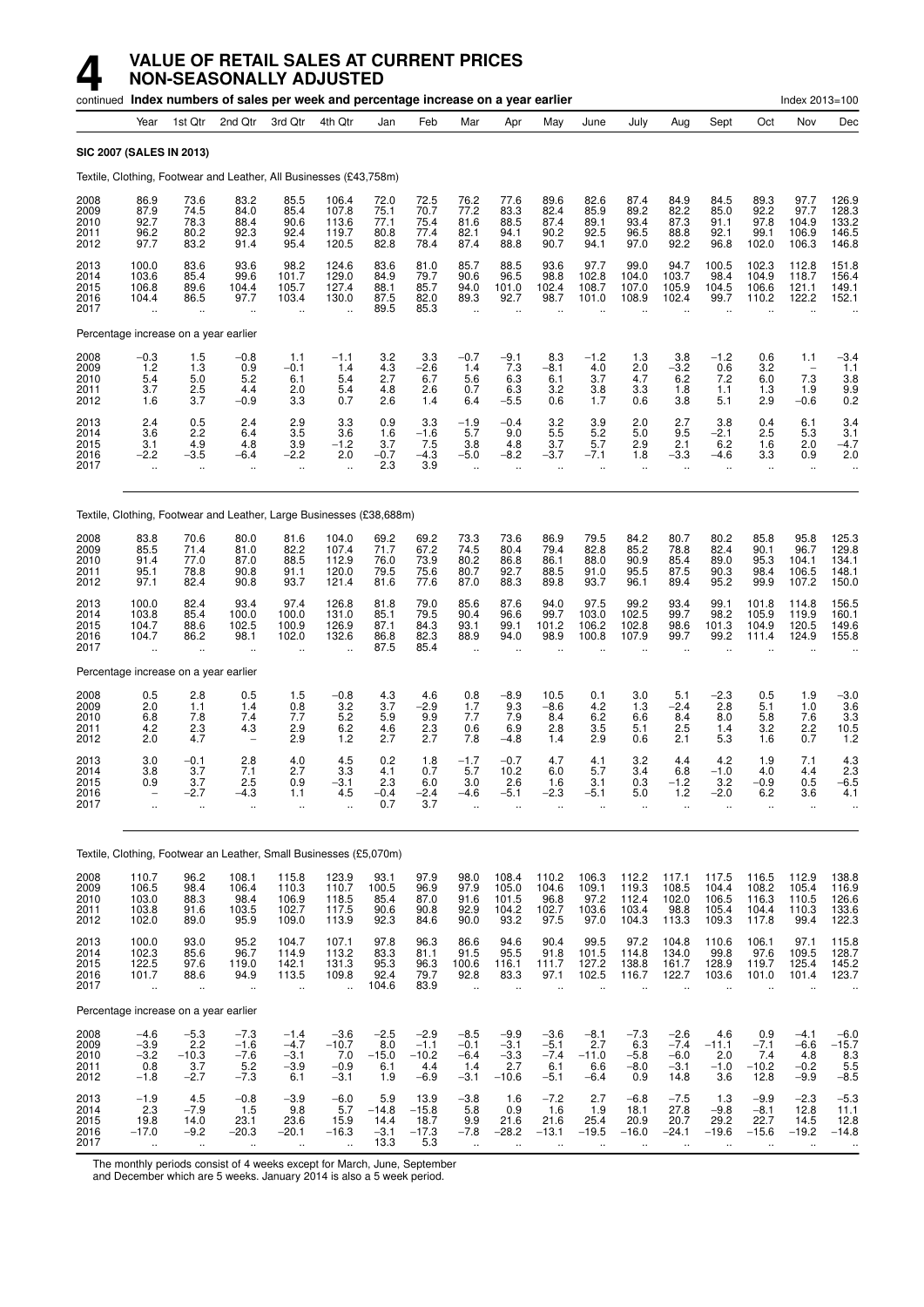# 4 VALUE OF RETAIL SALES AT CURRENT PRICES NON-SEASONALLY ADJUSTED

continued **Index numbers of sales per week and percentage increase on a year earlier** Index 2013=100

| Year | 1st Qtr | 2nd Qtr | 3rd Qtr | 4th Qtr | Jan | Feb | Mar | Apr | May | June | July | Aug | Sept | Oct | Nov | Dec |
|---|---|---|---|---|---|---|---|---|---|---|---|---|---|---|---|---|
| **SIC 2007 (SALES IN 2013)** | | | | | | | | | | | | | | | | |
| Textile, Clothing, Footwear and Leather, All Businesses (£43,758m) | | | | | | | | | | | | | | | | |
| 2008 | 86.9 | 73.6 | 83.2 | 85.5 | 106.4 | 72.0 | 72.5 | 76.2 | 77.6 | 89.6 | 82.6 | 87.4 | 84.9 | 84.5 | 89.3 | 97.7 | 126.9 |
| 2009 | 87.9 | 74.5 | 84.0 | 85.4 | 107.8 | 75.1 | 70.7 | 77.2 | 83.3 | 82.4 | 85.9 | 89.2 | 82.2 | 85.0 | 92.2 | 97.7 | 128.3 |
| 2010 | 92.7 | 78.3 | 88.4 | 90.6 | 113.6 | 77.1 | 75.4 | 81.6 | 88.5 | 87.4 | 89.1 | 93.4 | 87.3 | 91.1 | 97.8 | 104.9 | 133.2 |
| 2011 | 96.2 | 80.2 | 92.3 | 92.4 | 119.7 | 80.8 | 77.4 | 82.1 | 94.1 | 90.2 | 92.5 | 96.5 | 88.8 | 92.1 | 99.1 | 106.9 | 146.5 |
| 2012 | 97.7 | 83.2 | 91.4 | 95.4 | 120.5 | 82.8 | 78.4 | 87.4 | 88.8 | 90.7 | 94.1 | 97.0 | 92.2 | 96.8 | 102.0 | 106.3 | 146.8 |
| 2013 | 100.0 | 83.6 | 93.6 | 98.2 | 124.6 | 83.6 | 81.0 | 85.7 | 88.5 | 93.6 | 97.7 | 99.0 | 94.7 | 100.5 | 102.3 | 112.8 | 151.8 |
| 2014 | 103.6 | 85.4 | 99.6 | 101.7 | 129.0 | 84.9 | 79.7 | 90.6 | 96.5 | 98.8 | 102.8 | 104.0 | 103.7 | 98.4 | 104.9 | 118.7 | 156.4 |
| 2015 | 106.8 | 89.6 | 104.4 | 105.7 | 127.4 | 88.1 | 85.7 | 94.0 | 101.0 | 102.4 | 108.7 | 107.0 | 105.9 | 104.5 | 106.6 | 121.1 | 149.1 |
| 2016 | 104.4 | 86.5 | 97.7 | 103.4 | 130.0 | 87.5 | 82.0 | 89.3 | 92.7 | 98.7 | 101.0 | 108.9 | 102.4 | 99.7 | 110.2 | 122.2 | 152.1 |
| 2017 | .. | .. | .. | .. | .. | 89.5 | 85.3 | .. | .. | .. | .. | .. | .. | .. | .. | .. | .. |
| Percentage increase on a year earlier | | | | | | | | | | | | | | | | |
| 2008 | −0.3 | 1.5 | −0.8 | 1.1 | −1.1 | 3.2 | 3.3 | −0.7 | −9.1 | 8.3 | −1.2 | 1.3 | 3.8 | −1.2 | 0.6 | 1.1 | −3.4 |
| 2009 | 1.2 | 1.3 | 0.9 | −0.1 | 1.4 | 4.3 | −2.6 | 1.4 | 7.3 | −8.1 | 4.0 | 2.0 | −3.2 | 0.6 | 3.2 | – | 1.1 |
| 2010 | 5.4 | 5.0 | 5.2 | 6.1 | 5.4 | 2.7 | 6.7 | 5.6 | 6.3 | 6.1 | 3.7 | 4.7 | 6.2 | 7.2 | 6.0 | 7.3 | 3.8 |
| 2011 | 3.7 | 2.5 | 4.4 | 2.0 | 5.4 | 4.8 | 2.6 | 0.7 | 6.3 | 3.2 | 3.8 | 3.3 | 1.8 | 1.1 | 1.3 | 1.9 | 9.9 |
| 2012 | 1.6 | 3.7 | −0.9 | 3.3 | 0.7 | 2.6 | 1.4 | 6.4 | −5.5 | 0.6 | 1.7 | 0.6 | 3.8 | 5.1 | 2.9 | −0.6 | 0.2 |
| 2013 | 2.4 | 0.5 | 2.4 | 2.9 | 3.3 | 0.9 | 3.3 | −1.9 | −0.4 | 3.2 | 3.9 | 2.0 | 2.7 | 3.8 | 0.4 | 6.1 | 3.4 |
| 2014 | 3.6 | 2.2 | 6.4 | 3.5 | 3.6 | 1.6 | −1.6 | 5.7 | 9.0 | 5.5 | 5.2 | 5.0 | 9.5 | −2.1 | 2.5 | 5.3 | 3.1 |
| 2015 | 3.1 | 4.9 | 4.8 | 3.9 | −1.2 | 3.7 | 7.5 | 3.8 | 4.8 | 3.7 | 5.7 | 2.9 | 2.1 | 6.2 | 1.6 | 2.0 | −4.7 |
| 2016 | −2.2 | −3.5 | −6.4 | −2.2 | 2.0 | −0.7 | −4.3 | −5.0 | −8.2 | −3.7 | −7.1 | 1.8 | −3.3 | −4.6 | 3.3 | 0.9 | 2.0 |
| 2017 | .. | .. | .. | .. | .. | 2.3 | 3.9 | .. | .. | .. | .. | .. | .. | .. | .. | .. | .. |
| Textile, Clothing, Footwear and Leather, Large Businesses (£38,688m) | | | | | | | | | | | | | | | | |
| 2008 | 83.8 | 70.6 | 80.0 | 81.6 | 104.0 | 69.2 | 69.2 | 73.3 | 73.6 | 86.9 | 79.5 | 84.2 | 80.7 | 80.2 | 85.8 | 95.8 | 125.3 |
| 2009 | 85.5 | 71.4 | 81.0 | 82.2 | 107.4 | 71.7 | 67.2 | 74.5 | 80.4 | 79.4 | 82.8 | 85.2 | 78.8 | 82.4 | 90.1 | 96.7 | 129.8 |
| 2010 | 91.4 | 77.0 | 87.0 | 88.5 | 112.9 | 76.0 | 73.9 | 80.2 | 86.8 | 86.1 | 88.0 | 90.9 | 85.4 | 89.0 | 95.3 | 104.1 | 134.1 |
| 2011 | 95.1 | 78.8 | 90.8 | 91.1 | 120.0 | 79.5 | 75.6 | 80.7 | 92.7 | 88.5 | 91.0 | 95.5 | 87.5 | 90.3 | 98.4 | 106.5 | 148.1 |
| 2012 | 97.1 | 82.4 | 90.8 | 93.7 | 121.4 | 81.6 | 77.6 | 87.0 | 88.3 | 89.8 | 93.7 | 96.1 | 89.4 | 95.2 | 99.9 | 107.2 | 150.0 |
| 2013 | 100.0 | 82.4 | 93.4 | 97.4 | 126.8 | 81.8 | 79.0 | 85.6 | 87.6 | 94.0 | 97.5 | 99.2 | 93.4 | 99.1 | 101.8 | 114.8 | 156.5 |
| 2014 | 103.8 | 85.4 | 100.0 | 100.0 | 131.0 | 85.1 | 79.5 | 90.4 | 96.6 | 99.7 | 103.0 | 102.5 | 99.7 | 98.2 | 105.9 | 119.9 | 160.1 |
| 2015 | 104.7 | 88.6 | 102.5 | 100.9 | 126.9 | 87.1 | 84.3 | 93.1 | 99.1 | 101.2 | 106.2 | 102.8 | 98.6 | 101.3 | 104.9 | 120.5 | 149.6 |
| 2016 | 104.7 | 86.2 | 98.1 | 102.0 | 132.6 | 86.8 | 82.3 | 88.9 | 94.0 | 98.9 | 100.8 | 107.9 | 99.7 | 99.2 | 111.4 | 124.9 | 155.8 |
| 2017 | .. | .. | .. | .. | .. | 87.5 | 85.4 | .. | .. | .. | .. | .. | .. | .. | .. | .. | .. |
| Percentage increase on a year earlier | | | | | | | | | | | | | | | | |
| 2008 | 0.5 | 2.8 | 0.5 | 1.5 | −0.8 | 4.3 | 4.6 | 0.8 | −8.9 | 10.5 | 0.1 | 3.0 | 5.1 | −2.3 | 0.5 | 1.9 | −3.0 |
| 2009 | 2.0 | 1.1 | 1.4 | 0.8 | 3.2 | 3.7 | −2.9 | 1.7 | 9.3 | −8.6 | 4.2 | 1.3 | −2.4 | 2.8 | 5.1 | 1.0 | 3.6 |
| 2010 | 6.8 | 7.8 | 7.4 | 7.7 | 5.2 | 5.9 | 9.9 | 7.7 | 7.9 | 8.4 | 6.2 | 6.6 | 8.4 | 8.0 | 5.8 | 7.6 | 3.3 |
| 2011 | 4.2 | 2.3 | 4.3 | 2.9 | 6.2 | 4.6 | 2.3 | 0.6 | 6.9 | 2.8 | 3.5 | 5.1 | 2.5 | 1.4 | 3.2 | 2.2 | 10.5 |
| 2012 | 2.0 | 4.7 | – | 2.9 | 1.2 | 2.7 | 2.7 | 7.8 | −4.8 | 1.4 | 2.9 | 0.6 | 2.1 | 5.3 | 1.6 | 0.7 | 1.2 |
| 2013 | 3.0 | −0.1 | 2.8 | 4.0 | 4.5 | 0.2 | 1.8 | −1.7 | −0.7 | 4.7 | 4.1 | 3.2 | 4.4 | 4.2 | 1.9 | 7.1 | 4.3 |
| 2014 | 3.8 | 3.7 | 7.1 | 2.7 | 3.3 | 4.1 | 0.7 | 5.7 | 10.2 | 6.0 | 5.7 | 3.4 | 6.8 | −1.0 | 4.0 | 4.4 | 2.3 |
| 2015 | 0.9 | 3.7 | 2.5 | 0.9 | −3.1 | 2.3 | 6.0 | 3.0 | 2.6 | 1.6 | 3.1 | 0.3 | −1.2 | 3.2 | −0.9 | 0.5 | −6.5 |
| 2016 | – | −2.7 | −4.3 | 1.1 | 4.5 | −0.4 | −2.4 | −4.6 | −5.1 | −2.3 | −5.1 | 5.0 | 1.2 | −2.0 | 6.2 | 3.6 | 4.1 |
| 2017 | .. | .. | .. | .. | .. | 0.7 | 3.7 | .. | .. | .. | .. | .. | .. | .. | .. | .. | .. |
| Textile, Clothing, Footwear an Leather, Small Businesses (£5,070m) | | | | | | | | | | | | | | | | |
| 2008 | 110.7 | 96.2 | 108.1 | 115.8 | 123.9 | 93.1 | 97.9 | 98.0 | 108.4 | 110.2 | 106.3 | 112.2 | 117.1 | 117.5 | 116.5 | 112.9 | 138.8 |
| 2009 | 106.5 | 98.4 | 106.4 | 110.3 | 110.7 | 100.5 | 96.9 | 97.9 | 105.0 | 104.6 | 109.1 | 119.3 | 108.5 | 104.4 | 108.2 | 105.4 | 116.9 |
| 2010 | 103.0 | 88.3 | 98.4 | 106.9 | 118.5 | 85.4 | 87.0 | 91.6 | 101.5 | 96.8 | 97.2 | 112.4 | 102.0 | 106.5 | 116.3 | 110.5 | 126.6 |
| 2011 | 103.8 | 91.6 | 103.5 | 102.7 | 117.5 | 90.6 | 90.8 | 92.9 | 104.2 | 102.7 | 103.6 | 103.4 | 98.8 | 105.4 | 104.4 | 110.3 | 133.6 |
| 2012 | 102.0 | 89.0 | 95.9 | 109.0 | 113.9 | 92.3 | 84.6 | 90.0 | 93.2 | 97.5 | 97.0 | 104.3 | 113.3 | 109.3 | 117.8 | 99.4 | 122.3 |
| 2013 | 100.0 | 93.0 | 95.2 | 104.7 | 107.1 | 97.8 | 96.3 | 86.6 | 94.6 | 90.4 | 99.5 | 97.2 | 104.8 | 110.6 | 106.1 | 97.1 | 115.8 |
| 2014 | 102.3 | 85.6 | 96.7 | 114.9 | 113.2 | 83.3 | 81.1 | 91.5 | 95.5 | 91.8 | 101.5 | 114.8 | 134.0 | 99.8 | 97.6 | 109.5 | 128.7 |
| 2015 | 122.5 | 97.6 | 119.0 | 142.1 | 131.3 | 95.3 | 96.3 | 100.6 | 116.1 | 111.7 | 127.2 | 138.8 | 161.7 | 128.9 | 119.7 | 125.4 | 145.2 |
| 2016 | 101.7 | 88.6 | 94.9 | 113.5 | 109.8 | 92.4 | 79.7 | 92.8 | 83.3 | 97.1 | 102.5 | 116.7 | 122.7 | 103.6 | 101.0 | 101.4 | 123.7 |
| 2017 | .. | .. | .. | .. | .. | 104.6 | 83.9 | .. | .. | .. | .. | .. | .. | .. | .. | .. | .. |
| Percentage increase on a year earlier | | | | | | | | | | | | | | | | |
| 2008 | −4.6 | −5.3 | −7.3 | −1.4 | −3.6 | −2.5 | −2.9 | −8.5 | −9.9 | −3.6 | −8.1 | −7.3 | −2.6 | 4.6 | 0.9 | −4.1 | −6.0 |
| 2009 | −3.9 | 2.2 | −1.6 | −4.7 | −10.7 | 8.0 | −1.1 | −0.1 | −3.1 | −5.1 | 2.7 | 6.3 | −7.4 | −11.1 | −7.1 | −6.6 | −15.7 |
| 2010 | −3.2 | −10.3 | −7.6 | −3.1 | 7.0 | −15.0 | −10.2 | −6.4 | −3.3 | −7.4 | −11.0 | −5.8 | −6.0 | 2.0 | 7.4 | 4.8 | 8.3 |
| 2011 | 0.8 | 3.7 | 5.2 | −3.9 | −0.9 | 6.1 | 4.4 | 1.4 | 2.7 | 6.1 | 6.6 | −8.0 | −3.1 | −1.0 | −10.2 | −0.2 | 5.5 |
| 2012 | −1.8 | −2.7 | −7.3 | 6.1 | −3.1 | 1.9 | −6.9 | −3.1 | −10.6 | −5.1 | −6.4 | 0.9 | 14.8 | 3.6 | 12.8 | −9.9 | −8.5 |
| 2013 | −1.9 | 4.5 | −0.8 | −3.9 | −6.0 | 5.9 | 13.9 | −3.8 | 1.6 | −7.2 | 2.7 | −6.8 | −7.5 | 1.3 | −9.9 | −2.3 | −5.3 |
| 2014 | 2.3 | −7.9 | 1.5 | 9.8 | 5.7 | −14.8 | −15.8 | 5.8 | 0.9 | 1.6 | 1.9 | 18.1 | 27.8 | −9.8 | −8.1 | 12.8 | 11.1 |
| 2015 | 19.8 | 14.0 | 23.1 | 23.6 | 15.9 | 14.4 | 18.7 | 9.9 | 21.6 | 21.6 | 25.4 | 20.9 | 20.7 | 29.2 | 22.7 | 14.5 | 12.8 |
| 2016 | −17.0 | −9.2 | −20.3 | −20.1 | −16.3 | −3.1 | −17.3 | −7.8 | −28.2 | −13.1 | −19.5 | −16.0 | −24.1 | −19.6 | −15.6 | −19.2 | −14.8 |
| 2017 | .. | .. | .. | .. | .. | 13.3 | 5.3 | .. | .. | .. | .. | .. | .. | .. | .. | .. | .. |

The monthly periods consist of 4 weeks except for March, June, September and December which are 5 weeks. January 2014 is also a 5 week period.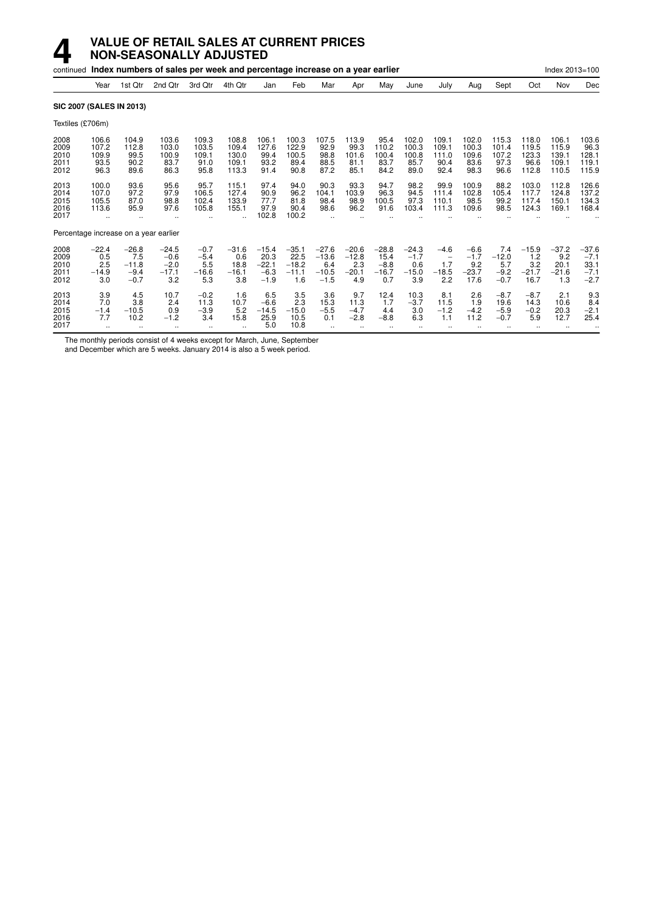# 4 VALUE OF RETAIL SALES AT CURRENT PRICES NON-SEASONALLY ADJUSTED

continued **Index numbers of sales per week and percentage increase on a year earlier** Index 2013=100

| | Year | 1st Qtr | 2nd Qtr | 3rd Qtr | 4th Qtr | Jan | Feb | Mar | Apr | May | June | July | Aug | Sept | Oct | Nov | Dec |
|---|---|---|---|---|---|---|---|---|---|---|---|---|---|---|---|---|---|
| **SIC 2007 (SALES IN 2013)** | | | | | | | | | | | | | | | | | |
| Textiles (£706m) | | | | | | | | | | | | | | | | | |
| 2008 | 106.6 | 104.9 | 103.6 | 109.3 | 108.8 | 106.1 | 100.3 | 107.5 | 113.9 | 95.4 | 102.0 | 109.1 | 102.0 | 115.3 | 118.0 | 106.1 | 103.6 |
| 2009 | 107.2 | 112.8 | 103.0 | 103.5 | 109.4 | 127.6 | 122.9 | 92.9 | 99.3 | 110.2 | 100.3 | 109.1 | 100.3 | 101.4 | 119.5 | 115.9 | 96.3 |
| 2010 | 109.9 | 99.5 | 100.9 | 109.1 | 130.0 | 99.4 | 100.5 | 98.8 | 101.6 | 100.4 | 100.8 | 111.0 | 109.6 | 107.2 | 123.3 | 139.1 | 128.1 |
| 2011 | 93.5 | 90.2 | 83.7 | 91.0 | 109.1 | 93.2 | 89.4 | 88.5 | 81.1 | 83.7 | 85.7 | 90.4 | 83.6 | 97.3 | 96.6 | 109.1 | 119.1 |
| 2012 | 96.3 | 89.6 | 86.3 | 95.8 | 113.3 | 91.4 | 90.8 | 87.2 | 85.1 | 84.2 | 89.0 | 92.4 | 98.3 | 96.6 | 112.8 | 110.5 | 115.9 |
| 2013 | 100.0 | 93.6 | 95.6 | 95.7 | 115.1 | 97.4 | 94.0 | 90.3 | 93.3 | 94.7 | 98.2 | 99.9 | 100.9 | 88.2 | 103.0 | 112.8 | 126.6 |
| 2014 | 107.0 | 97.2 | 97.9 | 106.5 | 127.4 | 90.9 | 96.2 | 104.1 | 103.9 | 96.3 | 94.5 | 111.4 | 102.8 | 105.4 | 117.7 | 124.8 | 137.2 |
| 2015 | 105.5 | 87.0 | 98.8 | 102.4 | 133.9 | 77.7 | 81.8 | 98.4 | 98.9 | 100.5 | 97.3 | 110.1 | 98.5 | 99.2 | 117.4 | 150.1 | 134.3 |
| 2016 | 113.6 | 95.9 | 97.6 | 105.8 | 155.1 | 97.9 | 90.4 | 98.6 | 96.2 | 91.6 | 103.4 | 111.3 | 109.6 | 98.5 | 124.3 | 169.1 | 168.4 |
| 2017 | .. | .. | .. | .. | .. | 102.8 | 100.2 | .. | .. | .. | .. | .. | .. | .. | .. | .. | .. |
| Percentage increase on a year earlier | | | | | | | | | | | | | | | | | |
| 2008 | −22.4 | −26.8 | −24.5 | −0.7 | −31.6 | −15.4 | −35.1 | −27.6 | −20.6 | −28.8 | −24.3 | −4.6 | −6.6 | 7.4 | −15.9 | −37.2 | −37.6 |
| 2009 | 0.5 | 7.5 | −0.6 | −5.4 | 0.6 | 20.3 | 22.5 | −13.6 | −12.8 | 15.4 | −1.7 | – | −1.7 | −12.0 | 1.2 | 9.2 | −7.1 |
| 2010 | 2.5 | −11.8 | −2.0 | 5.5 | 18.8 | −22.1 | −18.2 | 6.4 | 2.3 | −8.8 | 0.6 | 1.7 | 9.2 | 5.7 | 3.2 | 20.1 | 33.1 |
| 2011 | −14.9 | −9.4 | −17.1 | −16.6 | −16.1 | −6.3 | −11.1 | −10.5 | −20.1 | −16.7 | −15.0 | −18.5 | −23.7 | −9.2 | −21.7 | −21.6 | −7.1 |
| 2012 | 3.0 | −0.7 | 3.2 | 5.3 | 3.8 | −1.9 | 1.6 | −1.5 | 4.9 | 0.7 | 3.9 | 2.2 | 17.6 | −0.7 | 16.7 | 1.3 | −2.7 |
| 2013 | 3.9 | 4.5 | 10.7 | −0.2 | 1.6 | 6.5 | 3.5 | 3.6 | 9.7 | 12.4 | 10.3 | 8.1 | 2.6 | −8.7 | −8.7 | 2.1 | 9.3 |
| 2014 | 7.0 | 3.8 | 2.4 | 11.3 | 10.7 | −6.6 | 2.3 | 15.3 | 11.3 | 1.7 | −3.7 | 11.5 | 1.9 | 19.6 | 14.3 | 10.6 | 8.4 |
| 2015 | −1.4 | −10.5 | 0.9 | −3.9 | 5.2 | −14.5 | −15.0 | −5.5 | −4.7 | 4.4 | 3.0 | −1.2 | −4.2 | −5.9 | −0.2 | 20.3 | −2.1 |
| 2016 | 7.7 | 10.2 | −1.2 | 3.4 | 15.8 | 25.9 | 10.5 | 0.1 | −2.8 | −8.8 | 6.3 | 1.1 | 11.2 | −0.7 | 5.9 | 12.7 | 25.4 |
| 2017 | .. | .. | .. | .. | .. | 5.0 | 10.8 | .. | .. | .. | .. | .. | .. | .. | .. | .. | .. |

The monthly periods consist of 4 weeks except for March, June, September and December which are 5 weeks. January 2014 is also a 5 week period.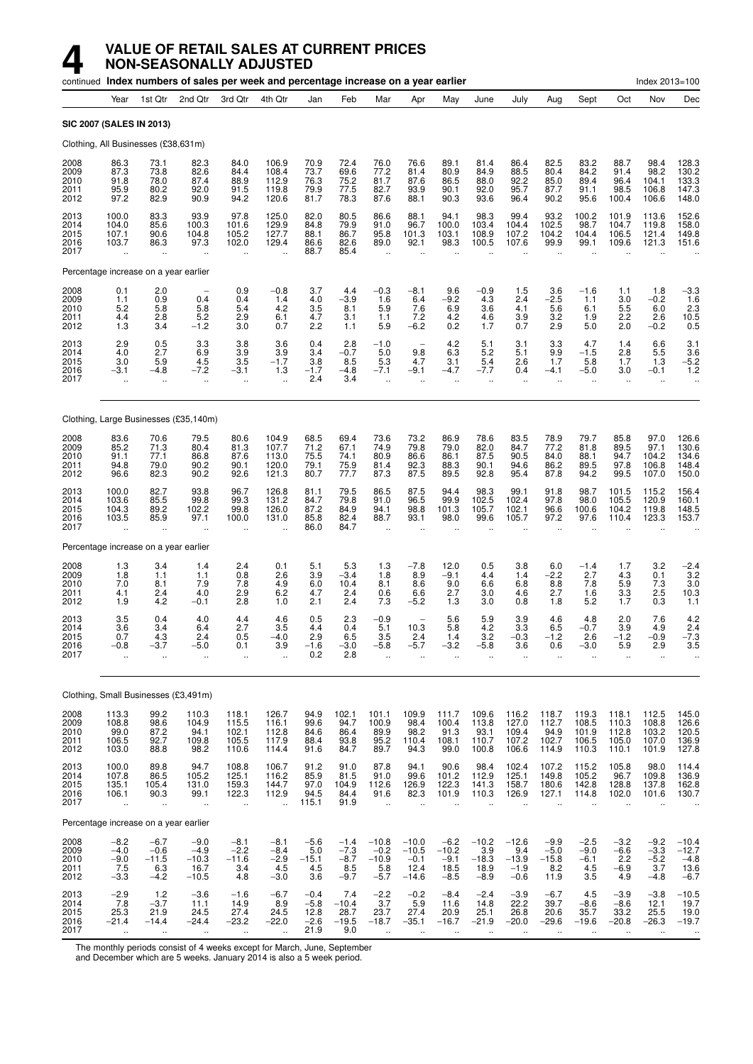# 4 VALUE OF RETAIL SALES AT CURRENT PRICES NON-SEASONALLY ADJUSTED

continued **Index numbers of sales per week and percentage increase on a year earlier** Index 2013=100

| | Year | 1st Qtr | 2nd Qtr | 3rd Qtr | 4th Qtr | Jan | Feb | Mar | Apr | May | June | July | Aug | Sept | Oct | Nov | Dec |
|---|---|---|---|---|---|---|---|---|---|---|---|---|---|---|---|---|---|
| **SIC 2007 (SALES IN 2013)** | | | | | | | | | | | | | | | | | |
| Clothing, All Businesses (£38,631m) | | | | | | | | | | | | | | | | | |
| 2008 | 86.3 | 73.1 | 82.3 | 84.0 | 106.9 | 70.9 | 72.4 | 76.0 | 76.6 | 89.1 | 81.4 | 86.4 | 82.5 | 83.2 | 88.7 | 98.4 | 128.3 |
| 2009 | 87.3 | 73.8 | 82.6 | 84.4 | 108.4 | 73.7 | 69.6 | 77.2 | 81.4 | 80.9 | 84.9 | 88.5 | 80.4 | 84.2 | 91.4 | 98.2 | 130.2 |
| 2010 | 91.8 | 78.0 | 87.4 | 88.9 | 112.9 | 76.3 | 75.2 | 81.7 | 87.6 | 86.5 | 88.0 | 92.2 | 85.0 | 89.4 | 96.4 | 104.1 | 133.3 |
| 2011 | 95.9 | 80.2 | 92.0 | 91.5 | 119.8 | 79.9 | 77.5 | 82.7 | 93.9 | 90.1 | 92.0 | 95.7 | 87.7 | 91.1 | 98.5 | 106.8 | 147.3 |
| 2012 | 97.2 | 82.9 | 90.9 | 94.2 | 120.6 | 81.7 | 78.3 | 87.6 | 88.1 | 90.3 | 93.6 | 96.4 | 90.2 | 95.6 | 100.4 | 106.6 | 148.0 |
| 2013 | 100.0 | 83.3 | 93.9 | 97.8 | 125.0 | 82.0 | 80.5 | 86.6 | 88.1 | 94.1 | 98.3 | 99.4 | 93.2 | 100.2 | 101.9 | 113.6 | 152.6 |
| 2014 | 104.0 | 85.6 | 100.3 | 101.6 | 129.9 | 84.8 | 79.9 | 91.0 | 96.7 | 100.0 | 103.4 | 104.4 | 102.5 | 98.7 | 104.7 | 119.8 | 158.0 |
| 2015 | 107.1 | 90.6 | 104.8 | 105.2 | 127.7 | 88.1 | 86.7 | 95.8 | 101.3 | 103.1 | 108.9 | 107.2 | 104.2 | 104.4 | 106.5 | 121.4 | 149.8 |
| 2016 | 103.7 | 86.3 | 97.3 | 102.0 | 129.4 | 86.6 | 82.6 | 89.0 | 92.1 | 98.3 | 100.5 | 107.6 | 99.9 | 99.1 | 109.6 | 121.3 | 151.6 |
| 2017 | .. | .. | .. | .. | .. | 88.7 | 85.4 | .. | .. | .. | .. | .. | .. | .. | .. | .. | .. |
| Percentage increase on a year earlier | | | | | | | | | | | | | | | | | |
| 2008 | 0.1 | 2.0 | – | 0.9 | −0.8 | 3.7 | 4.4 | −0.3 | −8.1 | 9.6 | −0.9 | 1.5 | 3.6 | −1.6 | 1.1 | 1.8 | −3.3 |
| 2009 | 1.1 | 0.9 | 0.4 | 0.4 | 1.4 | 4.0 | −3.9 | 1.6 | 6.4 | −9.2 | 4.3 | 2.4 | −2.5 | 1.1 | 3.0 | −0.2 | 1.6 |
| 2010 | 5.2 | 5.8 | 5.8 | 5.4 | 4.2 | 3.5 | 8.1 | 5.9 | 7.6 | 6.9 | 3.6 | 4.1 | 5.6 | 6.1 | 5.5 | 6.0 | 2.3 |
| 2011 | 4.4 | 2.8 | 5.2 | 2.9 | 6.1 | 4.7 | 3.1 | 1.1 | 7.2 | 4.2 | 4.6 | 3.9 | 3.2 | 1.9 | 2.2 | 2.6 | 10.5 |
| 2012 | 1.3 | 3.4 | −1.2 | 3.0 | 0.7 | 2.2 | 1.1 | 5.9 | −6.2 | 0.2 | 1.7 | 0.7 | 2.9 | 5.0 | 2.0 | −0.2 | 0.5 |
| 2013 | 2.9 | 0.5 | 3.3 | 3.8 | 3.6 | 0.4 | 2.8 | −1.0 | – | 4.2 | 5.1 | 3.1 | 3.3 | 4.7 | 1.4 | 6.6 | 3.1 |
| 2014 | 4.0 | 2.7 | 6.9 | 3.9 | 3.9 | 3.4 | −0.7 | 5.0 | 9.8 | 6.3 | 5.2 | 5.1 | 9.9 | −1.5 | 2.8 | 5.5 | 3.6 |
| 2015 | 3.0 | 5.9 | 4.5 | 3.5 | −1.7 | 3.8 | 8.5 | 5.3 | 4.7 | 3.1 | 5.4 | 2.6 | 1.7 | 5.8 | 1.7 | 1.3 | −5.2 |
| 2016 | −3.1 | −4.8 | −7.2 | −3.1 | 1.3 | −1.7 | −4.8 | −7.1 | −9.1 | −4.7 | −7.7 | 0.4 | −4.1 | −5.0 | 3.0 | −0.1 | 1.2 |
| 2017 | .. | .. | .. | .. | .. | 2.4 | 3.4 | .. | .. | .. | .. | .. | .. | .. | .. | .. | .. |
| Clothing, Large Businesses (£35,140m) | | | | | | | | | | | | | | | | | |
| 2008 | 83.6 | 70.6 | 79.5 | 80.6 | 104.9 | 68.5 | 69.4 | 73.6 | 73.2 | 86.9 | 78.6 | 83.5 | 78.9 | 79.7 | 85.8 | 97.0 | 126.6 |
| 2009 | 85.2 | 71.3 | 80.4 | 81.3 | 107.7 | 71.2 | 67.1 | 74.9 | 79.8 | 79.0 | 82.0 | 84.7 | 77.2 | 81.8 | 89.5 | 97.1 | 130.6 |
| 2010 | 91.1 | 77.1 | 86.8 | 87.6 | 113.0 | 75.5 | 74.1 | 80.9 | 86.6 | 86.1 | 87.5 | 90.5 | 84.0 | 88.1 | 94.7 | 104.2 | 134.6 |
| 2011 | 94.8 | 79.0 | 90.2 | 90.1 | 120.0 | 79.1 | 75.9 | 81.4 | 92.3 | 88.3 | 90.1 | 94.6 | 86.2 | 89.5 | 97.8 | 106.8 | 148.4 |
| 2012 | 96.6 | 82.3 | 90.2 | 92.6 | 121.3 | 80.7 | 77.7 | 87.3 | 87.5 | 89.5 | 92.8 | 95.4 | 87.8 | 94.2 | 99.5 | 107.0 | 150.0 |
| 2013 | 100.0 | 82.7 | 93.8 | 96.7 | 126.8 | 81.1 | 79.5 | 86.5 | 87.5 | 94.4 | 98.3 | 99.1 | 91.8 | 98.7 | 101.5 | 115.2 | 156.4 |
| 2014 | 103.6 | 85.5 | 99.8 | 99.3 | 131.2 | 84.7 | 79.8 | 91.0 | 96.5 | 99.9 | 102.5 | 102.4 | 97.8 | 98.0 | 105.5 | 120.9 | 160.1 |
| 2015 | 104.3 | 89.2 | 102.2 | 99.8 | 126.0 | 87.2 | 84.9 | 94.1 | 98.8 | 101.3 | 105.7 | 102.1 | 96.6 | 100.6 | 104.2 | 119.8 | 148.5 |
| 2016 | 103.5 | 85.9 | 97.1 | 100.0 | 131.0 | 85.8 | 82.4 | 88.7 | 93.1 | 98.0 | 99.6 | 105.7 | 97.2 | 97.6 | 110.4 | 123.3 | 153.7 |
| 2017 | .. | .. | .. | .. | .. | 86.0 | 84.7 | .. | .. | .. | .. | .. | .. | .. | .. | .. | .. |
| Percentage increase on a year earlier | | | | | | | | | | | | | | | | | |
| 2008 | 1.3 | 3.4 | 1.4 | 2.4 | 0.1 | 5.1 | 5.3 | 1.3 | −7.8 | 12.0 | 0.5 | 3.8 | 6.0 | −1.4 | 1.7 | 3.2 | −2.4 |
| 2009 | 1.8 | 1.1 | 1.1 | 0.8 | 2.6 | 3.9 | −3.4 | 1.8 | 8.9 | −9.1 | 4.4 | 1.4 | −2.2 | 2.7 | 4.3 | 0.1 | 3.2 |
| 2010 | 7.0 | 8.1 | 7.9 | 7.8 | 4.9 | 6.0 | 10.4 | 8.1 | 8.6 | 9.0 | 6.6 | 6.8 | 8.8 | 7.8 | 5.8 | 7.3 | 3.0 |
| 2011 | 4.1 | 2.4 | 4.0 | 2.9 | 6.2 | 4.7 | 2.4 | 0.6 | 6.6 | 2.7 | 3.0 | 4.6 | 2.7 | 1.6 | 3.3 | 2.5 | 10.3 |
| 2012 | 1.9 | 4.2 | −0.1 | 2.8 | 1.0 | 2.1 | 2.4 | 7.3 | −5.2 | 1.3 | 3.0 | 0.8 | 1.8 | 5.2 | 1.7 | 0.3 | 1.1 |
| 2013 | 3.5 | 0.4 | 4.0 | 4.4 | 4.6 | 0.5 | 2.3 | −0.9 | – | 5.6 | 5.9 | 3.9 | 4.6 | 4.8 | 2.0 | 7.6 | 4.2 |
| 2014 | 3.6 | 3.4 | 6.4 | 2.7 | 3.5 | 4.4 | 0.4 | 5.1 | 10.3 | 5.8 | 4.2 | 3.3 | 6.5 | −0.7 | 3.9 | 4.9 | 2.4 |
| 2015 | 0.7 | 4.3 | 2.4 | 0.5 | −4.0 | 2.9 | 6.5 | 3.5 | 2.4 | 1.4 | 3.2 | −0.3 | −1.2 | 2.6 | −1.2 | −0.9 | −7.3 |
| 2016 | −0.8 | −3.7 | −5.0 | 0.1 | 3.9 | −1.6 | −3.0 | −5.8 | −5.7 | −3.2 | −5.8 | 3.6 | 0.6 | −3.0 | 5.9 | 2.9 | 3.5 |
| 2017 | .. | .. | .. | .. | .. | 0.2 | 2.8 | .. | .. | .. | .. | .. | .. | .. | .. | .. | .. |
| Clothing, Small Businesses (£3,491m) | | | | | | | | | | | | | | | | | |
| 2008 | 113.3 | 99.2 | 110.3 | 118.1 | 126.7 | 94.9 | 102.1 | 101.1 | 109.9 | 111.7 | 109.6 | 116.2 | 118.7 | 119.3 | 118.1 | 112.5 | 145.0 |
| 2009 | 108.8 | 98.6 | 104.9 | 115.5 | 116.1 | 99.6 | 94.7 | 100.9 | 98.4 | 100.4 | 113.8 | 127.0 | 112.7 | 108.5 | 110.3 | 108.8 | 126.6 |
| 2010 | 99.0 | 87.2 | 94.1 | 102.1 | 112.8 | 84.6 | 86.4 | 89.9 | 98.2 | 91.3 | 93.1 | 109.4 | 94.9 | 101.9 | 112.8 | 103.2 | 120.5 |
| 2011 | 106.5 | 92.7 | 109.8 | 105.5 | 117.9 | 88.4 | 93.8 | 95.2 | 110.4 | 108.1 | 110.7 | 107.2 | 102.7 | 106.5 | 105.0 | 107.0 | 136.9 |
| 2012 | 103.0 | 88.8 | 98.2 | 110.6 | 114.4 | 91.6 | 84.7 | 89.7 | 94.3 | 99.0 | 100.8 | 106.6 | 114.9 | 110.3 | 110.1 | 101.9 | 127.8 |
| 2013 | 100.0 | 89.8 | 94.7 | 108.8 | 106.7 | 91.2 | 91.0 | 87.8 | 94.1 | 90.6 | 98.4 | 102.4 | 107.2 | 115.2 | 105.8 | 98.0 | 114.4 |
| 2014 | 107.8 | 86.5 | 105.2 | 125.1 | 116.2 | 85.9 | 81.5 | 91.0 | 99.6 | 101.2 | 112.9 | 125.1 | 149.8 | 105.2 | 96.7 | 109.8 | 136.9 |
| 2015 | 135.1 | 105.4 | 131.0 | 159.3 | 144.7 | 97.0 | 104.9 | 112.6 | 126.9 | 122.3 | 141.3 | 158.7 | 180.6 | 142.8 | 128.8 | 137.8 | 162.8 |
| 2016 | 106.1 | 90.3 | 99.1 | 122.3 | 112.9 | 94.5 | 84.4 | 91.6 | 82.3 | 101.9 | 110.3 | 126.9 | 127.1 | 114.8 | 102.0 | 101.6 | 130.7 |
| 2017 | .. | .. | .. | .. | .. | 115.1 | 91.9 | .. | .. | .. | .. | .. | .. | .. | .. | .. | .. |
| Percentage increase on a year earlier | | | | | | | | | | | | | | | | | |
| 2008 | −8.2 | −6.7 | −9.0 | −8.1 | −8.1 | −5.6 | −1.4 | −10.8 | −10.0 | −6.2 | −10.2 | −12.6 | −9.9 | −2.5 | −3.2 | −9.2 | −10.4 |
| 2009 | −4.0 | −0.6 | −4.9 | −2.2 | −8.4 | 5.0 | −7.3 | −0.2 | −10.5 | −10.2 | 3.9 | 9.4 | −5.0 | −9.0 | −6.6 | −3.3 | −12.7 |
| 2010 | −9.0 | −11.5 | −10.3 | −11.6 | −2.9 | −15.1 | −8.7 | −10.9 | −0.1 | −9.1 | −18.3 | −13.9 | −15.8 | −6.1 | 2.2 | −5.2 | −4.8 |
| 2011 | 7.5 | 6.3 | 16.7 | 3.4 | 4.5 | 4.5 | 8.5 | 5.8 | 12.4 | 18.5 | 18.9 | −1.9 | 8.2 | 4.5 | −6.9 | 3.7 | 13.6 |
| 2012 | −3.3 | −4.2 | −10.5 | 4.8 | −3.0 | 3.6 | −9.7 | −5.7 | −14.6 | −8.5 | −8.9 | −0.6 | 11.9 | 3.5 | 4.9 | −4.8 | −6.7 |
| 2013 | −2.9 | 1.2 | −3.6 | −1.6 | −6.7 | −0.4 | 7.4 | −2.2 | −0.2 | −8.4 | −2.4 | −3.9 | −6.7 | 4.5 | −3.9 | −3.8 | −10.5 |
| 2014 | 7.8 | −3.7 | 11.1 | 14.9 | 8.9 | −5.8 | −10.4 | 3.7 | 5.9 | 11.6 | 14.8 | 22.2 | 39.7 | −8.6 | −8.6 | 12.1 | 19.7 |
| 2015 | 25.3 | 21.9 | 24.5 | 27.4 | 24.5 | 12.8 | 28.7 | 23.7 | 27.4 | 20.9 | 25.1 | 26.8 | 20.6 | 35.7 | 33.2 | 25.5 | 19.0 |
| 2016 | −21.4 | −14.4 | −24.4 | −23.2 | −22.0 | −2.6 | −19.5 | −18.7 | −35.1 | −16.7 | −21.9 | −20.0 | −29.6 | −19.6 | −20.8 | −26.3 | −19.7 |
| 2017 | .. | .. | .. | .. | .. | 21.9 | 9.0 | .. | .. | .. | .. | .. | .. | .. | .. | .. | .. |

The monthly periods consist of 4 weeks except for March, June, September and December which are 5 weeks. January 2014 is also a 5 week period.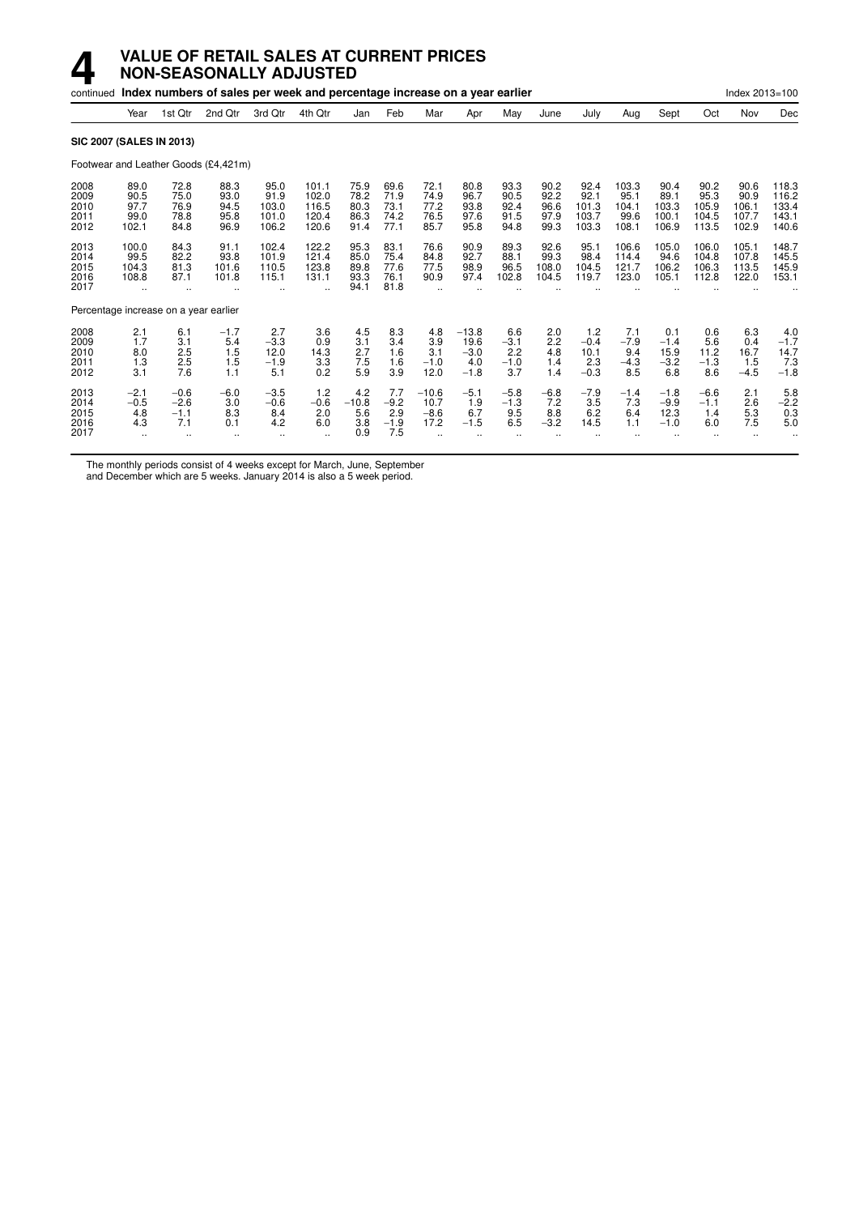# 4 VALUE OF RETAIL SALES AT CURRENT PRICES NON-SEASONALLY ADJUSTED

continued **Index numbers of sales per week and percentage increase on a year earlier** Index 2013=100

| | Year | 1st Qtr | 2nd Qtr | 3rd Qtr | 4th Qtr | Jan | Feb | Mar | Apr | May | June | July | Aug | Sept | Oct | Nov | Dec |
|---|---|---|---|---|---|---|---|---|---|---|---|---|---|---|---|---|---|
| **SIC 2007 (SALES IN 2013)** | | | | | | | | | | | | | | | | | |
| Footwear and Leather Goods (£4,421m) | | | | | | | | | | | | | | | | | |
| 2008 | 89.0 | 72.8 | 88.3 | 95.0 | 101.1 | 75.9 | 69.6 | 72.1 | 80.8 | 93.3 | 90.2 | 92.4 | 103.3 | 90.4 | 90.2 | 90.6 | 118.3 |
| 2009 | 90.5 | 75.0 | 93.0 | 91.9 | 102.0 | 78.2 | 71.9 | 74.9 | 96.7 | 90.5 | 92.2 | 92.1 | 95.1 | 89.1 | 95.3 | 90.9 | 116.2 |
| 2010 | 97.7 | 76.9 | 94.5 | 103.0 | 116.5 | 80.3 | 73.1 | 77.2 | 93.8 | 92.4 | 96.6 | 101.3 | 104.1 | 103.3 | 105.9 | 106.1 | 133.4 |
| 2011 | 99.0 | 78.8 | 95.8 | 101.0 | 120.4 | 86.3 | 74.2 | 76.5 | 97.6 | 91.5 | 97.9 | 103.7 | 99.6 | 100.1 | 104.5 | 107.7 | 143.1 |
| 2012 | 102.1 | 84.8 | 96.9 | 106.2 | 120.6 | 91.4 | 77.1 | 85.7 | 95.8 | 94.8 | 99.3 | 103.3 | 108.1 | 106.9 | 113.5 | 102.9 | 140.6 |
| 2013 | 100.0 | 84.3 | 91.1 | 102.4 | 122.2 | 95.3 | 83.1 | 76.6 | 90.9 | 89.3 | 92.6 | 95.1 | 106.6 | 105.0 | 106.0 | 105.1 | 148.7 |
| 2014 | 99.5 | 82.2 | 93.8 | 101.9 | 121.4 | 85.0 | 75.4 | 84.8 | 92.7 | 88.1 | 99.3 | 98.4 | 114.4 | 94.6 | 104.8 | 107.8 | 145.5 |
| 2015 | 104.3 | 81.3 | 101.6 | 110.5 | 123.8 | 89.8 | 77.6 | 77.5 | 98.9 | 96.5 | 108.0 | 104.5 | 121.7 | 106.2 | 106.3 | 113.5 | 145.9 |
| 2016 | 108.8 | 87.1 | 101.8 | 115.1 | 131.1 | 93.3 | 76.1 | 90.9 | 97.4 | 102.8 | 104.5 | 119.7 | 123.0 | 105.1 | 112.8 | 122.0 | 153.1 |
| 2017 | .. | .. | .. | .. | .. | 94.1 | 81.8 | .. | .. | .. | .. | .. | .. | .. | .. | .. | .. |
| Percentage increase on a year earlier | | | | | | | | | | | | | | | | | |
| 2008 | 2.1 | 6.1 | −1.7 | 2.7 | 3.6 | 4.5 | 8.3 | 4.8 | −13.8 | 6.6 | 2.0 | 1.2 | 7.1 | 0.1 | 0.6 | 6.3 | 4.0 |
| 2009 | 1.7 | 3.1 | 5.4 | −3.3 | 0.9 | 3.1 | 3.4 | 3.9 | 19.6 | −3.1 | 2.2 | −0.4 | −7.9 | −1.4 | 5.6 | 0.4 | −1.7 |
| 2010 | 8.0 | 2.5 | 1.5 | 12.0 | 14.3 | 2.7 | 1.6 | 3.1 | −3.0 | 2.2 | 4.8 | 10.1 | 9.4 | 15.9 | 11.2 | 16.7 | 14.7 |
| 2011 | 1.3 | 2.5 | 1.5 | −1.9 | 3.3 | 7.5 | 1.6 | −1.0 | 4.0 | −1.0 | 1.4 | 2.3 | −4.3 | −3.2 | −1.3 | 1.5 | 7.3 |
| 2012 | 3.1 | 7.6 | 1.1 | 5.1 | 0.2 | 5.9 | 3.9 | 12.0 | −1.8 | 3.7 | 1.4 | −0.3 | 8.5 | 6.8 | 8.6 | −4.5 | −1.8 |
| 2013 | −2.1 | −0.6 | −6.0 | −3.5 | 1.2 | 4.2 | 7.7 | −10.6 | −5.1 | −5.8 | −6.8 | −7.9 | −1.4 | −1.8 | −6.6 | 2.1 | 5.8 |
| 2014 | −0.5 | −2.6 | 3.0 | −0.6 | −0.6 | −10.8 | −9.2 | 10.7 | 1.9 | −1.3 | 7.2 | 3.5 | 7.3 | −9.9 | −1.1 | 2.6 | −2.2 |
| 2015 | 4.8 | −1.1 | 8.3 | 8.4 | 2.0 | 5.6 | 2.9 | −8.6 | 6.7 | 9.5 | 8.8 | 6.2 | 6.4 | 12.3 | 1.4 | 5.3 | 0.3 |
| 2016 | 4.3 | 7.1 | 0.1 | 4.2 | 6.0 | 3.8 | −1.9 | 17.2 | −1.5 | 6.5 | −3.2 | 14.5 | 1.1 | −1.0 | 6.0 | 7.5 | 5.0 |
| 2017 | .. | .. | .. | .. | .. | 0.9 | 7.5 | .. | .. | .. | .. | .. | .. | .. | .. | .. | .. |

The monthly periods consist of 4 weeks except for March, June, September and December which are 5 weeks. January 2014 is also a 5 week period.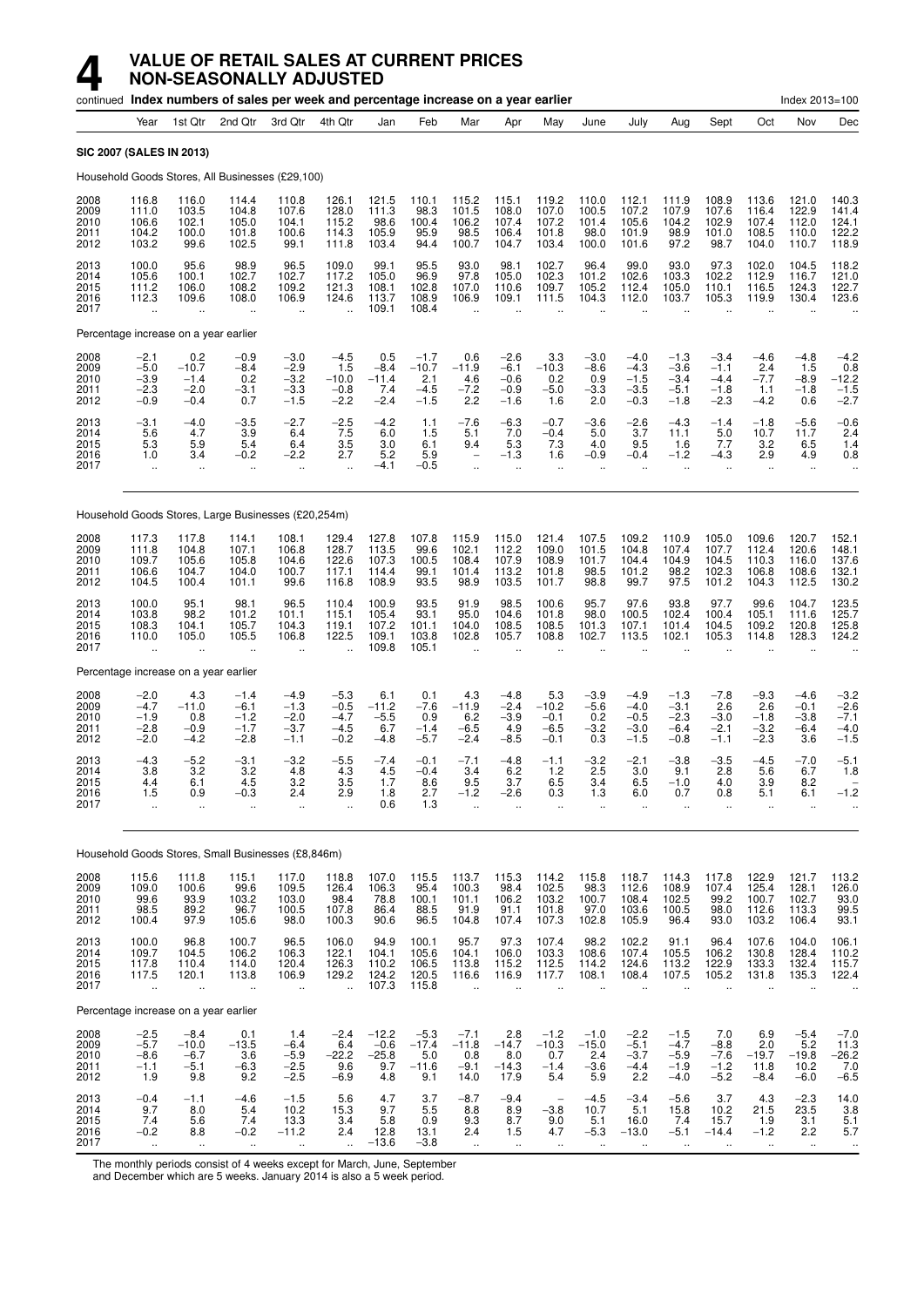# 4 VALUE OF RETAIL SALES AT CURRENT PRICES NON-SEASONALLY ADJUSTED

continued **Index numbers of sales per week and percentage increase on a year earlier** Index 2013=100

| Year | | 1st Qtr | 2nd Qtr | 3rd Qtr | 4th Qtr | Jan | Feb | Mar | Apr | May | June | July | Aug | Sept | Oct | Nov | Dec |
|---|---|---|---|---|---|---|---|---|---|---|---|---|---|---|---|---|---|
| **SIC 2007 (SALES IN 2013)** | | | | | | | | | | | | | | | | | |
| Household Goods Stores, All Businesses (£29,100) | | | | | | | | | | | | | | | | | |
| 2008 | 116.8 | 116.0 | 114.4 | 110.8 | 126.1 | 121.5 | 110.1 | 115.2 | 115.1 | 119.2 | 110.0 | 112.1 | 111.9 | 108.9 | 113.6 | 121.0 | 140.3 |
| 2009 | 111.0 | 103.5 | 104.8 | 107.6 | 128.0 | 111.3 | 98.3 | 101.5 | 108.0 | 107.0 | 100.5 | 107.2 | 107.9 | 107.6 | 116.4 | 122.9 | 141.4 |
| 2010 | 106.6 | 102.1 | 105.0 | 104.1 | 115.2 | 98.6 | 100.4 | 106.2 | 107.4 | 107.2 | 101.4 | 105.6 | 104.2 | 102.9 | 107.4 | 112.0 | 124.1 |
| 2011 | 104.2 | 100.0 | 101.8 | 100.6 | 114.3 | 105.9 | 95.9 | 98.5 | 106.4 | 101.8 | 98.0 | 101.9 | 98.9 | 101.0 | 108.5 | 110.0 | 122.2 |
| 2012 | 103.2 | 99.6 | 102.5 | 99.1 | 111.8 | 103.4 | 94.4 | 100.7 | 104.7 | 103.4 | 100.0 | 101.6 | 97.2 | 98.7 | 104.0 | 110.7 | 118.9 |
| 2013 | 100.0 | 95.6 | 98.9 | 96.5 | 109.0 | 99.1 | 95.5 | 93.0 | 98.1 | 102.7 | 96.4 | 99.0 | 93.0 | 97.3 | 102.0 | 104.5 | 118.2 |
| 2014 | 105.6 | 100.1 | 102.7 | 102.7 | 117.2 | 105.0 | 96.9 | 97.8 | 105.0 | 102.3 | 101.2 | 102.6 | 103.3 | 102.2 | 112.9 | 116.7 | 121.0 |
| 2015 | 111.2 | 106.0 | 108.2 | 109.2 | 121.3 | 108.1 | 102.8 | 107.0 | 110.6 | 109.7 | 105.2 | 112.4 | 105.0 | 110.1 | 116.5 | 124.3 | 122.7 |
| 2016 | 112.3 | 109.6 | 108.0 | 106.9 | 124.6 | 113.7 | 108.9 | 106.9 | 109.1 | 111.5 | 104.3 | 112.0 | 103.7 | 105.3 | 119.9 | 130.4 | 123.6 |
| 2017 | .. | .. | .. | .. | .. | 109.1 | 108.4 | .. | .. | .. | .. | .. | .. | .. | .. | .. | .. |
| Percentage increase on a year earlier | | | | | | | | | | | | | | | | | |
| 2008 | −2.1 | 0.2 | −0.9 | −3.0 | −4.5 | 0.5 | −1.7 | 0.6 | −2.6 | 3.3 | −3.0 | −4.0 | −1.3 | −3.4 | −4.6 | −4.8 | −4.2 |
| 2009 | −5.0 | −10.7 | −8.4 | −2.9 | 1.5 | −8.4 | −10.7 | −11.9 | −6.1 | −10.3 | −8.6 | −4.3 | −3.6 | −1.1 | 2.4 | 1.5 | 0.8 |
| 2010 | −3.9 | −1.4 | 0.2 | −3.2 | −10.0 | −11.4 | 2.1 | 4.6 | −0.6 | 0.2 | 0.9 | −1.5 | −3.4 | −4.4 | −7.7 | −8.9 | −12.2 |
| 2011 | −2.3 | −2.0 | −3.1 | −3.3 | −0.8 | 7.4 | −4.5 | −7.2 | −0.9 | −5.0 | −3.3 | −3.5 | −5.1 | −1.8 | 1.1 | −1.8 | −1.5 |
| 2012 | −0.9 | −0.4 | 0.7 | −1.5 | −2.2 | −2.4 | −1.5 | 2.2 | −1.6 | 1.6 | 2.0 | −0.3 | −1.8 | −2.3 | −4.2 | 0.6 | −2.7 |
| 2013 | −3.1 | −4.0 | −3.5 | −2.7 | −2.5 | −4.2 | 1.1 | −7.6 | −6.3 | −0.7 | −3.6 | −2.6 | −4.3 | −1.4 | −1.8 | −5.6 | −0.6 |
| 2014 | 5.6 | 4.7 | 3.9 | 6.4 | 7.5 | 6.0 | 1.5 | 5.1 | 7.0 | −0.4 | 5.0 | 3.7 | 11.1 | 5.0 | 10.7 | 11.7 | 2.4 |
| 2015 | 5.3 | 5.9 | 5.4 | 6.4 | 3.5 | 3.0 | 6.1 | 9.4 | 5.3 | 7.3 | 4.0 | 9.5 | 1.6 | 7.7 | 3.2 | 6.5 | 1.4 |
| 2016 | 1.0 | 3.4 | −0.2 | −2.2 | 2.7 | 5.2 | 5.9 | − | −1.3 | 1.6 | −0.9 | −0.4 | −1.2 | −4.3 | 2.9 | 4.9 | 0.8 |
| 2017 | .. | .. | .. | .. | .. | −4.1 | −0.5 | .. | .. | .. | .. | .. | .. | .. | .. | .. | .. |
| Household Goods Stores, Large Businesses (£20,254m) | | | | | | | | | | | | | | | | | |
| 2008 | 117.3 | 117.8 | 114.1 | 108.1 | 129.4 | 127.8 | 107.8 | 115.9 | 115.0 | 121.4 | 107.5 | 109.2 | 110.9 | 105.0 | 109.6 | 120.7 | 152.1 |
| 2009 | 111.8 | 104.8 | 107.1 | 106.8 | 128.7 | 113.5 | 99.6 | 102.1 | 112.2 | 109.0 | 101.5 | 104.8 | 107.4 | 107.7 | 112.4 | 120.6 | 148.1 |
| 2010 | 109.7 | 105.6 | 105.8 | 104.6 | 122.6 | 107.3 | 100.5 | 108.4 | 107.9 | 108.9 | 101.7 | 104.4 | 104.9 | 104.5 | 110.3 | 116.0 | 137.6 |
| 2011 | 106.6 | 104.7 | 104.0 | 100.7 | 117.1 | 114.4 | 99.1 | 101.4 | 113.2 | 101.8 | 98.5 | 101.2 | 98.2 | 102.3 | 106.8 | 108.6 | 132.1 |
| 2012 | 104.5 | 100.4 | 101.1 | 99.6 | 116.8 | 108.9 | 93.5 | 98.9 | 103.5 | 101.7 | 98.8 | 99.7 | 97.5 | 101.2 | 104.3 | 112.5 | 130.2 |
| 2013 | 100.0 | 95.1 | 98.1 | 96.5 | 110.4 | 100.9 | 93.5 | 91.9 | 98.5 | 100.6 | 95.7 | 97.6 | 93.8 | 97.7 | 99.6 | 104.7 | 123.5 |
| 2014 | 103.8 | 98.2 | 101.2 | 101.1 | 115.1 | 105.4 | 93.1 | 95.0 | 104.6 | 101.8 | 98.0 | 100.5 | 102.4 | 100.4 | 105.1 | 111.6 | 125.7 |
| 2015 | 108.3 | 104.1 | 105.7 | 104.3 | 119.1 | 107.2 | 101.1 | 104.0 | 108.5 | 108.5 | 101.3 | 107.1 | 101.4 | 104.5 | 109.2 | 120.8 | 125.8 |
| 2016 | 110.0 | 105.0 | 105.5 | 106.8 | 122.5 | 109.1 | 103.8 | 102.8 | 105.7 | 108.8 | 102.7 | 113.5 | 102.1 | 105.3 | 114.8 | 128.3 | 124.2 |
| 2017 | .. | .. | .. | .. | .. | 109.8 | 105.1 | .. | .. | .. | .. | .. | .. | .. | .. | .. | .. |
| Percentage increase on a year earlier | | | | | | | | | | | | | | | | | |
| 2008 | −2.0 | 4.3 | −1.4 | −4.9 | −5.3 | 6.1 | 0.1 | 4.3 | −4.8 | 5.3 | −3.9 | −4.9 | −1.3 | −7.8 | −9.3 | −4.6 | −3.2 |
| 2009 | −4.7 | −11.0 | −6.1 | −1.3 | −0.5 | −11.2 | −7.6 | −11.9 | −2.4 | −10.2 | −5.6 | −4.0 | −3.1 | 2.6 | 2.6 | −0.1 | −2.6 |
| 2010 | −1.9 | 0.8 | −1.2 | −2.0 | −4.7 | −5.5 | 0.9 | 6.2 | −3.9 | −0.1 | 0.2 | −0.5 | −2.3 | −3.0 | −1.8 | −3.8 | −7.1 |
| 2011 | −2.8 | −0.9 | −1.7 | −3.7 | −4.5 | 6.7 | −1.4 | −6.5 | 4.9 | −6.5 | −3.2 | −3.0 | −6.4 | −2.1 | −3.2 | −6.4 | −4.0 |
| 2012 | −2.0 | −4.2 | −2.8 | −1.1 | −0.2 | −4.8 | −5.7 | −2.4 | −8.5 | −0.1 | 0.3 | −1.5 | −0.8 | −1.1 | −2.3 | 3.6 | −1.5 |
| 2013 | −4.3 | −5.2 | −3.1 | −3.2 | −5.5 | −7.4 | −0.1 | −7.1 | −4.8 | −1.1 | −3.2 | −2.1 | −3.8 | −3.5 | −4.5 | −7.0 | −5.1 |
| 2014 | 3.8 | 3.2 | 3.2 | 4.8 | 4.3 | 4.5 | −0.4 | 3.4 | 6.2 | 1.2 | 2.5 | 3.0 | 9.1 | 2.8 | 5.6 | 6.7 | 1.8 |
| 2015 | 4.4 | 6.1 | 4.5 | 3.2 | 3.5 | 1.7 | 8.6 | 9.5 | 3.7 | 6.5 | 3.4 | 6.5 | −1.0 | 4.0 | 3.9 | 8.2 | − |
| 2016 | 1.5 | 0.9 | −0.3 | 2.4 | 2.9 | 1.8 | 2.7 | −1.2 | −2.6 | 0.3 | 1.3 | 6.0 | 0.7 | 0.8 | 5.1 | 6.1 | −1.2 |
| 2017 | .. | .. | .. | .. | .. | 0.6 | 1.3 | .. | .. | .. | .. | .. | .. | .. | .. | .. | .. |
| Household Goods Stores, Small Businesses (£8,846m) | | | | | | | | | | | | | | | | | |
| 2008 | 115.6 | 111.8 | 115.1 | 117.0 | 118.8 | 107.0 | 115.5 | 113.7 | 115.3 | 114.2 | 115.8 | 118.7 | 114.3 | 117.8 | 122.9 | 121.7 | 113.2 |
| 2009 | 109.0 | 100.6 | 99.6 | 109.5 | 126.4 | 106.3 | 95.4 | 100.3 | 98.4 | 102.5 | 98.3 | 112.6 | 108.9 | 107.4 | 125.4 | 128.1 | 126.0 |
| 2010 | 99.6 | 93.9 | 103.2 | 103.0 | 98.4 | 78.8 | 100.1 | 101.1 | 106.2 | 103.2 | 100.7 | 108.4 | 102.5 | 99.2 | 100.7 | 102.7 | 93.0 |
| 2011 | 98.5 | 89.2 | 96.7 | 100.5 | 107.8 | 86.4 | 88.5 | 91.9 | 91.1 | 101.8 | 97.0 | 103.6 | 100.5 | 98.0 | 112.6 | 113.3 | 99.5 |
| 2012 | 100.4 | 97.9 | 105.6 | 98.0 | 100.3 | 90.6 | 96.5 | 104.8 | 107.4 | 107.3 | 102.8 | 105.9 | 96.4 | 93.0 | 103.2 | 106.4 | 93.1 |
| 2013 | 100.0 | 96.8 | 100.7 | 96.5 | 106.0 | 94.9 | 100.1 | 95.7 | 97.3 | 107.4 | 98.2 | 102.2 | 91.1 | 96.4 | 107.6 | 104.0 | 106.1 |
| 2014 | 109.7 | 104.5 | 106.2 | 106.3 | 122.1 | 104.1 | 105.6 | 104.1 | 106.0 | 103.3 | 108.6 | 107.4 | 105.5 | 106.2 | 130.8 | 128.4 | 110.2 |
| 2015 | 117.8 | 110.4 | 114.0 | 120.4 | 126.3 | 110.2 | 106.5 | 113.8 | 115.2 | 112.5 | 114.2 | 124.6 | 113.2 | 122.9 | 133.3 | 132.4 | 115.7 |
| 2016 | 117.5 | 120.1 | 113.8 | 106.9 | 129.2 | 124.2 | 120.5 | 116.6 | 116.9 | 117.7 | 108.1 | 108.4 | 107.5 | 105.2 | 131.8 | 135.3 | 122.4 |
| 2017 | .. | .. | .. | .. | .. | 107.3 | 115.8 | .. | .. | .. | .. | .. | .. | .. | .. | .. | .. |
| Percentage increase on a year earlier | | | | | | | | | | | | | | | | | |
| 2008 | −2.5 | −8.4 | 0.1 | 1.4 | −2.4 | −12.2 | −5.3 | −7.1 | 2.8 | −1.2 | −1.0 | −2.2 | −1.5 | 7.0 | 6.9 | −5.4 | −7.0 |
| 2009 | −5.7 | −10.0 | −13.5 | −6.4 | 6.4 | −0.6 | −17.4 | −11.8 | −14.7 | −10.3 | −15.0 | −5.1 | −4.7 | −8.8 | 2.0 | 5.2 | 11.3 |
| 2010 | −8.6 | −6.7 | 3.6 | −5.9 | −22.2 | −25.8 | 5.0 | 0.8 | 8.0 | 0.7 | 2.4 | −3.7 | −5.9 | −7.6 | −19.7 | −19.8 | −26.2 |
| 2011 | −1.1 | −5.1 | −6.3 | −2.5 | 9.6 | 9.7 | −11.6 | −9.1 | −14.3 | −1.4 | −3.6 | −4.4 | −1.9 | −1.2 | 11.8 | 10.2 | 7.0 |
| 2012 | 1.9 | 9.8 | 9.2 | −2.5 | −6.9 | 4.8 | 9.1 | 14.0 | 17.9 | 5.4 | 5.9 | 2.2 | −4.0 | −5.2 | −8.4 | −6.0 | −6.5 |
| 2013 | −0.4 | −1.1 | −4.6 | −1.5 | 5.6 | 4.7 | 3.7 | −8.7 | −9.4 | − | −4.5 | −3.4 | −5.6 | 3.7 | 4.3 | −2.3 | 14.0 |
| 2014 | 9.7 | 8.0 | 5.4 | 10.2 | 15.3 | 9.7 | 5.5 | 8.8 | 8.9 | −3.8 | 10.7 | 5.1 | 15.8 | 10.2 | 21.5 | 23.5 | 3.8 |
| 2015 | 7.4 | 5.6 | 7.4 | 13.3 | 3.4 | 5.8 | 0.9 | 9.3 | 8.7 | 9.0 | 5.1 | 16.0 | 7.4 | 15.7 | 1.9 | 3.1 | 5.1 |
| 2016 | −0.2 | 8.8 | −0.2 | −11.2 | 2.4 | 12.8 | 13.1 | 2.4 | 1.5 | 4.7 | −5.3 | −13.0 | −5.1 | −14.4 | −1.2 | 2.2 | 5.7 |
| 2017 | .. | .. | .. | .. | .. | −13.6 | −3.8 | .. | .. | .. | .. | .. | .. | .. | .. | .. | .. |

The monthly periods consist of 4 weeks except for March, June, September and December which are 5 weeks. January 2014 is also a 5 week period.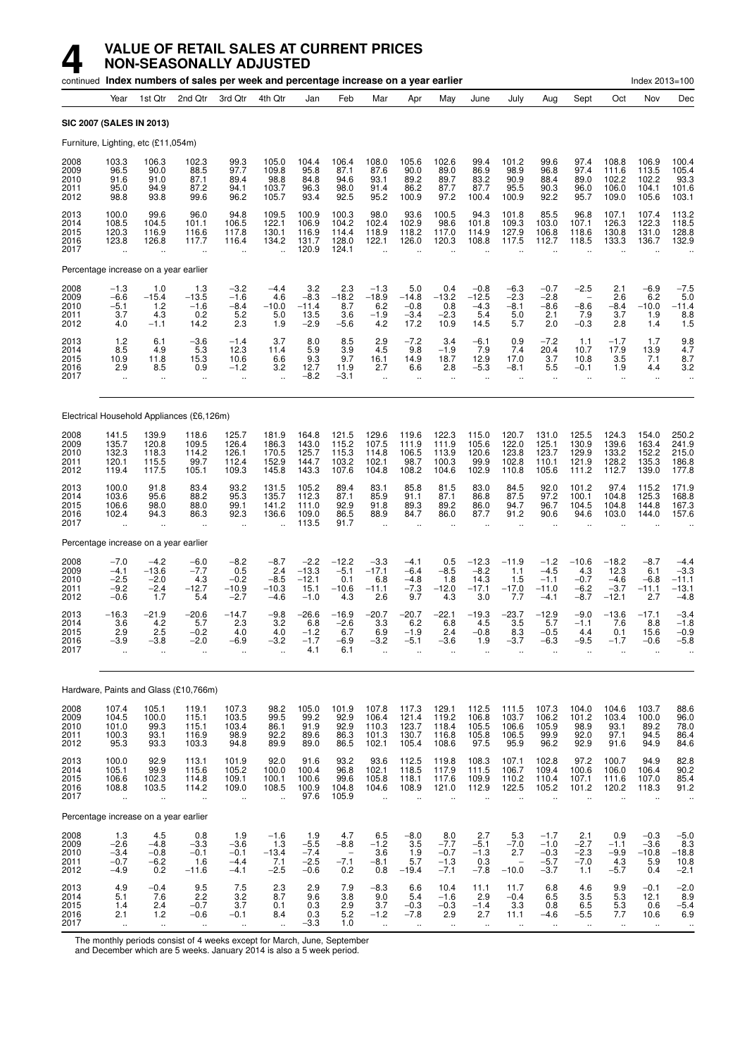# 4 VALUE OF RETAIL SALES AT CURRENT PRICES NON-SEASONALLY ADJUSTED

continued **Index numbers of sales per week and percentage increase on a year earlier** Index 2013=100

| | Year | 1st Qtr | 2nd Qtr | 3rd Qtr | 4th Qtr | Jan | Feb | Mar | Apr | May | June | July | Aug | Sept | Oct | Nov | Dec |
|---|---|---|---|---|---|---|---|---|---|---|---|---|---|---|---|---|---|
| **SIC 2007 (SALES IN 2013)** | | | | | | | | | | | | | | | | | |
| Furniture, Lighting, etc (£11,054m) | | | | | | | | | | | | | | | | | |
| 2008 | 103.3 | 106.3 | 102.3 | 99.3 | 105.0 | 104.4 | 106.4 | 108.0 | 105.6 | 102.6 | 99.4 | 101.2 | 99.6 | 97.4 | 108.8 | 106.9 | 100.4 |
| 2009 | 96.5 | 90.0 | 88.5 | 97.7 | 109.8 | 95.8 | 87.1 | 87.6 | 90.0 | 89.0 | 86.9 | 98.9 | 96.8 | 97.4 | 111.6 | 113.5 | 105.4 |
| 2010 | 91.6 | 91.0 | 87.1 | 89.4 | 98.8 | 84.8 | 94.6 | 93.1 | 89.2 | 89.7 | 83.2 | 90.9 | 88.4 | 89.0 | 102.2 | 102.2 | 93.3 |
| 2011 | 95.0 | 94.9 | 87.2 | 94.1 | 103.7 | 96.3 | 98.0 | 91.4 | 86.2 | 87.7 | 87.7 | 95.5 | 90.3 | 96.0 | 106.0 | 104.1 | 101.6 |
| 2012 | 98.8 | 93.8 | 99.6 | 96.2 | 105.7 | 93.4 | 92.5 | 95.2 | 100.9 | 97.2 | 100.4 | 100.9 | 92.2 | 95.7 | 109.0 | 105.6 | 103.1 |
| 2013 | 100.0 | 99.6 | 96.0 | 94.8 | 109.5 | 100.9 | 100.3 | 98.0 | 93.6 | 100.5 | 94.3 | 101.8 | 85.5 | 96.8 | 107.1 | 107.4 | 113.2 |
| 2014 | 108.5 | 104.5 | 101.1 | 106.5 | 122.1 | 106.9 | 104.2 | 102.4 | 102.9 | 98.6 | 101.8 | 109.3 | 103.0 | 107.1 | 126.3 | 122.3 | 118.5 |
| 2015 | 120.3 | 116.9 | 116.6 | 117.8 | 130.1 | 116.9 | 114.4 | 118.9 | 118.2 | 117.0 | 114.9 | 127.9 | 106.8 | 118.6 | 130.8 | 131.0 | 128.8 |
| 2016 | 123.8 | 126.8 | 117.7 | 116.4 | 134.2 | 131.7 | 128.0 | 122.1 | 126.0 | 120.3 | 108.8 | 117.5 | 112.7 | 118.5 | 133.3 | 136.7 | 132.9 |
| 2017 | .. | .. | .. | .. | .. | 120.9 | 124.1 | .. | .. | .. | .. | .. | .. | .. | .. | .. | .. |
| Percentage increase on a year earlier | | | | | | | | | | | | | | | | | |
| 2008 | −1.3 | 1.0 | 1.3 | −3.2 | −4.4 | 3.2 | 2.3 | −1.3 | 5.0 | 0.4 | −0.8 | −6.3 | −0.7 | −2.5 | 2.1 | −6.9 | −7.5 |
| 2009 | −6.6 | −15.4 | −13.5 | −1.6 | 4.6 | −8.3 | −18.2 | −18.9 | −14.8 | −13.2 | −12.5 | −2.3 | −2.8 | − | 2.6 | 6.2 | 5.0 |
| 2010 | −5.1 | 1.2 | −1.6 | −8.4 | −10.0 | −11.4 | 8.7 | 6.2 | −0.8 | 0.8 | −4.3 | −8.1 | −8.6 | −8.6 | −8.4 | −10.0 | −11.4 |
| 2011 | 3.7 | 4.3 | 0.2 | 5.2 | 5.0 | 13.5 | 3.6 | −1.9 | −3.4 | −2.3 | 5.4 | 5.0 | 2.1 | 7.9 | 3.7 | 1.9 | 8.8 |
| 2012 | 4.0 | −1.1 | 14.2 | 2.3 | 1.9 | −2.9 | −5.6 | 4.2 | 17.2 | 10.9 | 14.5 | 5.7 | 2.0 | −0.3 | 2.8 | 1.4 | 1.5 |
| 2013 | 1.2 | 6.1 | −3.6 | −1.4 | 3.7 | 8.0 | 8.5 | 2.9 | −7.2 | 3.4 | −6.1 | 0.9 | −7.2 | 1.1 | −1.7 | 1.7 | 9.8 |
| 2014 | 8.5 | 4.9 | 5.3 | 12.3 | 11.4 | 5.9 | 3.9 | 4.5 | 9.8 | −1.9 | 7.9 | 7.4 | 20.4 | 10.7 | 17.9 | 13.9 | 4.7 |
| 2015 | 10.9 | 11.8 | 15.3 | 10.6 | 6.6 | 9.3 | 9.7 | 16.1 | 14.9 | 18.7 | 12.9 | 17.0 | 3.7 | 10.8 | 3.5 | 7.1 | 8.7 |
| 2016 | 2.9 | 8.5 | 0.9 | −1.2 | 3.2 | 12.7 | 11.9 | 2.7 | 6.6 | 2.8 | −5.3 | −8.1 | 5.5 | −0.1 | 1.9 | 4.4 | 3.2 |
| 2017 | .. | .. | .. | .. | .. | −8.2 | −3.1 | .. | .. | .. | .. | .. | .. | .. | .. | .. | .. |
| Electrical Household Appliances (£6,126m) | | | | | | | | | | | | | | | | | |
| 2008 | 141.5 | 139.9 | 118.6 | 125.7 | 181.9 | 164.8 | 121.5 | 129.6 | 119.6 | 122.3 | 115.0 | 120.7 | 131.0 | 125.5 | 124.3 | 154.0 | 250.2 |
| 2009 | 135.7 | 120.8 | 109.5 | 126.4 | 186.3 | 143.0 | 115.2 | 107.5 | 111.9 | 111.9 | 105.6 | 122.0 | 125.1 | 130.9 | 139.6 | 163.4 | 241.9 |
| 2010 | 132.3 | 118.3 | 114.2 | 126.1 | 170.5 | 125.7 | 115.3 | 114.8 | 106.5 | 113.9 | 120.6 | 123.8 | 123.7 | 129.9 | 133.2 | 152.2 | 215.0 |
| 2011 | 120.1 | 115.5 | 99.7 | 112.4 | 152.9 | 144.7 | 103.2 | 102.1 | 98.7 | 100.3 | 99.9 | 102.8 | 110.1 | 121.9 | 128.2 | 135.3 | 186.8 |
| 2012 | 119.4 | 117.5 | 105.1 | 109.3 | 145.8 | 143.3 | 107.6 | 104.8 | 108.2 | 104.6 | 102.9 | 110.8 | 105.6 | 111.2 | 112.7 | 139.0 | 177.8 |
| 2013 | 100.0 | 91.8 | 83.4 | 93.2 | 131.5 | 105.2 | 89.4 | 83.1 | 85.8 | 81.5 | 83.0 | 84.5 | 92.0 | 101.2 | 97.4 | 115.2 | 171.9 |
| 2014 | 103.6 | 95.6 | 88.2 | 95.3 | 135.7 | 112.3 | 87.1 | 85.9 | 91.1 | 87.1 | 86.8 | 87.5 | 97.2 | 100.1 | 104.8 | 125.3 | 168.8 |
| 2015 | 106.6 | 98.0 | 88.0 | 99.1 | 141.2 | 111.0 | 92.9 | 91.8 | 89.3 | 89.2 | 86.0 | 94.7 | 96.7 | 104.5 | 104.8 | 144.8 | 167.3 |
| 2016 | 102.4 | 94.3 | 86.3 | 92.3 | 136.6 | 109.0 | 86.5 | 88.9 | 84.7 | 86.0 | 87.7 | 91.2 | 90.6 | 94.6 | 103.0 | 144.0 | 157.6 |
| 2017 | .. | .. | .. | .. | .. | 113.5 | 91.7 | .. | .. | .. | .. | .. | .. | .. | .. | .. | .. |
| Percentage increase on a year earlier | | | | | | | | | | | | | | | | | |
| 2008 | −7.0 | −4.2 | −6.0 | −8.2 | −8.7 | −2.2 | −12.2 | −3.3 | −4.1 | 0.5 | −12.3 | −11.9 | −1.2 | −10.6 | −18.2 | −8.7 | −4.4 |
| 2009 | −4.1 | −13.6 | −7.7 | 0.5 | 2.4 | −13.3 | −5.1 | −17.1 | −6.4 | −8.5 | −8.2 | 1.1 | −4.5 | 4.3 | 12.3 | 6.1 | −3.3 |
| 2010 | −2.5 | −2.0 | 4.3 | −0.2 | −8.5 | −12.1 | 0.1 | 6.8 | −4.8 | 1.8 | 14.3 | 1.5 | −1.1 | −0.7 | −4.6 | −6.8 | −11.1 |
| 2011 | −9.2 | −2.4 | −12.7 | −10.9 | −10.3 | 15.1 | −10.6 | −11.1 | −7.3 | −12.0 | −17.1 | −17.0 | −11.0 | −6.2 | −3.7 | −11.1 | −13.1 |
| 2012 | −0.6 | 1.7 | 5.4 | −2.7 | −4.6 | −1.0 | 4.3 | 2.6 | 9.7 | 4.3 | 3.0 | 7.7 | −4.1 | −8.7 | −12.1 | 2.7 | −4.8 |
| 2013 | −16.3 | −21.9 | −20.6 | −14.7 | −9.8 | −26.6 | −16.9 | −20.7 | −20.7 | −22.1 | −19.3 | −23.7 | −12.9 | −9.0 | −13.6 | −17.1 | −3.4 |
| 2014 | 3.6 | 4.2 | 5.7 | 2.3 | 3.2 | 6.8 | −2.6 | 3.3 | 6.2 | 6.8 | 4.5 | 3.5 | 5.7 | −1.1 | 7.6 | 8.8 | −1.8 |
| 2015 | 2.9 | 2.5 | −0.2 | 4.0 | 4.0 | −1.2 | 6.7 | 6.9 | −1.9 | 2.4 | −0.8 | 8.3 | −0.5 | 4.4 | 0.1 | 15.6 | −0.9 |
| 2016 | −3.9 | −3.8 | −2.0 | −6.9 | −3.2 | −1.7 | −6.9 | −3.2 | −5.1 | −3.6 | 1.9 | −3.7 | −6.3 | −9.5 | −1.7 | −0.6 | −5.8 |
| 2017 | .. | .. | .. | .. | .. | 4.1 | 6.1 | .. | .. | .. | .. | .. | .. | .. | .. | .. | .. |
| Hardware, Paints and Glass (£10,766m) | | | | | | | | | | | | | | | | | |
| 2008 | 107.4 | 105.1 | 119.1 | 107.3 | 98.2 | 105.0 | 101.9 | 107.8 | 117.3 | 129.1 | 112.5 | 111.5 | 107.3 | 104.0 | 104.6 | 103.7 | 88.6 |
| 2009 | 104.5 | 100.0 | 115.1 | 103.5 | 99.5 | 99.2 | 92.9 | 106.4 | 121.4 | 119.2 | 106.8 | 103.7 | 106.2 | 101.2 | 103.4 | 100.0 | 96.0 |
| 2010 | 101.0 | 99.3 | 115.1 | 103.4 | 86.1 | 91.9 | 92.9 | 110.3 | 123.7 | 118.4 | 105.5 | 106.6 | 105.9 | 98.9 | 93.1 | 89.2 | 78.0 |
| 2011 | 100.3 | 93.1 | 116.9 | 98.9 | 92.2 | 89.6 | 86.3 | 101.3 | 130.7 | 116.8 | 105.8 | 106.5 | 99.9 | 92.0 | 97.1 | 94.5 | 86.4 |
| 2012 | 95.3 | 93.3 | 103.3 | 94.8 | 89.9 | 89.0 | 86.5 | 102.1 | 105.4 | 108.6 | 97.5 | 95.9 | 96.2 | 92.9 | 91.6 | 94.9 | 84.6 |
| 2013 | 100.0 | 92.9 | 113.1 | 101.9 | 92.0 | 91.6 | 93.2 | 93.6 | 112.5 | 119.8 | 108.3 | 107.1 | 102.8 | 97.2 | 100.7 | 94.9 | 82.8 |
| 2014 | 105.1 | 99.9 | 115.6 | 105.2 | 100.0 | 100.4 | 96.8 | 102.1 | 118.5 | 117.9 | 111.5 | 106.7 | 109.4 | 100.6 | 106.0 | 106.4 | 90.2 |
| 2015 | 106.6 | 102.3 | 114.8 | 109.1 | 100.1 | 100.6 | 99.6 | 105.8 | 118.1 | 117.6 | 109.9 | 110.2 | 110.4 | 107.1 | 111.6 | 107.0 | 85.4 |
| 2016 | 108.8 | 103.5 | 114.2 | 109.0 | 108.5 | 100.9 | 104.8 | 104.6 | 108.9 | 121.0 | 112.9 | 122.5 | 105.2 | 101.2 | 120.2 | 118.3 | 91.2 |
| 2017 | .. | .. | .. | .. | .. | 97.6 | 105.9 | .. | .. | .. | .. | .. | .. | .. | .. | .. | .. |
| Percentage increase on a year earlier | | | | | | | | | | | | | | | | | |
| 2008 | 1.3 | 4.5 | 0.8 | 1.9 | −1.6 | 1.9 | 4.7 | 6.5 | −8.0 | 8.0 | 2.7 | 5.3 | −1.7 | 2.1 | 0.9 | −0.3 | −5.0 |
| 2009 | −2.6 | −4.8 | −3.3 | −3.6 | 1.3 | −5.5 | −8.8 | −1.2 | 3.5 | −7.7 | −5.1 | −7.0 | −1.0 | −2.7 | −1.1 | −3.6 | 8.3 |
| 2010 | −3.4 | −0.8 | −0.1 | −0.1 | −13.4 | −7.4 | − | 3.6 | 1.9 | −0.7 | −1.3 | 2.7 | −0.3 | −2.3 | −9.9 | −10.8 | −18.8 |
| 2011 | −0.7 | −6.2 | 1.6 | −4.4 | 7.1 | −2.5 | −7.1 | −8.1 | 5.7 | −1.3 | 0.3 | − | −5.7 | −7.0 | 4.3 | 5.9 | 10.8 |
| 2012 | −4.9 | 0.2 | −11.6 | −4.1 | −2.5 | −0.6 | 0.2 | 0.8 | −19.4 | −7.1 | −7.8 | −10.0 | −3.7 | 1.1 | −5.7 | 0.4 | −2.1 |
| 2013 | 4.9 | −0.4 | 9.5 | 7.5 | 2.3 | 2.9 | 7.9 | −8.3 | 6.6 | 10.4 | 11.1 | 11.7 | 6.8 | 4.6 | 9.9 | −0.1 | −2.0 |
| 2014 | 5.1 | 7.6 | 2.2 | 3.2 | 8.7 | 9.6 | 3.8 | 9.0 | 5.4 | −1.6 | 2.9 | −0.4 | 6.5 | 3.5 | 5.3 | 12.1 | 8.9 |
| 2015 | 1.4 | 2.4 | −0.7 | 3.7 | 0.1 | 0.3 | 2.9 | 3.7 | −0.3 | −0.3 | −1.4 | 3.3 | 0.8 | 6.5 | 5.3 | 0.6 | −5.4 |
| 2016 | 2.1 | 1.2 | −0.6 | −0.1 | 8.4 | 0.3 | 5.2 | −1.2 | −7.8 | 2.9 | 2.7 | 11.1 | −4.6 | −5.5 | 7.7 | 10.6 | 6.9 |
| 2017 | .. | .. | .. | .. | .. | −3.3 | 1.0 | .. | .. | .. | .. | .. | .. | .. | .. | .. | .. |

The monthly periods consist of 4 weeks except for March, June, September and December which are 5 weeks. January 2014 is also a 5 week period.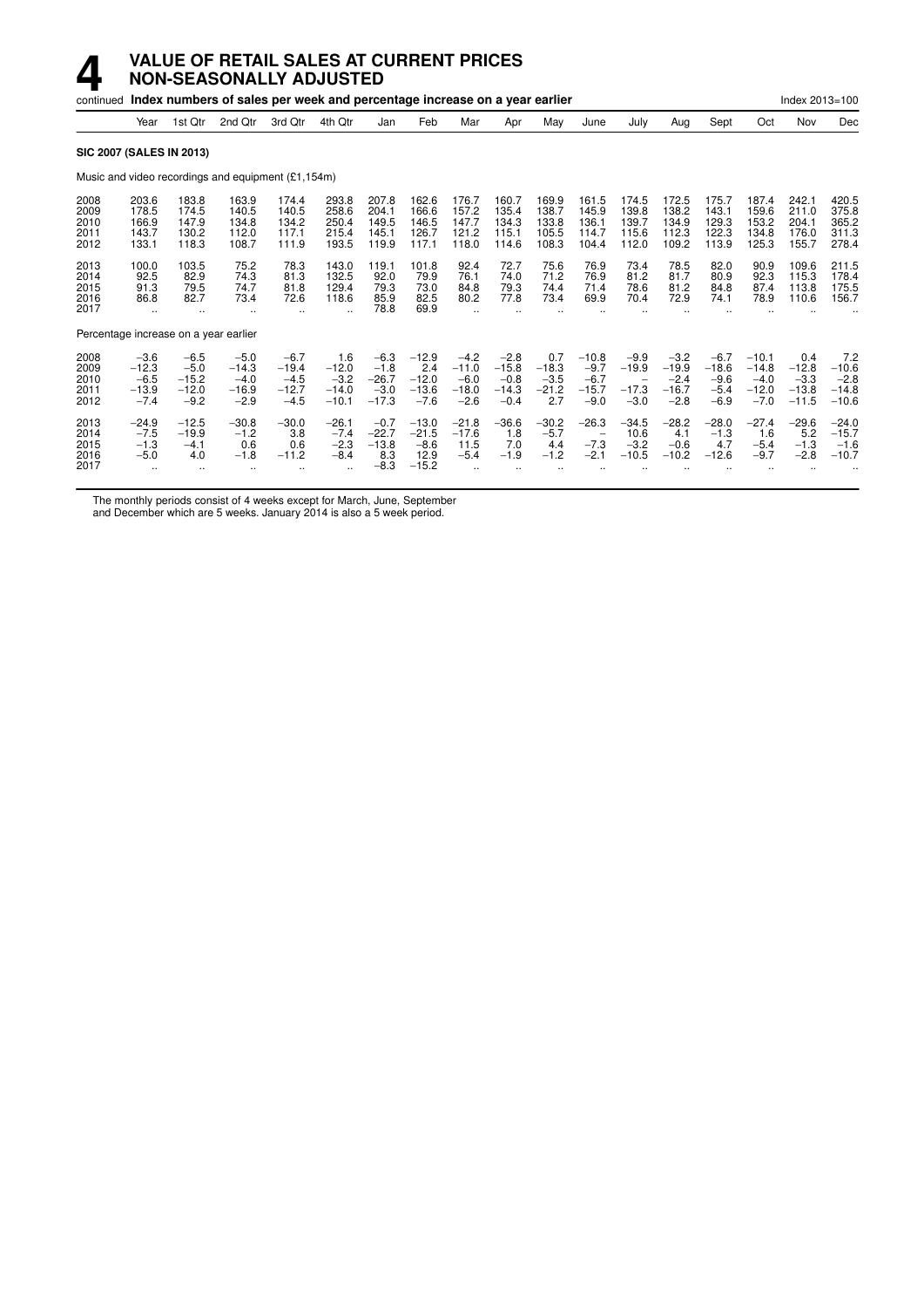# 4 VALUE OF RETAIL SALES AT CURRENT PRICES NON-SEASONALLY ADJUSTED

continued **Index numbers of sales per week and percentage increase on a year earlier** Index 2013=100

| | Year | 1st Qtr | 2nd Qtr | 3rd Qtr | 4th Qtr | Jan | Feb | Mar | Apr | May | June | July | Aug | Sept | Oct | Nov | Dec |
|---|---|---|---|---|---|---|---|---|---|---|---|---|---|---|---|---|---|
| **SIC 2007 (SALES IN 2013)** | | | | | | | | | | | | | | | | | |
| Music and video recordings and equipment (£1,154m) | | | | | | | | | | | | | | | | | |
| 2008 | 203.6 | 183.8 | 163.9 | 174.4 | 293.8 | 207.8 | 162.6 | 176.7 | 160.7 | 169.9 | 161.5 | 174.5 | 172.5 | 175.7 | 187.4 | 242.1 | 420.5 |
| 2009 | 178.5 | 174.5 | 140.5 | 140.5 | 258.6 | 204.1 | 166.6 | 157.2 | 135.4 | 138.7 | 145.9 | 139.8 | 138.2 | 143.1 | 159.6 | 211.0 | 375.8 |
| 2010 | 166.9 | 147.9 | 134.8 | 134.2 | 250.4 | 149.5 | 146.5 | 147.7 | 134.3 | 133.8 | 136.1 | 139.7 | 134.9 | 129.3 | 153.2 | 204.1 | 365.2 |
| 2011 | 143.7 | 130.2 | 112.0 | 117.1 | 215.4 | 145.1 | 126.7 | 121.2 | 115.1 | 105.5 | 114.7 | 115.6 | 112.3 | 122.3 | 134.8 | 176.0 | 311.3 |
| 2012 | 133.1 | 118.3 | 108.7 | 111.9 | 193.5 | 119.9 | 117.1 | 118.0 | 114.6 | 108.3 | 104.4 | 112.0 | 109.2 | 113.9 | 125.3 | 155.7 | 278.4 |
| 2013 | 100.0 | 103.5 | 75.2 | 78.3 | 143.0 | 119.1 | 101.8 | 92.4 | 72.7 | 75.6 | 76.9 | 73.4 | 78.5 | 82.0 | 90.9 | 109.6 | 211.5 |
| 2014 | 92.5 | 82.9 | 74.3 | 81.3 | 132.5 | 92.0 | 79.9 | 76.1 | 74.0 | 71.2 | 76.9 | 81.2 | 81.7 | 80.9 | 92.3 | 115.3 | 178.4 |
| 2015 | 91.3 | 79.5 | 74.7 | 81.8 | 129.4 | 79.3 | 73.0 | 84.8 | 79.3 | 74.4 | 71.4 | 78.6 | 81.2 | 84.8 | 87.4 | 113.8 | 175.5 |
| 2016 | 86.8 | 82.7 | 73.4 | 72.6 | 118.6 | 85.9 | 82.5 | 80.2 | 77.8 | 73.4 | 69.9 | 70.4 | 72.9 | 74.1 | 78.9 | 110.6 | 156.7 |
| 2017 | .. | .. | .. | .. | .. | 78.8 | 69.9 | .. | .. | .. | .. | .. | .. | .. | .. | .. | .. |
| Percentage increase on a year earlier | | | | | | | | | | | | | | | | | |
| 2008 | −3.6 | −6.5 | −5.0 | −6.7 | 1.6 | −6.3 | −12.9 | −4.2 | −2.8 | 0.7 | −10.8 | −9.9 | −3.2 | −6.7 | −10.1 | 0.4 | 7.2 |
| 2009 | −12.3 | −5.0 | −14.3 | −19.4 | −12.0 | −1.8 | 2.4 | −11.0 | −15.8 | −18.3 | −9.7 | −19.9 | −19.9 | −18.6 | −14.8 | −12.8 | −10.6 |
| 2010 | −6.5 | −15.2 | −4.0 | −4.5 | −3.2 | −26.7 | −12.0 | −6.0 | −0.8 | −3.5 | −6.7 | – | −2.4 | −9.6 | −4.0 | −3.3 | −2.8 |
| 2011 | −13.9 | −12.0 | −16.9 | −12.7 | −14.0 | −3.0 | −13.6 | −18.0 | −14.3 | −21.2 | −15.7 | −17.3 | −16.7 | −5.4 | −12.0 | −13.8 | −14.8 |
| 2012 | −7.4 | −9.2 | −2.9 | −4.5 | −10.1 | −17.3 | −7.6 | −2.6 | −0.4 | 2.7 | −9.0 | −3.0 | −2.8 | −6.9 | −7.0 | −11.5 | −10.6 |
| 2013 | −24.9 | −12.5 | −30.8 | −30.0 | −26.1 | −0.7 | −13.0 | −21.8 | −36.6 | −30.2 | −26.3 | −34.5 | −28.2 | −28.0 | −27.4 | −29.6 | −24.0 |
| 2014 | −7.5 | −19.9 | −1.2 | 3.8 | −7.4 | −22.7 | −21.5 | −17.6 | 1.8 | −5.7 | – | 10.6 | 4.1 | −1.3 | 1.6 | 5.2 | −15.7 |
| 2015 | −1.3 | −4.1 | 0.6 | 0.6 | −2.3 | −13.8 | −8.6 | 11.5 | 7.0 | 4.4 | −7.3 | −3.2 | −0.6 | 4.7 | −5.4 | −1.3 | −1.6 |
| 2016 | −5.0 | 4.0 | −1.8 | −11.2 | −8.4 | 8.3 | 12.9 | −5.4 | −1.9 | −1.2 | −2.1 | −10.5 | −10.2 | −12.6 | −9.7 | −2.8 | −10.7 |
| 2017 | .. | .. | .. | .. | .. | −8.3 | −15.2 | .. | .. | .. | .. | .. | .. | .. | .. | .. | .. |

The monthly periods consist of 4 weeks except for March, June, September and December which are 5 weeks. January 2014 is also a 5 week period.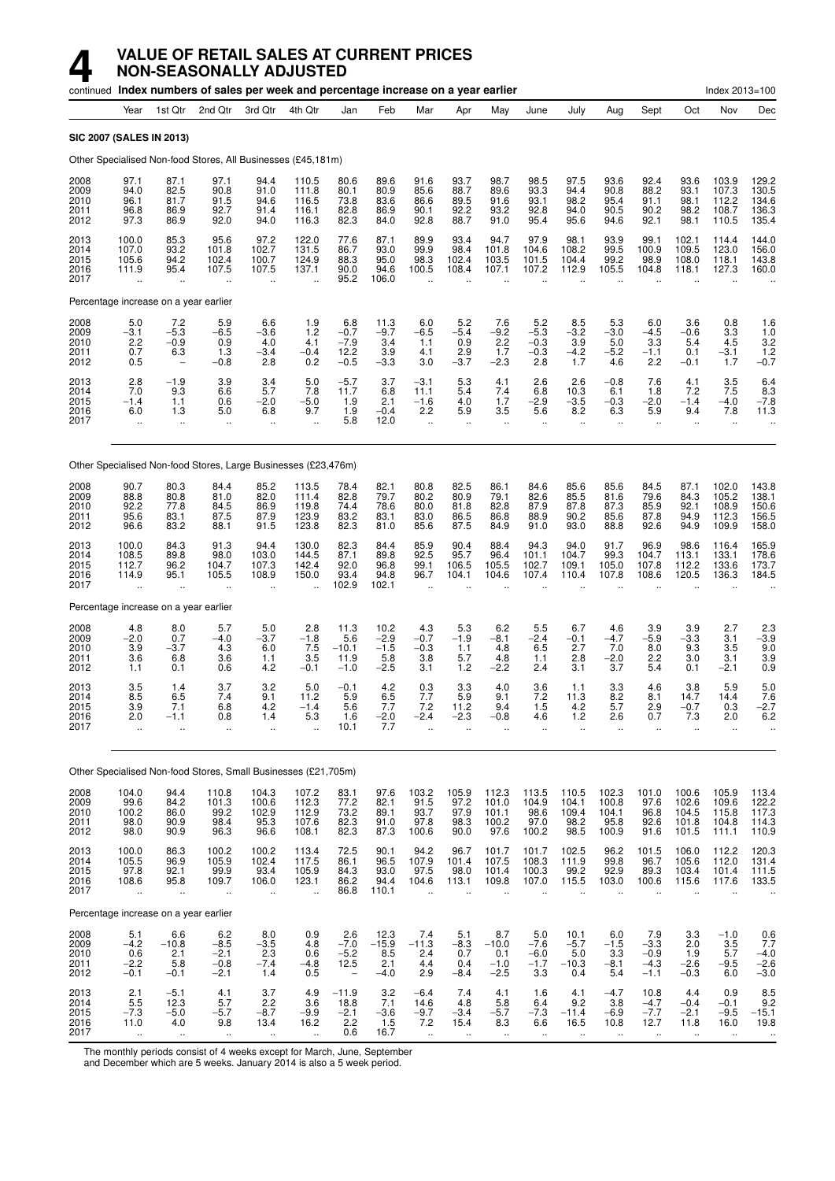# 4 VALUE OF RETAIL SALES AT CURRENT PRICES NON-SEASONALLY ADJUSTED

continued **Index numbers of sales per week and percentage increase on a year earlier** Index 2013=100

| Year | | 1st Qtr | 2nd Qtr | 3rd Qtr | 4th Qtr | Jan | Feb | Mar | Apr | May | June | July | Aug | Sept | Oct | Nov | Dec |
|---|---|---|---|---|---|---|---|---|---|---|---|---|---|---|---|---|---|
| **SIC 2007 (SALES IN 2013)** | | | | | | | | | | | | | | | | | |
| Other Specialised Non-food Stores, All Businesses (£45,181m) | | | | | | | | | | | | | | | | | |
| 2008 | 97.1 | 87.1 | 97.1 | 94.4 | 110.5 | 80.6 | 89.6 | 91.6 | 93.7 | 98.7 | 98.5 | 97.5 | 93.6 | 92.4 | 93.6 | 103.9 | 129.2 |
| 2009 | 94.0 | 82.5 | 90.8 | 91.0 | 111.8 | 80.1 | 80.9 | 85.6 | 88.7 | 89.6 | 93.3 | 94.4 | 90.8 | 88.2 | 93.1 | 107.3 | 130.5 |
| 2010 | 96.1 | 81.7 | 91.5 | 94.6 | 116.5 | 73.8 | 83.6 | 86.6 | 89.5 | 91.6 | 93.1 | 98.2 | 95.4 | 91.1 | 98.1 | 112.2 | 134.6 |
| 2011 | 96.8 | 86.9 | 92.7 | 91.4 | 116.1 | 82.8 | 86.9 | 90.1 | 92.2 | 93.2 | 92.8 | 94.0 | 90.5 | 90.2 | 98.2 | 108.7 | 136.3 |
| 2012 | 97.3 | 86.9 | 92.0 | 94.0 | 116.3 | 82.3 | 84.0 | 92.8 | 88.7 | 91.0 | 95.4 | 95.6 | 94.6 | 92.1 | 98.1 | 110.5 | 135.4 |
| 2013 | 100.0 | 85.3 | 95.6 | 97.2 | 122.0 | 77.6 | 87.1 | 89.9 | 93.4 | 94.7 | 97.9 | 98.1 | 93.9 | 99.1 | 102.1 | 114.4 | 144.0 |
| 2014 | 107.0 | 93.2 | 101.8 | 102.7 | 131.5 | 86.7 | 93.0 | 99.9 | 98.4 | 101.8 | 104.6 | 108.2 | 99.5 | 100.9 | 109.5 | 123.0 | 156.0 |
| 2015 | 105.6 | 94.2 | 102.4 | 100.7 | 124.9 | 88.3 | 95.0 | 98.3 | 102.4 | 103.5 | 101.5 | 104.4 | 99.2 | 98.9 | 108.0 | 118.1 | 143.8 |
| 2016 | 111.9 | 95.4 | 107.5 | 107.5 | 137.1 | 90.0 | 94.6 | 100.5 | 108.4 | 107.1 | 107.2 | 112.9 | 105.5 | 104.8 | 118.1 | 127.3 | 160.0 |
| 2017 | .. | .. | .. | .. | .. | 95.2 | 106.0 | .. | .. | .. | .. | .. | .. | .. | .. | .. | .. |
| Percentage increase on a year earlier | | | | | | | | | | | | | | | | | |
| 2008 | 5.0 | 7.2 | 5.9 | 6.6 | 1.9 | 6.8 | 11.3 | 6.0 | 5.2 | 7.6 | 5.2 | 8.5 | 5.3 | 6.0 | 3.6 | 0.8 | 1.6 |
| 2009 | −3.1 | −5.3 | −6.5 | −3.6 | 1.2 | −0.7 | −9.7 | −6.5 | −5.4 | −9.2 | −5.3 | −3.2 | −3.0 | −4.5 | −0.6 | 3.3 | 1.0 |
| 2010 | 2.2 | −0.9 | 0.9 | 4.0 | 4.1 | −7.9 | 3.4 | 1.1 | 0.9 | 2.2 | −0.3 | 3.9 | 5.0 | 3.3 | 5.4 | 4.5 | 3.2 |
| 2011 | 0.7 | 6.3 | 1.3 | −3.4 | −0.4 | 12.2 | 3.9 | 4.1 | 2.9 | 1.7 | −0.3 | −4.2 | −5.2 | −1.1 | 0.1 | −3.1 | 1.2 |
| 2012 | 0.5 | − | −0.8 | 2.8 | 0.2 | −0.5 | −3.3 | 3.0 | −3.7 | −2.3 | 2.8 | 1.7 | 4.6 | 2.2 | −0.1 | 1.7 | −0.7 |
| 2013 | 2.8 | −1.9 | 3.9 | 3.4 | 5.0 | −5.7 | 3.7 | −3.1 | 5.3 | 4.1 | 2.6 | 2.6 | −0.8 | 7.6 | 4.1 | 3.5 | 6.4 |
| 2014 | 7.0 | 9.3 | 6.6 | 5.7 | 7.8 | 11.7 | 6.8 | 11.1 | 5.4 | 7.4 | 6.8 | 10.3 | 6.1 | 1.8 | 7.2 | 7.5 | 8.3 |
| 2015 | −1.4 | 1.1 | 0.6 | −2.0 | −5.0 | 1.9 | 2.1 | −1.6 | 4.0 | 1.7 | −2.9 | −3.5 | −0.3 | −2.0 | −1.4 | −4.0 | −7.8 |
| 2016 | 6.0 | 1.3 | 5.0 | 6.8 | 9.7 | 1.9 | −0.4 | 2.2 | 5.9 | 3.5 | 5.6 | 8.2 | 6.3 | 5.9 | 9.4 | 7.8 | 11.3 |
| 2017 | .. | .. | .. | .. | .. | 5.8 | 12.0 | .. | .. | .. | .. | .. | .. | .. | .. | .. | .. |
| Other Specialised Non-food Stores, Large Businesses (£23,476m) | | | | | | | | | | | | | | | | | |
| 2008 | 90.7 | 80.3 | 84.4 | 85.2 | 113.5 | 78.4 | 82.1 | 80.8 | 82.5 | 86.1 | 84.6 | 85.6 | 85.6 | 84.5 | 87.1 | 102.0 | 143.8 |
| 2009 | 88.8 | 80.8 | 81.0 | 82.0 | 111.4 | 82.8 | 79.7 | 80.2 | 80.9 | 79.1 | 82.6 | 85.5 | 81.6 | 79.6 | 84.3 | 105.2 | 138.1 |
| 2010 | 92.2 | 77.8 | 84.5 | 86.9 | 119.8 | 74.4 | 78.6 | 80.0 | 81.8 | 82.8 | 87.9 | 87.8 | 87.3 | 85.9 | 92.1 | 108.9 | 150.6 |
| 2011 | 95.6 | 83.1 | 87.5 | 87.9 | 123.9 | 83.2 | 83.1 | 83.0 | 86.5 | 86.8 | 88.9 | 90.2 | 85.6 | 87.8 | 94.9 | 112.3 | 156.5 |
| 2012 | 96.6 | 83.2 | 88.1 | 91.5 | 123.8 | 82.3 | 81.0 | 85.6 | 87.5 | 84.9 | 91.0 | 93.0 | 88.8 | 92.6 | 94.9 | 109.9 | 158.0 |
| 2013 | 100.0 | 84.3 | 91.3 | 94.4 | 130.0 | 82.3 | 84.4 | 85.9 | 90.4 | 88.4 | 94.3 | 94.0 | 91.7 | 96.9 | 98.6 | 116.4 | 165.9 |
| 2014 | 108.5 | 89.8 | 98.0 | 103.0 | 144.5 | 87.1 | 89.8 | 92.5 | 95.7 | 96.4 | 101.1 | 104.7 | 99.3 | 104.7 | 113.1 | 133.1 | 178.6 |
| 2015 | 112.7 | 96.2 | 104.7 | 107.3 | 142.4 | 92.0 | 96.8 | 99.1 | 106.5 | 105.5 | 102.7 | 109.1 | 105.0 | 107.8 | 112.2 | 133.6 | 173.7 |
| 2016 | 114.9 | 95.1 | 105.5 | 108.9 | 150.0 | 93.4 | 94.8 | 96.7 | 104.1 | 104.6 | 107.4 | 110.4 | 107.8 | 108.6 | 120.5 | 136.3 | 184.5 |
| 2017 | .. | .. | .. | .. | .. | 102.9 | 102.1 | .. | .. | .. | .. | .. | .. | .. | .. | .. | .. |
| Percentage increase on a year earlier | | | | | | | | | | | | | | | | | |
| 2008 | 4.8 | 8.0 | 5.7 | 5.0 | 2.8 | 11.3 | 10.2 | 4.3 | 5.3 | 6.2 | 5.5 | 6.7 | 4.6 | 3.9 | 3.9 | 2.7 | 2.3 |
| 2009 | −2.0 | 0.7 | −4.0 | −3.7 | −1.8 | 5.6 | −2.9 | −0.7 | −1.9 | −8.1 | −2.4 | −0.1 | −4.7 | −5.9 | −3.3 | 3.1 | −3.9 |
| 2010 | 3.9 | −3.7 | 4.3 | 6.0 | 7.5 | −10.1 | −1.5 | −0.3 | 1.1 | 4.8 | 6.5 | 2.7 | 7.0 | 8.0 | 9.3 | 3.5 | 9.0 |
| 2011 | 3.6 | 6.8 | 3.6 | 1.1 | 3.5 | 11.9 | 5.8 | 3.8 | 5.7 | 4.8 | 1.1 | 2.8 | −2.0 | 2.2 | 3.0 | 3.1 | 3.9 |
| 2012 | 1.1 | 0.1 | 0.6 | 4.2 | −0.1 | −1.0 | −2.5 | 3.1 | 1.2 | −2.2 | 2.4 | 3.1 | 3.7 | 5.4 | 0.1 | −2.1 | 0.9 |
| 2013 | 3.5 | 1.4 | 3.7 | 3.2 | 5.0 | −0.1 | 4.2 | 0.3 | 3.3 | 4.0 | 3.6 | 1.1 | 3.3 | 4.6 | 3.8 | 5.9 | 5.0 |
| 2014 | 8.5 | 6.5 | 7.4 | 9.1 | 11.2 | 5.9 | 6.5 | 7.7 | 5.9 | 9.1 | 7.2 | 11.3 | 8.2 | 8.1 | 14.7 | 14.4 | 7.6 |
| 2015 | 3.9 | 7.1 | 6.8 | 4.2 | −1.4 | 5.6 | 7.7 | 7.2 | 11.2 | 9.4 | 1.5 | 4.2 | 5.7 | 2.9 | −0.7 | 0.3 | −2.7 |
| 2016 | 2.0 | −1.1 | 0.8 | 1.4 | 5.3 | 1.6 | −2.0 | −2.4 | −2.3 | −0.8 | 4.6 | 1.2 | 2.6 | 0.7 | 7.3 | 2.0 | 6.2 |
| 2017 | .. | .. | .. | .. | .. | 10.1 | 7.7 | .. | .. | .. | .. | .. | .. | .. | .. | .. | .. |
| Other Specialised Non-food Stores, Small Businesses (£21,705m) | | | | | | | | | | | | | | | | | |
| 2008 | 104.0 | 94.4 | 110.8 | 104.3 | 107.2 | 83.1 | 97.6 | 103.2 | 105.9 | 112.3 | 113.5 | 110.5 | 102.3 | 101.0 | 100.6 | 105.9 | 113.4 |
| 2009 | 99.6 | 84.2 | 101.3 | 100.6 | 112.3 | 77.2 | 82.1 | 91.5 | 97.2 | 101.0 | 104.9 | 104.1 | 100.8 | 97.6 | 102.6 | 109.6 | 122.2 |
| 2010 | 100.2 | 86.0 | 99.2 | 102.9 | 112.9 | 73.2 | 89.1 | 93.7 | 97.9 | 101.1 | 98.6 | 109.4 | 104.1 | 96.8 | 104.5 | 115.8 | 117.3 |
| 2011 | 98.0 | 90.9 | 98.4 | 95.3 | 107.6 | 82.3 | 91.0 | 97.8 | 98.3 | 100.2 | 97.0 | 98.2 | 95.8 | 92.6 | 101.8 | 104.8 | 114.3 |
| 2012 | 98.0 | 90.9 | 96.3 | 96.6 | 108.1 | 82.3 | 87.3 | 100.6 | 90.0 | 97.6 | 100.2 | 98.5 | 100.9 | 91.6 | 101.5 | 111.1 | 110.9 |
| 2013 | 100.0 | 86.3 | 100.2 | 100.2 | 113.4 | 72.5 | 90.1 | 94.2 | 96.7 | 101.7 | 101.7 | 102.5 | 96.2 | 101.5 | 106.0 | 112.2 | 120.3 |
| 2014 | 105.5 | 96.9 | 105.9 | 102.4 | 117.5 | 86.1 | 96.5 | 107.9 | 101.4 | 107.5 | 108.3 | 111.9 | 99.8 | 96.7 | 105.6 | 112.0 | 131.4 |
| 2015 | 97.8 | 92.1 | 99.9 | 93.4 | 105.9 | 84.3 | 93.0 | 97.5 | 98.0 | 101.4 | 100.3 | 99.2 | 92.9 | 89.3 | 103.4 | 101.4 | 111.5 |
| 2016 | 108.6 | 95.8 | 109.7 | 106.0 | 123.1 | 86.2 | 94.4 | 104.6 | 113.1 | 109.8 | 107.0 | 115.5 | 103.0 | 100.6 | 115.6 | 117.6 | 133.5 |
| 2017 | .. | .. | .. | .. | .. | 86.8 | 110.1 | .. | .. | .. | .. | .. | .. | .. | .. | .. | .. |
| Percentage increase on a year earlier | | | | | | | | | | | | | | | | | |
| 2008 | 5.1 | 6.6 | 6.2 | 8.0 | 0.9 | 2.6 | 12.3 | 7.4 | 5.1 | 8.7 | 5.0 | 10.1 | 6.0 | 7.9 | 3.3 | −1.0 | 0.6 |
| 2009 | −4.2 | −10.8 | −8.5 | −3.5 | 4.8 | −7.0 | −15.9 | −11.3 | −8.3 | −10.0 | −7.6 | −5.7 | −1.5 | −3.3 | 2.0 | 3.5 | 7.7 |
| 2010 | 0.6 | 2.1 | −2.1 | 2.3 | 0.6 | −5.2 | 8.5 | 2.4 | 0.7 | 0.1 | −6.0 | 5.0 | 3.3 | −0.9 | 1.9 | 5.7 | −4.0 |
| 2011 | −2.2 | 5.8 | −0.8 | −7.4 | −4.8 | 12.5 | 2.1 | 4.4 | 0.4 | −1.0 | −1.7 | −10.3 | −8.1 | −4.3 | −2.6 | −9.5 | −2.6 |
| 2012 | −0.1 | −0.1 | −2.1 | 1.4 | 0.5 | − | −4.0 | 2.9 | −8.4 | −2.5 | 3.3 | 0.4 | 5.4 | −1.1 | −0.3 | 6.0 | −3.0 |
| 2013 | 2.1 | −5.1 | 4.1 | 3.7 | 4.9 | −11.9 | 3.2 | −6.4 | 7.4 | 4.1 | 1.6 | 4.1 | −4.7 | 10.8 | 4.4 | 0.9 | 8.5 |
| 2014 | 5.5 | 12.3 | 5.7 | 2.2 | 3.6 | 18.8 | 7.1 | 14.6 | 4.8 | 5.8 | 6.4 | 9.2 | 3.8 | −4.7 | −0.4 | −0.1 | 9.2 |
| 2015 | −7.3 | −5.0 | −5.7 | −8.7 | −9.9 | −2.1 | −3.6 | −9.7 | −3.4 | −5.7 | −7.3 | −11.4 | −6.9 | −7.7 | −2.1 | −9.5 | −15.1 |
| 2016 | 11.0 | 4.0 | 9.8 | 13.4 | 16.2 | 2.2 | 1.5 | 7.2 | 15.4 | 8.3 | 6.6 | 16.5 | 10.8 | 12.7 | 11.8 | 16.0 | 19.8 |
| 2017 | .. | .. | .. | .. | .. | 0.6 | 16.7 | .. | .. | .. | .. | .. | .. | .. | .. | .. | .. |

The monthly periods consist of 4 weeks except for March, June, September and December which are 5 weeks. January 2014 is also a 5 week period.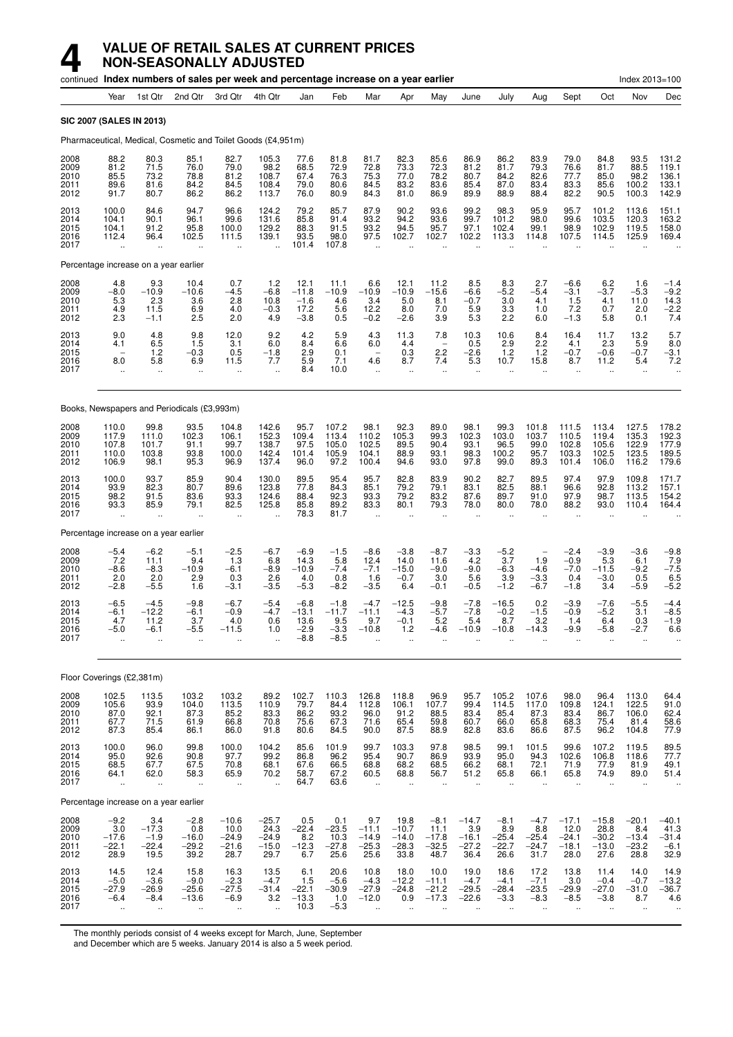# 4 VALUE OF RETAIL SALES AT CURRENT PRICES NON-SEASONALLY ADJUSTED

continued **Index numbers of sales per week and percentage increase on a year earlier** Index 2013=100

| Year | 1st Qtr | 2nd Qtr | 3rd Qtr | 4th Qtr | Jan | Feb | Mar | Apr | May | June | July | Aug | Sept | Oct | Nov | Dec |
|---|---|---|---|---|---|---|---|---|---|---|---|---|---|---|---|---|
| **SIC 2007 (SALES IN 2013)** | | | | | | | | | | | | | | | | |
| Pharmaceutical, Medical, Cosmetic and Toilet Goods (£4,951m) | | | | | | | | | | | | | | | | |
| 2008 88.2 | 80.3 | 85.1 | 82.7 | 105.3 | 77.6 | 81.8 | 81.7 | 82.3 | 85.6 | 86.9 | 86.2 | 83.9 | 79.0 | 84.8 | 93.5 | 131.2 |
| 2009 81.2 | 71.5 | 76.0 | 79.0 | 98.2 | 68.5 | 72.9 | 72.8 | 73.3 | 72.3 | 81.2 | 81.7 | 79.3 | 76.6 | 81.7 | 88.5 | 119.1 |
| 2010 85.5 | 73.2 | 78.8 | 81.2 | 108.7 | 67.4 | 76.3 | 75.3 | 77.0 | 78.2 | 80.7 | 84.2 | 82.6 | 77.7 | 85.0 | 98.2 | 136.1 |
| 2011 89.6 | 81.6 | 84.2 | 84.5 | 108.4 | 79.0 | 80.6 | 84.5 | 83.2 | 83.6 | 85.4 | 87.0 | 83.4 | 83.3 | 85.6 | 100.2 | 133.1 |
| 2012 91.7 | 80.7 | 86.2 | 86.2 | 113.7 | 76.0 | 80.9 | 84.3 | 81.0 | 86.9 | 89.9 | 88.9 | 88.4 | 82.2 | 90.5 | 100.3 | 142.9 |
| 2013 100.0 | 84.6 | 94.7 | 96.6 | 124.2 | 79.2 | 85.7 | 87.9 | 90.2 | 93.6 | 99.2 | 98.3 | 95.9 | 95.7 | 101.2 | 113.6 | 151.1 |
| 2014 104.1 | 90.1 | 96.1 | 99.6 | 131.6 | 85.8 | 91.4 | 93.2 | 94.2 | 93.6 | 99.7 | 101.2 | 98.0 | 99.6 | 103.5 | 120.3 | 163.2 |
| 2015 104.1 | 91.2 | 95.8 | 100.0 | 129.2 | 88.3 | 91.5 | 93.2 | 94.5 | 95.7 | 97.1 | 102.4 | 99.1 | 98.9 | 102.9 | 119.5 | 158.0 |
| 2016 112.4 | 96.4 | 102.5 | 111.5 | 139.1 | 93.5 | 98.0 | 97.5 | 102.7 | 102.7 | 102.2 | 113.3 | 114.8 | 107.5 | 114.5 | 125.9 | 169.4 |
| 2017 .. | .. | .. | .. | .. | 101.4 | 107.8 | .. | .. | .. | .. | .. | .. | .. | .. | .. | .. |
| Percentage increase on a year earlier | | | | | | | | | | | | | | | | |
| 2008 4.8 | 9.3 | 10.4 | 0.7 | 1.2 | 12.1 | 11.1 | 6.6 | 12.1 | 11.2 | 8.5 | 8.3 | 2.7 | −6.6 | 6.2 | 1.6 | −1.4 |
| 2009 −8.0 | −10.9 | −10.6 | −4.5 | −6.8 | −11.8 | −10.9 | −10.9 | −10.9 | −15.6 | −6.6 | −5.2 | −5.4 | −3.1 | −3.7 | −5.3 | −9.2 |
| 2010 5.3 | 2.3 | 3.6 | 2.8 | 10.8 | −1.6 | 4.6 | 3.4 | 5.0 | 8.1 | −0.7 | 3.0 | 4.1 | 1.5 | 4.1 | 11.0 | 14.3 |
| 2011 4.9 | 11.5 | 6.9 | 4.0 | −0.3 | 17.2 | 5.6 | 12.2 | 8.0 | 7.0 | 5.9 | 3.3 | 1.0 | 7.2 | 0.7 | 2.0 | −2.2 |
| 2012 2.3 | −1.1 | 2.5 | 2.0 | 4.9 | −3.8 | 0.5 | −0.2 | −2.6 | 3.9 | 5.3 | 2.2 | 6.0 | −1.3 | 5.8 | 0.1 | 7.4 |
| 2013 9.0 | 4.8 | 9.8 | 12.0 | 9.2 | 4.2 | 5.9 | 4.3 | 11.3 | 7.8 | 10.3 | 10.6 | 8.4 | 16.4 | 11.7 | 13.2 | 5.7 |
| 2014 4.1 | 6.5 | 1.5 | 3.1 | 6.0 | 8.4 | 6.6 | 6.0 | 4.4 | − | 0.5 | 2.9 | 2.2 | 4.1 | 2.3 | 5.9 | 8.0 |
| 2015 − | 1.2 | −0.3 | 0.5 | −1.8 | 2.9 | 0.1 | − | 0.3 | 2.2 | −2.6 | 1.2 | 1.2 | −0.7 | −0.6 | −0.7 | −3.1 |
| 2016 8.0 | 5.8 | 6.9 | 11.5 | 7.7 | 5.9 | 7.1 | 4.6 | 8.7 | 7.4 | 5.3 | 10.7 | 15.8 | 8.7 | 11.2 | 5.4 | 7.2 |
| 2017 .. | .. | .. | .. | .. | 8.4 | 10.0 | .. | .. | .. | .. | .. | .. | .. | .. | .. | .. |
| Books, Newspapers and Periodicals (£3,993m) | | | | | | | | | | | | | | | | |
| 2008 110.0 | 99.8 | 93.5 | 104.8 | 142.6 | 95.7 | 107.2 | 98.1 | 92.3 | 89.0 | 98.1 | 99.3 | 101.8 | 111.5 | 113.4 | 127.5 | 178.2 |
| 2009 117.9 | 111.0 | 102.3 | 106.1 | 152.3 | 109.4 | 113.4 | 110.2 | 105.3 | 99.3 | 102.3 | 103.0 | 103.7 | 110.5 | 119.4 | 135.3 | 192.3 |
| 2010 107.8 | 101.7 | 91.1 | 99.7 | 138.7 | 97.5 | 105.0 | 102.5 | 89.5 | 90.4 | 93.1 | 96.5 | 99.0 | 102.8 | 105.6 | 122.9 | 177.9 |
| 2011 110.0 | 103.8 | 93.8 | 100.0 | 142.4 | 101.4 | 105.9 | 104.1 | 88.9 | 93.1 | 98.3 | 100.2 | 95.7 | 103.3 | 102.5 | 123.5 | 189.5 |
| 2012 106.9 | 98.1 | 95.3 | 96.9 | 137.4 | 96.0 | 97.2 | 100.4 | 94.6 | 93.0 | 97.8 | 99.0 | 89.3 | 101.4 | 106.0 | 116.2 | 179.6 |
| 2013 100.0 | 93.7 | 85.9 | 90.4 | 130.0 | 89.5 | 95.4 | 95.7 | 82.8 | 83.9 | 90.2 | 82.7 | 89.5 | 97.4 | 97.9 | 109.8 | 171.7 |
| 2014 93.9 | 82.3 | 80.7 | 89.6 | 123.8 | 77.8 | 84.3 | 85.1 | 79.2 | 79.1 | 83.1 | 82.5 | 88.1 | 96.6 | 92.8 | 113.2 | 157.1 |
| 2015 98.2 | 91.5 | 83.6 | 93.3 | 124.6 | 88.4 | 92.3 | 93.3 | 79.2 | 83.2 | 87.6 | 89.7 | 91.0 | 97.9 | 98.7 | 113.5 | 154.2 |
| 2016 93.3 | 85.9 | 79.1 | 82.5 | 125.8 | 85.8 | 89.2 | 83.3 | 80.1 | 79.3 | 78.0 | 80.0 | 78.0 | 88.2 | 93.0 | 110.4 | 164.4 |
| 2017 .. | .. | .. | .. | .. | 78.3 | 81.7 | .. | .. | .. | .. | .. | .. | .. | .. | .. | .. |
| Percentage increase on a year earlier | | | | | | | | | | | | | | | | |
| 2008 −5.4 | −6.2 | −5.1 | −2.5 | −6.7 | −6.9 | −1.5 | −8.6 | −3.8 | −8.7 | −3.3 | −5.2 | − | −2.4 | −3.9 | −3.6 | −9.8 |
| 2009 7.2 | 11.1 | 9.4 | 1.3 | 6.8 | 14.3 | 5.8 | 12.4 | 14.0 | 11.6 | 4.2 | 3.7 | 1.9 | −0.9 | 5.3 | 6.1 | 7.9 |
| 2010 −8.6 | −8.3 | −10.9 | −6.1 | −8.9 | −10.9 | −7.4 | −7.1 | −15.0 | −9.0 | −9.0 | −6.3 | −4.6 | −7.0 | −11.5 | −9.2 | −7.5 |
| 2011 2.0 | 2.0 | 2.9 | 0.3 | 2.6 | 4.0 | 0.8 | 1.6 | −0.7 | 3.0 | 5.6 | 3.9 | −3.3 | 0.4 | −3.0 | 0.5 | 6.5 |
| 2012 −2.8 | −5.5 | 1.6 | −3.1 | −3.5 | −5.3 | −8.2 | −3.5 | 6.4 | −0.1 | −0.5 | −1.2 | −6.7 | −1.8 | 3.4 | −5.9 | −5.2 |
| 2013 −6.5 | −4.5 | −9.8 | −6.7 | −5.4 | −6.8 | −1.8 | −4.7 | −12.5 | −9.8 | −7.8 | −16.5 | 0.2 | −3.9 | −7.6 | −5.5 | −4.4 |
| 2014 −6.1 | −12.2 | −6.1 | −0.9 | −4.7 | −13.1 | −11.7 | −11.1 | −4.3 | −5.7 | −7.8 | −0.2 | −1.5 | −0.9 | −5.2 | 3.1 | −8.5 |
| 2015 4.7 | 11.2 | 3.7 | 4.0 | 0.6 | 13.6 | 9.5 | 9.7 | −0.1 | 5.2 | 5.4 | 8.7 | 3.2 | 1.4 | 6.4 | 0.3 | −1.9 |
| 2016 −5.0 | −6.1 | −5.5 | −11.5 | 1.0 | −2.9 | −3.3 | −10.8 | 1.2 | −4.6 | −10.9 | −10.8 | −14.3 | −9.9 | −5.8 | −2.7 | 6.6 |
| 2017 .. | .. | .. | .. | .. | −8.8 | −8.5 | .. | .. | .. | .. | .. | .. | .. | .. | .. | .. |
| Floor Coverings (£2,381m) | | | | | | | | | | | | | | | | |
| 2008 102.5 | 113.5 | 103.2 | 103.2 | 89.2 | 102.7 | 110.3 | 126.8 | 118.8 | 96.9 | 95.7 | 105.2 | 107.6 | 98.0 | 96.4 | 113.0 | 64.4 |
| 2009 105.6 | 93.9 | 104.0 | 113.5 | 110.9 | 79.7 | 84.4 | 112.8 | 106.1 | 107.7 | 99.4 | 114.5 | 117.0 | 109.8 | 124.1 | 122.5 | 91.0 |
| 2010 87.0 | 92.1 | 87.3 | 85.2 | 83.3 | 75.6 | 93.2 | 96.0 | 91.2 | 88.5 | 83.4 | 85.4 | 87.3 | 83.4 | 86.7 | 106.0 | 62.4 |
| 2011 67.7 | 71.5 | 61.9 | 66.8 | 70.8 | 86.2 | 67.3 | 71.6 | 65.4 | 59.8 | 60.7 | 66.0 | 65.8 | 68.3 | 75.4 | 81.4 | 58.6 |
| 2012 87.3 | 85.4 | 86.1 | 86.0 | 91.8 | 80.6 | 84.5 | 90.0 | 87.5 | 88.9 | 82.8 | 83.6 | 86.6 | 87.5 | 96.2 | 104.8 | 77.9 |
| 2013 100.0 | 96.0 | 99.8 | 100.0 | 104.2 | 85.6 | 101.9 | 99.7 | 103.3 | 97.8 | 98.5 | 99.1 | 101.5 | 99.6 | 107.2 | 119.5 | 89.5 |
| 2014 95.0 | 92.6 | 90.8 | 97.7 | 99.2 | 86.8 | 96.2 | 95.4 | 90.7 | 86.9 | 93.9 | 95.0 | 94.3 | 102.6 | 106.8 | 118.6 | 77.7 |
| 2015 68.5 | 67.7 | 67.5 | 70.8 | 68.1 | 67.6 | 66.5 | 68.8 | 68.2 | 68.5 | 66.2 | 68.1 | 72.1 | 71.9 | 77.9 | 81.9 | 49.1 |
| 2016 64.1 | 62.0 | 58.3 | 65.9 | 70.2 | 58.7 | 67.2 | 60.5 | 68.8 | 56.7 | 51.2 | 65.8 | 66.1 | 65.8 | 74.9 | 89.0 | 51.4 |
| 2017 .. | .. | .. | .. | .. | 64.7 | 63.6 | .. | .. | .. | .. | .. | .. | .. | .. | .. | .. |
| Percentage increase on a year earlier | | | | | | | | | | | | | | | | |
| 2008 −9.2 | 3.4 | −2.8 | −10.6 | −25.7 | 0.5 | 0.1 | 9.7 | 19.8 | −8.1 | −14.7 | −8.1 | −4.7 | −17.1 | −15.8 | −20.1 | −40.1 |
| 2009 3.0 | −17.3 | 0.8 | 10.0 | 24.3 | −22.4 | −23.5 | −11.1 | −10.7 | 11.1 | 3.9 | 8.9 | 8.8 | 12.0 | 28.8 | 8.4 | 41.3 |
| 2010 −17.6 | −1.9 | −16.0 | −24.9 | −24.9 | −5.1 | 10.3 | −14.9 | −14.0 | −17.8 | −16.1 | −25.4 | −25.4 | −24.1 | −30.2 | −13.4 | −31.4 |
| 2011 −22.1 | −22.4 | −29.2 | −21.6 | −15.0 | 14.0 | −27.8 | −25.3 | −28.3 | −32.5 | −27.2 | −22.7 | −24.7 | −18.1 | −13.0 | −23.2 | −6.1 |
| 2012 28.9 | 19.5 | 39.2 | 28.7 | 29.7 | −6.5 | 25.6 | 25.6 | 33.8 | 48.7 | 36.4 | 26.6 | 31.7 | 28.0 | 27.6 | 28.8 | 32.9 |
| 2013 14.5 | 12.4 | 15.8 | 16.3 | 13.5 | 6.1 | 20.6 | 10.8 | 18.0 | 10.0 | 19.0 | 18.6 | 17.2 | 13.8 | 11.4 | 14.0 | 14.9 |
| 2014 −5.0 | −3.6 | −9.0 | −2.3 | −4.7 | 1.5 | −5.6 | −4.3 | −12.2 | −11.1 | −4.7 | −4.1 | −7.1 | 3.0 | −0.4 | −0.7 | −13.2 |
| 2015 −27.9 | −26.9 | −25.6 | −27.5 | −31.4 | −22.1 | −30.9 | −27.9 | −24.8 | −21.2 | −29.5 | −28.4 | −23.5 | −29.9 | −27.0 | −31.0 | −36.7 |
| 2016 −6.4 | −8.4 | −13.6 | −6.9 | 3.2 | −13.3 | 1.0 | −12.0 | 0.9 | −17.3 | −22.6 | −3.3 | −8.3 | −8.5 | −3.8 | 8.7 | 4.6 |
| 2017 .. | .. | .. | .. | .. | 10.3 | −5.3 | .. | .. | .. | .. | .. | .. | .. | .. | .. | .. |

The monthly periods consist of 4 weeks except for March, June, September and December which are 5 weeks. January 2014 is also a 5 week period.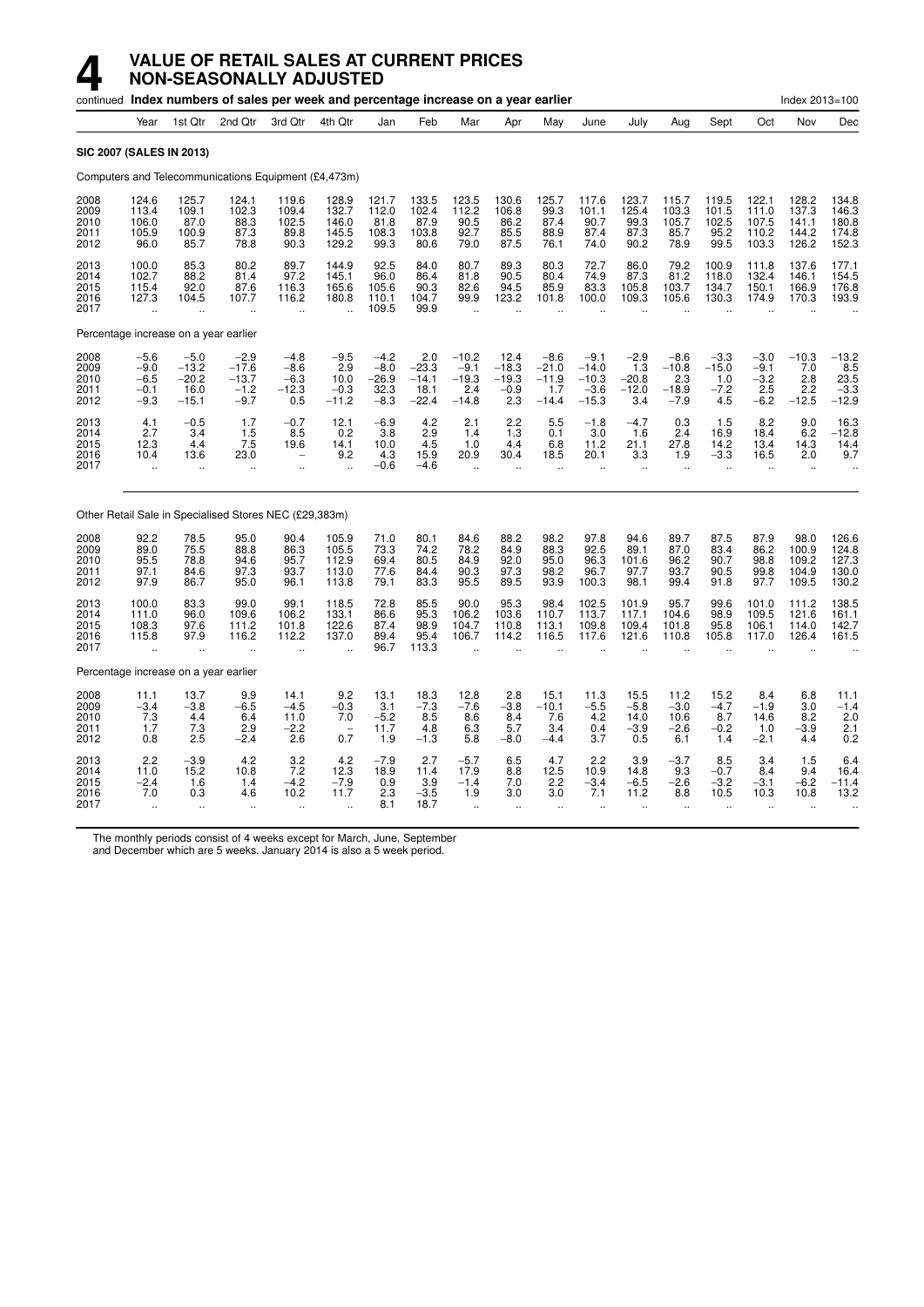# 4 VALUE OF RETAIL SALES AT CURRENT PRICES NON-SEASONALLY ADJUSTED

continued **Index numbers of sales per week and percentage increase on a year earlier** Index 2013=100

| | Year | 1st Qtr | 2nd Qtr | 3rd Qtr | 4th Qtr | Jan | Feb | Mar | Apr | May | June | July | Aug | Sept | Oct | Nov | Dec |
|---|---|---|---|---|---|---|---|---|---|---|---|---|---|---|---|---|---|
| **SIC 2007 (SALES IN 2013)** | | | | | | | | | | | | | | | | | |
| Computers and Telecommunications Equipment (£4,473m) | | | | | | | | | | | | | | | | | |
| 2008 | 124.6 | 125.7 | 124.1 | 119.6 | 128.9 | 121.7 | 133.5 | 123.5 | 130.6 | 125.7 | 117.6 | 123.7 | 115.7 | 119.5 | 122.1 | 128.2 | 134.8 |
| 2009 | 113.4 | 109.1 | 102.3 | 109.4 | 132.7 | 112.0 | 102.4 | 112.2 | 106.8 | 99.3 | 101.1 | 125.4 | 103.3 | 101.5 | 111.0 | 137.3 | 146.3 |
| 2010 | 106.0 | 87.0 | 88.3 | 102.5 | 146.0 | 81.8 | 87.9 | 90.5 | 86.2 | 87.4 | 90.7 | 99.3 | 105.7 | 102.5 | 107.5 | 141.1 | 180.8 |
| 2011 | 105.9 | 100.9 | 87.3 | 89.8 | 145.5 | 108.3 | 103.8 | 92.7 | 85.5 | 88.9 | 87.4 | 87.3 | 85.7 | 95.2 | 110.2 | 144.2 | 174.8 |
| 2012 | 96.0 | 85.7 | 78.8 | 90.3 | 129.2 | 99.3 | 80.6 | 79.0 | 87.5 | 76.1 | 74.0 | 90.2 | 78.9 | 99.5 | 103.3 | 126.2 | 152.3 |
| 2013 | 100.0 | 85.3 | 80.2 | 89.7 | 144.9 | 92.5 | 84.0 | 80.7 | 89.3 | 80.3 | 72.7 | 86.0 | 79.2 | 100.9 | 111.8 | 137.6 | 177.1 |
| 2014 | 102.7 | 88.2 | 81.4 | 97.2 | 145.1 | 96.0 | 86.4 | 81.8 | 90.5 | 80.4 | 74.9 | 87.3 | 81.2 | 118.0 | 132.4 | 146.1 | 154.5 |
| 2015 | 115.4 | 92.0 | 87.6 | 116.3 | 165.6 | 105.6 | 90.3 | 82.6 | 94.5 | 85.9 | 83.3 | 105.8 | 103.7 | 134.7 | 150.1 | 166.9 | 176.8 |
| 2016 | 127.3 | 104.5 | 107.7 | 116.2 | 180.8 | 110.1 | 104.7 | 99.9 | 123.2 | 101.8 | 100.0 | 109.3 | 105.6 | 130.3 | 174.9 | 170.3 | 193.9 |
| 2017 | .. | .. | .. | .. | .. | 109.5 | 99.9 | .. | .. | .. | .. | .. | .. | .. | .. | .. | .. |
| Percentage increase on a year earlier | | | | | | | | | | | | | | | | | |
| 2008 | −5.6 | −5.0 | −2.9 | −4.8 | −9.5 | −4.2 | 2.0 | −10.2 | 12.4 | −8.6 | −9.1 | −2.9 | −8.6 | −3.3 | −3.0 | −10.3 | −13.2 |
| 2009 | −9.0 | −13.2 | −17.6 | −8.6 | 2.9 | −8.0 | −23.3 | −9.1 | −18.3 | −21.0 | −14.0 | 1.3 | −10.8 | −15.0 | −9.1 | 7.0 | 8.5 |
| 2010 | −6.5 | −20.2 | −13.7 | −6.3 | 10.0 | −26.9 | −14.1 | −19.3 | −19.3 | −11.9 | −10.3 | −20.8 | 2.3 | 1.0 | −3.2 | 2.8 | 23.5 |
| 2011 | −0.1 | 16.0 | −1.2 | −12.3 | −0.3 | 32.3 | 18.1 | 2.4 | −0.9 | 1.7 | −3.6 | −12.0 | −18.9 | −7.2 | 2.5 | 2.2 | −3.3 |
| 2012 | −9.3 | −15.1 | −9.7 | 0.5 | −11.2 | −8.3 | −22.4 | −14.8 | 2.3 | −14.4 | −15.3 | 3.4 | −7.9 | 4.5 | −6.2 | −12.5 | −12.9 |
| 2013 | 4.1 | −0.5 | 1.7 | −0.7 | 12.1 | −6.9 | 4.2 | 2.1 | 2.2 | 5.5 | −1.8 | −4.7 | 0.3 | 1.5 | 8.2 | 9.0 | 16.3 |
| 2014 | 2.7 | 3.4 | 1.5 | 8.5 | 0.2 | 3.8 | 2.9 | 1.4 | 1.3 | 0.1 | 3.0 | 1.6 | 2.4 | 16.9 | 18.4 | 6.2 | −12.8 |
| 2015 | 12.3 | 4.4 | 7.5 | 19.6 | 14.1 | 10.0 | 4.5 | 1.0 | 4.4 | 6.8 | 11.2 | 21.1 | 27.8 | 14.2 | 13.4 | 14.3 | 14.4 |
| 2016 | 10.4 | 13.6 | 23.0 | − | 9.2 | 4.3 | 15.9 | 20.9 | 30.4 | 18.5 | 20.1 | 3.3 | 1.9 | −3.3 | 16.5 | 2.0 | 9.7 |
| 2017 | .. | .. | .. | .. | .. | −0.6 | −4.6 | .. | .. | .. | .. | .. | .. | .. | .. | .. | .. |
| Other Retail Sale in Specialised Stores NEC (£29,383m) | | | | | | | | | | | | | | | | | |
| 2008 | 92.2 | 78.5 | 95.0 | 90.4 | 105.9 | 71.0 | 80.1 | 84.6 | 88.2 | 98.2 | 97.8 | 94.6 | 89.7 | 87.5 | 87.9 | 98.0 | 126.6 |
| 2009 | 89.0 | 75.5 | 88.8 | 86.3 | 105.5 | 73.3 | 74.2 | 78.2 | 84.9 | 88.3 | 92.5 | 89.1 | 87.0 | 83.4 | 86.2 | 100.9 | 124.8 |
| 2010 | 95.5 | 78.8 | 94.6 | 95.7 | 112.9 | 69.4 | 80.5 | 84.9 | 92.0 | 95.0 | 96.3 | 101.6 | 96.2 | 90.7 | 98.8 | 109.2 | 127.3 |
| 2011 | 97.1 | 84.6 | 97.3 | 93.7 | 113.0 | 77.6 | 84.4 | 90.3 | 97.3 | 98.2 | 96.7 | 97.7 | 93.7 | 90.5 | 99.8 | 104.9 | 130.0 |
| 2012 | 97.9 | 86.7 | 95.0 | 96.1 | 113.8 | 79.1 | 83.3 | 95.5 | 89.5 | 93.9 | 100.3 | 98.1 | 99.4 | 91.8 | 97.7 | 109.5 | 130.2 |
| 2013 | 100.0 | 83.3 | 99.0 | 99.1 | 118.5 | 72.8 | 85.5 | 90.0 | 95.3 | 98.4 | 102.5 | 101.9 | 95.7 | 99.6 | 101.0 | 111.2 | 138.5 |
| 2014 | 111.0 | 96.0 | 109.6 | 106.2 | 133.1 | 86.6 | 95.3 | 106.2 | 103.6 | 110.7 | 113.7 | 117.1 | 104.6 | 98.9 | 109.5 | 121.6 | 161.1 |
| 2015 | 108.3 | 97.6 | 111.2 | 101.8 | 122.6 | 87.4 | 98.9 | 104.7 | 110.8 | 113.1 | 109.8 | 109.4 | 101.8 | 95.8 | 106.1 | 114.0 | 142.7 |
| 2016 | 115.8 | 97.9 | 116.2 | 112.2 | 137.0 | 89.4 | 95.4 | 106.7 | 114.2 | 116.5 | 117.6 | 121.6 | 110.8 | 105.8 | 117.0 | 126.4 | 161.5 |
| 2017 | .. | .. | .. | .. | .. | 96.7 | 113.3 | .. | .. | .. | .. | .. | .. | .. | .. | .. | .. |
| Percentage increase on a year earlier | | | | | | | | | | | | | | | | | |
| 2008 | 11.1 | 13.7 | 9.9 | 14.1 | 9.2 | 13.1 | 18.3 | 12.8 | 2.8 | 15.1 | 11.3 | 15.5 | 11.2 | 15.2 | 8.4 | 6.8 | 11.1 |
| 2009 | −3.4 | −3.8 | −6.5 | −4.5 | −0.3 | 3.1 | −7.3 | −7.6 | −3.8 | −10.1 | −5.5 | −5.8 | −3.0 | −4.7 | −1.9 | 3.0 | −1.4 |
| 2010 | 7.3 | 4.4 | 6.4 | 11.0 | 7.0 | −5.2 | 8.5 | 8.6 | 8.4 | 7.6 | 4.2 | 14.0 | 10.6 | 8.7 | 14.6 | 8.2 | 2.0 |
| 2011 | 1.7 | 7.3 | 2.9 | −2.2 | − | 11.7 | 4.8 | 6.3 | 5.7 | 3.4 | 0.4 | −3.9 | −2.6 | −0.2 | 1.0 | −3.9 | 2.1 |
| 2012 | 0.8 | 2.5 | −2.4 | 2.6 | 0.7 | 1.9 | −1.3 | 5.8 | −8.0 | −4.4 | 3.7 | 0.5 | 6.1 | 1.4 | −2.1 | 4.4 | 0.2 |
| 2013 | 2.2 | −3.9 | 4.2 | 3.2 | 4.2 | −7.9 | 2.7 | −5.7 | 6.5 | 4.7 | 2.2 | 3.9 | −3.7 | 8.5 | 3.4 | 1.5 | 6.4 |
| 2014 | 11.0 | 15.2 | 10.8 | 7.2 | 12.3 | 18.9 | 11.4 | 17.9 | 8.8 | 12.5 | 10.9 | 14.8 | 9.3 | −0.7 | 8.4 | 9.4 | 16.4 |
| 2015 | −2.4 | 1.6 | 1.4 | −4.2 | −7.9 | 0.9 | 3.9 | −1.4 | 7.0 | 2.2 | −3.4 | −6.5 | −2.6 | −3.2 | −3.1 | −6.2 | −11.4 |
| 2016 | 7.0 | 0.3 | 4.6 | 10.2 | 11.7 | 2.3 | −3.5 | 1.9 | 3.0 | 3.0 | 7.1 | 11.2 | 8.8 | 10.5 | 10.3 | 10.8 | 13.2 |
| 2017 | .. | .. | .. | .. | .. | 8.1 | 18.7 | .. | .. | .. | .. | .. | .. | .. | .. | .. | .. |

The monthly periods consist of 4 weeks except for March, June, September and December which are 5 weeks. January 2014 is also a 5 week period.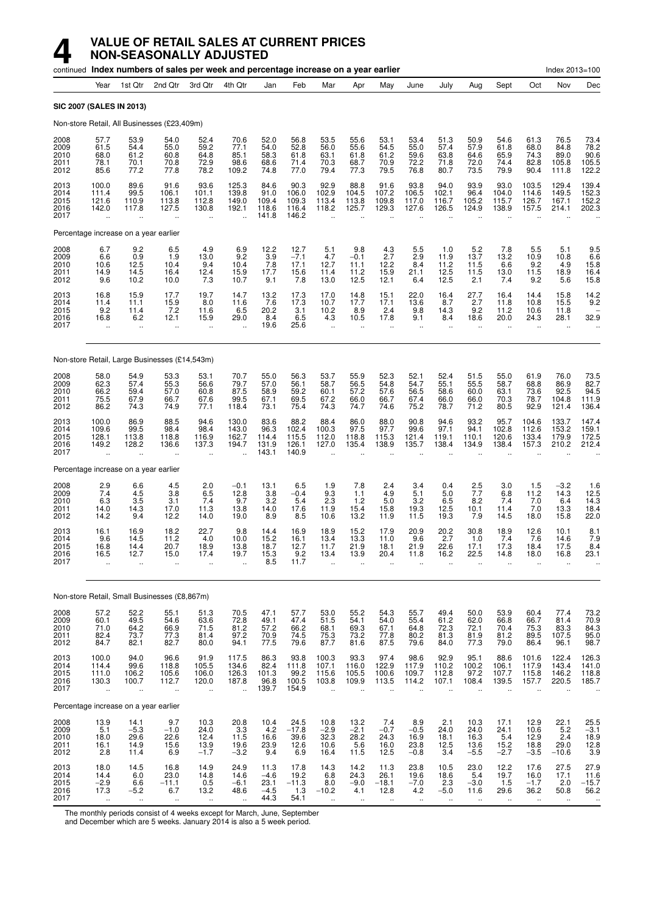# 4 VALUE OF RETAIL SALES AT CURRENT PRICES NON-SEASONALLY ADJUSTED

continued **Index numbers of sales per week and percentage increase on a year earlier** Index 2013=100

| Year | Year | 1st Qtr | 2nd Qtr | 3rd Qtr | 4th Qtr | Jan | Feb | Mar | Apr | May | June | July | Aug | Sept | Oct | Nov | Dec |
|---|---|---|---|---|---|---|---|---|---|---|---|---|---|---|---|---|---|
| **SIC 2007 (SALES IN 2013)** | | | | | | | | | | | | | | | | | |
| Non-store Retail, All Businesses (£23,409m) | | | | | | | | | | | | | | | | | |
| 2008 | 57.7 | 53.9 | 54.0 | 52.4 | 70.6 | 52.0 | 56.8 | 53.5 | 55.6 | 53.1 | 53.4 | 51.3 | 50.9 | 54.6 | 61.3 | 76.5 | 73.4 |
| 2009 | 61.5 | 54.4 | 55.0 | 59.2 | 77.1 | 54.0 | 52.8 | 56.0 | 55.6 | 54.5 | 55.0 | 57.4 | 57.9 | 61.8 | 68.0 | 84.8 | 78.2 |
| 2010 | 68.0 | 61.2 | 60.8 | 64.8 | 85.1 | 58.3 | 61.8 | 63.1 | 61.8 | 61.2 | 59.6 | 63.8 | 64.6 | 65.9 | 74.3 | 89.0 | 90.6 |
| 2011 | 78.1 | 70.1 | 70.8 | 72.9 | 98.6 | 68.6 | 71.4 | 70.3 | 68.7 | 70.9 | 72.2 | 71.8 | 72.0 | 74.4 | 82.8 | 105.8 | 105.5 |
| 2012 | 85.6 | 77.2 | 77.8 | 78.2 | 109.2 | 74.8 | 77.0 | 79.4 | 77.3 | 79.5 | 76.8 | 80.7 | 73.5 | 79.9 | 90.4 | 111.8 | 122.2 |
| 2013 | 100.0 | 89.6 | 91.6 | 93.6 | 125.3 | 84.6 | 90.3 | 92.9 | 88.8 | 91.6 | 93.8 | 94.0 | 93.9 | 93.0 | 103.5 | 129.4 | 139.4 |
| 2014 | 111.4 | 99.5 | 106.1 | 101.1 | 139.8 | 91.0 | 106.0 | 102.9 | 104.5 | 107.2 | 106.5 | 102.1 | 96.4 | 104.0 | 114.6 | 149.5 | 152.3 |
| 2015 | 121.6 | 110.9 | 113.8 | 112.8 | 149.0 | 109.4 | 109.3 | 113.4 | 113.8 | 109.8 | 117.0 | 116.7 | 105.2 | 115.7 | 126.7 | 167.1 | 152.2 |
| 2016 | 142.0 | 117.8 | 127.5 | 130.8 | 192.1 | 118.6 | 116.4 | 118.2 | 125.7 | 129.3 | 127.6 | 126.5 | 124.9 | 138.9 | 157.5 | 214.1 | 202.3 |
| 2017 | .. | .. | .. | .. | .. | 141.8 | 146.2 | .. | .. | .. | .. | .. | .. | .. | .. | .. | .. |
| Percentage increase on a year earlier | | | | | | | | | | | | | | | | | |
| 2008 | 6.7 | 9.2 | 6.5 | 4.9 | 6.9 | 12.2 | 12.7 | 5.1 | 9.8 | 4.3 | 5.5 | 1.0 | 5.2 | 7.8 | 5.5 | 5.1 | 9.5 |
| 2009 | 6.6 | 0.9 | 1.9 | 13.0 | 9.2 | 3.9 | −7.1 | 4.7 | −0.1 | 2.7 | 2.9 | 11.9 | 13.7 | 13.2 | 10.9 | 10.8 | 6.6 |
| 2010 | 10.6 | 12.5 | 10.4 | 9.4 | 10.4 | 7.8 | 17.1 | 12.7 | 11.1 | 12.2 | 8.4 | 11.2 | 11.5 | 6.6 | 9.2 | 4.9 | 15.8 |
| 2011 | 14.9 | 14.5 | 16.4 | 12.4 | 15.9 | 17.7 | 15.6 | 11.4 | 11.2 | 15.9 | 21.1 | 12.5 | 11.5 | 13.0 | 11.5 | 18.9 | 16.4 |
| 2012 | 9.6 | 10.2 | 10.0 | 7.3 | 10.7 | 9.1 | 7.8 | 13.0 | 12.5 | 12.1 | 6.4 | 12.5 | 2.1 | 7.4 | 9.2 | 5.6 | 15.8 |
| 2013 | 16.8 | 15.9 | 17.7 | 19.7 | 14.7 | 13.2 | 17.3 | 17.0 | 14.8 | 15.1 | 22.0 | 16.4 | 27.7 | 16.4 | 14.4 | 15.8 | 14.2 |
| 2014 | 11.4 | 11.1 | 15.9 | 8.0 | 11.6 | 7.6 | 17.3 | 10.7 | 17.7 | 17.1 | 13.6 | 8.7 | 2.7 | 11.8 | 10.8 | 15.5 | 9.2 |
| 2015 | 9.2 | 11.4 | 7.2 | 11.6 | 6.5 | 20.2 | 3.1 | 10.2 | 8.9 | 2.4 | 9.8 | 14.3 | 9.2 | 11.2 | 10.6 | 11.8 | – |
| 2016 | 16.8 | 6.2 | 12.1 | 15.9 | 29.0 | 8.4 | 6.5 | 4.3 | 10.5 | 17.8 | 9.1 | 8.4 | 18.6 | 20.0 | 24.3 | 28.1 | 32.9 |
| 2017 | .. | .. | .. | .. | .. | 19.6 | 25.6 | .. | .. | .. | .. | .. | .. | .. | .. | .. | .. |
| Non-store Retail, Large Businesses (£14,543m) | | | | | | | | | | | | | | | | | |
| 2008 | 58.0 | 54.9 | 53.3 | 53.1 | 70.7 | 55.0 | 56.3 | 53.7 | 55.9 | 52.3 | 52.1 | 52.4 | 51.5 | 55.0 | 61.9 | 76.0 | 73.5 |
| 2009 | 62.3 | 57.4 | 55.3 | 56.6 | 79.7 | 57.0 | 56.1 | 58.7 | 56.5 | 54.8 | 54.7 | 55.1 | 55.5 | 58.7 | 68.8 | 86.9 | 82.7 |
| 2010 | 66.2 | 59.4 | 57.0 | 60.8 | 87.5 | 58.9 | 59.2 | 60.1 | 57.2 | 57.6 | 56.5 | 58.6 | 60.0 | 63.1 | 73.6 | 92.5 | 94.5 |
| 2011 | 75.5 | 67.9 | 66.7 | 67.6 | 99.5 | 67.1 | 69.5 | 67.2 | 66.0 | 66.7 | 67.4 | 66.0 | 66.0 | 70.3 | 78.7 | 104.8 | 111.9 |
| 2012 | 86.2 | 74.3 | 74.9 | 77.1 | 118.4 | 73.1 | 75.4 | 74.3 | 74.7 | 74.6 | 75.2 | 78.7 | 71.2 | 80.5 | 92.9 | 121.4 | 136.4 |
| 2013 | 100.0 | 86.9 | 88.5 | 94.6 | 130.0 | 83.6 | 88.2 | 88.4 | 86.0 | 88.0 | 90.8 | 94.6 | 93.2 | 95.7 | 104.6 | 133.7 | 147.4 |
| 2014 | 109.6 | 99.5 | 98.4 | 98.4 | 143.0 | 96.3 | 102.4 | 100.3 | 97.5 | 97.7 | 99.6 | 97.1 | 94.1 | 102.8 | 112.6 | 153.2 | 159.1 |
| 2015 | 128.1 | 113.8 | 118.8 | 116.9 | 162.7 | 114.4 | 115.5 | 112.0 | 118.8 | 115.3 | 121.4 | 119.1 | 110.1 | 120.6 | 133.4 | 179.9 | 172.5 |
| 2016 | 149.2 | 128.2 | 136.6 | 137.3 | 194.7 | 131.9 | 126.1 | 127.0 | 135.4 | 138.9 | 135.7 | 138.4 | 134.9 | 138.4 | 157.3 | 210.2 | 212.4 |
| 2017 | .. | .. | .. | .. | .. | 143.1 | 140.9 | .. | .. | .. | .. | .. | .. | .. | .. | .. | .. |
| Percentage increase on a year earlier | | | | | | | | | | | | | | | | | |
| 2008 | 2.9 | 6.6 | 4.5 | 2.0 | −0.1 | 13.1 | 6.5 | 1.9 | 7.8 | 2.4 | 3.4 | 0.4 | 2.5 | 3.0 | 1.5 | −3.2 | 1.6 |
| 2009 | 7.4 | 4.5 | 3.8 | 6.5 | 12.8 | 3.8 | −0.4 | 9.3 | 1.1 | 4.9 | 5.1 | 5.0 | 7.7 | 6.8 | 11.2 | 14.3 | 12.5 |
| 2010 | 6.3 | 3.5 | 3.1 | 7.4 | 9.7 | 3.2 | 5.4 | 2.3 | 1.2 | 5.0 | 3.2 | 6.5 | 8.2 | 7.4 | 7.0 | 6.4 | 14.3 |
| 2011 | 14.0 | 14.3 | 17.0 | 11.3 | 13.8 | 14.0 | 17.6 | 11.9 | 15.4 | 15.8 | 19.3 | 12.5 | 10.1 | 11.4 | 7.0 | 13.3 | 18.4 |
| 2012 | 14.2 | 9.4 | 12.2 | 14.0 | 19.0 | 8.9 | 8.5 | 10.6 | 13.2 | 11.9 | 11.5 | 19.3 | 7.9 | 14.5 | 18.0 | 15.8 | 22.0 |
| 2013 | 16.1 | 16.9 | 18.2 | 22.7 | 9.8 | 14.4 | 16.9 | 18.9 | 15.2 | 17.9 | 20.9 | 20.2 | 30.8 | 18.9 | 12.6 | 10.1 | 8.1 |
| 2014 | 9.6 | 14.5 | 11.2 | 4.0 | 10.0 | 15.2 | 16.1 | 13.4 | 13.3 | 11.0 | 9.6 | 2.7 | 1.0 | 7.4 | 7.6 | 14.6 | 7.9 |
| 2015 | 16.8 | 14.4 | 20.7 | 18.9 | 13.8 | 18.7 | 12.7 | 11.7 | 21.9 | 18.1 | 21.9 | 22.6 | 17.1 | 17.3 | 18.4 | 17.5 | 8.4 |
| 2016 | 16.5 | 12.7 | 15.0 | 17.4 | 19.7 | 15.3 | 9.2 | 13.4 | 13.9 | 20.4 | 11.8 | 16.2 | 22.5 | 14.8 | 18.0 | 16.8 | 23.1 |
| 2017 | .. | .. | .. | .. | .. | 8.5 | 11.7 | .. | .. | .. | .. | .. | .. | .. | .. | .. | .. |
| Non-store Retail, Small Businesses (£8,867m) | | | | | | | | | | | | | | | | | |
| 2008 | 57.2 | 52.2 | 55.1 | 51.3 | 70.5 | 47.1 | 57.7 | 53.0 | 55.2 | 54.3 | 55.7 | 49.4 | 50.0 | 53.9 | 60.4 | 77.4 | 73.2 |
| 2009 | 60.1 | 49.5 | 54.6 | 63.6 | 72.8 | 49.1 | 47.4 | 51.5 | 54.1 | 54.0 | 55.4 | 61.2 | 62.0 | 66.8 | 66.7 | 81.4 | 70.9 |
| 2010 | 71.0 | 64.2 | 66.9 | 71.5 | 81.2 | 57.2 | 66.2 | 68.1 | 69.3 | 67.1 | 64.8 | 72.3 | 72.1 | 70.4 | 75.3 | 83.3 | 84.3 |
| 2011 | 82.4 | 73.7 | 77.3 | 81.4 | 97.2 | 70.9 | 74.5 | 75.3 | 73.2 | 77.8 | 80.2 | 81.3 | 81.9 | 81.2 | 89.5 | 107.5 | 95.0 |
| 2012 | 84.7 | 82.1 | 82.7 | 80.0 | 94.1 | 77.5 | 79.6 | 87.7 | 81.6 | 87.5 | 79.6 | 84.0 | 77.3 | 79.0 | 86.4 | 96.1 | 98.7 |
| 2013 | 100.0 | 94.0 | 96.6 | 91.9 | 117.5 | 86.3 | 93.8 | 100.3 | 93.3 | 97.4 | 98.6 | 92.9 | 95.1 | 88.6 | 101.6 | 122.4 | 126.3 |
| 2014 | 114.4 | 99.6 | 118.8 | 105.5 | 134.6 | 82.4 | 111.8 | 107.1 | 116.0 | 122.9 | 117.9 | 110.2 | 100.2 | 106.1 | 117.9 | 143.4 | 141.0 |
| 2015 | 111.0 | 106.2 | 105.6 | 106.0 | 126.3 | 101.3 | 99.2 | 115.6 | 105.5 | 100.6 | 109.7 | 112.8 | 97.2 | 107.7 | 115.8 | 146.2 | 118.8 |
| 2016 | 130.3 | 100.7 | 112.7 | 120.0 | 187.8 | 96.8 | 100.5 | 103.8 | 109.9 | 113.5 | 114.2 | 107.1 | 108.4 | 139.5 | 157.7 | 220.5 | 185.7 |
| 2017 | .. | .. | .. | .. | .. | 139.7 | 154.9 | .. | .. | .. | .. | .. | .. | .. | .. | .. | .. |
| Percentage increase on a year earlier | | | | | | | | | | | | | | | | | |
| 2008 | 13.9 | 14.1 | 9.7 | 10.3 | 20.8 | 10.4 | 24.5 | 10.8 | 13.2 | 7.4 | 8.9 | 2.1 | 10.3 | 17.1 | 12.9 | 22.1 | 25.5 |
| 2009 | 5.1 | −5.3 | −1.0 | 24.0 | 3.3 | 4.2 | −17.8 | −2.9 | −2.1 | −0.7 | −0.5 | 24.0 | 24.0 | 24.1 | 10.6 | 5.2 | −3.1 |
| 2010 | 18.0 | 29.6 | 22.6 | 12.4 | 11.5 | 16.6 | 39.6 | 32.3 | 28.2 | 24.3 | 16.9 | 18.1 | 16.3 | 5.4 | 12.9 | 2.4 | 18.9 |
| 2011 | 16.1 | 14.9 | 15.6 | 13.9 | 19.6 | 23.9 | 12.6 | 10.6 | 5.6 | 16.0 | 23.8 | 12.5 | 13.6 | 15.2 | 18.8 | 29.0 | 12.8 |
| 2012 | 2.8 | 11.4 | 6.9 | −1.7 | −3.2 | 9.4 | 6.9 | 16.4 | 11.5 | 12.5 | −0.8 | 3.4 | −5.5 | −2.7 | −3.5 | −10.6 | 3.9 |
| 2013 | 18.0 | 14.5 | 16.8 | 14.9 | 24.9 | 11.3 | 17.8 | 14.3 | 14.2 | 11.3 | 23.8 | 10.5 | 23.0 | 12.2 | 17.6 | 27.5 | 27.9 |
| 2014 | 14.4 | 6.0 | 23.0 | 14.8 | 14.6 | −4.6 | 19.2 | 6.8 | 24.3 | 26.1 | 19.6 | 18.6 | 5.4 | 19.7 | 16.0 | 17.1 | 11.6 |
| 2015 | −2.9 | 6.6 | −11.1 | 0.5 | −6.1 | 23.1 | −11.3 | 8.0 | −9.0 | −18.1 | −7.0 | 2.3 | −3.0 | 1.5 | −1.7 | 2.0 | −15.7 |
| 2016 | 17.3 | −5.2 | 6.7 | 13.2 | 48.6 | −4.5 | 1.3 | −10.2 | 4.1 | 12.8 | 4.2 | −5.0 | 11.6 | 29.6 | 36.2 | 50.8 | 56.2 |
| 2017 | .. | .. | .. | .. | .. | 44.3 | 54.1 | .. | .. | .. | .. | .. | .. | .. | .. | .. | .. |

The monthly periods consist of 4 weeks except for March, June, September and December which are 5 weeks. January 2014 is also a 5 week period.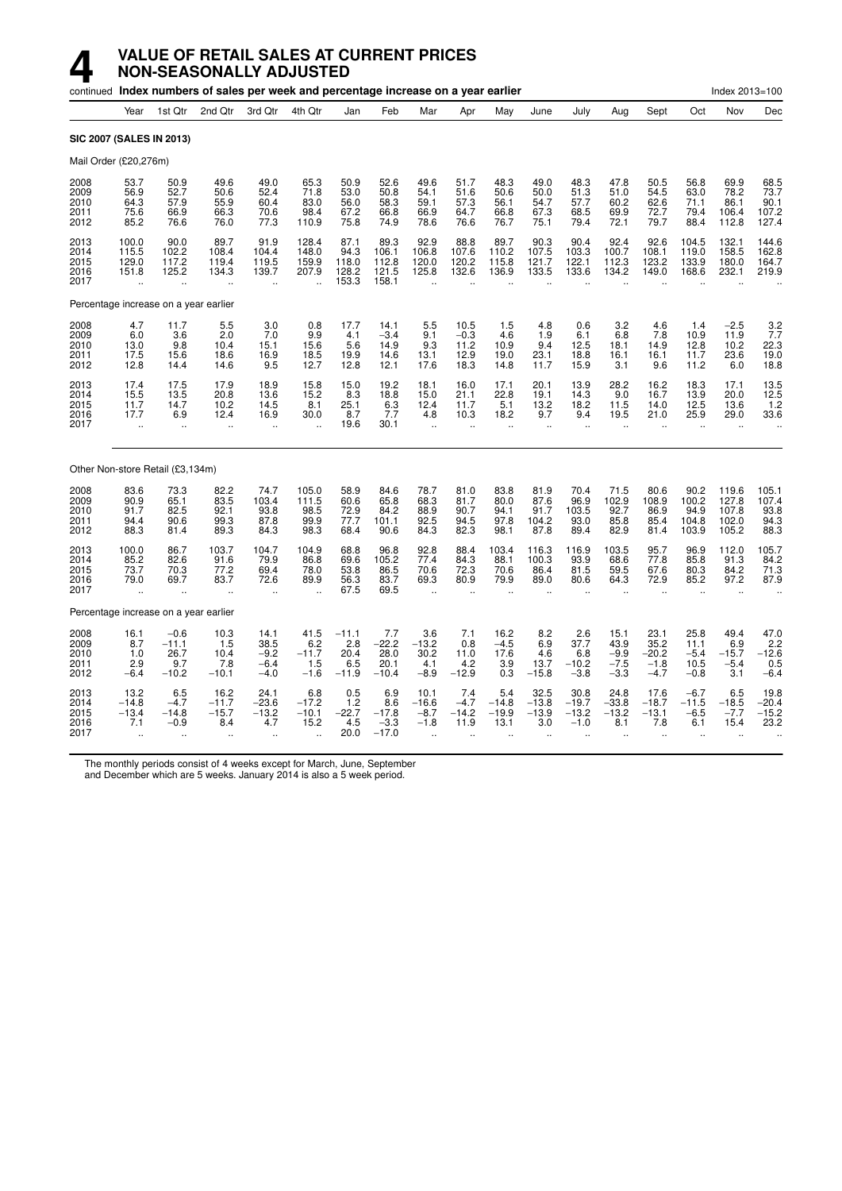# 4 VALUE OF RETAIL SALES AT CURRENT PRICES NON-SEASONALLY ADJUSTED

continued **Index numbers of sales per week and percentage increase on a year earlier** Index 2013=100

| | Year | 1st Qtr | 2nd Qtr | 3rd Qtr | 4th Qtr | Jan | Feb | Mar | Apr | May | June | July | Aug | Sept | Oct | Nov | Dec |
|---|---|---|---|---|---|---|---|---|---|---|---|---|---|---|---|---|---|
| **SIC 2007 (SALES IN 2013)** | | | | | | | | | | | | | | | | | |
| Mail Order (£20,276m) | | | | | | | | | | | | | | | | | |
| 2008 | 53.7 | 50.9 | 49.6 | 49.0 | 65.3 | 50.9 | 52.6 | 49.6 | 51.7 | 48.3 | 49.0 | 48.3 | 47.8 | 50.5 | 56.8 | 69.9 | 68.5 |
| 2009 | 56.9 | 52.7 | 50.6 | 52.4 | 71.8 | 53.0 | 50.8 | 54.1 | 51.6 | 50.6 | 50.0 | 51.3 | 51.0 | 54.5 | 63.0 | 78.2 | 73.7 |
| 2010 | 64.3 | 57.9 | 55.9 | 60.4 | 83.0 | 56.0 | 58.3 | 59.1 | 57.3 | 56.1 | 54.7 | 57.7 | 60.2 | 62.6 | 71.1 | 86.1 | 90.1 |
| 2011 | 75.6 | 66.9 | 66.3 | 70.6 | 98.4 | 67.2 | 66.8 | 66.9 | 64.7 | 66.8 | 67.3 | 68.5 | 69.9 | 72.7 | 79.4 | 106.4 | 107.2 |
| 2012 | 85.2 | 76.6 | 76.0 | 77.3 | 110.9 | 75.8 | 74.9 | 78.6 | 76.6 | 76.7 | 75.1 | 79.4 | 72.1 | 79.7 | 88.4 | 112.8 | 127.4 |
| 2013 | 100.0 | 90.0 | 89.7 | 91.9 | 128.4 | 87.1 | 89.3 | 92.9 | 88.8 | 89.7 | 90.3 | 90.4 | 92.4 | 92.6 | 104.5 | 132.1 | 144.6 |
| 2014 | 115.5 | 102.2 | 108.4 | 104.4 | 148.0 | 94.3 | 106.1 | 106.8 | 107.6 | 110.2 | 107.5 | 103.3 | 100.7 | 108.1 | 119.0 | 158.5 | 162.8 |
| 2015 | 129.0 | 117.2 | 119.4 | 119.5 | 159.9 | 118.0 | 112.8 | 120.0 | 120.2 | 115.8 | 121.7 | 122.1 | 112.3 | 123.2 | 133.9 | 180.0 | 164.7 |
| 2016 | 151.8 | 125.2 | 134.3 | 139.7 | 207.9 | 128.2 | 121.5 | 125.8 | 132.6 | 136.9 | 133.5 | 133.6 | 134.2 | 149.0 | 168.6 | 232.1 | 219.9 |
| 2017 | .. | .. | .. | .. | .. | 153.3 | 158.1 | .. | .. | .. | .. | .. | .. | .. | .. | .. | .. |
| Percentage increase on a year earlier | | | | | | | | | | | | | | | | | |
| 2008 | 4.7 | 11.7 | 5.5 | 3.0 | 0.8 | 17.7 | 14.1 | 5.5 | 10.5 | 1.5 | 4.8 | 0.6 | 3.2 | 4.6 | 1.4 | −2.5 | 3.2 |
| 2009 | 6.0 | 3.6 | 2.0 | 7.0 | 9.9 | 4.1 | −3.4 | 9.1 | −0.3 | 4.6 | 1.9 | 6.1 | 6.8 | 7.8 | 10.9 | 11.9 | 7.7 |
| 2010 | 13.0 | 9.8 | 10.4 | 15.1 | 15.6 | 5.6 | 14.9 | 9.3 | 11.2 | 10.9 | 9.4 | 12.5 | 18.1 | 14.9 | 12.8 | 10.2 | 22.3 |
| 2011 | 17.5 | 15.6 | 18.6 | 16.9 | 18.5 | 19.9 | 14.6 | 13.1 | 12.9 | 19.0 | 23.1 | 18.8 | 16.1 | 16.1 | 11.7 | 23.6 | 19.0 |
| 2012 | 12.8 | 14.4 | 14.6 | 9.5 | 12.7 | 12.8 | 12.1 | 17.6 | 18.3 | 14.8 | 11.7 | 15.9 | 3.1 | 9.6 | 11.2 | 6.0 | 18.8 |
| 2013 | 17.4 | 17.5 | 17.9 | 18.9 | 15.8 | 15.0 | 19.2 | 18.1 | 16.0 | 17.1 | 20.1 | 13.9 | 28.2 | 16.2 | 18.3 | 17.1 | 13.5 |
| 2014 | 15.5 | 13.5 | 20.8 | 13.6 | 15.2 | 8.3 | 18.8 | 15.0 | 21.1 | 22.8 | 19.1 | 14.3 | 9.0 | 16.7 | 13.9 | 20.0 | 12.5 |
| 2015 | 11.7 | 14.7 | 10.2 | 14.5 | 8.1 | 25.1 | 6.3 | 12.4 | 11.7 | 5.1 | 13.2 | 18.2 | 11.5 | 14.0 | 12.5 | 13.6 | 1.2 |
| 2016 | 17.7 | 6.9 | 12.4 | 16.9 | 30.0 | 8.7 | 7.7 | 4.8 | 10.3 | 18.2 | 9.7 | 9.4 | 19.5 | 21.0 | 25.9 | 29.0 | 33.6 |
| 2017 | .. | .. | .. | .. | .. | 19.6 | 30.1 | .. | .. | .. | .. | .. | .. | .. | .. | .. | .. |
| Other Non-store Retail (£3,134m) | | | | | | | | | | | | | | | | | |
| 2008 | 83.6 | 73.3 | 82.2 | 74.7 | 105.0 | 58.9 | 84.6 | 78.7 | 81.0 | 83.8 | 81.9 | 70.4 | 71.5 | 80.6 | 90.2 | 119.6 | 105.1 |
| 2009 | 90.9 | 65.1 | 83.5 | 103.4 | 111.5 | 60.6 | 65.8 | 68.3 | 81.7 | 80.0 | 87.6 | 96.9 | 102.9 | 108.9 | 100.2 | 127.8 | 107.4 |
| 2010 | 91.7 | 82.5 | 92.1 | 93.8 | 98.5 | 72.9 | 84.2 | 88.9 | 90.7 | 94.1 | 91.7 | 103.5 | 92.7 | 86.9 | 94.9 | 107.8 | 93.8 |
| 2011 | 94.4 | 90.6 | 99.3 | 87.8 | 99.9 | 77.7 | 101.1 | 92.5 | 94.5 | 97.8 | 104.2 | 93.0 | 85.8 | 85.4 | 104.8 | 102.0 | 94.3 |
| 2012 | 88.3 | 81.4 | 89.3 | 84.3 | 98.3 | 68.4 | 90.6 | 84.3 | 82.3 | 98.1 | 87.8 | 89.4 | 82.9 | 81.4 | 103.9 | 105.2 | 88.3 |
| 2013 | 100.0 | 86.7 | 103.7 | 104.7 | 104.9 | 68.8 | 96.8 | 92.8 | 88.4 | 103.4 | 116.3 | 116.9 | 103.5 | 95.7 | 96.9 | 112.0 | 105.7 |
| 2014 | 85.2 | 82.6 | 91.6 | 79.9 | 86.8 | 69.6 | 105.2 | 77.4 | 84.3 | 88.1 | 100.3 | 93.9 | 68.6 | 77.8 | 85.8 | 91.3 | 84.2 |
| 2015 | 73.7 | 70.3 | 77.2 | 69.4 | 78.0 | 53.8 | 86.5 | 70.6 | 72.3 | 70.6 | 86.4 | 81.5 | 59.5 | 67.6 | 80.3 | 84.2 | 71.3 |
| 2016 | 79.0 | 69.7 | 83.7 | 72.6 | 89.9 | 56.3 | 83.7 | 69.3 | 80.9 | 79.9 | 89.0 | 80.6 | 64.3 | 72.9 | 85.2 | 97.2 | 87.9 |
| 2017 | .. | .. | .. | .. | .. | 67.5 | 69.5 | .. | .. | .. | .. | .. | .. | .. | .. | .. | .. |
| Percentage increase on a year earlier | | | | | | | | | | | | | | | | | |
| 2008 | 16.1 | −0.6 | 10.3 | 14.1 | 41.5 | −11.1 | 7.7 | 3.6 | 7.1 | 16.2 | 8.2 | 2.6 | 15.1 | 23.1 | 25.8 | 49.4 | 47.0 |
| 2009 | 8.7 | −11.1 | 1.5 | 38.5 | 6.2 | 2.8 | −22.2 | −13.2 | 0.8 | −4.5 | 6.9 | 37.7 | 43.9 | 35.2 | 11.1 | 6.9 | 2.2 |
| 2010 | 1.0 | 26.7 | 10.4 | −9.2 | −11.7 | 20.4 | 28.0 | 30.2 | 11.0 | 17.6 | 4.6 | 6.8 | −9.9 | −20.2 | −5.4 | −15.7 | −12.6 |
| 2011 | 2.9 | 9.7 | 7.8 | −6.4 | 1.5 | 6.5 | 20.1 | 4.1 | 4.2 | 3.9 | 13.7 | −10.2 | −7.5 | −1.8 | 10.5 | −5.4 | 0.5 |
| 2012 | −6.4 | −10.2 | −10.1 | −4.0 | −1.6 | −11.9 | −10.4 | −8.9 | −12.9 | 0.3 | −15.8 | −3.8 | −3.3 | −4.7 | −0.8 | 3.1 | −6.4 |
| 2013 | 13.2 | 6.5 | 16.2 | 24.1 | 6.8 | 0.5 | 6.9 | 10.1 | 7.4 | 5.4 | 32.5 | 30.8 | 24.8 | 17.6 | −6.7 | 6.5 | 19.8 |
| 2014 | −14.8 | −4.7 | −11.7 | −23.6 | −17.2 | 1.2 | 8.6 | −16.6 | −4.7 | −14.8 | −13.8 | −19.7 | −33.8 | −18.7 | −11.5 | −18.5 | −20.4 |
| 2015 | −13.4 | −14.8 | −15.7 | −13.2 | −10.1 | −22.7 | −17.8 | −8.7 | −14.2 | −19.9 | −13.9 | −13.2 | −13.2 | −13.1 | −6.5 | −7.7 | −15.2 |
| 2016 | 7.1 | −0.9 | 8.4 | 4.7 | 15.2 | 4.5 | −3.3 | −1.8 | 11.9 | 13.1 | 3.0 | −1.0 | 8.1 | 7.8 | 6.1 | 15.4 | 23.2 |
| 2017 | .. | .. | .. | .. | .. | 20.0 | −17.0 | .. | .. | .. | .. | .. | .. | .. | .. | .. | .. |

The monthly periods consist of 4 weeks except for March, June, September and December which are 5 weeks. January 2014 is also a 5 week period.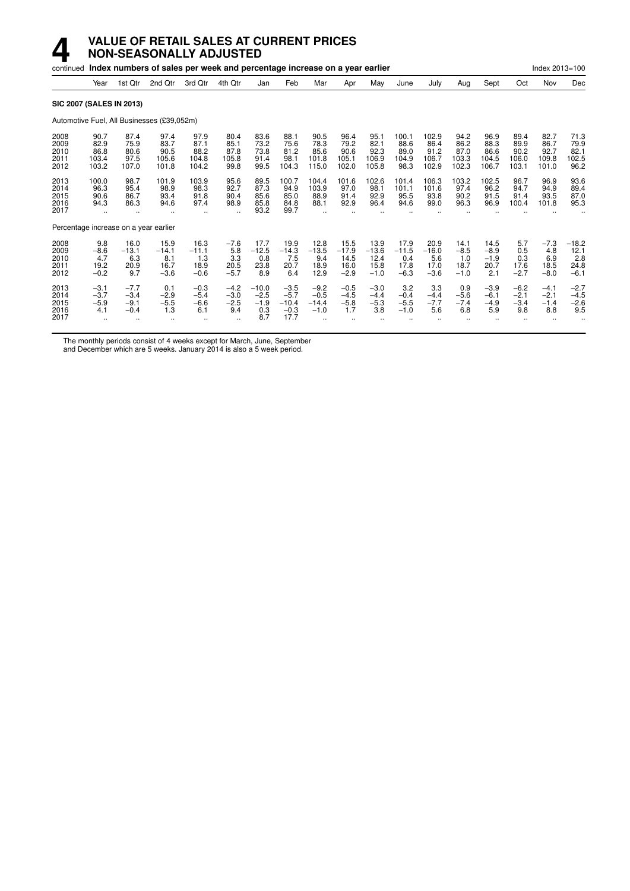# 4 VALUE OF RETAIL SALES AT CURRENT PRICES NON-SEASONALLY ADJUSTED

continued **Index numbers of sales per week and percentage increase on a year earlier** Index 2013=100

| | Year | 1st Qtr | 2nd Qtr | 3rd Qtr | 4th Qtr | Jan | Feb | Mar | Apr | May | June | July | Aug | Sept | Oct | Nov | Dec |
|---|---|---|---|---|---|---|---|---|---|---|---|---|---|---|---|---|---|
| **SIC 2007 (SALES IN 2013)** | | | | | | | | | | | | | | | | | |
| Automotive Fuel, All Businesses (£39,052m) | | | | | | | | | | | | | | | | | |
| 2008 | 90.7 | 87.4 | 97.4 | 97.9 | 80.4 | 83.6 | 88.1 | 90.5 | 96.4 | 95.1 | 100.1 | 102.9 | 94.2 | 96.9 | 89.4 | 82.7 | 71.3 |
| 2009 | 82.9 | 75.9 | 83.7 | 87.1 | 85.1 | 73.2 | 75.6 | 78.3 | 79.2 | 82.1 | 88.6 | 86.4 | 86.2 | 88.3 | 89.9 | 86.7 | 79.9 |
| 2010 | 86.8 | 80.6 | 90.5 | 88.2 | 87.8 | 73.8 | 81.2 | 85.6 | 90.6 | 92.3 | 89.0 | 91.2 | 87.0 | 86.6 | 90.2 | 92.7 | 82.1 |
| 2011 | 103.4 | 97.5 | 105.6 | 104.8 | 105.8 | 91.4 | 98.1 | 101.8 | 105.1 | 106.9 | 104.9 | 106.7 | 103.3 | 104.5 | 106.0 | 109.8 | 102.5 |
| 2012 | 103.2 | 107.0 | 101.8 | 104.2 | 99.8 | 99.5 | 104.3 | 115.0 | 102.0 | 105.8 | 98.3 | 102.9 | 102.3 | 106.7 | 103.1 | 101.0 | 96.2 |
| 2013 | 100.0 | 98.7 | 101.9 | 103.9 | 95.6 | 89.5 | 100.7 | 104.4 | 101.6 | 102.6 | 101.4 | 106.3 | 103.2 | 102.5 | 96.7 | 96.9 | 93.6 |
| 2014 | 96.3 | 95.4 | 98.9 | 98.3 | 92.7 | 87.3 | 94.9 | 103.9 | 97.0 | 98.1 | 101.1 | 101.6 | 97.4 | 96.2 | 94.7 | 94.9 | 89.4 |
| 2015 | 90.6 | 86.7 | 93.4 | 91.8 | 90.4 | 85.6 | 85.0 | 88.9 | 91.4 | 92.9 | 95.5 | 93.8 | 90.2 | 91.5 | 91.4 | 93.5 | 87.0 |
| 2016 | 94.3 | 86.3 | 94.6 | 97.4 | 98.9 | 85.8 | 84.8 | 88.1 | 92.9 | 96.4 | 94.6 | 99.0 | 96.3 | 96.9 | 100.4 | 101.8 | 95.3 |
| 2017 | .. | .. | .. | .. | .. | 93.2 | 99.7 | .. | .. | .. | .. | .. | .. | .. | .. | .. | .. |
| Percentage increase on a year earlier | | | | | | | | | | | | | | | | | |
| 2008 | 9.8 | 16.0 | 15.9 | 16.3 | −7.6 | 17.7 | 19.9 | 12.8 | 15.5 | 13.9 | 17.9 | 20.9 | 14.1 | 14.5 | 5.7 | −7.3 | −18.2 |
| 2009 | −8.6 | −13.1 | −14.1 | −11.1 | 5.8 | −12.5 | −14.3 | −13.5 | −17.9 | −13.6 | −11.5 | −16.0 | −8.5 | −8.9 | 0.5 | 4.8 | 12.1 |
| 2010 | 4.7 | 6.3 | 8.1 | 1.3 | 3.3 | 0.8 | 7.5 | 9.4 | 14.5 | 12.4 | 0.4 | 5.6 | 1.0 | −1.9 | 0.3 | 6.9 | 2.8 |
| 2011 | 19.2 | 20.9 | 16.7 | 18.9 | 20.5 | 23.8 | 20.7 | 18.9 | 16.0 | 15.8 | 17.8 | 17.0 | 18.7 | 20.7 | 17.6 | 18.5 | 24.8 |
| 2012 | −0.2 | 9.7 | −3.6 | −0.6 | −5.7 | 8.9 | 6.4 | 12.9 | −2.9 | −1.0 | −6.3 | −3.6 | −1.0 | 2.1 | −2.7 | −8.0 | −6.1 |
| 2013 | −3.1 | −7.7 | 0.1 | −0.3 | −4.2 | −10.0 | −3.5 | −9.2 | −0.5 | −3.0 | 3.2 | 3.3 | 0.9 | −3.9 | −6.2 | −4.1 | −2.7 |
| 2014 | −3.7 | −3.4 | −2.9 | −5.4 | −3.0 | −2.5 | −5.7 | −0.5 | −4.5 | −4.4 | −0.4 | −4.4 | −5.6 | −6.1 | −2.1 | −2.1 | −4.5 |
| 2015 | −5.9 | −9.1 | −5.5 | −6.6 | −2.5 | −1.9 | −10.4 | −14.4 | −5.8 | −5.3 | −5.5 | −7.7 | −7.4 | −4.9 | −3.4 | −1.4 | −2.6 |
| 2016 | 4.1 | −0.4 | 1.3 | 6.1 | 9.4 | 0.3 | −0.3 | −1.0 | 1.7 | 3.8 | −1.0 | 5.6 | 6.8 | 5.9 | 9.8 | 8.8 | 9.5 |
| 2017 | .. | .. | .. | .. | .. | 8.7 | 17.7 | .. | .. | .. | .. | .. | .. | .. | .. | .. | .. |

The monthly periods consist of 4 weeks except for March, June, September and December which are 5 weeks. January 2014 is also a 5 week period.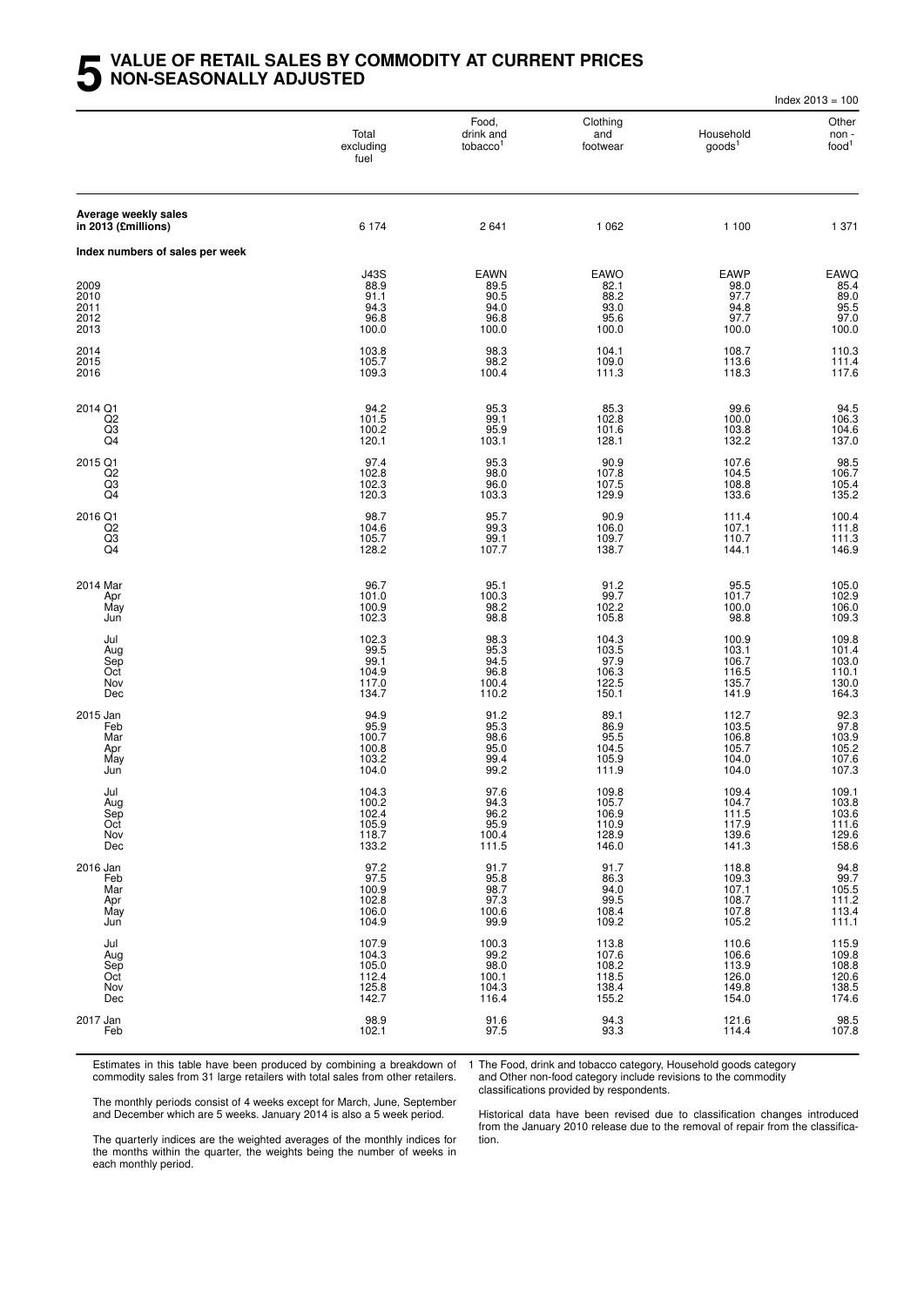# 5 VALUE OF RETAIL SALES BY COMMODITY AT CURRENT PRICES NON-SEASONALLY ADJUSTED

Index 2013 = 100

| | Total excluding fuel | Food, drink and tobacco[1] | Clothing and footwear | Household goods[1] | Other non - food[1] |
|---|---|---|---|---|---|
| **Average weekly sales in 2013 (£millions)** | 6 174 | 2 641 | 1 062 | 1 100 | 1 371 |
| **Index numbers of sales per week** | | | | | |
| | J43S | EAWN | EAWO | EAWP | EAWQ |
| 2009 | 88.9 | 89.5 | 82.1 | 98.0 | 85.4 |
| 2010 | 91.1 | 90.5 | 88.2 | 97.7 | 89.0 |
| 2011 | 94.3 | 94.0 | 93.0 | 94.8 | 95.5 |
| 2012 | 96.8 | 96.8 | 95.6 | 97.7 | 97.0 |
| 2013 | 100.0 | 100.0 | 100.0 | 100.0 | 100.0 |
| 2014 | 103.8 | 98.3 | 104.1 | 108.7 | 110.3 |
| 2015 | 105.7 | 98.2 | 109.0 | 113.6 | 111.4 |
| 2016 | 109.3 | 100.4 | 111.3 | 118.3 | 117.6 |
| 2014 Q1 | 94.2 | 95.3 | 85.3 | 99.6 | 94.5 |
| Q2 | 101.5 | 99.1 | 102.8 | 100.0 | 106.3 |
| Q3 | 100.2 | 95.9 | 101.6 | 103.8 | 104.6 |
| Q4 | 120.1 | 103.1 | 128.1 | 132.2 | 137.0 |
| 2015 Q1 | 97.4 | 95.3 | 90.9 | 107.6 | 98.5 |
| Q2 | 102.8 | 98.0 | 107.8 | 104.5 | 106.7 |
| Q3 | 102.3 | 96.0 | 107.5 | 108.8 | 105.4 |
| Q4 | 120.3 | 103.3 | 129.9 | 133.6 | 135.2 |
| 2016 Q1 | 98.7 | 95.7 | 90.9 | 111.4 | 100.4 |
| Q2 | 104.6 | 99.3 | 106.0 | 107.1 | 111.8 |
| Q3 | 105.7 | 99.1 | 109.7 | 110.7 | 111.3 |
| Q4 | 128.2 | 107.7 | 138.7 | 144.1 | 146.9 |
| 2014 Mar | 96.7 | 95.1 | 91.2 | 95.5 | 105.0 |
| Apr | 101.0 | 100.3 | 99.7 | 101.7 | 102.9 |
| May | 100.9 | 98.2 | 102.2 | 100.0 | 106.0 |
| Jun | 102.3 | 98.8 | 105.8 | 98.8 | 109.3 |
| Jul | 102.3 | 98.3 | 104.3 | 100.9 | 109.8 |
| Aug | 99.5 | 95.3 | 103.5 | 103.1 | 101.4 |
| Sep | 99.1 | 94.5 | 97.9 | 106.7 | 103.0 |
| Oct | 104.9 | 96.8 | 106.3 | 116.5 | 110.1 |
| Nov | 117.0 | 100.4 | 122.5 | 135.7 | 130.0 |
| Dec | 134.7 | 110.2 | 150.1 | 141.9 | 164.3 |
| 2015 Jan | 94.9 | 91.2 | 89.1 | 112.7 | 92.3 |
| Feb | 95.9 | 95.3 | 86.9 | 103.5 | 97.8 |
| Mar | 100.7 | 98.6 | 95.5 | 106.8 | 103.9 |
| Apr | 100.8 | 95.0 | 104.5 | 105.7 | 105.2 |
| May | 103.2 | 99.4 | 105.9 | 104.0 | 107.6 |
| Jun | 104.0 | 99.2 | 111.9 | 104.0 | 107.3 |
| Jul | 104.3 | 97.6 | 109.8 | 109.4 | 109.1 |
| Aug | 100.2 | 94.3 | 105.7 | 104.7 | 103.8 |
| Sep | 102.4 | 96.2 | 106.9 | 111.5 | 103.6 |
| Oct | 105.9 | 95.9 | 110.9 | 117.9 | 111.6 |
| Nov | 118.7 | 100.4 | 128.9 | 139.6 | 129.6 |
| Dec | 133.2 | 111.5 | 146.0 | 141.3 | 158.6 |
| 2016 Jan | 97.2 | 91.7 | 91.7 | 118.8 | 94.8 |
| Feb | 97.5 | 95.8 | 86.3 | 109.3 | 99.7 |
| Mar | 100.9 | 98.7 | 94.0 | 107.1 | 105.5 |
| Apr | 102.8 | 97.3 | 99.5 | 108.7 | 111.2 |
| May | 106.0 | 100.6 | 108.4 | 107.8 | 113.4 |
| Jun | 104.9 | 99.9 | 109.2 | 105.2 | 111.1 |
| Jul | 107.9 | 100.3 | 113.8 | 110.6 | 115.9 |
| Aug | 104.3 | 99.2 | 107.6 | 106.6 | 109.8 |
| Sep | 105.0 | 98.0 | 108.2 | 113.9 | 108.8 |
| Oct | 112.4 | 100.1 | 118.5 | 126.0 | 120.6 |
| Nov | 125.8 | 104.3 | 138.4 | 149.8 | 138.5 |
| Dec | 142.7 | 116.4 | 155.2 | 154.0 | 174.6 |
| 2017 Jan | 98.9 | 91.6 | 94.3 | 121.6 | 98.5 |
| Feb | 102.1 | 97.5 | 93.3 | 114.4 | 107.8 |

Estimates in this table have been produced by combining a breakdown of commodity sales from 31 large retailers with total sales from other retailers.

The monthly periods consist of 4 weeks except for March, June, September and December which are 5 weeks. January 2014 is also a 5 week period.

The quarterly indices are the weighted averages of the monthly indices for the months within the quarter, the weights being the number of weeks in each monthly period.

1 The Food, drink and tobacco category, Household goods category and Other non-food category include revisions to the commodity classifications provided by respondents.

Historical data have been revised due to classification changes introduced from the January 2010 release due to the removal of repair from the classification.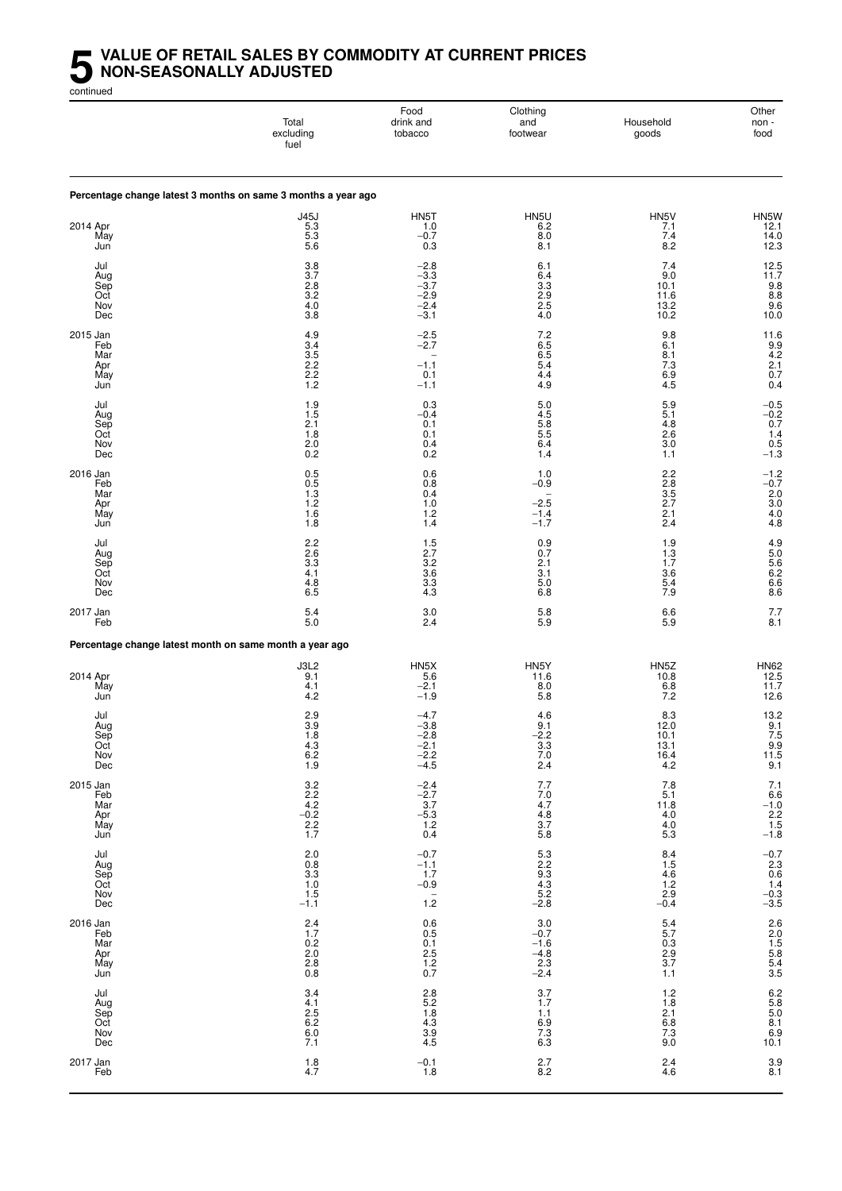# 5 VALUE OF RETAIL SALES BY COMMODITY AT CURRENT PRICES NON-SEASONALLY ADJUSTED

continued

| | Total excluding fuel | Food drink and tobacco | Clothing and footwear | Household goods | Other non - food |
|---|---|---|---|---|---|
| **Percentage change latest 3 months on same 3 months a year ago** | | | | | |
| | J45J | HN5T | HN5U | HN5V | HN5W |
| 2014 Apr | 5.3 | 1.0 | 6.2 | 7.1 | 12.1 |
| May | 5.3 | −0.7 | 8.0 | 7.4 | 14.0 |
| Jun | 5.6 | 0.3 | 8.1 | 8.2 | 12.3 |
| Jul | 3.8 | −2.8 | 6.1 | 7.4 | 12.5 |
| Aug | 3.7 | −3.3 | 6.4 | 9.0 | 11.7 |
| Sep | 2.8 | −3.7 | 3.3 | 10.1 | 9.8 |
| Oct | 3.2 | −2.9 | 2.9 | 11.6 | 8.8 |
| Nov | 4.0 | −2.4 | 2.5 | 13.2 | 9.6 |
| Dec | 3.8 | −3.1 | 4.0 | 10.2 | 10.0 |
| 2015 Jan | 4.9 | −2.5 | 7.2 | 9.8 | 11.6 |
| Feb | 3.4 | −2.7 | 6.5 | 6.1 | 9.9 |
| Mar | 3.5 | – | 6.5 | 8.1 | 4.2 |
| Apr | 2.2 | −1.1 | 5.4 | 7.3 | 2.1 |
| May | 2.2 | 0.1 | 4.4 | 6.9 | 0.7 |
| Jun | 1.2 | −1.1 | 4.9 | 4.5 | 0.4 |
| Jul | 1.9 | 0.3 | 5.0 | 5.9 | −0.5 |
| Aug | 1.5 | −0.4 | 4.5 | 5.1 | −0.2 |
| Sep | 2.1 | 0.1 | 5.8 | 4.8 | 0.7 |
| Oct | 1.8 | 0.1 | 5.5 | 2.6 | 1.4 |
| Nov | 2.0 | 0.4 | 6.4 | 3.0 | 0.5 |
| Dec | 0.2 | 0.2 | 1.4 | 1.1 | −1.3 |
| 2016 Jan | 0.5 | 0.6 | 1.0 | 2.2 | −1.2 |
| Feb | 0.5 | 0.8 | −0.9 | 2.8 | −0.7 |
| Mar | 1.3 | 0.4 | – | 3.5 | 2.0 |
| Apr | 1.2 | 1.0 | −2.5 | 2.7 | 3.0 |
| May | 1.6 | 1.2 | −1.4 | 2.1 | 4.0 |
| Jun | 1.8 | 1.4 | −1.7 | 2.4 | 4.8 |
| Jul | 2.2 | 1.5 | 0.9 | 1.9 | 4.9 |
| Aug | 2.6 | 2.7 | 0.7 | 1.3 | 5.0 |
| Sep | 3.3 | 3.2 | 2.1 | 1.7 | 5.6 |
| Oct | 4.1 | 3.6 | 3.1 | 3.6 | 6.2 |
| Nov | 4.8 | 3.3 | 5.0 | 5.4 | 6.6 |
| Dec | 6.5 | 4.3 | 6.8 | 7.9 | 8.6 |
| 2017 Jan | 5.4 | 3.0 | 5.8 | 6.6 | 7.7 |
| Feb | 5.0 | 2.4 | 5.9 | 5.9 | 8.1 |
| **Percentage change latest month on same month a year ago** | | | | | |
| | J3L2 | HN5X | HN5Y | HN5Z | HN62 |
| 2014 Apr | 9.1 | 5.6 | 11.6 | 10.8 | 12.5 |
| May | 4.1 | −2.1 | 8.0 | 6.8 | 11.7 |
| Jun | 4.2 | −1.9 | 5.8 | 7.2 | 12.6 |
| Jul | 2.9 | −4.7 | 4.6 | 8.3 | 13.2 |
| Aug | 3.9 | −3.8 | 9.1 | 12.0 | 9.1 |
| Sep | 1.8 | −2.8 | −2.2 | 10.1 | 7.5 |
| Oct | 4.3 | −2.1 | 3.3 | 13.1 | 9.9 |
| Nov | 6.2 | −2.2 | 7.0 | 16.4 | 11.5 |
| Dec | 1.9 | −4.5 | 2.4 | 4.2 | 9.1 |
| 2015 Jan | 3.2 | −2.4 | 7.7 | 7.8 | 7.1 |
| Feb | 2.2 | −2.7 | 7.0 | 5.1 | 6.6 |
| Mar | 4.2 | 3.7 | 4.7 | 11.8 | −1.0 |
| Apr | −0.2 | −5.3 | 4.8 | 4.0 | 2.2 |
| May | 2.2 | 1.2 | 3.7 | 4.0 | 1.5 |
| Jun | 1.7 | 0.4 | 5.8 | 5.3 | −1.8 |
| Jul | 2.0 | −0.7 | 5.3 | 8.4 | −0.7 |
| Aug | 0.8 | −1.1 | 2.2 | 1.5 | 2.3 |
| Sep | 3.3 | 1.7 | 9.3 | 4.6 | 0.6 |
| Oct | 1.0 | −0.9 | 4.3 | 1.2 | 1.4 |
| Nov | 1.5 | – | 5.2 | 2.9 | −0.3 |
| Dec | −1.1 | 1.2 | −2.8 | −0.4 | −3.5 |
| 2016 Jan | 2.4 | 0.6 | 3.0 | 5.4 | 2.6 |
| Feb | 1.7 | 0.5 | −0.7 | 5.7 | 2.0 |
| Mar | 0.2 | 0.1 | −1.6 | 0.3 | 1.5 |
| Apr | 2.0 | 2.5 | −4.8 | 2.9 | 5.8 |
| May | 2.8 | 1.2 | 2.3 | 3.7 | 5.4 |
| Jun | 0.8 | 0.7 | −2.4 | 1.1 | 3.5 |
| Jul | 3.4 | 2.8 | 3.7 | 1.2 | 6.2 |
| Aug | 4.1 | 5.2 | 1.7 | 1.8 | 5.8 |
| Sep | 2.5 | 1.8 | 1.1 | 2.1 | 5.0 |
| Oct | 6.2 | 4.3 | 6.9 | 6.8 | 8.1 |
| Nov | 6.0 | 3.9 | 7.3 | 7.3 | 6.9 |
| Dec | 7.1 | 4.5 | 6.3 | 9.0 | 10.1 |
| 2017 Jan | 1.8 | −0.1 | 2.7 | 2.4 | 3.9 |
| Feb | 4.7 | 1.8 | 8.2 | 4.6 | 8.1 |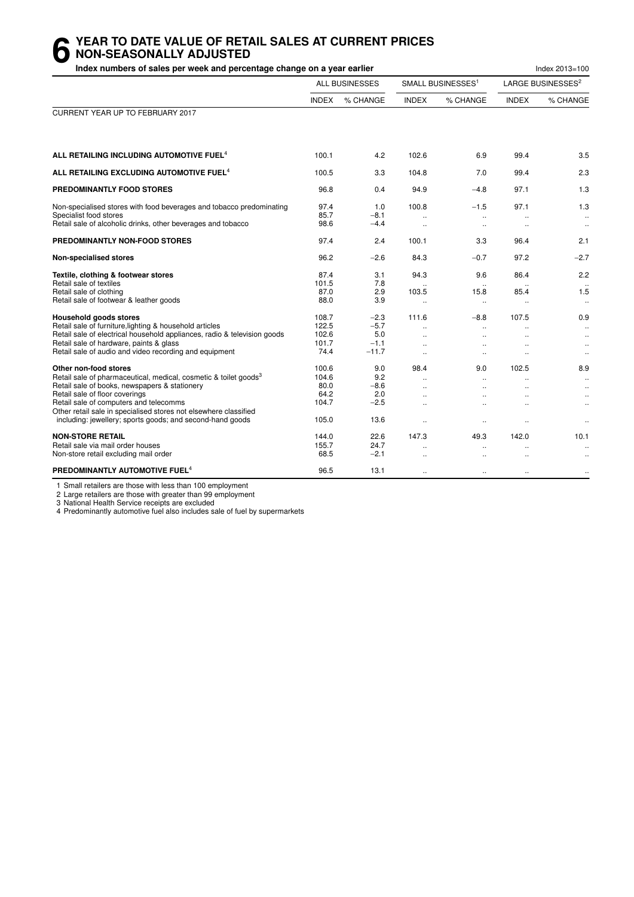# 6 YEAR TO DATE VALUE OF RETAIL SALES AT CURRENT PRICES NON-SEASONALLY ADJUSTED

**Index numbers of sales per week and percentage change on a year earlier**

Index 2013=100

| | ALL BUSINESSES | | SMALL BUSINESSES[1] | | LARGE BUSINESSES[2] | |
|---|---|---|---|---|---|---|
| | INDEX | % CHANGE | INDEX | % CHANGE | INDEX | % CHANGE |
| CURRENT YEAR UP TO FEBRUARY 2017 | | | | | | |
| **ALL RETAILING INCLUDING AUTOMOTIVE FUEL[4]** | 100.1 | 4.2 | 102.6 | 6.9 | 99.4 | 3.5 |
| **ALL RETAILING EXCLUDING AUTOMOTIVE FUEL[4]** | 100.5 | 3.3 | 104.8 | 7.0 | 99.4 | 2.3 |
| **PREDOMINANTLY FOOD STORES** | 96.8 | 0.4 | 94.9 | −4.8 | 97.1 | 1.3 |
| Non-specialised stores with food beverages and tobacco predominating | 97.4 | 1.0 | 100.8 | −1.5 | 97.1 | 1.3 |
| Specialist food stores | 85.7 | −8.1 | .. | .. | .. | .. |
| Retail sale of alcoholic drinks, other beverages and tobacco | 98.6 | −4.4 | .. | .. | .. | .. |
| **PREDOMINANTLY NON-FOOD STORES** | 97.4 | 2.4 | 100.1 | 3.3 | 96.4 | 2.1 |
| **Non-specialised stores** | 96.2 | −2.6 | 84.3 | −0.7 | 97.2 | −2.7 |
| **Textile, clothing & footwear stores** | 87.4 | 3.1 | 94.3 | 9.6 | 86.4 | 2.2 |
| Retail sale of textiles | 101.5 | 7.8 | .. | .. | .. | .. |
| Retail sale of clothing | 87.0 | 2.9 | 103.5 | 15.8 | 85.4 | 1.5 |
| Retail sale of footwear & leather goods | 88.0 | 3.9 | .. | .. | .. | .. |
| **Household goods stores** | 108.7 | −2.3 | 111.6 | −8.8 | 107.5 | 0.9 |
| Retail sale of furniture,lighting & household articles | 122.5 | −5.7 | .. | .. | .. | .. |
| Retail sale of electrical household appliances, radio & television goods | 102.6 | 5.0 | .. | .. | .. | .. |
| Retail sale of hardware, paints & glass | 101.7 | −1.1 | .. | .. | .. | .. |
| Retail sale of audio and video recording and equipment | 74.4 | −11.7 | .. | .. | .. | .. |
| **Other non-food stores** | 100.6 | 9.0 | 98.4 | 9.0 | 102.5 | 8.9 |
| Retail sale of pharmaceutical, medical, cosmetic & toilet goods[3] | 104.6 | 9.2 | .. | .. | .. | .. |
| Retail sale of books, newspapers & stationery | 80.0 | −8.6 | .. | .. | .. | .. |
| Retail sale of floor coverings | 64.2 | 2.0 | .. | .. | .. | .. |
| Retail sale of computers and telecomms | 104.7 | −2.5 | .. | .. | .. | .. |
| Other retail sale in specialised stores not elsewhere classified including: jewellery; sports goods; and second-hand goods | 105.0 | 13.6 | .. | .. | .. | .. |
| **NON-STORE RETAIL** | 144.0 | 22.6 | 147.3 | 49.3 | 142.0 | 10.1 |
| Retail sale via mail order houses | 155.7 | 24.7 | .. | .. | .. | .. |
| Non-store retail excluding mail order | 68.5 | −2.1 | .. | .. | .. | .. |
| **PREDOMINANTLY AUTOMOTIVE FUEL[4]** | 96.5 | 13.1 | .. | .. | .. | .. |

1 Small retailers are those with less than 100 employment
2 Large retailers are those with greater than 99 employment
3 National Health Service receipts are excluded
4 Predominantly automotive fuel also includes sale of fuel by supermarkets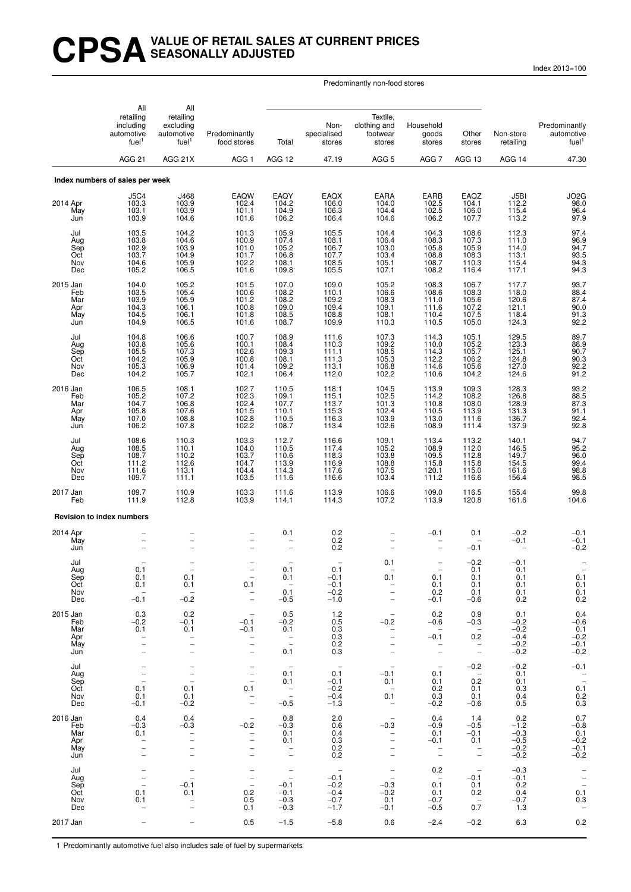# CPSA VALUE OF RETAIL SALES AT CURRENT PRICES SEASONALLY ADJUSTED

Index 2013=100

| | All retailing including automotive fuel[1] | All retailing excluding automotive fuel[1] | Predominantly food stores | Predominantly non-food stores: Total | Predominantly non-food stores: Non-specialised stores | Predominantly non-food stores: Textile, clothing and footwear stores | Predominantly non-food stores: Household goods stores | Predominantly non-food stores: Other stores | Non-store retailing | Predominantly automotive fuel[1] |
|---|---|---|---|---|---|---|---|---|---|---|
| | AGG 21 | AGG 21X | AGG 1 | AGG 12 | 47.19 | AGG 5 | AGG 7 | AGG 13 | AGG 14 | 47.30 |
| **Index numbers of sales per week** | | | | | | | | | | |
| | J5C4 | J468 | EAQW | EAQY | EAQX | EARA | EARB | EAQZ | J5BI | JO2G |
| 2014 Apr | 103.3 | 103.9 | 102.4 | 104.2 | 106.0 | 104.0 | 102.5 | 104.1 | 112.2 | 98.0 |
| May | 103.1 | 103.9 | 101.1 | 104.9 | 106.3 | 104.4 | 102.5 | 106.0 | 115.4 | 96.4 |
| Jun | 103.9 | 104.6 | 101.6 | 106.2 | 106.4 | 104.6 | 106.2 | 107.7 | 113.2 | 97.9 |
| Jul | 103.5 | 104.2 | 101.3 | 105.9 | 105.5 | 104.4 | 104.3 | 108.6 | 112.3 | 97.4 |
| Aug | 103.8 | 104.6 | 100.9 | 107.4 | 108.1 | 106.4 | 108.3 | 107.3 | 111.0 | 96.9 |
| Sep | 102.9 | 103.9 | 101.0 | 105.2 | 106.7 | 103.0 | 105.8 | 105.9 | 114.0 | 94.7 |
| Oct | 103.7 | 104.9 | 101.7 | 106.8 | 107.7 | 103.4 | 108.8 | 108.3 | 113.1 | 93.5 |
| Nov | 104.6 | 105.9 | 102.2 | 108.1 | 108.5 | 105.1 | 108.7 | 110.3 | 115.4 | 94.3 |
| Dec | 105.2 | 106.5 | 101.6 | 109.8 | 105.5 | 107.1 | 108.2 | 116.4 | 117.1 | 94.3 |
| 2015 Jan | 104.0 | 105.2 | 101.5 | 107.0 | 109.0 | 105.2 | 108.3 | 106.7 | 117.7 | 93.7 |
| Feb | 103.5 | 105.4 | 100.6 | 108.2 | 110.1 | 106.6 | 108.6 | 108.3 | 118.0 | 88.4 |
| Mar | 103.9 | 105.9 | 101.2 | 108.2 | 109.2 | 108.3 | 111.0 | 105.6 | 120.6 | 87.4 |
| Apr | 104.3 | 106.1 | 100.8 | 109.0 | 109.4 | 109.1 | 111.6 | 107.2 | 121.1 | 90.0 |
| May | 104.5 | 106.1 | 101.8 | 108.5 | 108.8 | 108.1 | 110.4 | 107.5 | 118.4 | 91.3 |
| Jun | 104.9 | 106.5 | 101.6 | 108.7 | 109.9 | 110.3 | 110.5 | 105.0 | 124.3 | 92.2 |
| Jul | 104.8 | 106.6 | 100.7 | 108.9 | 111.6 | 107.3 | 114.3 | 105.1 | 129.5 | 89.7 |
| Aug | 103.8 | 105.6 | 100.1 | 108.4 | 110.3 | 109.2 | 110.0 | 105.2 | 123.3 | 88.9 |
| Sep | 105.5 | 107.3 | 102.6 | 109.3 | 111.1 | 108.5 | 114.3 | 105.7 | 125.1 | 90.7 |
| Oct | 104.2 | 105.9 | 100.8 | 108.1 | 111.3 | 105.3 | 112.2 | 106.2 | 124.8 | 90.3 |
| Nov | 105.3 | 106.9 | 101.4 | 109.2 | 113.1 | 106.8 | 114.6 | 105.6 | 127.0 | 92.2 |
| Dec | 104.2 | 105.7 | 102.1 | 106.4 | 112.0 | 102.2 | 110.6 | 104.2 | 124.6 | 91.2 |
| 2016 Jan | 106.5 | 108.1 | 102.7 | 110.5 | 118.1 | 104.5 | 113.9 | 109.3 | 128.3 | 93.2 |
| Feb | 105.2 | 107.2 | 102.3 | 109.1 | 115.1 | 102.5 | 114.2 | 108.2 | 126.8 | 88.5 |
| Mar | 104.7 | 106.8 | 102.4 | 107.7 | 113.7 | 101.3 | 110.8 | 108.0 | 128.9 | 87.3 |
| Apr | 105.8 | 107.6 | 101.5 | 110.1 | 115.3 | 102.4 | 110.5 | 113.9 | 131.3 | 91.1 |
| May | 107.0 | 108.8 | 102.8 | 110.5 | 116.3 | 103.9 | 113.0 | 111.6 | 136.7 | 92.4 |
| Jun | 106.2 | 107.8 | 102.2 | 108.7 | 113.4 | 102.6 | 108.9 | 111.4 | 137.9 | 92.8 |
| Jul | 108.6 | 110.3 | 103.3 | 112.7 | 116.6 | 109.1 | 113.4 | 113.2 | 140.1 | 94.7 |
| Aug | 108.5 | 110.1 | 104.0 | 110.5 | 117.4 | 105.2 | 108.9 | 112.0 | 146.5 | 95.2 |
| Sep | 108.7 | 110.2 | 103.7 | 110.6 | 118.3 | 103.8 | 109.5 | 112.8 | 149.7 | 96.0 |
| Oct | 111.2 | 112.6 | 104.7 | 113.9 | 116.9 | 108.8 | 115.8 | 115.8 | 154.5 | 99.4 |
| Nov | 111.6 | 113.1 | 104.4 | 114.3 | 117.6 | 107.5 | 120.1 | 115.0 | 161.6 | 98.8 |
| Dec | 109.7 | 111.1 | 103.5 | 111.6 | 116.6 | 103.4 | 111.2 | 116.6 | 156.4 | 98.5 |
| 2017 Jan | 109.7 | 110.9 | 103.3 | 111.6 | 113.9 | 106.6 | 109.0 | 116.5 | 155.4 | 99.8 |
| Feb | 111.9 | 112.8 | 103.9 | 114.1 | 114.3 | 107.2 | 113.9 | 120.8 | 161.6 | 104.6 |
| **Revision to index numbers** | | | | | | | | | | |
| 2014 Apr | – | – | – | 0.1 | 0.2 | – | −0.1 | 0.1 | −0.2 | −0.1 |
| May | – | – | – | – | 0.2 | – | – | – | −0.1 | −0.1 |
| Jun | – | – | – | – | 0.2 | – | – | −0.1 | – | −0.2 |
| Jul | – | – | – | – | – | 0.1 | – | −0.2 | −0.1 | – |
| Aug | 0.1 | – | – | 0.1 | 0.1 | – | – | 0.1 | 0.1 | – |
| Sep | 0.1 | 0.1 | – | 0.1 | −0.1 | 0.1 | 0.1 | 0.1 | 0.1 | 0.1 |
| Oct | 0.1 | 0.1 | 0.1 | – | −0.1 | – | 0.1 | 0.1 | 0.1 | 0.1 |
| Nov | – | – | – | 0.1 | −0.2 | – | 0.2 | 0.1 | 0.1 | 0.1 |
| Dec | −0.1 | −0.2 | – | −0.5 | −1.0 | – | −0.1 | −0.6 | 0.2 | 0.2 |
| 2015 Jan | 0.3 | 0.2 | – | 0.5 | 1.2 | – | 0.2 | 0.9 | 0.1 | 0.4 |
| Feb | −0.2 | −0.1 | −0.1 | −0.2 | 0.5 | −0.2 | −0.6 | −0.3 | −0.2 | −0.6 |
| Mar | 0.1 | 0.1 | −0.1 | 0.1 | 0.3 | – | – | – | −0.2 | 0.1 |
| Apr | – | – | – | – | 0.3 | – | −0.1 | 0.2 | −0.4 | −0.2 |
| May | – | – | – | – | 0.2 | – | – | – | −0.2 | −0.1 |
| Jun | – | – | – | 0.1 | 0.3 | – | – | – | −0.2 | −0.2 |
| Jul | – | – | – | – | – | – | – | −0.2 | −0.2 | −0.1 |
| Aug | – | – | – | 0.1 | 0.1 | −0.1 | 0.1 | – | 0.1 | – |
| Sep | – | – | – | 0.1 | −0.1 | 0.1 | 0.1 | 0.2 | 0.1 | – |
| Oct | 0.1 | 0.1 | 0.1 | – | −0.2 | – | 0.2 | 0.1 | 0.3 | 0.1 |
| Nov | 0.1 | 0.1 | – | – | −0.4 | 0.1 | 0.3 | 0.1 | 0.4 | 0.2 |
| Dec | −0.1 | −0.2 | – | −0.5 | −1.3 | – | −0.2 | −0.6 | 0.5 | 0.3 |
| 2016 Jan | 0.4 | 0.4 | – | 0.8 | 2.0 | – | 0.4 | 1.4 | 0.2 | 0.7 |
| Feb | −0.3 | −0.3 | −0.2 | −0.3 | 0.6 | −0.3 | −0.9 | −0.5 | −1.2 | −0.8 |
| Mar | 0.1 | – | – | 0.1 | 0.4 | – | 0.1 | −0.1 | −0.3 | 0.1 |
| Apr | – | – | – | 0.1 | 0.3 | – | −0.1 | 0.1 | −0.5 | −0.2 |
| May | – | – | – | – | 0.2 | – | – | – | −0.2 | −0.1 |
| Jun | – | – | – | – | 0.2 | – | – | – | −0.2 | −0.2 |
| Jul | – | – | – | – | – | – | 0.2 | – | −0.3 | – |
| Aug | – | – | – | – | −0.1 | – | – | −0.1 | −0.1 | – |
| Sep | – | −0.1 | – | −0.1 | −0.2 | −0.3 | 0.1 | 0.1 | 0.2 | – |
| Oct | 0.1 | 0.1 | 0.2 | −0.1 | −0.4 | −0.2 | 0.1 | 0.2 | 0.4 | 0.1 |
| Nov | 0.1 | – | 0.5 | −0.3 | −0.7 | 0.1 | −0.7 | – | −0.7 | 0.3 |
| Dec | – | – | 0.1 | −0.3 | −1.7 | −0.1 | −0.5 | 0.7 | 1.3 | – |
| 2017 Jan | – | – | 0.5 | −1.5 | −5.8 | 0.6 | −2.4 | −0.2 | 6.3 | 0.2 |

1 Predominantly automotive fuel also includes sale of fuel by supermarkets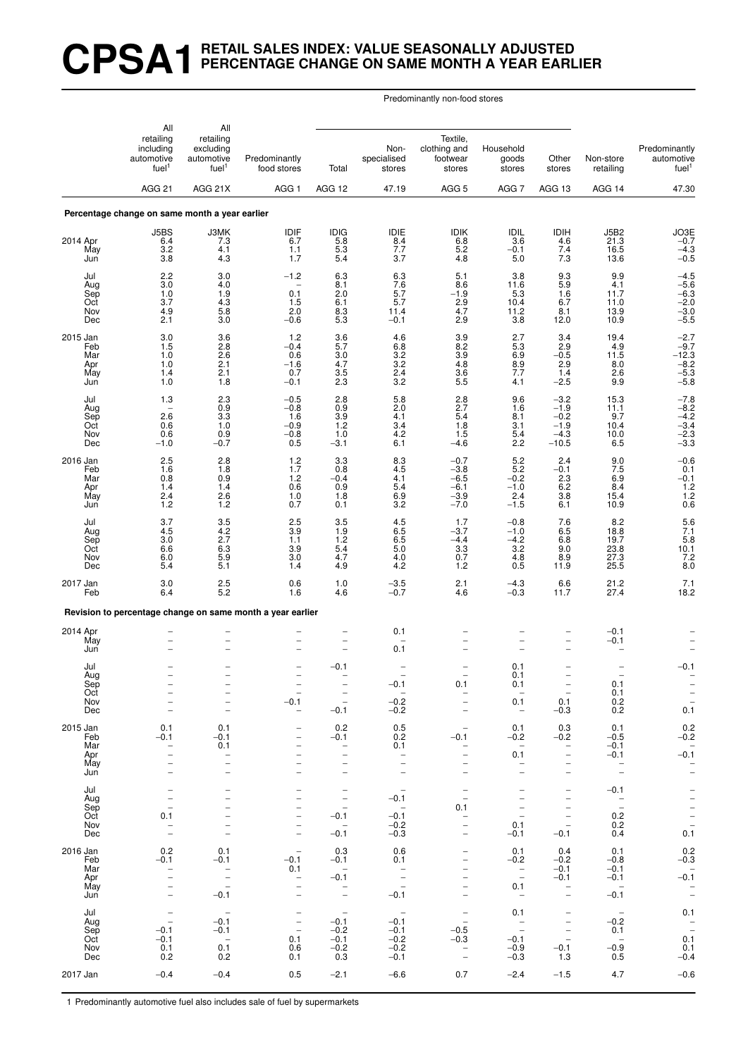# CPSA1 RETAIL SALES INDEX: VALUE SEASONALLY ADJUSTED PERCENTAGE CHANGE ON SAME MONTH A YEAR EARLIER

| | All retailing including automotive fuel[1] | All retailing excluding automotive fuel[1] | Predominantly food stores | Predominantly non-food stores | | | | | Non-store retailing | Predominantly automotive fuel[1] |
|---|---|---|---|---|---|---|---|---|---|---|
| | | | | Total | Non-specialised stores | Textile, clothing and footwear stores | Household goods stores | Other stores | | |
| | AGG 21 | AGG 21X | AGG 1 | AGG 12 | 47.19 | AGG 5 | AGG 7 | AGG 13 | AGG 14 | 47.30 |
| **Percentage change on same month a year earlier** | | | | | | | | | | |
| | J5BS | J3MK | IDIF | IDIG | IDIE | IDIK | IDIL | IDIH | J5B2 | JO3E |
| 2014 Apr | 6.4 | 7.3 | 6.7 | 5.8 | 8.4 | 6.8 | 3.6 | 4.6 | 21.3 | −0.7 |
| May | 3.2 | 4.1 | 1.1 | 5.3 | 7.7 | 5.2 | −0.1 | 7.4 | 16.5 | −4.3 |
| Jun | 3.8 | 4.3 | 1.7 | 5.4 | 3.7 | 4.8 | 5.0 | 7.3 | 13.6 | −0.5 |
| Jul | 2.2 | 3.0 | −1.2 | 6.3 | 6.3 | 5.1 | 3.8 | 9.3 | 9.9 | −4.5 |
| Aug | 3.0 | 4.0 | – | 8.1 | 7.6 | 8.6 | 11.6 | 5.9 | 4.1 | −5.6 |
| Sep | 1.0 | 1.9 | 0.1 | 2.0 | 5.7 | −1.9 | 5.3 | 1.6 | 11.7 | −6.3 |
| Oct | 3.7 | 4.3 | 1.5 | 6.1 | 5.7 | 2.9 | 10.4 | 6.7 | 11.0 | −2.0 |
| Nov | 4.9 | 5.8 | 2.0 | 8.3 | 11.4 | 4.7 | 11.2 | 8.1 | 13.9 | −3.0 |
| Dec | 2.1 | 3.0 | −0.6 | 5.3 | −0.1 | 2.9 | 3.8 | 12.0 | 10.9 | −5.5 |
| 2015 Jan | 3.0 | 3.6 | 1.2 | 3.6 | 4.6 | 3.9 | 2.7 | 3.4 | 19.4 | −2.7 |
| Feb | 1.5 | 2.8 | −0.4 | 5.7 | 6.8 | 8.2 | 5.3 | 2.9 | 4.9 | −9.7 |
| Mar | 1.0 | 2.6 | 0.6 | 3.0 | 3.2 | 3.9 | 6.9 | −0.5 | 11.5 | −12.3 |
| Apr | 1.0 | 2.1 | −1.6 | 4.7 | 3.2 | 4.8 | 8.9 | 2.9 | 8.0 | −8.2 |
| May | 1.4 | 2.1 | 0.7 | 3.5 | 2.4 | 3.6 | 7.7 | 1.4 | 2.6 | −5.3 |
| Jun | 1.0 | 1.8 | −0.1 | 2.3 | 3.2 | 5.5 | 4.1 | −2.5 | 9.9 | −5.8 |
| Jul | 1.3 | 2.3 | −0.5 | 2.8 | 5.8 | 2.8 | 9.6 | −3.2 | 15.3 | −7.8 |
| Aug | – | 0.9 | −0.8 | 0.9 | 2.0 | 2.7 | 1.6 | −1.9 | 11.1 | −8.2 |
| Sep | 2.6 | 3.3 | 1.6 | 3.9 | 4.1 | 5.4 | 8.1 | −0.2 | 9.7 | −4.2 |
| Oct | 0.6 | 1.0 | −0.9 | 1.2 | 3.4 | 1.8 | 3.1 | −1.9 | 10.4 | −3.4 |
| Nov | 0.6 | 0.9 | −0.8 | 1.0 | 4.2 | 1.5 | 5.4 | −4.3 | 10.0 | −2.3 |
| Dec | −1.0 | −0.7 | 0.5 | −3.1 | 6.1 | −4.6 | 2.2 | −10.5 | 6.5 | −3.3 |
| 2016 Jan | 2.5 | 2.8 | 1.2 | 3.3 | 8.3 | −0.7 | 5.2 | 2.4 | 9.0 | −0.6 |
| Feb | 1.6 | 1.8 | 1.7 | 0.8 | 4.5 | −3.8 | 5.2 | −0.1 | 7.5 | 0.1 |
| Mar | 0.8 | 0.9 | 1.2 | −0.4 | 4.1 | −6.5 | −0.2 | 2.3 | 6.9 | −0.1 |
| Apr | 1.4 | 1.4 | 0.6 | 0.9 | 5.4 | −6.1 | −1.0 | 6.2 | 8.4 | 1.2 |
| May | 2.4 | 2.6 | 1.0 | 1.8 | 6.9 | −3.9 | 2.4 | 3.8 | 15.4 | 1.2 |
| Jun | 1.2 | 1.2 | 0.7 | 0.1 | 3.2 | −7.0 | −1.5 | 6.1 | 10.9 | 0.6 |
| Jul | 3.7 | 3.5 | 2.5 | 3.5 | 4.5 | 1.7 | −0.8 | 7.6 | 8.2 | 5.6 |
| Aug | 4.5 | 4.2 | 3.9 | 1.9 | 6.5 | −3.7 | −1.0 | 6.5 | 18.8 | 7.1 |
| Sep | 3.0 | 2.7 | 1.1 | 1.2 | 6.5 | −4.4 | −4.2 | 6.8 | 19.7 | 5.8 |
| Oct | 6.6 | 6.3 | 3.9 | 5.4 | 5.0 | 3.3 | 3.2 | 9.0 | 23.8 | 10.1 |
| Nov | 6.0 | 5.9 | 3.0 | 4.7 | 4.0 | 0.7 | 4.8 | 8.9 | 27.3 | 7.2 |
| Dec | 5.4 | 5.1 | 1.4 | 4.9 | 4.2 | 1.2 | 0.5 | 11.9 | 25.5 | 8.0 |
| 2017 Jan | 3.0 | 2.5 | 0.6 | 1.0 | −3.5 | 2.1 | −4.3 | 6.6 | 21.2 | 7.1 |
| Feb | 6.4 | 5.2 | 1.6 | 4.6 | −0.7 | 4.6 | −0.3 | 11.7 | 27.4 | 18.2 |
| **Revision to percentage change on same month a year earlier** | | | | | | | | | | |
| 2014 Apr | – | – | – | – | 0.1 | – | – | – | −0.1 | – |
| May | – | – | – | – | – | – | – | – | −0.1 | – |
| Jun | – | – | – | – | 0.1 | – | – | – | – | – |
| Jul | – | – | – | −0.1 | – | – | 0.1 | – | – | −0.1 |
| Aug | – | – | – | – | – | – | 0.1 | – | – | – |
| Sep | – | – | – | – | −0.1 | 0.1 | 0.1 | – | 0.1 | – |
| Oct | – | – | – | – | – | – | – | – | 0.1 | – |
| Nov | – | – | −0.1 | – | −0.2 | – | 0.1 | 0.1 | 0.2 | – |
| Dec | – | – | – | −0.1 | −0.2 | – | – | −0.3 | 0.2 | 0.1 |
| 2015 Jan | 0.1 | 0.1 | – | 0.2 | 0.5 | – | 0.1 | 0.3 | 0.1 | 0.2 |
| Feb | −0.1 | −0.1 | – | −0.1 | 0.2 | −0.1 | −0.2 | −0.2 | −0.5 | −0.2 |
| Mar | – | 0.1 | – | – | 0.1 | – | – | – | −0.1 | – |
| Apr | – | – | – | – | – | – | 0.1 | – | −0.1 | −0.1 |
| May | – | – | – | – | – | – | – | – | – | – |
| Jun | – | – | – | – | – | – | – | – | – | – |
| Jul | – | – | – | – | – | – | – | – | −0.1 | – |
| Aug | – | – | – | – | −0.1 | – | – | – | – | – |
| Sep | – | – | – | – | – | 0.1 | – | – | – | – |
| Oct | 0.1 | – | – | −0.1 | −0.1 | – | – | – | 0.2 | – |
| Nov | – | – | – | – | −0.2 | – | 0.1 | – | 0.2 | – |
| Dec | – | – | – | −0.1 | −0.3 | – | −0.1 | −0.1 | 0.4 | 0.1 |
| 2016 Jan | 0.2 | 0.1 | – | 0.3 | 0.6 | – | 0.1 | 0.4 | 0.1 | 0.2 |
| Feb | −0.1 | −0.1 | −0.1 | −0.1 | 0.1 | – | −0.2 | −0.2 | −0.8 | −0.3 |
| Mar | – | – | 0.1 | – | – | – | – | −0.1 | −0.1 | – |
| Apr | – | – | – | −0.1 | – | – | – | −0.1 | −0.1 | −0.1 |
| May | – | – | – | – | – | – | 0.1 | – | – | – |
| Jun | – | −0.1 | – | – | −0.1 | – | – | – | −0.1 | – |
| Jul | – | – | – | – | – | – | 0.1 | – | – | 0.1 |
| Aug | – | −0.1 | – | −0.1 | −0.1 | – | – | – | −0.2 | – |
| Sep | −0.1 | −0.1 | – | −0.2 | −0.1 | −0.5 | – | – | 0.1 | – |
| Oct | −0.1 | – | 0.1 | −0.1 | −0.2 | −0.3 | −0.1 | – | – | 0.1 |
| Nov | 0.1 | 0.1 | 0.6 | −0.2 | −0.2 | – | −0.9 | −0.1 | −0.9 | 0.1 |
| Dec | 0.2 | 0.2 | 0.1 | 0.3 | −0.1 | – | −0.3 | 1.3 | 0.5 | −0.4 |
| 2017 Jan | −0.4 | −0.4 | 0.5 | −2.1 | −6.6 | 0.7 | −2.4 | −1.5 | 4.7 | −0.6 |

1 Predominantly automotive fuel also includes sale of fuel by supermarkets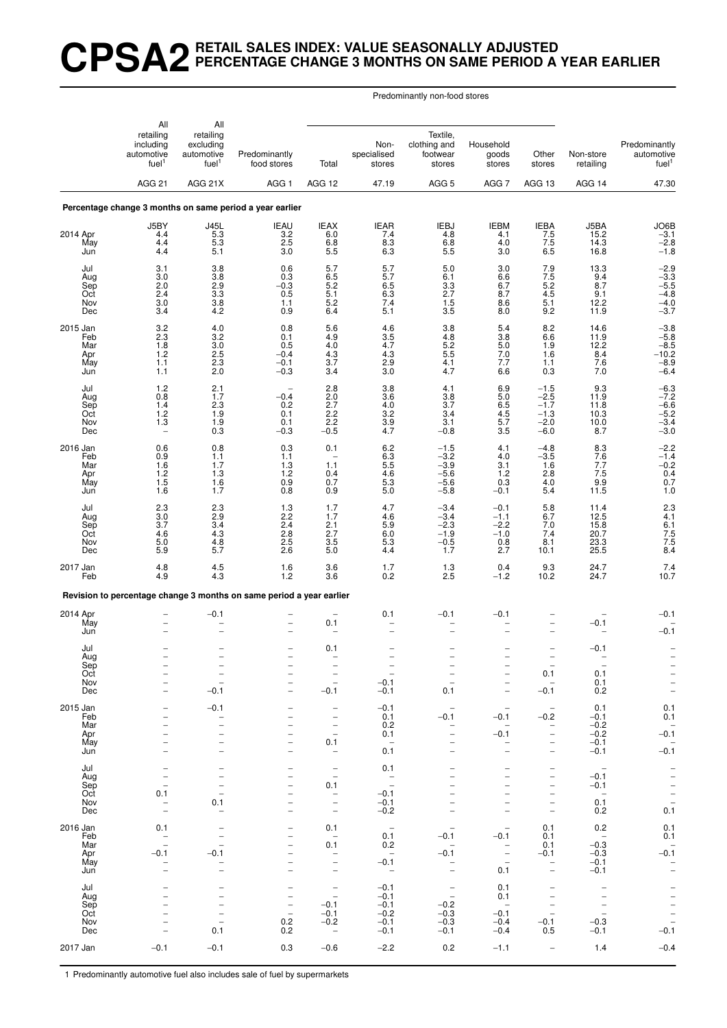# CPSA2 RETAIL SALES INDEX: VALUE SEASONALLY ADJUSTED PERCENTAGE CHANGE 3 MONTHS ON SAME PERIOD A YEAR EARLIER

| | All retailing including automotive fuel[1] | All retailing excluding automotive fuel[1] | Predominantly food stores | Predominantly non-food stores: Total | Predominantly non-food stores: Non-specialised stores | Predominantly non-food stores: Textile, clothing and footwear stores | Predominantly non-food stores: Household goods stores | Predominantly non-food stores: Other stores | Non-store retailing | Predominantly automotive fuel[1] |
|---|---|---|---|---|---|---|---|---|---|---|
| | AGG 21 | AGG 21X | AGG 1 | AGG 12 | 47.19 | AGG 5 | AGG 7 | AGG 13 | AGG 14 | 47.30 |
| **Percentage change 3 months on same period a year earlier** | | | | | | | | | | |
| | J5BY | J45L | IEAU | IEAX | IEAR | IEBJ | IEBM | IEBA | J5BA | JO6B |
| 2014 Apr | 4.4 | 5.3 | 3.2 | 6.0 | 7.4 | 4.8 | 4.1 | 7.5 | 15.2 | −3.1 |
| May | 4.4 | 5.3 | 2.5 | 6.8 | 8.3 | 6.8 | 4.0 | 7.5 | 14.3 | −2.8 |
| Jun | 4.4 | 5.1 | 3.0 | 5.5 | 6.3 | 5.5 | 3.0 | 6.5 | 16.8 | −1.8 |
| Jul | 3.1 | 3.8 | 0.6 | 5.7 | 5.7 | 5.0 | 3.0 | 7.9 | 13.3 | −2.9 |
| Aug | 3.0 | 3.8 | 0.3 | 6.5 | 5.7 | 6.1 | 6.6 | 7.5 | 9.4 | −3.3 |
| Sep | 2.0 | 2.9 | −0.3 | 5.2 | 6.5 | 3.3 | 6.7 | 5.2 | 8.7 | −5.5 |
| Oct | 2.4 | 3.3 | 0.5 | 5.1 | 6.3 | 2.7 | 8.7 | 4.5 | 9.1 | −4.8 |
| Nov | 3.0 | 3.8 | 1.1 | 5.2 | 7.4 | 1.5 | 8.6 | 5.1 | 12.2 | −4.0 |
| Dec | 3.4 | 4.2 | 0.9 | 6.4 | 5.1 | 3.5 | 8.0 | 9.2 | 11.9 | −3.7 |
| 2015 Jan | 3.2 | 4.0 | 0.8 | 5.6 | 4.6 | 3.8 | 5.4 | 8.2 | 14.6 | −3.8 |
| Feb | 2.3 | 3.2 | 0.1 | 4.9 | 3.5 | 4.8 | 3.8 | 6.6 | 11.9 | −5.8 |
| Mar | 1.8 | 3.0 | 0.5 | 4.0 | 4.7 | 5.2 | 5.0 | 1.9 | 12.2 | −8.5 |
| Apr | 1.2 | 2.5 | −0.4 | 4.3 | 4.3 | 5.5 | 7.0 | 1.6 | 10.2 | −10.2 |
| May | 1.1 | 2.3 | −0.1 | 3.7 | 2.9 | 4.1 | 7.7 | 1.1 | 7.6 | −8.9 |
| Jun | 1.1 | 2.0 | −0.3 | 3.4 | 3.0 | 4.7 | 6.6 | 0.3 | 7.0 | −6.4 |
| Jul | 1.2 | 2.1 | – | 2.8 | 3.8 | 4.1 | 6.9 | −1.5 | 9.3 | −6.3 |
| Aug | 0.8 | 1.7 | −0.4 | 2.0 | 3.6 | 3.8 | 5.0 | −2.5 | 11.9 | −7.2 |
| Sep | 1.4 | 2.3 | 0.2 | 2.7 | 4.0 | 3.7 | 6.5 | −1.7 | 11.8 | −6.6 |
| Oct | 1.2 | 1.9 | 0.1 | 2.2 | 3.2 | 3.4 | 4.5 | −1.3 | 10.3 | −5.2 |
| Nov | 1.3 | 1.9 | 0.1 | 2.2 | 3.9 | 3.1 | 5.7 | −2.0 | 10.0 | −3.4 |
| Dec | – | 0.3 | −0.3 | −0.5 | 4.7 | −0.8 | 3.5 | −6.0 | 8.7 | −3.0 |
| 2016 Jan | 0.6 | 0.8 | 0.3 | 0.1 | 6.2 | −1.5 | 4.1 | −4.8 | 8.3 | −2.2 |
| Feb | 0.9 | 1.1 | 1.1 | – | 6.3 | −3.2 | 4.0 | −3.5 | 7.6 | −1.4 |
| Mar | 1.6 | 1.7 | 1.3 | 1.1 | 5.5 | −3.9 | 3.1 | 1.6 | 7.7 | −0.2 |
| Apr | 1.2 | 1.3 | 1.2 | 0.4 | 4.6 | −5.6 | 1.2 | 2.8 | 7.5 | 0.4 |
| May | 1.5 | 1.6 | 0.9 | 0.7 | 5.3 | −5.6 | 0.3 | 4.0 | 9.9 | 0.7 |
| Jun | 1.6 | 1.7 | 0.8 | 0.9 | 5.0 | −5.8 | −0.1 | 5.4 | 11.5 | 1.0 |
| Jul | 2.3 | 2.3 | 1.3 | 1.7 | 4.7 | −3.4 | −0.1 | 5.8 | 11.4 | 2.3 |
| Aug | 3.0 | 2.9 | 2.2 | 1.7 | 4.6 | −3.4 | −1.1 | 6.7 | 12.5 | 4.1 |
| Sep | 3.7 | 3.4 | 2.4 | 2.1 | 5.9 | −2.3 | −2.2 | 7.0 | 15.8 | 6.1 |
| Oct | 4.6 | 4.3 | 2.8 | 2.7 | 6.0 | −1.9 | −1.0 | 7.4 | 20.7 | 7.5 |
| Nov | 5.0 | 4.8 | 2.5 | 3.5 | 5.3 | −0.5 | 0.8 | 8.1 | 23.3 | 7.5 |
| Dec | 5.9 | 5.7 | 2.6 | 5.0 | 4.4 | 1.7 | 2.7 | 10.1 | 25.5 | 8.4 |
| 2017 Jan | 4.8 | 4.5 | 1.6 | 3.6 | 1.7 | 1.3 | 0.4 | 9.3 | 24.7 | 7.4 |
| Feb | 4.9 | 4.3 | 1.2 | 3.6 | 0.2 | 2.5 | −1.2 | 10.2 | 24.7 | 10.7 |
| **Revision to percentage change 3 months on same period a year earlier** | | | | | | | | | | |
| 2014 Apr | – | −0.1 | – | – | 0.1 | −0.1 | −0.1 | – | – | −0.1 |
| May | – | – | – | 0.1 | – | – | – | – | −0.1 | – |
| Jun | – | – | – | – | – | – | – | – | – | −0.1 |
| Jul | – | – | – | 0.1 | – | – | – | – | −0.1 | – |
| Aug | – | – | – | – | – | – | – | – | – | – |
| Sep | – | – | – | – | – | – | – | – | – | – |
| Oct | – | – | – | – | – | – | – | 0.1 | 0.1 | – |
| Nov | – | – | – | – | −0.1 | – | – | – | 0.1 | – |
| Dec | – | −0.1 | – | −0.1 | −0.1 | 0.1 | – | −0.1 | 0.2 | – |
| 2015 Jan | – | −0.1 | – | – | −0.1 | – | – | – | 0.1 | 0.1 |
| Feb | – | – | – | – | 0.1 | −0.1 | −0.1 | −0.2 | −0.1 | 0.1 |
| Mar | – | – | – | – | 0.2 | – | – | – | −0.2 | – |
| Apr | – | – | – | – | 0.1 | – | −0.1 | – | −0.2 | −0.1 |
| May | – | – | – | 0.1 | – | – | – | – | −0.1 | – |
| Jun | – | – | – | – | 0.1 | – | – | – | −0.1 | −0.1 |
| Jul | – | – | – | – | 0.1 | – | – | – | – | – |
| Aug | – | – | – | – | – | – | – | – | −0.1 | – |
| Sep | – | – | – | 0.1 | – | – | – | – | −0.1 | – |
| Oct | 0.1 | – | – | – | −0.1 | – | – | – | – | – |
| Nov | – | 0.1 | – | – | −0.1 | – | – | – | 0.1 | – |
| Dec | – | – | – | – | −0.2 | – | – | – | 0.2 | 0.1 |
| 2016 Jan | 0.1 | – | – | 0.1 | – | – | – | 0.1 | 0.2 | 0.1 |
| Feb | – | – | – | – | 0.1 | −0.1 | −0.1 | 0.1 | – | 0.1 |
| Mar | – | – | – | 0.1 | 0.2 | – | – | 0.1 | −0.3 | – |
| Apr | −0.1 | −0.1 | – | – | – | −0.1 | – | −0.1 | −0.3 | −0.1 |
| May | – | – | – | – | −0.1 | – | – | – | −0.1 | – |
| Jun | – | – | – | – | – | – | 0.1 | – | −0.1 | – |
| Jul | – | – | – | – | −0.1 | – | 0.1 | – | – | – |
| Aug | – | – | – | – | −0.1 | – | 0.1 | – | – | – |
| Sep | – | – | – | −0.1 | −0.1 | −0.2 | – | – | – | – |
| Oct | – | – | – | −0.1 | −0.2 | −0.3 | −0.1 | – | – | – |
| Nov | – | – | 0.2 | −0.2 | −0.1 | −0.3 | −0.4 | −0.1 | −0.3 | – |
| Dec | – | 0.1 | 0.2 | – | −0.1 | −0.1 | −0.4 | 0.5 | −0.1 | −0.1 |
| 2017 Jan | −0.1 | −0.1 | 0.3 | −0.6 | −2.2 | 0.2 | −1.1 | – | 1.4 | −0.4 |

1 Predominantly automotive fuel also includes sale of fuel by supermarkets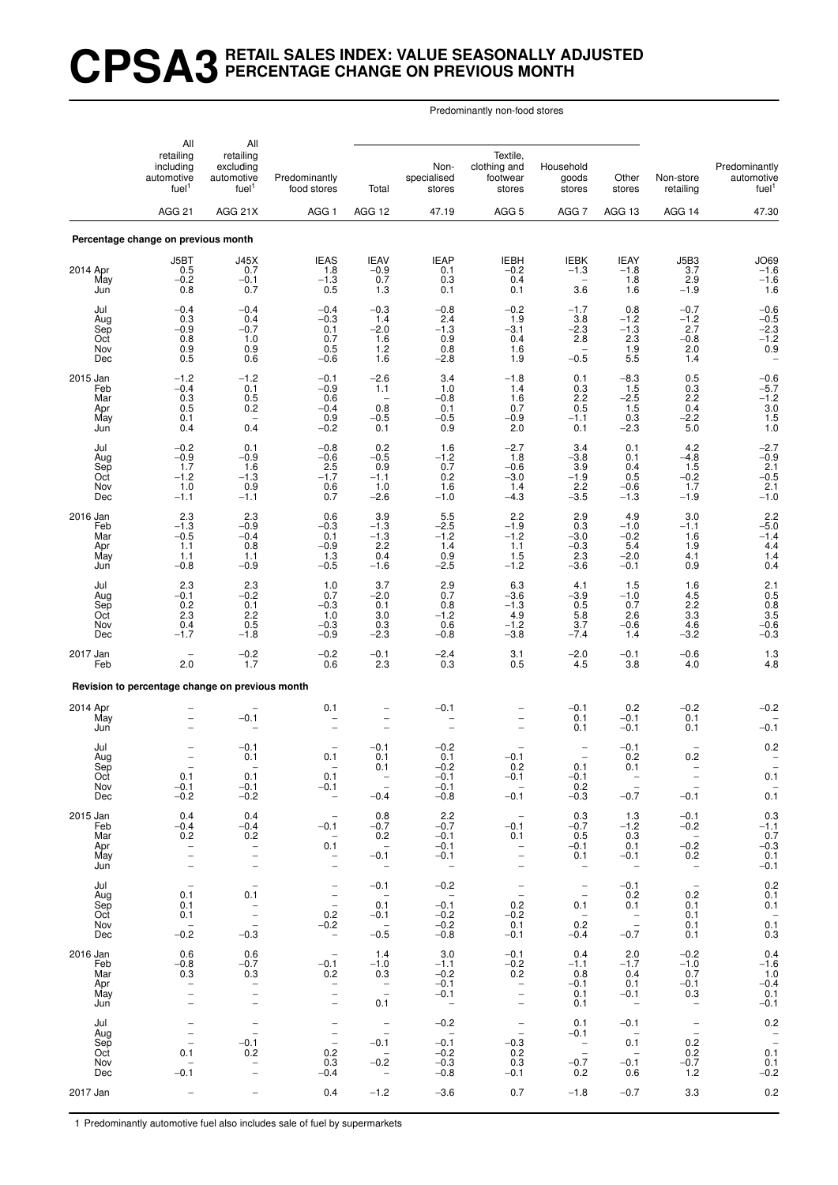# CPSA3 RETAIL SALES INDEX: VALUE SEASONALLY ADJUSTED PERCENTAGE CHANGE ON PREVIOUS MONTH

| | All retailing including automotive fuel[1] | All retailing excluding automotive fuel[1] | Predominantly food stores | Predominantly non-food stores: Total | Predominantly non-food stores: Non-specialised stores | Predominantly non-food stores: Textile, clothing and footwear stores | Predominantly non-food stores: Household goods stores | Predominantly non-food stores: Other stores | Non-store retailing | Predominantly automotive fuel[1] |
|---|---|---|---|---|---|---|---|---|---|---|
| | AGG 21 | AGG 21X | AGG 1 | AGG 12 | 47.19 | AGG 5 | AGG 7 | AGG 13 | AGG 14 | 47.30 |
| **Percentage change on previous month** | | | | | | | | | | |
| | J5BT | J45X | IEAS | IEAV | IEAP | IEBH | IEBK | IEAY | J5B3 | JO69 |
| 2014 Apr | 0.5 | 0.7 | 1.8 | −0.9 | 0.1 | −0.2 | −1.3 | −1.8 | 3.7 | −1.6 |
| May | −0.2 | −0.1 | −1.3 | 0.7 | 0.3 | 0.4 | – | 1.8 | 2.9 | −1.6 |
| Jun | 0.8 | 0.7 | 0.5 | 1.3 | 0.1 | 0.1 | 3.6 | 1.6 | −1.9 | 1.6 |
| Jul | −0.4 | −0.4 | −0.4 | −0.3 | −0.8 | −0.2 | −1.7 | 0.8 | −0.7 | −0.6 |
| Aug | 0.3 | 0.4 | −0.3 | 1.4 | 2.4 | 1.9 | 3.8 | −1.2 | −1.2 | −0.5 |
| Sep | −0.9 | −0.7 | 0.1 | −2.0 | −1.3 | −3.1 | −2.3 | −1.3 | 2.7 | −2.3 |
| Oct | 0.8 | 1.0 | 0.7 | 1.6 | 0.9 | 0.4 | 2.8 | 2.3 | −0.8 | −1.2 |
| Nov | 0.9 | 0.9 | 0.5 | 1.2 | 0.8 | 1.6 | – | 1.9 | 2.0 | 0.9 |
| Dec | 0.5 | 0.6 | −0.6 | 1.6 | −2.8 | 1.9 | −0.5 | 5.5 | 1.4 | – |
| 2015 Jan | −1.2 | −1.2 | −0.1 | −2.6 | 3.4 | −1.8 | 0.1 | −8.3 | 0.5 | −0.6 |
| Feb | −0.4 | 0.1 | −0.9 | 1.1 | 1.0 | 1.4 | 0.3 | 1.5 | 0.3 | −5.7 |
| Mar | 0.3 | 0.5 | 0.6 | – | −0.8 | 1.6 | 2.2 | −2.5 | 2.2 | −1.2 |
| Apr | 0.5 | 0.2 | −0.4 | 0.8 | 0.1 | 0.7 | 0.5 | 1.5 | 0.4 | 3.0 |
| May | 0.1 | – | 0.9 | −0.5 | −0.5 | −0.9 | −1.1 | 0.3 | −2.2 | 1.5 |
| Jun | 0.4 | 0.4 | −0.2 | 0.1 | 0.9 | 2.0 | 0.1 | −2.3 | 5.0 | 1.0 |
| Jul | −0.2 | 0.1 | −0.8 | 0.2 | 1.6 | −2.7 | 3.4 | 0.1 | 4.2 | −2.7 |
| Aug | −0.9 | −0.9 | −0.6 | −0.5 | −1.2 | 1.8 | −3.8 | 0.1 | −4.8 | −0.9 |
| Sep | 1.7 | 1.6 | 2.5 | 0.9 | 0.7 | −0.6 | 3.9 | 0.4 | 1.5 | 2.1 |
| Oct | −1.2 | −1.3 | −1.7 | −1.1 | 0.2 | −3.0 | −1.9 | 0.5 | −0.2 | −0.5 |
| Nov | 1.0 | 0.9 | 0.6 | 1.0 | 1.6 | 1.4 | 2.2 | −0.6 | 1.7 | 2.1 |
| Dec | −1.1 | −1.1 | 0.7 | −2.6 | −1.0 | −4.3 | −3.5 | −1.3 | −1.9 | −1.0 |
| 2016 Jan | 2.3 | 2.3 | 0.6 | 3.9 | 5.5 | 2.2 | 2.9 | 4.9 | 3.0 | 2.2 |
| Feb | −1.3 | −0.9 | −0.3 | −1.3 | −2.5 | −1.9 | 0.3 | −1.0 | −1.1 | −5.0 |
| Mar | −0.5 | −0.4 | 0.1 | −1.3 | −1.2 | −1.2 | −3.0 | −0.2 | 1.6 | −1.4 |
| Apr | 1.1 | 0.8 | −0.9 | 2.2 | 1.4 | 1.1 | −0.3 | 5.4 | 1.9 | 4.4 |
| May | 1.1 | 1.1 | 1.3 | 0.4 | 0.9 | 1.5 | 2.3 | −2.0 | 4.1 | 1.4 |
| Jun | −0.8 | −0.9 | −0.5 | −1.6 | −2.5 | −1.2 | −3.6 | −0.1 | 0.9 | 0.4 |
| Jul | 2.3 | 2.3 | 1.0 | 3.7 | 2.9 | 6.3 | 4.1 | 1.5 | 1.6 | 2.1 |
| Aug | −0.1 | −0.2 | 0.7 | −2.0 | 0.7 | −3.6 | −3.9 | −1.0 | 4.5 | 0.5 |
| Sep | 0.2 | 0.1 | −0.3 | 0.1 | 0.8 | −1.3 | 0.5 | 0.7 | 2.2 | 0.8 |
| Oct | 2.3 | 2.2 | 1.0 | 3.0 | −1.2 | 4.9 | 5.8 | 2.6 | 3.3 | 3.5 |
| Nov | 0.4 | 0.5 | −0.3 | 0.3 | 0.6 | −1.2 | 3.7 | −0.6 | 4.6 | −0.6 |
| Dec | −1.7 | −1.8 | −0.9 | −2.3 | −0.8 | −3.8 | −7.4 | 1.4 | −3.2 | −0.3 |
| 2017 Jan | – | −0.2 | −0.2 | −0.1 | −2.4 | 3.1 | −2.0 | −0.1 | −0.6 | 1.3 |
| Feb | 2.0 | 1.7 | 0.6 | 2.3 | 0.3 | 0.5 | 4.5 | 3.8 | 4.0 | 4.8 |
| **Revision to percentage change on previous month** | | | | | | | | | | |
| 2014 Apr | – | – | 0.1 | – | −0.1 | – | −0.1 | 0.2 | −0.2 | −0.2 |
| May | – | −0.1 | – | – | – | – | 0.1 | −0.1 | 0.1 | – |
| Jun | – | – | – | – | – | – | 0.1 | −0.1 | 0.1 | −0.1 |
| Jul | – | −0.1 | – | −0.1 | −0.2 | – | – | −0.1 | – | 0.2 |
| Aug | – | 0.1 | 0.1 | 0.1 | 0.1 | −0.1 | – | 0.2 | 0.2 | – |
| Sep | – | – | – | 0.1 | −0.2 | 0.2 | 0.1 | 0.1 | – | – |
| Oct | 0.1 | 0.1 | 0.1 | – | −0.1 | −0.1 | −0.1 | – | – | 0.1 |
| Nov | −0.1 | −0.1 | −0.1 | – | −0.1 | – | 0.2 | – | – | – |
| Dec | −0.2 | −0.2 | – | −0.4 | −0.8 | −0.1 | −0.3 | −0.7 | −0.1 | 0.1 |
| 2015 Jan | 0.4 | 0.4 | – | 0.8 | 2.2 | – | 0.3 | 1.3 | −0.1 | 0.3 |
| Feb | −0.4 | −0.4 | −0.1 | −0.7 | −0.7 | −0.1 | −0.7 | −1.2 | −0.2 | −1.1 |
| Mar | 0.2 | 0.2 | – | 0.2 | −0.1 | 0.1 | 0.5 | 0.3 | – | 0.7 |
| Apr | – | – | 0.1 | – | −0.1 | – | −0.1 | 0.1 | −0.2 | −0.3 |
| May | – | – | – | −0.1 | −0.1 | – | 0.1 | −0.1 | 0.2 | 0.1 |
| Jun | – | – | – | – | – | – | – | – | – | −0.1 |
| Jul | – | – | – | −0.1 | −0.2 | – | – | −0.1 | – | 0.2 |
| Aug | 0.1 | 0.1 | – | – | – | – | – | 0.2 | 0.2 | 0.1 |
| Sep | 0.1 | – | – | 0.1 | −0.1 | 0.2 | 0.1 | 0.1 | 0.1 | 0.1 |
| Oct | 0.1 | – | 0.2 | −0.1 | −0.2 | −0.2 | – | – | 0.1 | – |
| Nov | – | – | −0.2 | – | −0.2 | 0.1 | 0.2 | – | 0.1 | 0.1 |
| Dec | −0.2 | −0.3 | – | −0.5 | −0.8 | −0.1 | −0.4 | −0.7 | 0.1 | 0.3 |
| 2016 Jan | 0.6 | 0.6 | – | 1.4 | 3.0 | −0.1 | 0.4 | 2.0 | −0.2 | 0.4 |
| Feb | −0.8 | −0.7 | −0.1 | −1.0 | −1.1 | −0.2 | −1.1 | −1.7 | −1.0 | −1.6 |
| Mar | 0.3 | 0.3 | 0.2 | 0.3 | −0.2 | 0.2 | 0.8 | 0.4 | 0.7 | 1.0 |
| Apr | – | – | – | – | −0.1 | – | −0.1 | 0.1 | −0.1 | −0.4 |
| May | – | – | – | – | −0.1 | – | 0.1 | −0.1 | 0.3 | 0.1 |
| Jun | – | – | – | 0.1 | – | – | 0.1 | – | – | −0.1 |
| Jul | – | – | – | – | −0.2 | – | 0.1 | −0.1 | – | 0.2 |
| Aug | – | – | – | – | – | – | −0.1 | – | – | – |
| Sep | – | −0.1 | – | −0.1 | −0.1 | −0.3 | – | 0.1 | 0.2 | – |
| Oct | 0.1 | 0.2 | 0.2 | – | −0.2 | 0.2 | – | – | 0.2 | 0.1 |
| Nov | – | – | 0.3 | −0.2 | −0.3 | 0.3 | −0.7 | −0.1 | −0.7 | 0.1 |
| Dec | −0.1 | – | −0.4 | – | −0.8 | −0.1 | 0.2 | 0.6 | 1.2 | −0.2 |
| 2017 Jan | – | – | 0.4 | −1.2 | −3.6 | 0.7 | −1.8 | −0.7 | 3.3 | 0.2 |

1 Predominantly automotive fuel also includes sale of fuel by supermarkets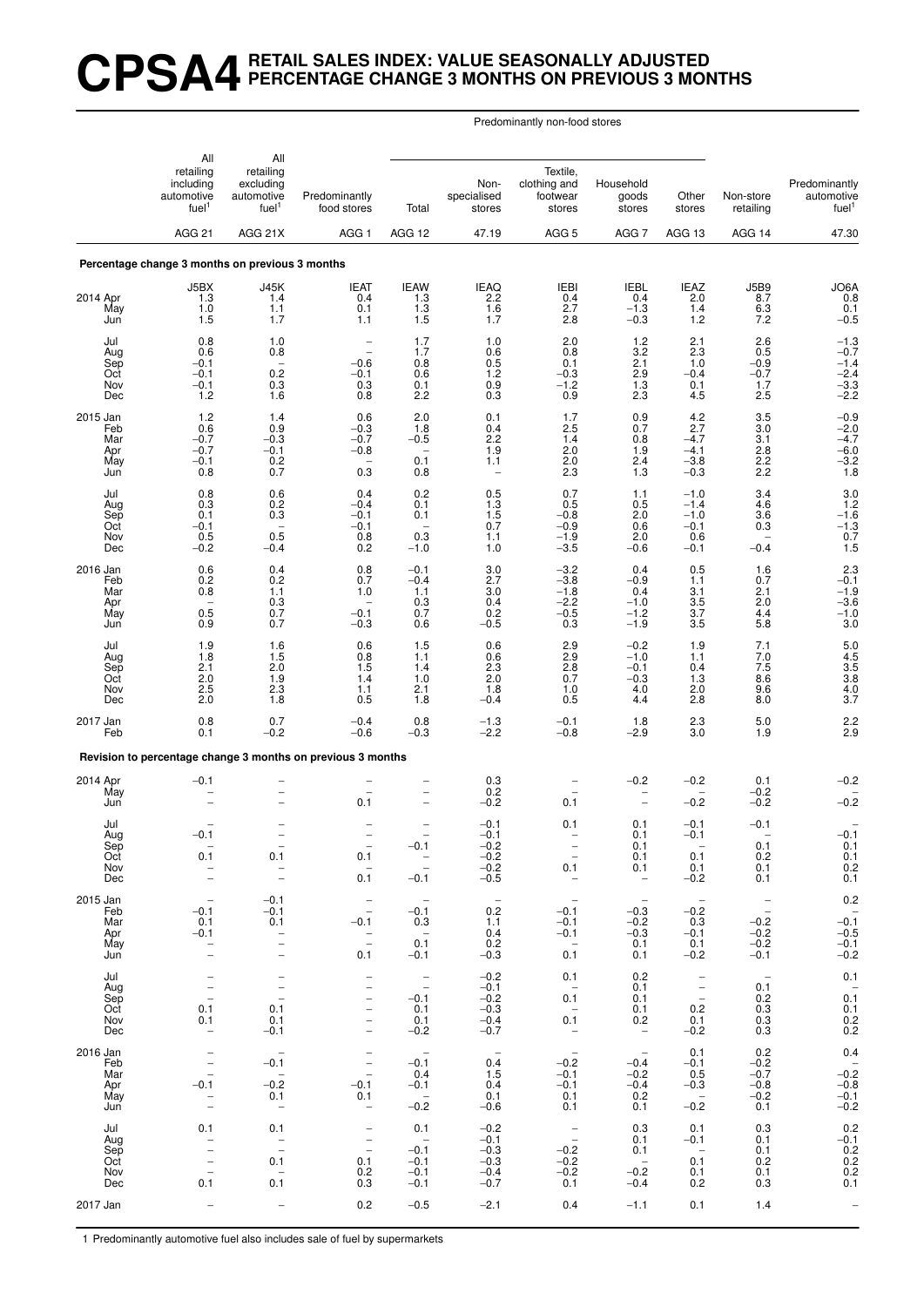# CPSA4 RETAIL SALES INDEX: VALUE SEASONALLY ADJUSTED PERCENTAGE CHANGE 3 MONTHS ON PREVIOUS 3 MONTHS

| | All retailing including automotive fuel[1] | All retailing excluding automotive fuel[1] | Predominantly food stores | Predominantly non-food stores: Total | Predominantly non-food stores: Non-specialised stores | Predominantly non-food stores: Textile, clothing and footwear stores | Predominantly non-food stores: Household goods stores | Predominantly non-food stores: Other stores | Non-store retailing | Predominantly automotive fuel[1] |
|---|---|---|---|---|---|---|---|---|---|---|
| | AGG 21 | AGG 21X | AGG 1 | AGG 12 | 47.19 | AGG 5 | AGG 7 | AGG 13 | AGG 14 | 47.30 |
| **Percentage change 3 months on previous 3 months** | | | | | | | | | | |
| | J5BX | J45K | IEAT | IEAW | IEAQ | IEBI | IEBL | IEAZ | J5B9 | JO6A |
| 2014 Apr | 1.3 | 1.4 | 0.4 | 1.3 | 2.2 | 0.4 | 0.4 | 2.0 | 8.7 | 0.8 |
| May | 1.0 | 1.1 | 0.1 | 1.3 | 1.6 | 2.7 | −1.3 | 1.4 | 6.3 | 0.1 |
| Jun | 1.5 | 1.7 | 1.1 | 1.5 | 1.7 | 2.8 | −0.3 | 1.2 | 7.2 | −0.5 |
| Jul | 0.8 | 1.0 | – | 1.7 | 1.0 | 2.0 | 1.2 | 2.1 | 2.6 | −1.3 |
| Aug | 0.6 | 0.8 | – | 1.7 | 0.6 | 0.8 | 3.2 | 2.3 | 0.5 | −0.7 |
| Sep | −0.1 | – | −0.6 | 0.8 | 0.5 | 0.1 | 2.1 | 1.0 | −0.9 | −1.4 |
| Oct | −0.1 | 0.2 | −0.1 | 0.6 | 1.2 | −0.3 | 2.9 | −0.4 | −0.7 | −2.4 |
| Nov | −0.1 | 0.3 | 0.3 | 0.1 | 0.9 | −1.2 | 1.3 | 0.1 | 1.7 | −3.3 |
| Dec | 1.2 | 1.6 | 0.8 | 2.2 | 0.3 | 0.9 | 2.3 | 4.5 | 2.5 | −2.2 |
| 2015 Jan | 1.2 | 1.4 | 0.6 | 2.0 | 0.1 | 1.7 | 0.9 | 4.2 | 3.5 | −0.9 |
| Feb | 0.6 | 0.9 | −0.3 | 1.8 | 0.4 | 2.5 | 0.7 | 2.7 | 3.0 | −2.0 |
| Mar | −0.7 | −0.3 | −0.7 | −0.5 | 2.2 | 1.4 | 0.8 | −4.7 | 3.1 | −4.7 |
| Apr | −0.7 | −0.1 | −0.8 | – | 1.9 | 2.0 | 1.9 | −4.1 | 2.8 | −6.0 |
| May | −0.1 | 0.2 | – | 0.1 | 1.1 | 2.0 | 2.4 | −3.8 | 2.2 | −3.2 |
| Jun | 0.8 | 0.7 | 0.3 | 0.8 | – | 2.3 | 1.3 | −0.3 | 2.2 | 1.8 |
| Jul | 0.8 | 0.6 | 0.4 | 0.2 | 0.5 | 0.7 | 1.1 | −1.0 | 3.4 | 3.0 |
| Aug | 0.3 | 0.2 | −0.4 | 0.1 | 1.3 | 0.5 | 0.5 | −1.4 | 4.6 | 1.2 |
| Sep | 0.1 | 0.3 | −0.1 | 0.1 | 1.5 | −0.8 | 2.0 | −1.0 | 3.6 | −1.6 |
| Oct | −0.1 | – | −0.1 | – | 0.7 | −0.9 | 0.6 | −0.1 | 0.3 | −1.3 |
| Nov | 0.5 | 0.5 | 0.8 | 0.3 | 1.1 | −1.9 | 2.0 | 0.6 | – | 0.7 |
| Dec | −0.2 | −0.4 | 0.2 | −1.0 | 1.0 | −3.5 | −0.6 | −0.1 | −0.4 | 1.5 |
| 2016 Jan | 0.6 | 0.4 | 0.8 | −0.1 | 3.0 | −3.2 | 0.4 | 0.5 | 1.6 | 2.3 |
| Feb | 0.2 | 0.2 | 0.7 | −0.4 | 2.7 | −3.8 | −0.9 | 1.1 | 0.7 | −0.1 |
| Mar | 0.8 | 1.1 | 1.0 | 1.1 | 3.0 | −1.8 | 0.4 | 3.1 | 2.1 | −1.9 |
| Apr | – | 0.3 | – | 0.3 | 0.4 | −2.2 | −1.0 | 3.5 | 2.0 | −3.6 |
| May | 0.5 | 0.7 | −0.1 | 0.7 | 0.2 | −0.5 | −1.2 | 3.7 | 4.4 | −1.0 |
| Jun | 0.9 | 0.7 | −0.3 | 0.6 | −0.5 | 0.3 | −1.9 | 3.5 | 5.8 | 3.0 |
| Jul | 1.9 | 1.6 | 0.6 | 1.5 | 0.6 | 2.9 | −0.2 | 1.9 | 7.1 | 5.0 |
| Aug | 1.8 | 1.5 | 0.8 | 1.1 | 0.6 | 2.9 | −1.0 | 1.1 | 7.0 | 4.5 |
| Sep | 2.1 | 2.0 | 1.5 | 1.4 | 2.3 | 2.8 | −0.1 | 0.4 | 7.5 | 3.5 |
| Oct | 2.0 | 1.9 | 1.4 | 1.0 | 2.0 | 0.7 | −0.3 | 1.3 | 8.6 | 3.8 |
| Nov | 2.5 | 2.3 | 1.1 | 2.1 | 1.8 | 1.0 | 4.0 | 2.0 | 9.6 | 4.0 |
| Dec | 2.0 | 1.8 | 0.5 | 1.8 | −0.4 | 0.5 | 4.4 | 2.8 | 8.0 | 3.7 |
| 2017 Jan | 0.8 | 0.7 | −0.4 | 0.8 | −1.3 | −0.1 | 1.8 | 2.3 | 5.0 | 2.2 |
| Feb | 0.1 | −0.2 | −0.6 | −0.3 | −2.2 | −0.8 | −2.9 | 3.0 | 1.9 | 2.9 |
| **Revision to percentage change 3 months on previous 3 months** | | | | | | | | | | |
| 2014 Apr | −0.1 | – | – | – | 0.3 | – | −0.2 | −0.2 | 0.1 | −0.2 |
| May | – | – | – | – | 0.2 | – | – | – | −0.2 | – |
| Jun | – | – | 0.1 | – | −0.2 | 0.1 | – | −0.2 | −0.2 | −0.2 |
| Jul | – | – | – | – | −0.1 | 0.1 | 0.1 | −0.1 | −0.1 | – |
| Aug | −0.1 | – | – | – | −0.1 | – | 0.1 | −0.1 | – | −0.1 |
| Sep | – | – | – | −0.1 | −0.2 | – | 0.1 | – | 0.1 | 0.1 |
| Oct | 0.1 | 0.1 | 0.1 | – | −0.2 | – | 0.1 | 0.1 | 0.2 | 0.1 |
| Nov | – | – | – | – | −0.2 | 0.1 | 0.1 | 0.1 | 0.1 | 0.2 |
| Dec | – | – | 0.1 | −0.1 | −0.5 | – | – | −0.2 | 0.1 | 0.1 |
| 2015 Jan | – | −0.1 | – | – | – | – | – | – | – | 0.2 |
| Feb | −0.1 | −0.1 | – | −0.1 | 0.2 | −0.1 | −0.3 | −0.2 | – | – |
| Mar | 0.1 | 0.1 | −0.1 | 0.3 | 1.1 | −0.1 | −0.2 | 0.3 | −0.2 | −0.1 |
| Apr | −0.1 | – | – | – | 0.4 | −0.1 | −0.3 | −0.1 | −0.2 | −0.5 |
| May | – | – | – | 0.1 | 0.2 | – | 0.1 | 0.1 | −0.2 | −0.1 |
| Jun | – | – | 0.1 | −0.1 | −0.3 | 0.1 | 0.1 | −0.2 | −0.1 | −0.2 |
| Jul | – | – | – | – | −0.2 | 0.1 | 0.2 | – | – | 0.1 |
| Aug | – | – | – | – | −0.1 | – | 0.1 | – | 0.1 | – |
| Sep | – | – | – | −0.1 | −0.2 | 0.1 | 0.1 | – | 0.2 | 0.1 |
| Oct | 0.1 | 0.1 | – | 0.1 | −0.3 | – | 0.1 | 0.2 | 0.3 | 0.1 |
| Nov | 0.1 | 0.1 | – | 0.1 | −0.4 | 0.1 | 0.2 | 0.1 | 0.3 | 0.2 |
| Dec | – | −0.1 | – | −0.2 | −0.7 | – | – | −0.2 | 0.3 | 0.2 |
| 2016 Jan | – | – | – | – | – | – | – | 0.1 | 0.2 | 0.4 |
| Feb | – | −0.1 | – | −0.1 | 0.4 | −0.2 | −0.4 | −0.1 | −0.2 | – |
| Mar | – | – | – | 0.4 | 1.5 | −0.1 | −0.2 | 0.5 | −0.7 | −0.2 |
| Apr | −0.1 | −0.2 | −0.1 | −0.1 | 0.4 | −0.1 | −0.4 | −0.3 | −0.8 | −0.8 |
| May | – | 0.1 | 0.1 | – | 0.1 | 0.1 | 0.2 | – | −0.2 | −0.1 |
| Jun | – | – | – | −0.2 | −0.6 | 0.1 | 0.1 | −0.2 | 0.1 | −0.2 |
| Jul | 0.1 | 0.1 | – | 0.1 | −0.2 | – | 0.3 | 0.1 | 0.3 | 0.2 |
| Aug | – | – | – | – | −0.1 | – | 0.1 | −0.1 | 0.1 | −0.1 |
| Sep | – | – | – | −0.1 | −0.3 | −0.2 | 0.1 | – | 0.1 | 0.2 |
| Oct | – | 0.1 | 0.1 | −0.1 | −0.3 | −0.2 | – | 0.1 | 0.2 | 0.2 |
| Nov | – | – | 0.2 | −0.1 | −0.4 | −0.2 | −0.2 | 0.1 | 0.1 | 0.2 |
| Dec | 0.1 | 0.1 | 0.3 | −0.1 | −0.7 | 0.1 | −0.4 | 0.2 | 0.3 | 0.1 |
| 2017 Jan | – | – | 0.2 | −0.5 | −2.1 | 0.4 | −1.1 | 0.1 | 1.4 | – |

1 Predominantly automotive fuel also includes sale of fuel by supermarkets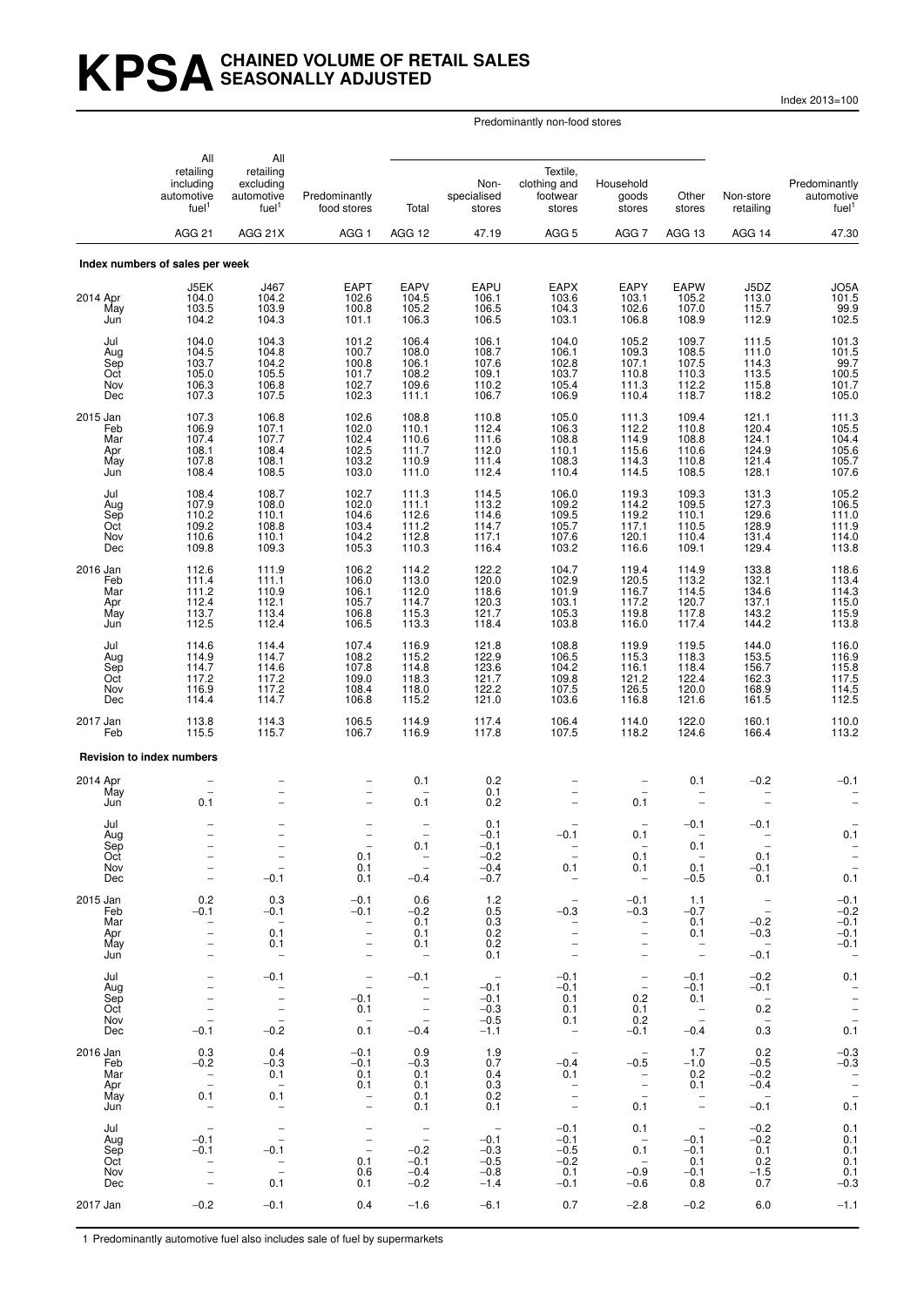# KPSA CHAINED VOLUME OF RETAIL SALES SEASONALLY ADJUSTED

Index 2013=100

| | All retailing including automotive fuel[1] | All retailing excluding automotive fuel[1] | Predominantly food stores | Predominantly non-food stores: Total | Predominantly non-food stores: Non-specialised stores | Predominantly non-food stores: Textile, clothing and footwear stores | Predominantly non-food stores: Household goods stores | Predominantly non-food stores: Other stores | Non-store retailing | Predominantly automotive fuel[1] |
|---|---|---|---|---|---|---|---|---|---|---|
| | AGG 21 | AGG 21X | AGG 1 | AGG 12 | 47.19 | AGG 5 | AGG 7 | AGG 13 | AGG 14 | 47.30 |
| **Index numbers of sales per week** | | | | | | | | | | |
| | J5EK | J467 | EAPT | EAPV | EAPU | EAPX | EAPY | EAPW | J5DZ | JO5A |
| 2014 Apr | 104.0 | 104.2 | 102.6 | 104.5 | 106.1 | 103.6 | 103.1 | 105.2 | 113.0 | 101.5 |
| May | 103.5 | 103.9 | 100.8 | 105.2 | 106.5 | 104.3 | 102.6 | 107.0 | 115.7 | 99.9 |
| Jun | 104.2 | 104.3 | 101.1 | 106.3 | 106.5 | 103.1 | 106.8 | 108.9 | 112.9 | 102.5 |
| Jul | 104.0 | 104.3 | 101.2 | 106.4 | 106.1 | 104.0 | 105.2 | 109.7 | 111.5 | 101.3 |
| Aug | 104.5 | 104.8 | 100.7 | 108.0 | 108.7 | 106.1 | 109.3 | 108.5 | 111.0 | 101.5 |
| Sep | 103.7 | 104.2 | 100.8 | 106.1 | 107.6 | 102.8 | 107.1 | 107.5 | 114.3 | 99.7 |
| Oct | 105.0 | 105.5 | 101.7 | 108.2 | 109.1 | 103.7 | 110.8 | 110.3 | 113.5 | 100.5 |
| Nov | 106.3 | 106.8 | 102.7 | 109.6 | 110.2 | 105.4 | 111.3 | 112.2 | 115.8 | 101.7 |
| Dec | 107.3 | 107.5 | 102.3 | 111.1 | 106.7 | 106.9 | 110.4 | 118.7 | 118.2 | 105.0 |
| 2015 Jan | 107.3 | 106.8 | 102.6 | 108.8 | 110.8 | 105.0 | 111.3 | 109.4 | 121.1 | 111.3 |
| Feb | 106.9 | 107.1 | 102.0 | 110.1 | 112.4 | 106.3 | 112.2 | 110.8 | 120.4 | 105.5 |
| Mar | 107.4 | 107.7 | 102.4 | 110.6 | 111.6 | 108.8 | 114.9 | 108.8 | 124.1 | 104.4 |
| Apr | 108.1 | 108.4 | 102.5 | 111.7 | 112.0 | 110.1 | 115.6 | 110.6 | 124.9 | 105.6 |
| May | 107.8 | 108.1 | 103.2 | 110.9 | 111.4 | 108.3 | 114.3 | 110.8 | 121.4 | 105.7 |
| Jun | 108.4 | 108.5 | 103.0 | 111.0 | 112.4 | 110.4 | 114.5 | 108.5 | 128.1 | 107.6 |
| Jul | 108.4 | 108.7 | 102.7 | 111.3 | 114.5 | 106.0 | 119.3 | 109.3 | 131.3 | 105.2 |
| Aug | 107.9 | 108.0 | 102.0 | 111.1 | 113.2 | 109.2 | 114.2 | 109.5 | 127.3 | 106.5 |
| Sep | 110.2 | 110.1 | 104.6 | 112.6 | 114.6 | 109.5 | 119.2 | 110.1 | 129.6 | 111.0 |
| Oct | 109.2 | 108.8 | 103.4 | 111.2 | 114.7 | 105.7 | 117.1 | 110.5 | 128.9 | 111.9 |
| Nov | 110.6 | 110.1 | 104.2 | 112.8 | 117.1 | 107.6 | 120.1 | 110.4 | 131.4 | 114.0 |
| Dec | 109.8 | 109.3 | 105.3 | 110.3 | 116.4 | 103.2 | 116.6 | 109.1 | 129.4 | 113.8 |
| 2016 Jan | 112.6 | 111.9 | 106.2 | 114.2 | 122.2 | 104.7 | 119.4 | 114.9 | 133.8 | 118.6 |
| Feb | 111.4 | 111.1 | 106.0 | 113.0 | 120.0 | 102.9 | 120.5 | 113.2 | 132.1 | 113.4 |
| Mar | 111.2 | 110.9 | 106.1 | 112.0 | 118.6 | 101.9 | 116.7 | 114.5 | 134.6 | 114.3 |
| Apr | 112.4 | 112.1 | 105.7 | 114.7 | 120.3 | 103.1 | 117.2 | 120.7 | 137.1 | 115.0 |
| May | 113.7 | 113.4 | 106.8 | 115.3 | 121.7 | 105.3 | 119.8 | 117.8 | 143.2 | 115.9 |
| Jun | 112.5 | 112.4 | 106.5 | 113.3 | 118.4 | 103.8 | 116.0 | 117.4 | 144.2 | 113.8 |
| Jul | 114.6 | 114.4 | 107.4 | 116.9 | 121.8 | 108.8 | 119.9 | 119.5 | 144.0 | 116.0 |
| Aug | 114.9 | 114.7 | 108.2 | 115.2 | 122.9 | 106.5 | 115.3 | 118.3 | 153.5 | 116.9 |
| Sep | 114.7 | 114.6 | 107.8 | 114.8 | 123.6 | 104.2 | 116.1 | 118.4 | 156.7 | 115.8 |
| Oct | 117.2 | 117.2 | 109.0 | 118.3 | 121.7 | 109.8 | 121.2 | 122.4 | 162.3 | 117.5 |
| Nov | 116.9 | 117.2 | 108.4 | 118.0 | 122.2 | 107.5 | 126.5 | 120.0 | 168.9 | 114.5 |
| Dec | 114.4 | 114.7 | 106.8 | 115.2 | 121.0 | 103.6 | 116.8 | 121.6 | 161.5 | 112.5 |
| 2017 Jan | 113.8 | 114.3 | 106.5 | 114.9 | 117.4 | 106.4 | 114.0 | 122.0 | 160.1 | 110.0 |
| Feb | 115.5 | 115.7 | 106.7 | 116.9 | 117.8 | 107.5 | 118.2 | 124.6 | 166.4 | 113.2 |
| **Revision to index numbers** | | | | | | | | | | |
| 2014 Apr | – | – | – | 0.1 | 0.2 | – | – | 0.1 | −0.2 | −0.1 |
| May | – | – | – | – | 0.1 | – | – | – | – | – |
| Jun | 0.1 | – | – | 0.1 | 0.2 | – | 0.1 | – | – | – |
| Jul | – | – | – | – | 0.1 | – | – | −0.1 | −0.1 | – |
| Aug | – | – | – | – | −0.1 | −0.1 | 0.1 | – | – | 0.1 |
| Sep | – | – | – | 0.1 | −0.1 | – | – | 0.1 | – | – |
| Oct | – | – | 0.1 | – | −0.2 | – | 0.1 | – | 0.1 | – |
| Nov | – | – | 0.1 | – | −0.4 | 0.1 | 0.1 | 0.1 | −0.1 | – |
| Dec | – | −0.1 | 0.1 | −0.4 | −0.7 | – | – | −0.5 | 0.1 | 0.1 |
| 2015 Jan | 0.2 | 0.3 | −0.1 | 0.6 | 1.2 | – | −0.1 | 1.1 | – | −0.1 |
| Feb | −0.1 | −0.1 | −0.1 | −0.2 | 0.5 | −0.3 | −0.3 | −0.7 | – | −0.2 |
| Mar | – | – | – | 0.1 | 0.3 | – | – | 0.1 | −0.2 | −0.1 |
| Apr | – | 0.1 | – | 0.1 | 0.2 | – | – | 0.1 | −0.3 | −0.1 |
| May | – | 0.1 | – | 0.1 | 0.2 | – | – | – | – | −0.1 |
| Jun | – | – | – | – | 0.1 | – | – | – | −0.1 | – |
| Jul | – | −0.1 | – | −0.1 | – | −0.1 | – | −0.1 | −0.2 | 0.1 |
| Aug | – | – | – | – | −0.1 | −0.1 | – | −0.1 | −0.1 | – |
| Sep | – | – | −0.1 | – | −0.1 | 0.1 | 0.2 | 0.1 | – | – |
| Oct | – | – | 0.1 | – | −0.3 | 0.1 | 0.1 | – | 0.2 | – |
| Nov | – | – | – | – | −0.5 | 0.1 | 0.2 | – | – | – |
| Dec | −0.1 | −0.2 | 0.1 | −0.4 | −1.1 | – | −0.1 | −0.4 | 0.3 | 0.1 |
| 2016 Jan | 0.3 | 0.4 | −0.1 | 0.9 | 1.9 | – | – | 1.7 | 0.2 | −0.3 |
| Feb | −0.2 | −0.3 | −0.1 | −0.3 | 0.7 | −0.4 | −0.5 | −1.0 | −0.5 | −0.3 |
| Mar | – | 0.1 | 0.1 | 0.1 | 0.4 | 0.1 | – | 0.2 | −0.2 | – |
| Apr | – | – | 0.1 | 0.1 | 0.3 | – | – | 0.1 | −0.4 | – |
| May | 0.1 | 0.1 | – | 0.1 | 0.2 | – | – | – | – | – |
| Jun | – | – | – | 0.1 | 0.1 | – | 0.1 | – | −0.1 | 0.1 |
| Jul | – | – | – | – | – | −0.1 | 0.1 | – | −0.2 | 0.1 |
| Aug | −0.1 | – | – | – | −0.1 | −0.1 | – | −0.1 | −0.2 | 0.1 |
| Sep | −0.1 | −0.1 | – | −0.2 | −0.3 | −0.5 | 0.1 | −0.1 | 0.1 | 0.1 |
| Oct | – | – | 0.1 | −0.1 | −0.5 | −0.2 | – | 0.1 | 0.2 | 0.1 |
| Nov | – | – | 0.6 | −0.4 | −0.8 | 0.1 | −0.9 | −0.1 | −1.5 | 0.1 |
| Dec | – | 0.1 | 0.1 | −0.2 | −1.4 | −0.1 | −0.6 | 0.8 | 0.7 | −0.3 |
| 2017 Jan | −0.2 | −0.1 | 0.4 | −1.6 | −6.1 | 0.7 | −2.8 | −0.2 | 6.0 | −1.1 |

1 Predominantly automotive fuel also includes sale of fuel by supermarkets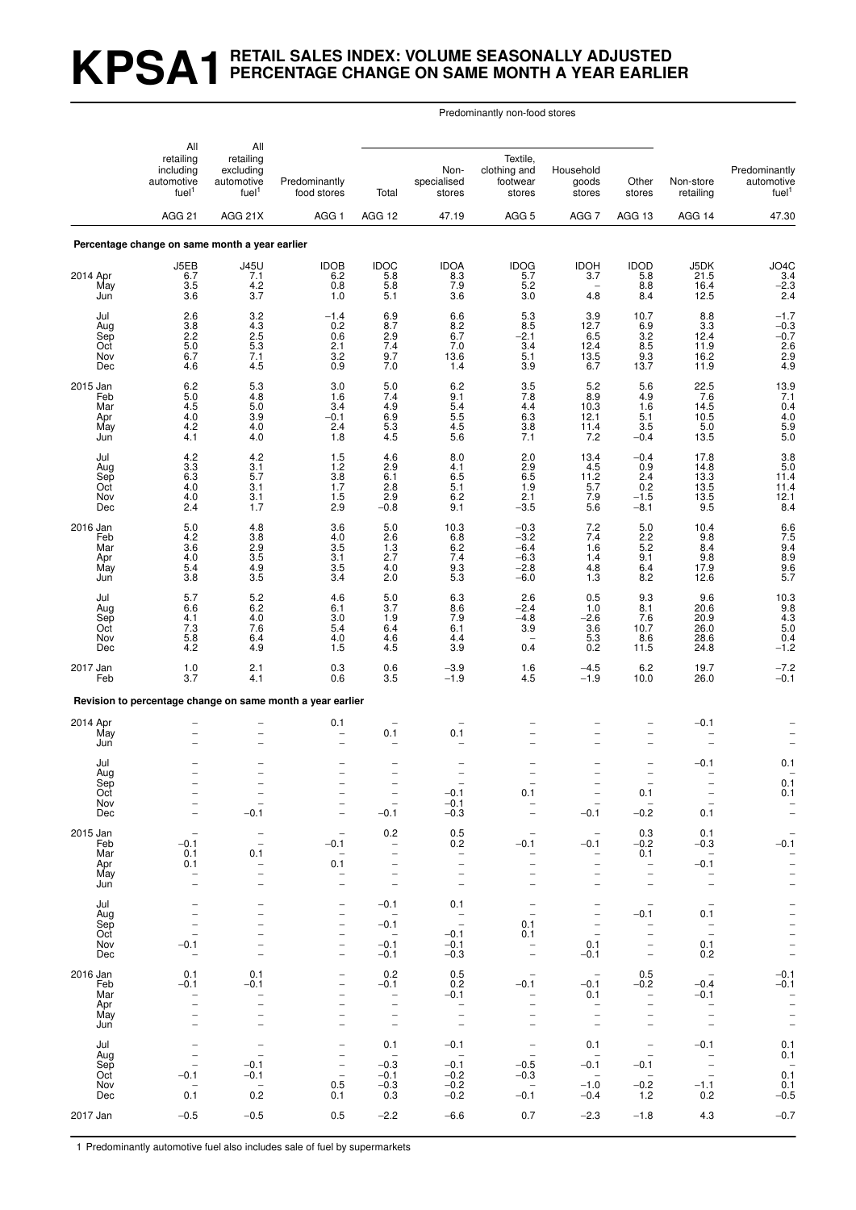# KPSA1 RETAIL SALES INDEX: VOLUME SEASONALLY ADJUSTED PERCENTAGE CHANGE ON SAME MONTH A YEAR EARLIER

| | All retailing including automotive fuel[1] | All retailing excluding automotive fuel[1] | Predominantly food stores | Predominantly non-food stores | | | | | Non-store retailing | Predominantly automotive fuel[1] |
|---|---|---|---|---|---|---|---|---|---|---|
| | | | | Total | Non-specialised stores | Textile, clothing and footwear stores | Household goods stores | Other stores | | |
| | AGG 21 | AGG 21X | AGG 1 | AGG 12 | 47.19 | AGG 5 | AGG 7 | AGG 13 | AGG 14 | 47.30 |
| **Percentage change on same month a year earlier** | | | | | | | | | | |
| | J5EB | J45U | IDOB | IDOC | IDOA | IDOG | IDOH | IDOD | J5DK | JO4C |
| 2014 Apr | 6.7 | 7.1 | 6.2 | 5.8 | 8.3 | 5.7 | 3.7 | 5.8 | 21.5 | 3.4 |
| May | 3.5 | 4.2 | 0.8 | 5.8 | 7.9 | 5.2 | – | 8.8 | 16.4 | –2.3 |
| Jun | 3.6 | 3.7 | 1.0 | 5.1 | 3.6 | 3.0 | 4.8 | 8.4 | 12.5 | 2.4 |
| Jul | 2.6 | 3.2 | –1.4 | 6.9 | 6.6 | 5.3 | 3.9 | 10.7 | 8.8 | –1.7 |
| Aug | 3.8 | 4.3 | 0.2 | 8.7 | 8.2 | 8.5 | 12.7 | 6.9 | 3.3 | –0.3 |
| Sep | 2.2 | 2.5 | 0.6 | 2.9 | 6.7 | –2.1 | 6.5 | 3.2 | 12.4 | –0.7 |
| Oct | 5.0 | 5.3 | 2.1 | 7.4 | 7.0 | 3.4 | 12.4 | 8.5 | 11.9 | 2.6 |
| Nov | 6.7 | 7.1 | 3.2 | 9.7 | 13.6 | 5.1 | 13.5 | 9.3 | 16.2 | 2.9 |
| Dec | 4.6 | 4.5 | 0.9 | 7.0 | 1.4 | 3.9 | 6.7 | 13.7 | 11.9 | 4.9 |
| 2015 Jan | 6.2 | 5.3 | 3.0 | 5.0 | 6.2 | 3.5 | 5.2 | 5.6 | 22.5 | 13.9 |
| Feb | 5.0 | 4.8 | 1.6 | 7.4 | 9.1 | 7.8 | 8.9 | 4.9 | 7.6 | 7.1 |
| Mar | 4.5 | 5.0 | 3.4 | 4.9 | 5.4 | 4.4 | 10.3 | 1.6 | 14.5 | 0.4 |
| Apr | 4.0 | 3.9 | –0.1 | 6.9 | 5.5 | 6.3 | 12.1 | 5.1 | 10.5 | 4.0 |
| May | 4.2 | 4.0 | 2.4 | 5.3 | 4.5 | 3.8 | 11.4 | 3.5 | 5.0 | 5.9 |
| Jun | 4.1 | 4.0 | 1.8 | 4.5 | 5.6 | 7.1 | 7.2 | –0.4 | 13.5 | 5.0 |
| Jul | 4.2 | 4.2 | 1.5 | 4.6 | 8.0 | 2.0 | 13.4 | –0.4 | 17.8 | 3.8 |
| Aug | 3.3 | 3.1 | 1.2 | 2.9 | 4.1 | 2.9 | 4.5 | 0.9 | 14.8 | 5.0 |
| Sep | 6.3 | 5.7 | 3.8 | 6.1 | 6.5 | 6.5 | 11.2 | 2.4 | 13.3 | 11.4 |
| Oct | 4.0 | 3.1 | 1.7 | 2.8 | 5.1 | 1.9 | 5.7 | 0.2 | 13.5 | 11.4 |
| Nov | 4.0 | 3.1 | 1.5 | 2.9 | 6.2 | 2.1 | 7.9 | –1.5 | 13.5 | 12.1 |
| Dec | 2.4 | 1.7 | 2.9 | –0.8 | 9.1 | –3.5 | 5.6 | –8.1 | 9.5 | 8.4 |
| 2016 Jan | 5.0 | 4.8 | 3.6 | 5.0 | 10.3 | –0.3 | 7.2 | 5.0 | 10.4 | 6.6 |
| Feb | 4.2 | 3.8 | 4.0 | 2.6 | 6.8 | –3.2 | 7.4 | 2.2 | 9.8 | 7.5 |
| Mar | 3.6 | 2.9 | 3.5 | 1.3 | 6.2 | –6.4 | 1.6 | 5.2 | 8.4 | 9.4 |
| Apr | 4.0 | 3.5 | 3.1 | 2.7 | 7.4 | –6.3 | 1.4 | 9.1 | 9.8 | 8.9 |
| May | 5.4 | 4.9 | 3.5 | 4.0 | 9.3 | –2.8 | 4.8 | 6.4 | 17.9 | 9.6 |
| Jun | 3.8 | 3.5 | 3.4 | 2.0 | 5.3 | –6.0 | 1.3 | 8.2 | 12.6 | 5.7 |
| Jul | 5.7 | 5.2 | 4.6 | 5.0 | 6.3 | 2.6 | 0.5 | 9.3 | 9.6 | 10.3 |
| Aug | 6.6 | 6.2 | 6.1 | 3.7 | 8.6 | –2.4 | 1.0 | 8.1 | 20.6 | 9.8 |
| Sep | 4.1 | 4.0 | 3.0 | 1.9 | 7.9 | –4.8 | –2.6 | 7.6 | 20.9 | 4.3 |
| Oct | 7.3 | 7.6 | 5.4 | 6.4 | 6.1 | 3.9 | 3.6 | 10.7 | 26.0 | 5.0 |
| Nov | 5.8 | 6.4 | 4.0 | 4.6 | 4.4 | – | 5.3 | 8.6 | 28.6 | 0.4 |
| Dec | 4.2 | 4.9 | 1.5 | 4.5 | 3.9 | 0.4 | 0.2 | 11.5 | 24.8 | –1.2 |
| 2017 Jan | 1.0 | 2.1 | 0.3 | 0.6 | –3.9 | 1.6 | –4.5 | 6.2 | 19.7 | –7.2 |
| Feb | 3.7 | 4.1 | 0.6 | 3.5 | –1.9 | 4.5 | –1.9 | 10.0 | 26.0 | –0.1 |
| **Revision to percentage change on same month a year earlier** | | | | | | | | | | |
| 2014 Apr | – | – | 0.1 | – | – | – | – | – | –0.1 | – |
| May | – | – | – | 0.1 | 0.1 | – | – | – | – | – |
| Jun | – | – | – | – | – | – | – | – | – | – |
| Jul | – | – | – | – | – | – | – | – | –0.1 | 0.1 |
| Aug | – | – | – | – | – | – | – | – | – | – |
| Sep | – | – | – | – | – | – | – | – | – | 0.1 |
| Oct | – | – | – | – | –0.1 | 0.1 | – | 0.1 | – | 0.1 |
| Nov | – | – | – | – | –0.1 | – | – | – | – | – |
| Dec | – | –0.1 | – | –0.1 | –0.3 | – | –0.1 | –0.2 | 0.1 | – |
| 2015 Jan | – | – | – | 0.2 | 0.5 | – | – | 0.3 | 0.1 | – |
| Feb | –0.1 | – | –0.1 | – | 0.2 | –0.1 | –0.1 | –0.2 | –0.3 | –0.1 |
| Mar | 0.1 | 0.1 | – | – | – | – | – | 0.1 | – | – |
| Apr | 0.1 | – | 0.1 | – | – | – | – | – | –0.1 | – |
| May | – | – | – | – | – | – | – | – | – | – |
| Jun | – | – | – | – | – | – | – | – | – | – |
| Jul | – | – | – | –0.1 | 0.1 | – | – | – | – | – |
| Aug | – | – | – | – | – | – | – | –0.1 | 0.1 | – |
| Sep | – | – | – | –0.1 | – | 0.1 | – | – | – | – |
| Oct | – | – | – | – | –0.1 | 0.1 | – | – | – | – |
| Nov | –0.1 | – | – | –0.1 | –0.1 | – | 0.1 | – | 0.1 | – |
| Dec | – | – | – | –0.1 | –0.3 | – | –0.1 | – | 0.2 | – |
| 2016 Jan | 0.1 | 0.1 | – | 0.2 | 0.5 | – | – | 0.5 | – | –0.1 |
| Feb | –0.1 | –0.1 | – | –0.1 | 0.2 | –0.1 | –0.1 | –0.2 | –0.4 | –0.1 |
| Mar | – | – | – | – | –0.1 | – | 0.1 | – | –0.1 | – |
| Apr | – | – | – | – | – | – | – | – | – | – |
| May | – | – | – | – | – | – | – | – | – | – |
| Jun | – | – | – | – | – | – | – | – | – | – |
| Jul | – | – | – | 0.1 | –0.1 | – | 0.1 | – | –0.1 | 0.1 |
| Aug | – | – | – | – | – | – | – | – | – | 0.1 |
| Sep | – | –0.1 | – | –0.3 | –0.1 | –0.5 | –0.1 | –0.1 | – | – |
| Oct | –0.1 | –0.1 | – | –0.1 | –0.2 | –0.3 | – | – | – | 0.1 |
| Nov | – | – | 0.5 | –0.3 | –0.2 | – | –1.0 | –0.2 | –1.1 | 0.1 |
| Dec | 0.1 | 0.2 | 0.1 | 0.3 | –0.2 | –0.1 | –0.4 | 1.2 | 0.2 | –0.5 |
| 2017 Jan | –0.5 | –0.5 | 0.5 | –2.2 | –6.6 | 0.7 | –2.3 | –1.8 | 4.3 | –0.7 |

1 Predominantly automotive fuel also includes sale of fuel by supermarkets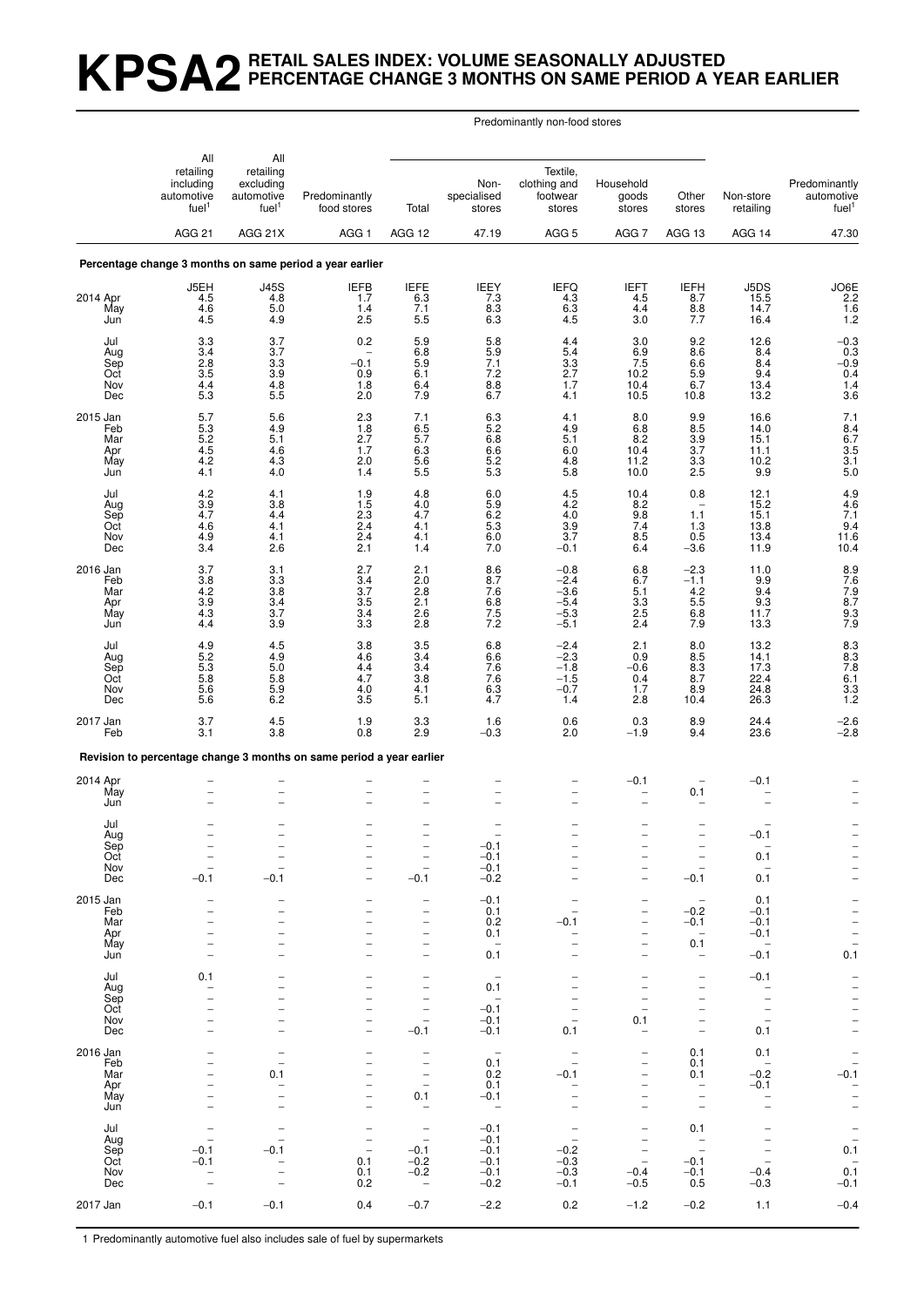# KPSA2 RETAIL SALES INDEX: VOLUME SEASONALLY ADJUSTED PERCENTAGE CHANGE 3 MONTHS ON SAME PERIOD A YEAR EARLIER

| | All retailing including automotive fuel[1] | All retailing excluding automotive fuel[1] | Predominantly food stores | Predominantly non-food stores | | | | | Non-store retailing | Predominantly automotive fuel[1] |
|---|---|---|---|---|---|---|---|---|---|---|
| | | | | Total | Non-specialised stores | Textile, clothing and footwear stores | Household goods stores | Other stores | | |
| | AGG 21 | AGG 21X | AGG 1 | AGG 12 | 47.19 | AGG 5 | AGG 7 | AGG 13 | AGG 14 | 47.30 |
| **Percentage change 3 months on same period a year earlier** | | | | | | | | | | |
| | J5EH | J45S | IEFB | IEFE | IEEY | IEFQ | IEFT | IEFH | J5DS | JO6E |
| 2014 Apr | 4.5 | 4.8 | 1.7 | 6.3 | 7.3 | 4.3 | 4.5 | 8.7 | 15.5 | 2.2 |
| May | 4.6 | 5.0 | 1.4 | 7.1 | 8.3 | 6.3 | 4.4 | 8.8 | 14.7 | 1.6 |
| Jun | 4.5 | 4.9 | 2.5 | 5.5 | 6.3 | 4.5 | 3.0 | 7.7 | 16.4 | 1.2 |
| Jul | 3.3 | 3.7 | 0.2 | 5.9 | 5.8 | 4.4 | 3.0 | 9.2 | 12.6 | −0.3 |
| Aug | 3.4 | 3.7 | – | 6.8 | 5.9 | 5.4 | 6.9 | 8.6 | 8.4 | 0.3 |
| Sep | 2.8 | 3.3 | −0.1 | 5.9 | 7.1 | 3.3 | 7.5 | 6.6 | 8.4 | −0.9 |
| Oct | 3.5 | 3.9 | 0.9 | 6.1 | 7.2 | 2.7 | 10.2 | 5.9 | 9.4 | 0.4 |
| Nov | 4.4 | 4.8 | 1.8 | 6.4 | 8.8 | 1.7 | 10.4 | 6.7 | 13.4 | 1.4 |
| Dec | 5.3 | 5.5 | 2.0 | 7.9 | 6.7 | 4.1 | 10.5 | 10.8 | 13.2 | 3.6 |
| 2015 Jan | 5.7 | 5.6 | 2.3 | 7.1 | 6.3 | 4.1 | 8.0 | 9.9 | 16.6 | 7.1 |
| Feb | 5.3 | 4.9 | 1.8 | 6.5 | 5.2 | 4.9 | 6.8 | 8.5 | 14.0 | 8.4 |
| Mar | 5.2 | 5.1 | 2.7 | 5.7 | 6.8 | 5.1 | 8.2 | 3.9 | 15.1 | 6.7 |
| Apr | 4.5 | 4.6 | 1.7 | 6.3 | 6.6 | 6.0 | 10.4 | 3.7 | 11.1 | 3.5 |
| May | 4.2 | 4.3 | 2.0 | 5.6 | 5.2 | 4.8 | 11.2 | 3.3 | 10.2 | 3.1 |
| Jun | 4.1 | 4.0 | 1.4 | 5.5 | 5.3 | 5.8 | 10.0 | 2.5 | 9.9 | 5.0 |
| Jul | 4.2 | 4.1 | 1.9 | 4.8 | 6.0 | 4.5 | 10.4 | 0.8 | 12.1 | 4.9 |
| Aug | 3.9 | 3.8 | 1.5 | 4.0 | 5.9 | 4.2 | 8.2 | – | 15.2 | 4.6 |
| Sep | 4.7 | 4.4 | 2.3 | 4.7 | 6.2 | 4.0 | 9.8 | 1.1 | 15.1 | 7.1 |
| Oct | 4.6 | 4.1 | 2.4 | 4.1 | 5.3 | 3.9 | 7.4 | 1.3 | 13.8 | 9.4 |
| Nov | 4.9 | 4.1 | 2.4 | 4.1 | 6.0 | 3.7 | 8.5 | 0.5 | 13.4 | 11.6 |
| Dec | 3.4 | 2.6 | 2.1 | 1.4 | 7.0 | −0.1 | 6.4 | −3.6 | 11.9 | 10.4 |
| 2016 Jan | 3.7 | 3.1 | 2.7 | 2.1 | 8.6 | −0.8 | 6.8 | −2.3 | 11.0 | 8.9 |
| Feb | 3.8 | 3.3 | 3.4 | 2.0 | 8.7 | −2.4 | 6.7 | −1.1 | 9.9 | 7.6 |
| Mar | 4.2 | 3.8 | 3.7 | 2.8 | 7.6 | −3.6 | 5.1 | 4.2 | 9.4 | 7.9 |
| Apr | 3.9 | 3.4 | 3.5 | 2.1 | 6.8 | −5.4 | 3.3 | 5.5 | 9.3 | 8.7 |
| May | 4.3 | 3.7 | 3.4 | 2.6 | 7.5 | −5.3 | 2.5 | 6.8 | 11.7 | 9.3 |
| Jun | 4.4 | 3.9 | 3.3 | 2.8 | 7.2 | −5.1 | 2.4 | 7.9 | 13.3 | 7.9 |
| Jul | 4.9 | 4.5 | 3.8 | 3.5 | 6.8 | −2.4 | 2.1 | 8.0 | 13.2 | 8.3 |
| Aug | 5.2 | 4.9 | 4.6 | 3.4 | 6.6 | −2.3 | 0.9 | 8.5 | 14.1 | 8.3 |
| Sep | 5.3 | 5.0 | 4.4 | 3.4 | 7.6 | −1.8 | −0.6 | 8.3 | 17.3 | 7.8 |
| Oct | 5.8 | 5.8 | 4.7 | 3.8 | 7.6 | −1.5 | 0.4 | 8.7 | 22.4 | 6.1 |
| Nov | 5.6 | 5.9 | 4.0 | 4.1 | 6.3 | −0.7 | 1.7 | 8.9 | 24.8 | 3.3 |
| Dec | 5.6 | 6.2 | 3.5 | 5.1 | 4.7 | 1.4 | 2.8 | 10.4 | 26.3 | 1.2 |
| 2017 Jan | 3.7 | 4.5 | 1.9 | 3.3 | 1.6 | 0.6 | 0.3 | 8.9 | 24.4 | −2.6 |
| Feb | 3.1 | 3.8 | 0.8 | 2.9 | −0.3 | 2.0 | −1.9 | 9.4 | 23.6 | −2.8 |
| **Revision to percentage change 3 months on same period a year earlier** | | | | | | | | | | |
| 2014 Apr | – | – | – | – | – | – | −0.1 | – | −0.1 | – |
| May | – | – | – | – | – | – | – | 0.1 | – | – |
| Jun | – | – | – | – | – | – | – | – | – | – |
| Jul | – | – | – | – | – | – | – | – | – | – |
| Aug | – | – | – | – | – | – | – | – | −0.1 | – |
| Sep | – | – | – | – | −0.1 | – | – | – | – | – |
| Oct | – | – | – | – | −0.1 | – | – | – | 0.1 | – |
| Nov | – | – | – | – | −0.1 | – | – | – | – | – |
| Dec | −0.1 | −0.1 | – | −0.1 | −0.2 | – | – | −0.1 | 0.1 | – |
| 2015 Jan | – | – | – | – | −0.1 | – | – | – | 0.1 | – |
| Feb | – | – | – | – | 0.1 | – | – | −0.2 | −0.1 | – |
| Mar | – | – | – | – | 0.2 | −0.1 | – | −0.1 | −0.1 | – |
| Apr | – | – | – | – | 0.1 | – | – | – | −0.1 | – |
| May | – | – | – | – | – | – | – | 0.1 | – | – |
| Jun | – | – | – | – | 0.1 | – | – | – | −0.1 | 0.1 |
| Jul | 0.1 | – | – | – | – | – | – | – | −0.1 | – |
| Aug | – | – | – | – | 0.1 | – | – | – | – | – |
| Sep | – | – | – | – | – | – | – | – | – | – |
| Oct | – | – | – | – | −0.1 | – | – | – | – | – |
| Nov | – | – | – | – | −0.1 | – | 0.1 | – | – | – |
| Dec | – | – | – | −0.1 | −0.1 | 0.1 | – | – | 0.1 | – |
| 2016 Jan | – | – | – | – | – | – | – | 0.1 | 0.1 | – |
| Feb | – | – | – | – | 0.1 | – | – | 0.1 | – | – |
| Mar | – | 0.1 | – | – | 0.2 | −0.1 | – | 0.1 | −0.2 | −0.1 |
| Apr | – | – | – | – | 0.1 | – | – | – | −0.1 | – |
| May | – | – | – | 0.1 | −0.1 | – | – | – | – | – |
| Jun | – | – | – | – | – | – | – | – | – | – |
| Jul | – | – | – | – | −0.1 | – | – | 0.1 | – | – |
| Aug | – | – | – | – | −0.1 | – | – | – | – | – |
| Sep | −0.1 | −0.1 | – | −0.1 | −0.1 | −0.2 | – | – | – | 0.1 |
| Oct | −0.1 | – | 0.1 | −0.2 | −0.1 | −0.3 | – | −0.1 | – | – |
| Nov | – | – | 0.1 | −0.2 | −0.1 | −0.3 | −0.4 | −0.1 | −0.4 | 0.1 |
| Dec | – | – | 0.2 | – | −0.2 | −0.1 | −0.5 | 0.5 | −0.3 | −0.1 |
| 2017 Jan | −0.1 | −0.1 | 0.4 | −0.7 | −2.2 | 0.2 | −1.2 | −0.2 | 1.1 | −0.4 |

1 Predominantly automotive fuel also includes sale of fuel by supermarkets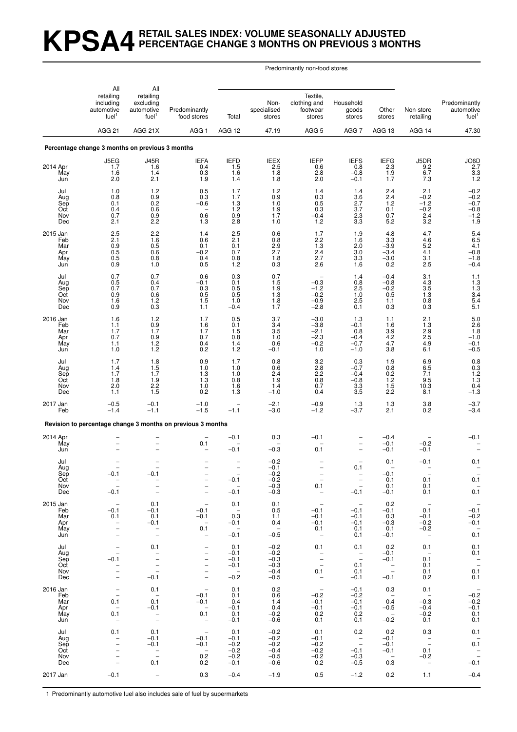# KPSA4 RETAIL SALES INDEX: VOLUME SEASONALLY ADJUSTED PERCENTAGE CHANGE 3 MONTHS ON PREVIOUS 3 MONTHS

| | All retailing including automotive fuel[1] | All retailing excluding automotive fuel[1] | Predominantly food stores | Predominantly non-food stores | | | | | Non-store retailing | Predominantly automotive fuel[1] |
|---|---|---|---|---|---|---|---|---|---|---|
| | | | | Total | Non-specialised stores | Textile, clothing and footwear stores | Household goods stores | Other stores | | |
| | AGG 21 | AGG 21X | AGG 1 | AGG 12 | 47.19 | AGG 5 | AGG 7 | AGG 13 | AGG 14 | 47.30 |
| **Percentage change 3 months on previous 3 months** | | | | | | | | | | |
| | J5EG | J45R | IEFA | IEFD | IEEX | IEFP | IEFS | IEFG | J5DR | JO6D |
| 2014 Apr | 1.7 | 1.6 | 0.4 | 1.5 | 2.5 | 0.6 | 0.8 | 2.3 | 9.2 | 2.7 |
| May | 1.6 | 1.4 | 0.3 | 1.6 | 1.8 | 2.8 | −0.8 | 1.9 | 6.7 | 3.3 |
| Jun | 2.0 | 2.1 | 1.9 | 1.4 | 1.8 | 2.0 | −0.1 | 1.7 | 7.3 | 1.2 |
| Jul | 1.0 | 1.2 | 0.5 | 1.7 | 1.2 | 1.4 | 1.4 | 2.4 | 2.1 | −0.2 |
| Aug | 0.8 | 0.9 | 0.3 | 1.7 | 0.9 | 0.3 | 3.6 | 2.4 | −0.2 | −0.2 |
| Sep | 0.1 | 0.2 | −0.6 | 1.3 | 1.0 | 0.5 | 2.7 | 1.2 | −1.2 | −0.7 |
| Oct | 0.4 | 0.6 | – | 1.2 | 1.9 | 0.3 | 3.7 | 0.1 | −0.2 | −0.8 |
| Nov | 0.7 | 0.9 | 0.6 | 0.9 | 1.7 | −0.4 | 2.3 | 0.7 | 2.4 | −1.2 |
| Dec | 2.1 | 2.2 | 1.3 | 2.8 | 1.0 | 1.2 | 3.3 | 5.2 | 3.2 | 1.9 |
| 2015 Jan | 2.5 | 2.2 | 1.4 | 2.5 | 0.6 | 1.7 | 1.9 | 4.8 | 4.7 | 5.4 |
| Feb | 2.1 | 1.6 | 0.6 | 2.1 | 0.8 | 2.2 | 1.6 | 3.3 | 4.6 | 6.5 |
| Mar | 0.9 | 0.5 | 0.1 | 0.1 | 2.9 | 1.3 | 2.0 | −3.9 | 5.2 | 4.1 |
| Apr | 0.5 | 0.6 | −0.2 | 0.7 | 2.7 | 2.4 | 3.0 | −3.4 | 4.1 | −0.8 |
| May | 0.5 | 0.8 | 0.4 | 0.8 | 1.8 | 2.7 | 3.3 | −3.0 | 3.1 | −1.8 |
| Jun | 0.9 | 1.0 | 0.5 | 1.2 | 0.3 | 2.6 | 1.6 | 0.2 | 2.5 | −0.4 |
| Jul | 0.7 | 0.7 | 0.6 | 0.3 | 0.7 | – | 1.4 | −0.4 | 3.1 | 1.1 |
| Aug | 0.5 | 0.4 | −0.1 | 0.1 | 1.5 | −0.3 | 0.8 | −0.8 | 4.3 | 1.3 |
| Sep | 0.7 | 0.7 | 0.3 | 0.5 | 1.9 | −1.2 | 2.5 | −0.2 | 3.5 | 1.3 |
| Oct | 0.9 | 0.6 | 0.5 | 0.5 | 1.3 | −0.2 | 1.0 | 0.5 | 1.3 | 3.4 |
| Nov | 1.6 | 1.2 | 1.5 | 1.0 | 1.8 | −0.9 | 2.5 | 1.1 | 0.8 | 5.4 |
| Dec | 0.9 | 0.3 | 1.1 | −0.4 | 1.7 | −2.8 | 0.1 | 0.3 | 0.3 | 5.1 |
| 2016 Jan | 1.6 | 1.2 | 1.7 | 0.5 | 3.7 | −3.0 | 1.3 | 1.1 | 2.1 | 5.0 |
| Feb | 1.1 | 0.9 | 1.6 | 0.1 | 3.4 | −3.8 | −0.1 | 1.6 | 1.3 | 2.6 |
| Mar | 1.7 | 1.7 | 1.7 | 1.5 | 3.5 | −2.1 | 0.8 | 3.9 | 2.9 | 1.8 |
| Apr | 0.7 | 0.9 | 0.7 | 0.8 | 1.0 | −2.3 | −0.4 | 4.2 | 2.5 | −1.0 |
| May | 1.1 | 1.2 | 0.4 | 1.4 | 0.6 | −0.2 | −0.7 | 4.7 | 4.9 | −0.1 |
| Jun | 1.0 | 1.2 | 0.2 | 1.2 | −0.1 | 1.0 | −1.0 | 3.8 | 6.1 | −0.5 |
| Jul | 1.7 | 1.8 | 0.9 | 1.7 | 0.8 | 3.2 | 0.3 | 1.9 | 6.9 | 0.8 |
| Aug | 1.4 | 1.5 | 1.0 | 1.0 | 0.6 | 2.8 | −0.7 | 0.8 | 6.5 | 0.3 |
| Sep | 1.7 | 1.7 | 1.3 | 1.0 | 2.4 | 2.2 | −0.4 | 0.2 | 7.1 | 1.2 |
| Oct | 1.8 | 1.9 | 1.3 | 0.8 | 1.9 | 0.8 | −0.8 | 1.2 | 9.5 | 1.3 |
| Nov | 2.0 | 2.2 | 1.0 | 1.6 | 1.4 | 0.7 | 3.3 | 1.5 | 10.3 | 0.4 |
| Dec | 1.1 | 1.5 | 0.2 | 1.3 | −1.0 | 0.4 | 3.5 | 2.2 | 8.1 | −1.3 |
| 2017 Jan | −0.5 | −0.1 | −1.0 | – | −2.1 | −0.9 | 1.3 | 1.3 | 3.8 | −3.7 |
| Feb | −1.4 | −1.1 | −1.5 | −1.1 | −3.0 | −1.2 | −3.7 | 2.1 | 0.2 | −3.4 |
| **Revision to percentage change 3 months on previous 3 months** | | | | | | | | | | |
| 2014 Apr | – | – | – | −0.1 | 0.3 | −0.1 | – | −0.4 | – | −0.1 |
| May | – | – | 0.1 | – | – | – | – | −0.1 | −0.2 | – |
| Jun | – | – | – | −0.1 | −0.3 | 0.1 | – | −0.1 | −0.1 | – |
| Jul | – | – | – | – | −0.2 | – | – | 0.1 | −0.1 | 0.1 |
| Aug | – | – | – | – | −0.1 | – | 0.1 | – | – | – |
| Sep | −0.1 | −0.1 | – | – | −0.2 | – | – | −0.1 | – | – |
| Oct | – | – | – | −0.1 | −0.2 | – | – | 0.1 | 0.1 | 0.1 |
| Nov | – | – | – | – | −0.3 | 0.1 | – | 0.1 | 0.1 | – |
| Dec | −0.1 | – | – | −0.1 | −0.3 | – | −0.1 | −0.1 | 0.1 | 0.1 |
| 2015 Jan | – | 0.1 | – | 0.1 | 0.1 | – | – | 0.2 | – | – |
| Feb | −0.1 | −0.1 | −0.1 | – | 0.5 | −0.1 | −0.1 | −0.1 | 0.1 | −0.1 |
| Mar | 0.1 | 0.1 | −0.1 | 0.3 | 1.1 | −0.1 | −0.1 | 0.3 | −0.1 | −0.2 |
| Apr | – | −0.1 | – | −0.1 | 0.4 | −0.1 | −0.1 | −0.3 | −0.2 | −0.1 |
| May | – | – | 0.1 | – | – | 0.1 | 0.1 | 0.1 | −0.2 | – |
| Jun | – | – | – | −0.1 | −0.5 | – | 0.1 | −0.1 | – | 0.1 |
| Jul | – | 0.1 | – | 0.1 | −0.2 | 0.1 | 0.1 | 0.2 | 0.1 | 0.1 |
| Aug | – | – | – | −0.1 | −0.2 | – | – | −0.1 | – | 0.1 |
| Sep | −0.1 | – | – | −0.1 | −0.3 | – | – | −0.1 | 0.1 | – |
| Oct | – | – | – | −0.1 | −0.3 | – | 0.1 | – | 0.1 | – |
| Nov | – | – | – | – | −0.4 | 0.1 | 0.1 | – | 0.1 | 0.1 |
| Dec | – | −0.1 | – | −0.2 | −0.5 | – | −0.1 | −0.1 | 0.2 | 0.1 |
| 2016 Jan | – | 0.1 | – | 0.1 | 0.2 | – | −0.1 | 0.3 | 0.1 | – |
| Feb | – | – | −0.1 | 0.1 | 0.6 | −0.2 | −0.2 | – | – | −0.2 |
| Mar | 0.1 | 0.1 | −0.1 | 0.4 | 1.4 | −0.1 | −0.1 | 0.4 | −0.3 | −0.2 |
| Apr | – | −0.1 | – | −0.1 | 0.4 | −0.1 | −0.1 | −0.5 | −0.4 | −0.1 |
| May | 0.1 | – | 0.1 | 0.1 | −0.2 | 0.2 | 0.2 | – | −0.2 | 0.1 |
| Jun | – | – | – | −0.1 | −0.6 | 0.1 | 0.1 | −0.2 | 0.1 | 0.1 |
| Jul | 0.1 | 0.1 | – | 0.1 | −0.2 | 0.1 | 0.2 | 0.2 | 0.3 | 0.1 |
| Aug | – | −0.1 | −0.1 | −0.1 | −0.2 | −0.1 | – | −0.1 | – | – |
| Sep | – | −0.1 | −0.1 | −0.2 | −0.2 | −0.2 | – | −0.1 | – | 0.1 |
| Oct | – | – | – | −0.2 | −0.4 | −0.2 | −0.1 | −0.1 | 0.1 | – |
| Nov | – | – | 0.2 | −0.2 | −0.5 | −0.2 | −0.3 | – | −0.2 | – |
| Dec | – | 0.1 | 0.2 | −0.1 | −0.6 | 0.2 | −0.5 | 0.3 | – | −0.1 |
| 2017 Jan | −0.1 | – | 0.3 | −0.4 | −1.9 | 0.5 | −1.2 | 0.2 | 1.1 | −0.4 |

1 Predominantly automotive fuel also includes sale of fuel by supermarkets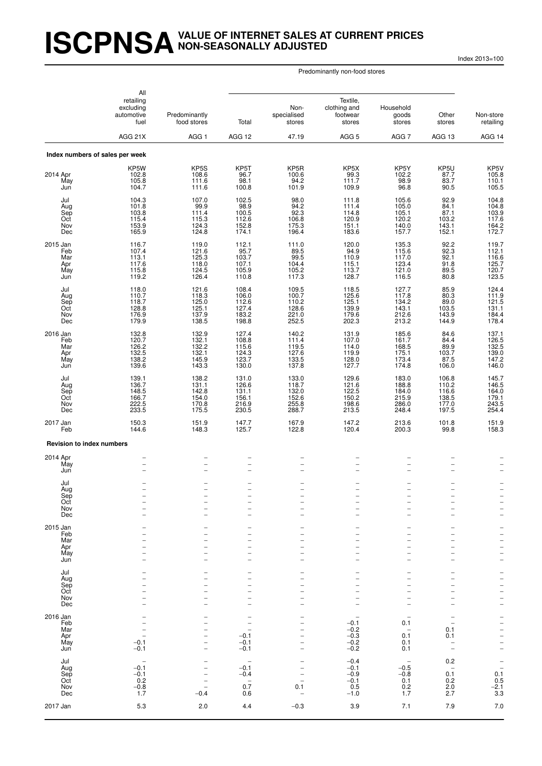# ISCPNSA VALUE OF INTERNET SALES AT CURRENT PRICES NON-SEASONALLY ADJUSTED

Index 2013=100

| | All retailing excluding automotive fuel | Predominantly food stores | Predominantly non-food stores: Total | Predominantly non-food stores: Non-specialised stores | Predominantly non-food stores: Textile, clothing and footwear stores | Predominantly non-food stores: Household goods stores | Predominantly non-food stores: Other stores | Non-store retailing |
|---|---|---|---|---|---|---|---|---|
| | AGG 21X | AGG 1 | AGG 12 | 47.19 | AGG 5 | AGG 7 | AGG 13 | AGG 14 |
| **Index numbers of sales per week** | | | | | | | | |
| | KP5W | KP5S | KP5T | KP5R | KP5X | KP5Y | KP5U | KP5V |
| 2014 Apr | 102.8 | 108.6 | 96.7 | 100.6 | 99.3 | 102.2 | 87.7 | 105.8 |
| May | 105.8 | 111.6 | 98.1 | 94.2 | 111.7 | 98.9 | 83.7 | 110.1 |
| Jun | 104.7 | 111.6 | 100.8 | 101.9 | 109.9 | 96.8 | 90.5 | 105.5 |
| Jul | 104.3 | 107.0 | 102.5 | 98.0 | 111.8 | 105.6 | 92.9 | 104.8 |
| Aug | 101.8 | 99.9 | 98.9 | 94.2 | 111.4 | 105.0 | 84.1 | 104.8 |
| Sep | 103.8 | 111.4 | 100.5 | 92.3 | 114.8 | 105.1 | 87.1 | 103.9 |
| Oct | 115.4 | 115.3 | 112.6 | 106.8 | 120.9 | 120.2 | 103.2 | 117.6 |
| Nov | 153.9 | 124.3 | 152.8 | 175.3 | 151.1 | 140.0 | 143.1 | 164.2 |
| Dec | 165.9 | 124.8 | 174.1 | 196.4 | 183.6 | 157.7 | 152.1 | 172.7 |
| 2015 Jan | 116.7 | 119.0 | 112.1 | 111.0 | 120.0 | 135.3 | 92.2 | 119.7 |
| Feb | 107.4 | 121.6 | 95.7 | 89.5 | 94.9 | 115.6 | 92.3 | 112.1 |
| Mar | 113.1 | 125.3 | 103.7 | 99.5 | 110.9 | 117.0 | 92.1 | 116.6 |
| Apr | 117.6 | 118.0 | 107.1 | 104.4 | 115.1 | 123.4 | 91.8 | 125.7 |
| May | 115.8 | 124.5 | 105.9 | 105.2 | 113.7 | 121.0 | 89.5 | 120.7 |
| Jun | 119.2 | 126.4 | 110.8 | 117.3 | 128.7 | 116.5 | 80.8 | 123.5 |
| Jul | 118.0 | 121.6 | 108.4 | 109.5 | 118.5 | 127.7 | 85.9 | 124.4 |
| Aug | 110.7 | 118.3 | 106.0 | 100.7 | 125.6 | 117.8 | 80.3 | 111.9 |
| Sep | 118.7 | 125.0 | 112.6 | 110.2 | 125.1 | 134.2 | 89.0 | 121.5 |
| Oct | 128.8 | 125.1 | 127.4 | 128.6 | 139.9 | 143.1 | 103.5 | 131.1 |
| Nov | 176.9 | 137.9 | 183.2 | 221.0 | 179.6 | 212.6 | 143.9 | 184.4 |
| Dec | 179.9 | 138.5 | 198.8 | 252.5 | 202.3 | 213.2 | 144.9 | 178.4 |
| 2016 Jan | 132.8 | 132.9 | 127.4 | 140.2 | 131.9 | 185.6 | 84.6 | 137.1 |
| Feb | 120.7 | 132.1 | 108.8 | 111.4 | 107.0 | 161.7 | 84.4 | 126.5 |
| Mar | 126.2 | 132.2 | 115.6 | 119.5 | 114.0 | 168.5 | 89.9 | 132.5 |
| Apr | 132.5 | 132.1 | 124.3 | 127.6 | 119.9 | 175.1 | 103.7 | 139.0 |
| May | 138.2 | 145.9 | 123.7 | 133.5 | 128.0 | 173.4 | 87.5 | 147.2 |
| Jun | 139.6 | 143.3 | 130.0 | 137.8 | 127.7 | 174.8 | 106.0 | 146.0 |
| Jul | 139.1 | 138.2 | 131.0 | 133.0 | 129.6 | 183.0 | 106.8 | 145.7 |
| Aug | 136.7 | 131.1 | 126.6 | 118.7 | 121.6 | 188.8 | 110.2 | 146.5 |
| Sep | 148.5 | 142.8 | 131.1 | 132.0 | 122.5 | 184.0 | 116.6 | 164.0 |
| Oct | 166.7 | 154.0 | 156.1 | 152.6 | 150.2 | 215.9 | 138.5 | 179.1 |
| Nov | 222.5 | 170.8 | 216.9 | 255.8 | 198.6 | 286.0 | 177.0 | 243.5 |
| Dec | 233.5 | 175.5 | 230.5 | 288.7 | 213.5 | 248.4 | 197.5 | 254.4 |
| 2017 Jan | 150.3 | 151.9 | 147.7 | 167.9 | 147.2 | 213.6 | 101.8 | 151.9 |
| Feb | 144.6 | 148.3 | 125.7 | 122.8 | 120.4 | 200.3 | 99.8 | 158.3 |
| **Revision to index numbers** | | | | | | | | |
| 2014 Apr | – | – | – | – | – | – | – | – |
| May | – | – | – | – | – | – | – | – |
| Jun | – | – | – | – | – | – | – | – |
| Jul | – | – | – | – | – | – | – | – |
| Aug | – | – | – | – | – | – | – | – |
| Sep | – | – | – | – | – | – | – | – |
| Oct | – | – | – | – | – | – | – | – |
| Nov | – | – | – | – | – | – | – | – |
| Dec | – | – | – | – | – | – | – | – |
| 2015 Jan | – | – | – | – | – | – | – | – |
| Feb | – | – | – | – | – | – | – | – |
| Mar | – | – | – | – | – | – | – | – |
| Apr | – | – | – | – | – | – | – | – |
| May | – | – | – | – | – | – | – | – |
| Jun | – | – | – | – | – | – | – | – |
| Jul | – | – | – | – | – | – | – | – |
| Aug | – | – | – | – | – | – | – | – |
| Sep | – | – | – | – | – | – | – | – |
| Oct | – | – | – | – | – | – | – | – |
| Nov | – | – | – | – | – | – | – | – |
| Dec | – | – | – | – | – | – | – | – |
| 2016 Jan | – | – | – | – | – | – | – | – |
| Feb | – | – | – | – | −0.1 | 0.1 | – | – |
| Mar | – | – | – | – | −0.2 | – | 0.1 | – |
| Apr | – | – | −0.1 | – | −0.3 | 0.1 | 0.1 | – |
| May | −0.1 | – | −0.1 | – | −0.2 | 0.1 | – | – |
| Jun | −0.1 | – | −0.1 | – | −0.2 | 0.1 | – | – |
| Jul | – | – | – | – | −0.4 | – | 0.2 | – |
| Aug | −0.1 | – | −0.1 | – | −0.1 | −0.5 | – | – |
| Sep | −0.1 | – | −0.4 | – | −0.9 | −0.8 | 0.1 | 0.1 |
| Oct | 0.2 | – | – | – | −0.1 | 0.1 | 0.2 | 0.5 |
| Nov | −0.8 | – | 0.7 | 0.1 | 0.5 | 0.2 | 2.0 | −2.1 |
| Dec | 1.7 | −0.4 | 0.6 | – | −1.0 | 1.7 | 2.7 | 3.3 |
| 2017 Jan | 5.3 | 2.0 | 4.4 | −0.3 | 3.9 | 7.1 | 7.9 | 7.0 |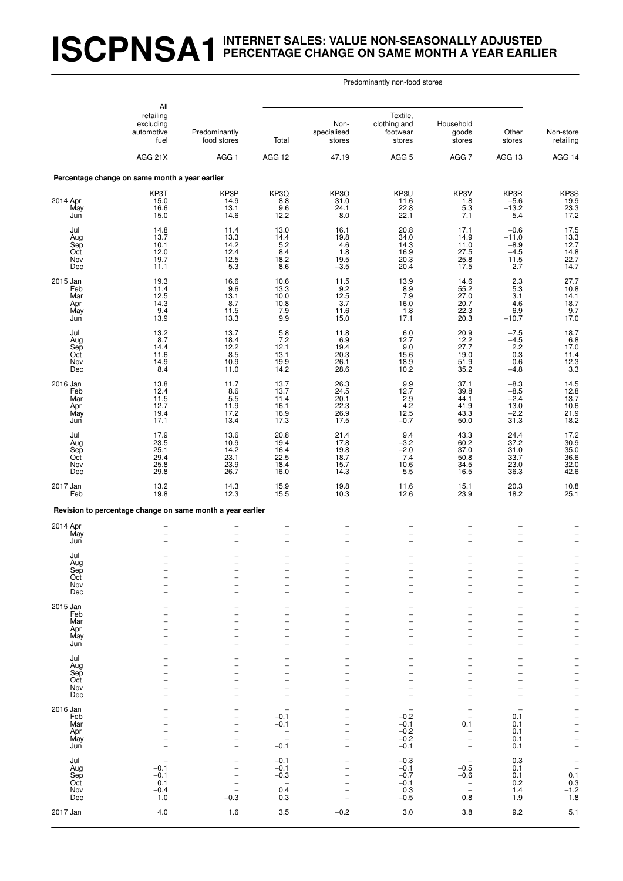# ISCPNSA1 INTERNET SALES: VALUE NON-SEASONALLY ADJUSTED PERCENTAGE CHANGE ON SAME MONTH A YEAR EARLIER

| | All retailing excluding automotive fuel | Predominantly food stores | Predominantly non-food stores | | | | | Non-store retailing |
|---|---|---|---|---|---|---|---|---|
| | | | Total | Non-specialised stores | Textile, clothing and footwear stores | Household goods stores | Other stores | |
| | AGG 21X | AGG 1 | AGG 12 | 47.19 | AGG 5 | AGG 7 | AGG 13 | AGG 14 |
| **Percentage change on same month a year earlier** | | | | | | | | |
| | KP3T | KP3P | KP3Q | KP3O | KP3U | KP3V | KP3R | KP3S |
| 2014 Apr | 15.0 | 14.9 | 8.8 | 31.0 | 11.6 | 1.8 | −5.6 | 19.9 |
| May | 16.6 | 13.1 | 9.6 | 24.1 | 22.8 | 5.3 | −13.2 | 23.3 |
| Jun | 15.0 | 14.6 | 12.2 | 8.0 | 22.1 | 7.1 | 5.4 | 17.2 |
| Jul | 14.8 | 11.4 | 13.0 | 16.1 | 20.8 | 17.1 | −0.6 | 17.5 |
| Aug | 13.7 | 13.3 | 14.4 | 19.8 | 34.0 | 14.9 | −11.0 | 13.3 |
| Sep | 10.1 | 14.2 | 5.2 | 4.6 | 14.3 | 11.0 | −8.9 | 12.7 |
| Oct | 12.0 | 12.4 | 8.4 | 1.8 | 16.9 | 27.5 | −4.5 | 14.8 |
| Nov | 19.7 | 12.5 | 18.2 | 19.5 | 20.3 | 25.8 | 11.5 | 22.7 |
| Dec | 11.1 | 5.3 | 8.6 | −3.5 | 20.4 | 17.5 | 2.7 | 14.7 |
| 2015 Jan | 19.3 | 16.6 | 10.6 | 11.5 | 13.9 | 14.6 | 2.3 | 27.7 |
| Feb | 11.4 | 9.6 | 13.3 | 9.2 | 8.9 | 55.2 | 5.3 | 10.8 |
| Mar | 12.5 | 13.1 | 10.0 | 12.5 | 7.9 | 27.0 | 3.1 | 14.1 |
| Apr | 14.3 | 8.7 | 10.8 | 3.7 | 16.0 | 20.7 | 4.6 | 18.7 |
| May | 9.4 | 11.5 | 7.9 | 11.6 | 1.8 | 22.3 | 6.9 | 9.7 |
| Jun | 13.9 | 13.3 | 9.9 | 15.0 | 17.1 | 20.3 | −10.7 | 17.0 |
| Jul | 13.2 | 13.7 | 5.8 | 11.8 | 6.0 | 20.9 | −7.5 | 18.7 |
| Aug | 8.7 | 18.4 | 7.2 | 6.9 | 12.7 | 12.2 | −4.5 | 6.8 |
| Sep | 14.4 | 12.2 | 12.1 | 19.4 | 9.0 | 27.7 | 2.2 | 17.0 |
| Oct | 11.6 | 8.5 | 13.1 | 20.3 | 15.6 | 19.0 | 0.3 | 11.4 |
| Nov | 14.9 | 10.9 | 19.9 | 26.1 | 18.9 | 51.9 | 0.6 | 12.3 |
| Dec | 8.4 | 11.0 | 14.2 | 28.6 | 10.2 | 35.2 | −4.8 | 3.3 |
| 2016 Jan | 13.8 | 11.7 | 13.7 | 26.3 | 9.9 | 37.1 | −8.3 | 14.5 |
| Feb | 12.4 | 8.6 | 13.7 | 24.5 | 12.7 | 39.8 | −8.5 | 12.8 |
| Mar | 11.5 | 5.5 | 11.4 | 20.1 | 2.9 | 44.1 | −2.4 | 13.7 |
| Apr | 12.7 | 11.9 | 16.1 | 22.3 | 4.2 | 41.9 | 13.0 | 10.6 |
| May | 19.4 | 17.2 | 16.9 | 26.9 | 12.5 | 43.3 | −2.2 | 21.9 |
| Jun | 17.1 | 13.4 | 17.3 | 17.5 | −0.7 | 50.0 | 31.3 | 18.2 |
| Jul | 17.9 | 13.6 | 20.8 | 21.4 | 9.4 | 43.3 | 24.4 | 17.2 |
| Aug | 23.5 | 10.9 | 19.4 | 17.8 | −3.2 | 60.2 | 37.2 | 30.9 |
| Sep | 25.1 | 14.2 | 16.4 | 19.8 | −2.0 | 37.0 | 31.0 | 35.0 |
| Oct | 29.4 | 23.1 | 22.5 | 18.7 | 7.4 | 50.8 | 33.7 | 36.6 |
| Nov | 25.8 | 23.9 | 18.4 | 15.7 | 10.6 | 34.5 | 23.0 | 32.0 |
| Dec | 29.8 | 26.7 | 16.0 | 14.3 | 5.5 | 16.5 | 36.3 | 42.6 |
| 2017 Jan | 13.2 | 14.3 | 15.9 | 19.8 | 11.6 | 15.1 | 20.3 | 10.8 |
| Feb | 19.8 | 12.3 | 15.5 | 10.3 | 12.6 | 23.9 | 18.2 | 25.1 |
| **Revision to percentage change on same month a year earlier** | | | | | | | | |
| 2014 Apr | – | – | – | – | – | – | – | – |
| May | – | – | – | – | – | – | – | – |
| Jun | – | – | – | – | – | – | – | – |
| Jul | – | – | – | – | – | – | – | – |
| Aug | – | – | – | – | – | – | – | – |
| Sep | – | – | – | – | – | – | – | – |
| Oct | – | – | – | – | – | – | – | – |
| Nov | – | – | – | – | – | – | – | – |
| Dec | – | – | – | – | – | – | – | – |
| 2015 Jan | – | – | – | – | – | – | – | – |
| Feb | – | – | – | – | – | – | – | – |
| Mar | – | – | – | – | – | – | – | – |
| Apr | – | – | – | – | – | – | – | – |
| May | – | – | – | – | – | – | – | – |
| Jun | – | – | – | – | – | – | – | – |
| Jul | – | – | – | – | – | – | – | – |
| Aug | – | – | – | – | – | – | – | – |
| Sep | – | – | – | – | – | – | – | – |
| Oct | – | – | – | – | – | – | – | – |
| Nov | – | – | – | – | – | – | – | – |
| Dec | – | – | – | – | – | – | – | – |
| 2016 Jan | – | – | – | – | – | – | – | – |
| Feb | – | – | −0.1 | – | −0.2 | – | 0.1 | – |
| Mar | – | – | −0.1 | – | −0.1 | 0.1 | 0.1 | – |
| Apr | – | – | – | – | −0.2 | – | 0.1 | – |
| May | – | – | – | – | −0.2 | – | 0.1 | – |
| Jun | – | – | −0.1 | – | −0.1 | – | 0.1 | – |
| Jul | – | – | −0.1 | – | −0.3 | – | 0.3 | – |
| Aug | −0.1 | – | −0.1 | – | −0.1 | −0.5 | 0.1 | – |
| Sep | −0.1 | – | −0.3 | – | −0.7 | −0.6 | 0.1 | 0.1 |
| Oct | 0.1 | – | – | – | −0.1 | – | 0.2 | 0.3 |
| Nov | −0.4 | – | 0.4 | – | 0.3 | – | 1.4 | −1.2 |
| Dec | 1.0 | −0.3 | 0.3 | – | −0.5 | 0.8 | 1.9 | 1.8 |
| 2017 Jan | 4.0 | 1.6 | 3.5 | −0.2 | 3.0 | 3.8 | 9.2 | 5.1 |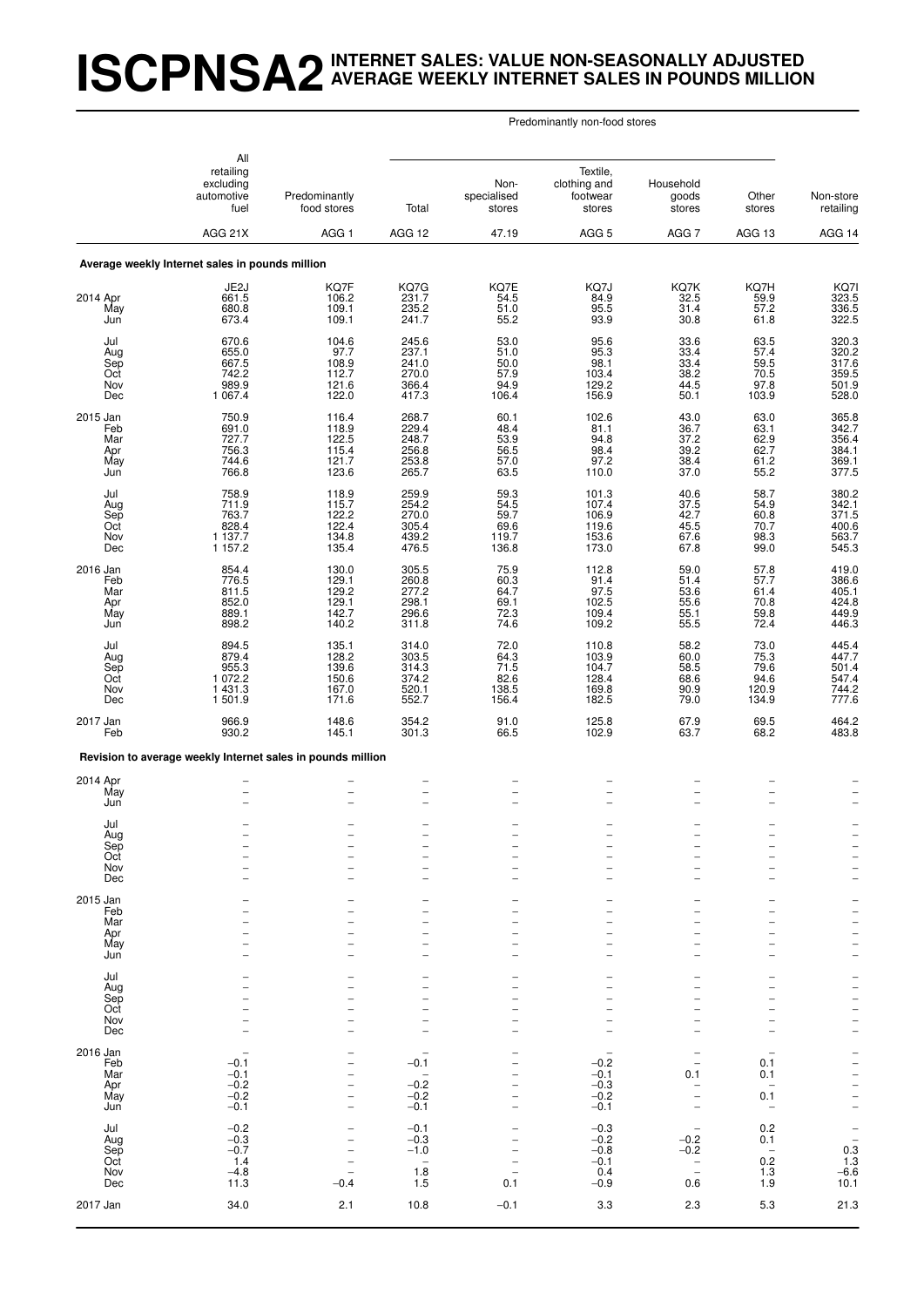# ISCPNSA2 INTERNET SALES: VALUE NON-SEASONALLY ADJUSTED AVERAGE WEEKLY INTERNET SALES IN POUNDS MILLION

| | All retailing excluding automotive fuel | Predominantly food stores | Predominantly non-food stores: Total | Predominantly non-food stores: Non-specialised stores | Predominantly non-food stores: Textile, clothing and footwear stores | Predominantly non-food stores: Household goods stores | Predominantly non-food stores: Other stores | Non-store retailing |
|---|---|---|---|---|---|---|---|---|
| | AGG 21X | AGG 1 | AGG 12 | 47.19 | AGG 5 | AGG 7 | AGG 13 | AGG 14 |
| **Average weekly Internet sales in pounds million** | | | | | | | | |
| | JE2J | KQ7F | KQ7G | KQ7E | KQ7J | KQ7K | KQ7H | KQ7I |
| 2014 Apr | 661.5 | 106.2 | 231.7 | 54.5 | 84.9 | 32.5 | 59.9 | 323.5 |
| May | 680.8 | 109.1 | 235.2 | 51.0 | 95.5 | 31.4 | 57.2 | 336.5 |
| Jun | 673.4 | 109.1 | 241.7 | 55.2 | 93.9 | 30.8 | 61.8 | 322.5 |
| Jul | 670.6 | 104.6 | 245.6 | 53.0 | 95.6 | 33.6 | 63.5 | 320.3 |
| Aug | 655.0 | 97.7 | 237.1 | 51.0 | 95.3 | 33.4 | 57.4 | 320.2 |
| Sep | 667.5 | 108.9 | 241.0 | 50.0 | 98.1 | 33.4 | 59.5 | 317.6 |
| Oct | 742.2 | 112.7 | 270.0 | 57.9 | 103.4 | 38.2 | 70.5 | 359.5 |
| Nov | 989.9 | 121.6 | 366.4 | 94.9 | 129.2 | 44.5 | 97.8 | 501.9 |
| Dec | 1 067.4 | 122.0 | 417.3 | 106.4 | 156.9 | 50.1 | 103.9 | 528.0 |
| 2015 Jan | 750.9 | 116.4 | 268.7 | 60.1 | 102.6 | 43.0 | 63.0 | 365.8 |
| Feb | 691.0 | 118.9 | 229.4 | 48.4 | 81.1 | 36.7 | 63.1 | 342.7 |
| Mar | 727.7 | 122.5 | 248.7 | 53.9 | 94.8 | 37.2 | 62.9 | 356.4 |
| Apr | 756.3 | 115.4 | 256.8 | 56.5 | 98.4 | 39.2 | 62.7 | 384.1 |
| May | 744.6 | 121.7 | 253.8 | 57.0 | 97.2 | 38.4 | 61.2 | 369.1 |
| Jun | 766.8 | 123.6 | 265.7 | 63.5 | 110.0 | 37.0 | 55.2 | 377.5 |
| Jul | 758.9 | 118.9 | 259.9 | 59.3 | 101.3 | 40.6 | 58.7 | 380.2 |
| Aug | 711.9 | 115.7 | 254.2 | 54.5 | 107.4 | 37.5 | 54.9 | 342.1 |
| Sep | 763.7 | 122.2 | 270.0 | 59.7 | 106.9 | 42.7 | 60.8 | 371.5 |
| Oct | 828.4 | 122.4 | 305.4 | 69.6 | 119.6 | 45.5 | 70.7 | 400.6 |
| Nov | 1 137.7 | 134.8 | 439.2 | 119.7 | 153.6 | 67.6 | 98.3 | 563.7 |
| Dec | 1 157.2 | 135.4 | 476.5 | 136.8 | 173.0 | 67.8 | 99.0 | 545.3 |
| 2016 Jan | 854.4 | 130.0 | 305.5 | 75.9 | 112.8 | 59.0 | 57.8 | 419.0 |
| Feb | 776.5 | 129.1 | 260.8 | 60.3 | 91.4 | 51.4 | 57.7 | 386.6 |
| Mar | 811.5 | 129.2 | 277.2 | 64.7 | 97.5 | 53.6 | 61.4 | 405.1 |
| Apr | 852.0 | 129.1 | 298.1 | 69.1 | 102.5 | 55.6 | 70.8 | 424.8 |
| May | 889.1 | 142.7 | 296.6 | 72.3 | 109.4 | 55.1 | 59.8 | 449.9 |
| Jun | 898.2 | 140.2 | 311.8 | 74.6 | 109.2 | 55.5 | 72.4 | 446.3 |
| Jul | 894.5 | 135.1 | 314.0 | 72.0 | 110.8 | 58.2 | 73.0 | 445.4 |
| Aug | 879.4 | 128.2 | 303.5 | 64.3 | 103.9 | 60.0 | 75.3 | 447.7 |
| Sep | 955.3 | 139.6 | 314.3 | 71.5 | 104.7 | 58.5 | 79.6 | 501.4 |
| Oct | 1 072.2 | 150.6 | 374.2 | 82.6 | 128.4 | 68.6 | 94.6 | 547.4 |
| Nov | 1 431.3 | 167.0 | 520.1 | 138.5 | 169.8 | 90.9 | 120.9 | 744.2 |
| Dec | 1 501.9 | 171.6 | 552.7 | 156.4 | 182.5 | 79.0 | 134.9 | 777.6 |
| 2017 Jan | 966.9 | 148.6 | 354.2 | 91.0 | 125.8 | 67.9 | 69.5 | 464.2 |
| Feb | 930.2 | 145.1 | 301.3 | 66.5 | 102.9 | 63.7 | 68.2 | 483.8 |
| **Revision to average weekly Internet sales in pounds million** | | | | | | | | |
| 2014 Apr | – | – | – | – | – | – | – | – |
| May | – | – | – | – | – | – | – | – |
| Jun | – | – | – | – | – | – | – | – |
| Jul | – | – | – | – | – | – | – | – |
| Aug | – | – | – | – | – | – | – | – |
| Sep | – | – | – | – | – | – | – | – |
| Oct | – | – | – | – | – | – | – | – |
| Nov | – | – | – | – | – | – | – | – |
| Dec | – | – | – | – | – | – | – | – |
| 2015 Jan | – | – | – | – | – | – | – | – |
| Feb | – | – | – | – | – | – | – | – |
| Mar | – | – | – | – | – | – | – | – |
| Apr | – | – | – | – | – | – | – | – |
| May | – | – | – | – | – | – | – | – |
| Jun | – | – | – | – | – | – | – | – |
| Jul | – | – | – | – | – | – | – | – |
| Aug | – | – | – | – | – | – | – | – |
| Sep | – | – | – | – | – | – | – | – |
| Oct | – | – | – | – | – | – | – | – |
| Nov | – | – | – | – | – | – | – | – |
| Dec | – | – | – | – | – | – | – | – |
| 2016 Jan | – | – | – | – | – | – | – | – |
| Feb | −0.1 | – | −0.1 | – | −0.2 | – | 0.1 | – |
| Mar | −0.1 | – | – | – | −0.1 | 0.1 | 0.1 | – |
| Apr | −0.2 | – | −0.2 | – | −0.3 | – | – | – |
| May | −0.2 | – | −0.2 | – | −0.2 | – | 0.1 | – |
| Jun | −0.1 | – | −0.1 | – | −0.1 | – | – | – |
| Jul | −0.2 | – | −0.1 | – | −0.3 | – | 0.2 | – |
| Aug | −0.3 | – | −0.3 | – | −0.2 | −0.2 | 0.1 | – |
| Sep | −0.7 | – | −1.0 | – | −0.8 | −0.2 | – | 0.3 |
| Oct | 1.4 | – | – | – | −0.1 | – | 0.2 | 1.3 |
| Nov | −4.8 | – | 1.8 | – | 0.4 | – | 1.3 | −6.6 |
| Dec | 11.3 | −0.4 | 1.5 | 0.1 | −0.9 | 0.6 | 1.9 | 10.1 |
| 2017 Jan | 34.0 | 2.1 | 10.8 | −0.1 | 3.3 | 2.3 | 5.3 | 21.3 |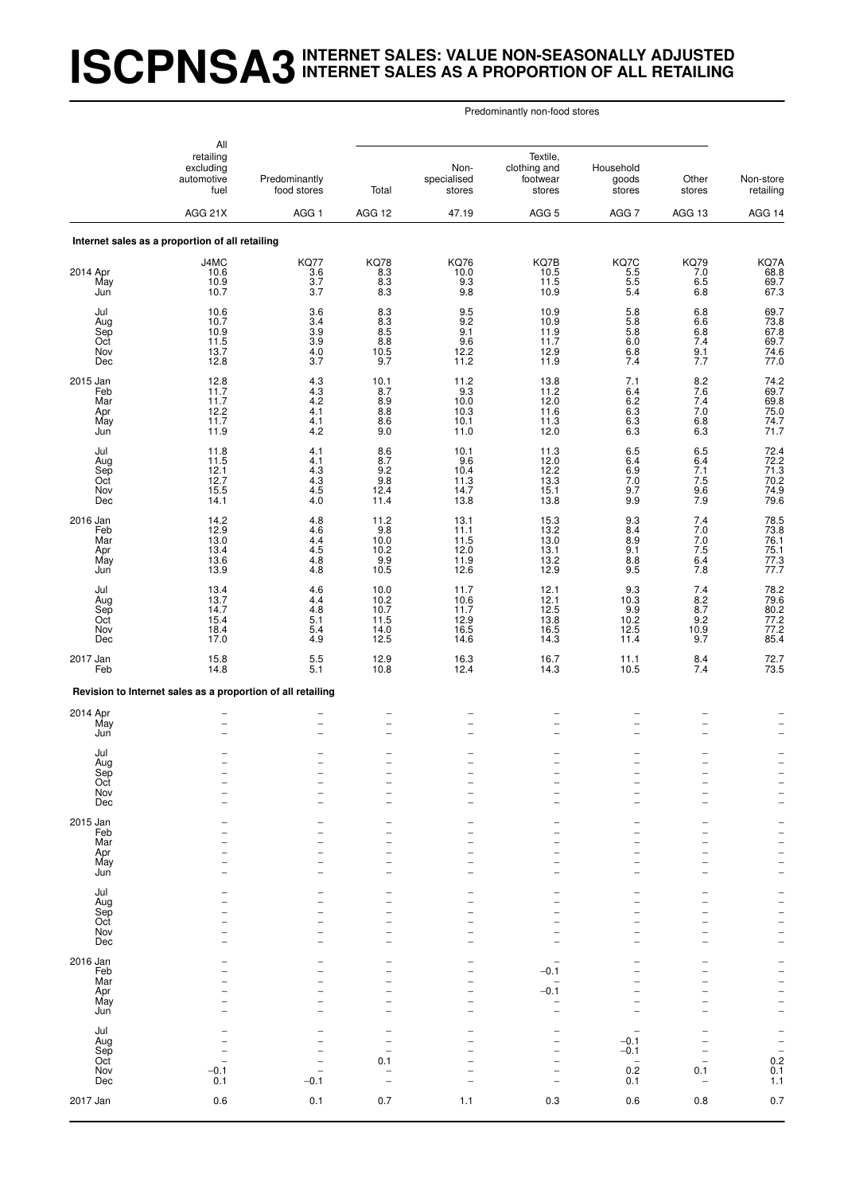# ISCPNSA3 INTERNET SALES: VALUE NON-SEASONALLY ADJUSTED INTERNET SALES AS A PROPORTION OF ALL RETAILING

| | All retailing excluding automotive fuel | Predominantly food stores | Predominantly non-food stores | | | | | Non-store retailing |
|---|---|---|---|---|---|---|---|---|
| | | | Total | Non-specialised stores | Textile, clothing and footwear stores | Household goods stores | Other stores | |
| | AGG 21X | AGG 1 | AGG 12 | 47.19 | AGG 5 | AGG 7 | AGG 13 | AGG 14 |
| **Internet sales as a proportion of all retailing** | | | | | | | | |
| | J4MC | KQ77 | KQ78 | KQ76 | KQ7B | KQ7C | KQ79 | KQ7A |
| 2014 Apr | 10.6 | 3.6 | 8.3 | 10.0 | 10.5 | 5.5 | 7.0 | 68.8 |
| May | 10.9 | 3.7 | 8.3 | 9.3 | 11.5 | 5.5 | 6.5 | 69.7 |
| Jun | 10.7 | 3.7 | 8.3 | 9.8 | 10.9 | 5.4 | 6.8 | 67.3 |
| Jul | 10.6 | 3.6 | 8.3 | 9.5 | 10.9 | 5.8 | 6.8 | 69.7 |
| Aug | 10.7 | 3.4 | 8.3 | 9.2 | 10.9 | 5.8 | 6.6 | 73.8 |
| Sep | 10.9 | 3.9 | 8.5 | 9.1 | 11.9 | 5.8 | 6.8 | 67.8 |
| Oct | 11.5 | 3.9 | 8.8 | 9.6 | 11.7 | 6.0 | 7.4 | 69.7 |
| Nov | 13.7 | 4.0 | 10.5 | 12.2 | 12.9 | 6.8 | 9.1 | 74.6 |
| Dec | 12.8 | 3.7 | 9.7 | 11.2 | 11.9 | 7.4 | 7.7 | 77.0 |
| 2015 Jan | 12.8 | 4.3 | 10.1 | 11.2 | 13.8 | 7.1 | 8.2 | 74.2 |
| Feb | 11.7 | 4.3 | 8.7 | 9.3 | 11.2 | 6.4 | 7.6 | 69.7 |
| Mar | 11.7 | 4.2 | 8.9 | 10.0 | 12.0 | 6.2 | 7.4 | 69.8 |
| Apr | 12.2 | 4.1 | 8.8 | 10.3 | 11.6 | 6.3 | 7.0 | 75.0 |
| May | 11.7 | 4.1 | 8.6 | 10.1 | 11.3 | 6.3 | 6.8 | 74.7 |
| Jun | 11.9 | 4.2 | 9.0 | 11.0 | 12.0 | 6.3 | 6.3 | 71.7 |
| Jul | 11.8 | 4.1 | 8.6 | 10.1 | 11.3 | 6.5 | 6.5 | 72.4 |
| Aug | 11.5 | 4.1 | 8.7 | 9.6 | 12.0 | 6.4 | 6.4 | 72.2 |
| Sep | 12.1 | 4.3 | 9.2 | 10.4 | 12.2 | 6.9 | 7.1 | 71.3 |
| Oct | 12.7 | 4.3 | 9.8 | 11.3 | 13.3 | 7.0 | 7.5 | 70.2 |
| Nov | 15.5 | 4.5 | 12.4 | 14.7 | 15.1 | 9.7 | 9.6 | 74.9 |
| Dec | 14.1 | 4.0 | 11.4 | 13.8 | 13.8 | 9.9 | 7.9 | 79.6 |
| 2016 Jan | 14.2 | 4.8 | 11.2 | 13.1 | 15.3 | 9.3 | 7.4 | 78.5 |
| Feb | 12.9 | 4.6 | 9.8 | 11.1 | 13.2 | 8.4 | 7.0 | 73.8 |
| Mar | 13.0 | 4.4 | 10.0 | 11.5 | 13.0 | 8.9 | 7.0 | 76.1 |
| Apr | 13.4 | 4.5 | 10.2 | 12.0 | 13.1 | 9.1 | 7.5 | 75.1 |
| May | 13.6 | 4.8 | 9.9 | 11.9 | 13.2 | 8.8 | 6.4 | 77.3 |
| Jun | 13.9 | 4.8 | 10.5 | 12.6 | 12.9 | 9.5 | 7.8 | 77.7 |
| Jul | 13.4 | 4.6 | 10.0 | 11.7 | 12.1 | 9.3 | 7.4 | 78.2 |
| Aug | 13.7 | 4.4 | 10.2 | 10.6 | 12.1 | 10.3 | 8.2 | 79.6 |
| Sep | 14.7 | 4.8 | 10.7 | 11.7 | 12.5 | 9.9 | 8.7 | 80.2 |
| Oct | 15.4 | 5.1 | 11.5 | 12.9 | 13.8 | 10.2 | 9.2 | 77.2 |
| Nov | 18.4 | 5.4 | 14.0 | 16.5 | 16.5 | 12.5 | 10.9 | 77.2 |
| Dec | 17.0 | 4.9 | 12.5 | 14.6 | 14.3 | 11.4 | 9.7 | 85.4 |
| 2017 Jan | 15.8 | 5.5 | 12.9 | 16.3 | 16.7 | 11.1 | 8.4 | 72.7 |
| Feb | 14.8 | 5.1 | 10.8 | 12.4 | 14.3 | 10.5 | 7.4 | 73.5 |
| **Revision to Internet sales as a proportion of all retailing** | | | | | | | | |
| 2014 Apr | – | – | – | – | – | – | – | – |
| May | – | – | – | – | – | – | – | – |
| Jun | – | – | – | – | – | – | – | – |
| Jul | – | – | – | – | – | – | – | – |
| Aug | – | – | – | – | – | – | – | – |
| Sep | – | – | – | – | – | – | – | – |
| Oct | – | – | – | – | – | – | – | – |
| Nov | – | – | – | – | – | – | – | – |
| Dec | – | – | – | – | – | – | – | – |
| 2015 Jan | – | – | – | – | – | – | – | – |
| Feb | – | – | – | – | – | – | – | – |
| Mar | – | – | – | – | – | – | – | – |
| Apr | – | – | – | – | – | – | – | – |
| May | – | – | – | – | – | – | – | – |
| Jun | – | – | – | – | – | – | – | – |
| Jul | – | – | – | – | – | – | – | – |
| Aug | – | – | – | – | – | – | – | – |
| Sep | – | – | – | – | – | – | – | – |
| Oct | – | – | – | – | – | – | – | – |
| Nov | – | – | – | – | – | – | – | – |
| Dec | – | – | – | – | – | – | – | – |
| 2016 Jan | – | – | – | – | – | – | – | – |
| Feb | – | – | – | – | −0.1 | – | – | – |
| Mar | – | – | – | – | – | – | – | – |
| Apr | – | – | – | – | −0.1 | – | – | – |
| May | – | – | – | – | – | – | – | – |
| Jun | – | – | – | – | – | – | – | – |
| Jul | – | – | – | – | – | – | – | – |
| Aug | – | – | – | – | – | −0.1 | – | – |
| Sep | – | – | – | – | – | −0.1 | – | – |
| Oct | – | – | 0.1 | – | – | – | – | 0.2 |
| Nov | −0.1 | – | – | – | – | 0.2 | 0.1 | 0.1 |
| Dec | 0.1 | −0.1 | – | – | – | 0.1 | – | 1.1 |
| 2017 Jan | 0.6 | 0.1 | 0.7 | 1.1 | 0.3 | 0.6 | 0.8 | 0.7 |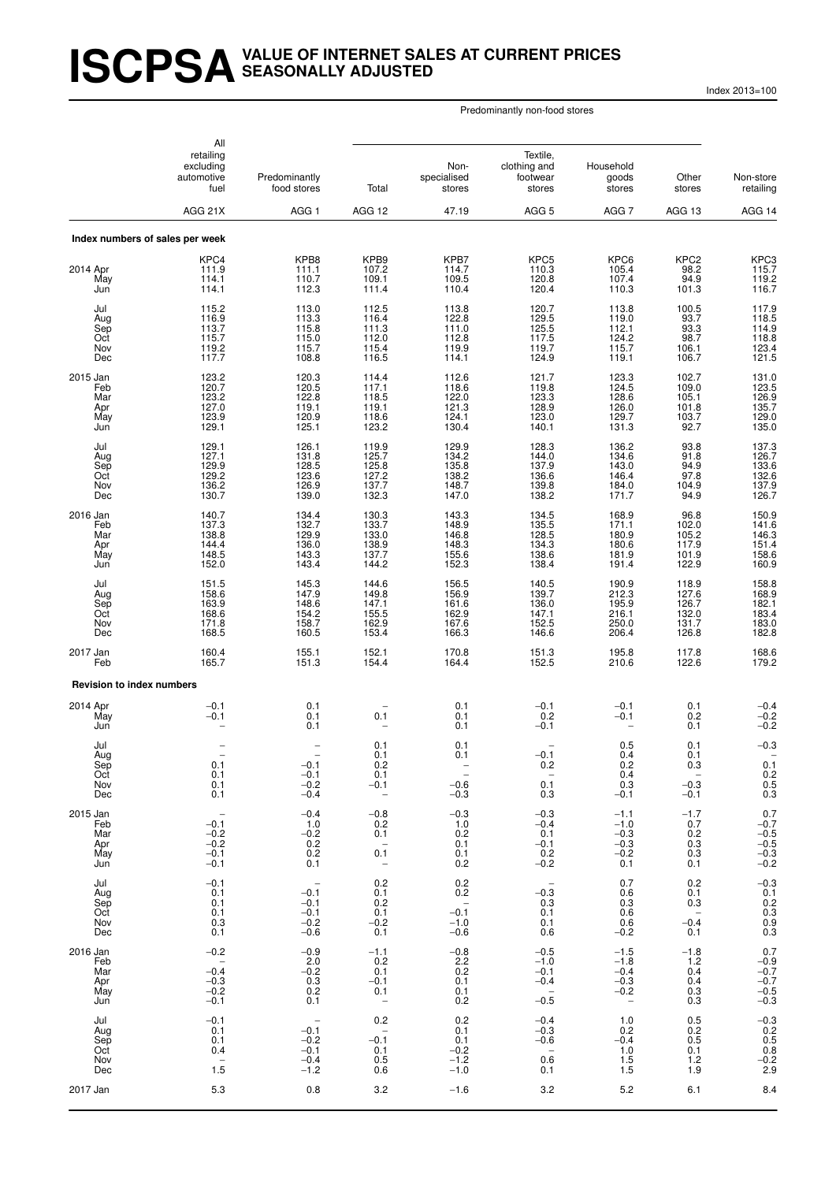# ISCPSA VALUE OF INTERNET SALES AT CURRENT PRICES SEASONALLY ADJUSTED

Index 2013=100

| | All retailing excluding automotive fuel | Predominantly food stores | Predominantly non-food stores: Total | Predominantly non-food stores: Non-specialised stores | Predominantly non-food stores: Textile, clothing and footwear stores | Predominantly non-food stores: Household goods stores | Predominantly non-food stores: Other stores | Non-store retailing |
|---|---|---|---|---|---|---|---|---|
| | AGG 21X | AGG 1 | AGG 12 | 47.19 | AGG 5 | AGG 7 | AGG 13 | AGG 14 |
| **Index numbers of sales per week** | | | | | | | | |
| | KPC4 | KPB8 | KPB9 | KPB7 | KPC5 | KPC6 | KPC2 | KPC3 |
| 2014 Apr | 111.9 | 111.1 | 107.2 | 114.7 | 110.3 | 105.4 | 98.2 | 115.7 |
| May | 114.1 | 110.7 | 109.1 | 109.5 | 120.8 | 107.4 | 94.9 | 119.2 |
| Jun | 114.1 | 112.3 | 111.4 | 110.4 | 120.4 | 110.3 | 101.3 | 116.7 |
| Jul | 115.2 | 113.0 | 112.5 | 113.8 | 120.7 | 113.8 | 100.5 | 117.9 |
| Aug | 116.9 | 113.3 | 116.4 | 122.8 | 129.5 | 119.0 | 93.7 | 118.5 |
| Sep | 113.7 | 115.8 | 111.3 | 111.0 | 125.5 | 112.1 | 93.3 | 114.9 |
| Oct | 115.7 | 115.0 | 112.0 | 112.8 | 117.5 | 124.2 | 98.7 | 118.8 |
| Nov | 119.2 | 115.7 | 115.4 | 119.9 | 119.7 | 115.7 | 106.1 | 123.4 |
| Dec | 117.7 | 108.8 | 116.5 | 114.1 | 124.9 | 119.1 | 106.7 | 121.5 |
| 2015 Jan | 123.2 | 120.3 | 114.4 | 112.6 | 121.7 | 123.3 | 102.7 | 131.0 |
| Feb | 120.7 | 120.5 | 117.1 | 118.6 | 119.8 | 124.5 | 109.0 | 123.5 |
| Mar | 123.2 | 122.8 | 118.5 | 122.0 | 123.3 | 128.6 | 105.1 | 126.9 |
| Apr | 127.0 | 119.1 | 119.1 | 121.3 | 128.9 | 126.0 | 101.8 | 135.7 |
| May | 123.9 | 120.9 | 118.6 | 124.1 | 123.0 | 129.7 | 103.7 | 129.0 |
| Jun | 129.1 | 125.1 | 123.2 | 130.4 | 140.1 | 131.3 | 92.7 | 135.0 |
| Jul | 129.1 | 126.1 | 119.9 | 129.9 | 128.3 | 136.2 | 93.8 | 137.3 |
| Aug | 127.1 | 131.8 | 125.7 | 134.2 | 144.0 | 134.6 | 91.8 | 126.7 |
| Sep | 129.9 | 128.5 | 125.8 | 135.8 | 137.9 | 143.0 | 94.9 | 133.6 |
| Oct | 129.2 | 123.6 | 127.2 | 138.2 | 136.6 | 146.4 | 97.8 | 132.6 |
| Nov | 136.2 | 126.9 | 137.7 | 148.7 | 139.8 | 184.0 | 104.9 | 137.9 |
| Dec | 130.7 | 139.0 | 132.3 | 147.0 | 138.2 | 171.7 | 94.9 | 126.7 |
| 2016 Jan | 140.7 | 134.4 | 130.3 | 143.3 | 134.5 | 168.9 | 96.8 | 150.9 |
| Feb | 137.3 | 132.7 | 133.7 | 148.9 | 135.5 | 171.1 | 102.0 | 141.6 |
| Mar | 138.8 | 129.9 | 133.0 | 146.8 | 128.5 | 180.9 | 105.2 | 146.3 |
| Apr | 144.4 | 136.0 | 138.9 | 148.3 | 134.3 | 180.6 | 117.9 | 151.4 |
| May | 148.5 | 143.3 | 137.7 | 155.6 | 138.6 | 181.9 | 101.9 | 158.6 |
| Jun | 152.0 | 143.4 | 144.2 | 152.3 | 138.4 | 191.4 | 122.9 | 160.9 |
| Jul | 151.5 | 145.3 | 144.6 | 156.5 | 140.5 | 190.9 | 118.9 | 158.8 |
| Aug | 158.6 | 147.9 | 149.8 | 156.9 | 139.7 | 212.3 | 127.6 | 168.9 |
| Sep | 163.9 | 148.6 | 147.1 | 161.6 | 136.0 | 195.9 | 126.7 | 182.1 |
| Oct | 168.6 | 154.2 | 155.5 | 162.9 | 147.1 | 216.1 | 132.0 | 183.4 |
| Nov | 171.8 | 158.7 | 162.9 | 167.6 | 152.5 | 250.0 | 131.7 | 183.0 |
| Dec | 168.5 | 160.5 | 153.4 | 166.3 | 146.6 | 206.4 | 126.8 | 182.8 |
| 2017 Jan | 160.4 | 155.1 | 152.1 | 170.8 | 151.3 | 195.8 | 117.8 | 168.6 |
| Feb | 165.7 | 151.3 | 154.4 | 164.4 | 152.5 | 210.6 | 122.6 | 179.2 |
| **Revision to index numbers** | | | | | | | | |
| 2014 Apr | −0.1 | 0.1 | – | 0.1 | −0.1 | −0.1 | 0.1 | −0.4 |
| May | −0.1 | 0.1 | 0.1 | 0.1 | 0.2 | −0.1 | 0.2 | −0.2 |
| Jun | – | 0.1 | – | 0.1 | −0.1 | – | 0.1 | −0.2 |
| Jul | – | – | 0.1 | 0.1 | – | 0.5 | 0.1 | −0.3 |
| Aug | – | – | 0.1 | 0.1 | −0.1 | 0.4 | 0.1 | – |
| Sep | 0.1 | −0.1 | 0.2 | – | 0.2 | 0.2 | 0.3 | 0.1 |
| Oct | 0.1 | −0.1 | 0.1 | – | – | 0.4 | – | 0.2 |
| Nov | 0.1 | −0.2 | −0.1 | −0.6 | 0.1 | 0.3 | −0.3 | 0.5 |
| Dec | 0.1 | −0.4 | – | −0.3 | 0.3 | −0.1 | −0.1 | 0.3 |
| 2015 Jan | – | −0.4 | −0.8 | −0.3 | −0.3 | −1.1 | −1.7 | 0.7 |
| Feb | −0.1 | 1.0 | 0.2 | 1.0 | −0.4 | −1.0 | 0.7 | −0.7 |
| Mar | −0.2 | −0.2 | 0.1 | 0.2 | 0.1 | −0.3 | 0.2 | −0.5 |
| Apr | −0.2 | 0.2 | – | 0.1 | −0.1 | −0.3 | 0.3 | −0.5 |
| May | −0.1 | 0.2 | 0.1 | 0.1 | 0.2 | −0.2 | 0.3 | −0.3 |
| Jun | −0.1 | 0.1 | – | 0.2 | −0.2 | 0.1 | 0.1 | −0.2 |
| Jul | −0.1 | – | 0.2 | 0.2 | – | 0.7 | 0.2 | −0.3 |
| Aug | 0.1 | −0.1 | 0.1 | 0.2 | −0.3 | 0.6 | 0.1 | 0.1 |
| Sep | 0.1 | −0.1 | 0.2 | – | 0.3 | 0.3 | 0.3 | 0.2 |
| Oct | 0.1 | −0.1 | 0.1 | −0.1 | 0.1 | 0.6 | – | 0.3 |
| Nov | 0.3 | −0.2 | −0.2 | −1.0 | 0.1 | 0.6 | −0.4 | 0.9 |
| Dec | 0.1 | −0.6 | 0.1 | −0.6 | 0.6 | −0.2 | 0.1 | 0.3 |
| 2016 Jan | −0.2 | −0.9 | −1.1 | −0.8 | −0.5 | −1.5 | −1.8 | 0.7 |
| Feb | – | 2.0 | 0.2 | 2.2 | −1.0 | −1.8 | 1.2 | −0.9 |
| Mar | −0.4 | −0.2 | 0.1 | 0.2 | −0.1 | −0.4 | 0.4 | −0.7 |
| Apr | −0.3 | 0.3 | −0.1 | 0.1 | −0.4 | −0.3 | 0.4 | −0.7 |
| May | −0.2 | 0.2 | 0.1 | 0.1 | – | −0.2 | 0.3 | −0.5 |
| Jun | −0.1 | 0.1 | – | 0.2 | −0.5 | – | 0.3 | −0.3 |
| Jul | −0.1 | – | 0.2 | 0.2 | −0.4 | 1.0 | 0.5 | −0.3 |
| Aug | 0.1 | −0.1 | – | 0.1 | −0.3 | 0.2 | 0.2 | 0.2 |
| Sep | 0.1 | −0.2 | −0.1 | 0.1 | −0.6 | −0.4 | 0.5 | 0.5 |
| Oct | 0.4 | −0.1 | 0.1 | −0.2 | – | 1.0 | 0.1 | 0.8 |
| Nov | – | −0.4 | 0.5 | −1.2 | 0.6 | 1.5 | 1.2 | −0.2 |
| Dec | 1.5 | −1.2 | 0.6 | −1.0 | 0.1 | 1.5 | 1.9 | 2.9 |
| 2017 Jan | 5.3 | 0.8 | 3.2 | −1.6 | 3.2 | 5.2 | 6.1 | 8.4 |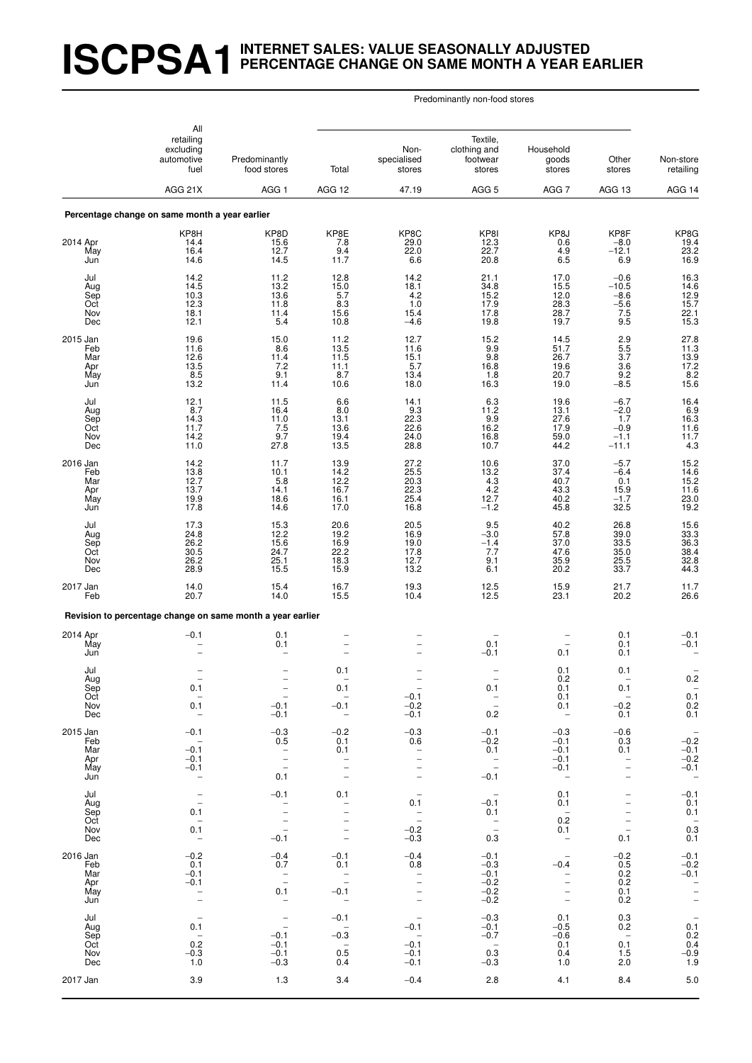# ISCPSA1 INTERNET SALES: VALUE SEASONALLY ADJUSTED PERCENTAGE CHANGE ON SAME MONTH A YEAR EARLIER

| | All retailing excluding automotive fuel | Predominantly food stores | Predominantly non-food stores: Total | Predominantly non-food stores: Non-specialised stores | Predominantly non-food stores: Textile, clothing and footwear stores | Predominantly non-food stores: Household goods stores | Predominantly non-food stores: Other stores | Non-store retailing |
|---|---|---|---|---|---|---|---|---|
| | AGG 21X | AGG 1 | AGG 12 | 47.19 | AGG 5 | AGG 7 | AGG 13 | AGG 14 |
| **Percentage change on same month a year earlier** | | | | | | | | |
| | KP8H | KP8D | KP8E | KP8C | KP8I | KP8J | KP8F | KP8G |
| 2014 Apr | 14.4 | 15.6 | 7.8 | 29.0 | 12.3 | 0.6 | −8.0 | 19.4 |
| May | 16.4 | 12.7 | 9.4 | 22.0 | 22.7 | 4.9 | −12.1 | 23.2 |
| Jun | 14.6 | 14.5 | 11.7 | 6.6 | 20.8 | 6.5 | 6.9 | 16.9 |
| Jul | 14.2 | 11.2 | 12.8 | 14.2 | 21.1 | 17.0 | −0.6 | 16.3 |
| Aug | 14.5 | 13.2 | 15.0 | 18.1 | 34.8 | 15.5 | −10.5 | 14.6 |
| Sep | 10.3 | 13.6 | 5.7 | 4.2 | 15.2 | 12.0 | −8.6 | 12.9 |
| Oct | 12.3 | 11.8 | 8.3 | 1.0 | 17.9 | 28.3 | −5.6 | 15.7 |
| Nov | 18.1 | 11.4 | 15.6 | 15.4 | 17.8 | 28.7 | 7.5 | 22.1 |
| Dec | 12.1 | 5.4 | 10.8 | −4.6 | 19.8 | 19.7 | 9.5 | 15.3 |
| 2015 Jan | 19.6 | 15.0 | 11.2 | 12.7 | 15.2 | 14.5 | 2.9 | 27.8 |
| Feb | 11.6 | 8.6 | 13.5 | 11.6 | 9.9 | 51.7 | 5.5 | 11.3 |
| Mar | 12.6 | 11.4 | 11.5 | 15.1 | 9.8 | 26.7 | 3.7 | 13.9 |
| Apr | 13.5 | 7.2 | 11.1 | 5.7 | 16.8 | 19.6 | 3.6 | 17.2 |
| May | 8.5 | 9.1 | 8.7 | 13.4 | 1.8 | 20.7 | 9.2 | 8.2 |
| Jun | 13.2 | 11.4 | 10.6 | 18.0 | 16.3 | 19.0 | −8.5 | 15.6 |
| Jul | 12.1 | 11.5 | 6.6 | 14.1 | 6.3 | 19.6 | −6.7 | 16.4 |
| Aug | 8.7 | 16.4 | 8.0 | 9.3 | 11.2 | 13.1 | −2.0 | 6.9 |
| Sep | 14.3 | 11.0 | 13.1 | 22.3 | 9.9 | 27.6 | 1.7 | 16.3 |
| Oct | 11.7 | 7.5 | 13.6 | 22.6 | 16.2 | 17.9 | −0.9 | 11.6 |
| Nov | 14.2 | 9.7 | 19.4 | 24.0 | 16.8 | 59.0 | −1.1 | 11.7 |
| Dec | 11.0 | 27.8 | 13.5 | 28.8 | 10.7 | 44.2 | −11.1 | 4.3 |
| 2016 Jan | 14.2 | 11.7 | 13.9 | 27.2 | 10.6 | 37.0 | −5.7 | 15.2 |
| Feb | 13.8 | 10.1 | 14.2 | 25.5 | 13.2 | 37.4 | −6.4 | 14.6 |
| Mar | 12.7 | 5.8 | 12.2 | 20.3 | 4.3 | 40.7 | 0.1 | 15.2 |
| Apr | 13.7 | 14.1 | 16.7 | 22.3 | 4.2 | 43.3 | 15.9 | 11.6 |
| May | 19.9 | 18.6 | 16.1 | 25.4 | 12.7 | 40.2 | −1.7 | 23.0 |
| Jun | 17.8 | 14.6 | 17.0 | 16.8 | −1.2 | 45.8 | 32.5 | 19.2 |
| Jul | 17.3 | 15.3 | 20.6 | 20.5 | 9.5 | 40.2 | 26.8 | 15.6 |
| Aug | 24.8 | 12.2 | 19.2 | 16.9 | −3.0 | 57.8 | 39.0 | 33.3 |
| Sep | 26.2 | 15.6 | 16.9 | 19.0 | −1.4 | 37.0 | 33.5 | 36.3 |
| Oct | 30.5 | 24.7 | 22.2 | 17.8 | 7.7 | 47.6 | 35.0 | 38.4 |
| Nov | 26.2 | 25.1 | 18.3 | 12.7 | 9.1 | 35.9 | 25.5 | 32.8 |
| Dec | 28.9 | 15.5 | 15.9 | 13.2 | 6.1 | 20.2 | 33.7 | 44.3 |
| 2017 Jan | 14.0 | 15.4 | 16.7 | 19.3 | 12.5 | 15.9 | 21.7 | 11.7 |
| Feb | 20.7 | 14.0 | 15.5 | 10.4 | 12.5 | 23.1 | 20.2 | 26.6 |
| **Revision to percentage change on same month a year earlier** | | | | | | | | |
| 2014 Apr | −0.1 | 0.1 | – | – | – | – | 0.1 | −0.1 |
| May | – | 0.1 | – | – | 0.1 | – | 0.1 | −0.1 |
| Jun | – | – | – | – | −0.1 | 0.1 | 0.1 | – |
| Jul | – | – | 0.1 | – | – | 0.1 | 0.1 | – |
| Aug | – | – | – | – | – | 0.2 | – | 0.2 |
| Sep | 0.1 | – | 0.1 | – | 0.1 | 0.1 | 0.1 | – |
| Oct | – | – | – | −0.1 | – | 0.1 | – | 0.1 |
| Nov | 0.1 | −0.1 | −0.1 | −0.2 | – | 0.1 | −0.2 | 0.2 |
| Dec | – | −0.1 | – | −0.1 | 0.2 | – | 0.1 | 0.1 |
| 2015 Jan | −0.1 | −0.3 | −0.2 | −0.3 | −0.1 | −0.3 | −0.6 | – |
| Feb | – | 0.5 | 0.1 | 0.6 | −0.2 | −0.1 | 0.3 | −0.2 |
| Mar | −0.1 | – | 0.1 | – | 0.1 | −0.1 | 0.1 | −0.1 |
| Apr | −0.1 | – | – | – | – | −0.1 | – | −0.2 |
| May | −0.1 | – | – | – | – | −0.1 | – | −0.1 |
| Jun | – | 0.1 | – | – | −0.1 | – | – | – |
| Jul | – | −0.1 | 0.1 | – | – | 0.1 | – | −0.1 |
| Aug | – | – | – | 0.1 | −0.1 | 0.1 | – | 0.1 |
| Sep | 0.1 | – | – | – | 0.1 | – | – | 0.1 |
| Oct | – | – | – | – | – | 0.2 | – | – |
| Nov | 0.1 | – | – | −0.2 | – | 0.1 | – | 0.3 |
| Dec | – | −0.1 | – | −0.3 | 0.3 | – | 0.1 | 0.1 |
| 2016 Jan | −0.2 | −0.4 | −0.1 | −0.4 | −0.1 | – | −0.2 | −0.1 |
| Feb | 0.1 | 0.7 | 0.1 | 0.8 | −0.3 | −0.4 | 0.5 | −0.2 |
| Mar | −0.1 | – | – | – | −0.1 | – | 0.2 | −0.1 |
| Apr | −0.1 | – | – | – | −0.2 | – | 0.2 | – |
| May | – | 0.1 | −0.1 | – | −0.2 | – | 0.1 | – |
| Jun | – | – | – | – | −0.2 | – | 0.2 | – |
| Jul | – | – | −0.1 | – | −0.3 | 0.1 | 0.3 | – |
| Aug | 0.1 | – | – | −0.1 | −0.1 | −0.5 | 0.2 | 0.1 |
| Sep | – | −0.1 | −0.3 | – | −0.7 | −0.6 | – | 0.2 |
| Oct | 0.2 | −0.1 | – | −0.1 | – | 0.1 | 0.1 | 0.4 |
| Nov | −0.3 | −0.1 | 0.5 | −0.1 | 0.3 | 0.4 | 1.5 | −0.9 |
| Dec | 1.0 | −0.3 | 0.4 | −0.1 | −0.3 | 1.0 | 2.0 | 1.9 |
| 2017 Jan | 3.9 | 1.3 | 3.4 | −0.4 | 2.8 | 4.1 | 8.4 | 5.0 |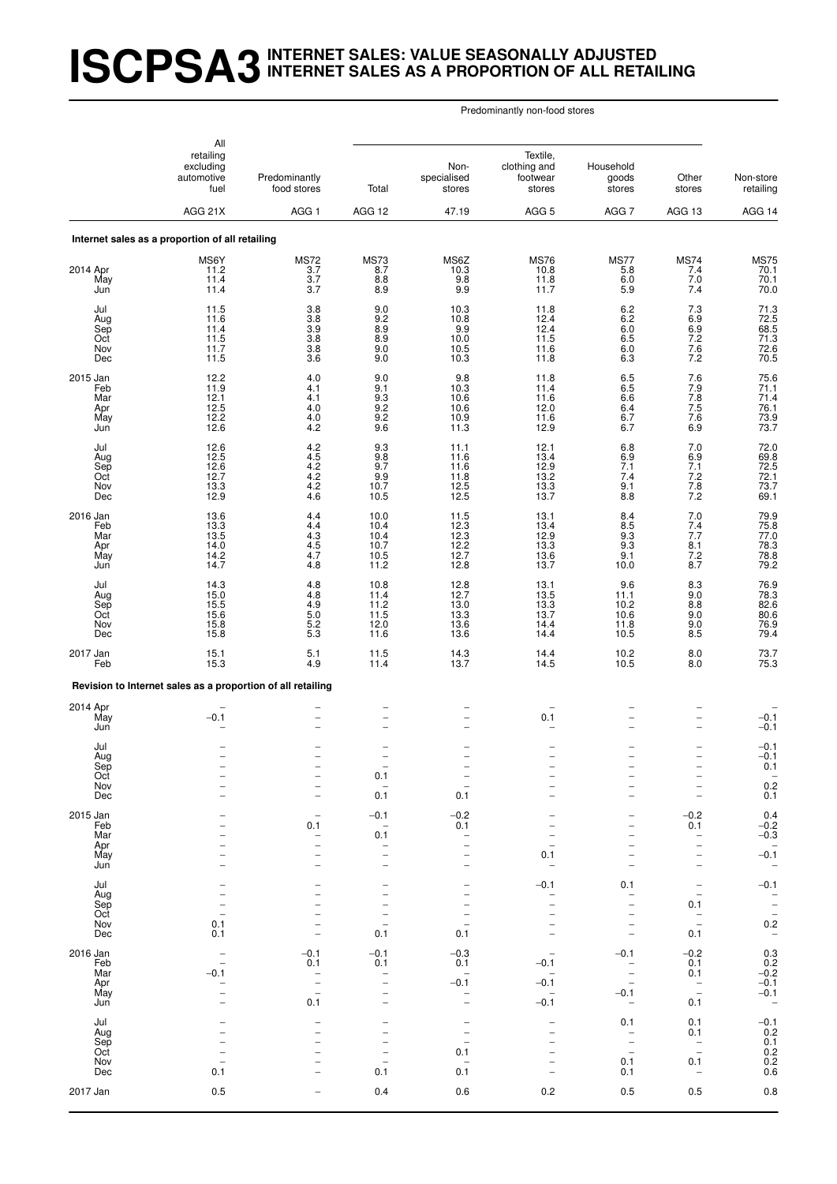# ISCPSA3 INTERNET SALES: VALUE SEASONALLY ADJUSTED INTERNET SALES AS A PROPORTION OF ALL RETAILING

| | All retailing excluding automotive fuel | Predominantly food stores | Predominantly non-food stores: Total | Non-specialised stores | Textile, clothing and footwear stores | Household goods stores | Other stores | Non-store retailing |
|---|---|---|---|---|---|---|---|---|
| | AGG 21X | AGG 1 | AGG 12 | 47.19 | AGG 5 | AGG 7 | AGG 13 | AGG 14 |
| **Internet sales as a proportion of all retailing** | | | | | | | | |
| | MS6Y | MS72 | MS73 | MS6Z | MS76 | MS77 | MS74 | MS75 |
| 2014 Apr | 11.2 | 3.7 | 8.7 | 10.3 | 10.8 | 5.8 | 7.4 | 70.1 |
| May | 11.4 | 3.7 | 8.8 | 9.8 | 11.8 | 6.0 | 7.0 | 70.1 |
| Jun | 11.4 | 3.7 | 8.9 | 9.9 | 11.7 | 5.9 | 7.4 | 70.0 |
| Jul | 11.5 | 3.8 | 9.0 | 10.3 | 11.8 | 6.2 | 7.3 | 71.3 |
| Aug | 11.6 | 3.8 | 9.2 | 10.8 | 12.4 | 6.2 | 6.9 | 72.5 |
| Sep | 11.4 | 3.9 | 8.9 | 9.9 | 12.4 | 6.0 | 6.9 | 68.5 |
| Oct | 11.5 | 3.8 | 8.9 | 10.0 | 11.5 | 6.5 | 7.2 | 71.3 |
| Nov | 11.7 | 3.8 | 9.0 | 10.5 | 11.6 | 6.0 | 7.6 | 72.6 |
| Dec | 11.5 | 3.6 | 9.0 | 10.3 | 11.8 | 6.3 | 7.2 | 70.5 |
| 2015 Jan | 12.2 | 4.0 | 9.0 | 9.8 | 11.8 | 6.5 | 7.6 | 75.6 |
| Feb | 11.9 | 4.1 | 9.1 | 10.3 | 11.4 | 6.5 | 7.9 | 71.1 |
| Mar | 12.1 | 4.1 | 9.3 | 10.6 | 11.6 | 6.6 | 7.8 | 71.4 |
| Apr | 12.5 | 4.0 | 9.2 | 10.6 | 12.0 | 6.4 | 7.5 | 76.1 |
| May | 12.2 | 4.0 | 9.2 | 10.9 | 11.6 | 6.7 | 7.6 | 73.9 |
| Jun | 12.6 | 4.2 | 9.6 | 11.3 | 12.9 | 6.7 | 6.9 | 73.7 |
| Jul | 12.6 | 4.2 | 9.3 | 11.1 | 12.1 | 6.8 | 7.0 | 72.0 |
| Aug | 12.5 | 4.5 | 9.8 | 11.6 | 13.4 | 6.9 | 6.9 | 69.8 |
| Sep | 12.6 | 4.2 | 9.7 | 11.6 | 12.9 | 7.1 | 7.1 | 72.5 |
| Oct | 12.7 | 4.2 | 9.9 | 11.8 | 13.2 | 7.4 | 7.2 | 72.1 |
| Nov | 13.3 | 4.2 | 10.7 | 12.5 | 13.3 | 9.1 | 7.8 | 73.7 |
| Dec | 12.9 | 4.6 | 10.5 | 12.5 | 13.7 | 8.8 | 7.2 | 69.1 |
| 2016 Jan | 13.6 | 4.4 | 10.0 | 11.5 | 13.1 | 8.4 | 7.0 | 79.9 |
| Feb | 13.3 | 4.4 | 10.4 | 12.3 | 13.4 | 8.5 | 7.4 | 75.8 |
| Mar | 13.5 | 4.3 | 10.4 | 12.3 | 12.9 | 9.3 | 7.7 | 77.0 |
| Apr | 14.0 | 4.5 | 10.7 | 12.2 | 13.3 | 9.3 | 8.1 | 78.3 |
| May | 14.2 | 4.7 | 10.5 | 12.7 | 13.6 | 9.1 | 7.2 | 78.8 |
| Jun | 14.7 | 4.8 | 11.2 | 12.8 | 13.7 | 10.0 | 8.7 | 79.2 |
| Jul | 14.3 | 4.8 | 10.8 | 12.8 | 13.1 | 9.6 | 8.3 | 76.9 |
| Aug | 15.0 | 4.8 | 11.4 | 12.7 | 13.5 | 11.1 | 9.0 | 78.3 |
| Sep | 15.5 | 4.9 | 11.2 | 13.0 | 13.3 | 10.2 | 8.8 | 82.6 |
| Oct | 15.6 | 5.0 | 11.5 | 13.3 | 13.7 | 10.6 | 9.0 | 80.6 |
| Nov | 15.8 | 5.2 | 12.0 | 13.6 | 14.4 | 11.8 | 9.0 | 76.9 |
| Dec | 15.8 | 5.3 | 11.6 | 13.6 | 14.4 | 10.5 | 8.5 | 79.4 |
| 2017 Jan | 15.1 | 5.1 | 11.5 | 14.3 | 14.4 | 10.2 | 8.0 | 73.7 |
| Feb | 15.3 | 4.9 | 11.4 | 13.7 | 14.5 | 10.5 | 8.0 | 75.3 |
| **Revision to Internet sales as a proportion of all retailing** | | | | | | | | |
| 2014 Apr | – | – | – | – | – | – | – | – |
| May | −0.1 | – | – | – | 0.1 | – | – | −0.1 |
| Jun | – | – | – | – | – | – | – | −0.1 |
| Jul | – | – | – | – | – | – | – | −0.1 |
| Aug | – | – | – | – | – | – | – | −0.1 |
| Sep | – | – | – | – | – | – | – | 0.1 |
| Oct | – | – | 0.1 | – | – | – | – | – |
| Nov | – | – | – | – | – | – | – | 0.2 |
| Dec | – | – | 0.1 | 0.1 | – | – | – | 0.1 |
| 2015 Jan | – | – | −0.1 | −0.2 | – | – | −0.2 | 0.4 |
| Feb | – | 0.1 | – | 0.1 | – | – | 0.1 | −0.2 |
| Mar | – | – | 0.1 | – | – | – | – | −0.3 |
| Apr | – | – | – | – | – | – | – | – |
| May | – | – | – | – | 0.1 | – | – | −0.1 |
| Jun | – | – | – | – | – | – | – | – |
| Jul | – | – | – | – | −0.1 | 0.1 | – | −0.1 |
| Aug | – | – | – | – | – | – | – | – |
| Sep | – | – | – | – | – | – | 0.1 | – |
| Oct | – | – | – | – | – | – | – | – |
| Nov | 0.1 | – | – | – | – | – | – | 0.2 |
| Dec | 0.1 | – | 0.1 | 0.1 | – | – | 0.1 | – |
| 2016 Jan | – | −0.1 | −0.1 | −0.3 | – | −0.1 | −0.2 | 0.3 |
| Feb | – | 0.1 | 0.1 | 0.1 | −0.1 | – | 0.1 | 0.2 |
| Mar | −0.1 | – | – | – | – | – | 0.1 | −0.2 |
| Apr | – | – | – | −0.1 | −0.1 | – | – | −0.1 |
| May | – | – | – | – | – | −0.1 | – | −0.1 |
| Jun | – | 0.1 | – | – | −0.1 | – | 0.1 | – |
| Jul | – | – | – | – | – | 0.1 | 0.1 | −0.1 |
| Aug | – | – | – | – | – | – | 0.1 | 0.2 |
| Sep | – | – | – | – | – | – | – | 0.1 |
| Oct | – | – | – | 0.1 | – | – | – | 0.2 |
| Nov | – | – | – | – | – | 0.1 | 0.1 | 0.2 |
| Dec | 0.1 | – | 0.1 | 0.1 | – | 0.1 | – | 0.6 |
| 2017 Jan | 0.5 | – | 0.4 | 0.6 | 0.2 | 0.5 | 0.5 | 0.8 |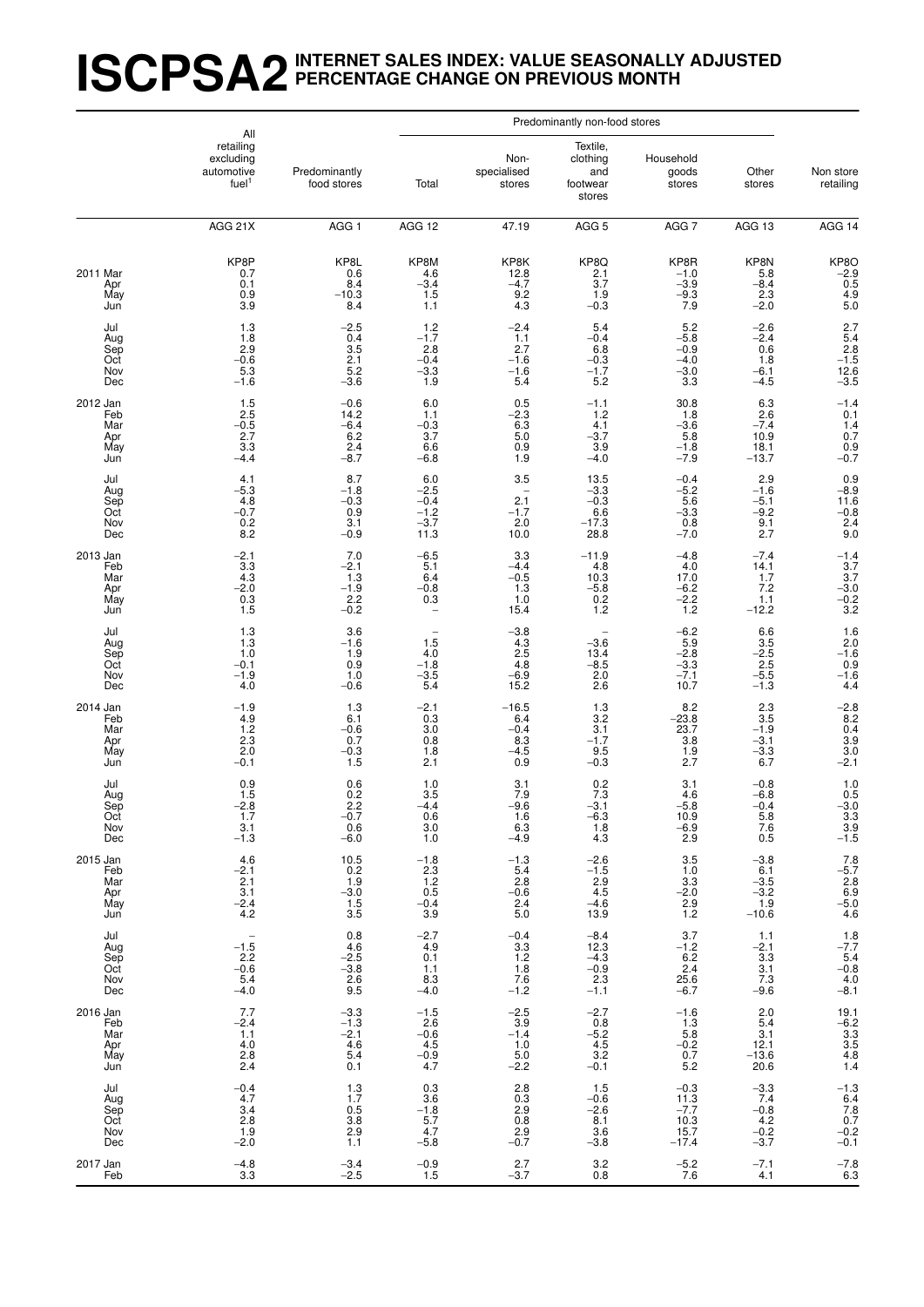# ISCPSA2 INTERNET SALES INDEX: VALUE SEASONALLY ADJUSTED PERCENTAGE CHANGE ON PREVIOUS MONTH

| | All retailing excluding automotive fuel[1] | Predominantly food stores | Predominantly non-food stores | | | | | Non store retailing |
|---|---|---|---|---|---|---|---|---|
| | | | Total | Non-specialised stores | Textile, clothing and footwear stores | Household goods stores | Other stores | |
| | AGG 21X | AGG 1 | AGG 12 | 47.19 | AGG 5 | AGG 7 | AGG 13 | AGG 14 |
| | KP8P | KP8L | KP8M | KP8K | KP8Q | KP8R | KP8N | KP8O |
| 2011 Mar | 0.7 | 0.6 | 4.6 | 12.8 | 2.1 | −1.0 | 5.8 | −2.9 |
| Apr | 0.1 | 8.4 | −3.4 | −4.7 | 3.7 | −3.9 | −8.4 | 0.5 |
| May | 0.9 | −10.3 | 1.5 | 9.2 | 1.9 | −9.3 | 2.3 | 4.9 |
| Jun | 3.9 | 8.4 | 1.1 | 4.3 | −0.3 | 7.9 | −2.0 | 5.0 |
| Jul | 1.3 | −2.5 | 1.2 | −2.4 | 5.4 | 5.2 | −2.6 | 2.7 |
| Aug | 1.8 | 0.4 | −1.7 | 1.1 | −0.4 | −5.8 | −2.4 | 5.4 |
| Sep | 2.9 | 3.5 | 2.8 | 2.7 | 6.8 | −0.9 | 0.6 | 2.8 |
| Oct | −0.6 | 2.1 | −0.4 | −1.6 | −0.3 | −4.0 | 1.8 | −1.5 |
| Nov | 5.3 | 5.2 | −3.3 | −1.6 | −1.7 | −3.0 | −6.1 | 12.6 |
| Dec | −1.6 | −3.6 | 1.9 | 5.4 | 5.2 | 3.3 | −4.5 | −3.5 |
| 2012 Jan | 1.5 | −0.6 | 6.0 | 0.5 | −1.1 | 30.8 | 6.3 | −1.4 |
| Feb | 2.5 | 14.2 | 1.1 | −2.3 | 1.2 | 1.8 | 2.6 | 0.1 |
| Mar | −0.5 | −6.4 | −0.3 | 6.3 | 4.1 | −3.6 | −7.4 | 1.4 |
| Apr | 2.7 | 6.2 | 3.7 | 5.0 | −3.7 | 5.8 | 10.9 | 0.7 |
| May | 3.3 | 2.4 | 6.6 | 0.9 | 3.9 | −1.8 | 18.1 | 0.9 |
| Jun | −4.4 | −8.7 | −6.8 | 1.9 | −4.0 | −7.9 | −13.7 | −0.7 |
| Jul | 4.1 | 8.7 | 6.0 | 3.5 | 13.5 | −0.4 | 2.9 | 0.9 |
| Aug | −5.3 | −1.8 | −2.5 | – | −3.3 | −5.2 | −1.6 | −8.9 |
| Sep | 4.8 | −0.3 | −0.4 | 2.1 | −0.3 | 5.6 | −5.1 | 11.6 |
| Oct | −0.7 | 0.9 | −1.2 | −1.7 | 6.6 | −3.3 | −9.2 | −0.8 |
| Nov | 0.2 | 3.1 | −3.7 | 2.0 | −17.3 | 0.8 | 9.1 | 2.4 |
| Dec | 8.2 | −0.9 | 11.3 | 10.0 | 28.8 | −7.0 | 2.7 | 9.0 |
| 2013 Jan | −2.1 | 7.0 | −6.5 | 3.3 | −11.9 | −4.8 | −7.4 | −1.4 |
| Feb | 3.3 | −2.1 | 5.1 | −4.4 | 4.8 | 4.0 | 14.1 | 3.7 |
| Mar | 4.3 | 1.3 | 6.4 | −0.5 | 10.3 | 17.0 | 1.7 | 3.7 |
| Apr | −2.0 | −1.9 | −0.8 | 1.3 | −5.8 | −6.2 | 7.2 | −3.0 |
| May | 0.3 | 2.2 | 0.3 | 1.0 | 0.2 | −2.2 | 1.1 | −0.2 |
| Jun | 1.5 | −0.2 | – | 15.4 | 1.2 | 1.2 | −12.2 | 3.2 |
| Jul | 1.3 | 3.6 | – | −3.8 | – | −6.2 | 6.6 | 1.6 |
| Aug | 1.3 | −1.6 | 1.5 | 4.3 | −3.6 | 5.9 | 3.5 | 2.0 |
| Sep | 1.0 | 1.9 | 4.0 | 2.5 | 13.4 | −2.8 | −2.5 | −1.6 |
| Oct | −0.1 | 0.9 | −1.8 | 4.8 | −8.5 | −3.3 | 2.5 | 0.9 |
| Nov | −1.9 | 1.0 | −3.5 | −6.9 | 2.0 | −7.1 | −5.5 | −1.6 |
| Dec | 4.0 | −0.6 | 5.4 | 15.2 | 2.6 | 10.7 | −1.3 | 4.4 |
| 2014 Jan | −1.9 | 1.3 | −2.1 | −16.5 | 1.3 | 8.2 | 2.3 | −2.8 |
| Feb | 4.9 | 6.1 | 0.3 | 6.4 | 3.2 | −23.8 | 3.5 | 8.2 |
| Mar | 1.2 | −0.6 | 3.0 | −0.4 | 3.1 | 23.7 | −1.9 | 0.4 |
| Apr | 2.3 | 0.7 | 0.8 | 8.3 | −1.7 | 3.8 | −3.1 | 3.9 |
| May | 2.0 | −0.3 | 1.8 | −4.5 | 9.5 | 1.9 | −3.3 | 3.0 |
| Jun | −0.1 | 1.5 | 2.1 | 0.9 | −0.3 | 2.7 | 6.7 | −2.1 |
| Jul | 0.9 | 0.6 | 1.0 | 3.1 | 0.2 | 3.1 | −0.8 | 1.0 |
| Aug | 1.5 | 0.2 | 3.5 | 7.9 | 7.3 | 4.6 | −6.8 | 0.5 |
| Sep | −2.8 | 2.2 | −4.4 | −9.6 | −3.1 | −5.8 | −0.4 | −3.0 |
| Oct | 1.7 | −0.7 | 0.6 | 1.6 | −6.3 | 10.9 | 5.8 | 3.3 |
| Nov | 3.1 | 0.6 | 3.0 | 6.3 | 1.8 | −6.9 | 7.6 | 3.9 |
| Dec | −1.3 | −6.0 | 1.0 | −4.9 | 4.3 | 2.9 | 0.5 | −1.5 |
| 2015 Jan | 4.6 | 10.5 | −1.8 | −1.3 | −2.6 | 3.5 | −3.8 | 7.8 |
| Feb | −2.1 | 0.2 | 2.3 | 5.4 | −1.5 | 1.0 | 6.1 | −5.7 |
| Mar | 2.1 | 1.9 | 1.2 | 2.8 | 2.9 | 3.3 | −3.5 | 2.8 |
| Apr | 3.1 | −3.0 | 0.5 | −0.6 | 4.5 | −2.0 | −3.2 | 6.9 |
| May | −2.4 | 1.5 | −0.4 | 2.4 | −4.6 | 2.9 | 1.9 | −5.0 |
| Jun | 4.2 | 3.5 | 3.9 | 5.0 | 13.9 | 1.2 | −10.6 | 4.6 |
| Jul | – | 0.8 | −2.7 | −0.4 | −8.4 | 3.7 | 1.1 | 1.8 |
| Aug | −1.5 | 4.6 | 4.9 | 3.3 | 12.3 | −1.2 | −2.1 | −7.7 |
| Sep | 2.2 | −2.5 | 0.1 | 1.2 | −4.3 | 6.2 | 3.3 | 5.4 |
| Oct | −0.6 | −3.8 | 1.1 | 1.8 | −0.9 | 2.4 | 3.1 | −0.8 |
| Nov | 5.4 | 2.6 | 8.3 | 7.6 | 2.3 | 25.6 | 7.3 | 4.0 |
| Dec | −4.0 | 9.5 | −4.0 | −1.2 | −1.1 | −6.7 | −9.6 | −8.1 |
| 2016 Jan | 7.7 | −3.3 | −1.5 | −2.5 | −2.7 | −1.6 | 2.0 | 19.1 |
| Feb | −2.4 | −1.3 | 2.6 | 3.9 | 0.8 | 1.3 | 5.4 | −6.2 |
| Mar | 1.1 | −2.1 | −0.6 | −1.4 | −5.2 | 5.8 | 3.1 | 3.3 |
| Apr | 4.0 | 4.6 | 4.5 | 1.0 | 4.5 | −0.2 | 12.1 | 3.5 |
| May | 2.8 | 5.4 | −0.9 | 5.0 | 3.2 | 0.7 | −13.6 | 4.8 |
| Jun | 2.4 | 0.1 | 4.7 | −2.2 | −0.1 | 5.2 | 20.6 | 1.4 |
| Jul | −0.4 | 1.3 | 0.3 | 2.8 | 1.5 | −0.3 | −3.3 | −1.3 |
| Aug | 4.7 | 1.7 | 3.6 | 0.3 | −0.6 | 11.3 | 7.4 | 6.4 |
| Sep | 3.4 | 0.5 | −1.8 | 2.9 | −2.6 | −7.7 | −0.8 | 7.8 |
| Oct | 2.8 | 3.8 | 5.7 | 0.8 | 8.1 | 10.3 | 4.2 | 0.7 |
| Nov | 1.9 | 2.9 | 4.7 | 2.9 | 3.6 | 15.7 | −0.2 | −0.2 |
| Dec | −2.0 | 1.1 | −5.8 | −0.7 | −3.8 | −17.4 | −3.7 | −0.1 |
| 2017 Jan | −4.8 | −3.4 | −0.9 | 2.7 | 3.2 | −5.2 | −7.1 | −7.8 |
| Feb | 3.3 | −2.5 | 1.5 | −3.7 | 0.8 | 7.6 | 4.1 | 6.3 |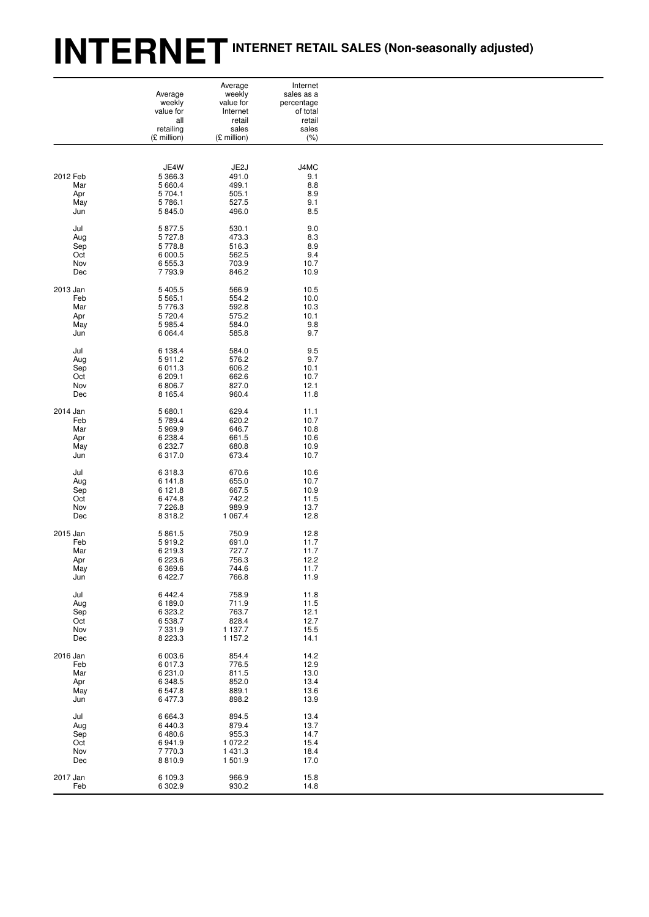# INTERNET INTERNET RETAIL SALES (Non-seasonally adjusted)

| | Average weekly value for all retailing (£ million) | Average weekly value for Internet retail sales (£ million) | Internet sales as a percentage of total retail sales (%) |
|---|---|---|---|
| | JE4W | JE2J | J4MC |
| 2012 Feb | 5 366.3 | 491.0 | 9.1 |
| Mar | 5 660.4 | 499.1 | 8.8 |
| Apr | 5 704.1 | 505.1 | 8.9 |
| May | 5 786.1 | 527.5 | 9.1 |
| Jun | 5 845.0 | 496.0 | 8.5 |
| Jul | 5 877.5 | 530.1 | 9.0 |
| Aug | 5 727.8 | 473.3 | 8.3 |
| Sep | 5 778.8 | 516.3 | 8.9 |
| Oct | 6 000.5 | 562.5 | 9.4 |
| Nov | 6 555.3 | 703.9 | 10.7 |
| Dec | 7 793.9 | 846.2 | 10.9 |
| 2013 Jan | 5 405.5 | 566.9 | 10.5 |
| Feb | 5 565.1 | 554.2 | 10.0 |
| Mar | 5 776.3 | 592.8 | 10.3 |
| Apr | 5 720.4 | 575.2 | 10.1 |
| May | 5 985.4 | 584.0 | 9.8 |
| Jun | 6 064.4 | 585.8 | 9.7 |
| Jul | 6 138.4 | 584.0 | 9.5 |
| Aug | 5 911.2 | 576.2 | 9.7 |
| Sep | 6 011.3 | 606.2 | 10.1 |
| Oct | 6 209.1 | 662.6 | 10.7 |
| Nov | 6 806.7 | 827.0 | 12.1 |
| Dec | 8 165.4 | 960.4 | 11.8 |
| 2014 Jan | 5 680.1 | 629.4 | 11.1 |
| Feb | 5 789.4 | 620.2 | 10.7 |
| Mar | 5 969.9 | 646.7 | 10.8 |
| Apr | 6 238.4 | 661.5 | 10.6 |
| May | 6 232.7 | 680.8 | 10.9 |
| Jun | 6 317.0 | 673.4 | 10.7 |
| Jul | 6 318.3 | 670.6 | 10.6 |
| Aug | 6 141.8 | 655.0 | 10.7 |
| Sep | 6 121.8 | 667.5 | 10.9 |
| Oct | 6 474.8 | 742.2 | 11.5 |
| Nov | 7 226.8 | 989.9 | 13.7 |
| Dec | 8 318.2 | 1 067.4 | 12.8 |
| 2015 Jan | 5 861.5 | 750.9 | 12.8 |
| Feb | 5 919.2 | 691.0 | 11.7 |
| Mar | 6 219.3 | 727.7 | 11.7 |
| Apr | 6 223.6 | 756.3 | 12.2 |
| May | 6 369.6 | 744.6 | 11.7 |
| Jun | 6 422.7 | 766.8 | 11.9 |
| Jul | 6 442.4 | 758.9 | 11.8 |
| Aug | 6 189.0 | 711.9 | 11.5 |
| Sep | 6 323.2 | 763.7 | 12.1 |
| Oct | 6 538.7 | 828.4 | 12.7 |
| Nov | 7 331.9 | 1 137.7 | 15.5 |
| Dec | 8 223.3 | 1 157.2 | 14.1 |
| 2016 Jan | 6 003.6 | 854.4 | 14.2 |
| Feb | 6 017.3 | 776.5 | 12.9 |
| Mar | 6 231.0 | 811.5 | 13.0 |
| Apr | 6 348.5 | 852.0 | 13.4 |
| May | 6 547.8 | 889.1 | 13.6 |
| Jun | 6 477.3 | 898.2 | 13.9 |
| Jul | 6 664.3 | 894.5 | 13.4 |
| Aug | 6 440.3 | 879.4 | 13.7 |
| Sep | 6 480.6 | 955.3 | 14.7 |
| Oct | 6 941.9 | 1 072.2 | 15.4 |
| Nov | 7 770.3 | 1 431.3 | 18.4 |
| Dec | 8 810.9 | 1 501.9 | 17.0 |
| 2017 Jan | 6 109.3 | 966.9 | 15.8 |
| Feb | 6 302.9 | 930.2 | 14.8 |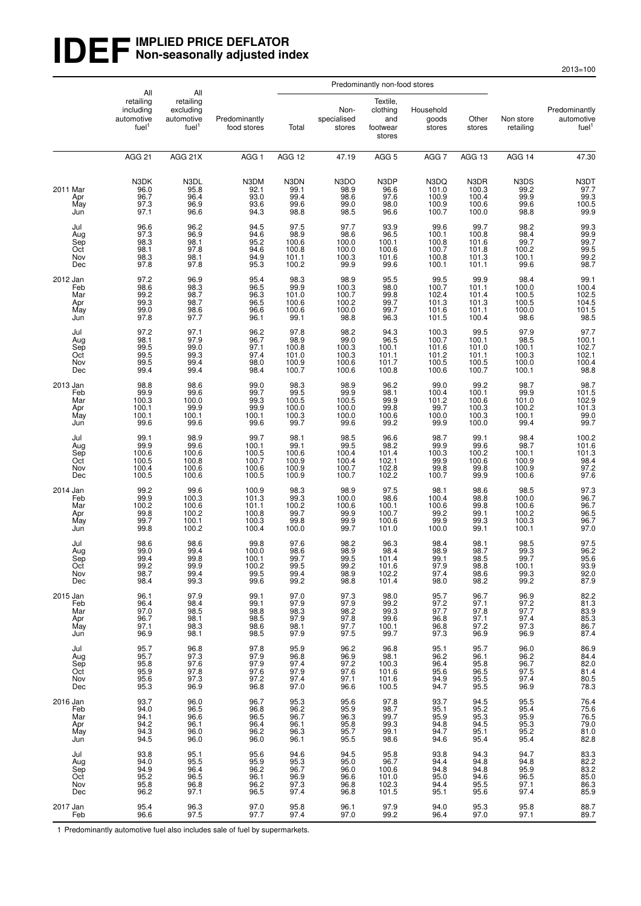# IDEF IMPLIED PRICE DEFLATOR Non-seasonally adjusted index

2013=100

| | All retailing including automotive fuel[1] | All retailing excluding automotive fuel[1] | Predominantly food stores | Predominantly non-food stores: Total | Non-specialised stores | Textile, clothing and footwear stores | Household goods stores | Other stores | Non store retailing | Predominantly automotive fuel[1] |
|---|---|---|---|---|---|---|---|---|---|---|
| | AGG 21 | AGG 21X | AGG 1 | AGG 12 | 47.19 | AGG 5 | AGG 7 | AGG 13 | AGG 14 | 47.30 |
| | N3DK | N3DL | N3DM | N3DN | N3DO | N3DP | N3DQ | N3DR | N3DS | N3DT |
| 2011 Mar | 96.0 | 95.8 | 92.1 | 99.1 | 98.9 | 96.6 | 101.0 | 100.3 | 99.2 | 97.7 |
| Apr | 96.7 | 96.4 | 93.0 | 99.4 | 98.6 | 97.6 | 100.9 | 100.4 | 99.9 | 99.3 |
| May | 97.3 | 96.9 | 93.6 | 99.6 | 99.0 | 98.0 | 100.9 | 100.6 | 99.6 | 100.5 |
| Jun | 97.1 | 96.6 | 94.3 | 98.8 | 98.5 | 96.6 | 100.7 | 100.0 | 98.8 | 99.9 |
| Jul | 96.6 | 96.2 | 94.5 | 97.5 | 97.7 | 93.9 | 99.6 | 99.7 | 98.2 | 99.3 |
| Aug | 97.3 | 96.9 | 94.6 | 98.9 | 98.6 | 96.5 | 100.1 | 100.8 | 98.4 | 99.9 |
| Sep | 98.3 | 98.1 | 95.2 | 100.6 | 100.0 | 100.1 | 100.8 | 101.6 | 99.7 | 99.7 |
| Oct | 98.1 | 97.8 | 94.6 | 100.8 | 100.0 | 100.6 | 100.7 | 101.8 | 100.2 | 99.5 |
| Nov | 98.3 | 98.1 | 94.9 | 101.1 | 100.3 | 101.6 | 100.8 | 101.3 | 100.1 | 99.2 |
| Dec | 97.8 | 97.8 | 95.3 | 100.2 | 99.9 | 99.6 | 100.1 | 101.1 | 99.6 | 98.7 |
| 2012 Jan | 97.2 | 96.9 | 95.4 | 98.3 | 98.9 | 95.5 | 99.5 | 99.9 | 98.4 | 99.1 |
| Feb | 98.6 | 98.3 | 96.5 | 99.9 | 100.3 | 98.0 | 100.7 | 101.1 | 100.0 | 100.4 |
| Mar | 99.2 | 98.7 | 96.3 | 101.0 | 100.7 | 99.8 | 102.4 | 101.4 | 100.5 | 102.5 |
| Apr | 99.3 | 98.7 | 96.5 | 100.6 | 100.2 | 99.7 | 101.3 | 101.3 | 100.5 | 104.5 |
| May | 99.0 | 98.6 | 96.6 | 100.6 | 100.0 | 99.7 | 101.6 | 101.1 | 100.0 | 101.5 |
| Jun | 97.8 | 97.7 | 96.1 | 99.1 | 98.8 | 96.3 | 101.5 | 100.4 | 98.6 | 98.5 |
| Jul | 97.2 | 97.1 | 96.2 | 97.8 | 98.2 | 94.3 | 100.3 | 99.5 | 97.9 | 97.7 |
| Aug | 98.1 | 97.9 | 96.7 | 98.9 | 99.0 | 96.5 | 100.7 | 100.1 | 98.5 | 100.1 |
| Sep | 99.5 | 99.0 | 97.1 | 100.8 | 100.3 | 100.1 | 101.6 | 101.0 | 100.1 | 102.7 |
| Oct | 99.5 | 99.3 | 97.4 | 101.0 | 100.3 | 101.1 | 101.2 | 101.1 | 100.3 | 102.1 |
| Nov | 99.5 | 99.4 | 98.0 | 100.9 | 100.6 | 101.7 | 100.5 | 100.5 | 100.0 | 100.4 |
| Dec | 99.4 | 99.4 | 98.4 | 100.7 | 100.6 | 100.8 | 100.6 | 100.7 | 100.1 | 98.8 |
| 2013 Jan | 98.8 | 98.6 | 99.0 | 98.3 | 98.9 | 96.2 | 99.0 | 99.2 | 98.7 | 98.7 |
| Feb | 99.9 | 99.6 | 99.7 | 99.5 | 99.9 | 98.1 | 100.4 | 100.1 | 99.9 | 101.5 |
| Mar | 100.3 | 100.0 | 99.3 | 100.5 | 100.5 | 99.9 | 101.2 | 100.6 | 101.0 | 102.9 |
| Apr | 100.1 | 99.9 | 99.9 | 100.0 | 100.0 | 99.8 | 99.7 | 100.3 | 100.2 | 101.3 |
| May | 100.1 | 100.1 | 100.1 | 100.3 | 100.0 | 100.6 | 100.0 | 100.3 | 100.1 | 99.0 |
| Jun | 99.6 | 99.6 | 99.6 | 99.7 | 99.6 | 99.2 | 99.9 | 100.0 | 99.4 | 99.7 |
| Jul | 99.1 | 98.9 | 99.7 | 98.1 | 98.5 | 96.6 | 98.7 | 99.1 | 98.4 | 100.2 |
| Aug | 99.9 | 99.6 | 100.1 | 99.1 | 99.5 | 98.2 | 99.9 | 99.6 | 98.7 | 101.6 |
| Sep | 100.6 | 100.6 | 100.5 | 100.6 | 100.4 | 101.4 | 100.3 | 100.2 | 100.1 | 101.3 |
| Oct | 100.5 | 100.8 | 100.7 | 100.9 | 100.4 | 102.1 | 99.9 | 100.6 | 100.9 | 98.4 |
| Nov | 100.4 | 100.6 | 100.6 | 100.9 | 100.7 | 102.8 | 99.8 | 99.8 | 100.9 | 97.2 |
| Dec | 100.5 | 100.6 | 100.5 | 100.9 | 100.7 | 102.2 | 100.7 | 99.9 | 100.6 | 97.6 |
| 2014 Jan | 99.2 | 99.6 | 100.9 | 98.3 | 98.9 | 97.5 | 98.1 | 98.6 | 98.5 | 97.3 |
| Feb | 99.9 | 100.3 | 101.3 | 99.3 | 100.0 | 98.6 | 100.4 | 98.8 | 100.0 | 96.7 |
| Mar | 100.2 | 100.6 | 101.1 | 100.2 | 100.6 | 100.1 | 100.6 | 99.8 | 100.6 | 96.7 |
| Apr | 99.8 | 100.2 | 100.8 | 99.7 | 99.9 | 100.7 | 99.2 | 99.1 | 100.2 | 96.5 |
| May | 99.7 | 100.1 | 100.3 | 99.8 | 99.9 | 100.6 | 99.9 | 99.3 | 100.3 | 96.7 |
| Jun | 99.8 | 100.2 | 100.4 | 100.0 | 99.7 | 101.0 | 100.0 | 99.1 | 100.1 | 97.0 |
| Jul | 98.6 | 98.6 | 99.8 | 97.6 | 98.2 | 96.3 | 98.4 | 98.1 | 98.5 | 97.5 |
| Aug | 99.0 | 99.4 | 100.0 | 98.6 | 98.9 | 98.4 | 98.9 | 98.7 | 99.3 | 96.2 |
| Sep | 99.4 | 99.8 | 100.1 | 99.7 | 99.5 | 101.4 | 99.1 | 98.5 | 99.7 | 95.6 |
| Oct | 99.2 | 99.9 | 100.2 | 99.5 | 99.2 | 101.6 | 97.9 | 98.8 | 100.1 | 93.9 |
| Nov | 98.7 | 99.4 | 99.5 | 99.4 | 98.9 | 102.2 | 97.4 | 98.6 | 99.3 | 92.0 |
| Dec | 98.4 | 99.3 | 99.6 | 99.2 | 98.8 | 101.4 | 98.0 | 98.2 | 99.2 | 87.9 |
| 2015 Jan | 96.1 | 97.9 | 99.1 | 97.0 | 97.3 | 98.0 | 95.7 | 96.7 | 96.9 | 82.2 |
| Feb | 96.4 | 98.4 | 99.1 | 97.9 | 97.9 | 99.2 | 97.2 | 97.1 | 97.2 | 81.3 |
| Mar | 97.0 | 98.5 | 98.8 | 98.3 | 98.2 | 99.3 | 97.7 | 97.8 | 97.7 | 83.9 |
| Apr | 96.7 | 98.1 | 98.5 | 97.9 | 97.8 | 99.6 | 96.8 | 97.1 | 97.4 | 85.3 |
| May | 97.1 | 98.3 | 98.6 | 98.1 | 97.7 | 100.1 | 96.8 | 97.2 | 97.3 | 86.7 |
| Jun | 96.9 | 98.1 | 98.5 | 97.9 | 97.5 | 99.7 | 97.3 | 96.9 | 96.9 | 87.4 |
| Jul | 95.7 | 96.8 | 97.8 | 95.9 | 96.2 | 96.8 | 95.1 | 95.7 | 96.0 | 86.9 |
| Aug | 95.7 | 97.3 | 97.9 | 96.8 | 96.9 | 98.1 | 96.2 | 96.1 | 96.2 | 84.4 |
| Sep | 95.8 | 97.6 | 97.9 | 97.4 | 97.2 | 100.3 | 96.4 | 95.8 | 96.7 | 82.0 |
| Oct | 95.9 | 97.8 | 97.6 | 97.9 | 97.6 | 101.6 | 95.6 | 96.5 | 97.5 | 81.4 |
| Nov | 95.6 | 97.3 | 97.2 | 97.4 | 97.1 | 101.6 | 94.9 | 95.5 | 97.4 | 80.5 |
| Dec | 95.3 | 96.9 | 96.8 | 97.0 | 96.6 | 100.5 | 94.7 | 95.5 | 96.9 | 78.3 |
| 2016 Jan | 93.7 | 96.0 | 96.7 | 95.3 | 95.6 | 97.8 | 93.7 | 94.5 | 95.5 | 76.4 |
| Feb | 94.0 | 96.5 | 96.8 | 96.2 | 95.9 | 98.7 | 95.1 | 95.2 | 95.4 | 75.6 |
| Mar | 94.1 | 96.6 | 96.5 | 96.7 | 96.3 | 99.7 | 95.9 | 95.3 | 95.9 | 76.5 |
| Apr | 94.2 | 96.1 | 96.4 | 96.1 | 95.8 | 99.3 | 94.8 | 94.5 | 95.3 | 79.0 |
| May | 94.3 | 96.0 | 96.2 | 96.3 | 95.7 | 99.1 | 94.7 | 95.1 | 95.2 | 81.0 |
| Jun | 94.5 | 96.0 | 96.0 | 96.1 | 95.5 | 98.6 | 94.6 | 95.4 | 95.4 | 82.8 |
| Jul | 93.8 | 95.1 | 95.6 | 94.6 | 94.5 | 95.8 | 93.8 | 94.3 | 94.7 | 83.3 |
| Aug | 94.0 | 95.5 | 95.9 | 95.3 | 95.0 | 96.7 | 94.4 | 94.8 | 94.8 | 82.2 |
| Sep | 94.9 | 96.4 | 96.2 | 96.7 | 96.0 | 100.6 | 94.8 | 94.8 | 95.9 | 83.2 |
| Oct | 95.2 | 96.5 | 96.1 | 96.9 | 96.6 | 101.0 | 95.0 | 94.6 | 96.5 | 85.0 |
| Nov | 95.8 | 96.8 | 96.2 | 97.3 | 96.8 | 102.3 | 94.4 | 95.5 | 97.1 | 86.3 |
| Dec | 96.2 | 97.1 | 96.5 | 97.4 | 96.8 | 101.5 | 95.1 | 95.6 | 97.4 | 85.9 |
| 2017 Jan | 95.4 | 96.3 | 97.0 | 95.8 | 96.1 | 97.9 | 94.0 | 95.3 | 95.8 | 88.7 |
| Feb | 96.6 | 97.5 | 97.7 | 97.4 | 97.0 | 99.2 | 96.4 | 97.0 | 97.1 | 89.7 |

1 Predominantly automotive fuel also includes sale of fuel by supermarkets.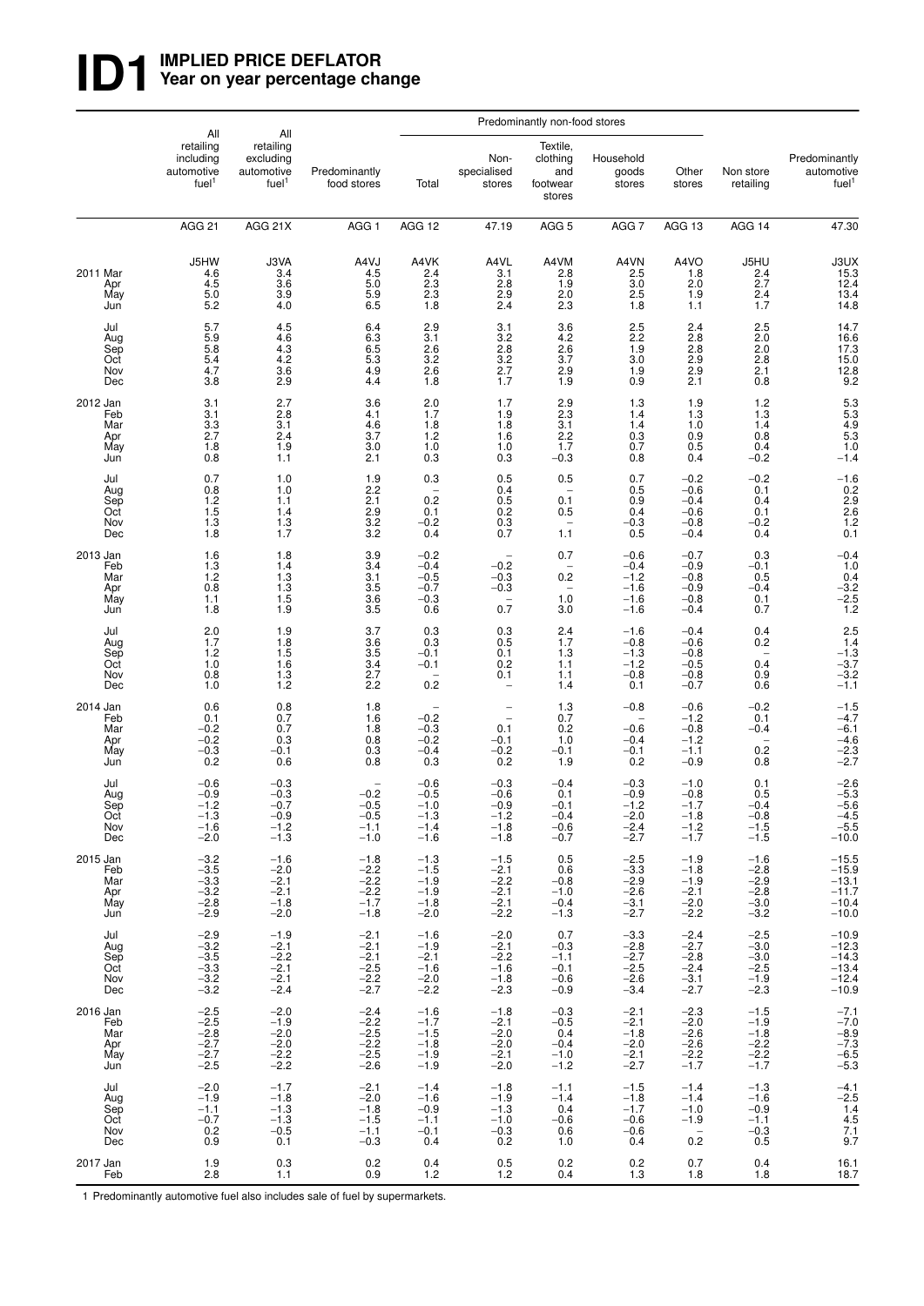# ID1 IMPLIED PRICE DEFLATOR
## Year on year percentage change

| | All retailing including automotive fuel[1] | All retailing excluding automotive fuel[1] | Predominantly food stores | Predominantly non-food stores: Total | Non-specialised stores | Textile, clothing and footwear stores | Household goods stores | Other stores | Non store retailing | Predominantly automotive fuel[1] |
|---|---|---|---|---|---|---|---|---|---|---|
| | AGG 21 | AGG 21X | AGG 1 | AGG 12 | 47.19 | AGG 5 | AGG 7 | AGG 13 | AGG 14 | 47.30 |
| | J5HW | J3VA | A4VJ | A4VK | A4VL | A4VM | A4VN | A4VO | J5HU | J3UX |
| 2011 Mar | 4.6 | 3.4 | 4.5 | 2.4 | 3.1 | 2.8 | 2.5 | 1.8 | 2.4 | 15.3 |
| Apr | 4.5 | 3.6 | 5.0 | 2.3 | 2.8 | 1.9 | 3.0 | 2.0 | 2.7 | 12.4 |
| May | 5.0 | 3.9 | 5.9 | 2.3 | 2.9 | 2.0 | 2.5 | 1.9 | 2.4 | 13.4 |
| Jun | 5.2 | 4.0 | 6.5 | 1.8 | 2.4 | 2.3 | 1.8 | 1.1 | 1.7 | 14.8 |
| Jul | 5.7 | 4.5 | 6.4 | 2.9 | 3.1 | 3.6 | 2.5 | 2.4 | 2.5 | 14.7 |
| Aug | 5.9 | 4.6 | 6.3 | 3.1 | 3.2 | 4.2 | 2.2 | 2.8 | 2.0 | 16.6 |
| Sep | 5.8 | 4.3 | 6.5 | 2.6 | 2.8 | 2.6 | 1.9 | 2.8 | 2.0 | 17.3 |
| Oct | 5.4 | 4.2 | 5.3 | 3.2 | 3.2 | 3.7 | 3.0 | 2.9 | 2.8 | 15.0 |
| Nov | 4.7 | 3.6 | 4.9 | 2.6 | 2.7 | 2.9 | 1.9 | 2.9 | 2.1 | 12.8 |
| Dec | 3.8 | 2.9 | 4.4 | 1.8 | 1.7 | 1.9 | 0.9 | 2.1 | 0.8 | 9.2 |
| 2012 Jan | 3.1 | 2.7 | 3.6 | 2.0 | 1.7 | 2.9 | 1.3 | 1.9 | 1.2 | 5.3 |
| Feb | 3.1 | 2.8 | 4.1 | 1.7 | 1.9 | 2.3 | 1.4 | 1.3 | 1.3 | 5.3 |
| Mar | 3.3 | 3.1 | 4.6 | 1.8 | 1.8 | 3.1 | 1.4 | 1.0 | 1.4 | 4.9 |
| Apr | 2.7 | 2.4 | 3.7 | 1.2 | 1.6 | 2.2 | 0.3 | 0.9 | 0.8 | 5.3 |
| May | 1.8 | 1.9 | 3.0 | 1.0 | 1.0 | 1.7 | 0.7 | 0.5 | 0.4 | 1.0 |
| Jun | 0.8 | 1.1 | 2.1 | 0.3 | 0.3 | −0.3 | 0.8 | 0.4 | −0.2 | −1.4 |
| Jul | 0.7 | 1.0 | 1.9 | 0.3 | 0.5 | 0.5 | 0.7 | −0.2 | −0.2 | −1.6 |
| Aug | 0.8 | 1.0 | 2.2 | – | 0.4 | – | 0.5 | −0.6 | 0.1 | 0.2 |
| Sep | 1.2 | 1.1 | 2.1 | 0.2 | 0.5 | 0.1 | 0.9 | −0.4 | 0.4 | 2.9 |
| Oct | 1.5 | 1.4 | 2.9 | 0.1 | 0.2 | 0.5 | 0.4 | −0.6 | 0.1 | 2.6 |
| Nov | 1.3 | 1.3 | 3.2 | −0.2 | 0.3 | – | −0.3 | −0.8 | −0.2 | 1.2 |
| Dec | 1.8 | 1.7 | 3.2 | 0.4 | 0.7 | 1.1 | 0.5 | −0.4 | 0.4 | 0.1 |
| 2013 Jan | 1.6 | 1.8 | 3.9 | −0.2 | – | 0.7 | −0.6 | −0.7 | 0.3 | −0.4 |
| Feb | 1.3 | 1.4 | 3.4 | −0.4 | −0.2 | – | −0.4 | −0.9 | −0.1 | 1.0 |
| Mar | 1.2 | 1.3 | 3.1 | −0.5 | −0.3 | 0.2 | −1.2 | −0.8 | 0.5 | 0.4 |
| Apr | 0.8 | 1.3 | 3.5 | −0.7 | −0.3 | – | −1.6 | −0.9 | −0.4 | −3.2 |
| May | 1.1 | 1.5 | 3.6 | −0.3 | – | 1.0 | −1.6 | −0.8 | 0.1 | −2.5 |
| Jun | 1.8 | 1.9 | 3.5 | 0.6 | 0.7 | 3.0 | −1.6 | −0.4 | 0.7 | 1.2 |
| Jul | 2.0 | 1.9 | 3.7 | 0.3 | 0.3 | 2.4 | −1.6 | −0.4 | 0.4 | 2.5 |
| Aug | 1.7 | 1.8 | 3.6 | 0.3 | 0.5 | 1.7 | −0.8 | −0.6 | 0.2 | 1.4 |
| Sep | 1.2 | 1.5 | 3.5 | −0.1 | 0.1 | 1.3 | −1.3 | −0.8 | – | −1.3 |
| Oct | 1.0 | 1.6 | 3.4 | −0.1 | 0.2 | 1.1 | −1.2 | −0.5 | 0.4 | −3.7 |
| Nov | 0.8 | 1.3 | 2.7 | – | 0.1 | 1.1 | −0.8 | −0.8 | 0.9 | −3.2 |
| Dec | 1.0 | 1.2 | 2.2 | 0.2 | – | 1.4 | 0.1 | −0.7 | 0.6 | −1.1 |
| 2014 Jan | 0.6 | 0.8 | 1.8 | – | – | 1.3 | −0.8 | −0.6 | −0.2 | −1.5 |
| Feb | 0.1 | 0.7 | 1.6 | −0.2 | – | 0.7 | – | −1.2 | 0.1 | −4.7 |
| Mar | −0.2 | 0.7 | 1.8 | −0.3 | 0.1 | 0.2 | −0.6 | −0.8 | −0.4 | −6.1 |
| Apr | −0.2 | 0.3 | 0.8 | −0.2 | −0.1 | 1.0 | −0.4 | −1.2 | – | −4.6 |
| May | −0.3 | −0.1 | 0.3 | −0.4 | −0.2 | −0.1 | −0.1 | −1.1 | 0.2 | −2.3 |
| Jun | 0.2 | 0.6 | 0.8 | 0.3 | 0.2 | 1.9 | 0.2 | −0.9 | 0.8 | −2.7 |
| Jul | −0.6 | −0.3 | – | −0.6 | −0.3 | −0.4 | −0.3 | −1.0 | 0.1 | −2.6 |
| Aug | −0.9 | −0.3 | −0.2 | −0.5 | −0.6 | 0.1 | −0.9 | −0.8 | 0.5 | −5.3 |
| Sep | −1.2 | −0.7 | −0.5 | −1.0 | −0.9 | −0.1 | −1.2 | −1.7 | −0.4 | −5.6 |
| Oct | −1.3 | −0.9 | −0.5 | −1.3 | −1.2 | −0.4 | −2.0 | −1.8 | −0.8 | −4.5 |
| Nov | −1.6 | −1.2 | −1.1 | −1.4 | −1.8 | −0.6 | −2.4 | −1.2 | −1.5 | −5.5 |
| Dec | −2.0 | −1.3 | −1.0 | −1.6 | −1.8 | −0.7 | −2.7 | −1.7 | −1.5 | −10.0 |
| 2015 Jan | −3.2 | −1.6 | −1.8 | −1.3 | −1.5 | 0.5 | −2.5 | −1.9 | −1.6 | −15.5 |
| Feb | −3.5 | −2.0 | −2.2 | −1.5 | −2.1 | 0.6 | −3.3 | −1.8 | −2.8 | −15.9 |
| Mar | −3.3 | −2.1 | −2.2 | −1.9 | −2.2 | −0.8 | −2.9 | −1.9 | −2.9 | −13.1 |
| Apr | −3.2 | −2.1 | −2.2 | −1.9 | −2.1 | −1.0 | −2.6 | −2.1 | −2.8 | −11.7 |
| May | −2.8 | −1.8 | −1.7 | −1.8 | −2.1 | −0.4 | −3.1 | −2.0 | −3.0 | −10.4 |
| Jun | −2.9 | −2.0 | −1.8 | −2.0 | −2.2 | −1.3 | −2.7 | −2.2 | −3.2 | −10.0 |
| Jul | −2.9 | −1.9 | −2.1 | −1.6 | −2.0 | 0.7 | −3.3 | −2.4 | −2.5 | −10.9 |
| Aug | −3.2 | −2.1 | −2.1 | −1.9 | −2.1 | −0.3 | −2.8 | −2.7 | −3.0 | −12.3 |
| Sep | −3.5 | −2.2 | −2.1 | −2.1 | −2.2 | −1.1 | −2.7 | −2.8 | −3.0 | −14.3 |
| Oct | −3.3 | −2.1 | −2.5 | −1.6 | −1.6 | −0.1 | −2.5 | −2.4 | −2.5 | −13.4 |
| Nov | −3.2 | −2.1 | −2.2 | −2.0 | −1.8 | −0.6 | −2.6 | −3.1 | −1.9 | −12.4 |
| Dec | −3.2 | −2.4 | −2.7 | −2.2 | −2.3 | −0.9 | −3.4 | −2.7 | −2.3 | −10.9 |
| 2016 Jan | −2.5 | −2.0 | −2.4 | −1.6 | −1.8 | −0.3 | −2.1 | −2.3 | −1.5 | −7.1 |
| Feb | −2.5 | −1.9 | −2.2 | −1.7 | −2.1 | −0.5 | −2.1 | −2.0 | −1.9 | −7.0 |
| Mar | −2.8 | −2.0 | −2.5 | −1.5 | −2.0 | 0.4 | −1.8 | −2.6 | −1.8 | −8.9 |
| Apr | −2.7 | −2.0 | −2.2 | −1.8 | −2.0 | −0.4 | −2.0 | −2.6 | −2.2 | −7.3 |
| May | −2.7 | −2.2 | −2.5 | −1.9 | −2.1 | −1.0 | −2.1 | −2.2 | −2.2 | −6.5 |
| Jun | −2.5 | −2.2 | −2.6 | −1.9 | −2.0 | −1.2 | −2.7 | −1.7 | −1.7 | −5.3 |
| Jul | −2.0 | −1.7 | −2.1 | −1.4 | −1.8 | −1.1 | −1.5 | −1.4 | −1.3 | −4.1 |
| Aug | −1.9 | −1.8 | −2.0 | −1.6 | −1.9 | −1.4 | −1.8 | −1.4 | −1.6 | −2.5 |
| Sep | −1.1 | −1.3 | −1.8 | −0.9 | −1.3 | 0.4 | −1.7 | −1.0 | −0.9 | 1.4 |
| Oct | −0.7 | −1.3 | −1.5 | −1.1 | −1.0 | −0.6 | −0.6 | −1.9 | −1.1 | 4.5 |
| Nov | 0.2 | −0.5 | −1.1 | −0.1 | −0.3 | 0.6 | −0.6 | – | −0.3 | 7.1 |
| Dec | 0.9 | 0.1 | −0.3 | 0.4 | 0.2 | 1.0 | 0.4 | 0.2 | 0.5 | 9.7 |
| 2017 Jan | 1.9 | 0.3 | 0.2 | 0.4 | 0.5 | 0.2 | 0.2 | 0.7 | 0.4 | 16.1 |
| Feb | 2.8 | 1.1 | 0.9 | 1.2 | 1.2 | 0.4 | 1.3 | 1.8 | 1.8 | 18.7 |

1 Predominantly automotive fuel also includes sale of fuel by supermarkets.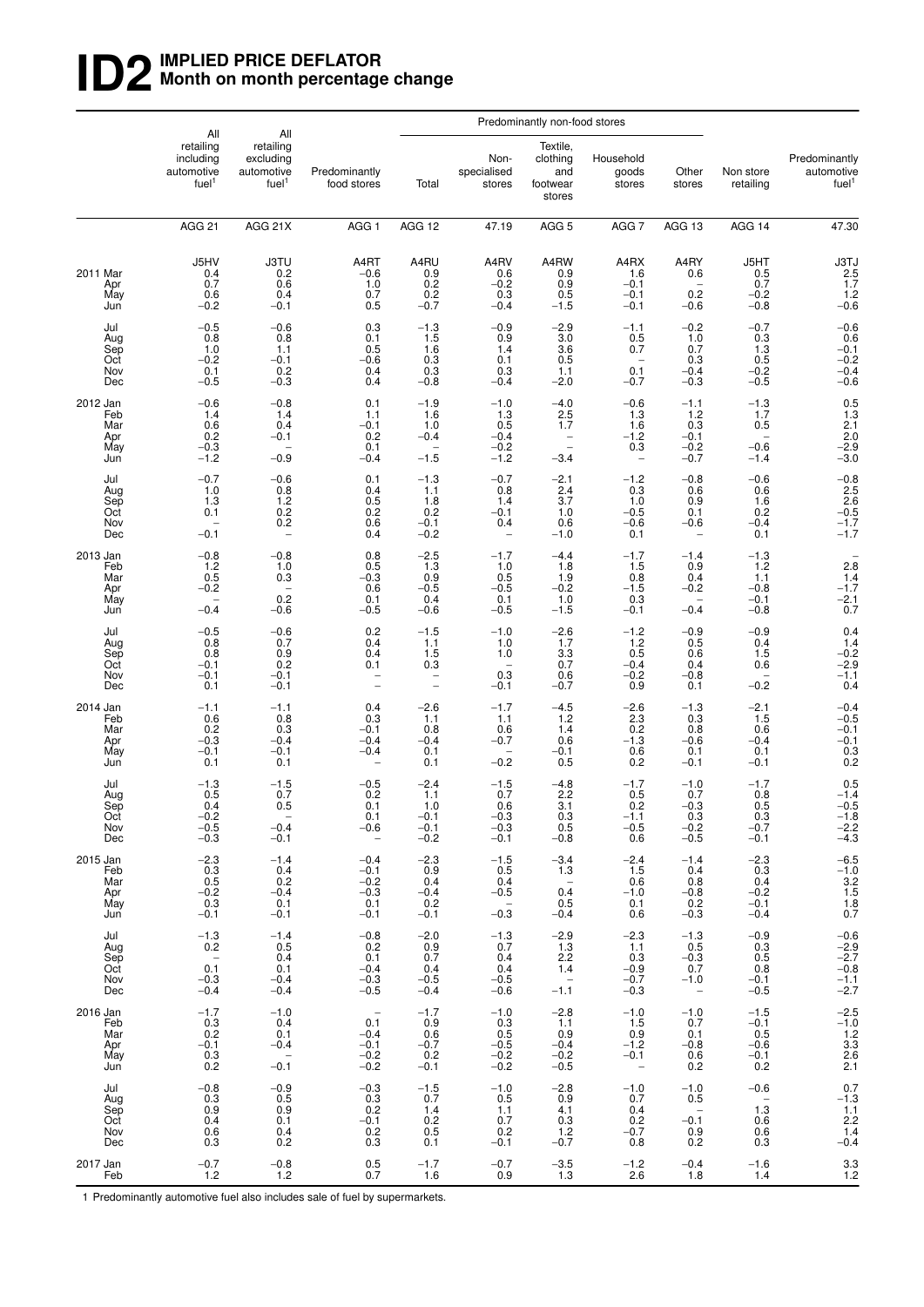# ID2 IMPLIED PRICE DEFLATOR
## Month on month percentage change

| | All retailing including automotive fuel[1] | All retailing excluding automotive fuel[1] | Predominantly food stores | Predominantly non-food stores: Total | Non-specialised stores | Textile, clothing and footwear stores | Household goods stores | Other stores | Non store retailing | Predominantly automotive fuel[1] |
|---|---|---|---|---|---|---|---|---|---|---|
| | AGG 21 | AGG 21X | AGG 1 | AGG 12 | 47.19 | AGG 5 | AGG 7 | AGG 13 | AGG 14 | 47.30 |
| | J5HV | J3TU | A4RT | A4RU | A4RV | A4RW | A4RX | A4RY | J5HT | J3TJ |
| 2011 Mar | 0.4 | 0.2 | −0.6 | 0.9 | 0.6 | 0.9 | 1.6 | 0.6 | 0.5 | 2.5 |
| Apr | 0.7 | 0.6 | 1.0 | 0.2 | −0.2 | 0.9 | −0.1 | – | 0.7 | 1.7 |
| May | 0.6 | 0.4 | 0.7 | 0.2 | 0.3 | 0.5 | −0.1 | 0.2 | −0.2 | 1.2 |
| Jun | −0.2 | −0.1 | 0.5 | −0.7 | −0.4 | −1.5 | −0.1 | −0.6 | −0.8 | −0.6 |
| Jul | −0.5 | −0.6 | 0.3 | −1.3 | −0.9 | −2.9 | −1.1 | −0.2 | −0.7 | −0.6 |
| Aug | 0.8 | 0.8 | 0.1 | 1.5 | 0.9 | 3.0 | 0.5 | 1.0 | 0.3 | 0.6 |
| Sep | 1.0 | 1.1 | 0.5 | 1.6 | 1.4 | 3.6 | 0.7 | 0.7 | 1.3 | −0.1 |
| Oct | −0.2 | −0.1 | −0.6 | 0.3 | 0.1 | 0.5 | – | 0.3 | 0.5 | −0.2 |
| Nov | 0.1 | 0.2 | 0.4 | 0.3 | 0.3 | 1.1 | 0.1 | −0.4 | −0.2 | −0.4 |
| Dec | −0.5 | −0.3 | 0.4 | −0.8 | −0.4 | −2.0 | −0.7 | −0.3 | −0.5 | −0.6 |
| 2012 Jan | −0.6 | −0.8 | 0.1 | −1.9 | −1.0 | −4.0 | −0.6 | −1.1 | −1.3 | 0.5 |
| Feb | 1.4 | 1.4 | 1.1 | 1.6 | 1.3 | 2.5 | 1.3 | 1.2 | 1.7 | 1.3 |
| Mar | 0.6 | 0.4 | −0.1 | 1.0 | 0.5 | 1.7 | 1.6 | 0.3 | 0.5 | 2.1 |
| Apr | 0.2 | −0.1 | 0.2 | −0.4 | −0.4 | – | −1.2 | −0.1 | – | 2.0 |
| May | −0.3 | – | 0.1 | – | −0.2 | – | 0.3 | −0.2 | −0.6 | −2.9 |
| Jun | −1.2 | −0.9 | −0.4 | −1.5 | −1.2 | −3.4 | – | −0.7 | −1.4 | −3.0 |
| Jul | −0.7 | −0.6 | 0.1 | −1.3 | −0.7 | −2.1 | −1.2 | −0.8 | −0.6 | −0.8 |
| Aug | 1.0 | 0.8 | 0.4 | 1.1 | 0.8 | 2.4 | 0.3 | 0.6 | 0.6 | 2.5 |
| Sep | 1.3 | 1.2 | 0.5 | 1.8 | 1.4 | 3.7 | 1.0 | 0.9 | 1.6 | 2.6 |
| Oct | 0.1 | 0.2 | 0.2 | 0.2 | −0.1 | 1.0 | −0.5 | 0.1 | 0.2 | −0.5 |
| Nov | – | 0.2 | 0.6 | −0.1 | 0.4 | 0.6 | −0.6 | −0.6 | −0.4 | −1.7 |
| Dec | −0.1 | – | 0.4 | −0.2 | – | −1.0 | 0.1 | – | 0.1 | −1.7 |
| 2013 Jan | −0.8 | −0.8 | 0.8 | −2.5 | −1.7 | −4.4 | −1.7 | −1.4 | −1.3 | – |
| Feb | 1.2 | 1.0 | 0.5 | 1.3 | 1.0 | 1.8 | 1.5 | 0.9 | 1.2 | 2.8 |
| Mar | 0.5 | 0.3 | −0.3 | 0.9 | 0.5 | 1.9 | 0.8 | 0.4 | 1.1 | 1.4 |
| Apr | −0.2 | – | 0.6 | −0.5 | −0.5 | −0.2 | −1.5 | −0.2 | −0.8 | −1.7 |
| May | – | 0.2 | 0.1 | 0.4 | 0.1 | 1.0 | 0.3 | – | −0.1 | −2.1 |
| Jun | −0.4 | −0.6 | −0.5 | −0.6 | −0.5 | −1.5 | −0.1 | −0.4 | −0.8 | 0.7 |
| Jul | −0.5 | −0.6 | 0.2 | −1.5 | −1.0 | −2.6 | −1.2 | −0.9 | −0.9 | 0.4 |
| Aug | 0.8 | 0.7 | 0.4 | 1.1 | 1.0 | 1.7 | 1.2 | 0.5 | 0.4 | 1.4 |
| Sep | 0.8 | 0.9 | 0.4 | 1.5 | 1.0 | 3.3 | 0.5 | 0.6 | 1.5 | −0.2 |
| Oct | −0.1 | 0.2 | 0.1 | 0.3 | – | 0.7 | −0.4 | 0.4 | 0.6 | −2.9 |
| Nov | −0.1 | −0.1 | – | – | 0.3 | 0.6 | −0.2 | −0.8 | – | −1.1 |
| Dec | 0.1 | −0.1 | – | – | −0.1 | −0.7 | 0.9 | 0.1 | −0.2 | 0.4 |
| 2014 Jan | −1.1 | −1.1 | 0.4 | −2.6 | −1.7 | −4.5 | −2.6 | −1.3 | −2.1 | −0.4 |
| Feb | 0.6 | 0.8 | 0.3 | 1.1 | 1.1 | 1.2 | 2.3 | 0.3 | 1.5 | −0.5 |
| Mar | 0.2 | 0.3 | −0.1 | 0.8 | 0.6 | 1.4 | 0.2 | 0.8 | 0.6 | −0.1 |
| Apr | −0.3 | −0.4 | −0.4 | −0.4 | −0.7 | 0.6 | −1.3 | −0.6 | −0.4 | −0.1 |
| May | −0.1 | −0.1 | −0.4 | 0.1 | – | −0.1 | 0.6 | 0.1 | 0.1 | 0.3 |
| Jun | 0.1 | 0.1 | – | 0.1 | −0.2 | 0.5 | 0.2 | −0.1 | −0.1 | 0.2 |
| Jul | −1.3 | −1.5 | −0.5 | −2.4 | −1.5 | −4.8 | −1.7 | −1.0 | −1.7 | 0.5 |
| Aug | 0.5 | 0.7 | 0.2 | 1.1 | 0.7 | 2.2 | 0.5 | 0.7 | 0.8 | −1.4 |
| Sep | 0.4 | 0.5 | 0.1 | 1.0 | 0.6 | 3.1 | 0.2 | −0.3 | 0.5 | −0.5 |
| Oct | −0.2 | – | 0.1 | −0.1 | −0.3 | 0.3 | −1.1 | 0.3 | 0.3 | −1.8 |
| Nov | −0.5 | −0.4 | −0.6 | −0.1 | −0.3 | 0.5 | −0.5 | −0.2 | −0.7 | −2.2 |
| Dec | −0.3 | −0.1 | – | −0.2 | −0.1 | −0.8 | 0.6 | −0.5 | −0.1 | −4.3 |
| 2015 Jan | −2.3 | −1.4 | −0.4 | −2.3 | −1.5 | −3.4 | −2.4 | −1.4 | −2.3 | −6.5 |
| Feb | 0.3 | 0.4 | −0.1 | 0.9 | 0.5 | 1.3 | 1.5 | 0.4 | 0.3 | −1.0 |
| Mar | 0.5 | 0.2 | −0.2 | 0.4 | 0.4 | – | 0.6 | 0.8 | 0.4 | 3.2 |
| Apr | −0.2 | −0.4 | −0.3 | −0.4 | −0.5 | 0.4 | −1.0 | −0.8 | −0.2 | 1.5 |
| May | 0.3 | 0.1 | 0.1 | 0.2 | – | 0.5 | 0.1 | 0.2 | −0.1 | 1.8 |
| Jun | −0.1 | −0.1 | −0.1 | −0.1 | −0.3 | −0.4 | 0.6 | −0.3 | −0.4 | 0.7 |
| Jul | −1.3 | −1.4 | −0.8 | −2.0 | −1.3 | −2.9 | −2.3 | −1.3 | −0.9 | −0.6 |
| Aug | 0.2 | 0.5 | 0.2 | 0.9 | 0.7 | 1.3 | 1.1 | 0.5 | 0.3 | −2.9 |
| Sep | – | 0.4 | 0.1 | 0.7 | 0.4 | 2.2 | 0.3 | −0.3 | 0.5 | −2.7 |
| Oct | 0.1 | 0.1 | −0.4 | 0.4 | 0.4 | 1.4 | −0.9 | 0.7 | 0.8 | −0.8 |
| Nov | −0.3 | −0.4 | −0.3 | −0.5 | −0.5 | – | −0.7 | −1.0 | −0.1 | −1.1 |
| Dec | −0.4 | −0.4 | −0.5 | −0.4 | −0.6 | −1.1 | −0.3 | – | −0.5 | −2.7 |
| 2016 Jan | −1.7 | −1.0 | – | −1.7 | −1.0 | −2.8 | −1.0 | −1.0 | −1.5 | −2.5 |
| Feb | 0.3 | 0.4 | 0.1 | 0.9 | 0.3 | 1.1 | 1.5 | 0.7 | −0.1 | −1.0 |
| Mar | 0.2 | 0.1 | −0.4 | 0.6 | 0.5 | 0.9 | 0.9 | 0.1 | 0.5 | 1.2 |
| Apr | −0.1 | −0.4 | −0.1 | −0.7 | −0.5 | −0.4 | −1.2 | −0.8 | −0.6 | 3.3 |
| May | 0.3 | – | −0.2 | 0.2 | −0.2 | −0.2 | −0.1 | 0.6 | −0.1 | 2.6 |
| Jun | 0.2 | −0.1 | −0.2 | −0.1 | −0.2 | −0.5 | – | 0.2 | 0.2 | 2.1 |
| Jul | −0.8 | −0.9 | −0.3 | −1.5 | −1.0 | −2.8 | −1.0 | −1.0 | −0.6 | 0.7 |
| Aug | 0.3 | 0.5 | 0.3 | 0.7 | 0.5 | 0.9 | 0.7 | 0.5 | – | −1.3 |
| Sep | 0.9 | 0.9 | 0.2 | 1.4 | 1.1 | 4.1 | 0.4 | – | 1.3 | 1.1 |
| Oct | 0.4 | 0.1 | −0.1 | 0.2 | 0.7 | 0.3 | 0.2 | −0.1 | 0.6 | 2.2 |
| Nov | 0.6 | 0.4 | 0.2 | 0.5 | 0.2 | 1.2 | −0.7 | 0.9 | 0.6 | 1.4 |
| Dec | 0.3 | 0.2 | 0.3 | 0.1 | −0.1 | −0.7 | 0.8 | 0.2 | 0.3 | −0.4 |
| 2017 Jan | −0.7 | −0.8 | 0.5 | −1.7 | −0.7 | −3.5 | −1.2 | −0.4 | −1.6 | 3.3 |
| Feb | 1.2 | 1.2 | 0.7 | 1.6 | 0.9 | 1.3 | 2.6 | 1.8 | 1.4 | 1.2 |

1 Predominantly automotive fuel also includes sale of fuel by supermarkets.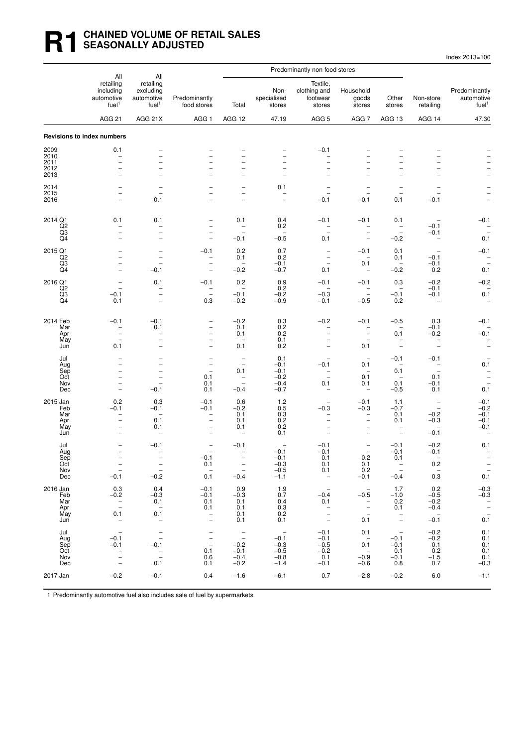# R1 CHAINED VOLUME OF RETAIL SALES SEASONALLY ADJUSTED

Index 2013=100

| | All retailing including automotive fuel[1] | All retailing excluding automotive fuel[1] | Predominantly food stores | Predominantly non-food stores | | | | | Non-store retailing | Predominantly automotive fuel[1] |
|---|---|---|---|---|---|---|---|---|---|---|
| | | | | Total | Non-specialised stores | Textile, clothing and footwear stores | Household goods stores | Other stores | | |
| | AGG 21 | AGG 21X | AGG 1 | AGG 12 | 47.19 | AGG 5 | AGG 7 | AGG 13 | AGG 14 | 47.30 |
| **Revisions to index numbers** | | | | | | | | | | |
| 2009 | 0.1 | – | – | – | – | −0.1 | – | – | – | – |
| 2010 | – | – | – | – | – | – | – | – | – | – |
| 2011 | – | – | – | – | – | – | – | – | – | – |
| 2012 | – | – | – | – | – | – | – | – | – | – |
| 2013 | – | – | – | – | – | – | – | – | – | – |
| 2014 | – | – | – | – | 0.1 | – | – | – | – | – |
| 2015 | – | – | – | – | – | – | – | – | – | – |
| 2016 | – | 0.1 | – | – | – | −0.1 | −0.1 | 0.1 | −0.1 | – |
| 2014 Q1 | 0.1 | 0.1 | – | 0.1 | 0.4 | −0.1 | −0.1 | 0.1 | – | −0.1 |
| Q2 | – | – | – | – | 0.2 | – | – | – | −0.1 | – |
| Q3 | – | – | – | – | – | – | – | – | −0.1 | – |
| Q4 | – | – | – | −0.1 | −0.5 | 0.1 | – | −0.2 | – | 0.1 |
| 2015 Q1 | – | – | −0.1 | 0.2 | 0.7 | – | −0.1 | 0.1 | – | −0.1 |
| Q2 | – | – | – | 0.1 | 0.2 | – | – | 0.1 | −0.1 | – |
| Q3 | – | – | – | – | −0.1 | – | 0.1 | – | −0.1 | – |
| Q4 | – | −0.1 | – | −0.2 | −0.7 | 0.1 | – | −0.2 | 0.2 | 0.1 |
| 2016 Q1 | – | 0.1 | −0.1 | 0.2 | 0.9 | −0.1 | −0.1 | 0.3 | −0.2 | −0.2 |
| Q2 | – | – | – | – | 0.2 | – | – | – | −0.1 | – |
| Q3 | −0.1 | – | – | −0.1 | −0.2 | −0.3 | – | −0.1 | −0.1 | 0.1 |
| Q4 | 0.1 | – | 0.3 | −0.2 | −0.9 | −0.1 | −0.5 | 0.2 | – | – |
| 2014 Feb | −0.1 | −0.1 | – | −0.2 | 0.3 | −0.2 | −0.1 | −0.5 | 0.3 | −0.1 |
| Mar | – | 0.1 | – | 0.1 | 0.2 | – | – | – | −0.1 | – |
| Apr | – | – | – | 0.1 | 0.2 | – | – | 0.1 | −0.2 | −0.1 |
| May | – | – | – | – | 0.1 | – | – | – | – | – |
| Jun | 0.1 | – | – | 0.1 | 0.2 | – | 0.1 | – | – | – |
| Jul | – | – | – | – | 0.1 | – | – | −0.1 | −0.1 | – |
| Aug | – | – | – | – | −0.1 | −0.1 | 0.1 | – | – | 0.1 |
| Sep | – | – | – | 0.1 | −0.1 | – | – | 0.1 | – | – |
| Oct | – | – | 0.1 | – | −0.2 | – | 0.1 | – | 0.1 | – |
| Nov | – | – | 0.1 | – | −0.4 | 0.1 | 0.1 | 0.1 | −0.1 | – |
| Dec | – | −0.1 | 0.1 | −0.4 | −0.7 | – | – | −0.5 | 0.1 | 0.1 |
| 2015 Jan | 0.2 | 0.3 | −0.1 | 0.6 | 1.2 | – | −0.1 | 1.1 | – | −0.1 |
| Feb | −0.1 | −0.1 | −0.1 | −0.2 | 0.5 | −0.3 | −0.3 | −0.7 | – | −0.2 |
| Mar | – | – | – | 0.1 | 0.3 | – | – | 0.1 | −0.2 | −0.1 |
| Apr | – | 0.1 | – | 0.1 | 0.2 | – | – | 0.1 | −0.3 | −0.1 |
| May | – | 0.1 | – | 0.1 | 0.2 | – | – | – | – | −0.1 |
| Jun | – | – | – | – | 0.1 | – | – | – | −0.1 | – |
| Jul | – | −0.1 | – | −0.1 | – | −0.1 | – | −0.1 | −0.2 | 0.1 |
| Aug | – | – | – | – | −0.1 | −0.1 | – | −0.1 | −0.1 | – |
| Sep | – | – | −0.1 | – | −0.1 | 0.1 | 0.2 | 0.1 | – | – |
| Oct | – | – | 0.1 | – | −0.3 | 0.1 | 0.1 | – | 0.2 | – |
| Nov | – | – | – | – | −0.5 | 0.1 | 0.2 | – | – | – |
| Dec | −0.1 | −0.2 | 0.1 | −0.4 | −1.1 | – | −0.1 | −0.4 | 0.3 | 0.1 |
| 2016 Jan | 0.3 | 0.4 | −0.1 | 0.9 | 1.9 | – | – | 1.7 | 0.2 | −0.3 |
| Feb | −0.2 | −0.3 | −0.1 | −0.3 | 0.7 | −0.4 | −0.5 | −1.0 | −0.5 | −0.3 |
| Mar | – | 0.1 | 0.1 | 0.1 | 0.4 | 0.1 | – | 0.2 | −0.2 | – |
| Apr | – | – | 0.1 | 0.1 | 0.3 | – | – | 0.1 | −0.4 | – |
| May | 0.1 | 0.1 | – | 0.1 | 0.2 | – | – | – | – | – |
| Jun | – | – | – | 0.1 | 0.1 | – | 0.1 | – | −0.1 | 0.1 |
| Jul | – | – | – | – | – | −0.1 | 0.1 | – | −0.2 | 0.1 |
| Aug | −0.1 | – | – | – | −0.1 | −0.1 | – | −0.1 | −0.2 | 0.1 |
| Sep | −0.1 | −0.1 | – | −0.2 | −0.3 | −0.5 | 0.1 | −0.1 | 0.1 | 0.1 |
| Oct | – | – | 0.1 | −0.1 | −0.5 | −0.2 | – | 0.1 | 0.2 | 0.1 |
| Nov | – | – | 0.6 | −0.4 | −0.8 | 0.1 | −0.9 | −0.1 | −1.5 | 0.1 |
| Dec | – | 0.1 | 0.1 | −0.2 | −1.4 | −0.1 | −0.6 | 0.8 | 0.7 | −0.3 |
| 2017 Jan | −0.2 | −0.1 | 0.4 | −1.6 | −6.1 | 0.7 | −2.8 | −0.2 | 6.0 | −1.1 |

1 Predominantly automotive fuel also includes sale of fuel by supermarkets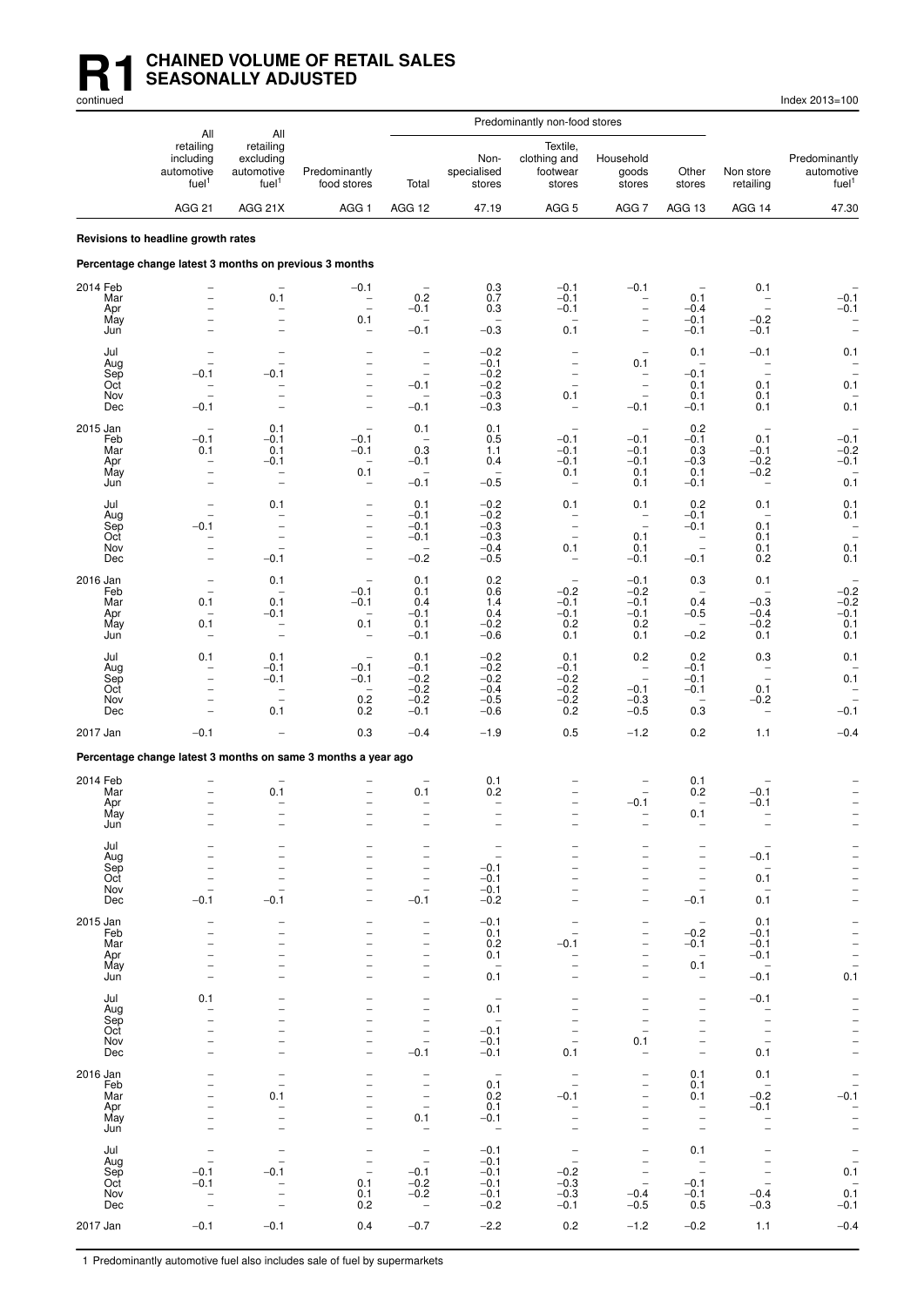# R1 CHAINED VOLUME OF RETAIL SALES SEASONALLY ADJUSTED

continued

Index 2013=100

| | All retailing including automotive fuel[1] | All retailing excluding automotive fuel[1] | Predominantly food stores | Predominantly non-food stores: Total | Predominantly non-food stores: Non-specialised stores | Predominantly non-food stores: Textile, clothing and footwear stores | Predominantly non-food stores: Household goods stores | Predominantly non-food stores: Other stores | Non store retailing | Predominantly automotive fuel[1] |
|---|---|---|---|---|---|---|---|---|---|---|
| | AGG 21 | AGG 21X | AGG 1 | AGG 12 | 47.19 | AGG 5 | AGG 7 | AGG 13 | AGG 14 | 47.30 |
| **Revisions to headline growth rates** | | | | | | | | | | |
| **Percentage change latest 3 months on previous 3 months** | | | | | | | | | | |
| 2014 Feb | – | – | −0.1 | – | 0.3 | −0.1 | −0.1 | – | 0.1 | – |
| Mar | – | 0.1 | – | 0.2 | 0.7 | −0.1 | – | 0.1 | – | −0.1 |
| Apr | – | – | – | −0.1 | 0.3 | −0.1 | – | −0.4 | – | −0.1 |
| May | – | – | 0.1 | – | – | – | – | −0.1 | −0.2 | – |
| Jun | – | – | – | −0.1 | −0.3 | 0.1 | – | −0.1 | −0.1 | – |
| Jul | – | – | – | – | −0.2 | – | – | 0.1 | −0.1 | 0.1 |
| Aug | – | – | – | – | −0.1 | – | 0.1 | – | – | – |
| Sep | −0.1 | −0.1 | – | – | −0.2 | – | – | −0.1 | – | – |
| Oct | – | – | – | −0.1 | −0.2 | – | – | 0.1 | 0.1 | 0.1 |
| Nov | – | – | – | – | −0.3 | 0.1 | – | 0.1 | 0.1 | – |
| Dec | −0.1 | – | – | −0.1 | −0.3 | – | −0.1 | −0.1 | 0.1 | 0.1 |
| 2015 Jan | – | 0.1 | – | 0.1 | 0.1 | – | – | 0.2 | – | – |
| Feb | −0.1 | −0.1 | −0.1 | – | 0.5 | −0.1 | −0.1 | −0.1 | 0.1 | −0.1 |
| Mar | 0.1 | 0.1 | −0.1 | 0.3 | 1.1 | −0.1 | −0.1 | 0.3 | −0.1 | −0.2 |
| Apr | – | −0.1 | – | −0.1 | 0.4 | −0.1 | −0.1 | −0.3 | −0.2 | −0.1 |
| May | – | – | 0.1 | – | – | 0.1 | 0.1 | 0.1 | −0.2 | – |
| Jun | – | – | – | −0.1 | −0.5 | – | 0.1 | −0.1 | – | 0.1 |
| Jul | – | 0.1 | – | 0.1 | −0.2 | 0.1 | 0.1 | 0.2 | 0.1 | 0.1 |
| Aug | – | – | – | −0.1 | −0.2 | – | – | −0.1 | – | 0.1 |
| Sep | −0.1 | – | – | −0.1 | −0.3 | – | – | −0.1 | 0.1 | – |
| Oct | – | – | – | −0.1 | −0.3 | – | 0.1 | – | 0.1 | – |
| Nov | – | – | – | – | −0.4 | 0.1 | 0.1 | – | 0.1 | 0.1 |
| Dec | – | −0.1 | – | −0.2 | −0.5 | – | −0.1 | −0.1 | 0.2 | 0.1 |
| 2016 Jan | – | 0.1 | – | 0.1 | 0.2 | – | −0.1 | 0.3 | 0.1 | – |
| Feb | – | – | −0.1 | 0.1 | 0.6 | −0.2 | −0.2 | – | – | −0.2 |
| Mar | 0.1 | 0.1 | −0.1 | 0.4 | 1.4 | −0.1 | −0.1 | 0.4 | −0.3 | −0.2 |
| Apr | – | −0.1 | – | −0.1 | 0.4 | −0.1 | −0.1 | −0.5 | −0.4 | −0.1 |
| May | 0.1 | – | 0.1 | 0.1 | −0.2 | 0.2 | 0.2 | – | −0.2 | 0.1 |
| Jun | – | – | – | −0.1 | −0.6 | 0.1 | 0.1 | −0.2 | 0.1 | 0.1 |
| Jul | 0.1 | 0.1 | – | 0.1 | −0.2 | 0.1 | 0.2 | 0.2 | 0.3 | 0.1 |
| Aug | – | −0.1 | −0.1 | −0.1 | −0.2 | −0.1 | – | −0.1 | – | – |
| Sep | – | −0.1 | −0.1 | −0.2 | −0.2 | −0.2 | – | −0.1 | – | 0.1 |
| Oct | – | – | – | −0.2 | −0.4 | −0.2 | −0.1 | −0.1 | 0.1 | – |
| Nov | – | – | 0.2 | −0.2 | −0.5 | −0.2 | −0.3 | – | −0.2 | – |
| Dec | – | 0.1 | 0.2 | −0.1 | −0.6 | 0.2 | −0.5 | 0.3 | – | −0.1 |
| 2017 Jan | −0.1 | – | 0.3 | −0.4 | −1.9 | 0.5 | −1.2 | 0.2 | 1.1 | −0.4 |
| **Percentage change latest 3 months on same 3 months a year ago** | | | | | | | | | | |
| 2014 Feb | – | – | – | – | 0.1 | – | – | 0.1 | – | – |
| Mar | – | 0.1 | – | 0.1 | 0.2 | – | – | 0.2 | −0.1 | – |
| Apr | – | – | – | – | – | – | −0.1 | – | −0.1 | – |
| May | – | – | – | – | – | – | – | 0.1 | – | – |
| Jun | – | – | – | – | – | – | – | – | – | – |
| Jul | – | – | – | – | – | – | – | – | – | – |
| Aug | – | – | – | – | – | – | – | – | −0.1 | – |
| Sep | – | – | – | – | −0.1 | – | – | – | – | – |
| Oct | – | – | – | – | −0.1 | – | – | – | 0.1 | – |
| Nov | – | – | – | – | −0.1 | – | – | – | – | – |
| Dec | −0.1 | −0.1 | – | −0.1 | −0.2 | – | – | −0.1 | 0.1 | – |
| 2015 Jan | – | – | – | – | −0.1 | – | – | – | 0.1 | – |
| Feb | – | – | – | – | 0.1 | – | – | −0.2 | −0.1 | – |
| Mar | – | – | – | – | 0.2 | −0.1 | – | −0.1 | −0.1 | – |
| Apr | – | – | – | – | 0.1 | – | – | – | −0.1 | – |
| May | – | – | – | – | – | – | – | 0.1 | – | – |
| Jun | – | – | – | – | 0.1 | – | – | – | −0.1 | 0.1 |
| Jul | 0.1 | – | – | – | – | – | – | – | −0.1 | – |
| Aug | – | – | – | – | 0.1 | – | – | – | – | – |
| Sep | – | – | – | – | – | – | – | – | – | – |
| Oct | – | – | – | – | −0.1 | – | – | – | – | – |
| Nov | – | – | – | – | −0.1 | – | 0.1 | – | – | – |
| Dec | – | – | – | −0.1 | −0.1 | 0.1 | – | – | 0.1 | – |
| 2016 Jan | – | – | – | – | – | – | – | 0.1 | 0.1 | – |
| Feb | – | – | – | – | 0.1 | – | – | 0.1 | – | – |
| Mar | – | 0.1 | – | – | 0.2 | −0.1 | – | 0.1 | −0.2 | −0.1 |
| Apr | – | – | – | – | 0.1 | – | – | – | −0.1 | – |
| May | – | – | – | 0.1 | −0.1 | – | – | – | – | – |
| Jun | – | – | – | – | – | – | – | – | – | – |
| Jul | – | – | – | – | −0.1 | – | – | 0.1 | – | – |
| Aug | – | – | – | – | −0.1 | – | – | – | – | – |
| Sep | −0.1 | −0.1 | – | −0.1 | −0.1 | −0.2 | – | – | – | 0.1 |
| Oct | −0.1 | – | 0.1 | −0.2 | −0.1 | −0.3 | – | −0.1 | – | – |
| Nov | – | – | 0.1 | −0.2 | −0.1 | −0.3 | −0.4 | −0.1 | −0.4 | 0.1 |
| Dec | – | – | 0.2 | – | −0.2 | −0.1 | −0.5 | 0.5 | −0.3 | −0.1 |
| 2017 Jan | −0.1 | −0.1 | 0.4 | −0.7 | −2.2 | 0.2 | −1.2 | −0.2 | 1.1 | −0.4 |

1 Predominantly automotive fuel also includes sale of fuel by supermarkets